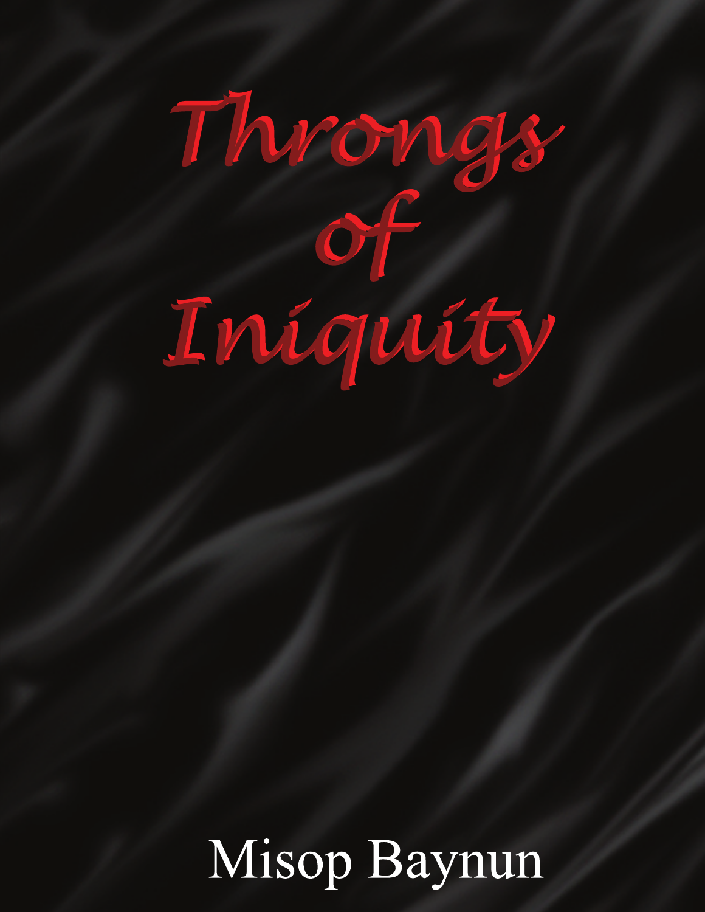# Throngs of Iniquity

Misop Baynun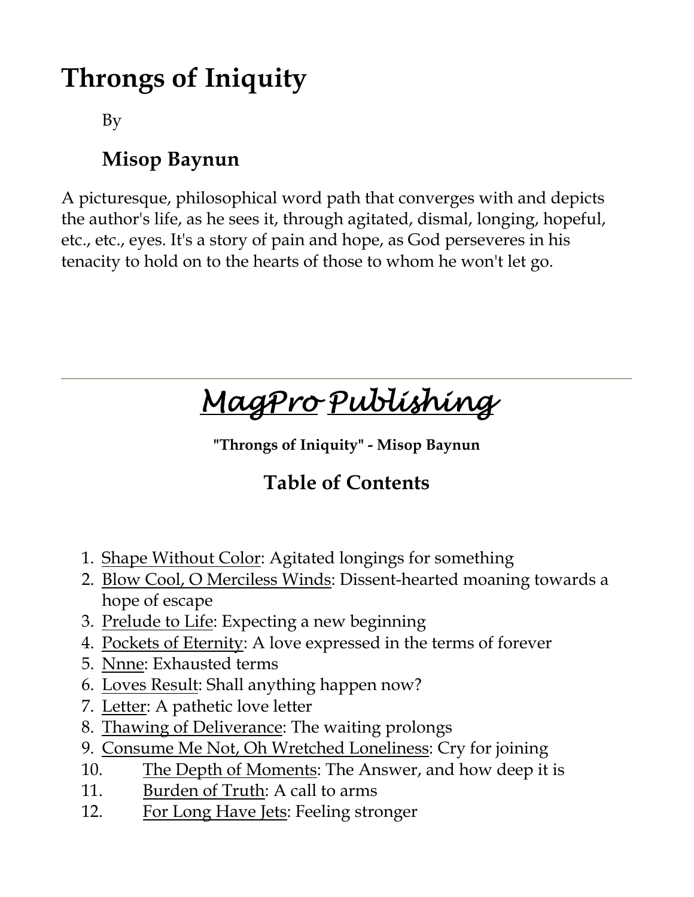# Throngs of Iniquity

By

**Misop Baynun**

A picturesque, philosophical word path that converges with and depicts the author's life, as he sees it, through agitated, dismal, longing, hopeful, etc., etc., eyes. It's a story of pain and hope, as God perseveres in his tenacity to hold on to the hearts of those to whom he won't let go.

---

*MagPro Publishing*

**"Throngs of Iniquity" - Misop Baynun**

## Table of Contents

1. Shape Without Color: Agitated longings for something
2. Blow Cool, O Merciless Winds: Dissent-hearted moaning towards a hope of escape
3. Prelude to Life: Expecting a new beginning
4. Pockets of Eternity: A love expressed in the terms of forever
5. Nnne: Exhausted terms
6. Loves Result: Shall anything happen now?
7. Letter: A pathetic love letter
8. Thawing of Deliverance: The waiting prolongs
9. Consume Me Not, Oh Wretched Loneliness: Cry for joining
10. The Depth of Moments: The Answer, and how deep it is
11. Burden of Truth: A call to arms
12. For Long Have Jets: Feeling stronger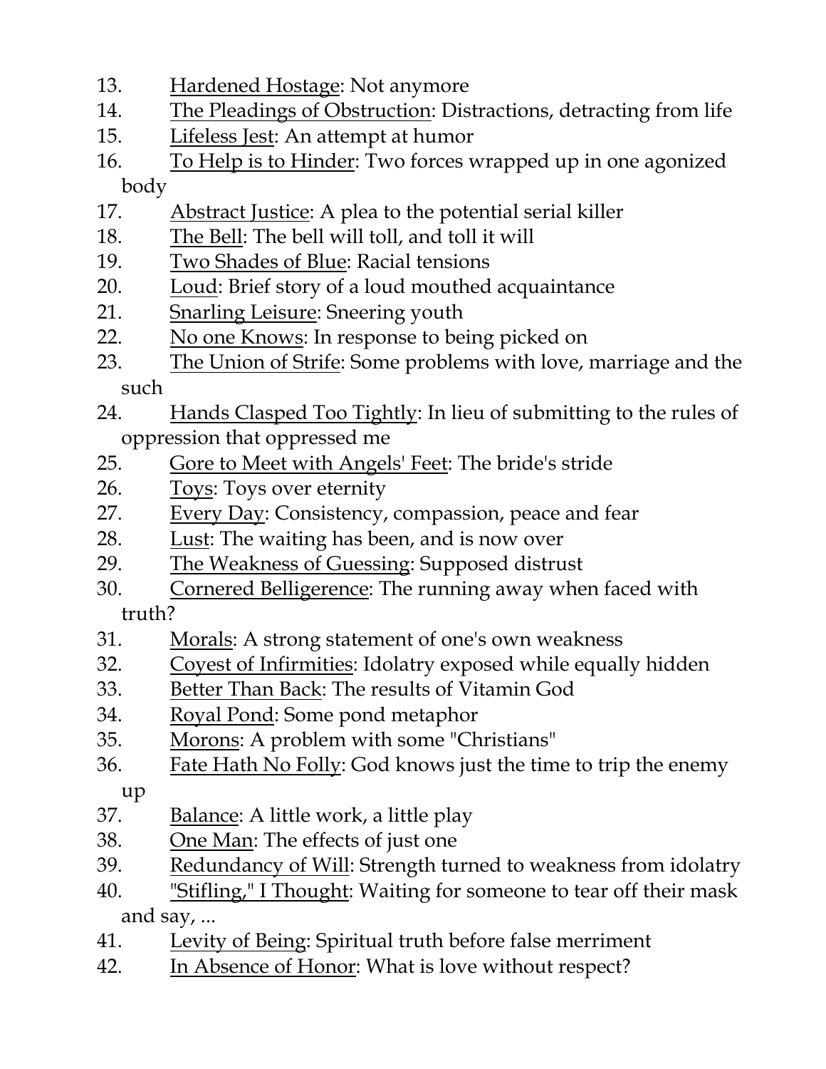13. <u>Hardened Hostage</u>: Not anymore
14. <u>The Pleadings of Obstruction</u>: Distractions, detracting from life
15. <u>Lifeless Jest</u>: An attempt at humor
16. <u>To Help is to Hinder</u>: Two forces wrapped up in one agonized body
17. <u>Abstract Justice</u>: A plea to the potential serial killer
18. <u>The Bell</u>: The bell will toll, and toll it will
19. <u>Two Shades of Blue</u>: Racial tensions
20. <u>Loud</u>: Brief story of a loud mouthed acquaintance
21. <u>Snarling Leisure</u>: Sneering youth
22. <u>No one Knows</u>: In response to being picked on
23. <u>The Union of Strife</u>: Some problems with love, marriage and the such
24. <u>Hands Clasped Too Tightly</u>: In lieu of submitting to the rules of oppression that oppressed me
25. <u>Gore to Meet with Angels' Feet</u>: The bride's stride
26. <u>Toys</u>: Toys over eternity
27. <u>Every Day</u>: Consistency, compassion, peace and fear
28. <u>Lust</u>: The waiting has been, and is now over
29. <u>The Weakness of Guessing</u>: Supposed distrust
30. <u>Cornered Belligerence</u>: The running away when faced with truth?
31. <u>Morals</u>: A strong statement of one's own weakness
32. <u>Coyest of Infirmities</u>: Idolatry exposed while equally hidden
33. <u>Better Than Back</u>: The results of Vitamin God
34. <u>Royal Pond</u>: Some pond metaphor
35. <u>Morons</u>: A problem with some "Christians"
36. <u>Fate Hath No Folly</u>: God knows just the time to trip the enemy up
37. <u>Balance</u>: A little work, a little play
38. <u>One Man</u>: The effects of just one
39. <u>Redundancy of Will</u>: Strength turned to weakness from idolatry
40. <u>"Stifling," I Thought</u>: Waiting for someone to tear off their mask and say, ...
41. <u>Levity of Being</u>: Spiritual truth before false merriment
42. <u>In Absence of Honor</u>: What is love without respect?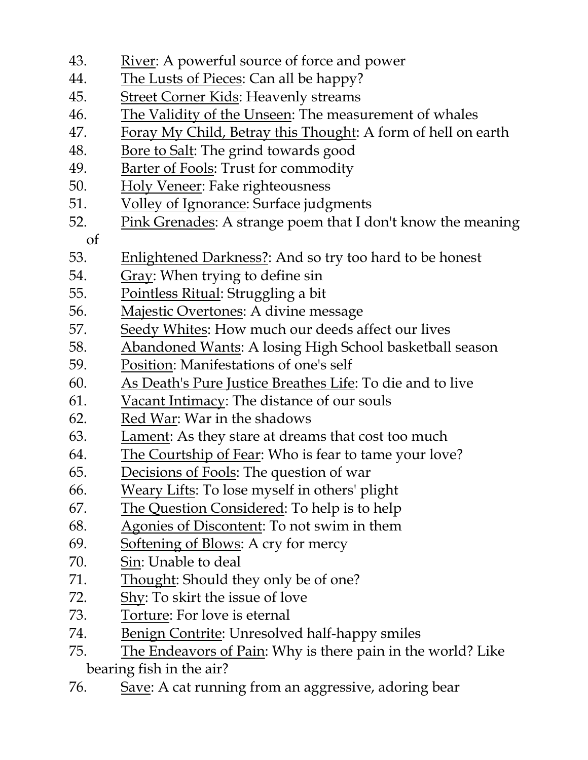43. <u>River</u>: A powerful source of force and power
44. <u>The Lusts of Pieces</u>: Can all be happy?
45. <u>Street Corner Kids</u>: Heavenly streams
46. <u>The Validity of the Unseen</u>: The measurement of whales
47. <u>Foray My Child, Betray this Thought</u>: A form of hell on earth
48. <u>Bore to Salt</u>: The grind towards good
49. <u>Barter of Fools</u>: Trust for commodity
50. <u>Holy Veneer</u>: Fake righteousness
51. <u>Volley of Ignorance</u>: Surface judgments
52. <u>Pink Grenades</u>: A strange poem that I don't know the meaning of
53. <u>Enlightened Darkness?</u>: And so try too hard to be honest
54. <u>Gray</u>: When trying to define sin
55. <u>Pointless Ritual</u>: Struggling a bit
56. <u>Majestic Overtones</u>: A divine message
57. <u>Seedy Whites</u>: How much our deeds affect our lives
58. <u>Abandoned Wants</u>: A losing High School basketball season
59. <u>Position</u>: Manifestations of one's self
60. <u>As Death's Pure Justice Breathes Life</u>: To die and to live
61. <u>Vacant Intimacy</u>: The distance of our souls
62. <u>Red War</u>: War in the shadows
63. <u>Lament</u>: As they stare at dreams that cost too much
64. <u>The Courtship of Fear</u>: Who is fear to tame your love?
65. <u>Decisions of Fools</u>: The question of war
66. <u>Weary Lifts</u>: To lose myself in others' plight
67. <u>The Question Considered</u>: To help is to help
68. <u>Agonies of Discontent</u>: To not swim in them
69. <u>Softening of Blows</u>: A cry for mercy
70. <u>Sin</u>: Unable to deal
71. <u>Thought</u>: Should they only be of one?
72. <u>Shy</u>: To skirt the issue of love
73. <u>Torture</u>: For love is eternal
74. <u>Benign Contrite</u>: Unresolved half-happy smiles
75. <u>The Endeavors of Pain</u>: Why is there pain in the world? Like bearing fish in the air?
76. <u>Save</u>: A cat running from an aggressive, adoring bear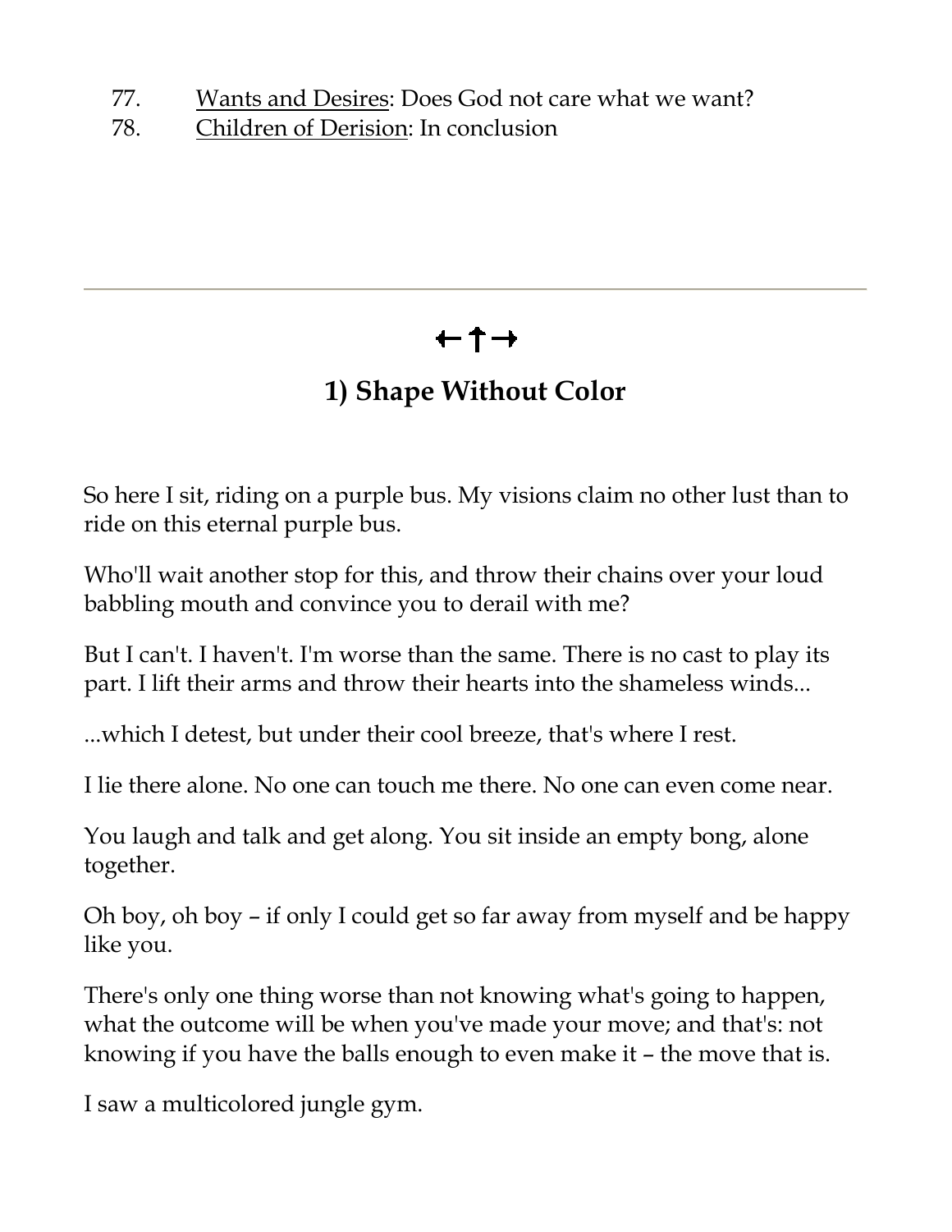77. Wants and Desires: Does God not care what we want?
78. Children of Derision: In conclusion

---

←↑→

## 1) Shape Without Color

So here I sit, riding on a purple bus. My visions claim no other lust than to ride on this eternal purple bus.

Who'll wait another stop for this, and throw their chains over your loud babbling mouth and convince you to derail with me?

But I can't. I haven't. I'm worse than the same. There is no cast to play its part. I lift their arms and throw their hearts into the shameless winds...

...which I detest, but under their cool breeze, that's where I rest.

I lie there alone. No one can touch me there. No one can even come near.

You laugh and talk and get along. You sit inside an empty bong, alone together.

Oh boy, oh boy – if only I could get so far away from myself and be happy like you.

There's only one thing worse than not knowing what's going to happen, what the outcome will be when you've made your move; and that's: not knowing if you have the balls enough to even make it – the move that is.

I saw a multicolored jungle gym.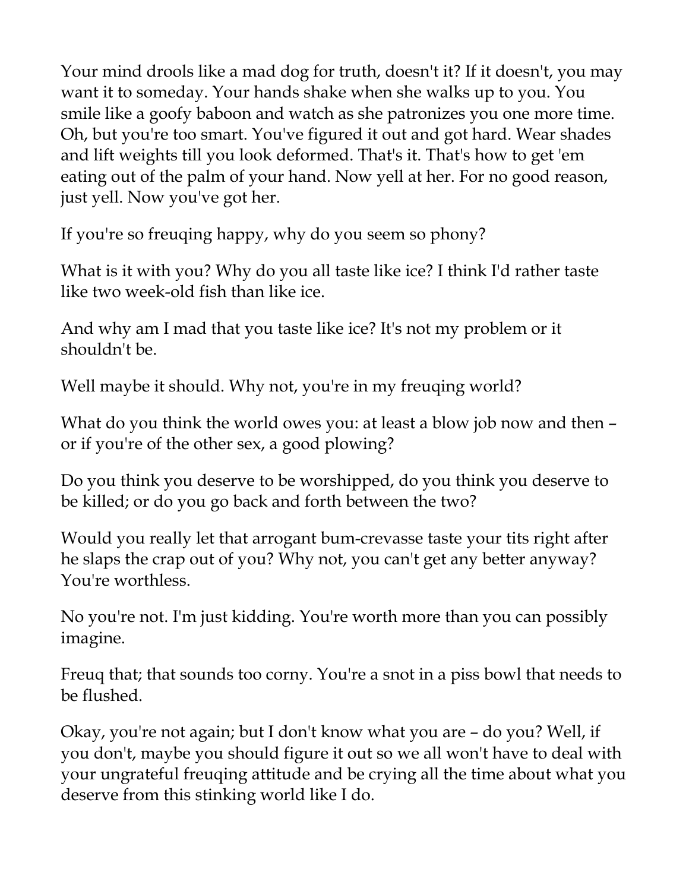Your mind drools like a mad dog for truth, doesn't it? If it doesn't, you may want it to someday. Your hands shake when she walks up to you. You smile like a goofy baboon and watch as she patronizes you one more time. Oh, but you're too smart. You've figured it out and got hard. Wear shades and lift weights till you look deformed. That's it. That's how to get 'em eating out of the palm of your hand. Now yell at her. For no good reason, just yell. Now you've got her.

If you're so freuqing happy, why do you seem so phony?

What is it with you? Why do you all taste like ice? I think I'd rather taste like two week-old fish than like ice.

And why am I mad that you taste like ice? It's not my problem or it shouldn't be.

Well maybe it should. Why not, you're in my freuqing world?

What do you think the world owes you: at least a blow job now and then – or if you're of the other sex, a good plowing?

Do you think you deserve to be worshipped, do you think you deserve to be killed; or do you go back and forth between the two?

Would you really let that arrogant bum-crevasse taste your tits right after he slaps the crap out of you? Why not, you can't get any better anyway? You're worthless.

No you're not. I'm just kidding. You're worth more than you can possibly imagine.

Freuq that; that sounds too corny. You're a snot in a piss bowl that needs to be flushed.

Okay, you're not again; but I don't know what you are – do you? Well, if you don't, maybe you should figure it out so we all won't have to deal with your ungrateful freuqing attitude and be crying all the time about what you deserve from this stinking world like I do.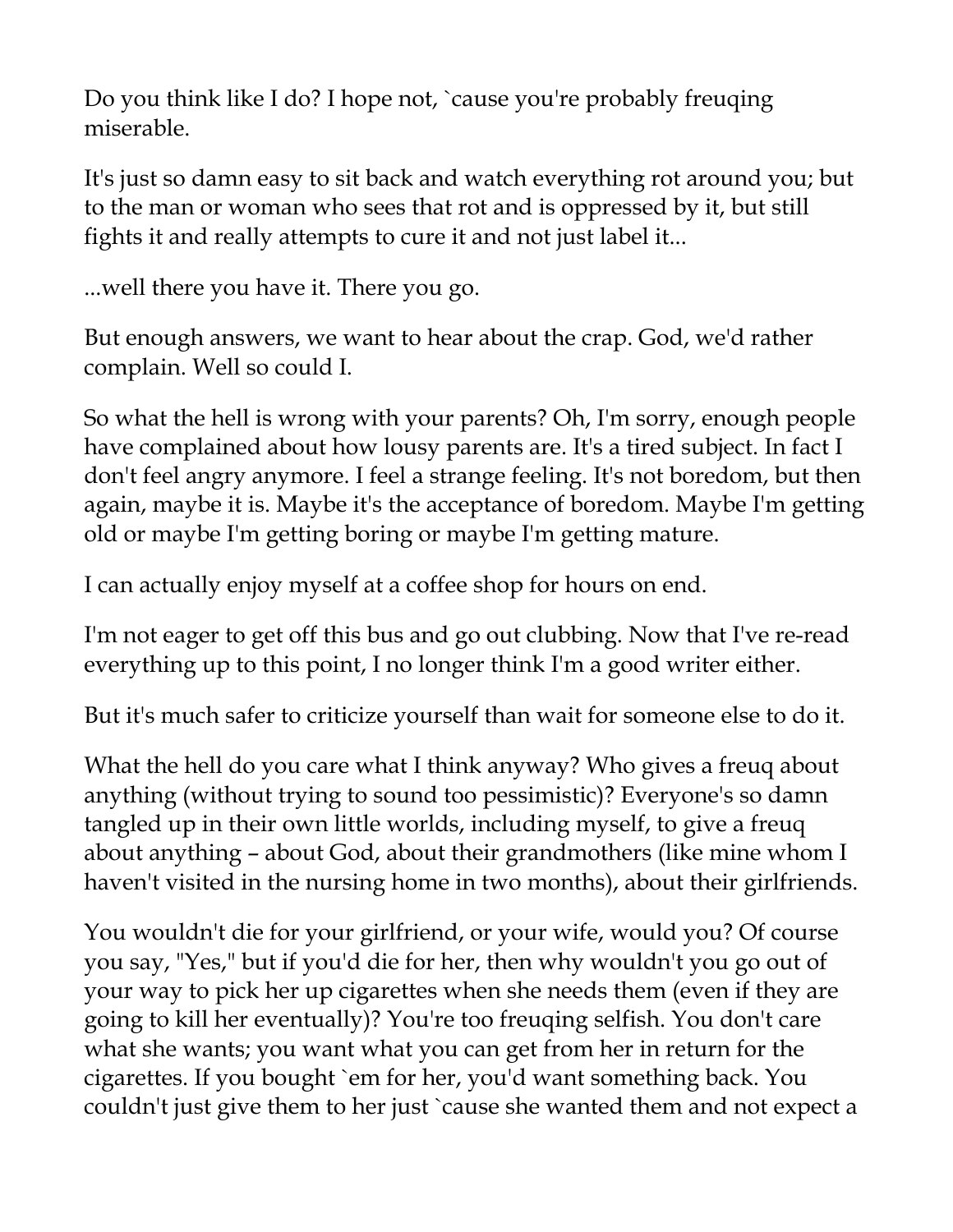Do you think like I do? I hope not, `cause you're probably freuqing miserable.

It's just so damn easy to sit back and watch everything rot around you; but to the man or woman who sees that rot and is oppressed by it, but still fights it and really attempts to cure it and not just label it...

...well there you have it. There you go.

But enough answers, we want to hear about the crap. God, we'd rather complain. Well so could I.

So what the hell is wrong with your parents? Oh, I'm sorry, enough people have complained about how lousy parents are. It's a tired subject. In fact I don't feel angry anymore. I feel a strange feeling. It's not boredom, but then again, maybe it is. Maybe it's the acceptance of boredom. Maybe I'm getting old or maybe I'm getting boring or maybe I'm getting mature.

I can actually enjoy myself at a coffee shop for hours on end.

I'm not eager to get off this bus and go out clubbing. Now that I've re-read everything up to this point, I no longer think I'm a good writer either.

But it's much safer to criticize yourself than wait for someone else to do it.

What the hell do you care what I think anyway? Who gives a freuq about anything (without trying to sound too pessimistic)? Everyone's so damn tangled up in their own little worlds, including myself, to give a freuq about anything – about God, about their grandmothers (like mine whom I haven't visited in the nursing home in two months), about their girlfriends.

You wouldn't die for your girlfriend, or your wife, would you? Of course you say, "Yes," but if you'd die for her, then why wouldn't you go out of your way to pick her up cigarettes when she needs them (even if they are going to kill her eventually)? You're too freuqing selfish. You don't care what she wants; you want what you can get from her in return for the cigarettes. If you bought `em for her, you'd want something back. You couldn't just give them to her just `cause she wanted them and not expect a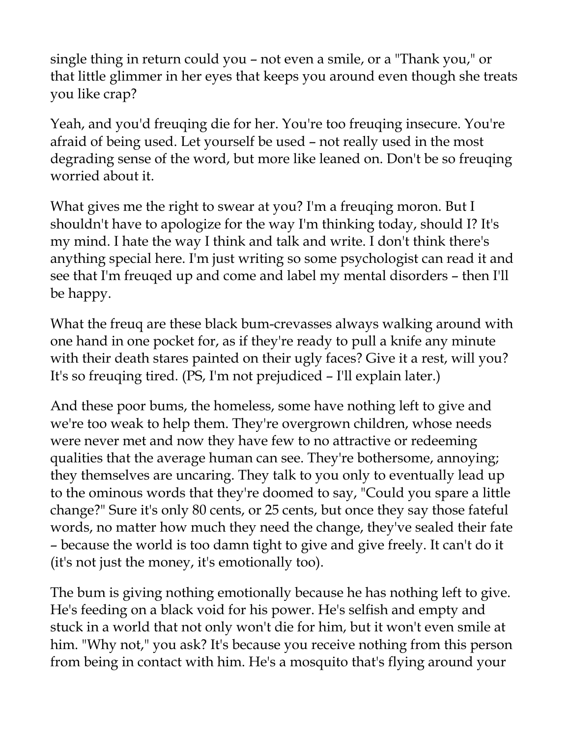single thing in return could you – not even a smile, or a "Thank you," or that little glimmer in her eyes that keeps you around even though she treats you like crap?

Yeah, and you'd freuqing die for her. You're too freuqing insecure. You're afraid of being used. Let yourself be used – not really used in the most degrading sense of the word, but more like leaned on. Don't be so freuqing worried about it.

What gives me the right to swear at you? I'm a freuqing moron. But I shouldn't have to apologize for the way I'm thinking today, should I? It's my mind. I hate the way I think and talk and write. I don't think there's anything special here. I'm just writing so some psychologist can read it and see that I'm freuqed up and come and label my mental disorders – then I'll be happy.

What the freuq are these black bum-crevasses always walking around with one hand in one pocket for, as if they're ready to pull a knife any minute with their death stares painted on their ugly faces? Give it a rest, will you? It's so freuqing tired. (PS, I'm not prejudiced – I'll explain later.)

And these poor bums, the homeless, some have nothing left to give and we're too weak to help them. They're overgrown children, whose needs were never met and now they have few to no attractive or redeeming qualities that the average human can see. They're bothersome, annoying; they themselves are uncaring. They talk to you only to eventually lead up to the ominous words that they're doomed to say, "Could you spare a little change?" Sure it's only 80 cents, or 25 cents, but once they say those fateful words, no matter how much they need the change, they've sealed their fate – because the world is too damn tight to give and give freely. It can't do it (it's not just the money, it's emotionally too).

The bum is giving nothing emotionally because he has nothing left to give. He's feeding on a black void for his power. He's selfish and empty and stuck in a world that not only won't die for him, but it won't even smile at him. "Why not," you ask? It's because you receive nothing from this person from being in contact with him. He's a mosquito that's flying around your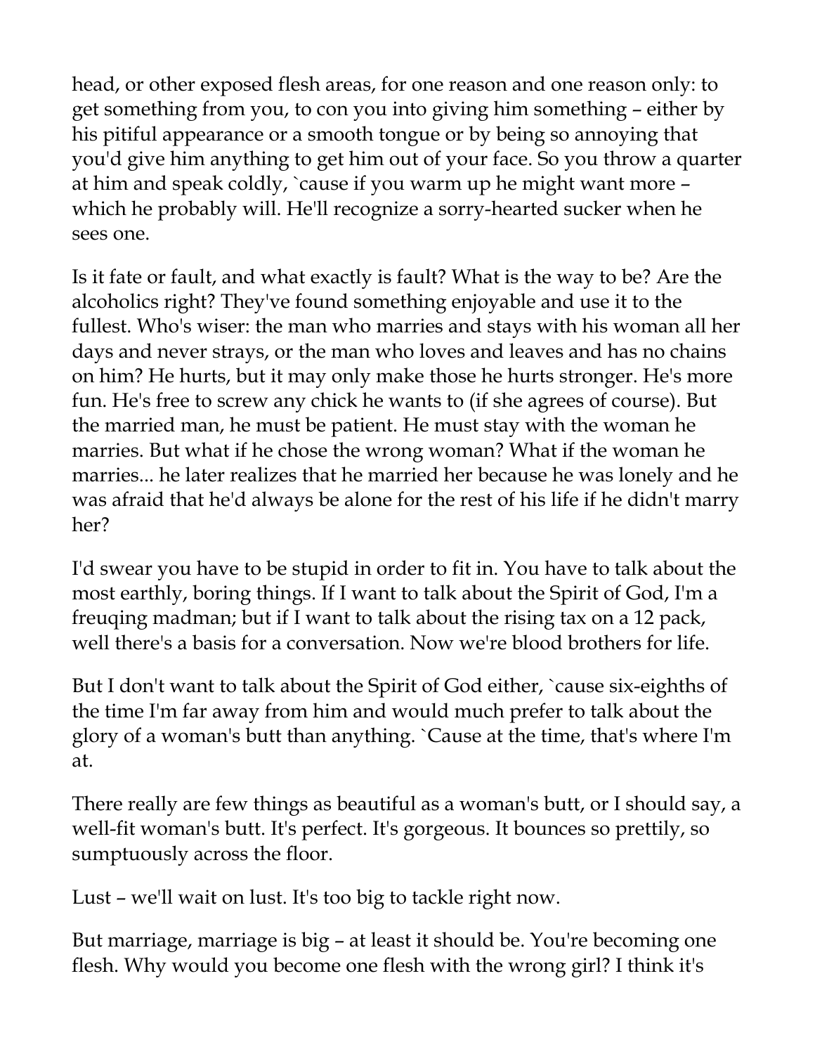head, or other exposed flesh areas, for one reason and one reason only: to get something from you, to con you into giving him something – either by his pitiful appearance or a smooth tongue or by being so annoying that you'd give him anything to get him out of your face. So you throw a quarter at him and speak coldly, `cause if you warm up he might want more – which he probably will. He'll recognize a sorry-hearted sucker when he sees one.

Is it fate or fault, and what exactly is fault? What is the way to be? Are the alcoholics right? They've found something enjoyable and use it to the fullest. Who's wiser: the man who marries and stays with his woman all her days and never strays, or the man who loves and leaves and has no chains on him? He hurts, but it may only make those he hurts stronger. He's more fun. He's free to screw any chick he wants to (if she agrees of course). But the married man, he must be patient. He must stay with the woman he marries. But what if he chose the wrong woman? What if the woman he marries... he later realizes that he married her because he was lonely and he was afraid that he'd always be alone for the rest of his life if he didn't marry her?

I'd swear you have to be stupid in order to fit in. You have to talk about the most earthly, boring things. If I want to talk about the Spirit of God, I'm a freuqing madman; but if I want to talk about the rising tax on a 12 pack, well there's a basis for a conversation. Now we're blood brothers for life.

But I don't want to talk about the Spirit of God either, `cause six-eighths of the time I'm far away from him and would much prefer to talk about the glory of a woman's butt than anything. `Cause at the time, that's where I'm at.

There really are few things as beautiful as a woman's butt, or I should say, a well-fit woman's butt. It's perfect. It's gorgeous. It bounces so prettily, so sumptuously across the floor.

Lust – we'll wait on lust. It's too big to tackle right now.

But marriage, marriage is big – at least it should be. You're becoming one flesh. Why would you become one flesh with the wrong girl? I think it's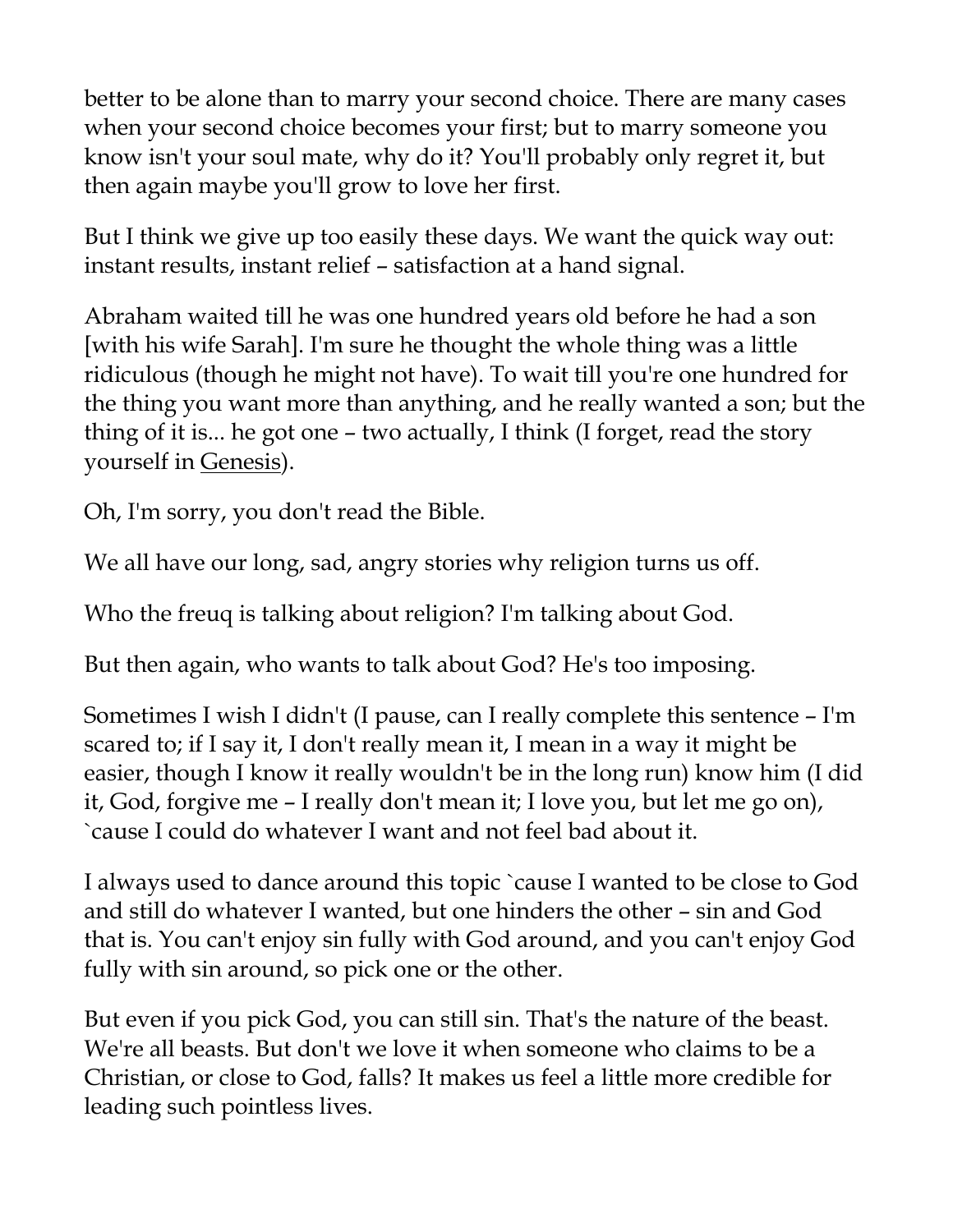better to be alone than to marry your second choice. There are many cases when your second choice becomes your first; but to marry someone you know isn't your soul mate, why do it? You'll probably only regret it, but then again maybe you'll grow to love her first.

But I think we give up too easily these days. We want the quick way out: instant results, instant relief – satisfaction at a hand signal.

Abraham waited till he was one hundred years old before he had a son [with his wife Sarah]. I'm sure he thought the whole thing was a little ridiculous (though he might not have). To wait till you're one hundred for the thing you want more than anything, and he really wanted a son; but the thing of it is... he got one – two actually, I think (I forget, read the story yourself in Genesis).

Oh, I'm sorry, you don't read the Bible.

We all have our long, sad, angry stories why religion turns us off.

Who the freuq is talking about religion? I'm talking about God.

But then again, who wants to talk about God? He's too imposing.

Sometimes I wish I didn't (I pause, can I really complete this sentence – I'm scared to; if I say it, I don't really mean it, I mean in a way it might be easier, though I know it really wouldn't be in the long run) know him (I did it, God, forgive me – I really don't mean it; I love you, but let me go on), `cause I could do whatever I want and not feel bad about it.

I always used to dance around this topic `cause I wanted to be close to God and still do whatever I wanted, but one hinders the other – sin and God that is. You can't enjoy sin fully with God around, and you can't enjoy God fully with sin around, so pick one or the other.

But even if you pick God, you can still sin. That's the nature of the beast. We're all beasts. But don't we love it when someone who claims to be a Christian, or close to God, falls? It makes us feel a little more credible for leading such pointless lives.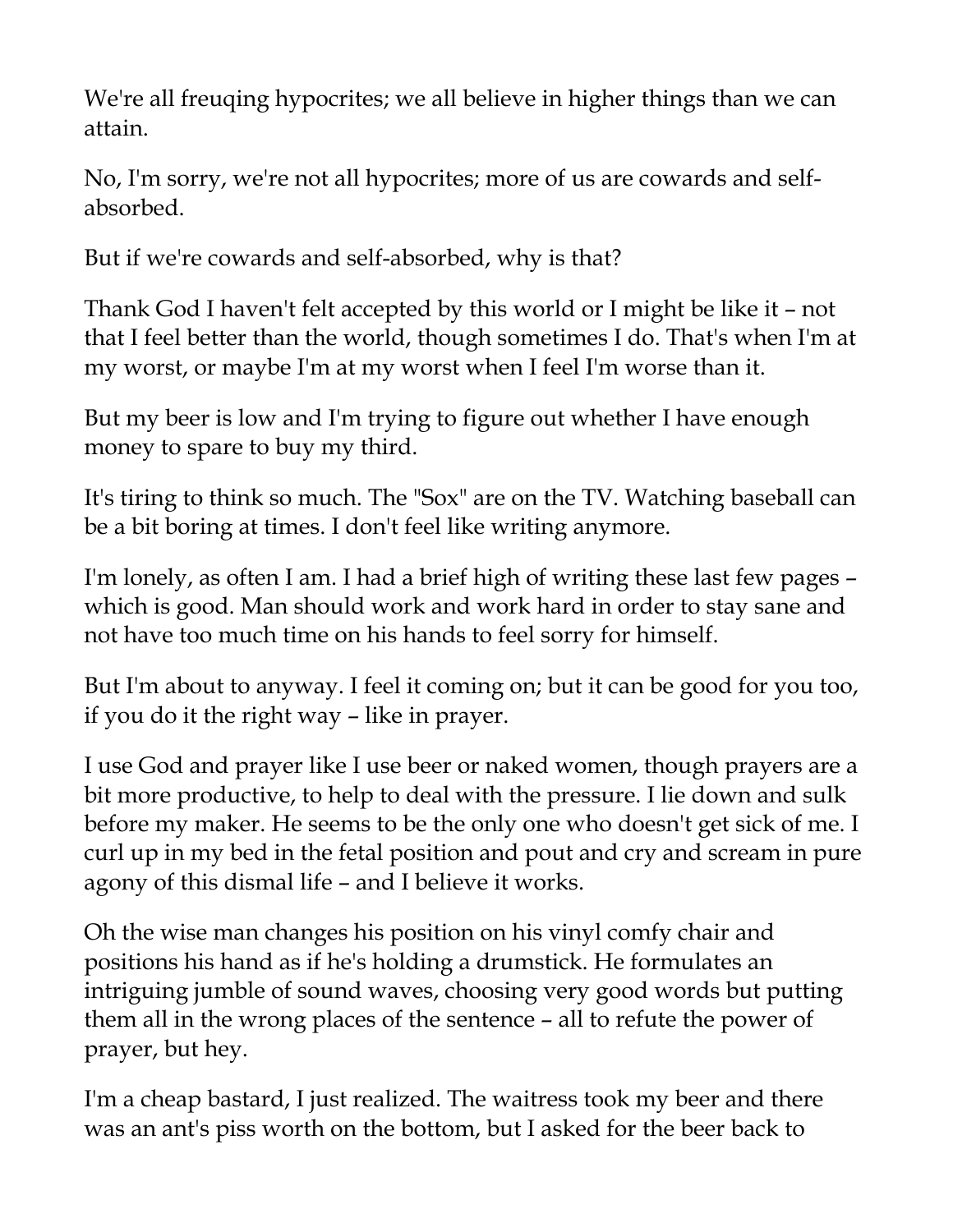We're all freuqing hypocrites; we all believe in higher things than we can attain.

No, I'm sorry, we're not all hypocrites; more of us are cowards and self-absorbed.

But if we're cowards and self-absorbed, why is that?

Thank God I haven't felt accepted by this world or I might be like it – not that I feel better than the world, though sometimes I do. That's when I'm at my worst, or maybe I'm at my worst when I feel I'm worse than it.

But my beer is low and I'm trying to figure out whether I have enough money to spare to buy my third.

It's tiring to think so much. The "Sox" are on the TV. Watching baseball can be a bit boring at times. I don't feel like writing anymore.

I'm lonely, as often I am. I had a brief high of writing these last few pages – which is good. Man should work and work hard in order to stay sane and not have too much time on his hands to feel sorry for himself.

But I'm about to anyway. I feel it coming on; but it can be good for you too, if you do it the right way – like in prayer.

I use God and prayer like I use beer or naked women, though prayers are a bit more productive, to help to deal with the pressure. I lie down and sulk before my maker. He seems to be the only one who doesn't get sick of me. I curl up in my bed in the fetal position and pout and cry and scream in pure agony of this dismal life – and I believe it works.

Oh the wise man changes his position on his vinyl comfy chair and positions his hand as if he's holding a drumstick. He formulates an intriguing jumble of sound waves, choosing very good words but putting them all in the wrong places of the sentence – all to refute the power of prayer, but hey.

I'm a cheap bastard, I just realized. The waitress took my beer and there was an ant's piss worth on the bottom, but I asked for the beer back to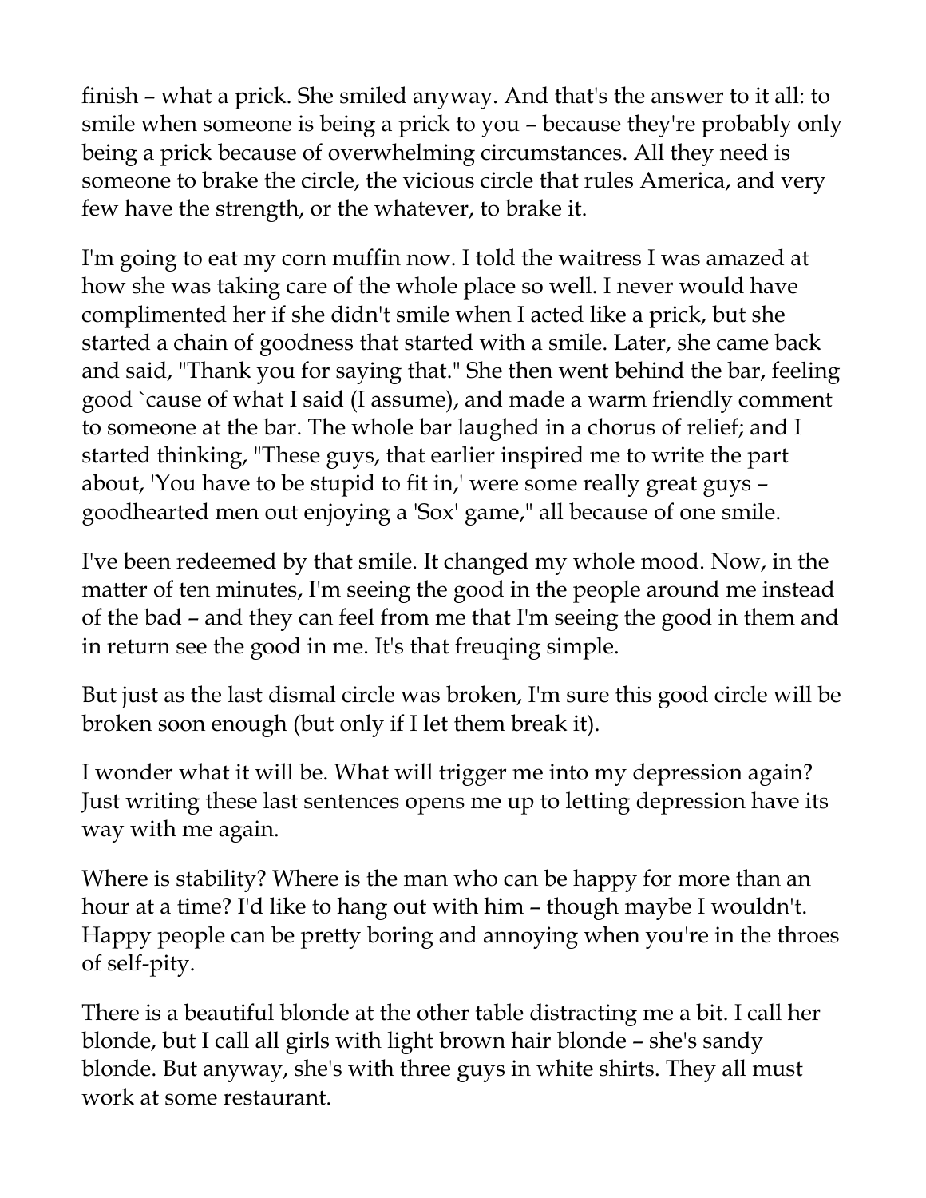finish – what a prick. She smiled anyway. And that's the answer to it all: to smile when someone is being a prick to you – because they're probably only being a prick because of overwhelming circumstances. All they need is someone to brake the circle, the vicious circle that rules America, and very few have the strength, or the whatever, to brake it.

I'm going to eat my corn muffin now. I told the waitress I was amazed at how she was taking care of the whole place so well. I never would have complimented her if she didn't smile when I acted like a prick, but she started a chain of goodness that started with a smile. Later, she came back and said, "Thank you for saying that." She then went behind the bar, feeling good `cause of what I said (I assume), and made a warm friendly comment to someone at the bar. The whole bar laughed in a chorus of relief; and I started thinking, "These guys, that earlier inspired me to write the part about, 'You have to be stupid to fit in,' were some really great guys – goodhearted men out enjoying a 'Sox' game," all because of one smile.

I've been redeemed by that smile. It changed my whole mood. Now, in the matter of ten minutes, I'm seeing the good in the people around me instead of the bad – and they can feel from me that I'm seeing the good in them and in return see the good in me. It's that freuqing simple.

But just as the last dismal circle was broken, I'm sure this good circle will be broken soon enough (but only if I let them break it).

I wonder what it will be. What will trigger me into my depression again? Just writing these last sentences opens me up to letting depression have its way with me again.

Where is stability? Where is the man who can be happy for more than an hour at a time? I'd like to hang out with him – though maybe I wouldn't. Happy people can be pretty boring and annoying when you're in the throes of self-pity.

There is a beautiful blonde at the other table distracting me a bit. I call her blonde, but I call all girls with light brown hair blonde – she's sandy blonde. But anyway, she's with three guys in white shirts. They all must work at some restaurant.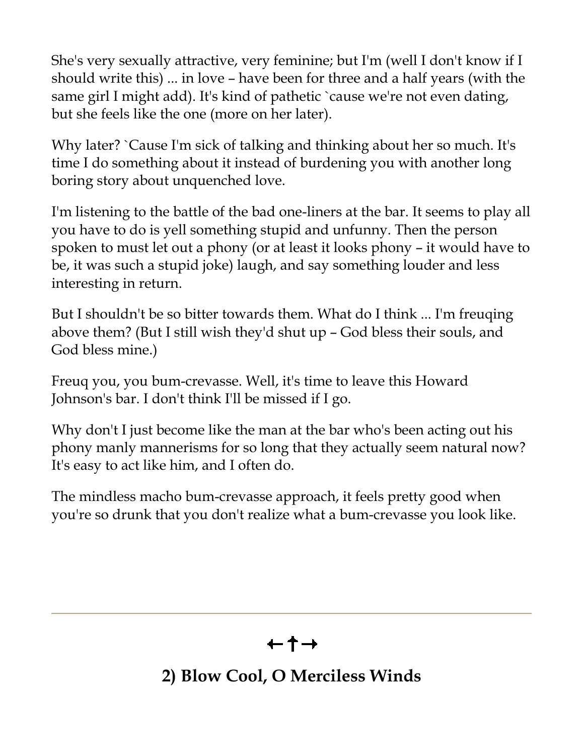She's very sexually attractive, very feminine; but I'm (well I don't know if I should write this) ... in love – have been for three and a half years (with the same girl I might add). It's kind of pathetic `cause we're not even dating, but she feels like the one (more on her later).

Why later? `Cause I'm sick of talking and thinking about her so much. It's time I do something about it instead of burdening you with another long boring story about unquenched love.

I'm listening to the battle of the bad one-liners at the bar. It seems to play all you have to do is yell something stupid and unfunny. Then the person spoken to must let out a phony (or at least it looks phony – it would have to be, it was such a stupid joke) laugh, and say something louder and less interesting in return.

But I shouldn't be so bitter towards them. What do I think ... I'm freuqing above them? (But I still wish they'd shut up – God bless their souls, and God bless mine.)

Freuq you, you bum-crevasse. Well, it's time to leave this Howard Johnson's bar. I don't think I'll be missed if I go.

Why don't I just become like the man at the bar who's been acting out his phony manly mannerisms for so long that they actually seem natural now? It's easy to act like him, and I often do.

The mindless macho bum-crevasse approach, it feels pretty good when you're so drunk that you don't realize what a bum-crevasse you look like.

---

←†→

## 2) Blow Cool, O Merciless Winds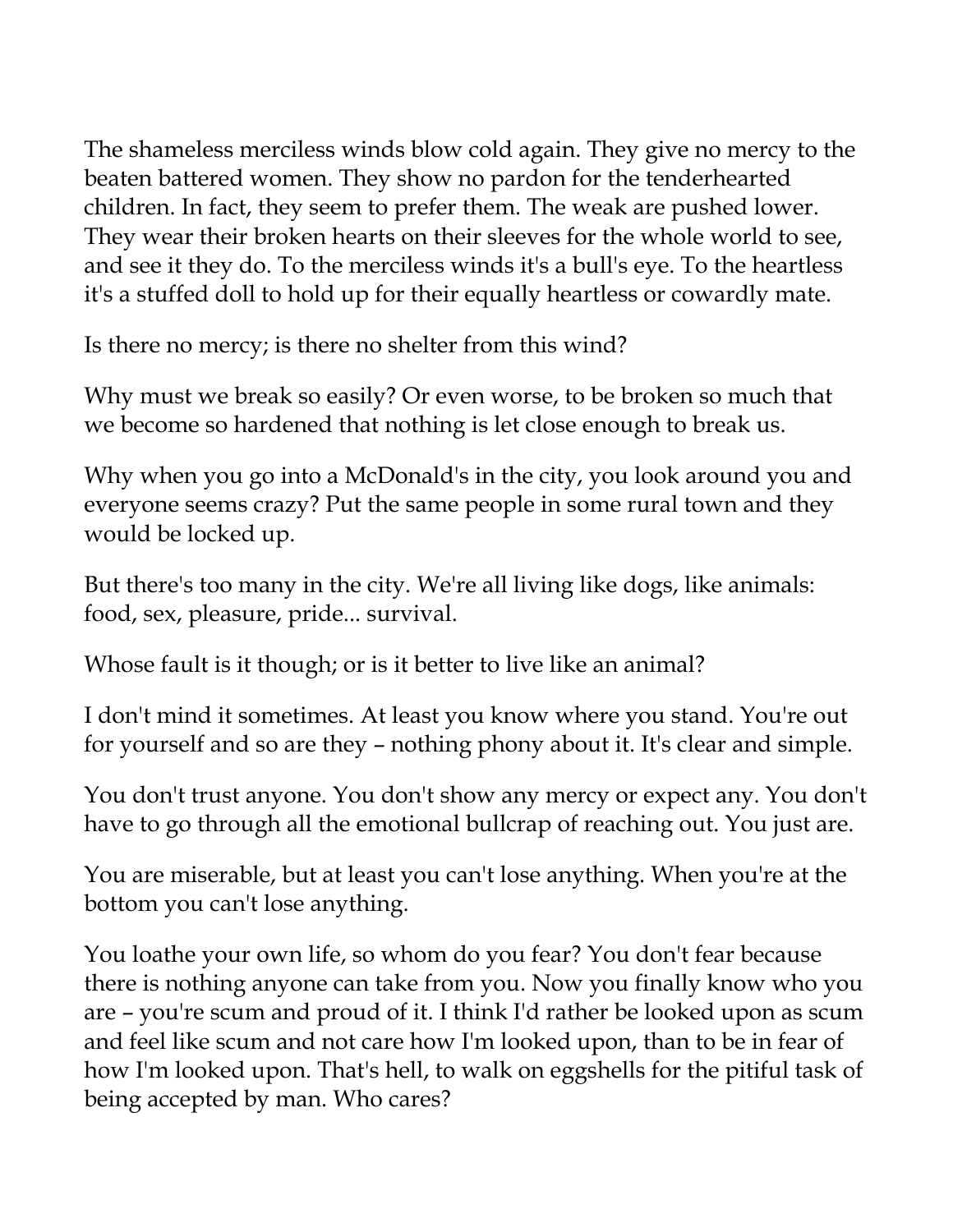The shameless merciless winds blow cold again. They give no mercy to the beaten battered women. They show no pardon for the tenderhearted children. In fact, they seem to prefer them. The weak are pushed lower. They wear their broken hearts on their sleeves for the whole world to see, and see it they do. To the merciless winds it's a bull's eye. To the heartless it's a stuffed doll to hold up for their equally heartless or cowardly mate.

Is there no mercy; is there no shelter from this wind?

Why must we break so easily? Or even worse, to be broken so much that we become so hardened that nothing is let close enough to break us.

Why when you go into a McDonald's in the city, you look around you and everyone seems crazy? Put the same people in some rural town and they would be locked up.

But there's too many in the city. We're all living like dogs, like animals: food, sex, pleasure, pride... survival.

Whose fault is it though; or is it better to live like an animal?

I don't mind it sometimes. At least you know where you stand. You're out for yourself and so are they – nothing phony about it. It's clear and simple.

You don't trust anyone. You don't show any mercy or expect any. You don't have to go through all the emotional bullcrap of reaching out. You just are.

You are miserable, but at least you can't lose anything. When you're at the bottom you can't lose anything.

You loathe your own life, so whom do you fear? You don't fear because there is nothing anyone can take from you. Now you finally know who you are – you're scum and proud of it. I think I'd rather be looked upon as scum and feel like scum and not care how I'm looked upon, than to be in fear of how I'm looked upon. That's hell, to walk on eggshells for the pitiful task of being accepted by man. Who cares?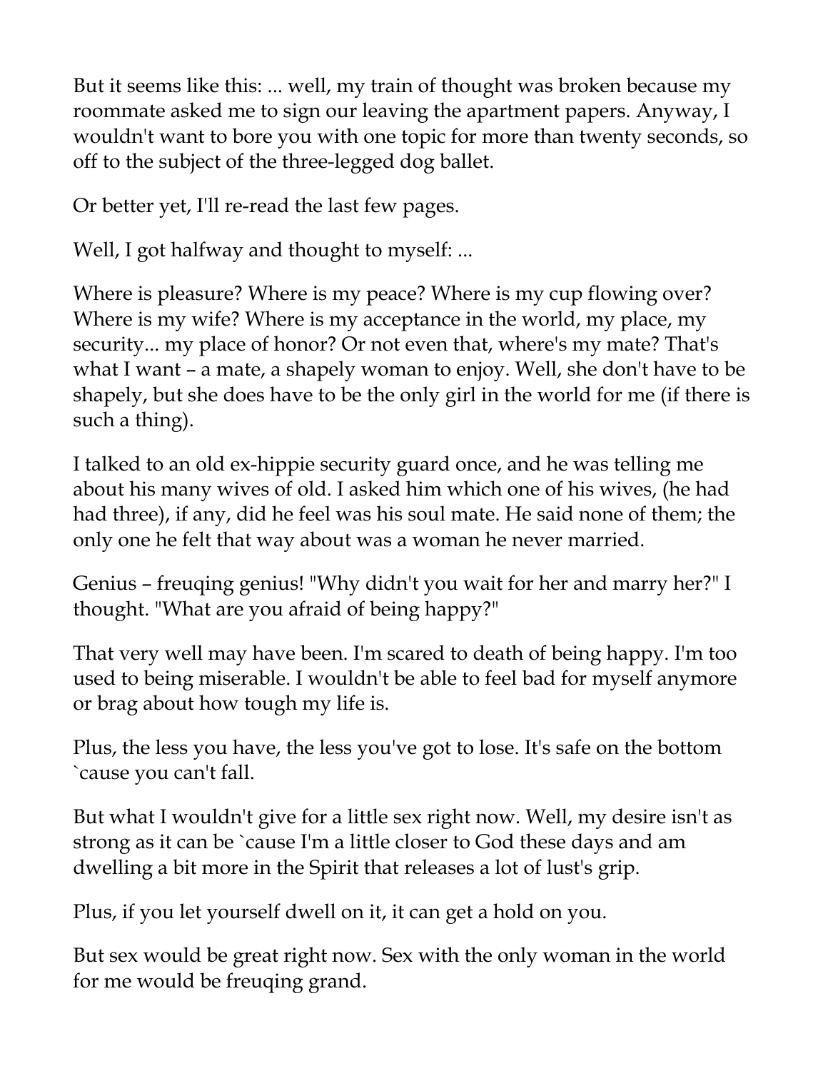But it seems like this: ... well, my train of thought was broken because my roommate asked me to sign our leaving the apartment papers. Anyway, I wouldn't want to bore you with one topic for more than twenty seconds, so off to the subject of the three-legged dog ballet.

Or better yet, I'll re-read the last few pages.

Well, I got halfway and thought to myself: ...

Where is pleasure? Where is my peace? Where is my cup flowing over? Where is my wife? Where is my acceptance in the world, my place, my security... my place of honor? Or not even that, where's my mate? That's what I want – a mate, a shapely woman to enjoy. Well, she don't have to be shapely, but she does have to be the only girl in the world for me (if there is such a thing).

I talked to an old ex-hippie security guard once, and he was telling me about his many wives of old. I asked him which one of his wives, (he had had three), if any, did he feel was his soul mate. He said none of them; the only one he felt that way about was a woman he never married.

Genius – freuqing genius! "Why didn't you wait for her and marry her?" I thought. "What are you afraid of being happy?"

That very well may have been. I'm scared to death of being happy. I'm too used to being miserable. I wouldn't be able to feel bad for myself anymore or brag about how tough my life is.

Plus, the less you have, the less you've got to lose. It's safe on the bottom `cause you can't fall.

But what I wouldn't give for a little sex right now. Well, my desire isn't as strong as it can be `cause I'm a little closer to God these days and am dwelling a bit more in the Spirit that releases a lot of lust's grip.

Plus, if you let yourself dwell on it, it can get a hold on you.

But sex would be great right now. Sex with the only woman in the world for me would be freuqing grand.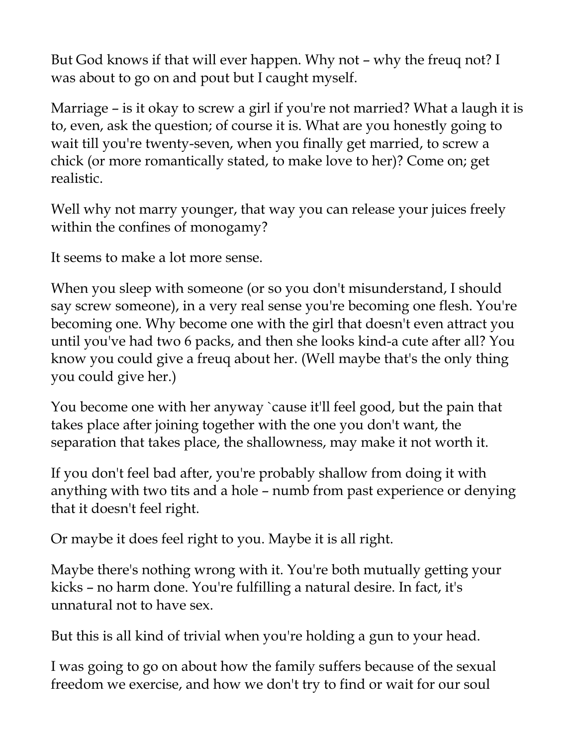But God knows if that will ever happen. Why not – why the freuq not? I was about to go on and pout but I caught myself.

Marriage – is it okay to screw a girl if you're not married? What a laugh it is to, even, ask the question; of course it is. What are you honestly going to wait till you're twenty-seven, when you finally get married, to screw a chick (or more romantically stated, to make love to her)? Come on; get realistic.

Well why not marry younger, that way you can release your juices freely within the confines of monogamy?

It seems to make a lot more sense.

When you sleep with someone (or so you don't misunderstand, I should say screw someone), in a very real sense you're becoming one flesh. You're becoming one. Why become one with the girl that doesn't even attract you until you've had two 6 packs, and then she looks kind-a cute after all? You know you could give a freuq about her. (Well maybe that's the only thing you could give her.)

You become one with her anyway `cause it'll feel good, but the pain that takes place after joining together with the one you don't want, the separation that takes place, the shallowness, may make it not worth it.

If you don't feel bad after, you're probably shallow from doing it with anything with two tits and a hole – numb from past experience or denying that it doesn't feel right.

Or maybe it does feel right to you. Maybe it is all right.

Maybe there's nothing wrong with it. You're both mutually getting your kicks – no harm done. You're fulfilling a natural desire. In fact, it's unnatural not to have sex.

But this is all kind of trivial when you're holding a gun to your head.

I was going to go on about how the family suffers because of the sexual freedom we exercise, and how we don't try to find or wait for our soul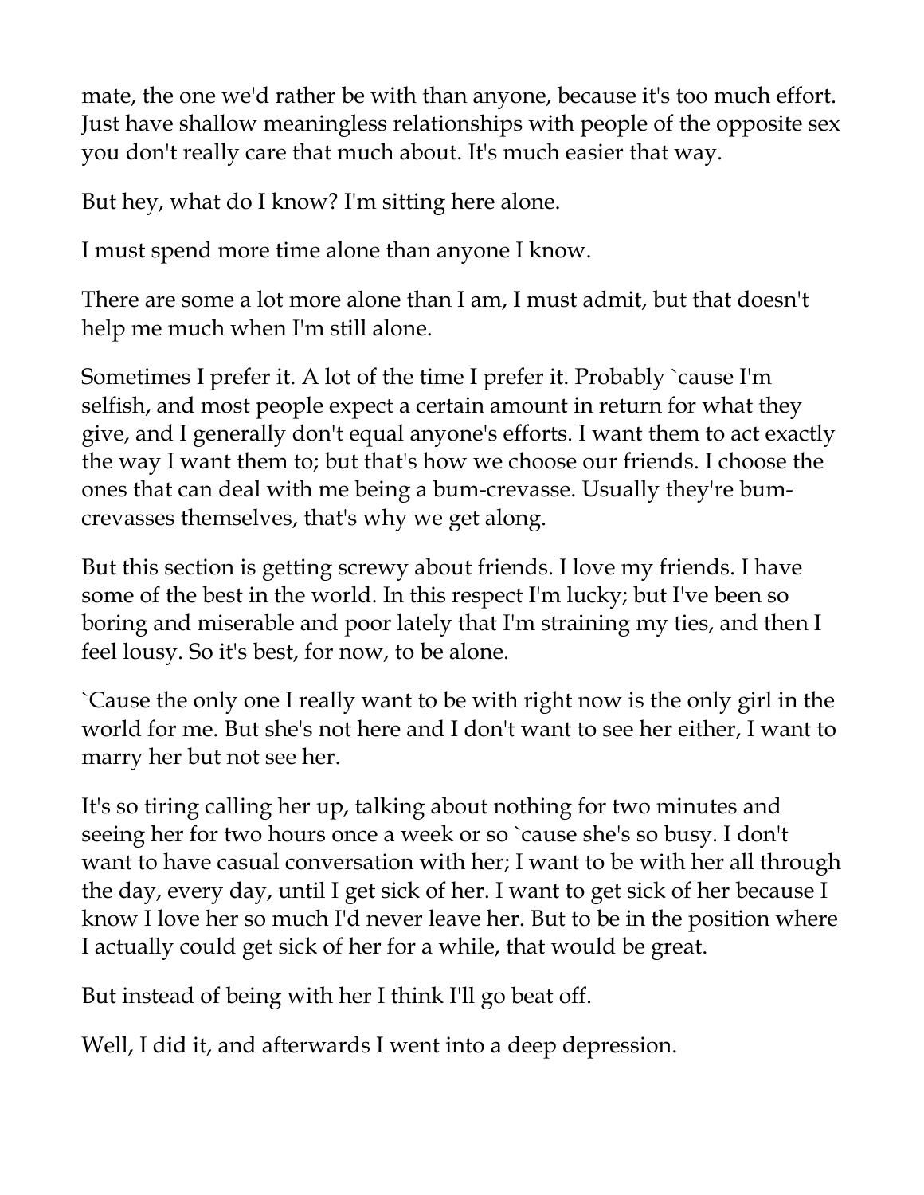mate, the one we'd rather be with than anyone, because it's too much effort. Just have shallow meaningless relationships with people of the opposite sex you don't really care that much about. It's much easier that way.

But hey, what do I know? I'm sitting here alone.

I must spend more time alone than anyone I know.

There are some a lot more alone than I am, I must admit, but that doesn't help me much when I'm still alone.

Sometimes I prefer it. A lot of the time I prefer it. Probably `cause I'm selfish, and most people expect a certain amount in return for what they give, and I generally don't equal anyone's efforts. I want them to act exactly the way I want them to; but that's how we choose our friends. I choose the ones that can deal with me being a bum-crevasse. Usually they're bum-crevasses themselves, that's why we get along.

But this section is getting screwy about friends. I love my friends. I have some of the best in the world. In this respect I'm lucky; but I've been so boring and miserable and poor lately that I'm straining my ties, and then I feel lousy. So it's best, for now, to be alone.

`Cause the only one I really want to be with right now is the only girl in the world for me. But she's not here and I don't want to see her either, I want to marry her but not see her.

It's so tiring calling her up, talking about nothing for two minutes and seeing her for two hours once a week or so `cause she's so busy. I don't want to have casual conversation with her; I want to be with her all through the day, every day, until I get sick of her. I want to get sick of her because I know I love her so much I'd never leave her. But to be in the position where I actually could get sick of her for a while, that would be great.

But instead of being with her I think I'll go beat off.

Well, I did it, and afterwards I went into a deep depression.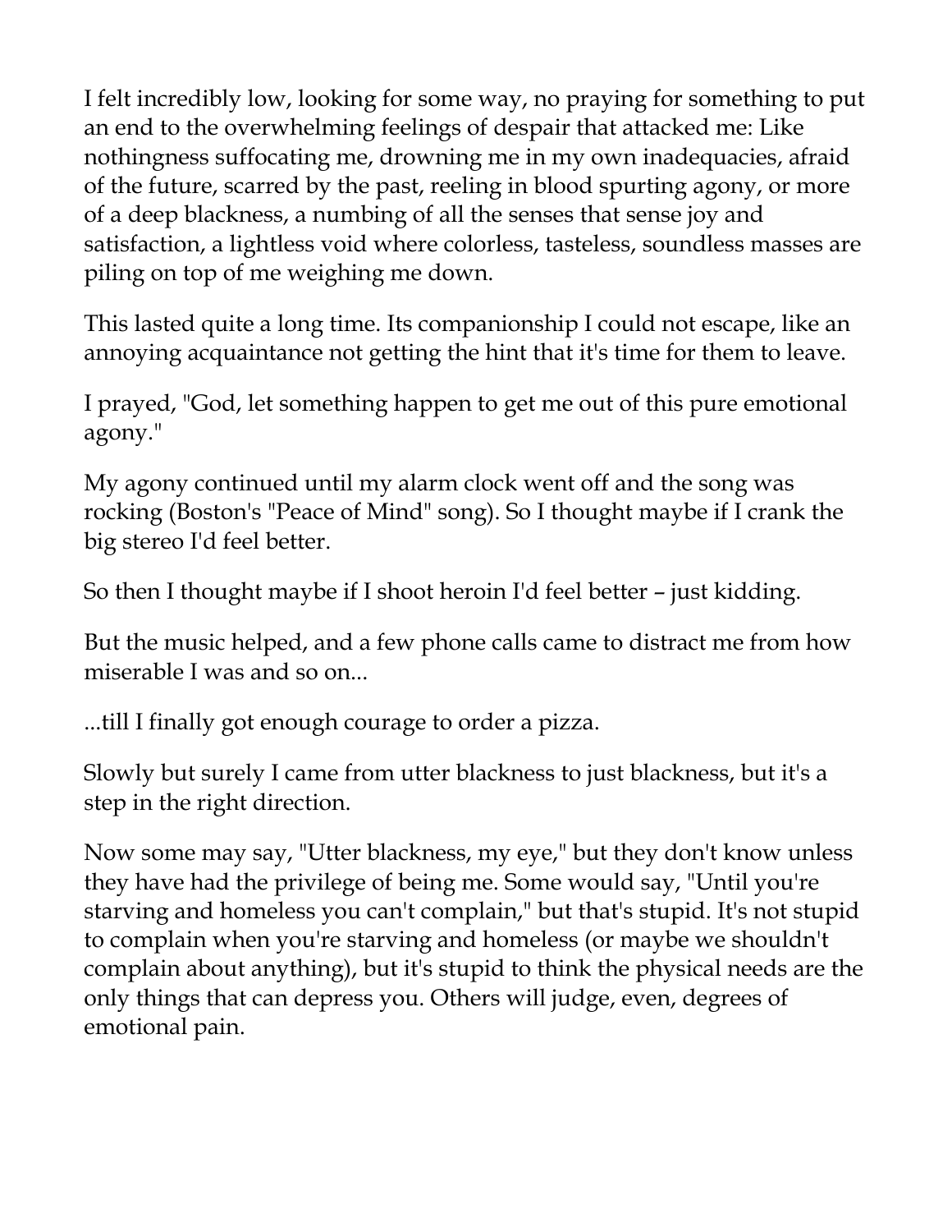I felt incredibly low, looking for some way, no praying for something to put an end to the overwhelming feelings of despair that attacked me: Like nothingness suffocating me, drowning me in my own inadequacies, afraid of the future, scarred by the past, reeling in blood spurting agony, or more of a deep blackness, a numbing of all the senses that sense joy and satisfaction, a lightless void where colorless, tasteless, soundless masses are piling on top of me weighing me down.

This lasted quite a long time. Its companionship I could not escape, like an annoying acquaintance not getting the hint that it's time for them to leave.

I prayed, "God, let something happen to get me out of this pure emotional agony."

My agony continued until my alarm clock went off and the song was rocking (Boston's "Peace of Mind" song). So I thought maybe if I crank the big stereo I'd feel better.

So then I thought maybe if I shoot heroin I'd feel better – just kidding.

But the music helped, and a few phone calls came to distract me from how miserable I was and so on...

...till I finally got enough courage to order a pizza.

Slowly but surely I came from utter blackness to just blackness, but it's a step in the right direction.

Now some may say, "Utter blackness, my eye," but they don't know unless they have had the privilege of being me. Some would say, "Until you're starving and homeless you can't complain," but that's stupid. It's not stupid to complain when you're starving and homeless (or maybe we shouldn't complain about anything), but it's stupid to think the physical needs are the only things that can depress you. Others will judge, even, degrees of emotional pain.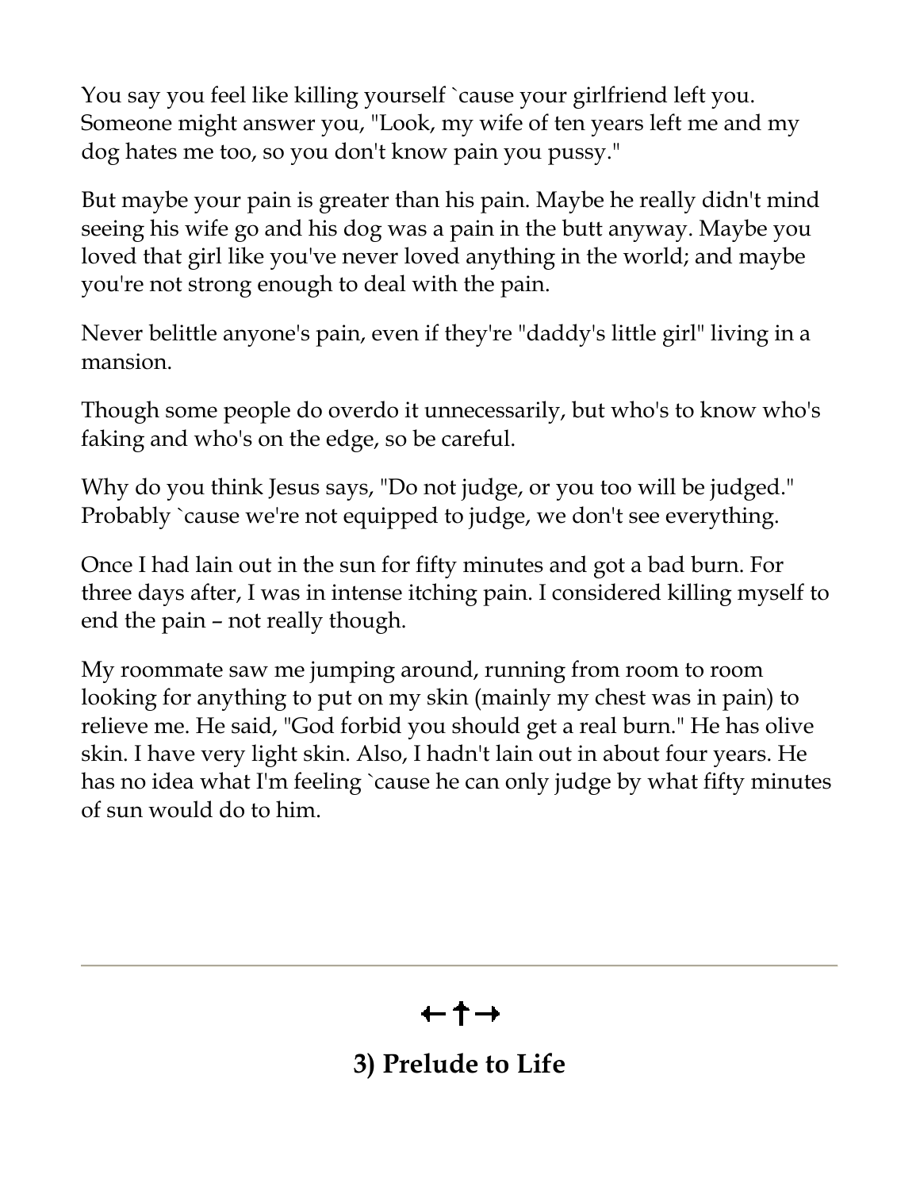You say you feel like killing yourself `cause your girlfriend left you. Someone might answer you, "Look, my wife of ten years left me and my dog hates me too, so you don't know pain you pussy."

But maybe your pain is greater than his pain. Maybe he really didn't mind seeing his wife go and his dog was a pain in the butt anyway. Maybe you loved that girl like you've never loved anything in the world; and maybe you're not strong enough to deal with the pain.

Never belittle anyone's pain, even if they're "daddy's little girl" living in a mansion.

Though some people do overdo it unnecessarily, but who's to know who's faking and who's on the edge, so be careful.

Why do you think Jesus says, "Do not judge, or you too will be judged." Probably `cause we're not equipped to judge, we don't see everything.

Once I had lain out in the sun for fifty minutes and got a bad burn. For three days after, I was in intense itching pain. I considered killing myself to end the pain – not really though.

My roommate saw me jumping around, running from room to room looking for anything to put on my skin (mainly my chest was in pain) to relieve me. He said, "God forbid you should get a real burn." He has olive skin. I have very light skin. Also, I hadn't lain out in about four years. He has no idea what I'm feeling `cause he can only judge by what fifty minutes of sun would do to him.

---

←✝→

## 3) Prelude to Life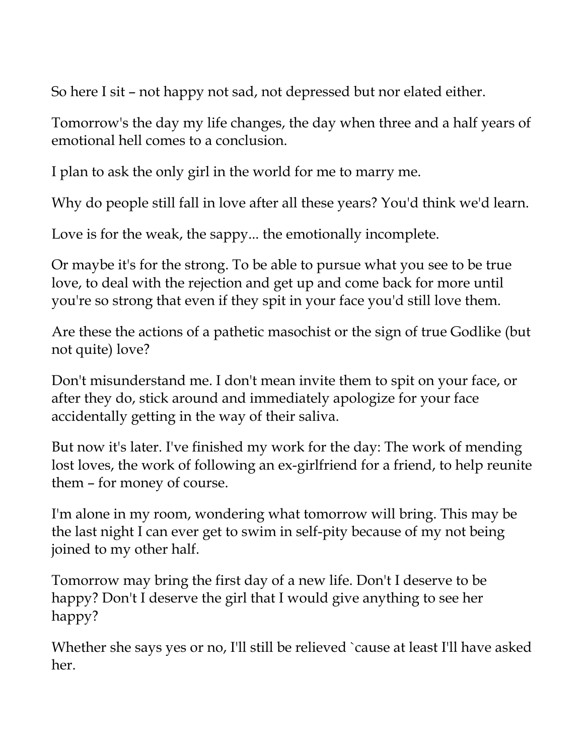So here I sit – not happy not sad, not depressed but nor elated either.

Tomorrow's the day my life changes, the day when three and a half years of emotional hell comes to a conclusion.

I plan to ask the only girl in the world for me to marry me.

Why do people still fall in love after all these years? You'd think we'd learn.

Love is for the weak, the sappy... the emotionally incomplete.

Or maybe it's for the strong. To be able to pursue what you see to be true love, to deal with the rejection and get up and come back for more until you're so strong that even if they spit in your face you'd still love them.

Are these the actions of a pathetic masochist or the sign of true Godlike (but not quite) love?

Don't misunderstand me. I don't mean invite them to spit on your face, or after they do, stick around and immediately apologize for your face accidentally getting in the way of their saliva.

But now it's later. I've finished my work for the day: The work of mending lost loves, the work of following an ex-girlfriend for a friend, to help reunite them – for money of course.

I'm alone in my room, wondering what tomorrow will bring. This may be the last night I can ever get to swim in self-pity because of my not being joined to my other half.

Tomorrow may bring the first day of a new life. Don't I deserve to be happy? Don't I deserve the girl that I would give anything to see her happy?

Whether she says yes or no, I'll still be relieved `cause at least I'll have asked her.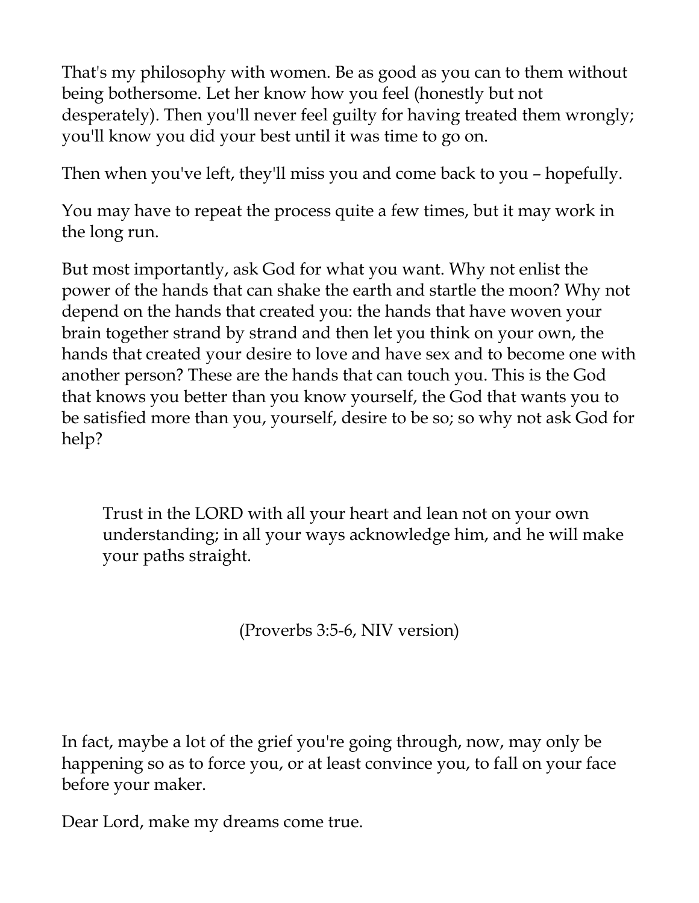That's my philosophy with women. Be as good as you can to them without being bothersome. Let her know how you feel (honestly but not desperately). Then you'll never feel guilty for having treated them wrongly; you'll know you did your best until it was time to go on.

Then when you've left, they'll miss you and come back to you – hopefully.

You may have to repeat the process quite a few times, but it may work in the long run.

But most importantly, ask God for what you want. Why not enlist the power of the hands that can shake the earth and startle the moon? Why not depend on the hands that created you: the hands that have woven your brain together strand by strand and then let you think on your own, the hands that created your desire to love and have sex and to become one with another person? These are the hands that can touch you. This is the God that knows you better than you know yourself, the God that wants you to be satisfied more than you, yourself, desire to be so; so why not ask God for help?

> Trust in the LORD with all your heart and lean not on your own understanding; in all your ways acknowledge him, and he will make your paths straight.
>
> (Proverbs 3:5-6, NIV version)

In fact, maybe a lot of the grief you're going through, now, may only be happening so as to force you, or at least convince you, to fall on your face before your maker.

Dear Lord, make my dreams come true.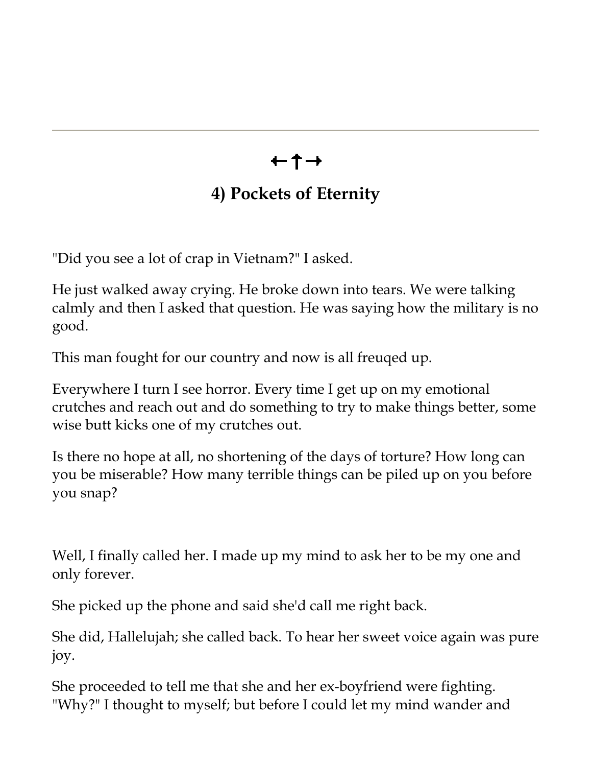←↑→

## 4) Pockets of Eternity

"Did you see a lot of crap in Vietnam?" I asked.

He just walked away crying. He broke down into tears. We were talking calmly and then I asked that question. He was saying how the military is no good.

This man fought for our country and now is all freuqed up.

Everywhere I turn I see horror. Every time I get up on my emotional crutches and reach out and do something to try to make things better, some wise butt kicks one of my crutches out.

Is there no hope at all, no shortening of the days of torture? How long can you be miserable? How many terrible things can be piled up on you before you snap?

Well, I finally called her. I made up my mind to ask her to be my one and only forever.

She picked up the phone and said she'd call me right back.

She did, Hallelujah; she called back. To hear her sweet voice again was pure joy.

She proceeded to tell me that she and her ex-boyfriend were fighting. "Why?" I thought to myself; but before I could let my mind wander and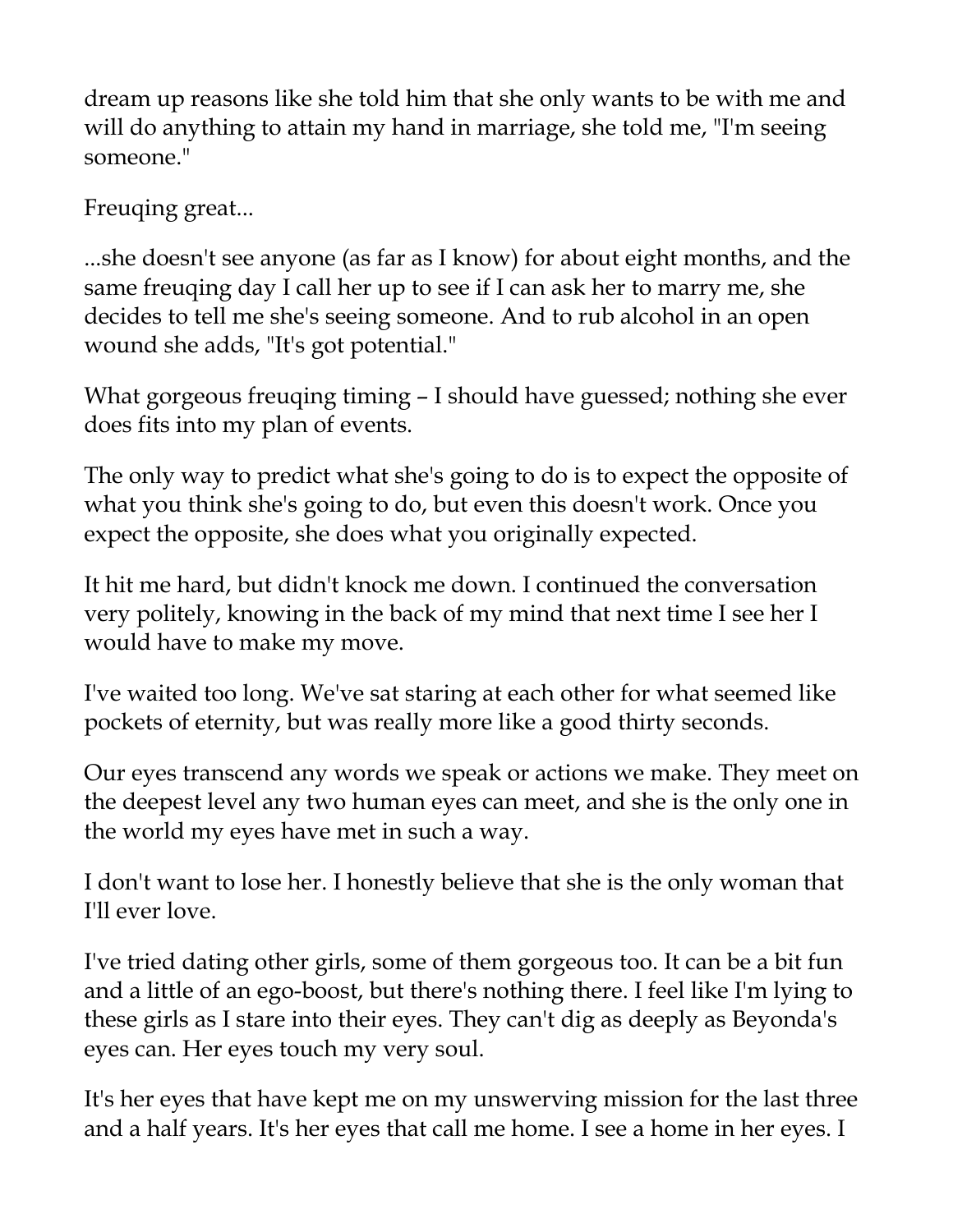dream up reasons like she told him that she only wants to be with me and will do anything to attain my hand in marriage, she told me, "I'm seeing someone."

Freuqing great...

...she doesn't see anyone (as far as I know) for about eight months, and the same freuqing day I call her up to see if I can ask her to marry me, she decides to tell me she's seeing someone. And to rub alcohol in an open wound she adds, "It's got potential."

What gorgeous freuqing timing – I should have guessed; nothing she ever does fits into my plan of events.

The only way to predict what she's going to do is to expect the opposite of what you think she's going to do, but even this doesn't work. Once you expect the opposite, she does what you originally expected.

It hit me hard, but didn't knock me down. I continued the conversation very politely, knowing in the back of my mind that next time I see her I would have to make my move.

I've waited too long. We've sat staring at each other for what seemed like pockets of eternity, but was really more like a good thirty seconds.

Our eyes transcend any words we speak or actions we make. They meet on the deepest level any two human eyes can meet, and she is the only one in the world my eyes have met in such a way.

I don't want to lose her. I honestly believe that she is the only woman that I'll ever love.

I've tried dating other girls, some of them gorgeous too. It can be a bit fun and a little of an ego-boost, but there's nothing there. I feel like I'm lying to these girls as I stare into their eyes. They can't dig as deeply as Beyonda's eyes can. Her eyes touch my very soul.

It's her eyes that have kept me on my unswerving mission for the last three and a half years. It's her eyes that call me home. I see a home in her eyes. I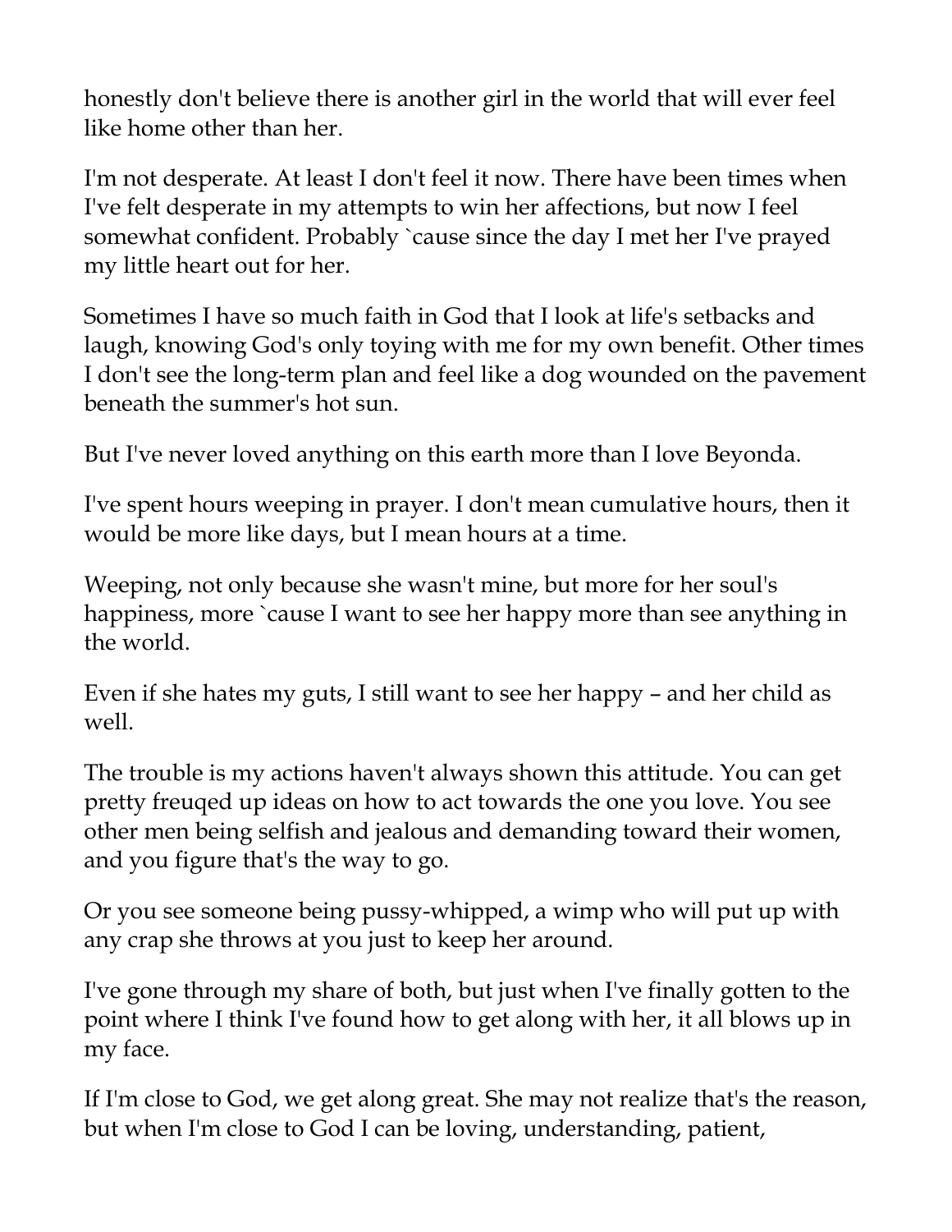honestly don't believe there is another girl in the world that will ever feel like home other than her.

I'm not desperate. At least I don't feel it now. There have been times when I've felt desperate in my attempts to win her affections, but now I feel somewhat confident. Probably `cause since the day I met her I've prayed my little heart out for her.

Sometimes I have so much faith in God that I look at life's setbacks and laugh, knowing God's only toying with me for my own benefit. Other times I don't see the long-term plan and feel like a dog wounded on the pavement beneath the summer's hot sun.

But I've never loved anything on this earth more than I love Beyonda.

I've spent hours weeping in prayer. I don't mean cumulative hours, then it would be more like days, but I mean hours at a time.

Weeping, not only because she wasn't mine, but more for her soul's happiness, more `cause I want to see her happy more than see anything in the world.

Even if she hates my guts, I still want to see her happy – and her child as well.

The trouble is my actions haven't always shown this attitude. You can get pretty freuqed up ideas on how to act towards the one you love. You see other men being selfish and jealous and demanding toward their women, and you figure that's the way to go.

Or you see someone being pussy-whipped, a wimp who will put up with any crap she throws at you just to keep her around.

I've gone through my share of both, but just when I've finally gotten to the point where I think I've found how to get along with her, it all blows up in my face.

If I'm close to God, we get along great. She may not realize that's the reason, but when I'm close to God I can be loving, understanding, patient,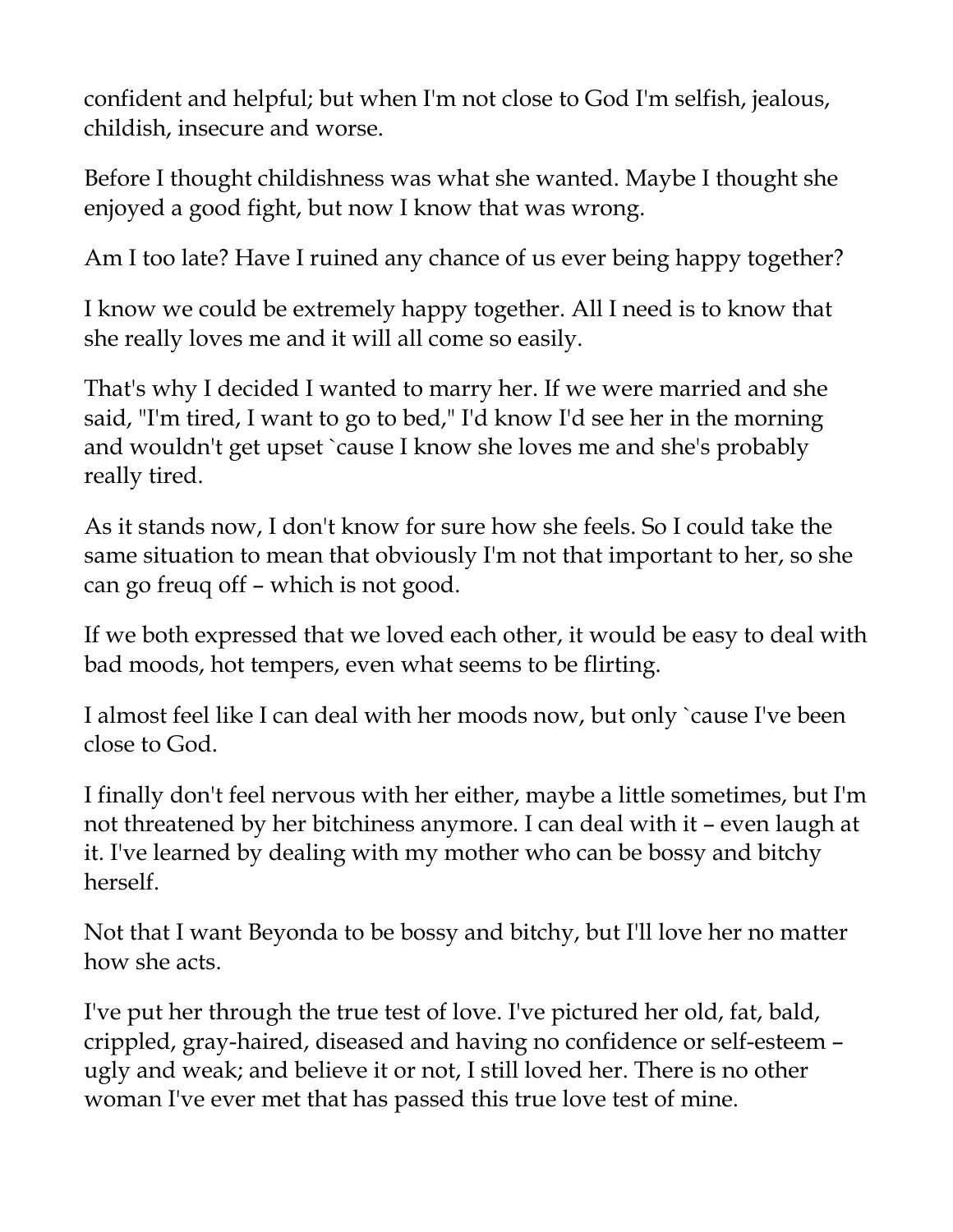confident and helpful; but when I'm not close to God I'm selfish, jealous, childish, insecure and worse.

Before I thought childishness was what she wanted. Maybe I thought she enjoyed a good fight, but now I know that was wrong.

Am I too late? Have I ruined any chance of us ever being happy together?

I know we could be extremely happy together. All I need is to know that she really loves me and it will all come so easily.

That's why I decided I wanted to marry her. If we were married and she said, "I'm tired, I want to go to bed," I'd know I'd see her in the morning and wouldn't get upset `cause I know she loves me and she's probably really tired.

As it stands now, I don't know for sure how she feels. So I could take the same situation to mean that obviously I'm not that important to her, so she can go freuq off – which is not good.

If we both expressed that we loved each other, it would be easy to deal with bad moods, hot tempers, even what seems to be flirting.

I almost feel like I can deal with her moods now, but only `cause I've been close to God.

I finally don't feel nervous with her either, maybe a little sometimes, but I'm not threatened by her bitchiness anymore. I can deal with it – even laugh at it. I've learned by dealing with my mother who can be bossy and bitchy herself.

Not that I want Beyonda to be bossy and bitchy, but I'll love her no matter how she acts.

I've put her through the true test of love. I've pictured her old, fat, bald, crippled, gray-haired, diseased and having no confidence or self-esteem – ugly and weak; and believe it or not, I still loved her. There is no other woman I've ever met that has passed this true love test of mine.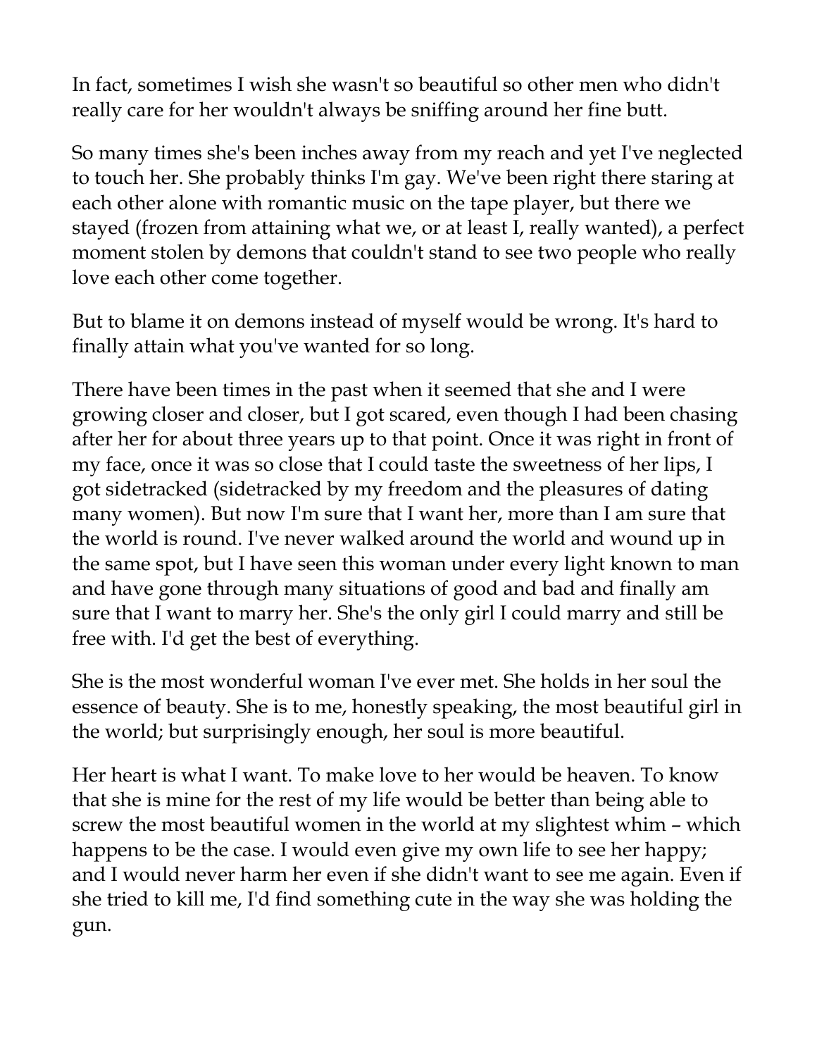In fact, sometimes I wish she wasn't so beautiful so other men who didn't really care for her wouldn't always be sniffing around her fine butt.

So many times she's been inches away from my reach and yet I've neglected to touch her. She probably thinks I'm gay. We've been right there staring at each other alone with romantic music on the tape player, but there we stayed (frozen from attaining what we, or at least I, really wanted), a perfect moment stolen by demons that couldn't stand to see two people who really love each other come together.

But to blame it on demons instead of myself would be wrong. It's hard to finally attain what you've wanted for so long.

There have been times in the past when it seemed that she and I were growing closer and closer, but I got scared, even though I had been chasing after her for about three years up to that point. Once it was right in front of my face, once it was so close that I could taste the sweetness of her lips, I got sidetracked (sidetracked by my freedom and the pleasures of dating many women). But now I'm sure that I want her, more than I am sure that the world is round. I've never walked around the world and wound up in the same spot, but I have seen this woman under every light known to man and have gone through many situations of good and bad and finally am sure that I want to marry her. She's the only girl I could marry and still be free with. I'd get the best of everything.

She is the most wonderful woman I've ever met. She holds in her soul the essence of beauty. She is to me, honestly speaking, the most beautiful girl in the world; but surprisingly enough, her soul is more beautiful.

Her heart is what I want. To make love to her would be heaven. To know that she is mine for the rest of my life would be better than being able to screw the most beautiful women in the world at my slightest whim – which happens to be the case. I would even give my own life to see her happy; and I would never harm her even if she didn't want to see me again. Even if she tried to kill me, I'd find something cute in the way she was holding the gun.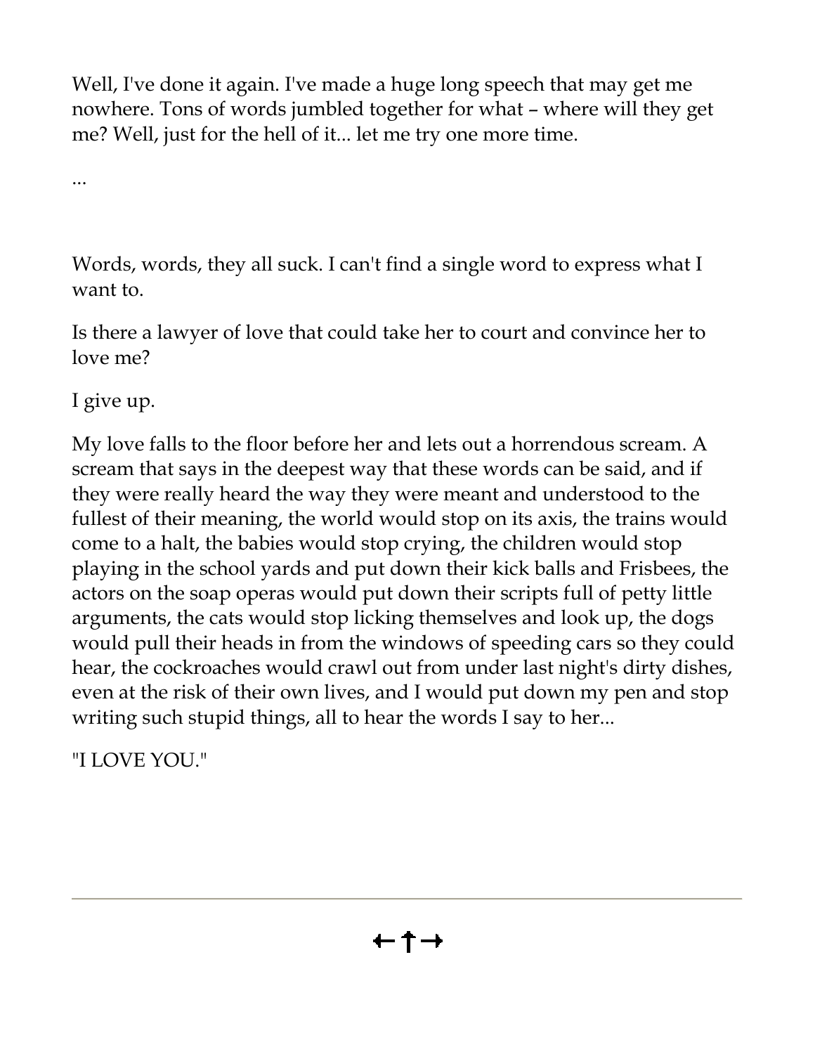Well, I've done it again. I've made a huge long speech that may get me nowhere. Tons of words jumbled together for what – where will they get me? Well, just for the hell of it... let me try one more time.

...

Words, words, they all suck. I can't find a single word to express what I want to.

Is there a lawyer of love that could take her to court and convince her to love me?

I give up.

My love falls to the floor before her and lets out a horrendous scream. A scream that says in the deepest way that these words can be said, and if they were really heard the way they were meant and understood to the fullest of their meaning, the world would stop on its axis, the trains would come to a halt, the babies would stop crying, the children would stop playing in the school yards and put down their kick balls and Frisbees, the actors on the soap operas would put down their scripts full of petty little arguments, the cats would stop licking themselves and look up, the dogs would pull their heads in from the windows of speeding cars so they could hear, the cockroaches would crawl out from under last night's dirty dishes, even at the risk of their own lives, and I would put down my pen and stop writing such stupid things, all to hear the words I say to her...

"I LOVE YOU."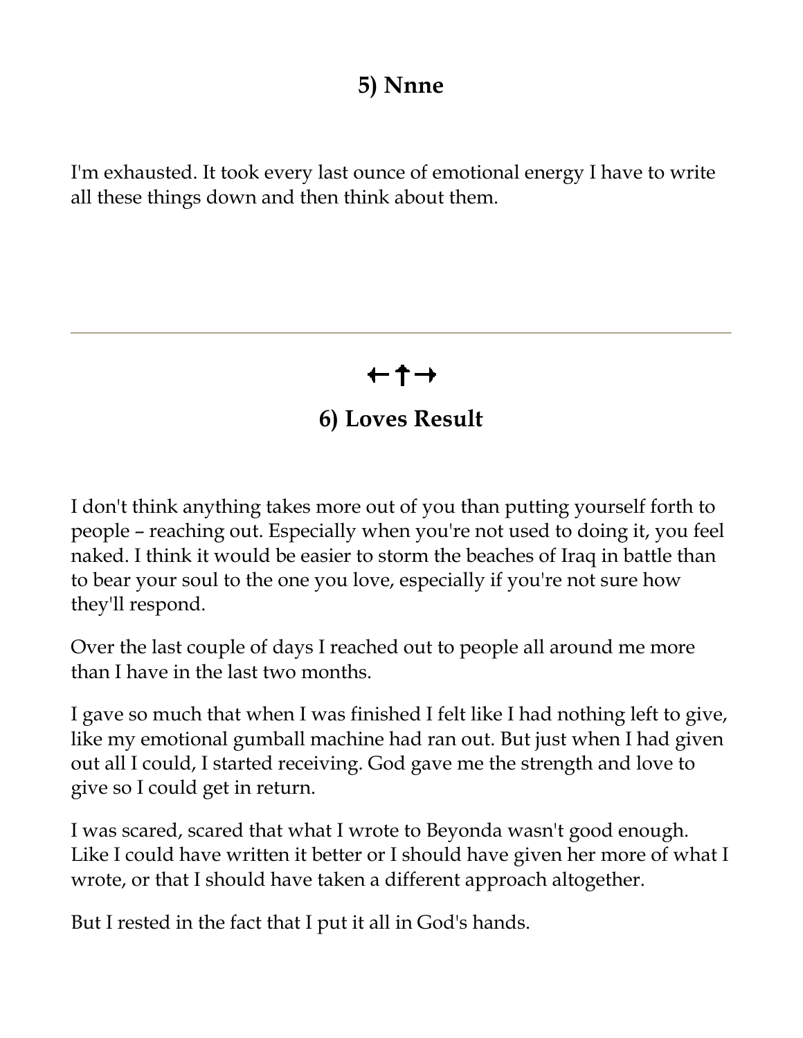## 5) Nnne

I'm exhausted. It took every last ounce of emotional energy I have to write all these things down and then think about them.

---

←↑→

## 6) Loves Result

I don't think anything takes more out of you than putting yourself forth to people – reaching out. Especially when you're not used to doing it, you feel naked. I think it would be easier to storm the beaches of Iraq in battle than to bear your soul to the one you love, especially if you're not sure how they'll respond.

Over the last couple of days I reached out to people all around me more than I have in the last two months.

I gave so much that when I was finished I felt like I had nothing left to give, like my emotional gumball machine had ran out. But just when I had given out all I could, I started receiving. God gave me the strength and love to give so I could get in return.

I was scared, scared that what I wrote to Beyonda wasn't good enough. Like I could have written it better or I should have given her more of what I wrote, or that I should have taken a different approach altogether.

But I rested in the fact that I put it all in God's hands.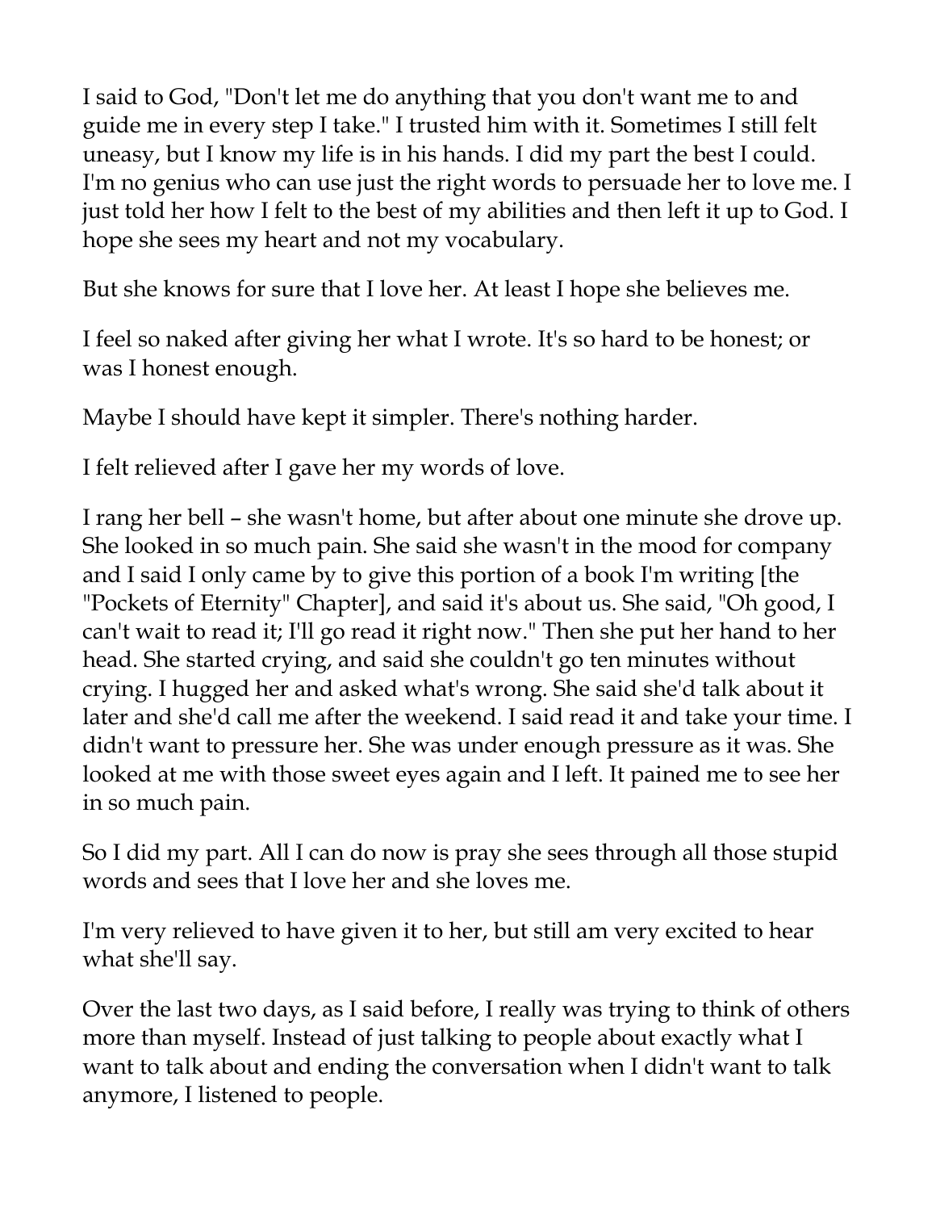I said to God, "Don't let me do anything that you don't want me to and guide me in every step I take." I trusted him with it. Sometimes I still felt uneasy, but I know my life is in his hands. I did my part the best I could. I'm no genius who can use just the right words to persuade her to love me. I just told her how I felt to the best of my abilities and then left it up to God. I hope she sees my heart and not my vocabulary.

But she knows for sure that I love her. At least I hope she believes me.

I feel so naked after giving her what I wrote. It's so hard to be honest; or was I honest enough.

Maybe I should have kept it simpler. There's nothing harder.

I felt relieved after I gave her my words of love.

I rang her bell – she wasn't home, but after about one minute she drove up. She looked in so much pain. She said she wasn't in the mood for company and I said I only came by to give this portion of a book I'm writing [the "Pockets of Eternity" Chapter], and said it's about us. She said, "Oh good, I can't wait to read it; I'll go read it right now." Then she put her hand to her head. She started crying, and said she couldn't go ten minutes without crying. I hugged her and asked what's wrong. She said she'd talk about it later and she'd call me after the weekend. I said read it and take your time. I didn't want to pressure her. She was under enough pressure as it was. She looked at me with those sweet eyes again and I left. It pained me to see her in so much pain.

So I did my part. All I can do now is pray she sees through all those stupid words and sees that I love her and she loves me.

I'm very relieved to have given it to her, but still am very excited to hear what she'll say.

Over the last two days, as I said before, I really was trying to think of others more than myself. Instead of just talking to people about exactly what I want to talk about and ending the conversation when I didn't want to talk anymore, I listened to people.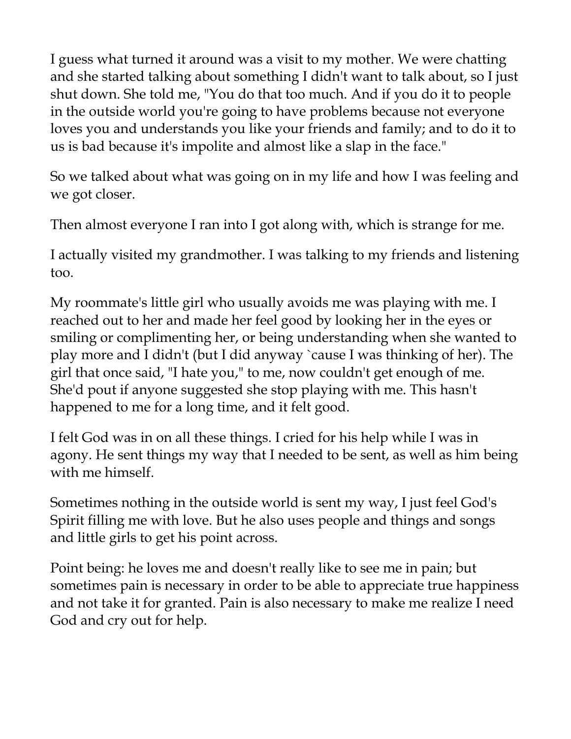I guess what turned it around was a visit to my mother. We were chatting and she started talking about something I didn't want to talk about, so I just shut down. She told me, "You do that too much. And if you do it to people in the outside world you're going to have problems because not everyone loves you and understands you like your friends and family; and to do it to us is bad because it's impolite and almost like a slap in the face."

So we talked about what was going on in my life and how I was feeling and we got closer.

Then almost everyone I ran into I got along with, which is strange for me.

I actually visited my grandmother. I was talking to my friends and listening too.

My roommate's little girl who usually avoids me was playing with me. I reached out to her and made her feel good by looking her in the eyes or smiling or complimenting her, or being understanding when she wanted to play more and I didn't (but I did anyway `cause I was thinking of her). The girl that once said, "I hate you," to me, now couldn't get enough of me. She'd pout if anyone suggested she stop playing with me. This hasn't happened to me for a long time, and it felt good.

I felt God was in on all these things. I cried for his help while I was in agony. He sent things my way that I needed to be sent, as well as him being with me himself.

Sometimes nothing in the outside world is sent my way, I just feel God's Spirit filling me with love. But he also uses people and things and songs and little girls to get his point across.

Point being: he loves me and doesn't really like to see me in pain; but sometimes pain is necessary in order to be able to appreciate true happiness and not take it for granted. Pain is also necessary to make me realize I need God and cry out for help.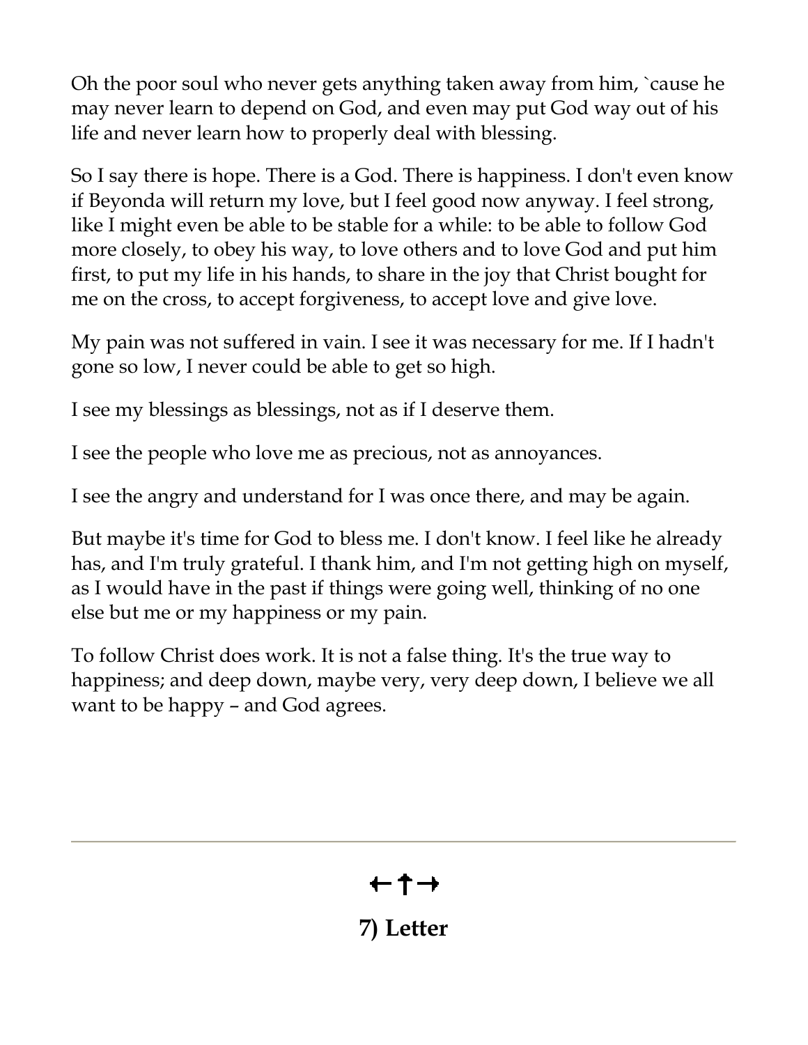Oh the poor soul who never gets anything taken away from him, `cause he may never learn to depend on God, and even may put God way out of his life and never learn how to properly deal with blessing.

So I say there is hope. There is a God. There is happiness. I don't even know if Beyonda will return my love, but I feel good now anyway. I feel strong, like I might even be able to be stable for a while: to be able to follow God more closely, to obey his way, to love others and to love God and put him first, to put my life in his hands, to share in the joy that Christ bought for me on the cross, to accept forgiveness, to accept love and give love.

My pain was not suffered in vain. I see it was necessary for me. If I hadn't gone so low, I never could be able to get so high.

I see my blessings as blessings, not as if I deserve them.

I see the people who love me as precious, not as annoyances.

I see the angry and understand for I was once there, and may be again.

But maybe it's time for God to bless me. I don't know. I feel like he already has, and I'm truly grateful. I thank him, and I'm not getting high on myself, as I would have in the past if things were going well, thinking of no one else but me or my happiness or my pain.

To follow Christ does work. It is not a false thing. It's the true way to happiness; and deep down, maybe very, very deep down, I believe we all want to be happy – and God agrees.

---

←†→

## 7) Letter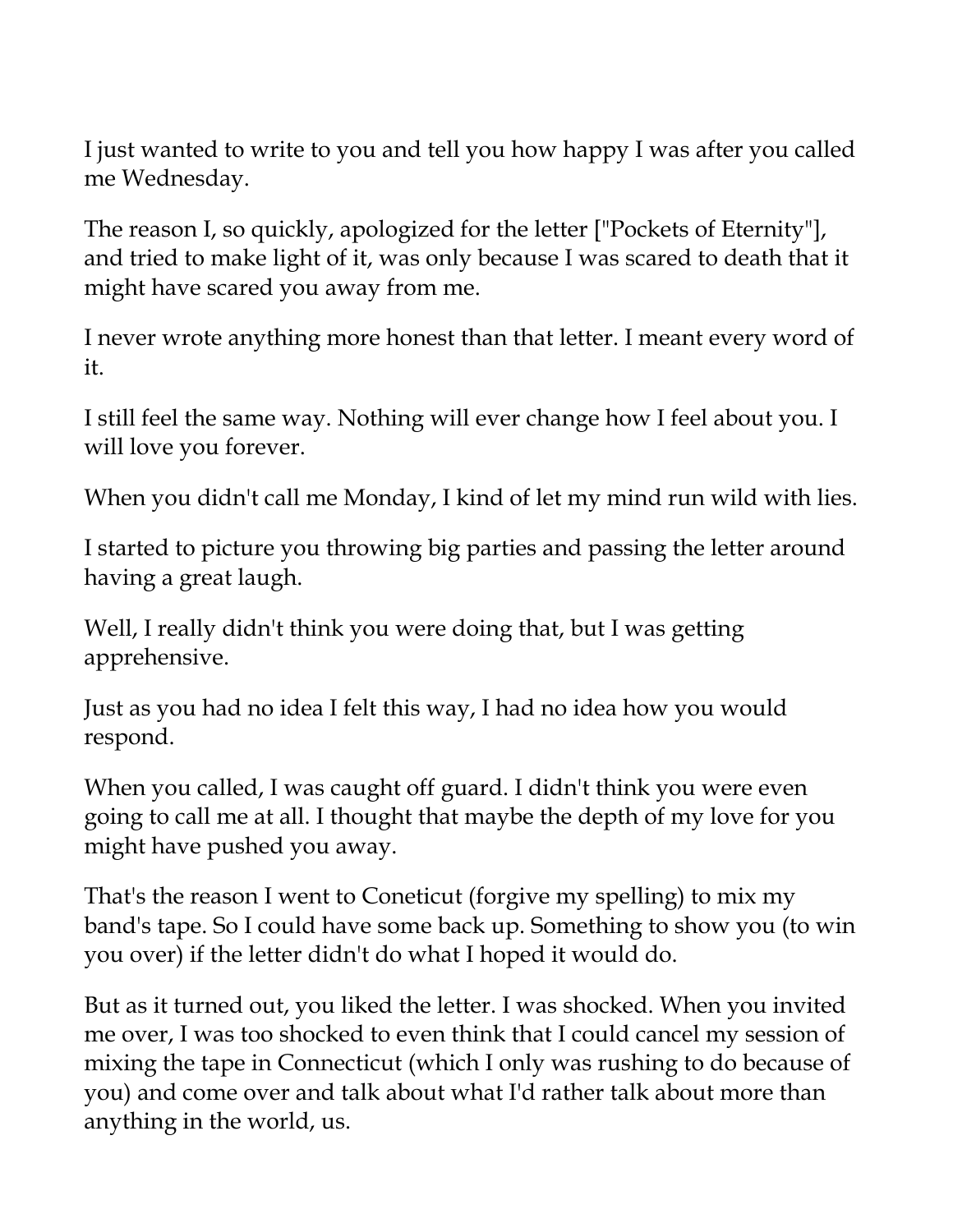I just wanted to write to you and tell you how happy I was after you called me Wednesday.

The reason I, so quickly, apologized for the letter ["Pockets of Eternity"], and tried to make light of it, was only because I was scared to death that it might have scared you away from me.

I never wrote anything more honest than that letter. I meant every word of it.

I still feel the same way. Nothing will ever change how I feel about you. I will love you forever.

When you didn't call me Monday, I kind of let my mind run wild with lies.

I started to picture you throwing big parties and passing the letter around having a great laugh.

Well, I really didn't think you were doing that, but I was getting apprehensive.

Just as you had no idea I felt this way, I had no idea how you would respond.

When you called, I was caught off guard. I didn't think you were even going to call me at all. I thought that maybe the depth of my love for you might have pushed you away.

That's the reason I went to Coneticut (forgive my spelling) to mix my band's tape. So I could have some back up. Something to show you (to win you over) if the letter didn't do what I hoped it would do.

But as it turned out, you liked the letter. I was shocked. When you invited me over, I was too shocked to even think that I could cancel my session of mixing the tape in Connecticut (which I only was rushing to do because of you) and come over and talk about what I'd rather talk about more than anything in the world, us.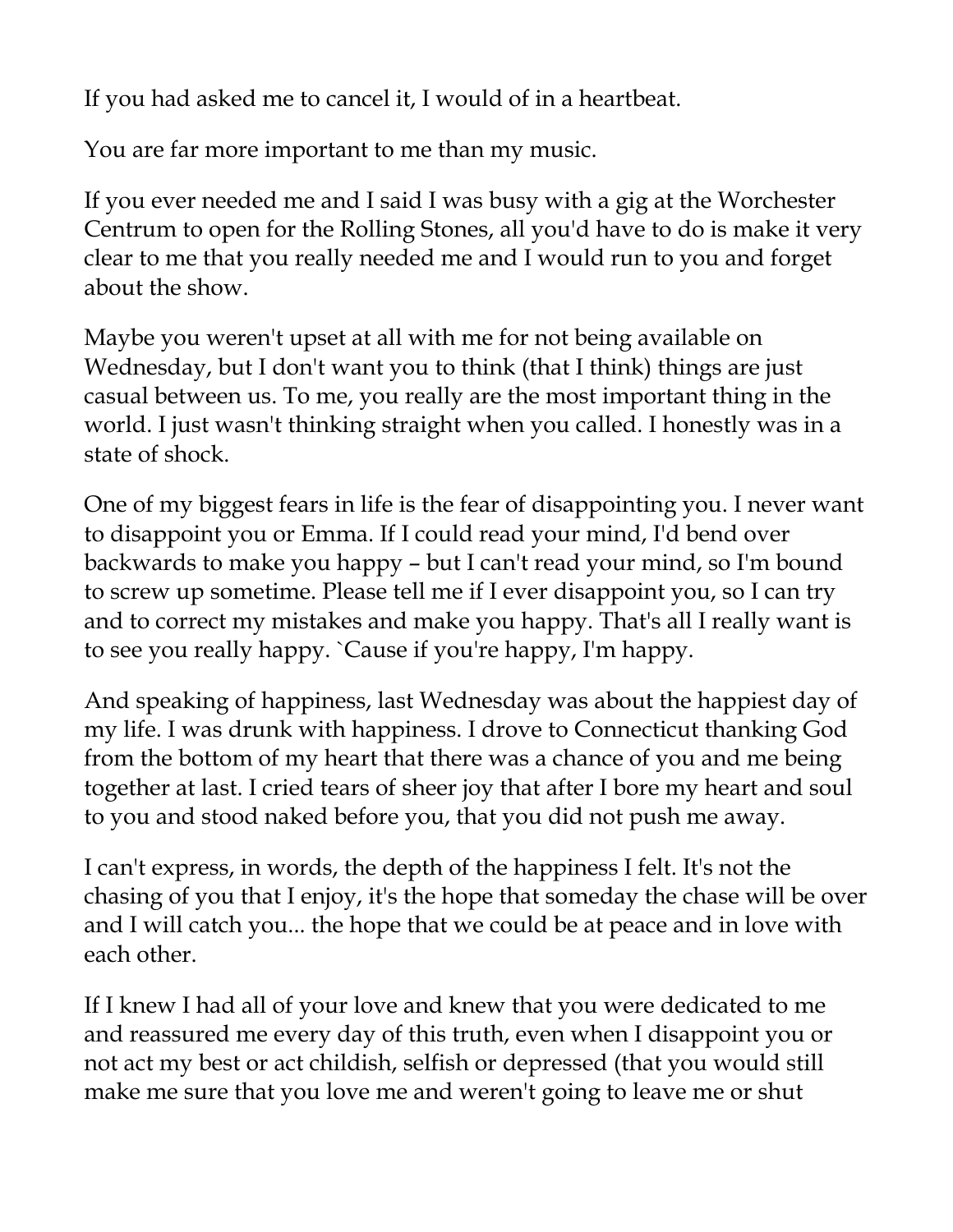If you had asked me to cancel it, I would of in a heartbeat.

You are far more important to me than my music.

If you ever needed me and I said I was busy with a gig at the Worchester Centrum to open for the Rolling Stones, all you'd have to do is make it very clear to me that you really needed me and I would run to you and forget about the show.

Maybe you weren't upset at all with me for not being available on Wednesday, but I don't want you to think (that I think) things are just casual between us. To me, you really are the most important thing in the world. I just wasn't thinking straight when you called. I honestly was in a state of shock.

One of my biggest fears in life is the fear of disappointing you. I never want to disappoint you or Emma. If I could read your mind, I'd bend over backwards to make you happy – but I can't read your mind, so I'm bound to screw up sometime. Please tell me if I ever disappoint you, so I can try and to correct my mistakes and make you happy. That's all I really want is to see you really happy. `Cause if you're happy, I'm happy.

And speaking of happiness, last Wednesday was about the happiest day of my life. I was drunk with happiness. I drove to Connecticut thanking God from the bottom of my heart that there was a chance of you and me being together at last. I cried tears of sheer joy that after I bore my heart and soul to you and stood naked before you, that you did not push me away.

I can't express, in words, the depth of the happiness I felt. It's not the chasing of you that I enjoy, it's the hope that someday the chase will be over and I will catch you... the hope that we could be at peace and in love with each other.

If I knew I had all of your love and knew that you were dedicated to me and reassured me every day of this truth, even when I disappoint you or not act my best or act childish, selfish or depressed (that you would still make me sure that you love me and weren't going to leave me or shut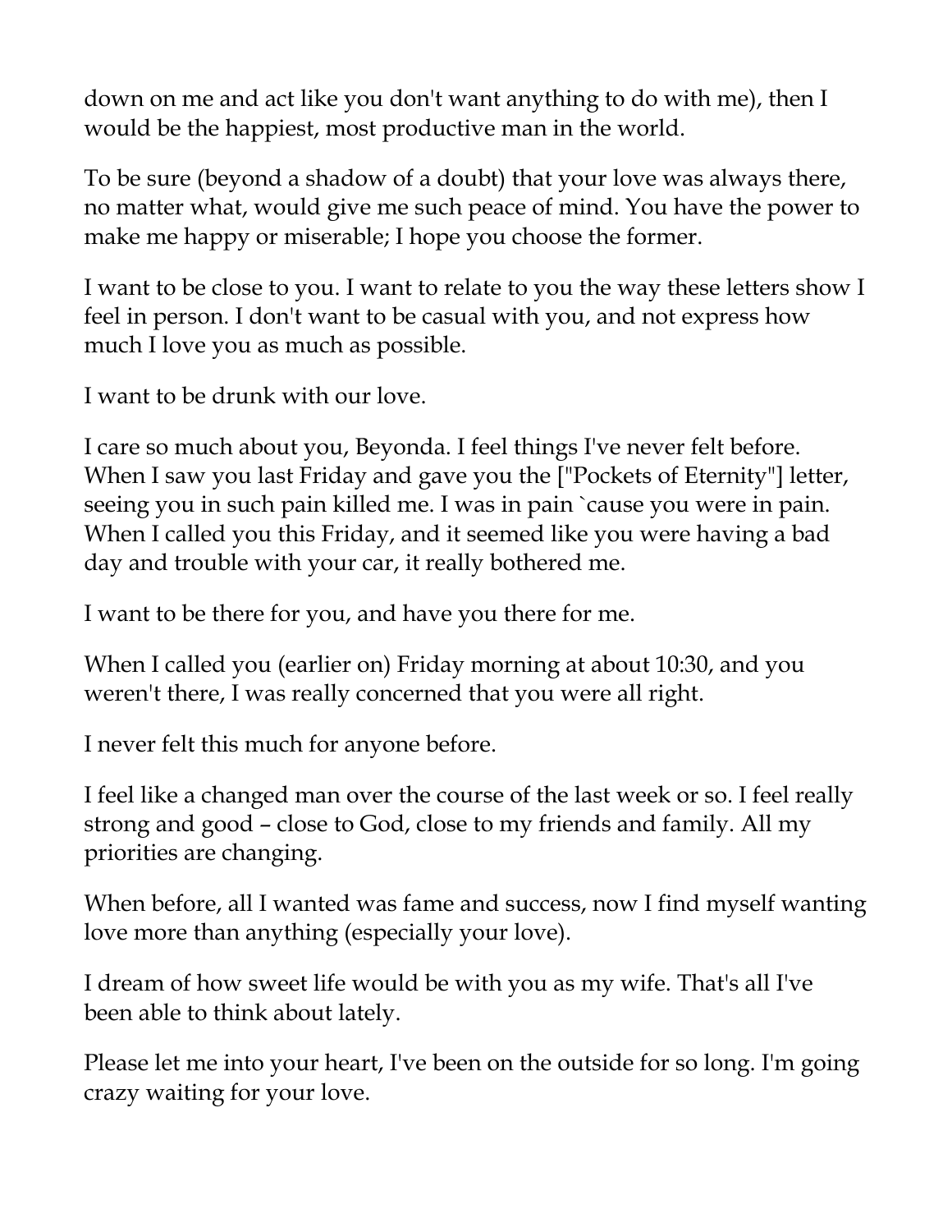down on me and act like you don't want anything to do with me), then I would be the happiest, most productive man in the world.

To be sure (beyond a shadow of a doubt) that your love was always there, no matter what, would give me such peace of mind. You have the power to make me happy or miserable; I hope you choose the former.

I want to be close to you. I want to relate to you the way these letters show I feel in person. I don't want to be casual with you, and not express how much I love you as much as possible.

I want to be drunk with our love.

I care so much about you, Beyonda. I feel things I've never felt before. When I saw you last Friday and gave you the ["Pockets of Eternity"] letter, seeing you in such pain killed me. I was in pain `cause you were in pain. When I called you this Friday, and it seemed like you were having a bad day and trouble with your car, it really bothered me.

I want to be there for you, and have you there for me.

When I called you (earlier on) Friday morning at about 10:30, and you weren't there, I was really concerned that you were all right.

I never felt this much for anyone before.

I feel like a changed man over the course of the last week or so. I feel really strong and good – close to God, close to my friends and family. All my priorities are changing.

When before, all I wanted was fame and success, now I find myself wanting love more than anything (especially your love).

I dream of how sweet life would be with you as my wife. That's all I've been able to think about lately.

Please let me into your heart, I've been on the outside for so long. I'm going crazy waiting for your love.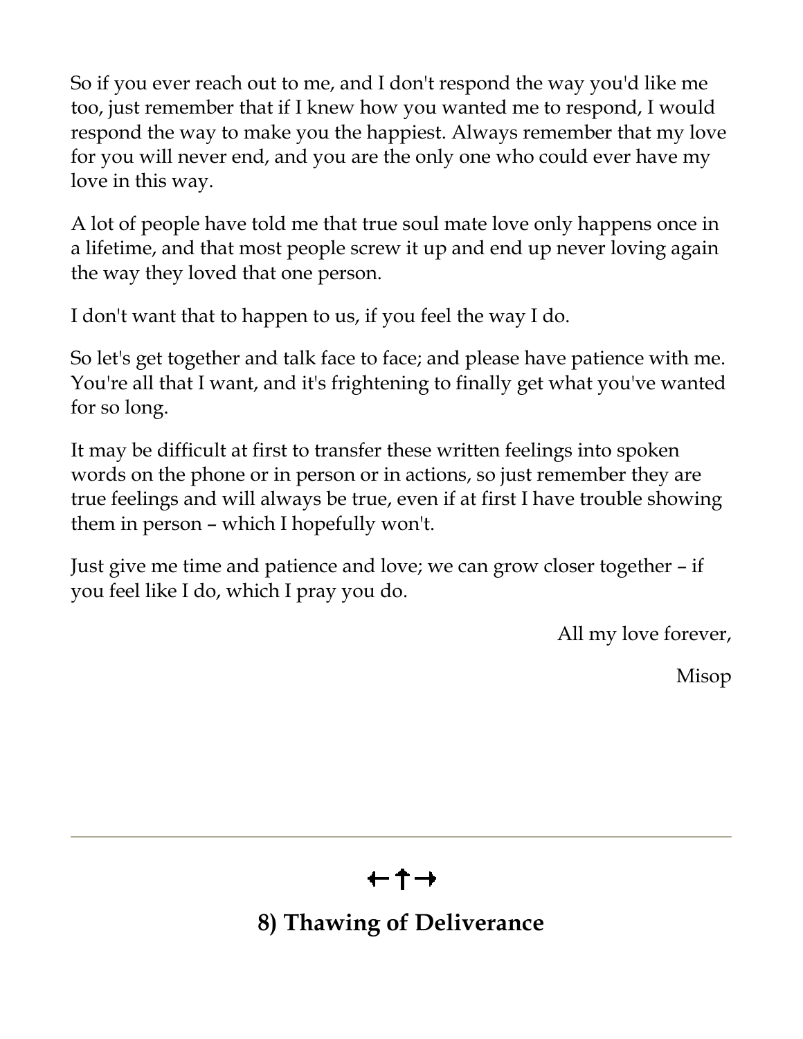So if you ever reach out to me, and I don't respond the way you'd like me too, just remember that if I knew how you wanted me to respond, I would respond the way to make you the happiest. Always remember that my love for you will never end, and you are the only one who could ever have my love in this way.

A lot of people have told me that true soul mate love only happens once in a lifetime, and that most people screw it up and end up never loving again the way they loved that one person.

I don't want that to happen to us, if you feel the way I do.

So let's get together and talk face to face; and please have patience with me. You're all that I want, and it's frightening to finally get what you've wanted for so long.

It may be difficult at first to transfer these written feelings into spoken words on the phone or in person or in actions, so just remember they are true feelings and will always be true, even if at first I have trouble showing them in person – which I hopefully won't.

Just give me time and patience and love; we can grow closer together – if you feel like I do, which I pray you do.

All my love forever,

Misop

---

←↑→

## 8) Thawing of Deliverance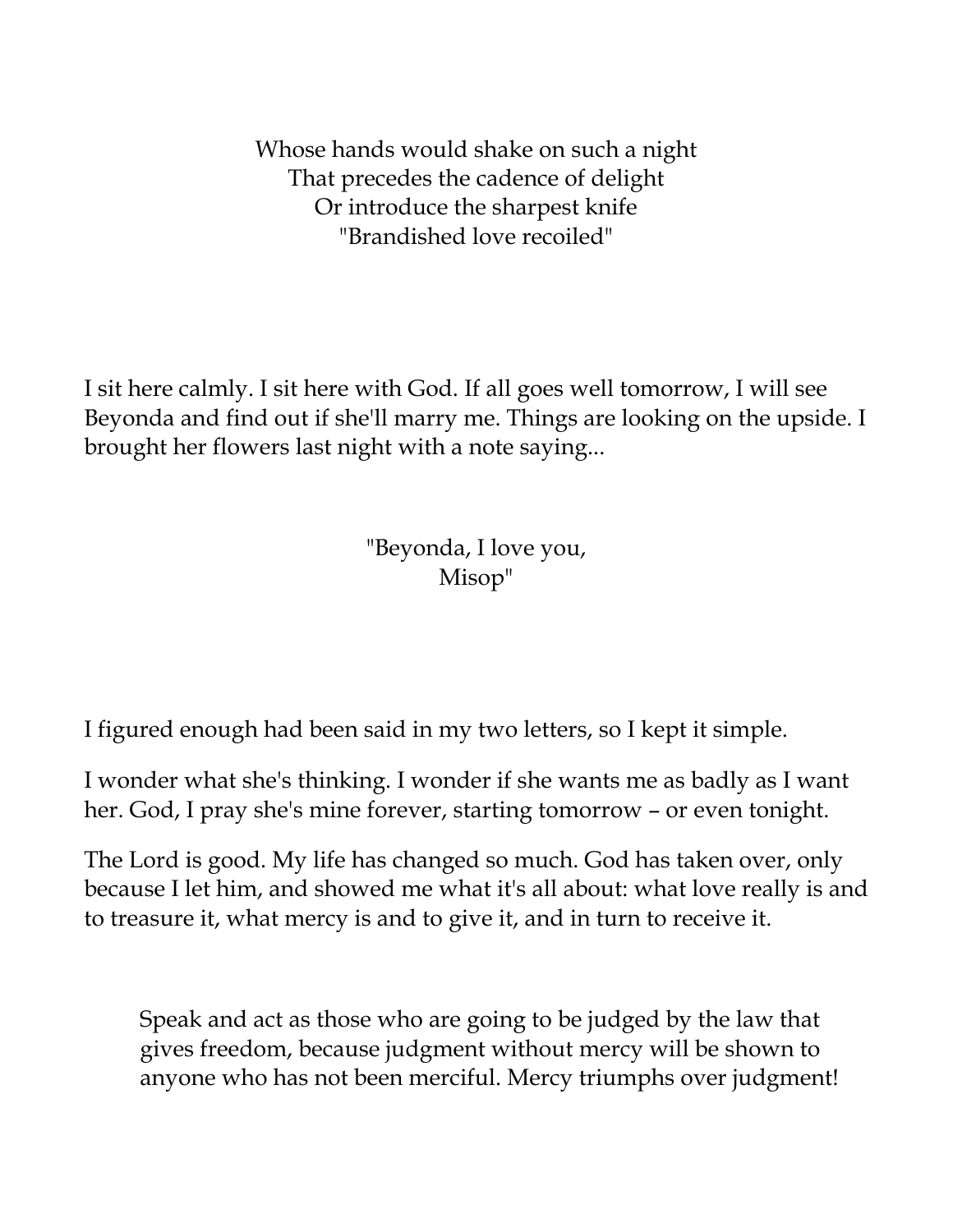Whose hands would shake on such a night  
That precedes the cadence of delight  
Or introduce the sharpest knife  
"Brandished love recoiled"

I sit here calmly. I sit here with God. If all goes well tomorrow, I will see Beyonda and find out if she'll marry me. Things are looking on the upside. I brought her flowers last night with a note saying...

"Beyonda, I love you,  
Misop"

I figured enough had been said in my two letters, so I kept it simple.

I wonder what she's thinking. I wonder if she wants me as badly as I want her. God, I pray she's mine forever, starting tomorrow – or even tonight.

The Lord is good. My life has changed so much. God has taken over, only because I let him, and showed me what it's all about: what love really is and to treasure it, what mercy is and to give it, and in turn to receive it.

> Speak and act as those who are going to be judged by the law that gives freedom, because judgment without mercy will be shown to anyone who has not been merciful. Mercy triumphs over judgment!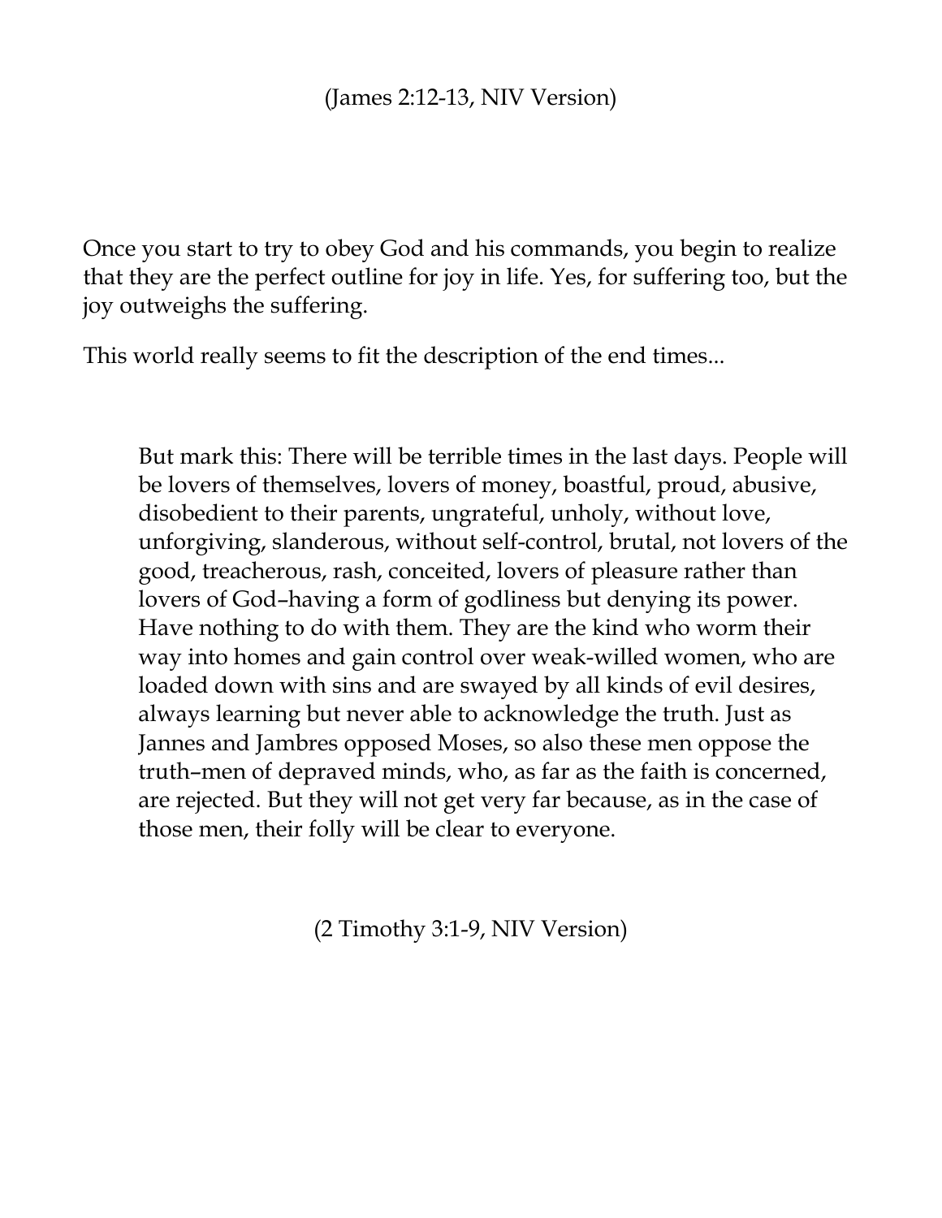(James 2:12-13, NIV Version)

Once you start to try to obey God and his commands, you begin to realize that they are the perfect outline for joy in life. Yes, for suffering too, but the joy outweighs the suffering.

This world really seems to fit the description of the end times...

> But mark this: There will be terrible times in the last days. People will be lovers of themselves, lovers of money, boastful, proud, abusive, disobedient to their parents, ungrateful, unholy, without love, unforgiving, slanderous, without self-control, brutal, not lovers of the good, treacherous, rash, conceited, lovers of pleasure rather than lovers of God–having a form of godliness but denying its power. Have nothing to do with them. They are the kind who worm their way into homes and gain control over weak-willed women, who are loaded down with sins and are swayed by all kinds of evil desires, always learning but never able to acknowledge the truth. Just as Jannes and Jambres opposed Moses, so also these men oppose the truth–men of depraved minds, who, as far as the faith is concerned, are rejected. But they will not get very far because, as in the case of those men, their folly will be clear to everyone.

(2 Timothy 3:1-9, NIV Version)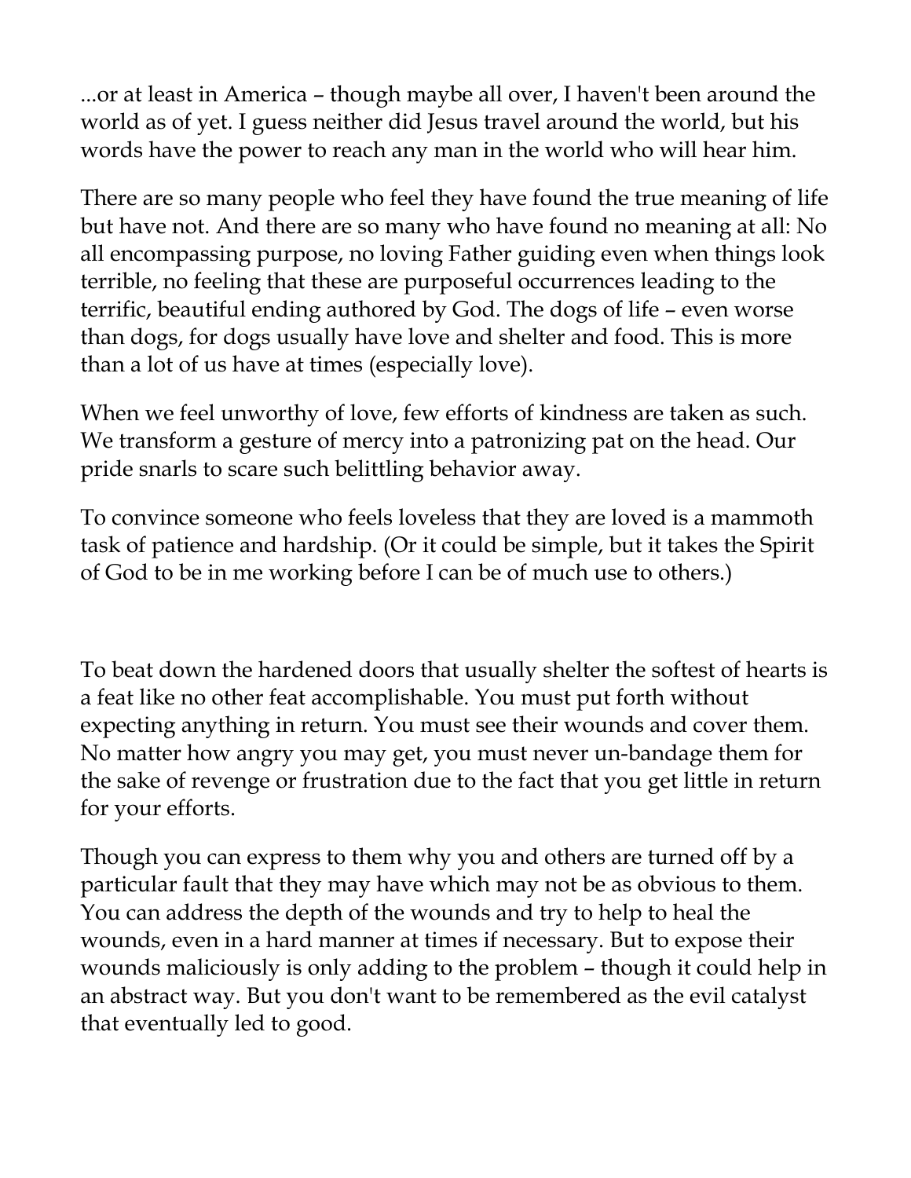...or at least in America – though maybe all over, I haven't been around the world as of yet. I guess neither did Jesus travel around the world, but his words have the power to reach any man in the world who will hear him.

There are so many people who feel they have found the true meaning of life but have not. And there are so many who have found no meaning at all: No all encompassing purpose, no loving Father guiding even when things look terrible, no feeling that these are purposeful occurrences leading to the terrific, beautiful ending authored by God. The dogs of life – even worse than dogs, for dogs usually have love and shelter and food. This is more than a lot of us have at times (especially love).

When we feel unworthy of love, few efforts of kindness are taken as such. We transform a gesture of mercy into a patronizing pat on the head. Our pride snarls to scare such belittling behavior away.

To convince someone who feels loveless that they are loved is a mammoth task of patience and hardship. (Or it could be simple, but it takes the Spirit of God to be in me working before I can be of much use to others.)

To beat down the hardened doors that usually shelter the softest of hearts is a feat like no other feat accomplishable. You must put forth without expecting anything in return. You must see their wounds and cover them. No matter how angry you may get, you must never un-bandage them for the sake of revenge or frustration due to the fact that you get little in return for your efforts.

Though you can express to them why you and others are turned off by a particular fault that they may have which may not be as obvious to them. You can address the depth of the wounds and try to help to heal the wounds, even in a hard manner at times if necessary. But to expose their wounds maliciously is only adding to the problem – though it could help in an abstract way. But you don't want to be remembered as the evil catalyst that eventually led to good.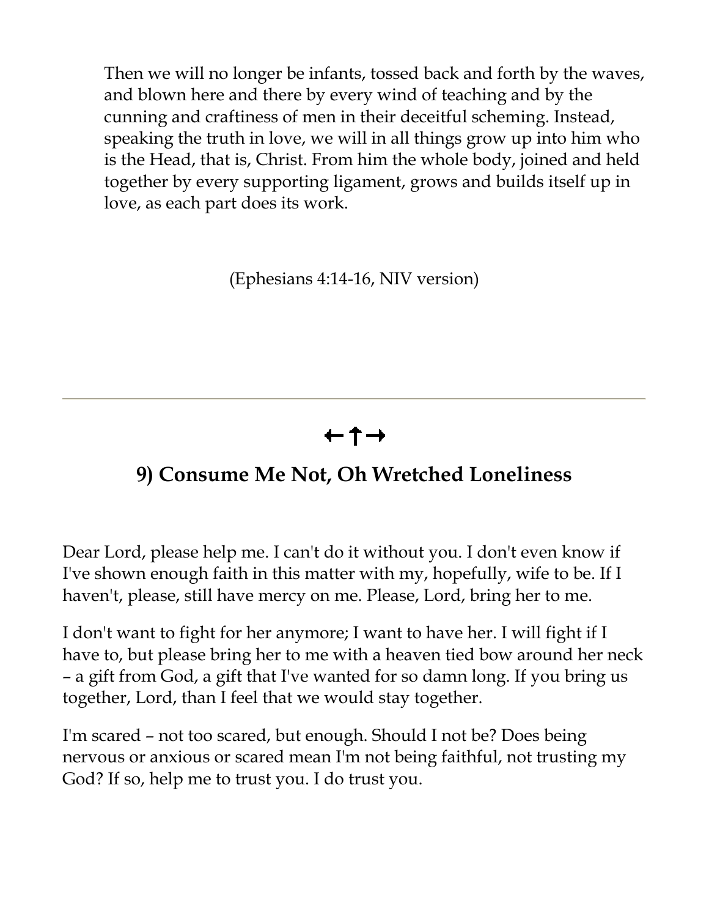> Then we will no longer be infants, tossed back and forth by the waves, and blown here and there by every wind of teaching and by the cunning and craftiness of men in their deceitful scheming. Instead, speaking the truth in love, we will in all things grow up into him who is the Head, that is, Christ. From him the whole body, joined and held together by every supporting ligament, grows and builds itself up in love, as each part does its work.
>
> (Ephesians 4:14-16, NIV version)

---

←†→

## 9) Consume Me Not, Oh Wretched Loneliness

Dear Lord, please help me. I can't do it without you. I don't even know if I've shown enough faith in this matter with my, hopefully, wife to be. If I haven't, please, still have mercy on me. Please, Lord, bring her to me.

I don't want to fight for her anymore; I want to have her. I will fight if I have to, but please bring her to me with a heaven tied bow around her neck – a gift from God, a gift that I've wanted for so damn long. If you bring us together, Lord, than I feel that we would stay together.

I'm scared – not too scared, but enough. Should I not be? Does being nervous or anxious or scared mean I'm not being faithful, not trusting my God? If so, help me to trust you. I do trust you.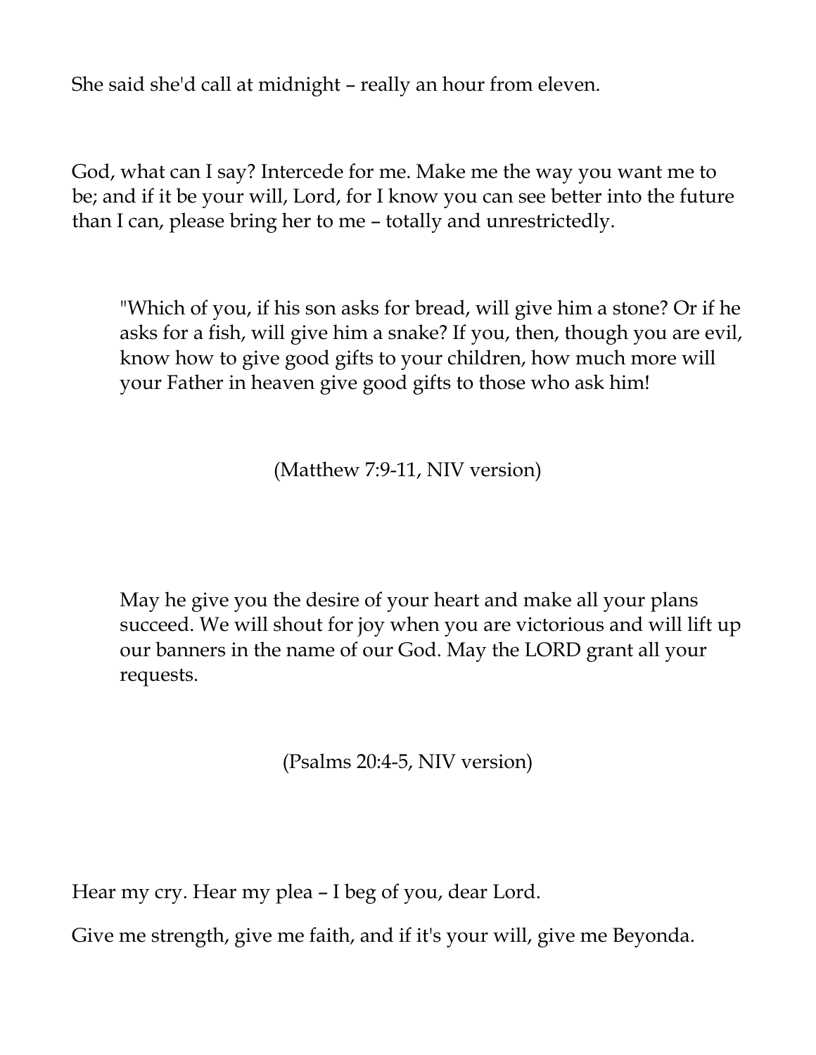She said she'd call at midnight – really an hour from eleven.

God, what can I say? Intercede for me. Make me the way you want me to be; and if it be your will, Lord, for I know you can see better into the future than I can, please bring her to me – totally and unrestrictedly.

> "Which of you, if his son asks for bread, will give him a stone? Or if he asks for a fish, will give him a snake? If you, then, though you are evil, know how to give good gifts to your children, how much more will your Father in heaven give good gifts to those who ask him!
>
> (Matthew 7:9-11, NIV version)

> May he give you the desire of your heart and make all your plans succeed. We will shout for joy when you are victorious and will lift up our banners in the name of our God. May the LORD grant all your requests.
>
> (Psalms 20:4-5, NIV version)

Hear my cry. Hear my plea – I beg of you, dear Lord.

Give me strength, give me faith, and if it's your will, give me Beyonda.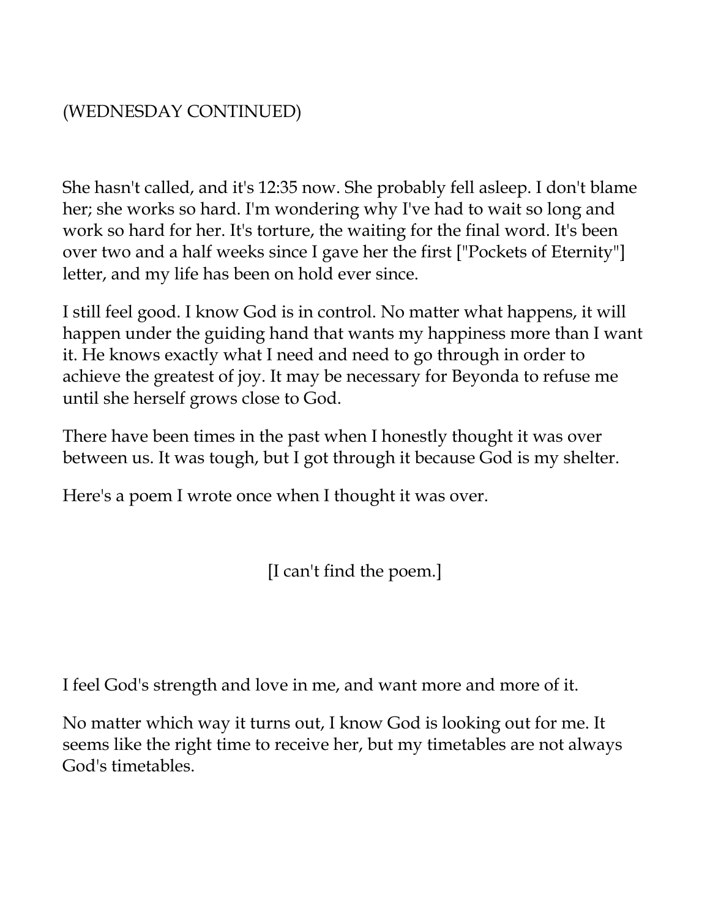(WEDNESDAY CONTINUED)

She hasn't called, and it's 12:35 now. She probably fell asleep. I don't blame her; she works so hard. I'm wondering why I've had to wait so long and work so hard for her. It's torture, the waiting for the final word. It's been over two and a half weeks since I gave her the first ["Pockets of Eternity"] letter, and my life has been on hold ever since.

I still feel good. I know God is in control. No matter what happens, it will happen under the guiding hand that wants my happiness more than I want it. He knows exactly what I need and need to go through in order to achieve the greatest of joy. It may be necessary for Beyonda to refuse me until she herself grows close to God.

There have been times in the past when I honestly thought it was over between us. It was tough, but I got through it because God is my shelter.

Here's a poem I wrote once when I thought it was over.

[I can't find the poem.]

I feel God's strength and love in me, and want more and more of it.

No matter which way it turns out, I know God is looking out for me. It seems like the right time to receive her, but my timetables are not always God's timetables.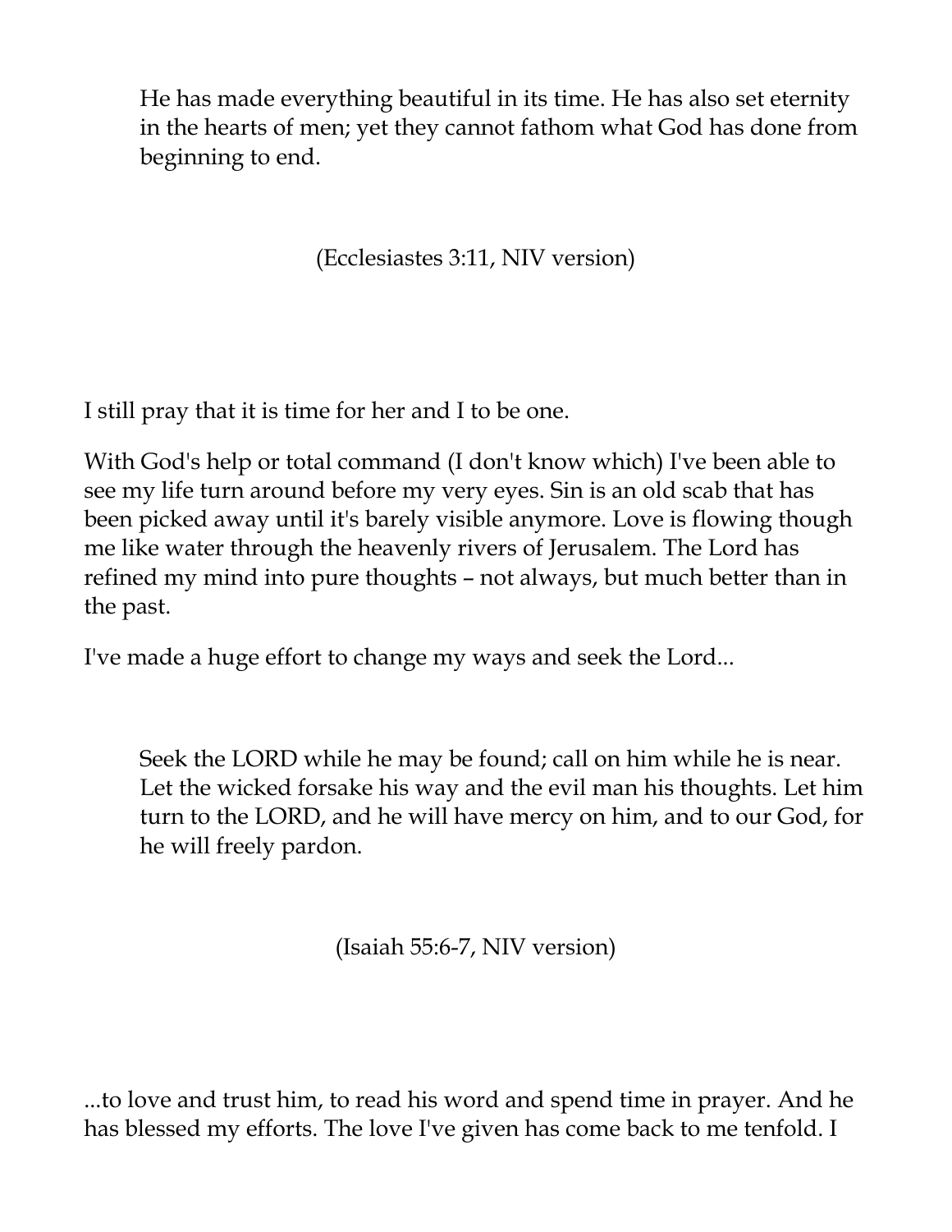> He has made everything beautiful in its time. He has also set eternity in the hearts of men; yet they cannot fathom what God has done from beginning to end.
>
> (Ecclesiastes 3:11, NIV version)

I still pray that it is time for her and I to be one.

With God's help or total command (I don't know which) I've been able to see my life turn around before my very eyes. Sin is an old scab that has been picked away until it's barely visible anymore. Love is flowing though me like water through the heavenly rivers of Jerusalem. The Lord has refined my mind into pure thoughts – not always, but much better than in the past.

I've made a huge effort to change my ways and seek the Lord...

> Seek the LORD while he may be found; call on him while he is near. Let the wicked forsake his way and the evil man his thoughts. Let him turn to the LORD, and he will have mercy on him, and to our God, for he will freely pardon.
>
> (Isaiah 55:6-7, NIV version)

...to love and trust him, to read his word and spend time in prayer. And he has blessed my efforts. The love I've given has come back to me tenfold. I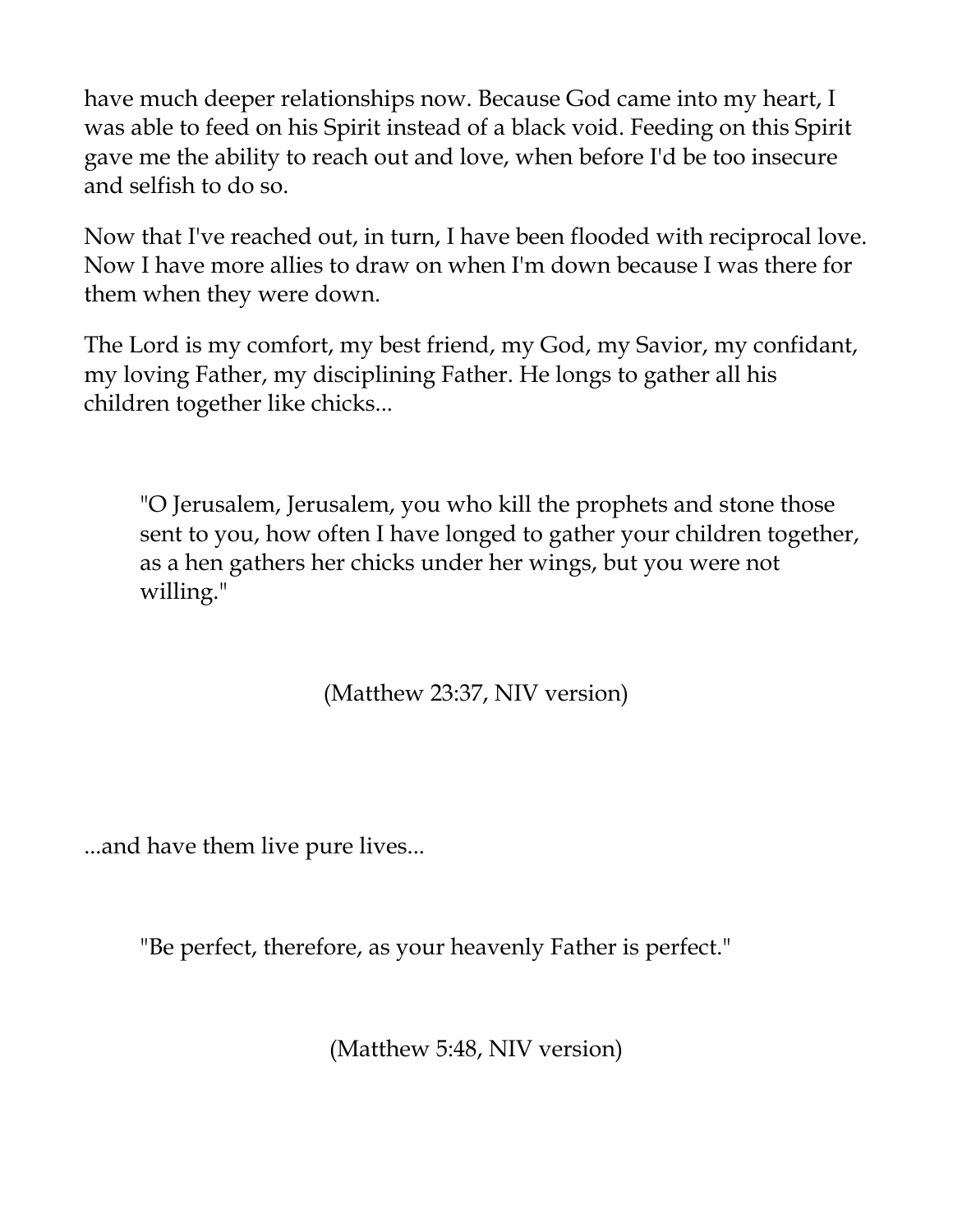have much deeper relationships now. Because God came into my heart, I was able to feed on his Spirit instead of a black void. Feeding on this Spirit gave me the ability to reach out and love, when before I'd be too insecure and selfish to do so.

Now that I've reached out, in turn, I have been flooded with reciprocal love. Now I have more allies to draw on when I'm down because I was there for them when they were down.

The Lord is my comfort, my best friend, my God, my Savior, my confidant, my loving Father, my disciplining Father. He longs to gather all his children together like chicks...

> "O Jerusalem, Jerusalem, you who kill the prophets and stone those sent to you, how often I have longed to gather your children together, as a hen gathers her chicks under her wings, but you were not willing."

(Matthew 23:37, NIV version)

...and have them live pure lives...

> "Be perfect, therefore, as your heavenly Father is perfect."

(Matthew 5:48, NIV version)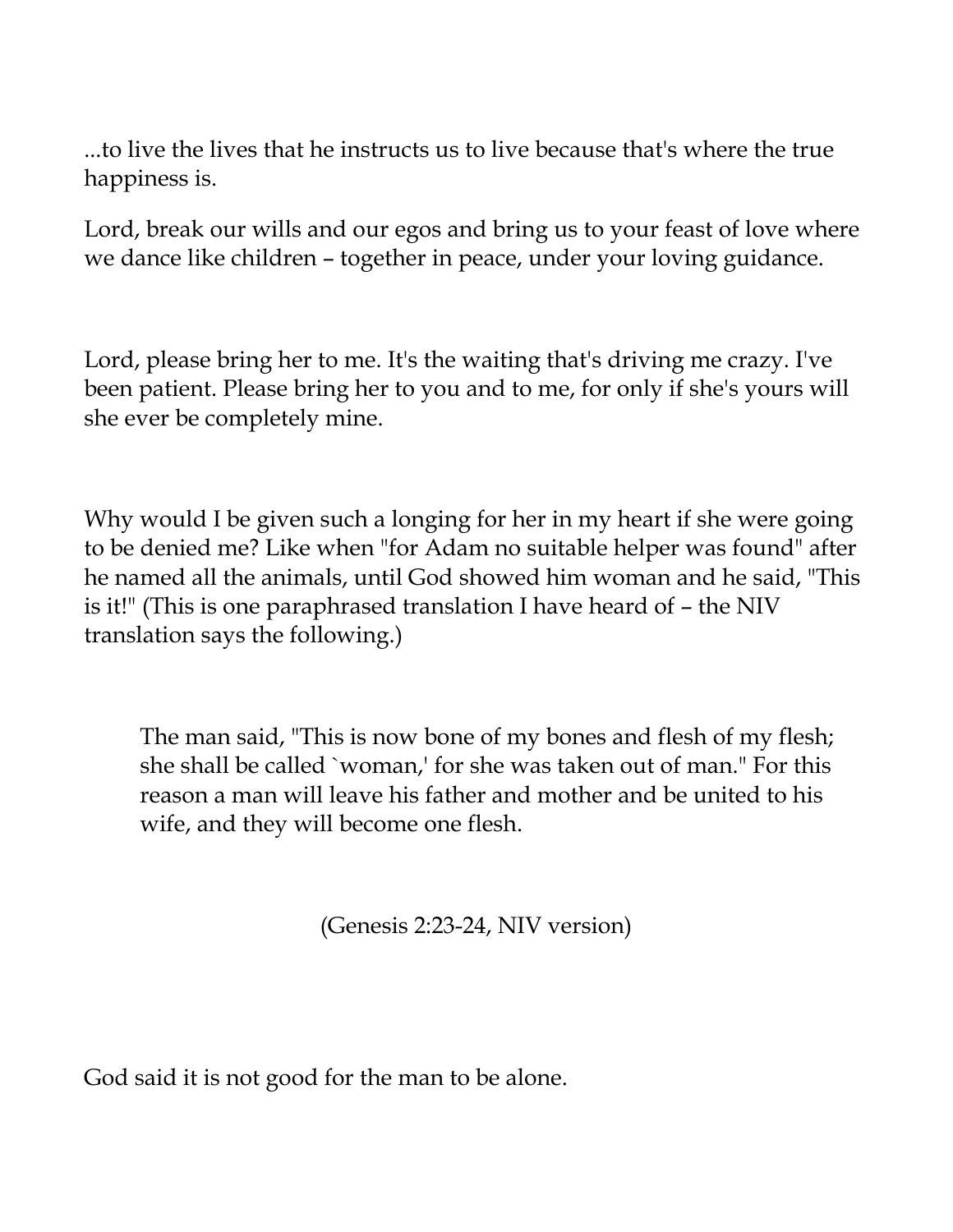...to live the lives that he instructs us to live because that's where the true happiness is.

Lord, break our wills and our egos and bring us to your feast of love where we dance like children – together in peace, under your loving guidance.

Lord, please bring her to me. It's the waiting that's driving me crazy. I've been patient. Please bring her to you and to me, for only if she's yours will she ever be completely mine.

Why would I be given such a longing for her in my heart if she were going to be denied me? Like when "for Adam no suitable helper was found" after he named all the animals, until God showed him woman and he said, "This is it!" (This is one paraphrased translation I have heard of – the NIV translation says the following.)

> The man said, "This is now bone of my bones and flesh of my flesh; she shall be called `woman,' for she was taken out of man." For this reason a man will leave his father and mother and be united to his wife, and they will become one flesh.

(Genesis 2:23-24, NIV version)

God said it is not good for the man to be alone.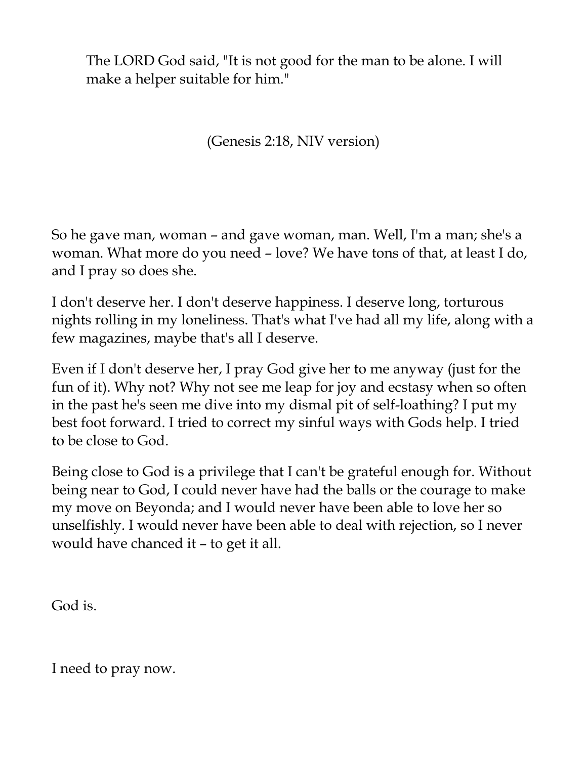> The LORD God said, "It is not good for the man to be alone. I will make a helper suitable for him."
>
> (Genesis 2:18, NIV version)

So he gave man, woman – and gave woman, man. Well, I'm a man; she's a woman. What more do you need – love? We have tons of that, at least I do, and I pray so does she.

I don't deserve her. I don't deserve happiness. I deserve long, torturous nights rolling in my loneliness. That's what I've had all my life, along with a few magazines, maybe that's all I deserve.

Even if I don't deserve her, I pray God give her to me anyway (just for the fun of it). Why not? Why not see me leap for joy and ecstasy when so often in the past he's seen me dive into my dismal pit of self-loathing? I put my best foot forward. I tried to correct my sinful ways with Gods help. I tried to be close to God.

Being close to God is a privilege that I can't be grateful enough for. Without being near to God, I could never have had the balls or the courage to make my move on Beyonda; and I would never have been able to love her so unselfishly. I would never have been able to deal with rejection, so I never would have chanced it – to get it all.

God is.

I need to pray now.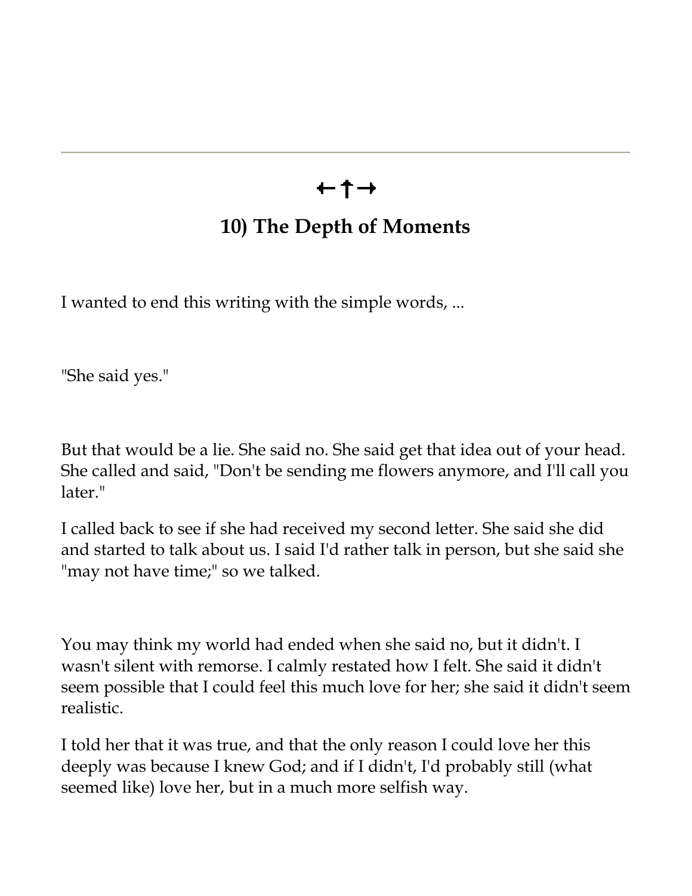---

←†→

## 10) The Depth of Moments

I wanted to end this writing with the simple words, ...

"She said yes."

But that would be a lie. She said no. She said get that idea out of your head. She called and said, "Don't be sending me flowers anymore, and I'll call you later."

I called back to see if she had received my second letter. She said she did and started to talk about us. I said I'd rather talk in person, but she said she "may not have time;" so we talked.

You may think my world had ended when she said no, but it didn't. I wasn't silent with remorse. I calmly restated how I felt. She said it didn't seem possible that I could feel this much love for her; she said it didn't seem realistic.

I told her that it was true, and that the only reason I could love her this deeply was because I knew God; and if I didn't, I'd probably still (what seemed like) love her, but in a much more selfish way.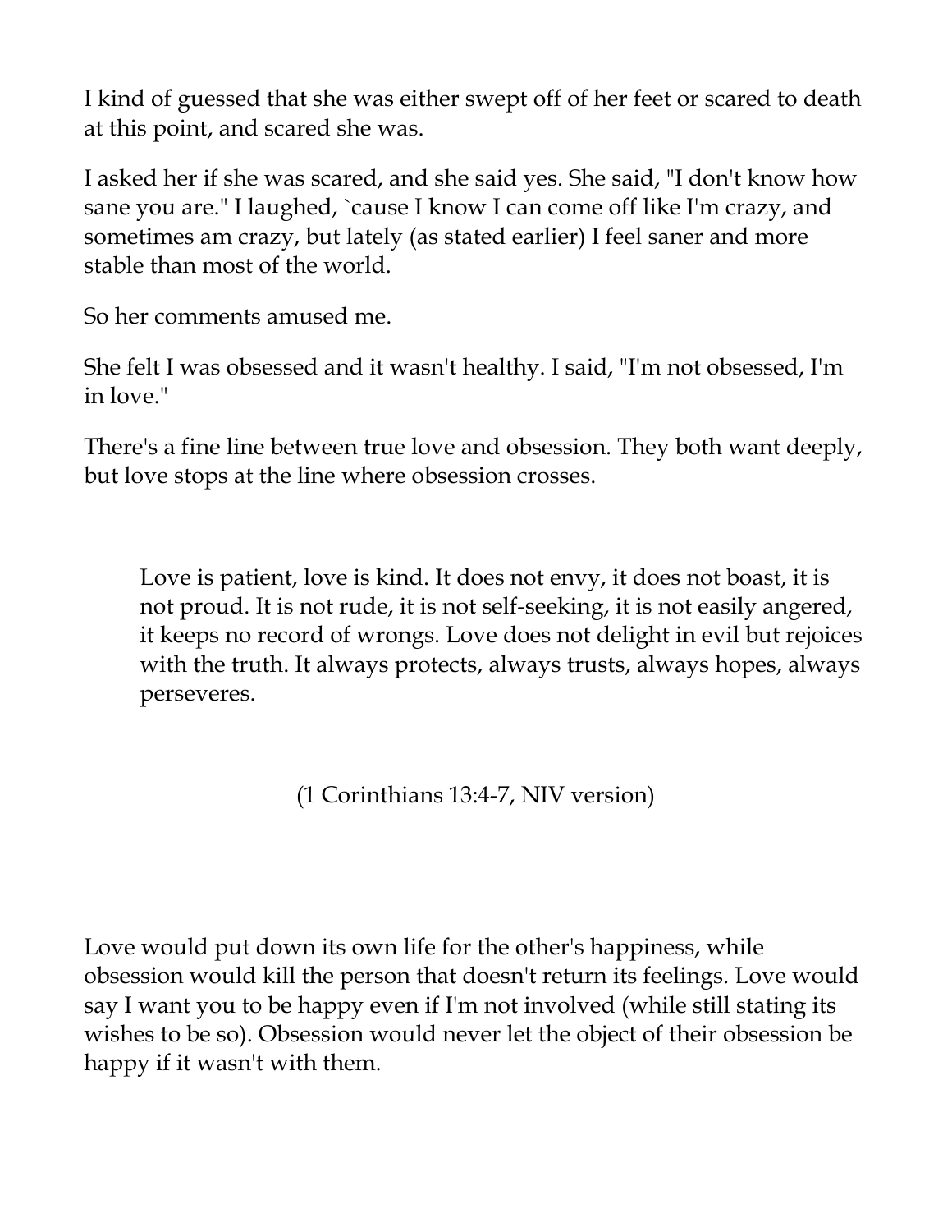I kind of guessed that she was either swept off of her feet or scared to death at this point, and scared she was.

I asked her if she was scared, and she said yes. She said, "I don't know how sane you are." I laughed, `cause I know I can come off like I'm crazy, and sometimes am crazy, but lately (as stated earlier) I feel saner and more stable than most of the world.

So her comments amused me.

She felt I was obsessed and it wasn't healthy. I said, "I'm not obsessed, I'm in love."

There's a fine line between true love and obsession. They both want deeply, but love stops at the line where obsession crosses.

> Love is patient, love is kind. It does not envy, it does not boast, it is not proud. It is not rude, it is not self-seeking, it is not easily angered, it keeps no record of wrongs. Love does not delight in evil but rejoices with the truth. It always protects, always trusts, always hopes, always perseveres.
>
> (1 Corinthians 13:4-7, NIV version)

Love would put down its own life for the other's happiness, while obsession would kill the person that doesn't return its feelings. Love would say I want you to be happy even if I'm not involved (while still stating its wishes to be so). Obsession would never let the object of their obsession be happy if it wasn't with them.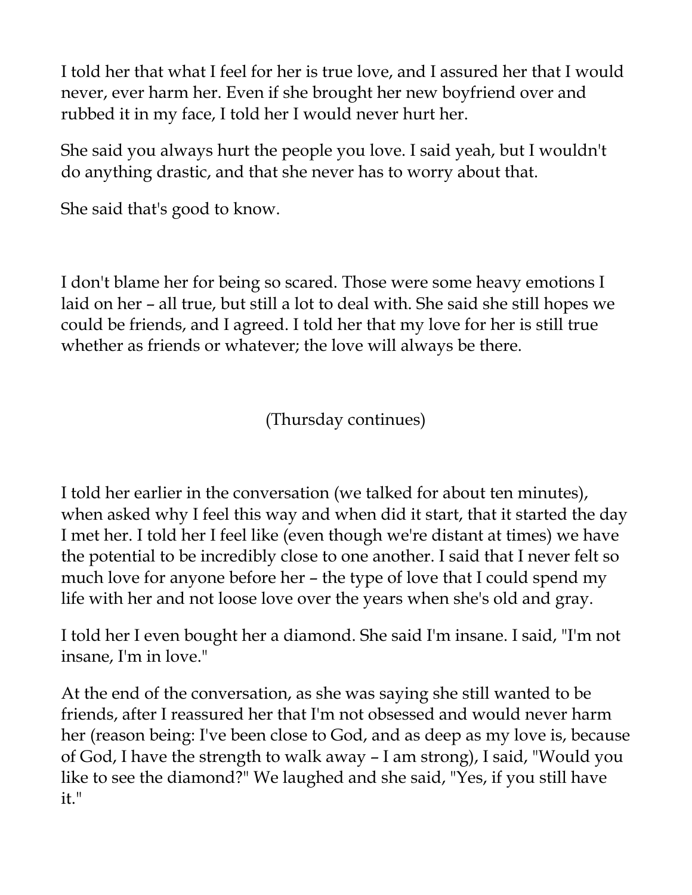I told her that what I feel for her is true love, and I assured her that I would never, ever harm her. Even if she brought her new boyfriend over and rubbed it in my face, I told her I would never hurt her.

She said you always hurt the people you love. I said yeah, but I wouldn't do anything drastic, and that she never has to worry about that.

She said that's good to know.

I don't blame her for being so scared. Those were some heavy emotions I laid on her – all true, but still a lot to deal with. She said she still hopes we could be friends, and I agreed. I told her that my love for her is still true whether as friends or whatever; the love will always be there.

(Thursday continues)

I told her earlier in the conversation (we talked for about ten minutes), when asked why I feel this way and when did it start, that it started the day I met her. I told her I feel like (even though we're distant at times) we have the potential to be incredibly close to one another. I said that I never felt so much love for anyone before her – the type of love that I could spend my life with her and not loose love over the years when she's old and gray.

I told her I even bought her a diamond. She said I'm insane. I said, "I'm not insane, I'm in love."

At the end of the conversation, as she was saying she still wanted to be friends, after I reassured her that I'm not obsessed and would never harm her (reason being: I've been close to God, and as deep as my love is, because of God, I have the strength to walk away – I am strong), I said, "Would you like to see the diamond?" We laughed and she said, "Yes, if you still have it."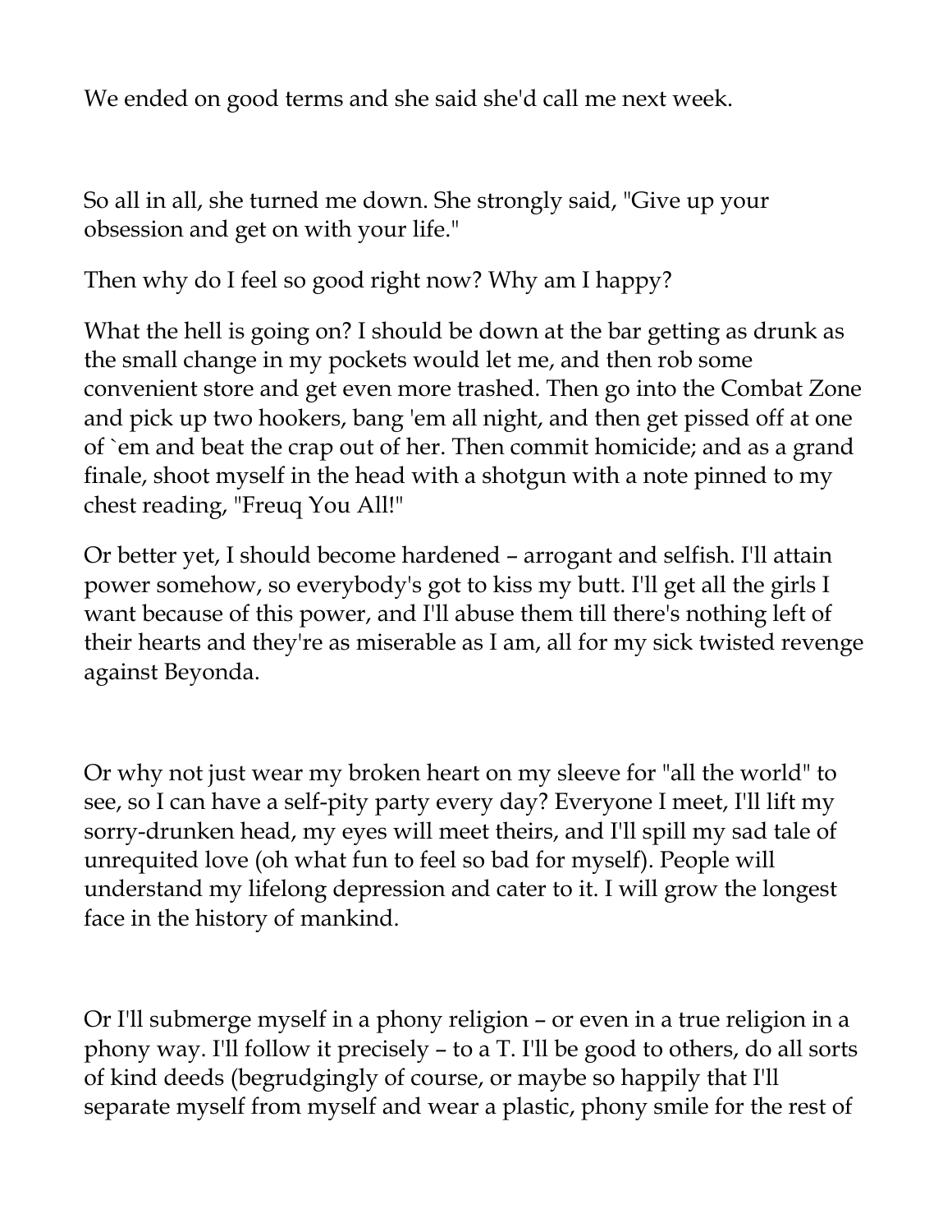We ended on good terms and she said she'd call me next week.

So all in all, she turned me down. She strongly said, "Give up your obsession and get on with your life."

Then why do I feel so good right now? Why am I happy?

What the hell is going on? I should be down at the bar getting as drunk as the small change in my pockets would let me, and then rob some convenient store and get even more trashed. Then go into the Combat Zone and pick up two hookers, bang 'em all night, and then get pissed off at one of `em and beat the crap out of her. Then commit homicide; and as a grand finale, shoot myself in the head with a shotgun with a note pinned to my chest reading, "Freuq You All!"

Or better yet, I should become hardened – arrogant and selfish. I'll attain power somehow, so everybody's got to kiss my butt. I'll get all the girls I want because of this power, and I'll abuse them till there's nothing left of their hearts and they're as miserable as I am, all for my sick twisted revenge against Beyonda.

Or why not just wear my broken heart on my sleeve for "all the world" to see, so I can have a self-pity party every day? Everyone I meet, I'll lift my sorry-drunken head, my eyes will meet theirs, and I'll spill my sad tale of unrequited love (oh what fun to feel so bad for myself). People will understand my lifelong depression and cater to it. I will grow the longest face in the history of mankind.

Or I'll submerge myself in a phony religion – or even in a true religion in a phony way. I'll follow it precisely – to a T. I'll be good to others, do all sorts of kind deeds (begrudgingly of course, or maybe so happily that I'll separate myself from myself and wear a plastic, phony smile for the rest of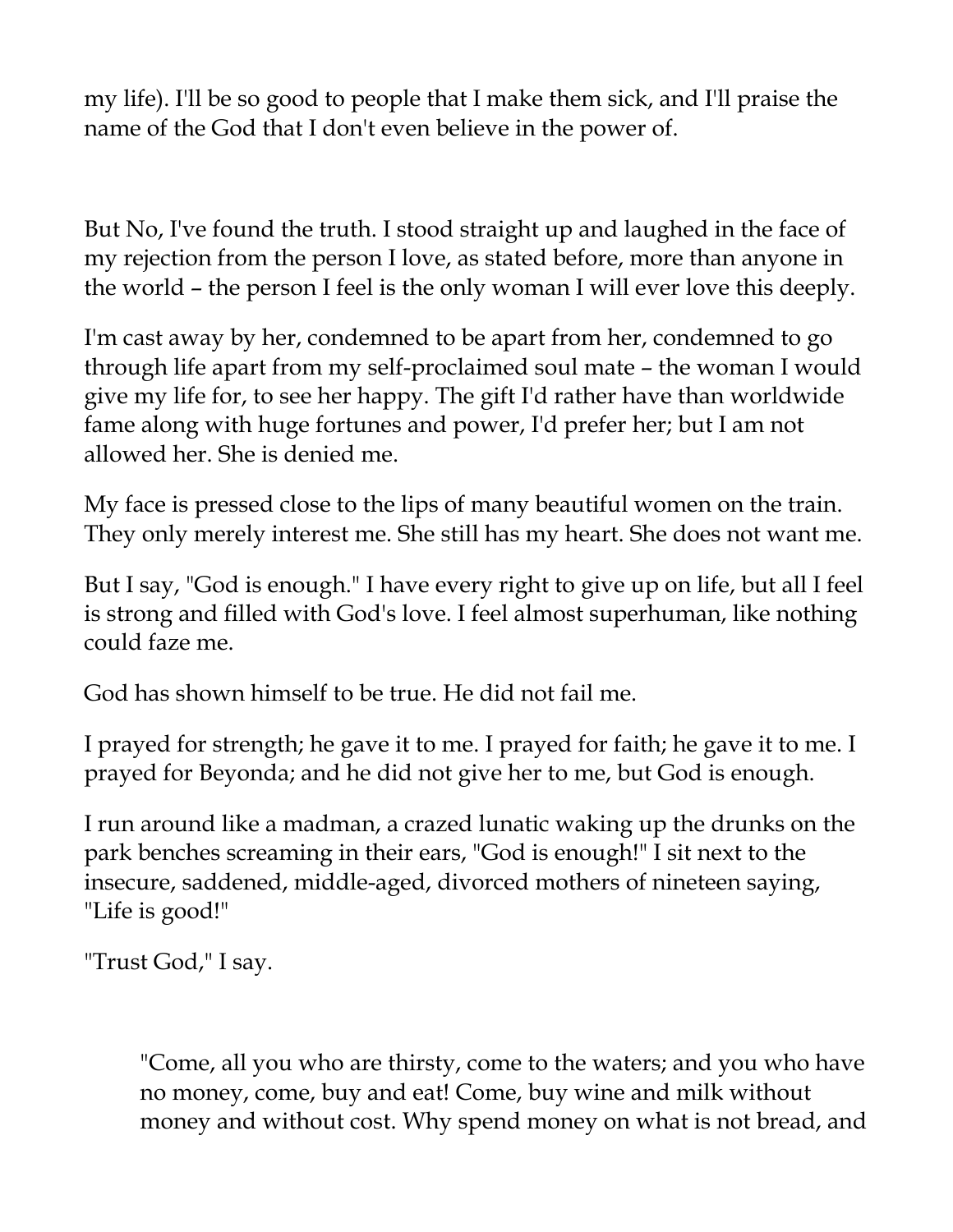my life). I'll be so good to people that I make them sick, and I'll praise the name of the God that I don't even believe in the power of.

But No, I've found the truth. I stood straight up and laughed in the face of my rejection from the person I love, as stated before, more than anyone in the world – the person I feel is the only woman I will ever love this deeply.

I'm cast away by her, condemned to be apart from her, condemned to go through life apart from my self-proclaimed soul mate – the woman I would give my life for, to see her happy. The gift I'd rather have than worldwide fame along with huge fortunes and power, I'd prefer her; but I am not allowed her. She is denied me.

My face is pressed close to the lips of many beautiful women on the train. They only merely interest me. She still has my heart. She does not want me.

But I say, "God is enough." I have every right to give up on life, but all I feel is strong and filled with God's love. I feel almost superhuman, like nothing could faze me.

God has shown himself to be true. He did not fail me.

I prayed for strength; he gave it to me. I prayed for faith; he gave it to me. I prayed for Beyonda; and he did not give her to me, but God is enough.

I run around like a madman, a crazed lunatic waking up the drunks on the park benches screaming in their ears, "God is enough!" I sit next to the insecure, saddened, middle-aged, divorced mothers of nineteen saying, "Life is good!"

"Trust God," I say.

> "Come, all you who are thirsty, come to the waters; and you who have no money, come, buy and eat! Come, buy wine and milk without money and without cost. Why spend money on what is not bread, and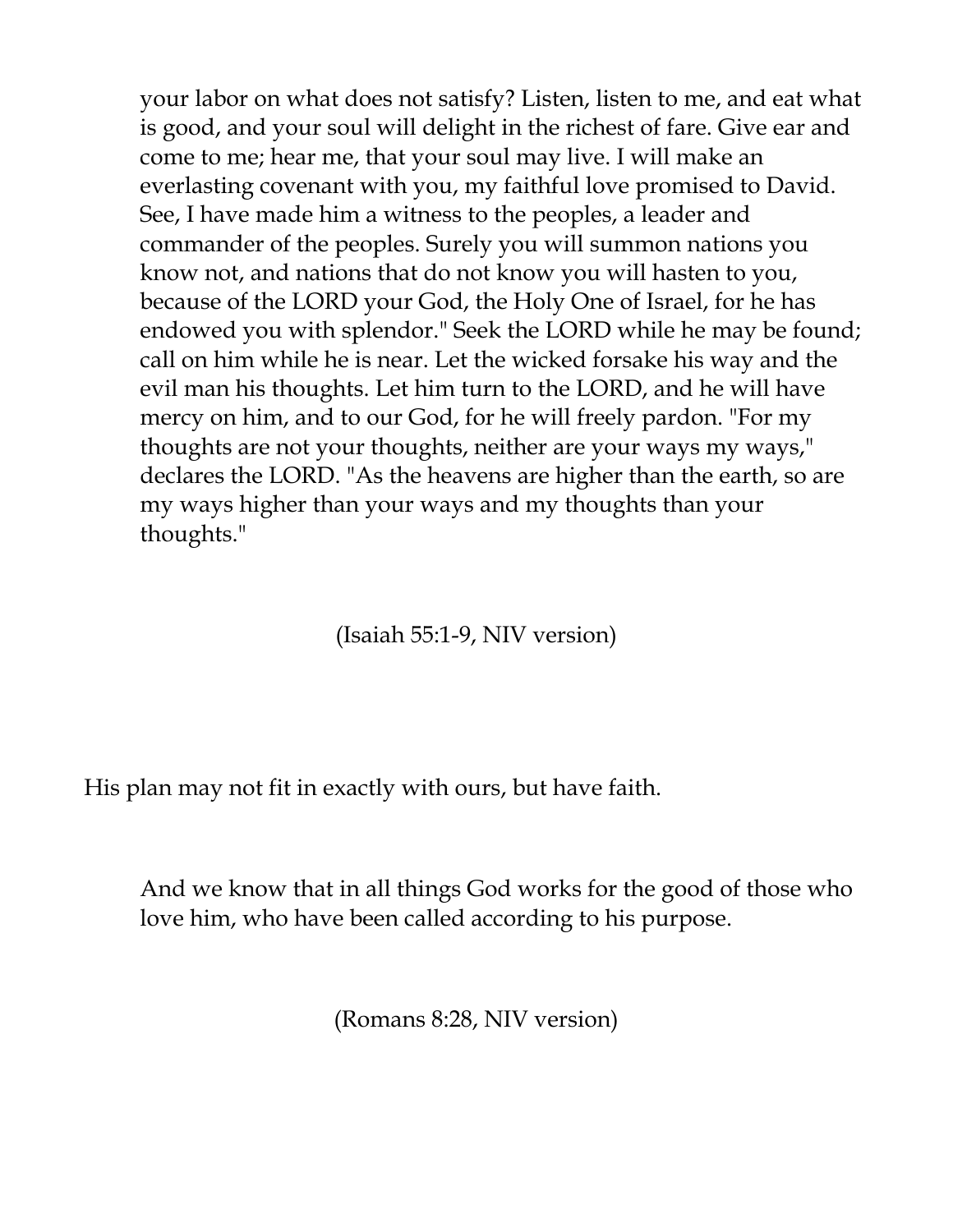> your labor on what does not satisfy? Listen, listen to me, and eat what is good, and your soul will delight in the richest of fare. Give ear and come to me; hear me, that your soul may live. I will make an everlasting covenant with you, my faithful love promised to David. See, I have made him a witness to the peoples, a leader and commander of the peoples. Surely you will summon nations you know not, and nations that do not know you will hasten to you, because of the LORD your God, the Holy One of Israel, for he has endowed you with splendor." Seek the LORD while he may be found; call on him while he is near. Let the wicked forsake his way and the evil man his thoughts. Let him turn to the LORD, and he will have mercy on him, and to our God, for he will freely pardon. "For my thoughts are not your thoughts, neither are your ways my ways," declares the LORD. "As the heavens are higher than the earth, so are my ways higher than your ways and my thoughts than your thoughts."
>
> (Isaiah 55:1-9, NIV version)

His plan may not fit in exactly with ours, but have faith.

> And we know that in all things God works for the good of those who love him, who have been called according to his purpose.
>
> (Romans 8:28, NIV version)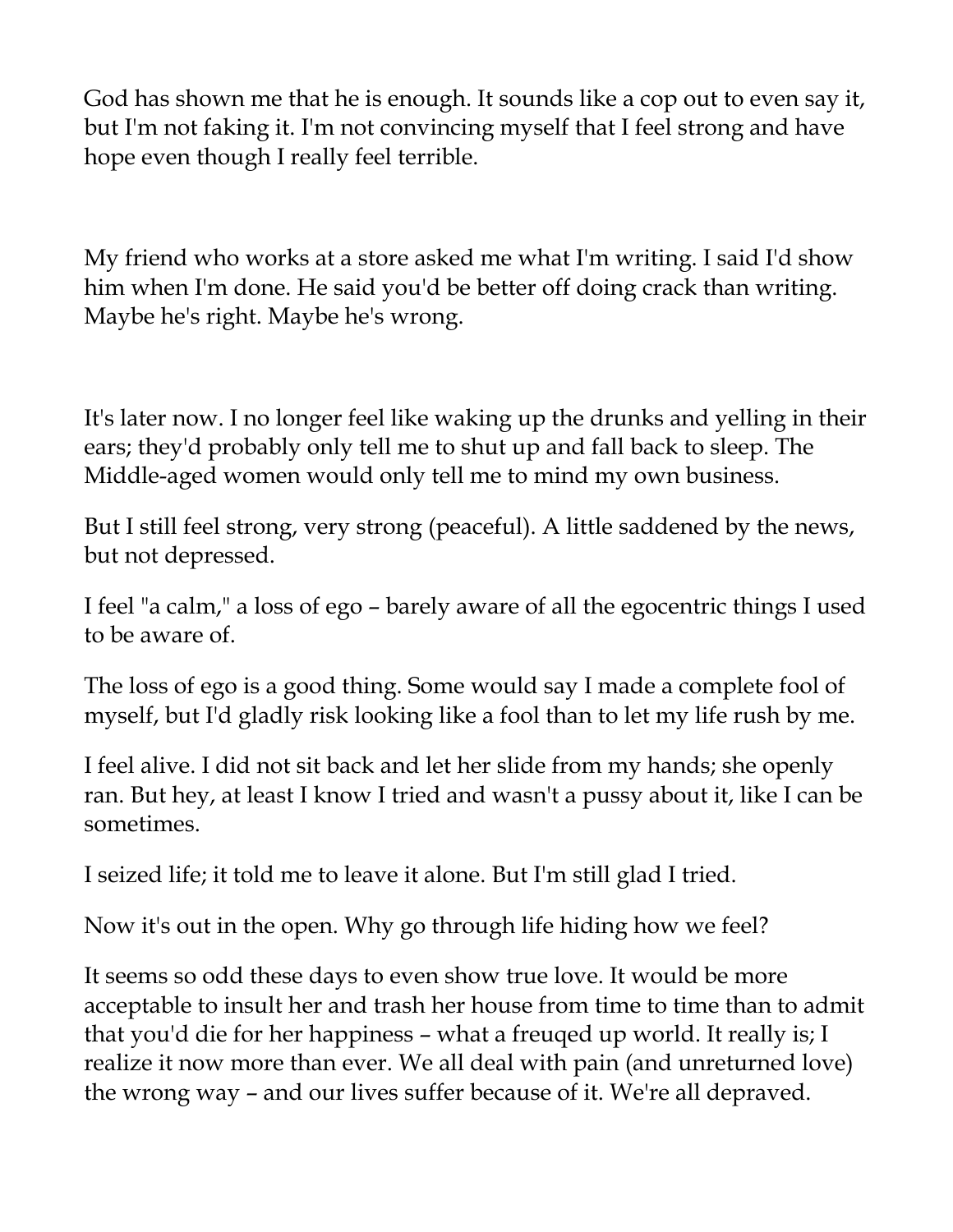God has shown me that he is enough. It sounds like a cop out to even say it, but I'm not faking it. I'm not convincing myself that I feel strong and have hope even though I really feel terrible.

My friend who works at a store asked me what I'm writing. I said I'd show him when I'm done. He said you'd be better off doing crack than writing. Maybe he's right. Maybe he's wrong.

It's later now. I no longer feel like waking up the drunks and yelling in their ears; they'd probably only tell me to shut up and fall back to sleep. The Middle-aged women would only tell me to mind my own business.

But I still feel strong, very strong (peaceful). A little saddened by the news, but not depressed.

I feel "a calm," a loss of ego – barely aware of all the egocentric things I used to be aware of.

The loss of ego is a good thing. Some would say I made a complete fool of myself, but I'd gladly risk looking like a fool than to let my life rush by me.

I feel alive. I did not sit back and let her slide from my hands; she openly ran. But hey, at least I know I tried and wasn't a pussy about it, like I can be sometimes.

I seized life; it told me to leave it alone. But I'm still glad I tried.

Now it's out in the open. Why go through life hiding how we feel?

It seems so odd these days to even show true love. It would be more acceptable to insult her and trash her house from time to time than to admit that you'd die for her happiness – what a freuqed up world. It really is; I realize it now more than ever. We all deal with pain (and unreturned love) the wrong way – and our lives suffer because of it. We're all depraved.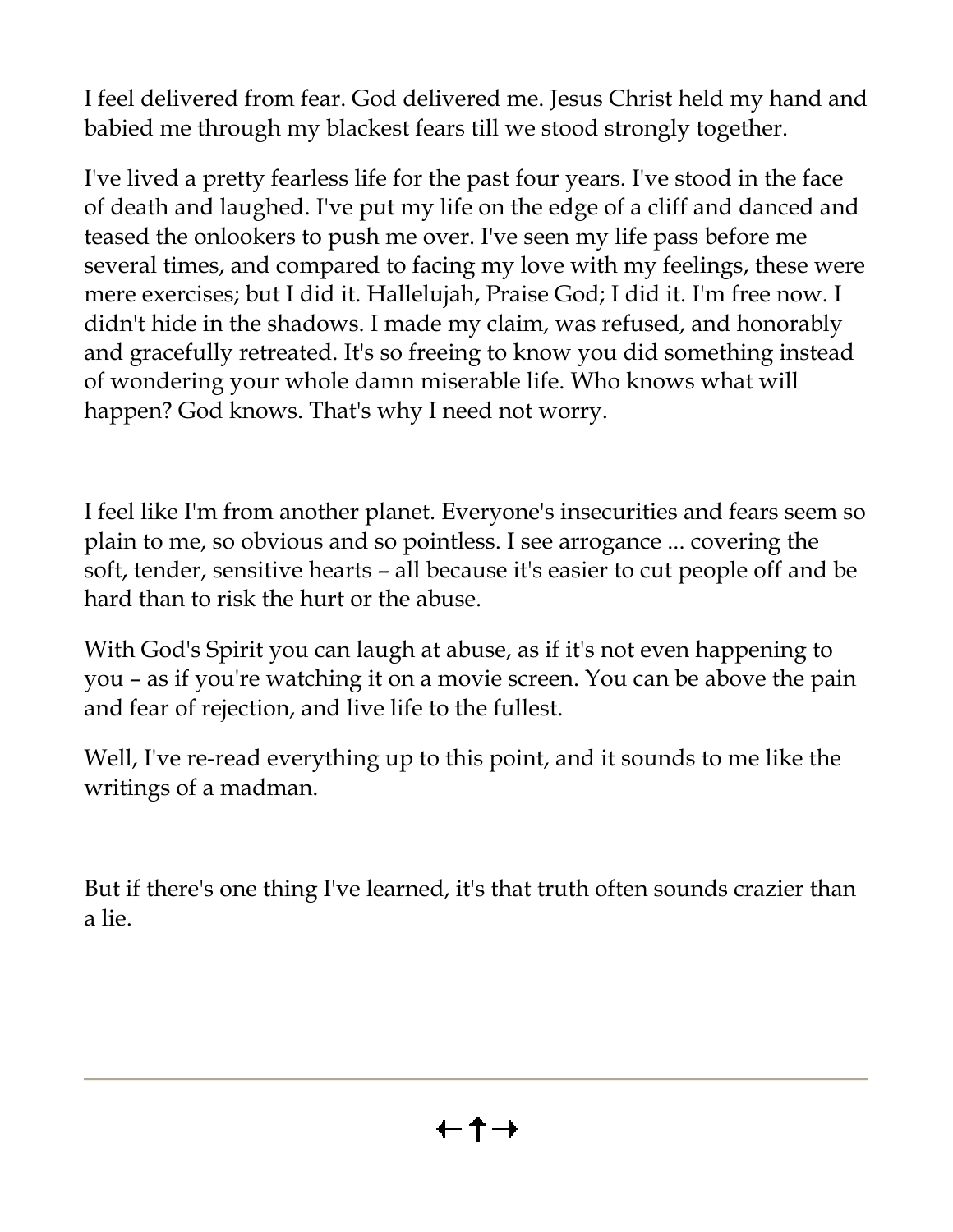I feel delivered from fear. God delivered me. Jesus Christ held my hand and babied me through my blackest fears till we stood strongly together.

I've lived a pretty fearless life for the past four years. I've stood in the face of death and laughed. I've put my life on the edge of a cliff and danced and teased the onlookers to push me over. I've seen my life pass before me several times, and compared to facing my love with my feelings, these were mere exercises; but I did it. Hallelujah, Praise God; I did it. I'm free now. I didn't hide in the shadows. I made my claim, was refused, and honorably and gracefully retreated. It's so freeing to know you did something instead of wondering your whole damn miserable life. Who knows what will happen? God knows. That's why I need not worry.

I feel like I'm from another planet. Everyone's insecurities and fears seem so plain to me, so obvious and so pointless. I see arrogance ... covering the soft, tender, sensitive hearts – all because it's easier to cut people off and be hard than to risk the hurt or the abuse.

With God's Spirit you can laugh at abuse, as if it's not even happening to you – as if you're watching it on a movie screen. You can be above the pain and fear of rejection, and live life to the fullest.

Well, I've re-read everything up to this point, and it sounds to me like the writings of a madman.

But if there's one thing I've learned, it's that truth often sounds crazier than a lie.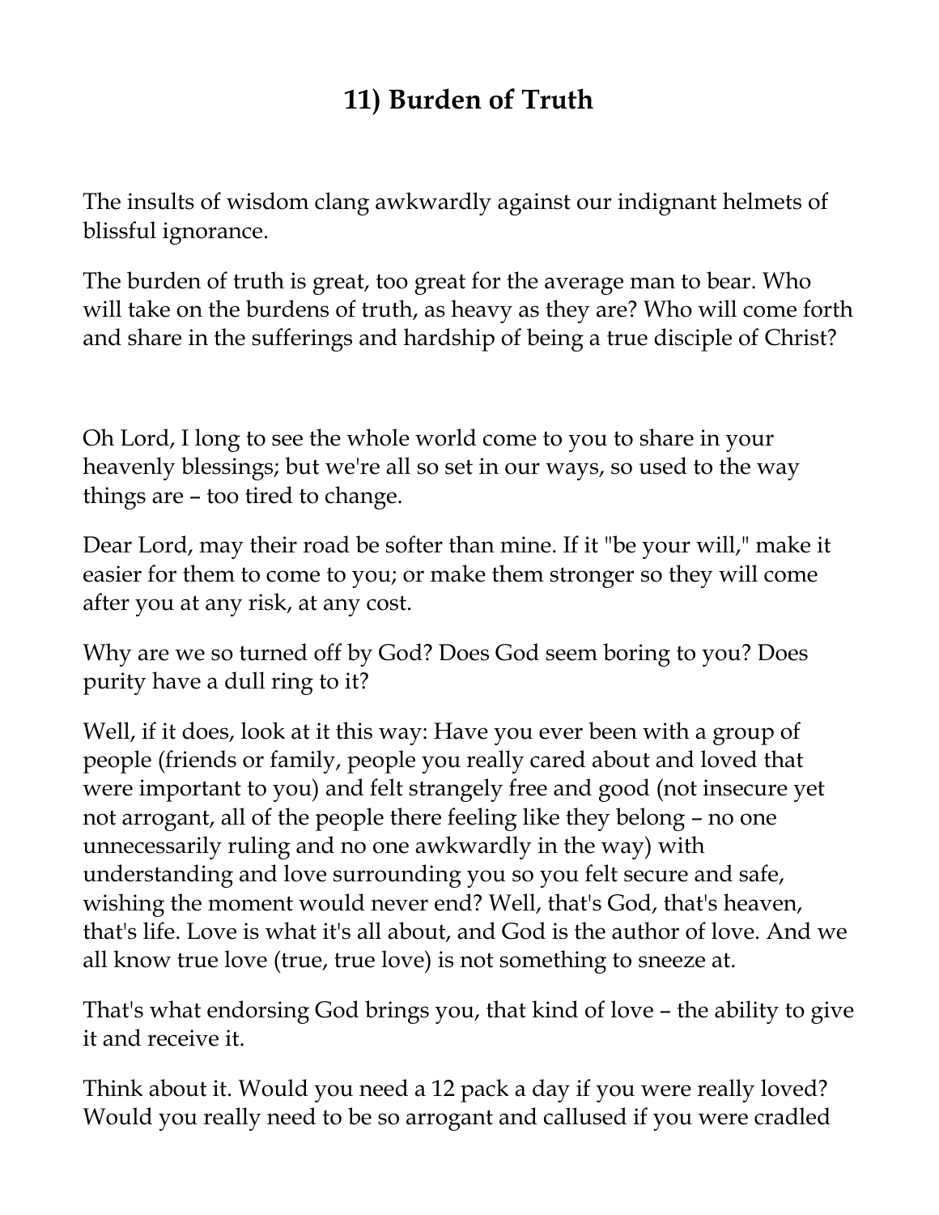## 11) Burden of Truth

The insults of wisdom clang awkwardly against our indignant helmets of blissful ignorance.

The burden of truth is great, too great for the average man to bear. Who will take on the burdens of truth, as heavy as they are? Who will come forth and share in the sufferings and hardship of being a true disciple of Christ?

Oh Lord, I long to see the whole world come to you to share in your heavenly blessings; but we're all so set in our ways, so used to the way things are – too tired to change.

Dear Lord, may their road be softer than mine. If it "be your will," make it easier for them to come to you; or make them stronger so they will come after you at any risk, at any cost.

Why are we so turned off by God? Does God seem boring to you? Does purity have a dull ring to it?

Well, if it does, look at it this way: Have you ever been with a group of people (friends or family, people you really cared about and loved that were important to you) and felt strangely free and good (not insecure yet not arrogant, all of the people there feeling like they belong – no one unnecessarily ruling and no one awkwardly in the way) with understanding and love surrounding you so you felt secure and safe, wishing the moment would never end? Well, that's God, that's heaven, that's life. Love is what it's all about, and God is the author of love. And we all know true love (true, true love) is not something to sneeze at.

That's what endorsing God brings you, that kind of love – the ability to give it and receive it.

Think about it. Would you need a 12 pack a day if you were really loved? Would you really need to be so arrogant and callused if you were cradled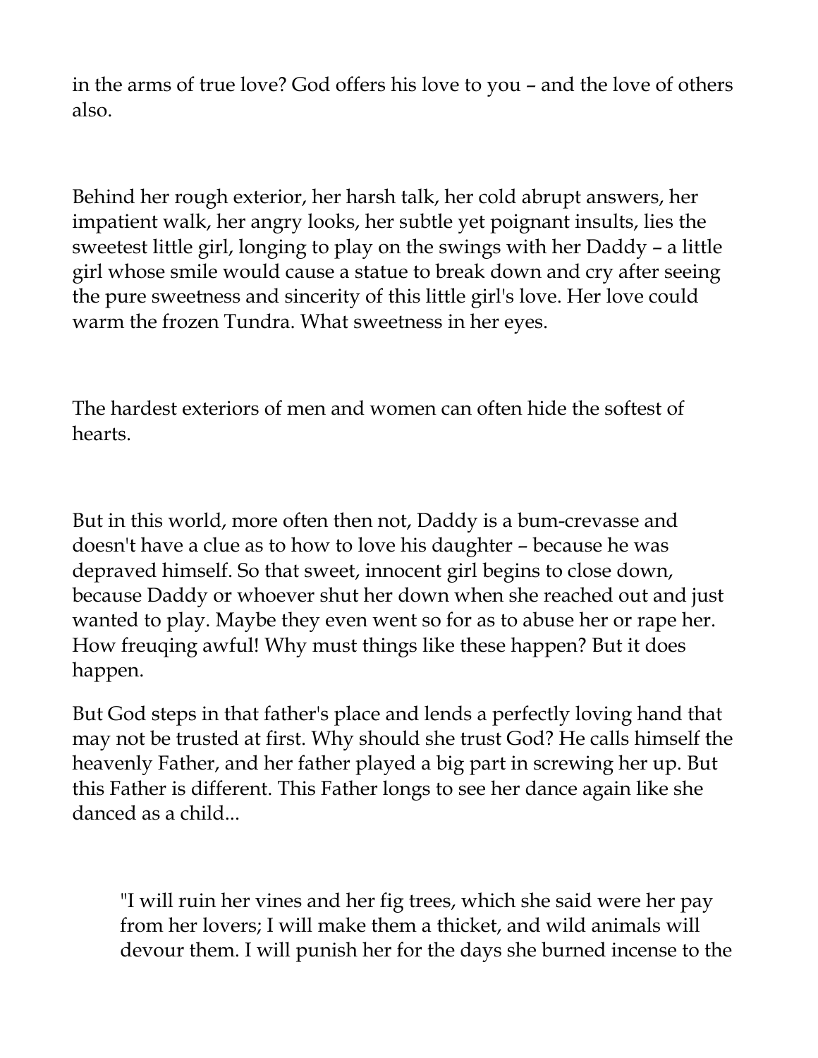in the arms of true love? God offers his love to you – and the love of others also.

Behind her rough exterior, her harsh talk, her cold abrupt answers, her impatient walk, her angry looks, her subtle yet poignant insults, lies the sweetest little girl, longing to play on the swings with her Daddy – a little girl whose smile would cause a statue to break down and cry after seeing the pure sweetness and sincerity of this little girl's love. Her love could warm the frozen Tundra. What sweetness in her eyes.

The hardest exteriors of men and women can often hide the softest of hearts.

But in this world, more often then not, Daddy is a bum-crevasse and doesn't have a clue as to how to love his daughter – because he was depraved himself. So that sweet, innocent girl begins to close down, because Daddy or whoever shut her down when she reached out and just wanted to play. Maybe they even went so for as to abuse her or rape her. How freuqing awful! Why must things like these happen? But it does happen.

But God steps in that father's place and lends a perfectly loving hand that may not be trusted at first. Why should she trust God? He calls himself the heavenly Father, and her father played a big part in screwing her up. But this Father is different. This Father longs to see her dance again like she danced as a child...

> "I will ruin her vines and her fig trees, which she said were her pay from her lovers; I will make them a thicket, and wild animals will devour them. I will punish her for the days she burned incense to the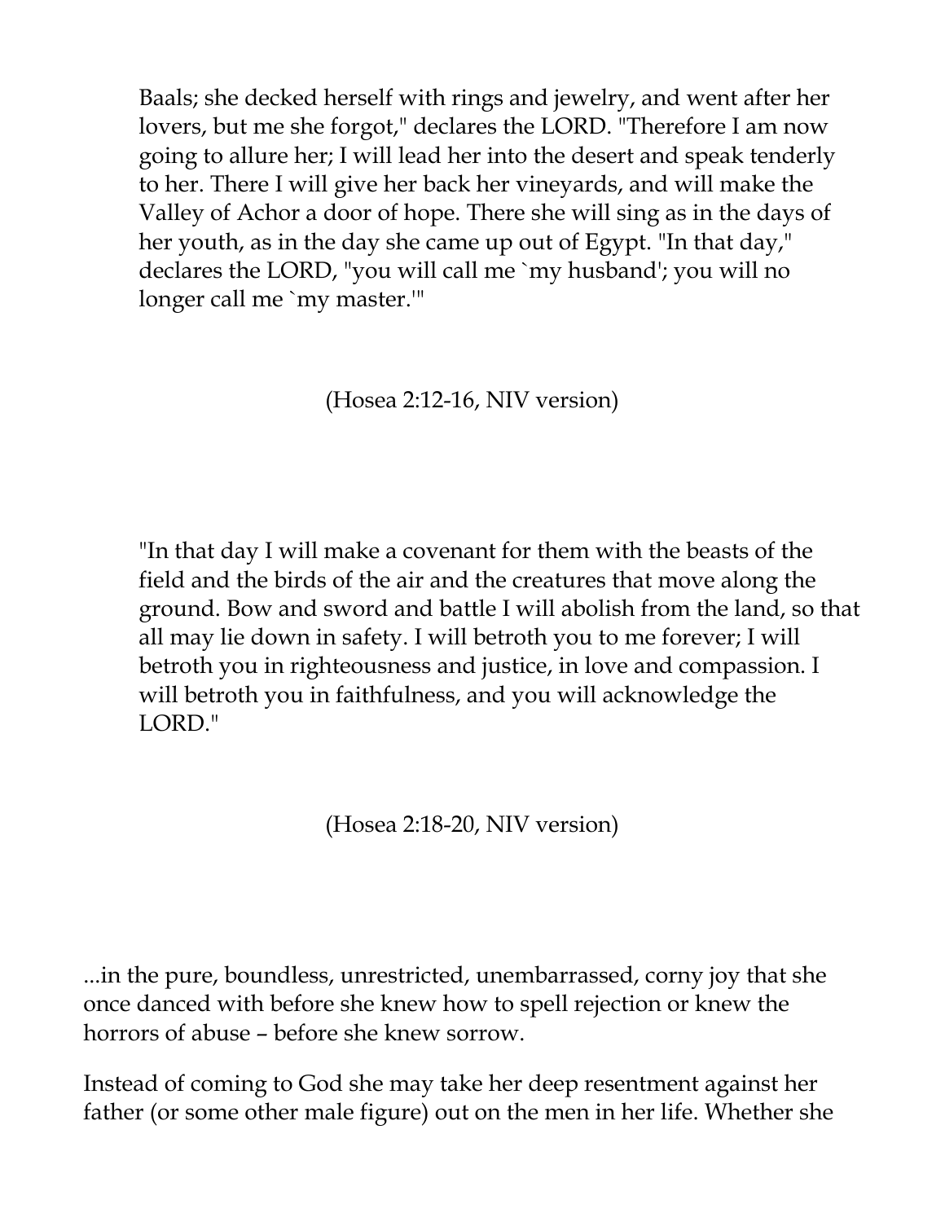> Baals; she decked herself with rings and jewelry, and went after her lovers, but me she forgot," declares the LORD. "Therefore I am now going to allure her; I will lead her into the desert and speak tenderly to her. There I will give her back her vineyards, and will make the Valley of Achor a door of hope. There she will sing as in the days of her youth, as in the day she came up out of Egypt. "In that day," declares the LORD, "you will call me `my husband'; you will no longer call me `my master.'"

(Hosea 2:12-16, NIV version)

> "In that day I will make a covenant for them with the beasts of the field and the birds of the air and the creatures that move along the ground. Bow and sword and battle I will abolish from the land, so that all may lie down in safety. I will betroth you to me forever; I will betroth you in righteousness and justice, in love and compassion. I will betroth you in faithfulness, and you will acknowledge the LORD."

(Hosea 2:18-20, NIV version)

...in the pure, boundless, unrestricted, unembarrassed, corny joy that she once danced with before she knew how to spell rejection or knew the horrors of abuse – before she knew sorrow.

Instead of coming to God she may take her deep resentment against her father (or some other male figure) out on the men in her life. Whether she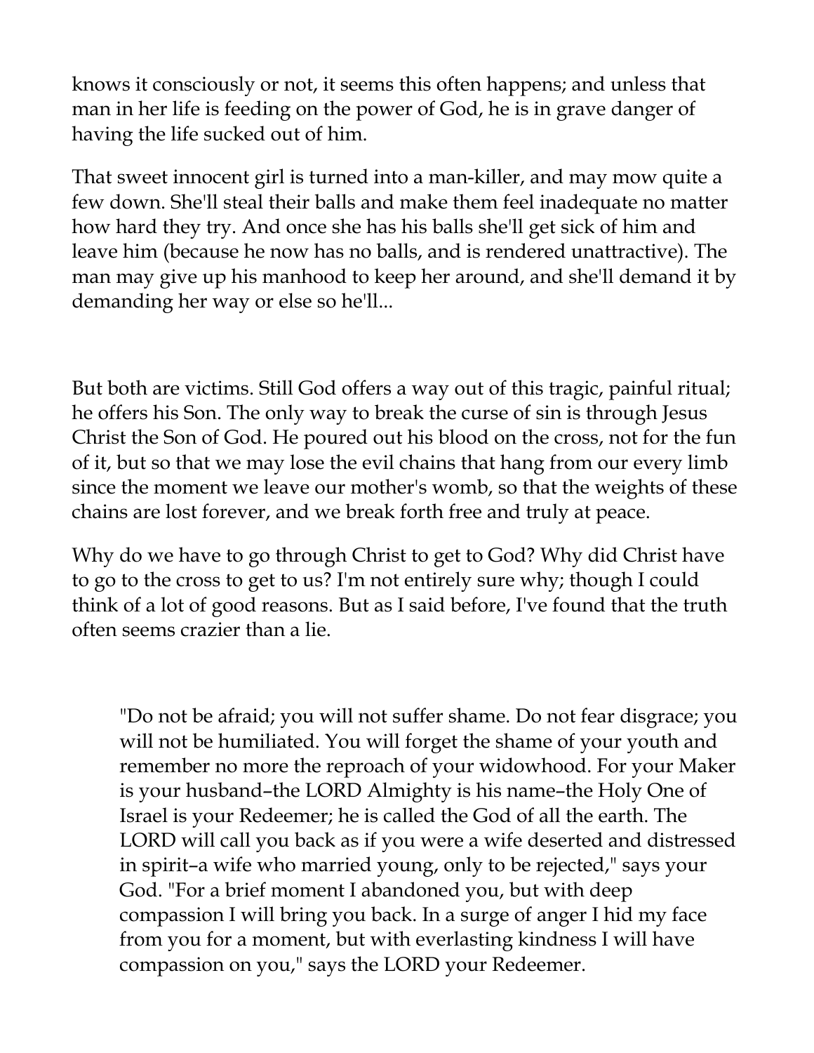knows it consciously or not, it seems this often happens; and unless that man in her life is feeding on the power of God, he is in grave danger of having the life sucked out of him.

That sweet innocent girl is turned into a man-killer, and may mow quite a few down. She'll steal their balls and make them feel inadequate no matter how hard they try. And once she has his balls she'll get sick of him and leave him (because he now has no balls, and is rendered unattractive). The man may give up his manhood to keep her around, and she'll demand it by demanding her way or else so he'll...

But both are victims. Still God offers a way out of this tragic, painful ritual; he offers his Son. The only way to break the curse of sin is through Jesus Christ the Son of God. He poured out his blood on the cross, not for the fun of it, but so that we may lose the evil chains that hang from our every limb since the moment we leave our mother's womb, so that the weights of these chains are lost forever, and we break forth free and truly at peace.

Why do we have to go through Christ to get to God? Why did Christ have to go to the cross to get to us? I'm not entirely sure why; though I could think of a lot of good reasons. But as I said before, I've found that the truth often seems crazier than a lie.

> "Do not be afraid; you will not suffer shame. Do not fear disgrace; you will not be humiliated. You will forget the shame of your youth and remember no more the reproach of your widowhood. For your Maker is your husband–the LORD Almighty is his name–the Holy One of Israel is your Redeemer; he is called the God of all the earth. The LORD will call you back as if you were a wife deserted and distressed in spirit–a wife who married young, only to be rejected," says your God. "For a brief moment I abandoned you, but with deep compassion I will bring you back. In a surge of anger I hid my face from you for a moment, but with everlasting kindness I will have compassion on you," says the LORD your Redeemer.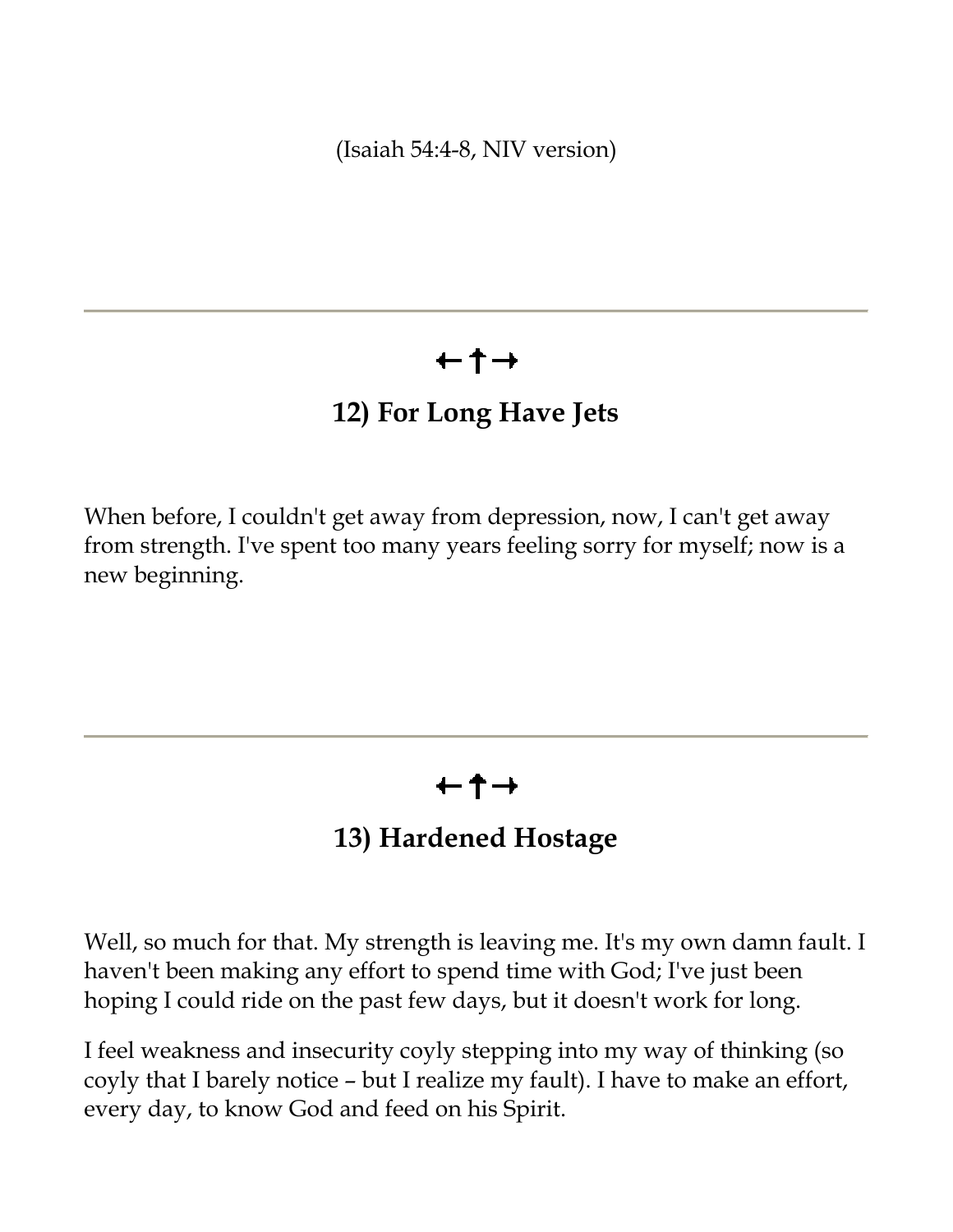(Isaiah 54:4-8, NIV version)

---

←†→

## 12) For Long Have Jets

When before, I couldn't get away from depression, now, I can't get away from strength. I've spent too many years feeling sorry for myself; now is a new beginning.

---

←†→

## 13) Hardened Hostage

Well, so much for that. My strength is leaving me. It's my own damn fault. I haven't been making any effort to spend time with God; I've just been hoping I could ride on the past few days, but it doesn't work for long.

I feel weakness and insecurity coyly stepping into my way of thinking (so coyly that I barely notice – but I realize my fault). I have to make an effort, every day, to know God and feed on his Spirit.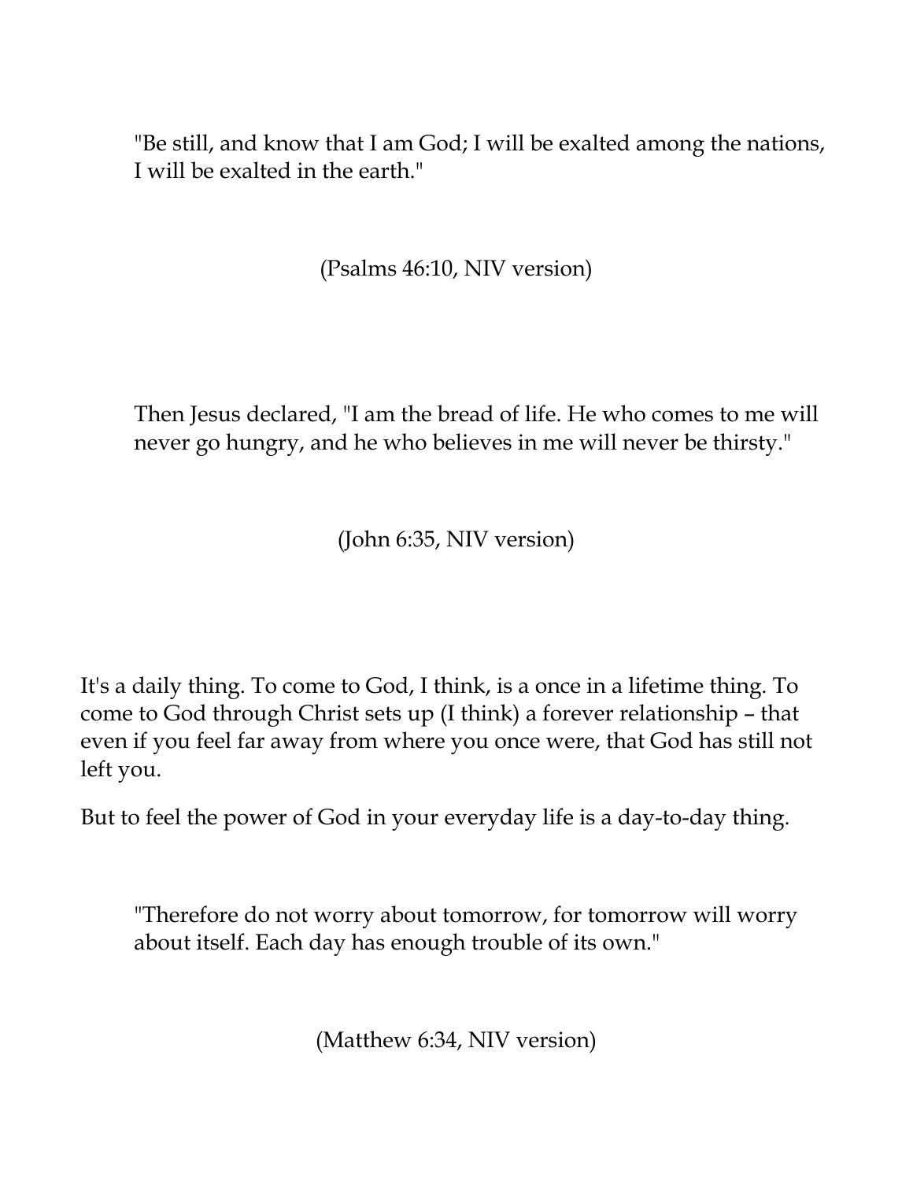> "Be still, and know that I am God; I will be exalted among the nations, I will be exalted in the earth."

(Psalms 46:10, NIV version)

> Then Jesus declared, "I am the bread of life. He who comes to me will never go hungry, and he who believes in me will never be thirsty."

(John 6:35, NIV version)

It's a daily thing. To come to God, I think, is a once in a lifetime thing. To come to God through Christ sets up (I think) a forever relationship – that even if you feel far away from where you once were, that God has still not left you.

But to feel the power of God in your everyday life is a day-to-day thing.

> "Therefore do not worry about tomorrow, for tomorrow will worry about itself. Each day has enough trouble of its own."

(Matthew 6:34, NIV version)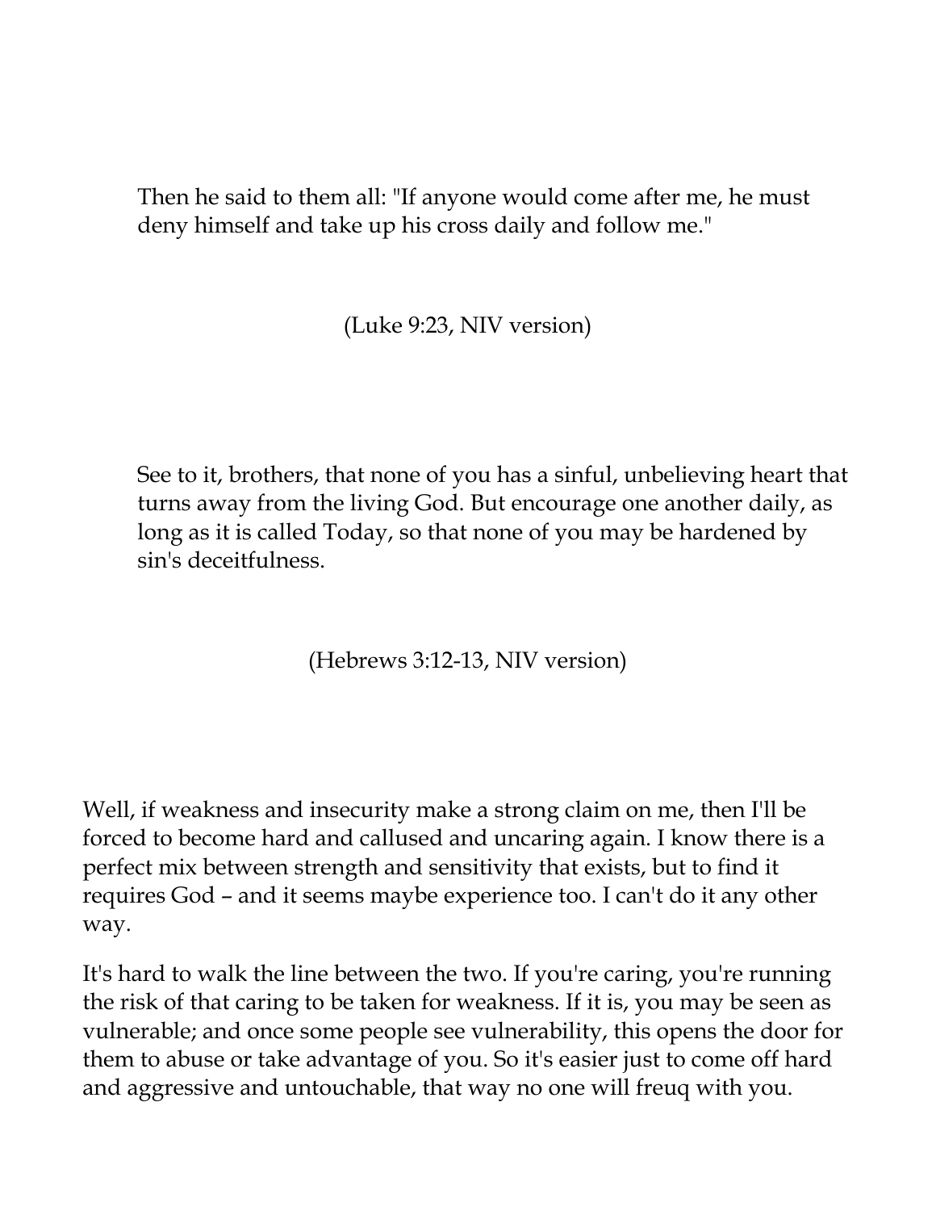> Then he said to them all: "If anyone would come after me, he must deny himself and take up his cross daily and follow me."
>
> (Luke 9:23, NIV version)

> See to it, brothers, that none of you has a sinful, unbelieving heart that turns away from the living God. But encourage one another daily, as long as it is called Today, so that none of you may be hardened by sin's deceitfulness.
>
> (Hebrews 3:12-13, NIV version)

Well, if weakness and insecurity make a strong claim on me, then I'll be forced to become hard and callused and uncaring again. I know there is a perfect mix between strength and sensitivity that exists, but to find it requires God – and it seems maybe experience too. I can't do it any other way.

It's hard to walk the line between the two. If you're caring, you're running the risk of that caring to be taken for weakness. If it is, you may be seen as vulnerable; and once some people see vulnerability, this opens the door for them to abuse or take advantage of you. So it's easier just to come off hard and aggressive and untouchable, that way no one will freuq with you.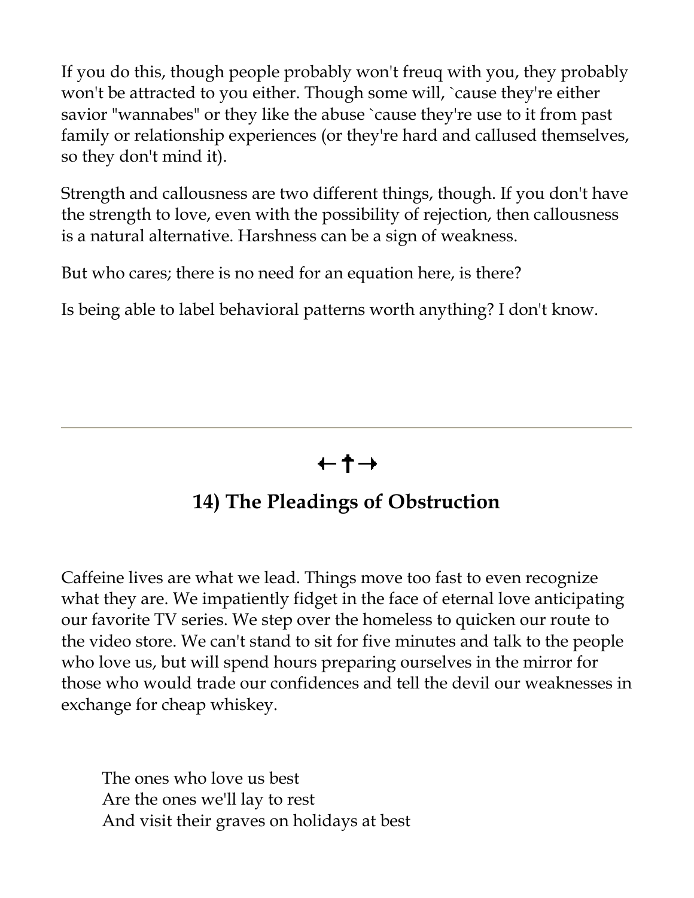If you do this, though people probably won't freuq with you, they probably won't be attracted to you either. Though some will, `cause they're either savior "wannabes" or they like the abuse `cause they're use to it from past family or relationship experiences (or they're hard and callused themselves, so they don't mind it).

Strength and callousness are two different things, though. If you don't have the strength to love, even with the possibility of rejection, then callousness is a natural alternative. Harshness can be a sign of weakness.

But who cares; there is no need for an equation here, is there?

Is being able to label behavioral patterns worth anything? I don't know.

---

←↑→

## 14) The Pleadings of Obstruction

Caffeine lives are what we lead. Things move too fast to even recognize what they are. We impatiently fidget in the face of eternal love anticipating our favorite TV series. We step over the homeless to quicken our route to the video store. We can't stand to sit for five minutes and talk to the people who love us, but will spend hours preparing ourselves in the mirror for those who would trade our confidences and tell the devil our weaknesses in exchange for cheap whiskey.

> The ones who love us best
> Are the ones we'll lay to rest
> And visit their graves on holidays at best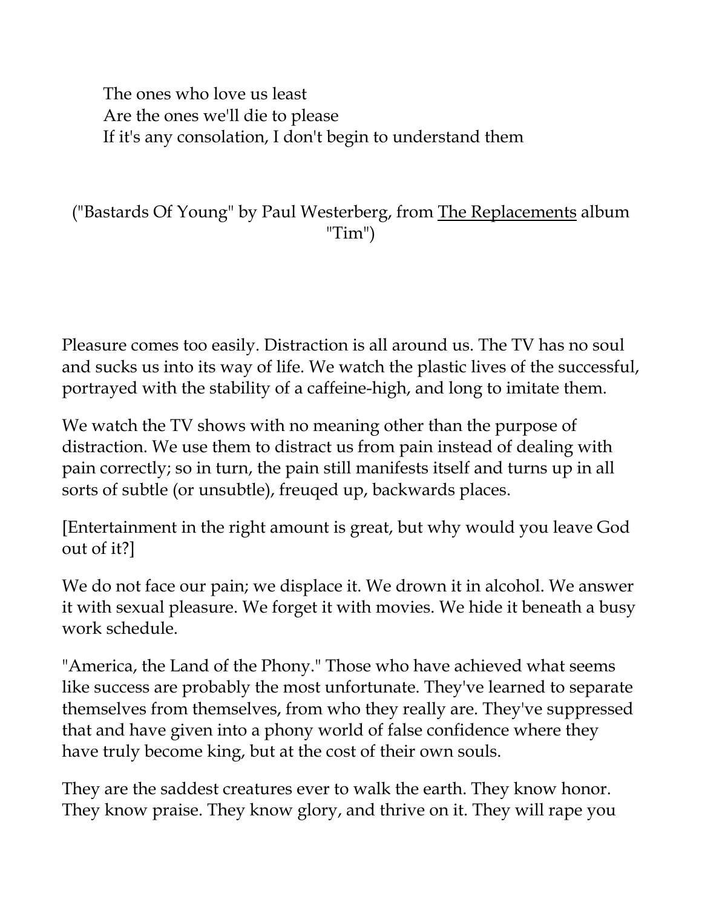> The ones who love us least
> Are the ones we'll die to please
> If it's any consolation, I don't begin to understand them

("Bastards Of Young" by Paul Westerberg, from The Replacements album "Tim")

Pleasure comes too easily. Distraction is all around us. The TV has no soul and sucks us into its way of life. We watch the plastic lives of the successful, portrayed with the stability of a caffeine-high, and long to imitate them.

We watch the TV shows with no meaning other than the purpose of distraction. We use them to distract us from pain instead of dealing with pain correctly; so in turn, the pain still manifests itself and turns up in all sorts of subtle (or unsubtle), freuqed up, backwards places.

[Entertainment in the right amount is great, but why would you leave God out of it?]

We do not face our pain; we displace it. We drown it in alcohol. We answer it with sexual pleasure. We forget it with movies. We hide it beneath a busy work schedule.

"America, the Land of the Phony." Those who have achieved what seems like success are probably the most unfortunate. They've learned to separate themselves from themselves, from who they really are. They've suppressed that and have given into a phony world of false confidence where they have truly become king, but at the cost of their own souls.

They are the saddest creatures ever to walk the earth. They know honor. They know praise. They know glory, and thrive on it. They will rape you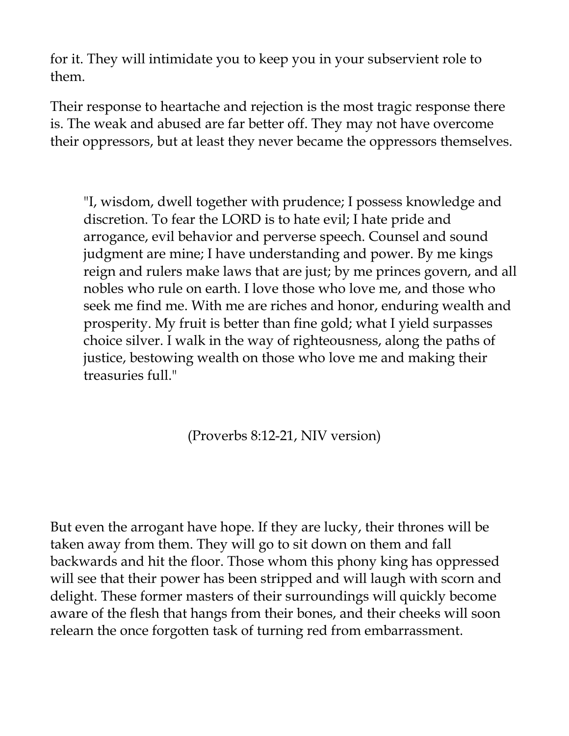for it. They will intimidate you to keep you in your subservient role to them.

Their response to heartache and rejection is the most tragic response there is. The weak and abused are far better off. They may not have overcome their oppressors, but at least they never became the oppressors themselves.

> "I, wisdom, dwell together with prudence; I possess knowledge and discretion. To fear the LORD is to hate evil; I hate pride and arrogance, evil behavior and perverse speech. Counsel and sound judgment are mine; I have understanding and power. By me kings reign and rulers make laws that are just; by me princes govern, and all nobles who rule on earth. I love those who love me, and those who seek me find me. With me are riches and honor, enduring wealth and prosperity. My fruit is better than fine gold; what I yield surpasses choice silver. I walk in the way of righteousness, along the paths of justice, bestowing wealth on those who love me and making their treasuries full."

(Proverbs 8:12-21, NIV version)

But even the arrogant have hope. If they are lucky, their thrones will be taken away from them. They will go to sit down on them and fall backwards and hit the floor. Those whom this phony king has oppressed will see that their power has been stripped and will laugh with scorn and delight. These former masters of their surroundings will quickly become aware of the flesh that hangs from their bones, and their cheeks will soon relearn the once forgotten task of turning red from embarrassment.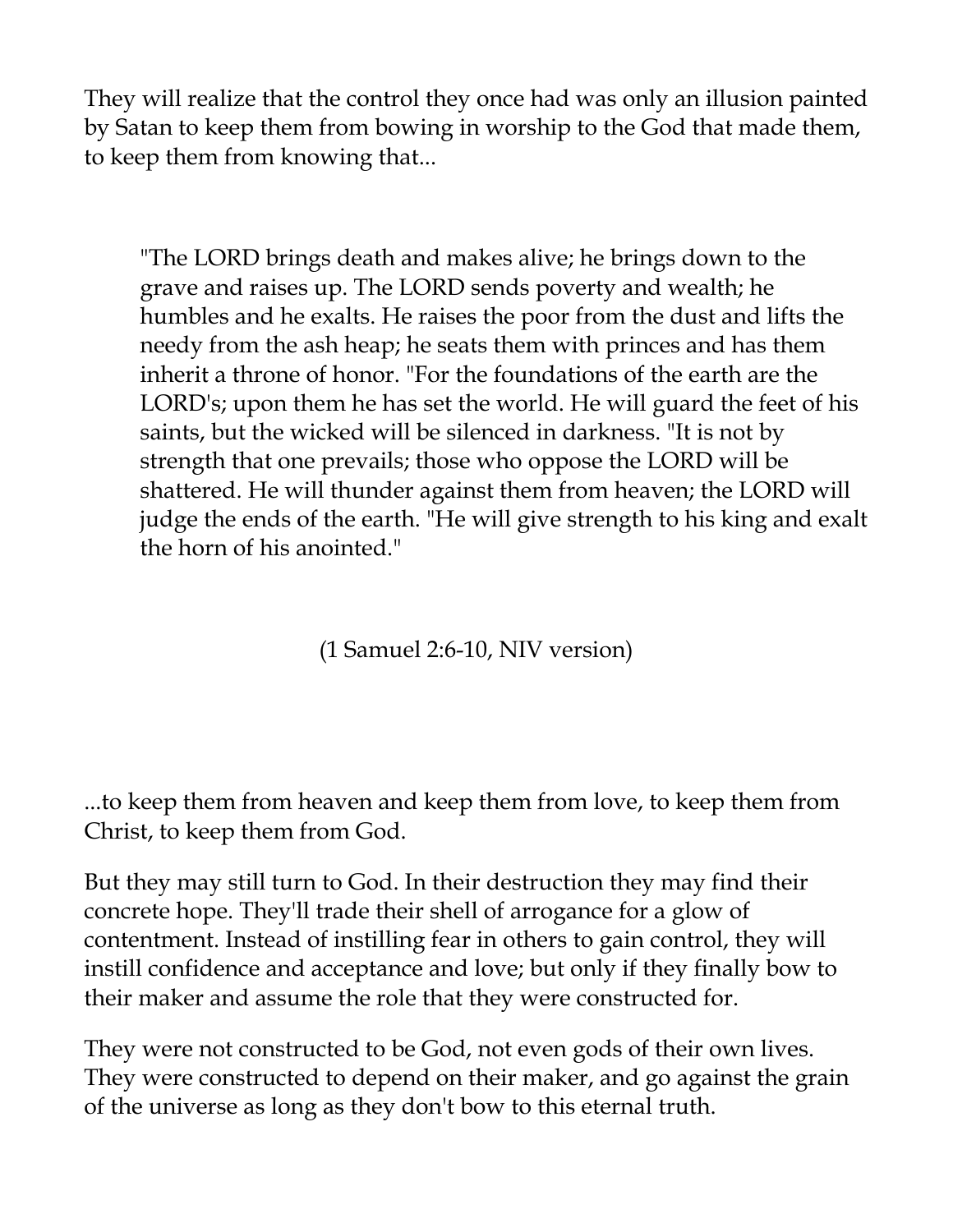They will realize that the control they once had was only an illusion painted by Satan to keep them from bowing in worship to the God that made them, to keep them from knowing that...

> "The LORD brings death and makes alive; he brings down to the grave and raises up. The LORD sends poverty and wealth; he humbles and he exalts. He raises the poor from the dust and lifts the needy from the ash heap; he seats them with princes and has them inherit a throne of honor. "For the foundations of the earth are the LORD's; upon them he has set the world. He will guard the feet of his saints, but the wicked will be silenced in darkness. "It is not by strength that one prevails; those who oppose the LORD will be shattered. He will thunder against them from heaven; the LORD will judge the ends of the earth. "He will give strength to his king and exalt the horn of his anointed."
>
> (1 Samuel 2:6-10, NIV version)

...to keep them from heaven and keep them from love, to keep them from Christ, to keep them from God.

But they may still turn to God. In their destruction they may find their concrete hope. They'll trade their shell of arrogance for a glow of contentment. Instead of instilling fear in others to gain control, they will instill confidence and acceptance and love; but only if they finally bow to their maker and assume the role that they were constructed for.

They were not constructed to be God, not even gods of their own lives. They were constructed to depend on their maker, and go against the grain of the universe as long as they don't bow to this eternal truth.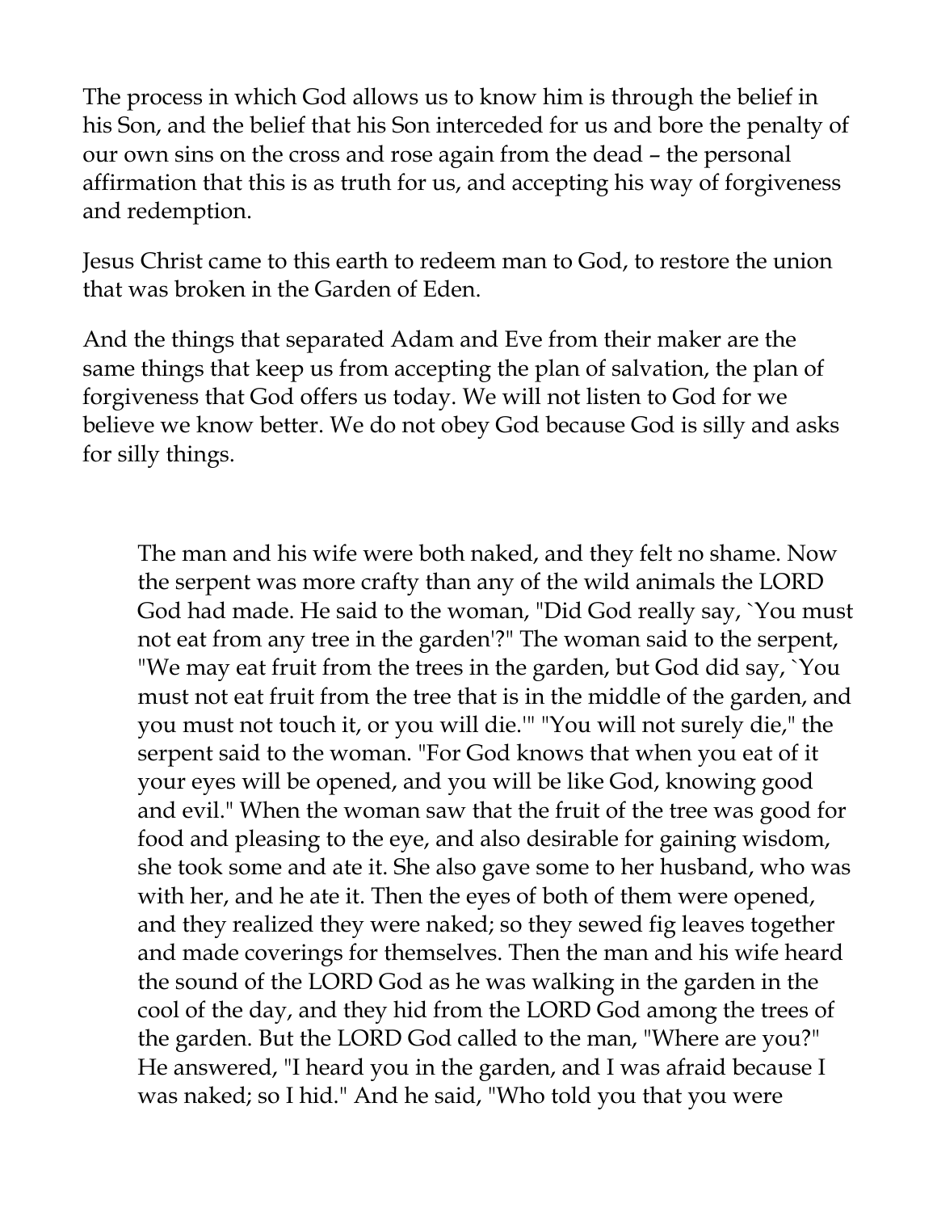The process in which God allows us to know him is through the belief in his Son, and the belief that his Son interceded for us and bore the penalty of our own sins on the cross and rose again from the dead – the personal affirmation that this is as truth for us, and accepting his way of forgiveness and redemption.

Jesus Christ came to this earth to redeem man to God, to restore the union that was broken in the Garden of Eden.

And the things that separated Adam and Eve from their maker are the same things that keep us from accepting the plan of salvation, the plan of forgiveness that God offers us today. We will not listen to God for we believe we know better. We do not obey God because God is silly and asks for silly things.

> The man and his wife were both naked, and they felt no shame. Now the serpent was more crafty than any of the wild animals the LORD God had made. He said to the woman, "Did God really say, `You must not eat from any tree in the garden'?" The woman said to the serpent, "We may eat fruit from the trees in the garden, but God did say, `You must not eat fruit from the tree that is in the middle of the garden, and you must not touch it, or you will die.'" "You will not surely die," the serpent said to the woman. "For God knows that when you eat of it your eyes will be opened, and you will be like God, knowing good and evil." When the woman saw that the fruit of the tree was good for food and pleasing to the eye, and also desirable for gaining wisdom, she took some and ate it. She also gave some to her husband, who was with her, and he ate it. Then the eyes of both of them were opened, and they realized they were naked; so they sewed fig leaves together and made coverings for themselves. Then the man and his wife heard the sound of the LORD God as he was walking in the garden in the cool of the day, and they hid from the LORD God among the trees of the garden. But the LORD God called to the man, "Where are you?" He answered, "I heard you in the garden, and I was afraid because I was naked; so I hid." And he said, "Who told you that you were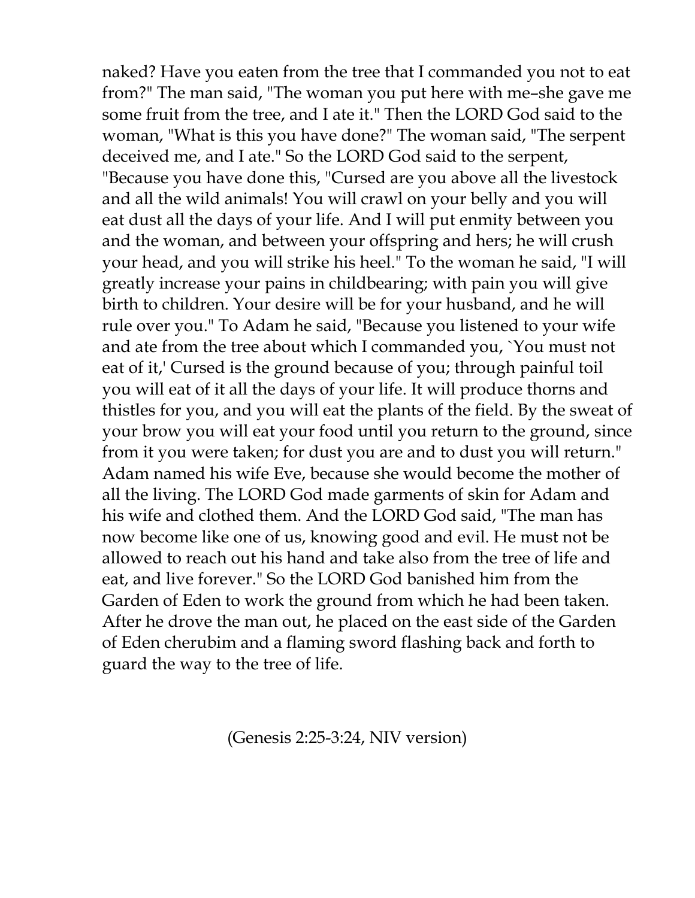naked? Have you eaten from the tree that I commanded you not to eat from?" The man said, "The woman you put here with me–she gave me some fruit from the tree, and I ate it." Then the LORD God said to the woman, "What is this you have done?" The woman said, "The serpent deceived me, and I ate." So the LORD God said to the serpent, "Because you have done this, "Cursed are you above all the livestock and all the wild animals! You will crawl on your belly and you will eat dust all the days of your life. And I will put enmity between you and the woman, and between your offspring and hers; he will crush your head, and you will strike his heel." To the woman he said, "I will greatly increase your pains in childbearing; with pain you will give birth to children. Your desire will be for your husband, and he will rule over you." To Adam he said, "Because you listened to your wife and ate from the tree about which I commanded you, `You must not eat of it,' Cursed is the ground because of you; through painful toil you will eat of it all the days of your life. It will produce thorns and thistles for you, and you will eat the plants of the field. By the sweat of your brow you will eat your food until you return to the ground, since from it you were taken; for dust you are and to dust you will return." Adam named his wife Eve, because she would become the mother of all the living. The LORD God made garments of skin for Adam and his wife and clothed them. And the LORD God said, "The man has now become like one of us, knowing good and evil. He must not be allowed to reach out his hand and take also from the tree of life and eat, and live forever." So the LORD God banished him from the Garden of Eden to work the ground from which he had been taken. After he drove the man out, he placed on the east side of the Garden of Eden cherubim and a flaming sword flashing back and forth to guard the way to the tree of life.

(Genesis 2:25-3:24, NIV version)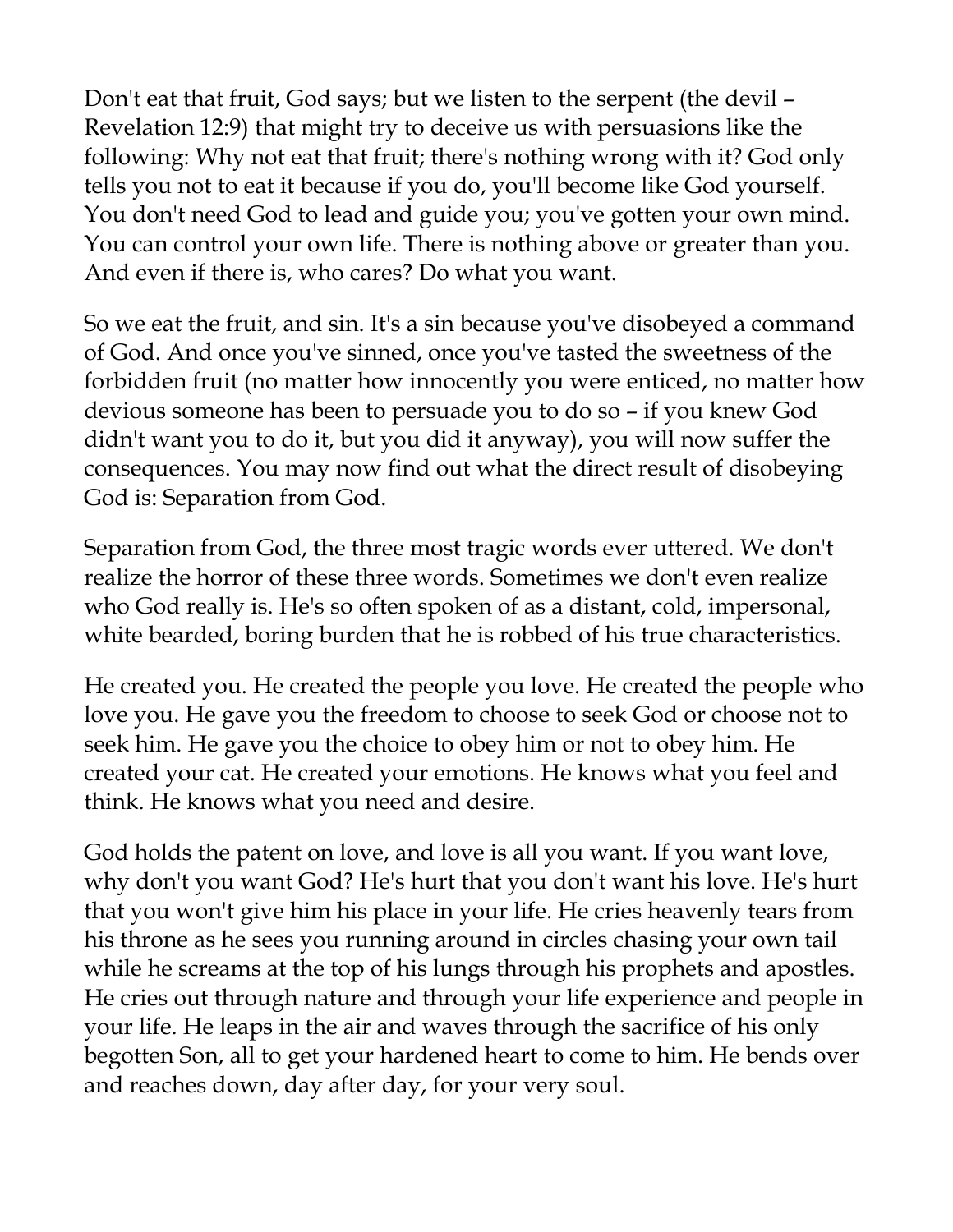Don't eat that fruit, God says; but we listen to the serpent (the devil – Revelation 12:9) that might try to deceive us with persuasions like the following: Why not eat that fruit; there's nothing wrong with it? God only tells you not to eat it because if you do, you'll become like God yourself. You don't need God to lead and guide you; you've gotten your own mind. You can control your own life. There is nothing above or greater than you. And even if there is, who cares? Do what you want.

So we eat the fruit, and sin. It's a sin because you've disobeyed a command of God. And once you've sinned, once you've tasted the sweetness of the forbidden fruit (no matter how innocently you were enticed, no matter how devious someone has been to persuade you to do so – if you knew God didn't want you to do it, but you did it anyway), you will now suffer the consequences. You may now find out what the direct result of disobeying God is: Separation from God.

Separation from God, the three most tragic words ever uttered. We don't realize the horror of these three words. Sometimes we don't even realize who God really is. He's so often spoken of as a distant, cold, impersonal, white bearded, boring burden that he is robbed of his true characteristics.

He created you. He created the people you love. He created the people who love you. He gave you the freedom to choose to seek God or choose not to seek him. He gave you the choice to obey him or not to obey him. He created your cat. He created your emotions. He knows what you feel and think. He knows what you need and desire.

God holds the patent on love, and love is all you want. If you want love, why don't you want God? He's hurt that you don't want his love. He's hurt that you won't give him his place in your life. He cries heavenly tears from his throne as he sees you running around in circles chasing your own tail while he screams at the top of his lungs through his prophets and apostles. He cries out through nature and through your life experience and people in your life. He leaps in the air and waves through the sacrifice of his only begotten Son, all to get your hardened heart to come to him. He bends over and reaches down, day after day, for your very soul.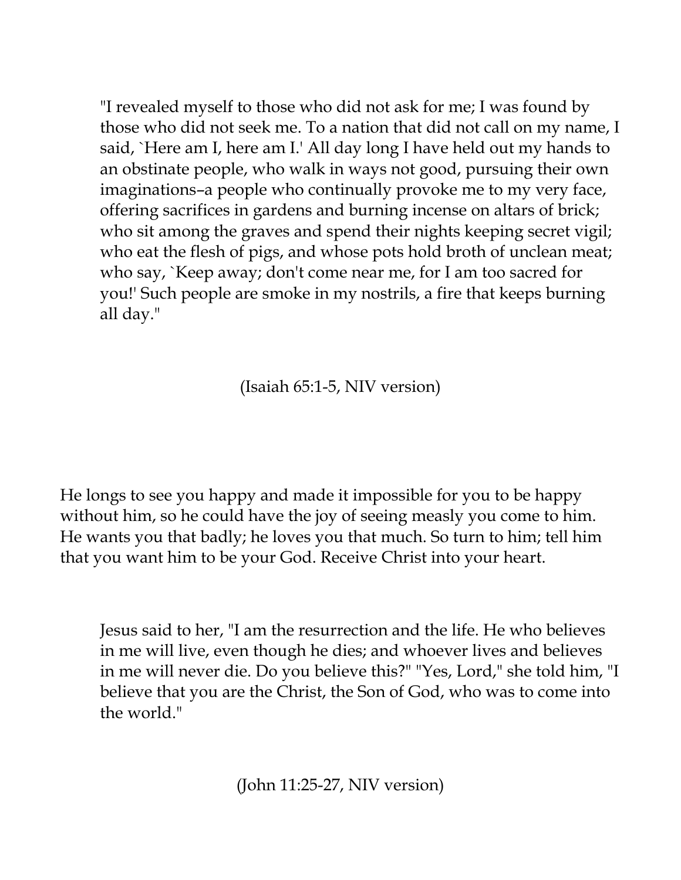> "I revealed myself to those who did not ask for me; I was found by those who did not seek me. To a nation that did not call on my name, I said, `Here am I, here am I.' All day long I have held out my hands to an obstinate people, who walk in ways not good, pursuing their own imaginations–a people who continually provoke me to my very face, offering sacrifices in gardens and burning incense on altars of brick; who sit among the graves and spend their nights keeping secret vigil; who eat the flesh of pigs, and whose pots hold broth of unclean meat; who say, `Keep away; don't come near me, for I am too sacred for you!' Such people are smoke in my nostrils, a fire that keeps burning all day."
>
> (Isaiah 65:1-5, NIV version)

He longs to see you happy and made it impossible for you to be happy without him, so he could have the joy of seeing measly you come to him. He wants you that badly; he loves you that much. So turn to him; tell him that you want him to be your God. Receive Christ into your heart.

> Jesus said to her, "I am the resurrection and the life. He who believes in me will live, even though he dies; and whoever lives and believes in me will never die. Do you believe this?" "Yes, Lord," she told him, "I believe that you are the Christ, the Son of God, who was to come into the world."
>
> (John 11:25-27, NIV version)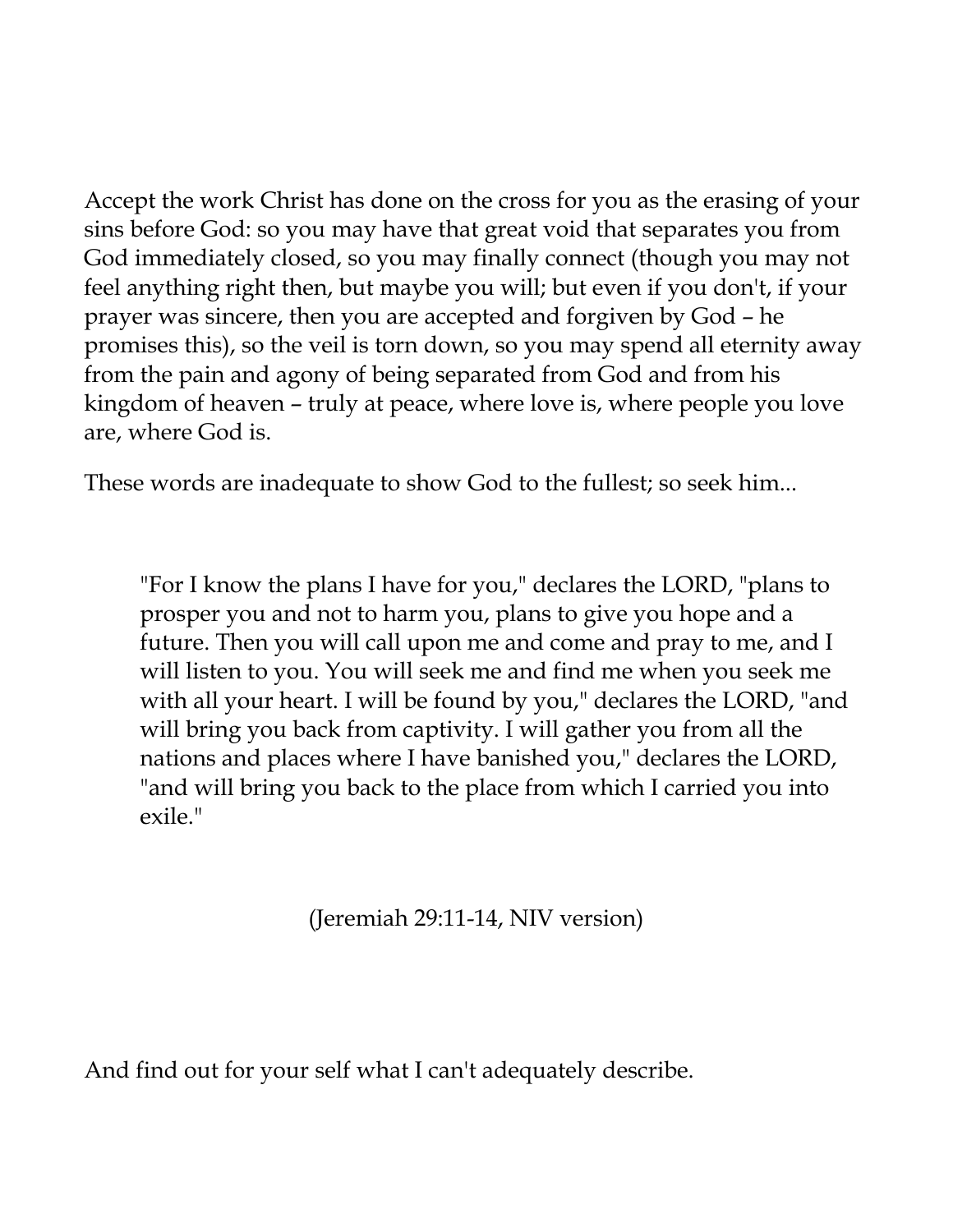Accept the work Christ has done on the cross for you as the erasing of your sins before God: so you may have that great void that separates you from God immediately closed, so you may finally connect (though you may not feel anything right then, but maybe you will; but even if you don't, if your prayer was sincere, then you are accepted and forgiven by God – he promises this), so the veil is torn down, so you may spend all eternity away from the pain and agony of being separated from God and from his kingdom of heaven – truly at peace, where love is, where people you love are, where God is.

These words are inadequate to show God to the fullest; so seek him...

> "For I know the plans I have for you," declares the LORD, "plans to prosper you and not to harm you, plans to give you hope and a future. Then you will call upon me and come and pray to me, and I will listen to you. You will seek me and find me when you seek me with all your heart. I will be found by you," declares the LORD, "and will bring you back from captivity. I will gather you from all the nations and places where I have banished you," declares the LORD, "and will bring you back to the place from which I carried you into exile."

(Jeremiah 29:11-14, NIV version)

And find out for your self what I can't adequately describe.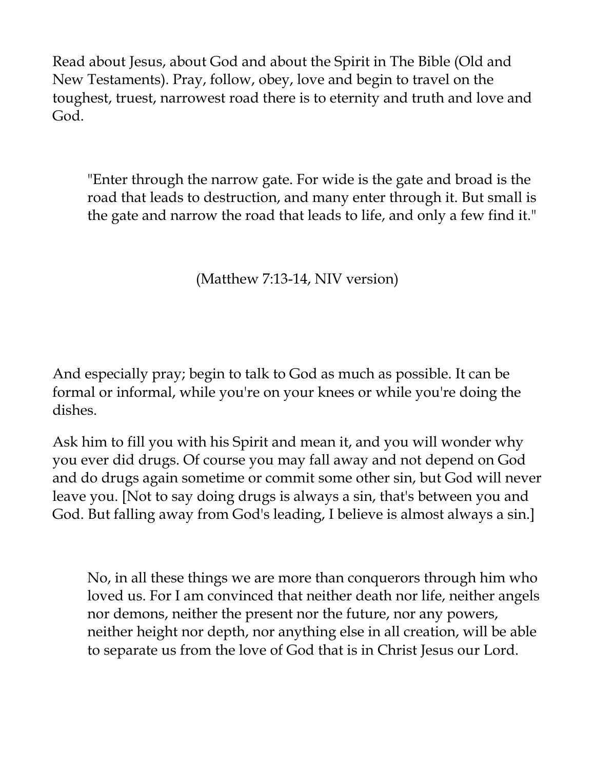Read about Jesus, about God and about the Spirit in The Bible (Old and New Testaments). Pray, follow, obey, love and begin to travel on the toughest, truest, narrowest road there is to eternity and truth and love and God.

> "Enter through the narrow gate. For wide is the gate and broad is the road that leads to destruction, and many enter through it. But small is the gate and narrow the road that leads to life, and only a few find it."

(Matthew 7:13-14, NIV version)

And especially pray; begin to talk to God as much as possible. It can be formal or informal, while you're on your knees or while you're doing the dishes.

Ask him to fill you with his Spirit and mean it, and you will wonder why you ever did drugs. Of course you may fall away and not depend on God and do drugs again sometime or commit some other sin, but God will never leave you. [Not to say doing drugs is always a sin, that's between you and God. But falling away from God's leading, I believe is almost always a sin.]

> No, in all these things we are more than conquerors through him who loved us. For I am convinced that neither death nor life, neither angels nor demons, neither the present nor the future, nor any powers, neither height nor depth, nor anything else in all creation, will be able to separate us from the love of God that is in Christ Jesus our Lord.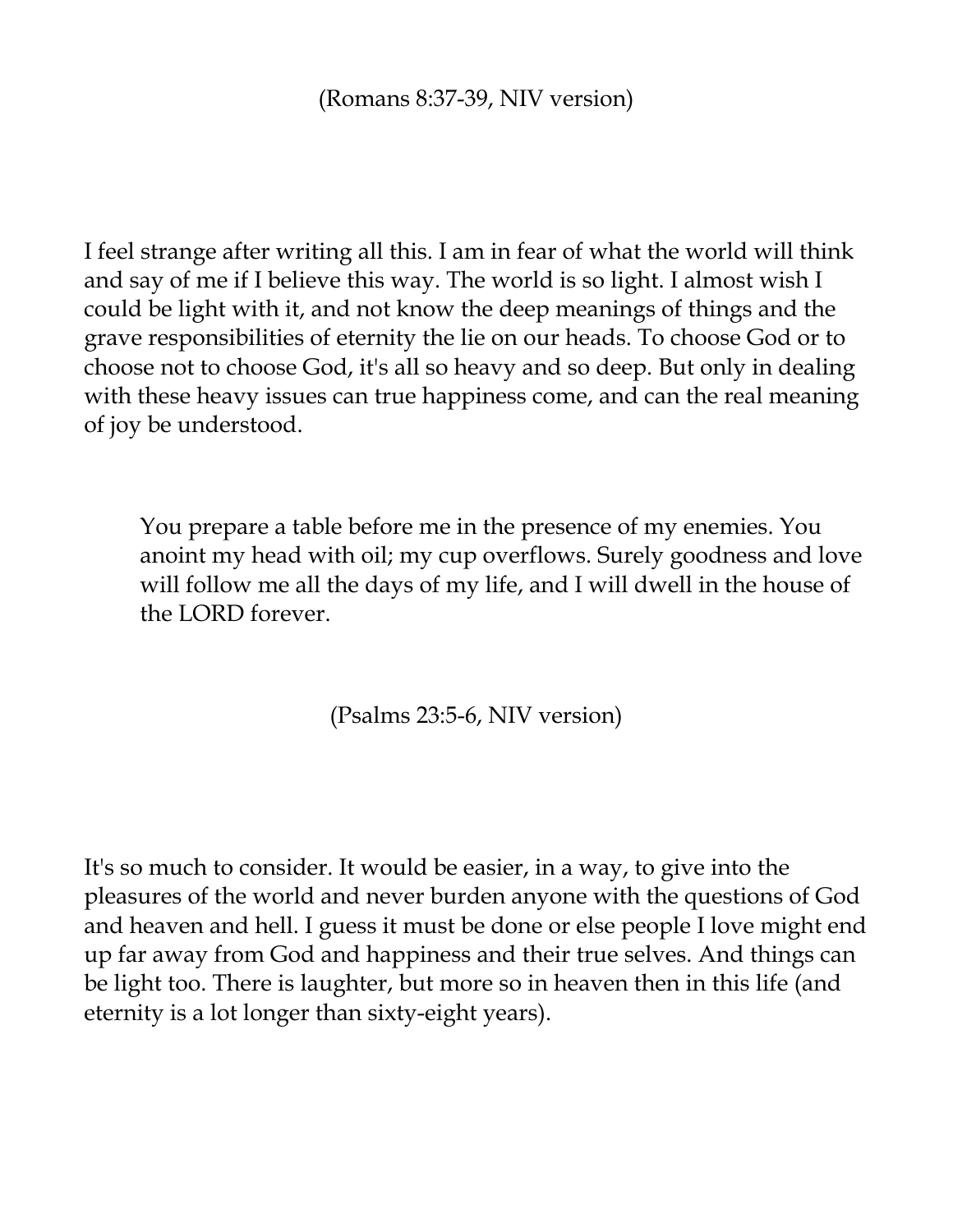(Romans 8:37-39, NIV version)

I feel strange after writing all this. I am in fear of what the world will think and say of me if I believe this way. The world is so light. I almost wish I could be light with it, and not know the deep meanings of things and the grave responsibilities of eternity the lie on our heads. To choose God or to choose not to choose God, it's all so heavy and so deep. But only in dealing with these heavy issues can true happiness come, and can the real meaning of joy be understood.

> You prepare a table before me in the presence of my enemies. You anoint my head with oil; my cup overflows. Surely goodness and love will follow me all the days of my life, and I will dwell in the house of the LORD forever.

(Psalms 23:5-6, NIV version)

It's so much to consider. It would be easier, in a way, to give into the pleasures of the world and never burden anyone with the questions of God and heaven and hell. I guess it must be done or else people I love might end up far away from God and happiness and their true selves. And things can be light too. There is laughter, but more so in heaven then in this life (and eternity is a lot longer than sixty-eight years).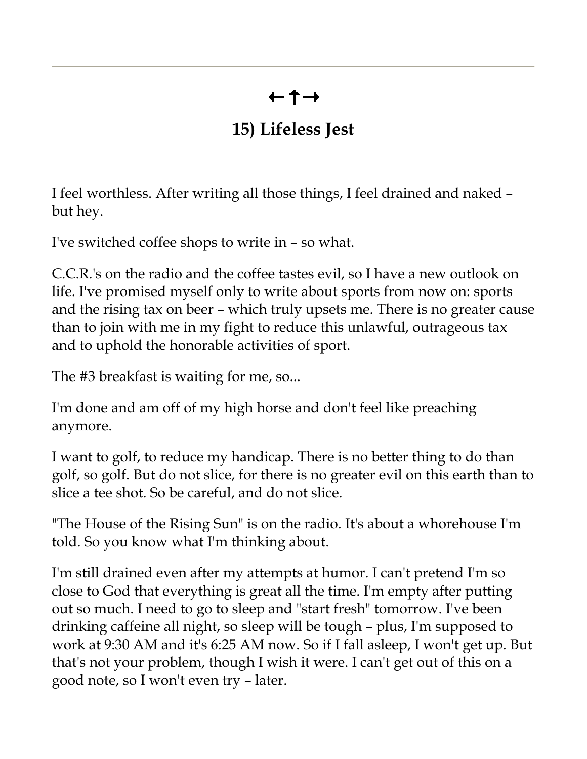←↑→

## 15) Lifeless Jest

I feel worthless. After writing all those things, I feel drained and naked – but hey.

I've switched coffee shops to write in – so what.

C.C.R.'s on the radio and the coffee tastes evil, so I have a new outlook on life. I've promised myself only to write about sports from now on: sports and the rising tax on beer – which truly upsets me. There is no greater cause than to join with me in my fight to reduce this unlawful, outrageous tax and to uphold the honorable activities of sport.

The #3 breakfast is waiting for me, so...

I'm done and am off of my high horse and don't feel like preaching anymore.

I want to golf, to reduce my handicap. There is no better thing to do than golf, so golf. But do not slice, for there is no greater evil on this earth than to slice a tee shot. So be careful, and do not slice.

"The House of the Rising Sun" is on the radio. It's about a whorehouse I'm told. So you know what I'm thinking about.

I'm still drained even after my attempts at humor. I can't pretend I'm so close to God that everything is great all the time. I'm empty after putting out so much. I need to go to sleep and "start fresh" tomorrow. I've been drinking caffeine all night, so sleep will be tough – plus, I'm supposed to work at 9:30 AM and it's 6:25 AM now. So if I fall asleep, I won't get up. But that's not your problem, though I wish it were. I can't get out of this on a good note, so I won't even try – later.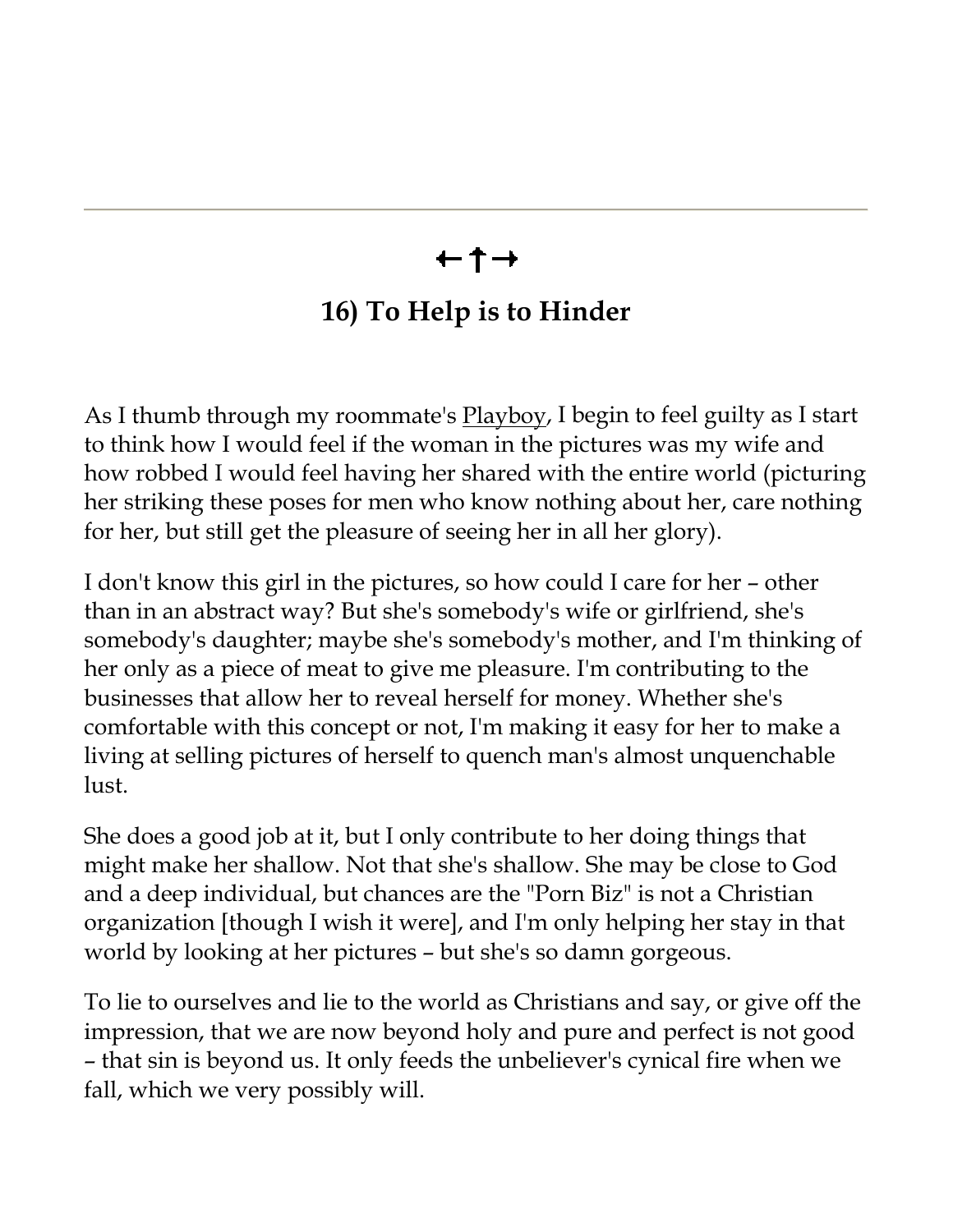←†→

## 16) To Help is to Hinder

As I thumb through my roommate's Playboy, I begin to feel guilty as I start to think how I would feel if the woman in the pictures was my wife and how robbed I would feel having her shared with the entire world (picturing her striking these poses for men who know nothing about her, care nothing for her, but still get the pleasure of seeing her in all her glory).

I don't know this girl in the pictures, so how could I care for her – other than in an abstract way? But she's somebody's wife or girlfriend, she's somebody's daughter; maybe she's somebody's mother, and I'm thinking of her only as a piece of meat to give me pleasure. I'm contributing to the businesses that allow her to reveal herself for money. Whether she's comfortable with this concept or not, I'm making it easy for her to make a living at selling pictures of herself to quench man's almost unquenchable lust.

She does a good job at it, but I only contribute to her doing things that might make her shallow. Not that she's shallow. She may be close to God and a deep individual, but chances are the "Porn Biz" is not a Christian organization [though I wish it were], and I'm only helping her stay in that world by looking at her pictures – but she's so damn gorgeous.

To lie to ourselves and lie to the world as Christians and say, or give off the impression, that we are now beyond holy and pure and perfect is not good – that sin is beyond us. It only feeds the unbeliever's cynical fire when we fall, which we very possibly will.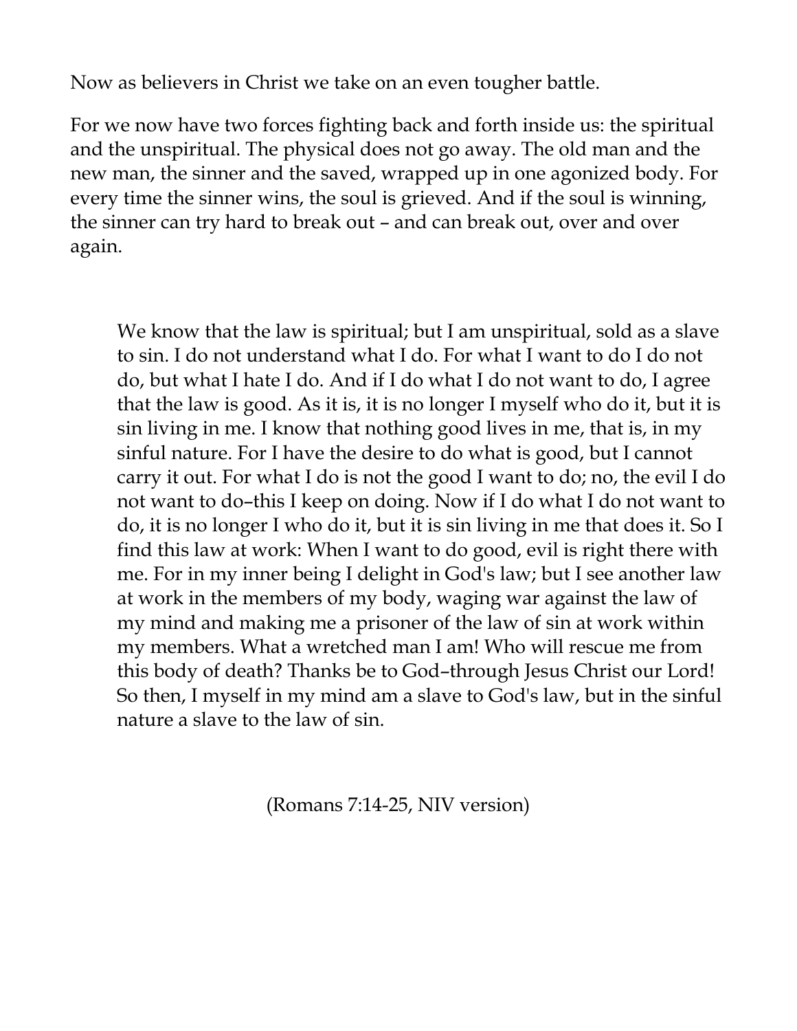Now as believers in Christ we take on an even tougher battle.

For we now have two forces fighting back and forth inside us: the spiritual and the unspiritual. The physical does not go away. The old man and the new man, the sinner and the saved, wrapped up in one agonized body. For every time the sinner wins, the soul is grieved. And if the soul is winning, the sinner can try hard to break out – and can break out, over and over again.

> We know that the law is spiritual; but I am unspiritual, sold as a slave to sin. I do not understand what I do. For what I want to do I do not do, but what I hate I do. And if I do what I do not want to do, I agree that the law is good. As it is, it is no longer I myself who do it, but it is sin living in me. I know that nothing good lives in me, that is, in my sinful nature. For I have the desire to do what is good, but I cannot carry it out. For what I do is not the good I want to do; no, the evil I do not want to do–this I keep on doing. Now if I do what I do not want to do, it is no longer I who do it, but it is sin living in me that does it. So I find this law at work: When I want to do good, evil is right there with me. For in my inner being I delight in God's law; but I see another law at work in the members of my body, waging war against the law of my mind and making me a prisoner of the law of sin at work within my members. What a wretched man I am! Who will rescue me from this body of death? Thanks be to God–through Jesus Christ our Lord! So then, I myself in my mind am a slave to God's law, but in the sinful nature a slave to the law of sin.

(Romans 7:14-25, NIV version)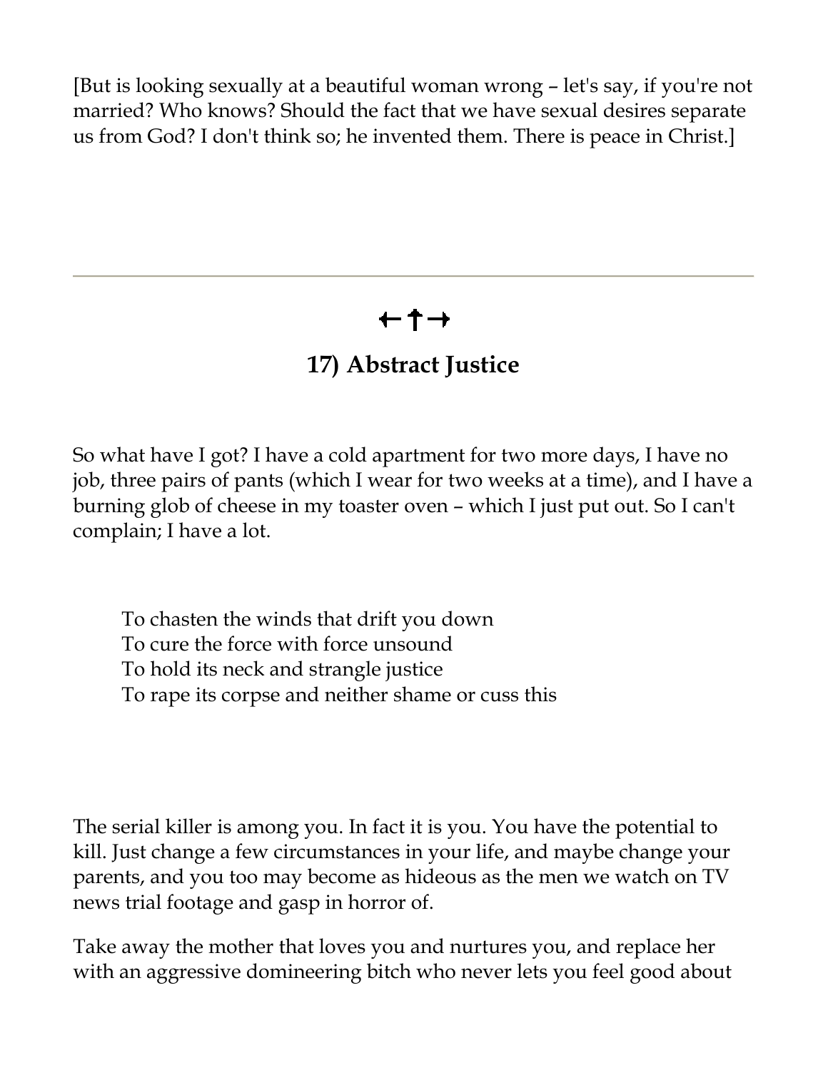[But is looking sexually at a beautiful woman wrong – let's say, if you're not married? Who knows? Should the fact that we have sexual desires separate us from God? I don't think so; he invented them. There is peace in Christ.]

---

←✝→

## 17) Abstract Justice

So what have I got? I have a cold apartment for two more days, I have no job, three pairs of pants (which I wear for two weeks at a time), and I have a burning glob of cheese in my toaster oven – which I just put out. So I can't complain; I have a lot.

> To chasten the winds that drift you down
> To cure the force with force unsound
> To hold its neck and strangle justice
> To rape its corpse and neither shame or cuss this

The serial killer is among you. In fact it is you. You have the potential to kill. Just change a few circumstances in your life, and maybe change your parents, and you too may become as hideous as the men we watch on TV news trial footage and gasp in horror of.

Take away the mother that loves you and nurtures you, and replace her with an aggressive domineering bitch who never lets you feel good about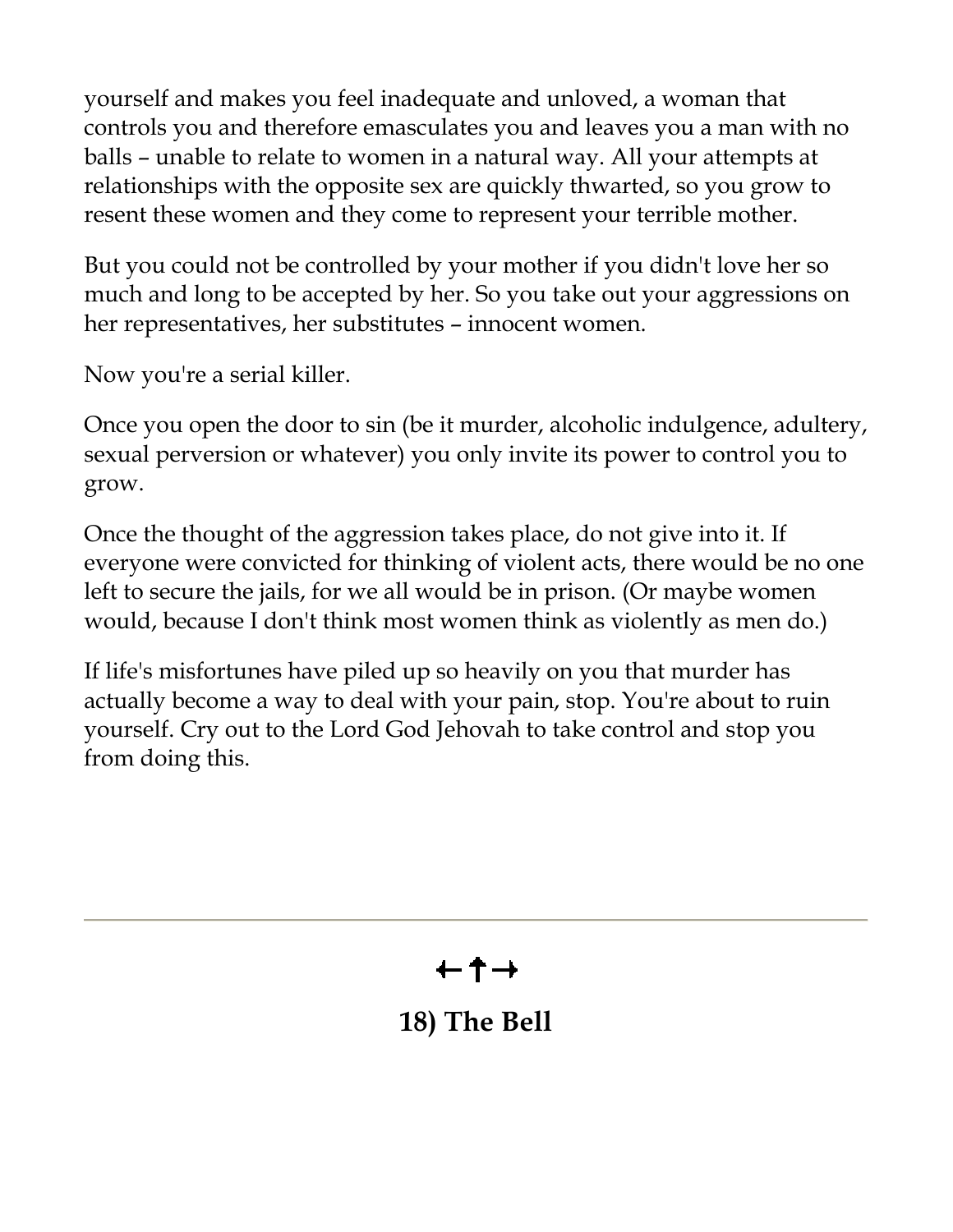yourself and makes you feel inadequate and unloved, a woman that controls you and therefore emasculates you and leaves you a man with no balls – unable to relate to women in a natural way. All your attempts at relationships with the opposite sex are quickly thwarted, so you grow to resent these women and they come to represent your terrible mother.

But you could not be controlled by your mother if you didn't love her so much and long to be accepted by her. So you take out your aggressions on her representatives, her substitutes – innocent women.

Now you're a serial killer.

Once you open the door to sin (be it murder, alcoholic indulgence, adultery, sexual perversion or whatever) you only invite its power to control you to grow.

Once the thought of the aggression takes place, do not give into it. If everyone were convicted for thinking of violent acts, there would be no one left to secure the jails, for we all would be in prison. (Or maybe women would, because I don't think most women think as violently as men do.)

If life's misfortunes have piled up so heavily on you that murder has actually become a way to deal with your pain, stop. You're about to ruin yourself. Cry out to the Lord God Jehovah to take control and stop you from doing this.

---

←†→

## 18) The Bell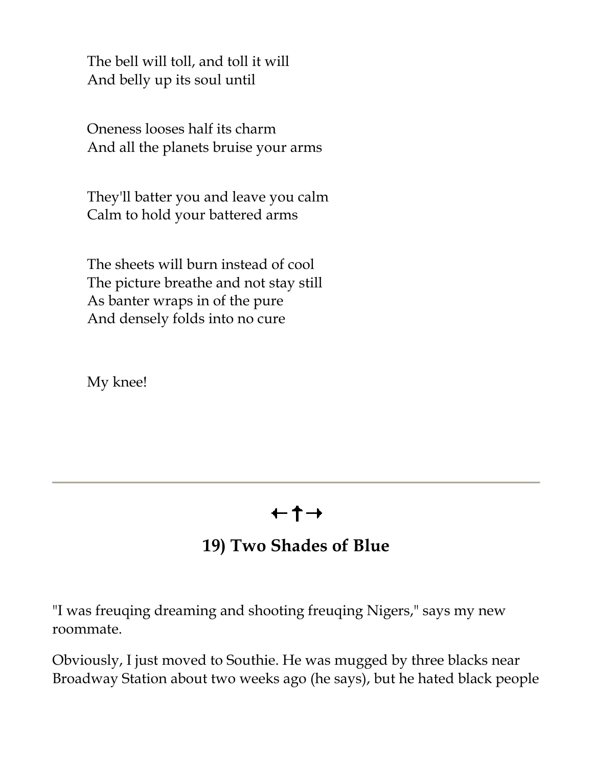The bell will toll, and toll it will
And belly up its soul until

Oneness looses half its charm
And all the planets bruise your arms

They'll batter you and leave you calm
Calm to hold your battered arms

The sheets will burn instead of cool
The picture breathe and not stay still
As banter wraps in of the pure
And densely folds into no cure

My knee!

---

←↑→

## 19) Two Shades of Blue

"I was freuqing dreaming and shooting freuqing Nigers," says my new roommate.

Obviously, I just moved to Southie. He was mugged by three blacks near Broadway Station about two weeks ago (he says), but he hated black people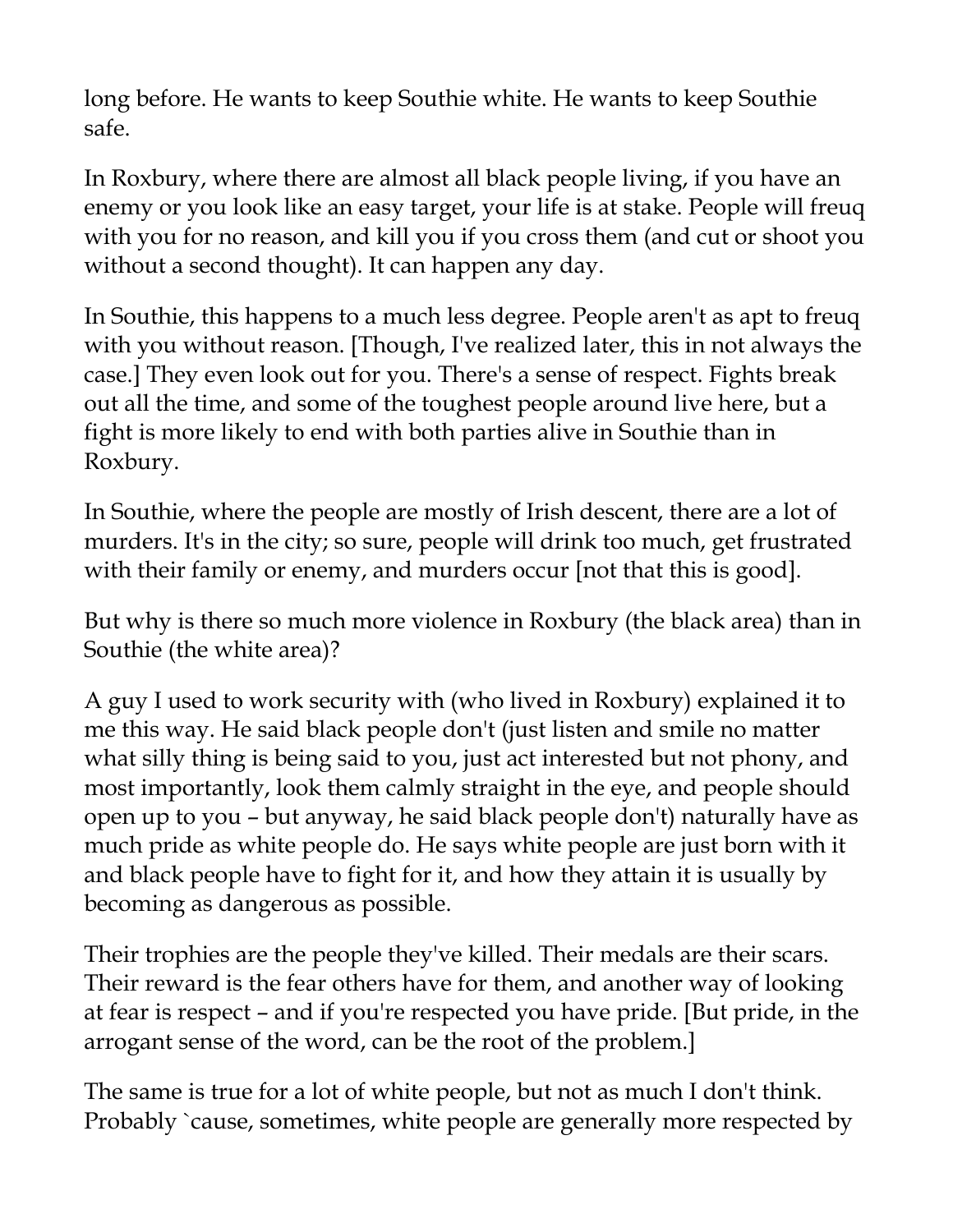long before. He wants to keep Southie white. He wants to keep Southie safe.

In Roxbury, where there are almost all black people living, if you have an enemy or you look like an easy target, your life is at stake. People will freuq with you for no reason, and kill you if you cross them (and cut or shoot you without a second thought). It can happen any day.

In Southie, this happens to a much less degree. People aren't as apt to freuq with you without reason. [Though, I've realized later, this in not always the case.] They even look out for you. There's a sense of respect. Fights break out all the time, and some of the toughest people around live here, but a fight is more likely to end with both parties alive in Southie than in Roxbury.

In Southie, where the people are mostly of Irish descent, there are a lot of murders. It's in the city; so sure, people will drink too much, get frustrated with their family or enemy, and murders occur [not that this is good].

But why is there so much more violence in Roxbury (the black area) than in Southie (the white area)?

A guy I used to work security with (who lived in Roxbury) explained it to me this way. He said black people don't (just listen and smile no matter what silly thing is being said to you, just act interested but not phony, and most importantly, look them calmly straight in the eye, and people should open up to you – but anyway, he said black people don't) naturally have as much pride as white people do. He says white people are just born with it and black people have to fight for it, and how they attain it is usually by becoming as dangerous as possible.

Their trophies are the people they've killed. Their medals are their scars. Their reward is the fear others have for them, and another way of looking at fear is respect – and if you're respected you have pride. [But pride, in the arrogant sense of the word, can be the root of the problem.]

The same is true for a lot of white people, but not as much I don't think. Probably `cause, sometimes, white people are generally more respected by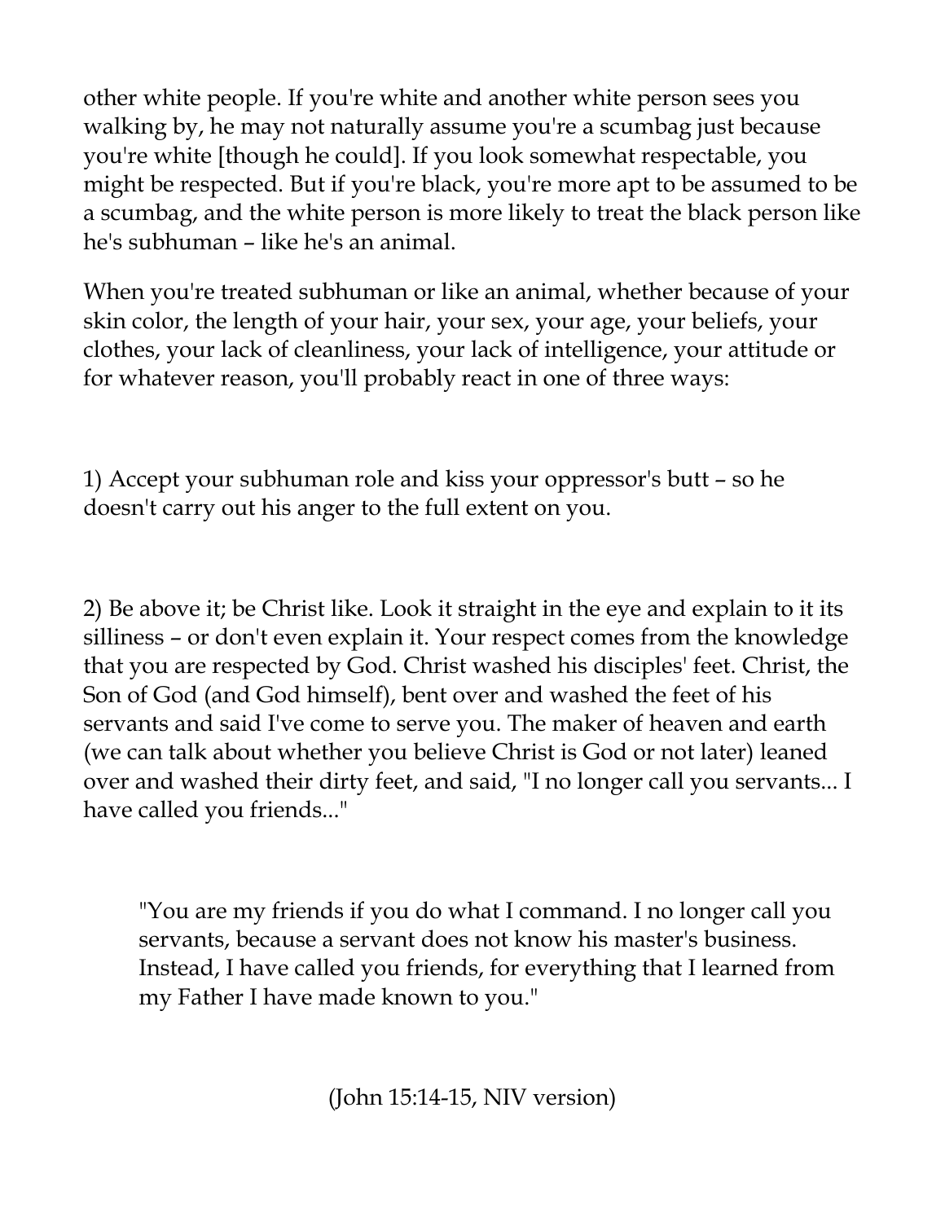other white people. If you're white and another white person sees you walking by, he may not naturally assume you're a scumbag just because you're white [though he could]. If you look somewhat respectable, you might be respected. But if you're black, you're more apt to be assumed to be a scumbag, and the white person is more likely to treat the black person like he's subhuman – like he's an animal.

When you're treated subhuman or like an animal, whether because of your skin color, the length of your hair, your sex, your age, your beliefs, your clothes, your lack of cleanliness, your lack of intelligence, your attitude or for whatever reason, you'll probably react in one of three ways:

1) Accept your subhuman role and kiss your oppressor's butt – so he doesn't carry out his anger to the full extent on you.

2) Be above it; be Christ like. Look it straight in the eye and explain to it its silliness – or don't even explain it. Your respect comes from the knowledge that you are respected by God. Christ washed his disciples' feet. Christ, the Son of God (and God himself), bent over and washed the feet of his servants and said I've come to serve you. The maker of heaven and earth (we can talk about whether you believe Christ is God or not later) leaned over and washed their dirty feet, and said, "I no longer call you servants... I have called you friends..."

> "You are my friends if you do what I command. I no longer call you servants, because a servant does not know his master's business. Instead, I have called you friends, for everything that I learned from my Father I have made known to you."
>
> (John 15:14-15, NIV version)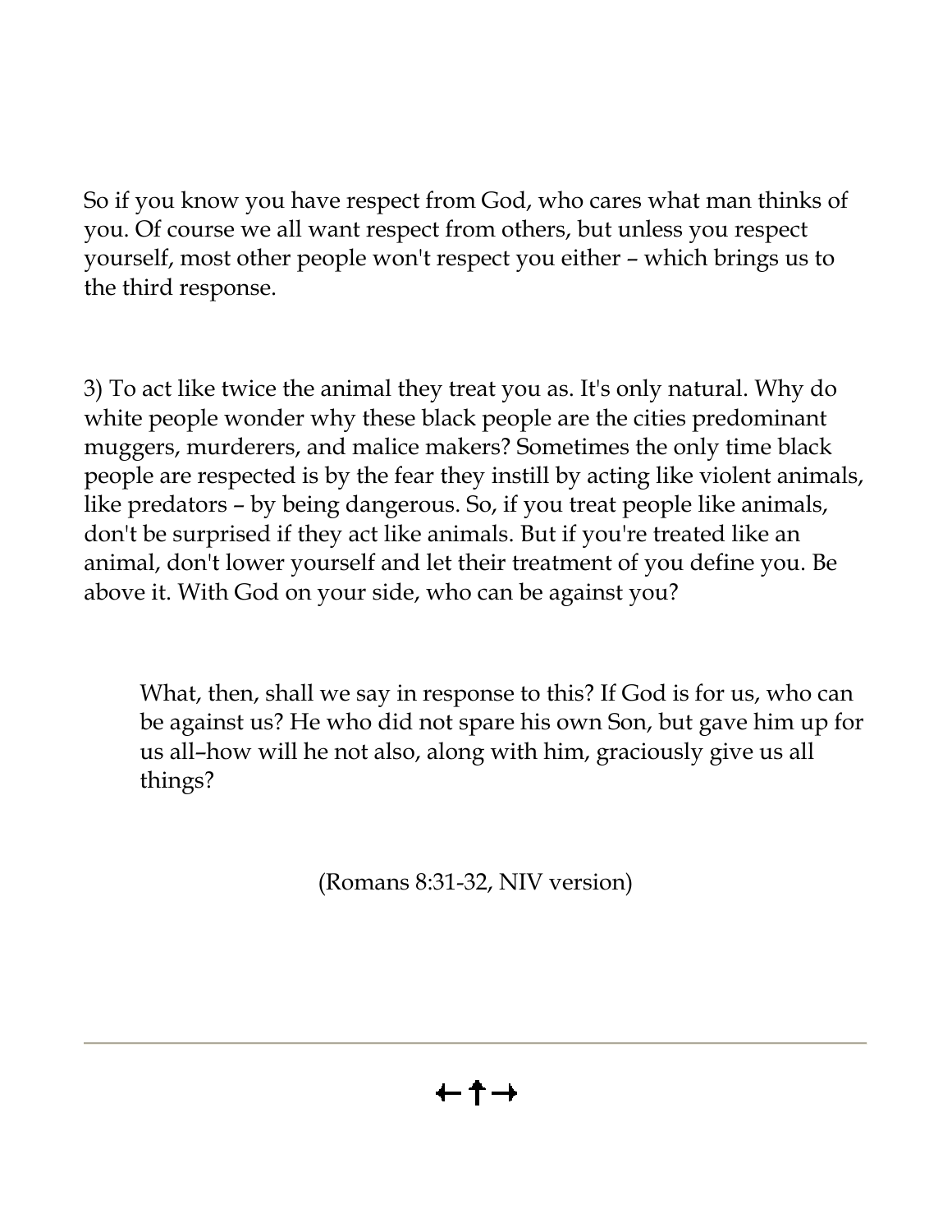So if you know you have respect from God, who cares what man thinks of you. Of course we all want respect from others, but unless you respect yourself, most other people won't respect you either – which brings us to the third response.

3) To act like twice the animal they treat you as. It's only natural. Why do white people wonder why these black people are the cities predominant muggers, murderers, and malice makers? Sometimes the only time black people are respected is by the fear they instill by acting like violent animals, like predators – by being dangerous. So, if you treat people like animals, don't be surprised if they act like animals. But if you're treated like an animal, don't lower yourself and let their treatment of you define you. Be above it. With God on your side, who can be against you?

> What, then, shall we say in response to this? If God is for us, who can be against us? He who did not spare his own Son, but gave him up for us all–how will he not also, along with him, graciously give us all things?
>
> (Romans 8:31-32, NIV version)

---

← ↑ →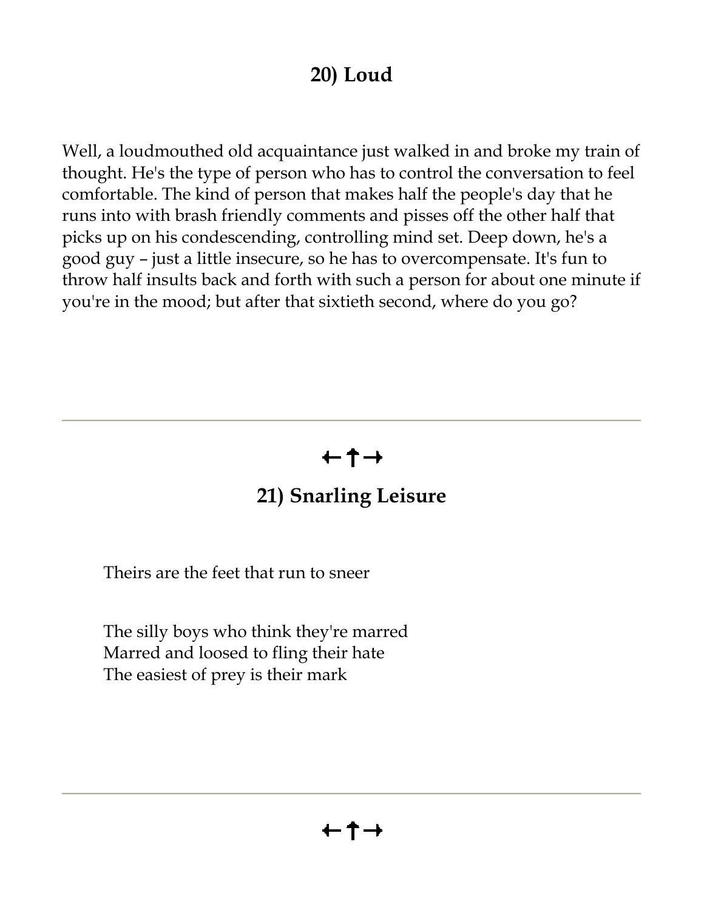## 20) Loud

Well, a loudmouthed old acquaintance just walked in and broke my train of thought. He's the type of person who has to control the conversation to feel comfortable. The kind of person that makes half the people's day that he runs into with brash friendly comments and pisses off the other half that picks up on his condescending, controlling mind set. Deep down, he's a good guy – just a little insecure, so he has to overcompensate. It's fun to throw half insults back and forth with such a person for about one minute if you're in the mood; but after that sixtieth second, where do you go?

---

←↑→

## 21) Snarling Leisure

Theirs are the feet that run to sneer

The silly boys who think they're marred
Marred and loosed to fling their hate
The easiest of prey is their mark

---

←↑→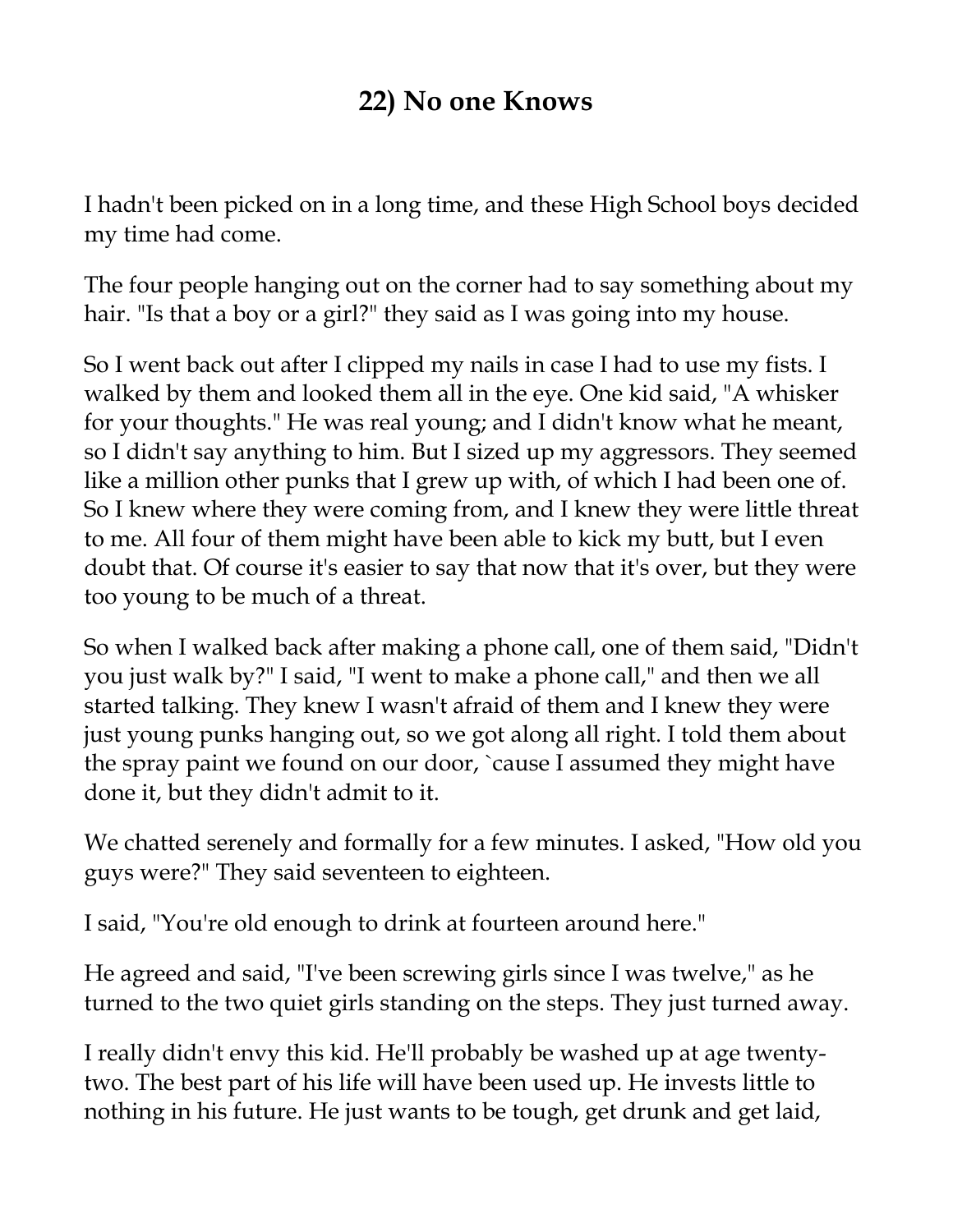## 22) No one Knows

I hadn't been picked on in a long time, and these High School boys decided my time had come.

The four people hanging out on the corner had to say something about my hair. "Is that a boy or a girl?" they said as I was going into my house.

So I went back out after I clipped my nails in case I had to use my fists. I walked by them and looked them all in the eye. One kid said, "A whisker for your thoughts." He was real young; and I didn't know what he meant, so I didn't say anything to him. But I sized up my aggressors. They seemed like a million other punks that I grew up with, of which I had been one of. So I knew where they were coming from, and I knew they were little threat to me. All four of them might have been able to kick my butt, but I even doubt that. Of course it's easier to say that now that it's over, but they were too young to be much of a threat.

So when I walked back after making a phone call, one of them said, "Didn't you just walk by?" I said, "I went to make a phone call," and then we all started talking. They knew I wasn't afraid of them and I knew they were just young punks hanging out, so we got along all right. I told them about the spray paint we found on our door, `cause I assumed they might have done it, but they didn't admit to it.

We chatted serenely and formally for a few minutes. I asked, "How old you guys were?" They said seventeen to eighteen.

I said, "You're old enough to drink at fourteen around here."

He agreed and said, "I've been screwing girls since I was twelve," as he turned to the two quiet girls standing on the steps. They just turned away.

I really didn't envy this kid. He'll probably be washed up at age twenty-two. The best part of his life will have been used up. He invests little to nothing in his future. He just wants to be tough, get drunk and get laid,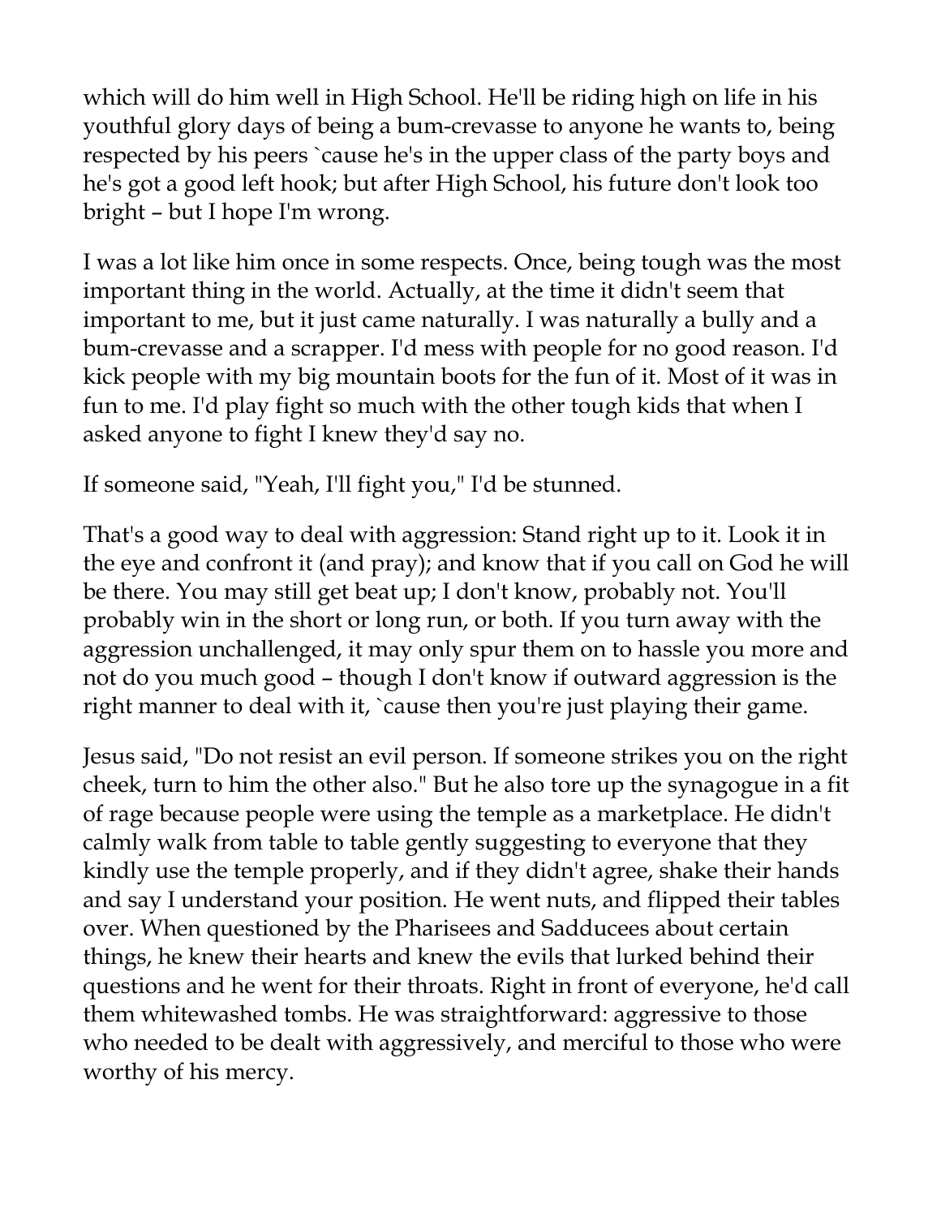which will do him well in High School. He'll be riding high on life in his youthful glory days of being a bum-crevasse to anyone he wants to, being respected by his peers `cause he's in the upper class of the party boys and he's got a good left hook; but after High School, his future don't look too bright – but I hope I'm wrong.

I was a lot like him once in some respects. Once, being tough was the most important thing in the world. Actually, at the time it didn't seem that important to me, but it just came naturally. I was naturally a bully and a bum-crevasse and a scrapper. I'd mess with people for no good reason. I'd kick people with my big mountain boots for the fun of it. Most of it was in fun to me. I'd play fight so much with the other tough kids that when I asked anyone to fight I knew they'd say no.

If someone said, "Yeah, I'll fight you," I'd be stunned.

That's a good way to deal with aggression: Stand right up to it. Look it in the eye and confront it (and pray); and know that if you call on God he will be there. You may still get beat up; I don't know, probably not. You'll probably win in the short or long run, or both. If you turn away with the aggression unchallenged, it may only spur them on to hassle you more and not do you much good – though I don't know if outward aggression is the right manner to deal with it, `cause then you're just playing their game.

Jesus said, "Do not resist an evil person. If someone strikes you on the right cheek, turn to him the other also." But he also tore up the synagogue in a fit of rage because people were using the temple as a marketplace. He didn't calmly walk from table to table gently suggesting to everyone that they kindly use the temple properly, and if they didn't agree, shake their hands and say I understand your position. He went nuts, and flipped their tables over. When questioned by the Pharisees and Sadducees about certain things, he knew their hearts and knew the evils that lurked behind their questions and he went for their throats. Right in front of everyone, he'd call them whitewashed tombs. He was straightforward: aggressive to those who needed to be dealt with aggressively, and merciful to those who were worthy of his mercy.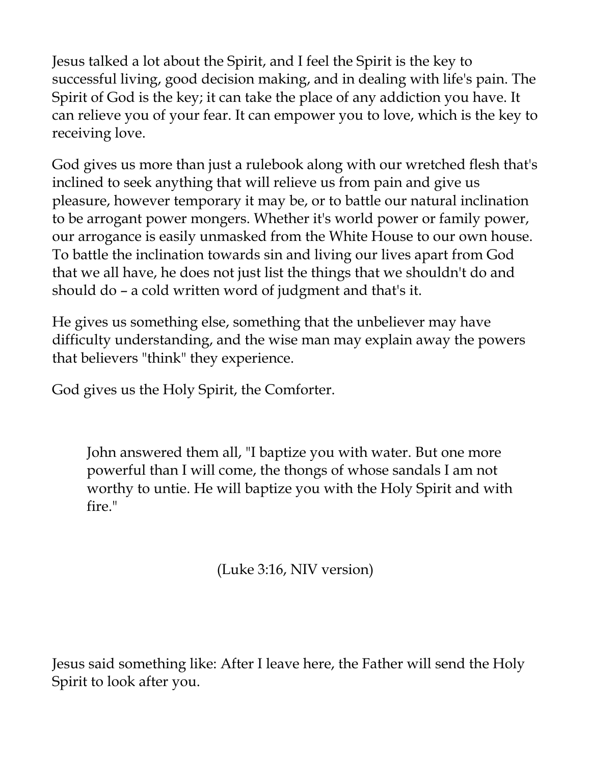Jesus talked a lot about the Spirit, and I feel the Spirit is the key to successful living, good decision making, and in dealing with life's pain. The Spirit of God is the key; it can take the place of any addiction you have. It can relieve you of your fear. It can empower you to love, which is the key to receiving love.

God gives us more than just a rulebook along with our wretched flesh that's inclined to seek anything that will relieve us from pain and give us pleasure, however temporary it may be, or to battle our natural inclination to be arrogant power mongers. Whether it's world power or family power, our arrogance is easily unmasked from the White House to our own house. To battle the inclination towards sin and living our lives apart from God that we all have, he does not just list the things that we shouldn't do and should do – a cold written word of judgment and that's it.

He gives us something else, something that the unbeliever may have difficulty understanding, and the wise man may explain away the powers that believers "think" they experience.

God gives us the Holy Spirit, the Comforter.

> John answered them all, "I baptize you with water. But one more powerful than I will come, the thongs of whose sandals I am not worthy to untie. He will baptize you with the Holy Spirit and with fire."

(Luke 3:16, NIV version)

Jesus said something like: After I leave here, the Father will send the Holy Spirit to look after you.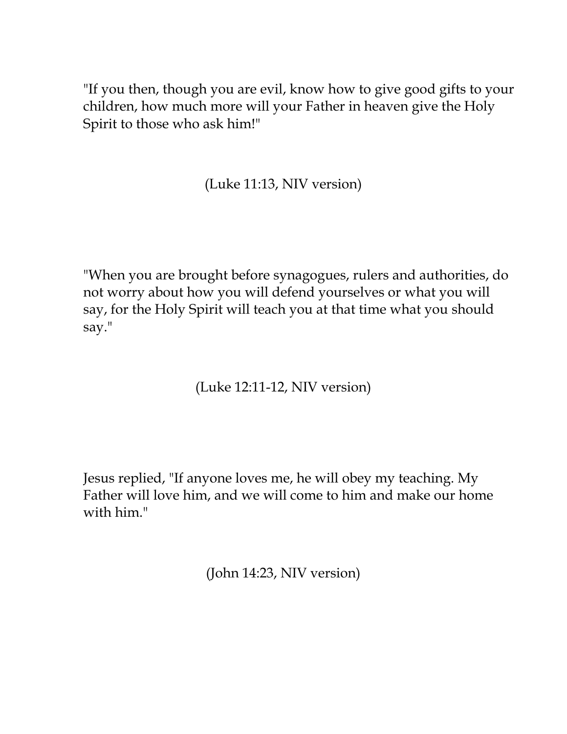"If you then, though you are evil, know how to give good gifts to your children, how much more will your Father in heaven give the Holy Spirit to those who ask him!"

(Luke 11:13, NIV version)

"When you are brought before synagogues, rulers and authorities, do not worry about how you will defend yourselves or what you will say, for the Holy Spirit will teach you at that time what you should say."

(Luke 12:11-12, NIV version)

Jesus replied, "If anyone loves me, he will obey my teaching. My Father will love him, and we will come to him and make our home with him."

(John 14:23, NIV version)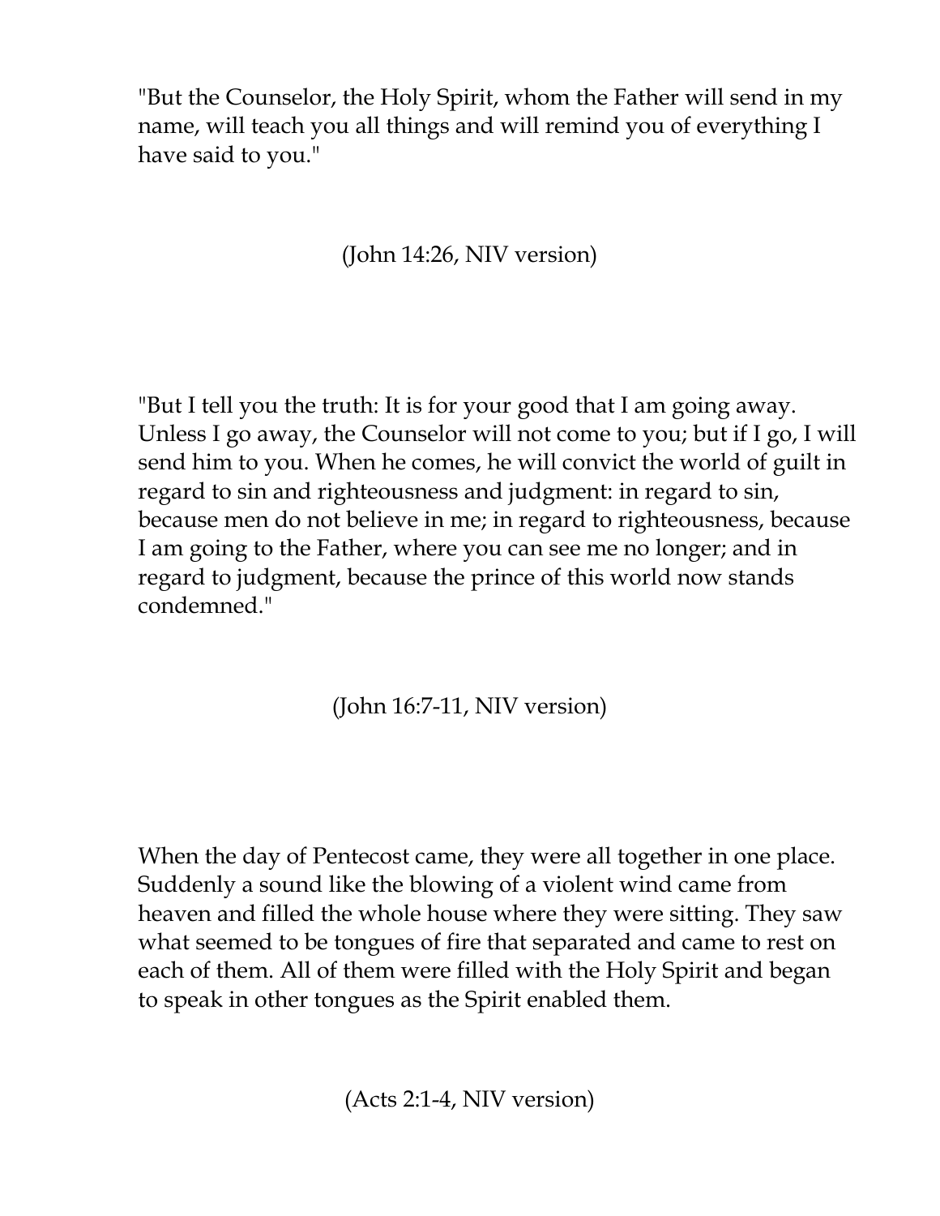"But the Counselor, the Holy Spirit, whom the Father will send in my name, will teach you all things and will remind you of everything I have said to you."

(John 14:26, NIV version)

"But I tell you the truth: It is for your good that I am going away. Unless I go away, the Counselor will not come to you; but if I go, I will send him to you. When he comes, he will convict the world of guilt in regard to sin and righteousness and judgment: in regard to sin, because men do not believe in me; in regard to righteousness, because I am going to the Father, where you can see me no longer; and in regard to judgment, because the prince of this world now stands condemned."

(John 16:7-11, NIV version)

When the day of Pentecost came, they were all together in one place. Suddenly a sound like the blowing of a violent wind came from heaven and filled the whole house where they were sitting. They saw what seemed to be tongues of fire that separated and came to rest on each of them. All of them were filled with the Holy Spirit and began to speak in other tongues as the Spirit enabled them.

(Acts 2:1-4, NIV version)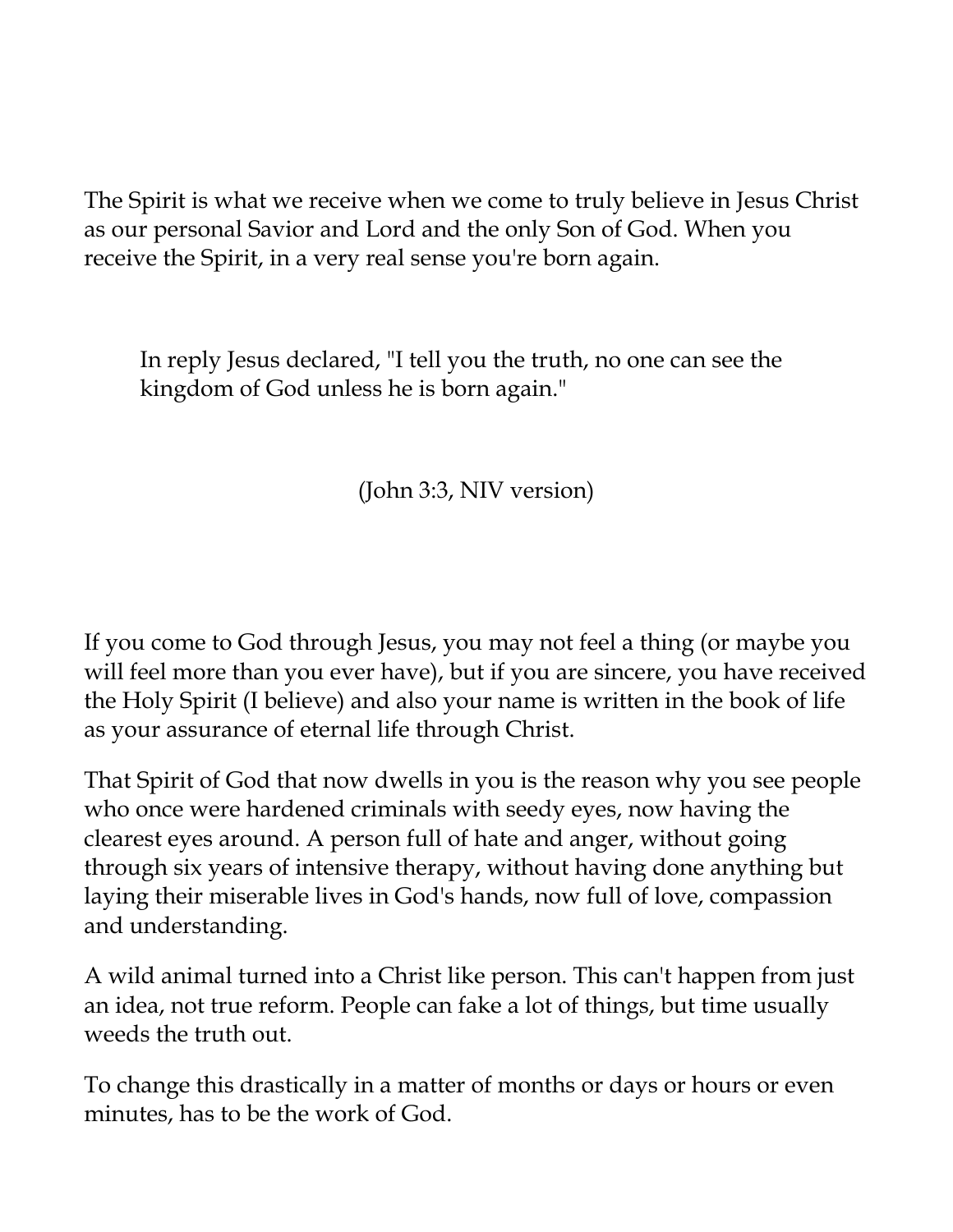The Spirit is what we receive when we come to truly believe in Jesus Christ as our personal Savior and Lord and the only Son of God. When you receive the Spirit, in a very real sense you're born again.

> In reply Jesus declared, "I tell you the truth, no one can see the kingdom of God unless he is born again."
>
> (John 3:3, NIV version)

If you come to God through Jesus, you may not feel a thing (or maybe you will feel more than you ever have), but if you are sincere, you have received the Holy Spirit (I believe) and also your name is written in the book of life as your assurance of eternal life through Christ.

That Spirit of God that now dwells in you is the reason why you see people who once were hardened criminals with seedy eyes, now having the clearest eyes around. A person full of hate and anger, without going through six years of intensive therapy, without having done anything but laying their miserable lives in God's hands, now full of love, compassion and understanding.

A wild animal turned into a Christ like person. This can't happen from just an idea, not true reform. People can fake a lot of things, but time usually weeds the truth out.

To change this drastically in a matter of months or days or hours or even minutes, has to be the work of God.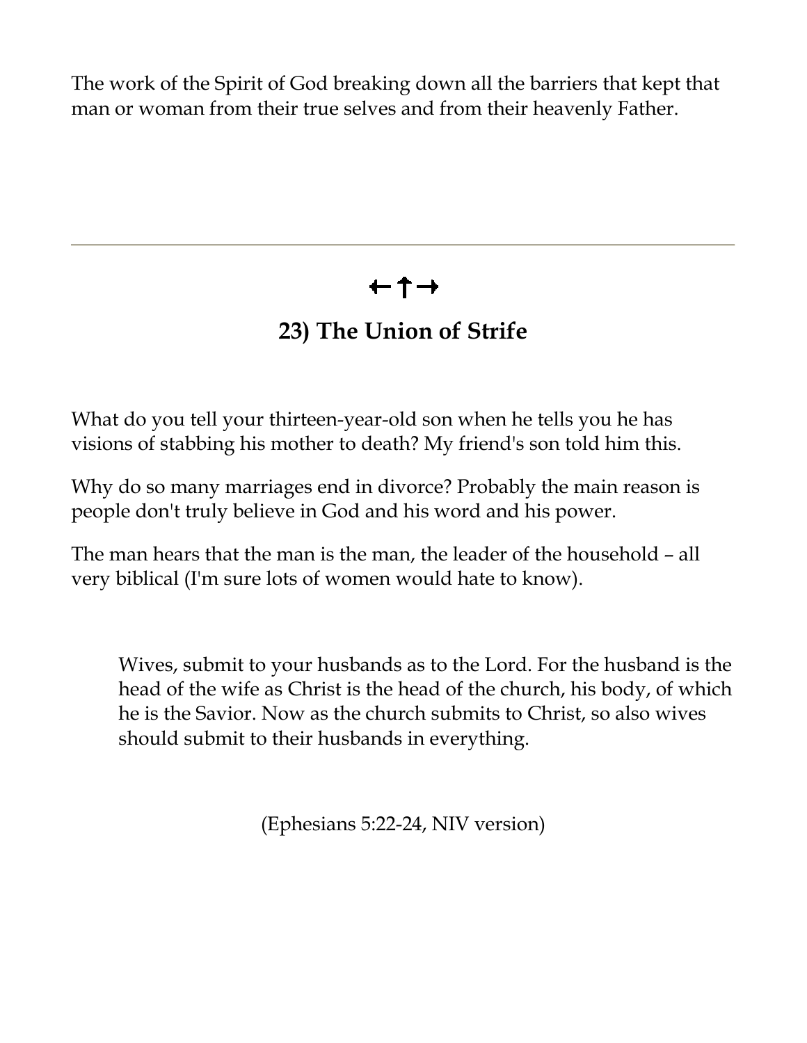The work of the Spirit of God breaking down all the barriers that kept that man or woman from their true selves and from their heavenly Father.

---

←↑→

## 23) The Union of Strife

What do you tell your thirteen-year-old son when he tells you he has visions of stabbing his mother to death? My friend's son told him this.

Why do so many marriages end in divorce? Probably the main reason is people don't truly believe in God and his word and his power.

The man hears that the man is the man, the leader of the household – all very biblical (I'm sure lots of women would hate to know).

> Wives, submit to your husbands as to the Lord. For the husband is the head of the wife as Christ is the head of the church, his body, of which he is the Savior. Now as the church submits to Christ, so also wives should submit to their husbands in everything.
>
> (Ephesians 5:22-24, NIV version)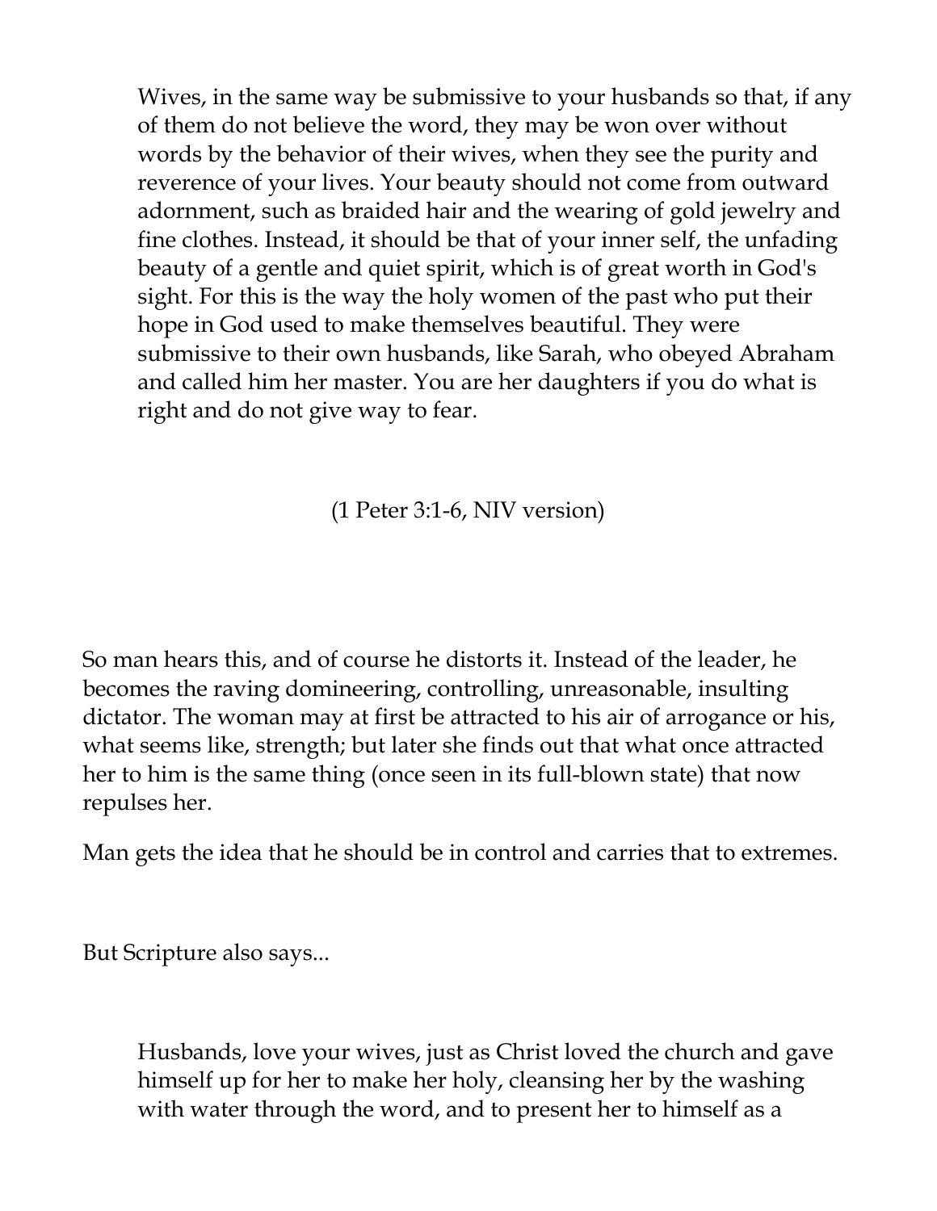> Wives, in the same way be submissive to your husbands so that, if any of them do not believe the word, they may be won over without words by the behavior of their wives, when they see the purity and reverence of your lives. Your beauty should not come from outward adornment, such as braided hair and the wearing of gold jewelry and fine clothes. Instead, it should be that of your inner self, the unfading beauty of a gentle and quiet spirit, which is of great worth in God's sight. For this is the way the holy women of the past who put their hope in God used to make themselves beautiful. They were submissive to their own husbands, like Sarah, who obeyed Abraham and called him her master. You are her daughters if you do what is right and do not give way to fear.
>
> (1 Peter 3:1-6, NIV version)

So man hears this, and of course he distorts it. Instead of the leader, he becomes the raving domineering, controlling, unreasonable, insulting dictator. The woman may at first be attracted to his air of arrogance or his, what seems like, strength; but later she finds out that what once attracted her to him is the same thing (once seen in its full-blown state) that now repulses her.

Man gets the idea that he should be in control and carries that to extremes.

But Scripture also says...

> Husbands, love your wives, just as Christ loved the church and gave himself up for her to make her holy, cleansing her by the washing with water through the word, and to present her to himself as a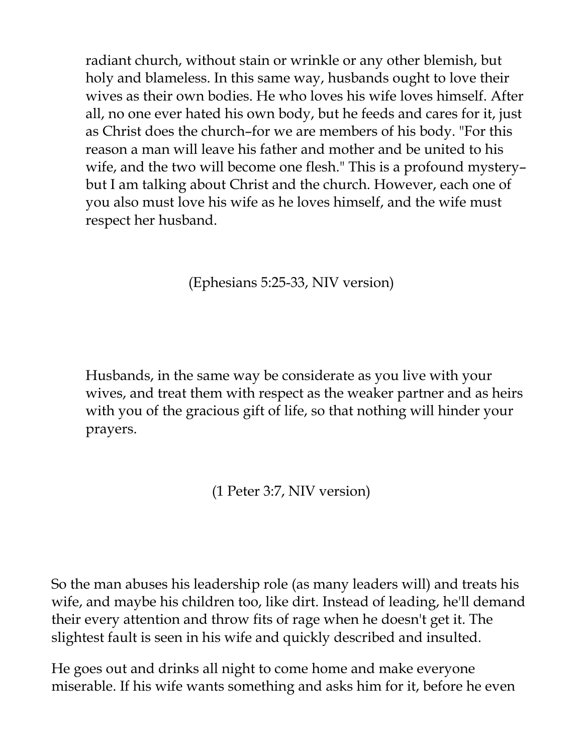> radiant church, without stain or wrinkle or any other blemish, but holy and blameless. In this same way, husbands ought to love their wives as their own bodies. He who loves his wife loves himself. After all, no one ever hated his own body, but he feeds and cares for it, just as Christ does the church–for we are members of his body. "For this reason a man will leave his father and mother and be united to his wife, and the two will become one flesh." This is a profound mystery–but I am talking about Christ and the church. However, each one of you also must love his wife as he loves himself, and the wife must respect her husband.
>
> (Ephesians 5:25-33, NIV version)

> Husbands, in the same way be considerate as you live with your wives, and treat them with respect as the weaker partner and as heirs with you of the gracious gift of life, so that nothing will hinder your prayers.
>
> (1 Peter 3:7, NIV version)

So the man abuses his leadership role (as many leaders will) and treats his wife, and maybe his children too, like dirt. Instead of leading, he'll demand their every attention and throw fits of rage when he doesn't get it. The slightest fault is seen in his wife and quickly described and insulted.

He goes out and drinks all night to come home and make everyone miserable. If his wife wants something and asks him for it, before he even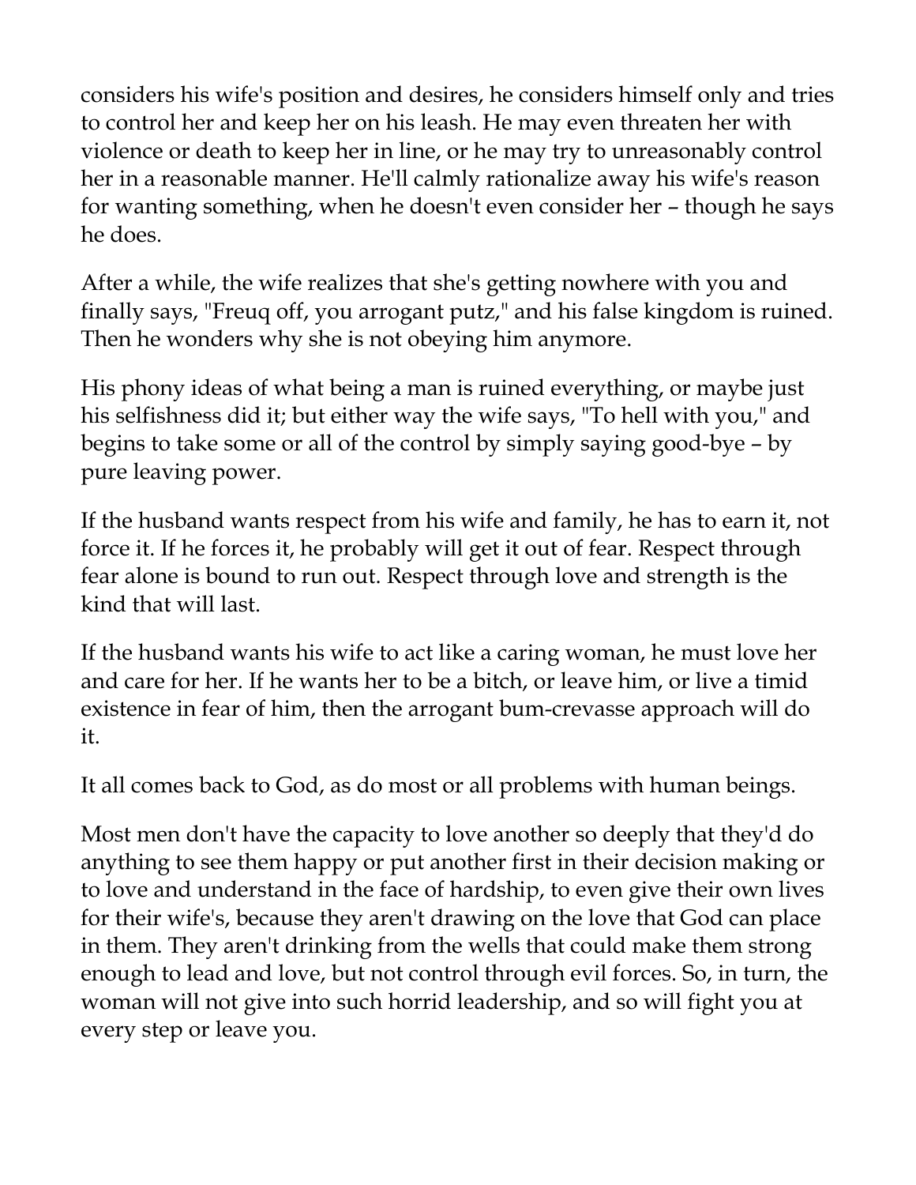considers his wife's position and desires, he considers himself only and tries to control her and keep her on his leash. He may even threaten her with violence or death to keep her in line, or he may try to unreasonably control her in a reasonable manner. He'll calmly rationalize away his wife's reason for wanting something, when he doesn't even consider her – though he says he does.

After a while, the wife realizes that she's getting nowhere with you and finally says, "Freuq off, you arrogant putz," and his false kingdom is ruined. Then he wonders why she is not obeying him anymore.

His phony ideas of what being a man is ruined everything, or maybe just his selfishness did it; but either way the wife says, "To hell with you," and begins to take some or all of the control by simply saying good-bye – by pure leaving power.

If the husband wants respect from his wife and family, he has to earn it, not force it. If he forces it, he probably will get it out of fear. Respect through fear alone is bound to run out. Respect through love and strength is the kind that will last.

If the husband wants his wife to act like a caring woman, he must love her and care for her. If he wants her to be a bitch, or leave him, or live a timid existence in fear of him, then the arrogant bum-crevasse approach will do it.

It all comes back to God, as do most or all problems with human beings.

Most men don't have the capacity to love another so deeply that they'd do anything to see them happy or put another first in their decision making or to love and understand in the face of hardship, to even give their own lives for their wife's, because they aren't drawing on the love that God can place in them. They aren't drinking from the wells that could make them strong enough to lead and love, but not control through evil forces. So, in turn, the woman will not give into such horrid leadership, and so will fight you at every step or leave you.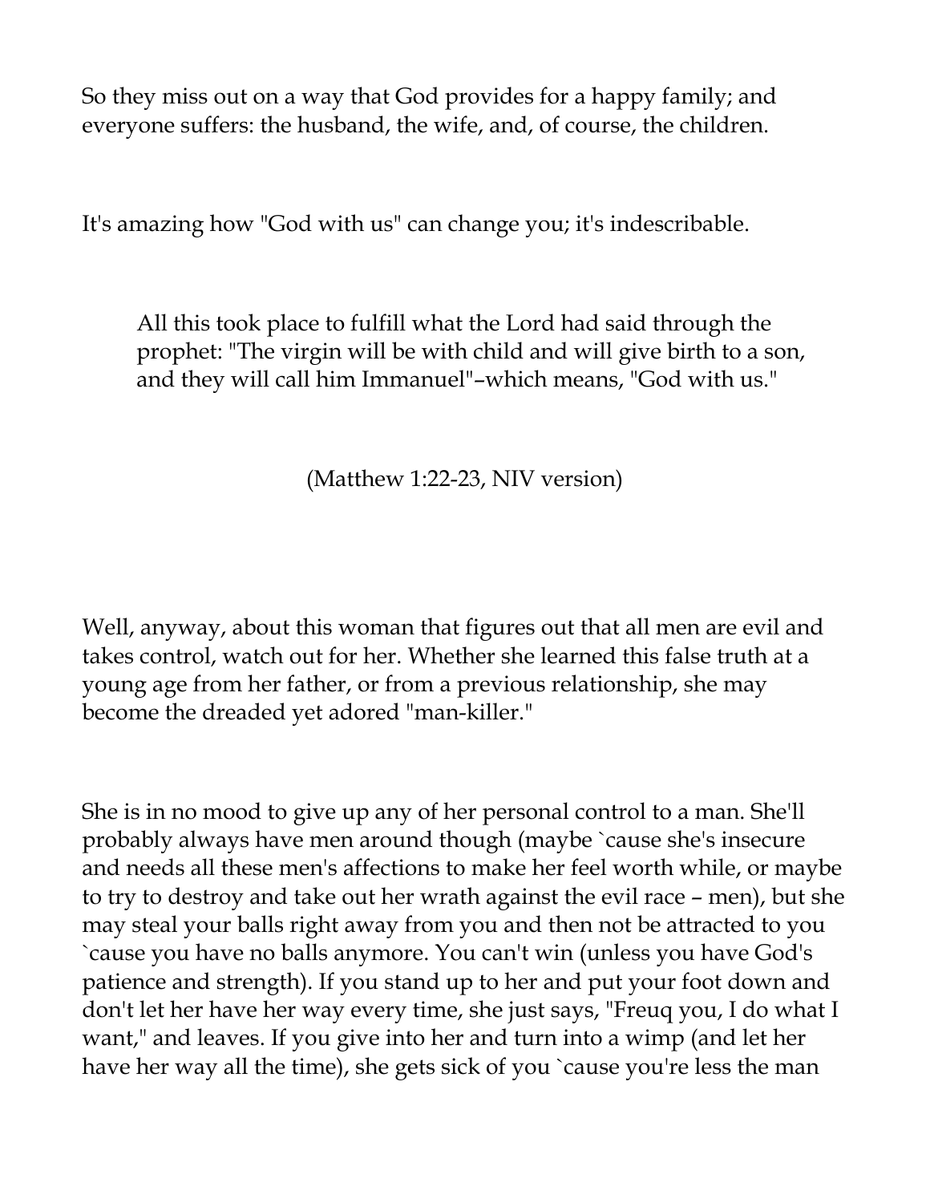So they miss out on a way that God provides for a happy family; and everyone suffers: the husband, the wife, and, of course, the children.

It's amazing how "God with us" can change you; it's indescribable.

> All this took place to fulfill what the Lord had said through the prophet: "The virgin will be with child and will give birth to a son, and they will call him Immanuel"–which means, "God with us."
>
> (Matthew 1:22-23, NIV version)

Well, anyway, about this woman that figures out that all men are evil and takes control, watch out for her. Whether she learned this false truth at a young age from her father, or from a previous relationship, she may become the dreaded yet adored "man-killer."

She is in no mood to give up any of her personal control to a man. She'll probably always have men around though (maybe `cause she's insecure and needs all these men's affections to make her feel worth while, or maybe to try to destroy and take out her wrath against the evil race – men), but she may steal your balls right away from you and then not be attracted to you `cause you have no balls anymore. You can't win (unless you have God's patience and strength). If you stand up to her and put your foot down and don't let her have her way every time, she just says, "Freuq you, I do what I want," and leaves. If you give into her and turn into a wimp (and let her have her way all the time), she gets sick of you `cause you're less the man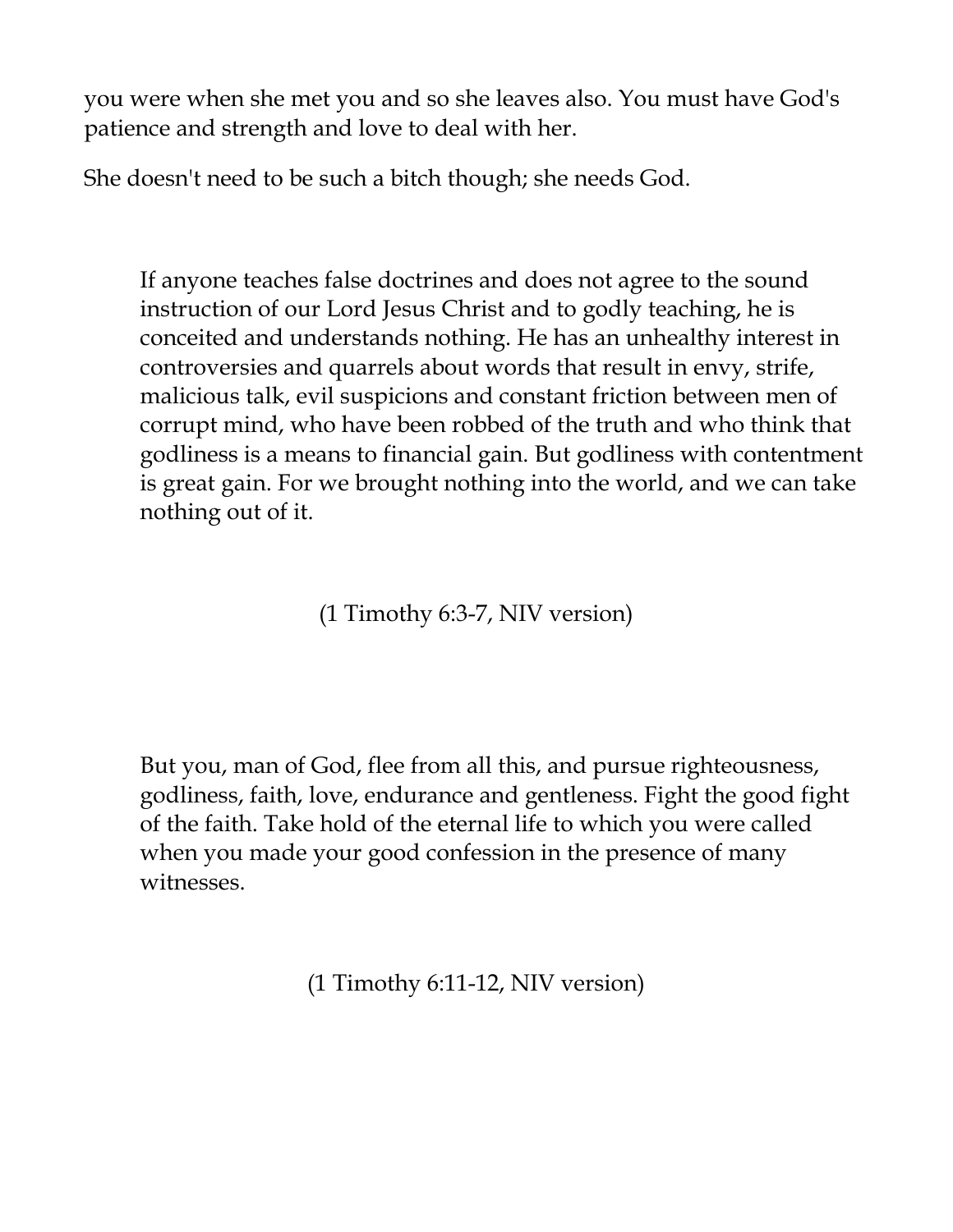you were when she met you and so she leaves also. You must have God's patience and strength and love to deal with her.

She doesn't need to be such a bitch though; she needs God.

> If anyone teaches false doctrines and does not agree to the sound instruction of our Lord Jesus Christ and to godly teaching, he is conceited and understands nothing. He has an unhealthy interest in controversies and quarrels about words that result in envy, strife, malicious talk, evil suspicions and constant friction between men of corrupt mind, who have been robbed of the truth and who think that godliness is a means to financial gain. But godliness with contentment is great gain. For we brought nothing into the world, and we can take nothing out of it.
>
> (1 Timothy 6:3-7, NIV version)

> But you, man of God, flee from all this, and pursue righteousness, godliness, faith, love, endurance and gentleness. Fight the good fight of the faith. Take hold of the eternal life to which you were called when you made your good confession in the presence of many witnesses.
>
> (1 Timothy 6:11-12, NIV version)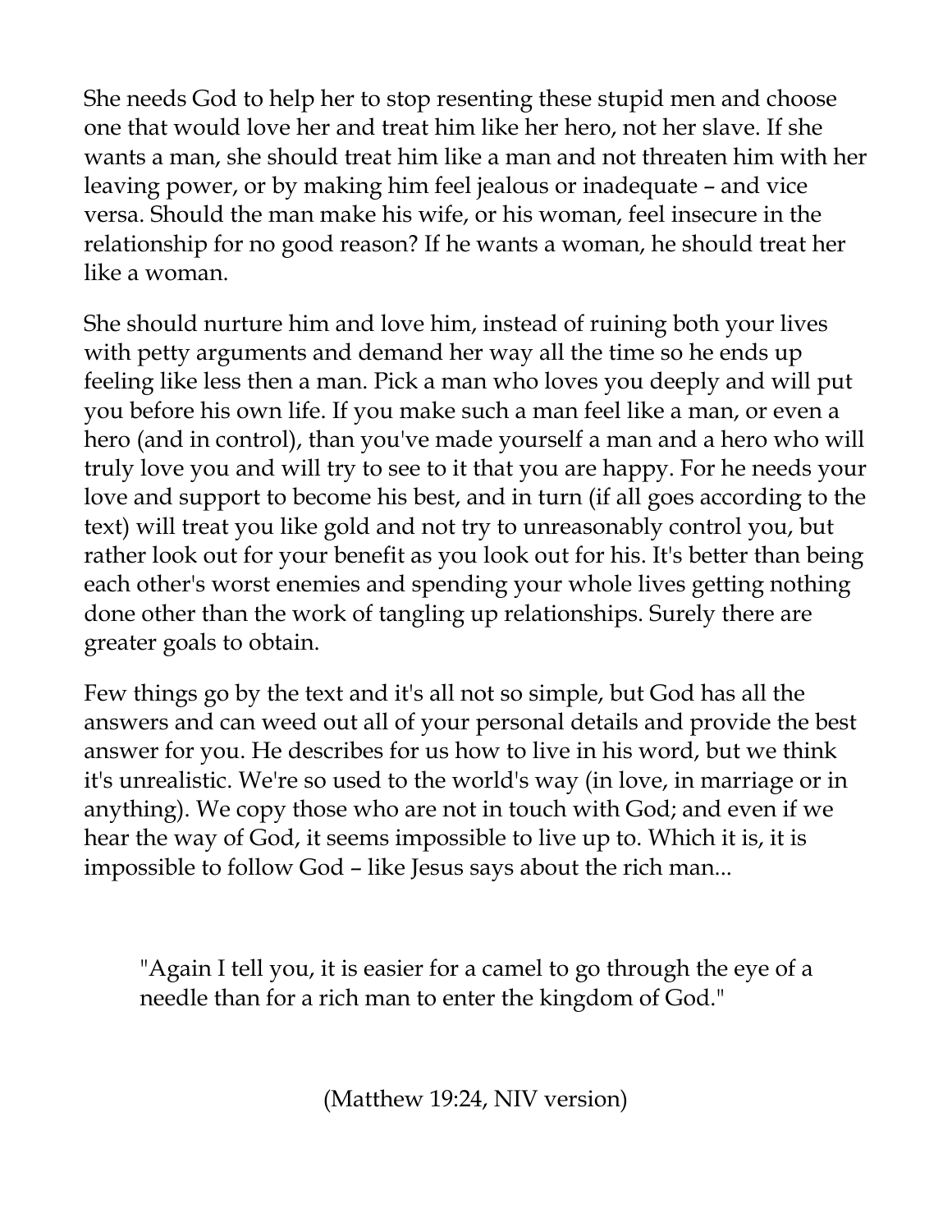She needs God to help her to stop resenting these stupid men and choose one that would love her and treat him like her hero, not her slave. If she wants a man, she should treat him like a man and not threaten him with her leaving power, or by making him feel jealous or inadequate – and vice versa. Should the man make his wife, or his woman, feel insecure in the relationship for no good reason? If he wants a woman, he should treat her like a woman.

She should nurture him and love him, instead of ruining both your lives with petty arguments and demand her way all the time so he ends up feeling like less then a man. Pick a man who loves you deeply and will put you before his own life. If you make such a man feel like a man, or even a hero (and in control), than you've made yourself a man and a hero who will truly love you and will try to see to it that you are happy. For he needs your love and support to become his best, and in turn (if all goes according to the text) will treat you like gold and not try to unreasonably control you, but rather look out for your benefit as you look out for his. It's better than being each other's worst enemies and spending your whole lives getting nothing done other than the work of tangling up relationships. Surely there are greater goals to obtain.

Few things go by the text and it's all not so simple, but God has all the answers and can weed out all of your personal details and provide the best answer for you. He describes for us how to live in his word, but we think it's unrealistic. We're so used to the world's way (in love, in marriage or in anything). We copy those who are not in touch with God; and even if we hear the way of God, it seems impossible to live up to. Which it is, it is impossible to follow God – like Jesus says about the rich man...

> "Again I tell you, it is easier for a camel to go through the eye of a needle than for a rich man to enter the kingdom of God."

(Matthew 19:24, NIV version)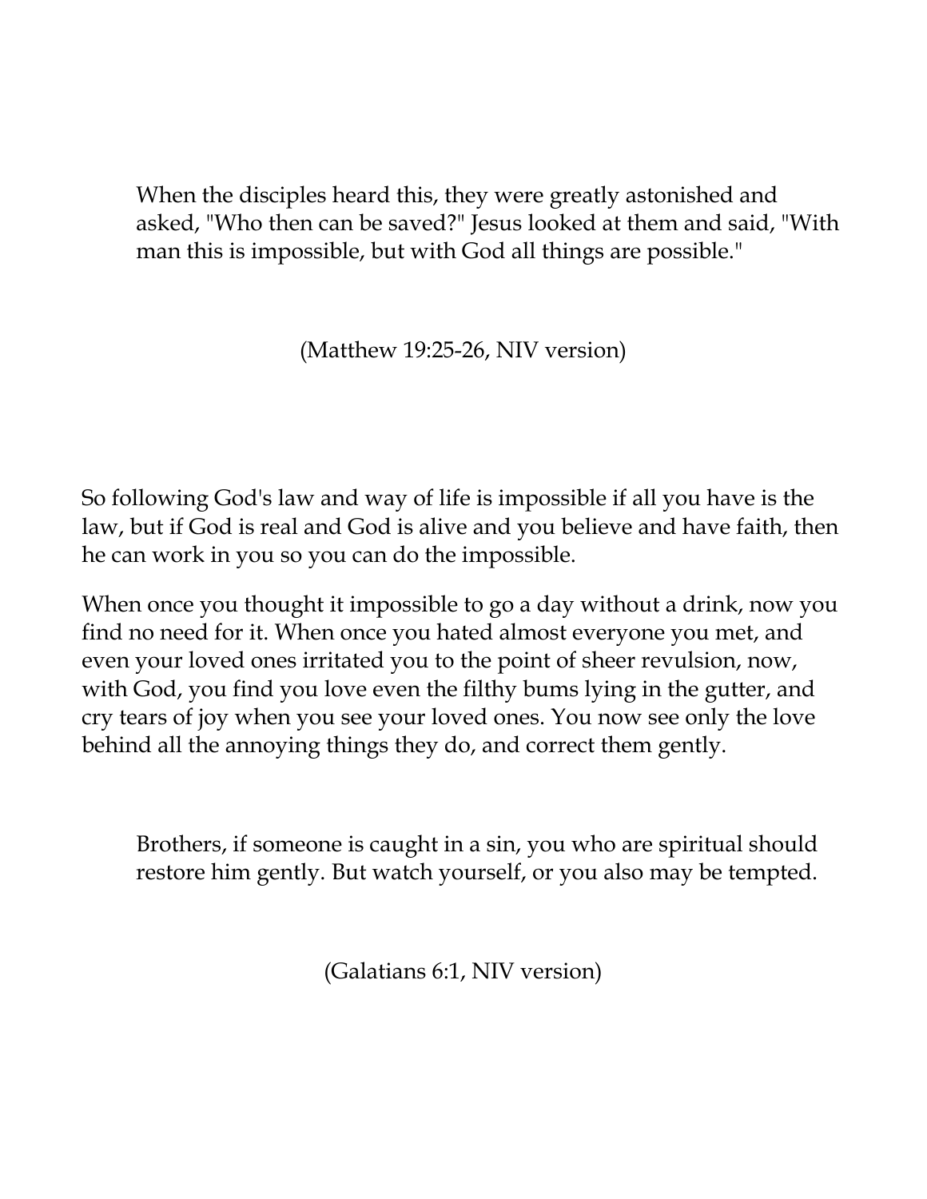> When the disciples heard this, they were greatly astonished and asked, "Who then can be saved?" Jesus looked at them and said, "With man this is impossible, but with God all things are possible."
>
> (Matthew 19:25-26, NIV version)

So following God's law and way of life is impossible if all you have is the law, but if God is real and God is alive and you believe and have faith, then he can work in you so you can do the impossible.

When once you thought it impossible to go a day without a drink, now you find no need for it. When once you hated almost everyone you met, and even your loved ones irritated you to the point of sheer revulsion, now, with God, you find you love even the filthy bums lying in the gutter, and cry tears of joy when you see your loved ones. You now see only the love behind all the annoying things they do, and correct them gently.

> Brothers, if someone is caught in a sin, you who are spiritual should restore him gently. But watch yourself, or you also may be tempted.
>
> (Galatians 6:1, NIV version)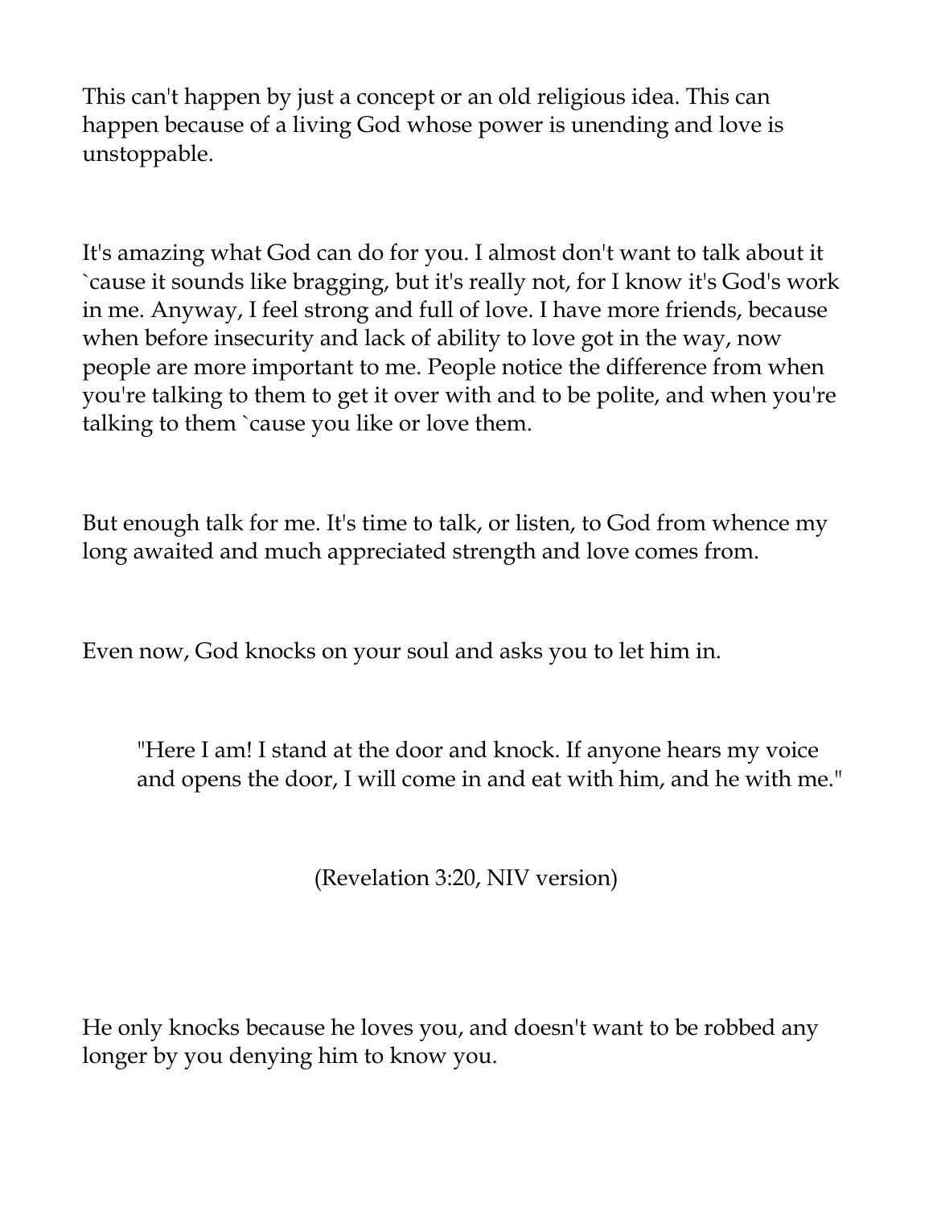This can't happen by just a concept or an old religious idea. This can happen because of a living God whose power is unending and love is unstoppable.

It's amazing what God can do for you. I almost don't want to talk about it `cause it sounds like bragging, but it's really not, for I know it's God's work in me. Anyway, I feel strong and full of love. I have more friends, because when before insecurity and lack of ability to love got in the way, now people are more important to me. People notice the difference from when you're talking to them to get it over with and to be polite, and when you're talking to them `cause you like or love them.

But enough talk for me. It's time to talk, or listen, to God from whence my long awaited and much appreciated strength and love comes from.

Even now, God knocks on your soul and asks you to let him in.

> "Here I am! I stand at the door and knock. If anyone hears my voice and opens the door, I will come in and eat with him, and he with me."

(Revelation 3:20, NIV version)

He only knocks because he loves you, and doesn't want to be robbed any longer by you denying him to know you.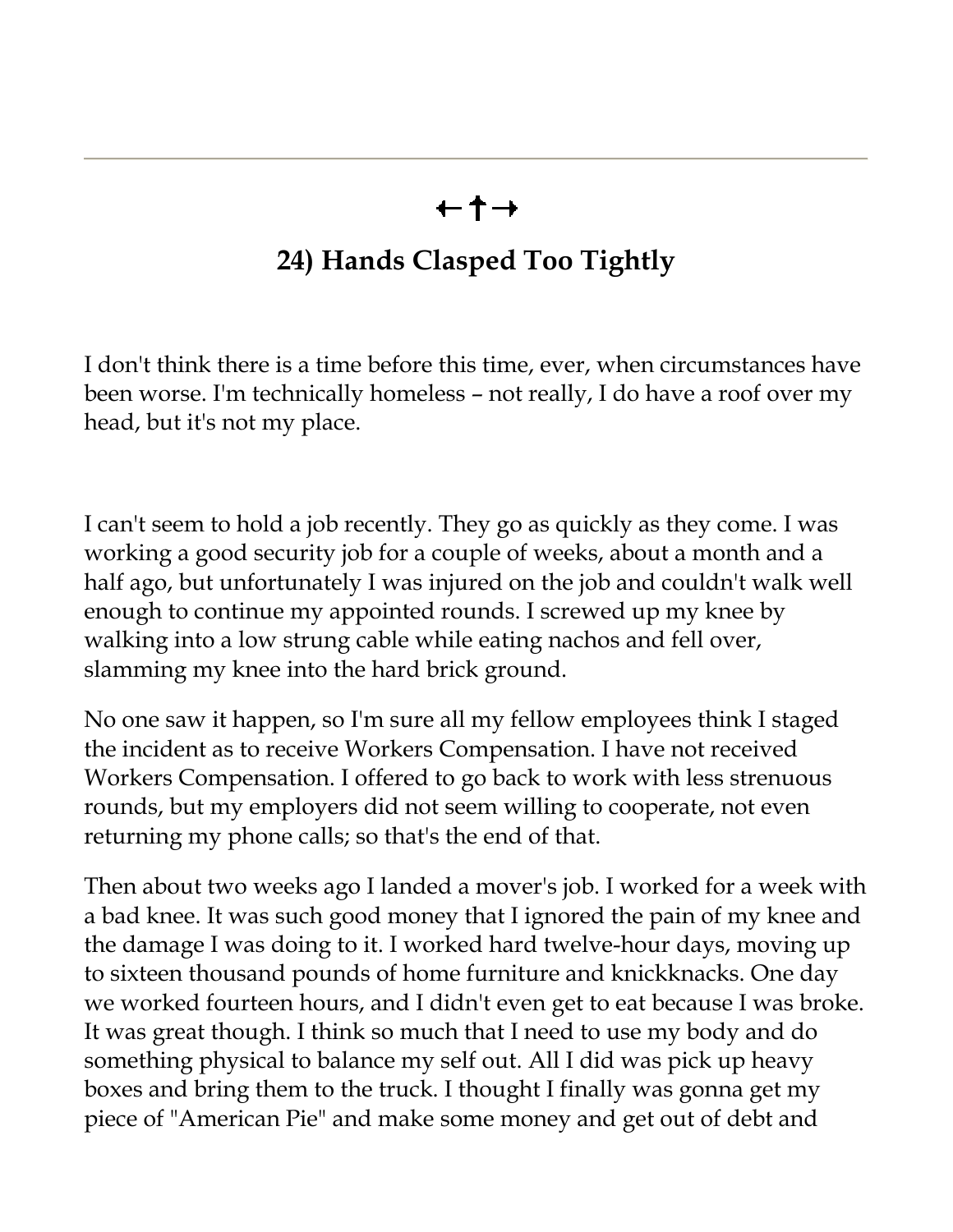←†→

## 24) Hands Clasped Too Tightly

I don't think there is a time before this time, ever, when circumstances have been worse. I'm technically homeless – not really, I do have a roof over my head, but it's not my place.

I can't seem to hold a job recently. They go as quickly as they come. I was working a good security job for a couple of weeks, about a month and a half ago, but unfortunately I was injured on the job and couldn't walk well enough to continue my appointed rounds. I screwed up my knee by walking into a low strung cable while eating nachos and fell over, slamming my knee into the hard brick ground.

No one saw it happen, so I'm sure all my fellow employees think I staged the incident as to receive Workers Compensation. I have not received Workers Compensation. I offered to go back to work with less strenuous rounds, but my employers did not seem willing to cooperate, not even returning my phone calls; so that's the end of that.

Then about two weeks ago I landed a mover's job. I worked for a week with a bad knee. It was such good money that I ignored the pain of my knee and the damage I was doing to it. I worked hard twelve-hour days, moving up to sixteen thousand pounds of home furniture and knickknacks. One day we worked fourteen hours, and I didn't even get to eat because I was broke. It was great though. I think so much that I need to use my body and do something physical to balance my self out. All I did was pick up heavy boxes and bring them to the truck. I thought I finally was gonna get my piece of "American Pie" and make some money and get out of debt and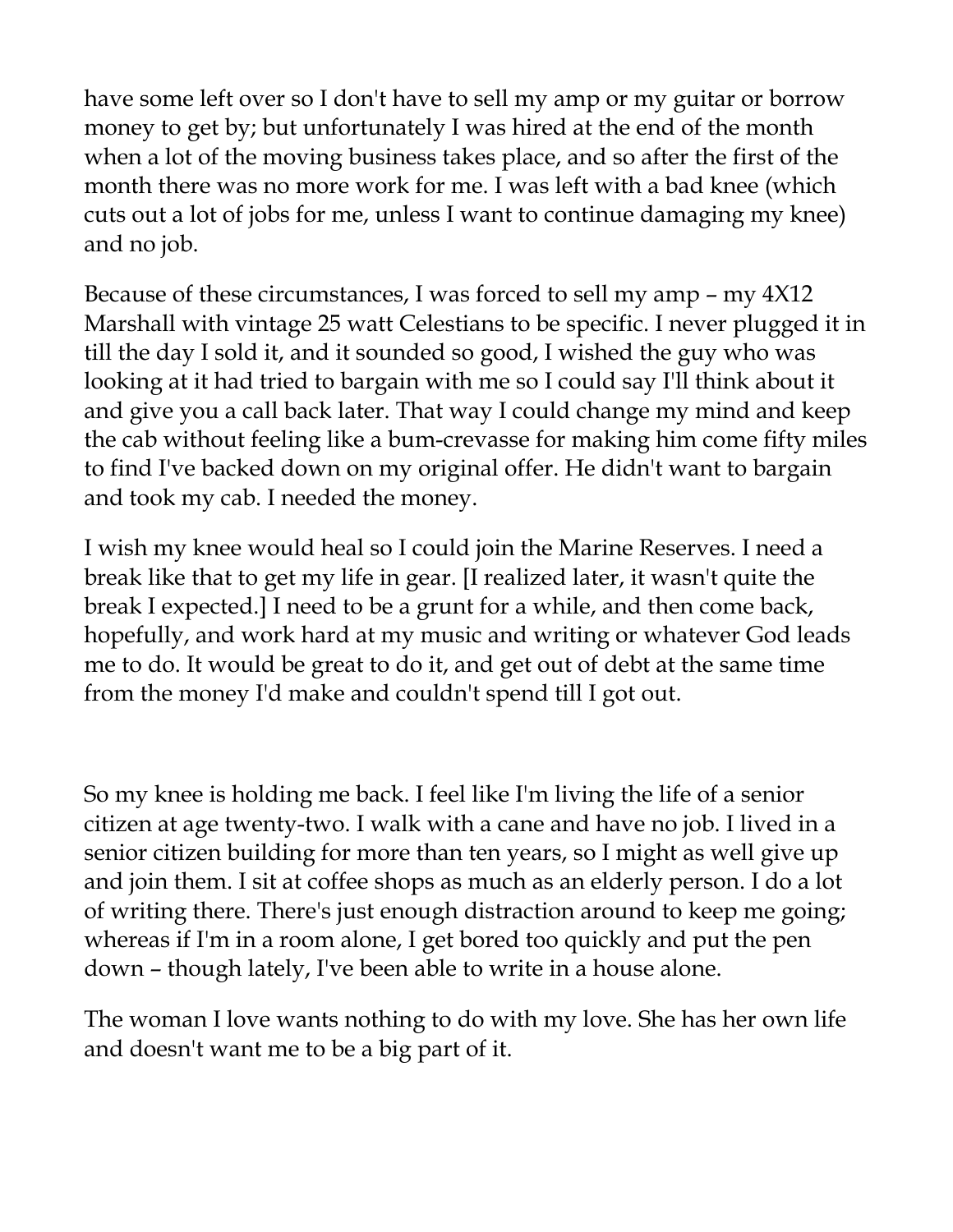have some left over so I don't have to sell my amp or my guitar or borrow money to get by; but unfortunately I was hired at the end of the month when a lot of the moving business takes place, and so after the first of the month there was no more work for me. I was left with a bad knee (which cuts out a lot of jobs for me, unless I want to continue damaging my knee) and no job.

Because of these circumstances, I was forced to sell my amp – my 4X12 Marshall with vintage 25 watt Celestians to be specific. I never plugged it in till the day I sold it, and it sounded so good, I wished the guy who was looking at it had tried to bargain with me so I could say I'll think about it and give you a call back later. That way I could change my mind and keep the cab without feeling like a bum-crevasse for making him come fifty miles to find I've backed down on my original offer. He didn't want to bargain and took my cab. I needed the money.

I wish my knee would heal so I could join the Marine Reserves. I need a break like that to get my life in gear. [I realized later, it wasn't quite the break I expected.] I need to be a grunt for a while, and then come back, hopefully, and work hard at my music and writing or whatever God leads me to do. It would be great to do it, and get out of debt at the same time from the money I'd make and couldn't spend till I got out.

So my knee is holding me back. I feel like I'm living the life of a senior citizen at age twenty-two. I walk with a cane and have no job. I lived in a senior citizen building for more than ten years, so I might as well give up and join them. I sit at coffee shops as much as an elderly person. I do a lot of writing there. There's just enough distraction around to keep me going; whereas if I'm in a room alone, I get bored too quickly and put the pen down – though lately, I've been able to write in a house alone.

The woman I love wants nothing to do with my love. She has her own life and doesn't want me to be a big part of it.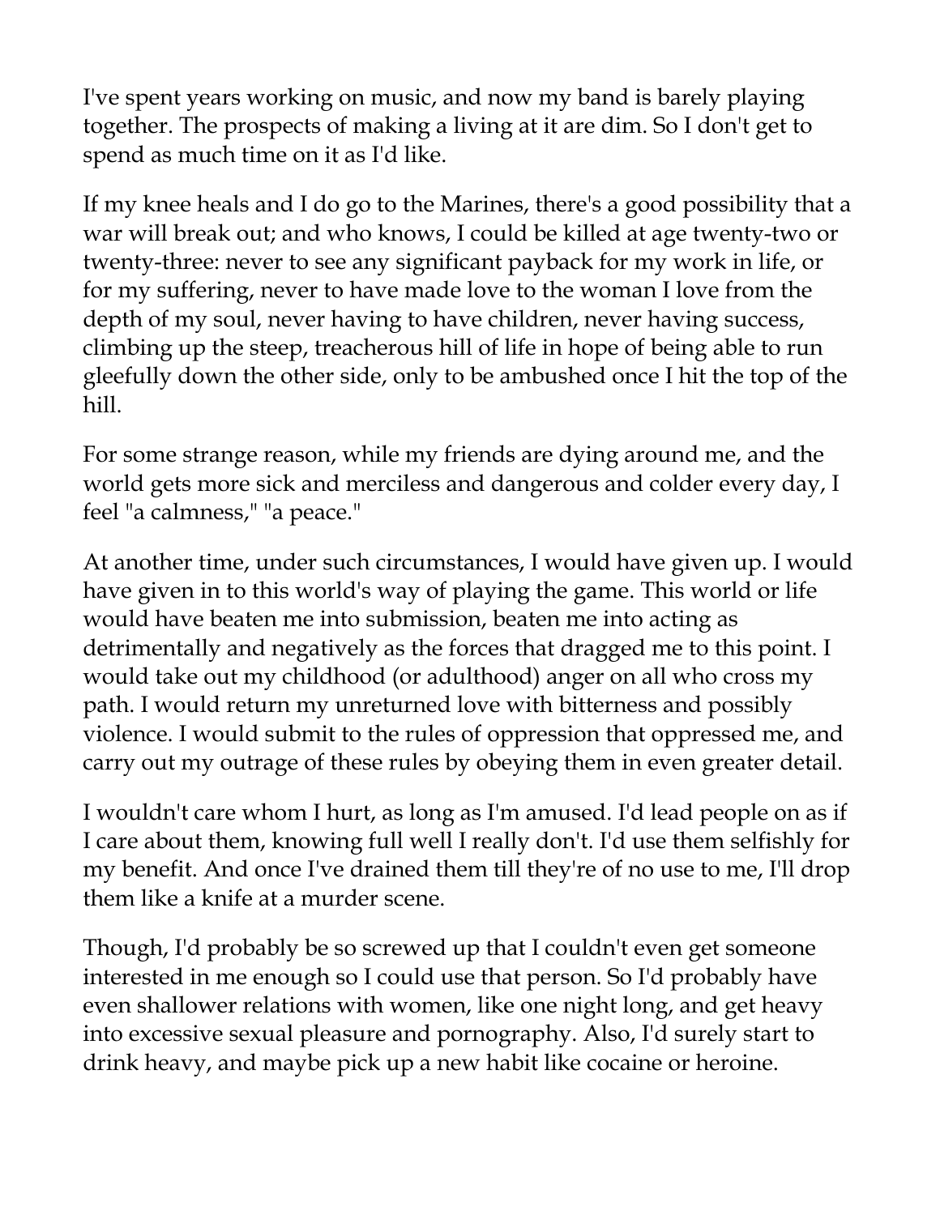I've spent years working on music, and now my band is barely playing together. The prospects of making a living at it are dim. So I don't get to spend as much time on it as I'd like.

If my knee heals and I do go to the Marines, there's a good possibility that a war will break out; and who knows, I could be killed at age twenty-two or twenty-three: never to see any significant payback for my work in life, or for my suffering, never to have made love to the woman I love from the depth of my soul, never having to have children, never having success, climbing up the steep, treacherous hill of life in hope of being able to run gleefully down the other side, only to be ambushed once I hit the top of the hill.

For some strange reason, while my friends are dying around me, and the world gets more sick and merciless and dangerous and colder every day, I feel "a calmness," "a peace."

At another time, under such circumstances, I would have given up. I would have given in to this world's way of playing the game. This world or life would have beaten me into submission, beaten me into acting as detrimentally and negatively as the forces that dragged me to this point. I would take out my childhood (or adulthood) anger on all who cross my path. I would return my unreturned love with bitterness and possibly violence. I would submit to the rules of oppression that oppressed me, and carry out my outrage of these rules by obeying them in even greater detail.

I wouldn't care whom I hurt, as long as I'm amused. I'd lead people on as if I care about them, knowing full well I really don't. I'd use them selfishly for my benefit. And once I've drained them till they're of no use to me, I'll drop them like a knife at a murder scene.

Though, I'd probably be so screwed up that I couldn't even get someone interested in me enough so I could use that person. So I'd probably have even shallower relations with women, like one night long, and get heavy into excessive sexual pleasure and pornography. Also, I'd surely start to drink heavy, and maybe pick up a new habit like cocaine or heroine.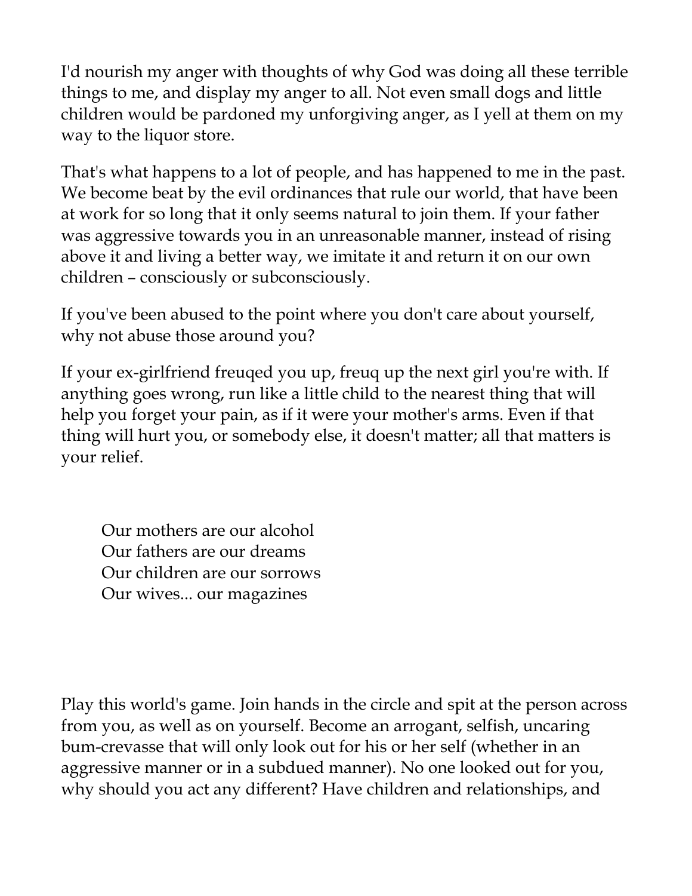I'd nourish my anger with thoughts of why God was doing all these terrible things to me, and display my anger to all. Not even small dogs and little children would be pardoned my unforgiving anger, as I yell at them on my way to the liquor store.

That's what happens to a lot of people, and has happened to me in the past. We become beat by the evil ordinances that rule our world, that have been at work for so long that it only seems natural to join them. If your father was aggressive towards you in an unreasonable manner, instead of rising above it and living a better way, we imitate it and return it on our own children – consciously or subconsciously.

If you've been abused to the point where you don't care about yourself, why not abuse those around you?

If your ex-girlfriend freuqed you up, freuq up the next girl you're with. If anything goes wrong, run like a little child to the nearest thing that will help you forget your pain, as if it were your mother's arms. Even if that thing will hurt you, or somebody else, it doesn't matter; all that matters is your relief.

> Our mothers are our alcohol
> Our fathers are our dreams
> Our children are our sorrows
> Our wives... our magazines

Play this world's game. Join hands in the circle and spit at the person across from you, as well as on yourself. Become an arrogant, selfish, uncaring bum-crevasse that will only look out for his or her self (whether in an aggressive manner or in a subdued manner). No one looked out for you, why should you act any different? Have children and relationships, and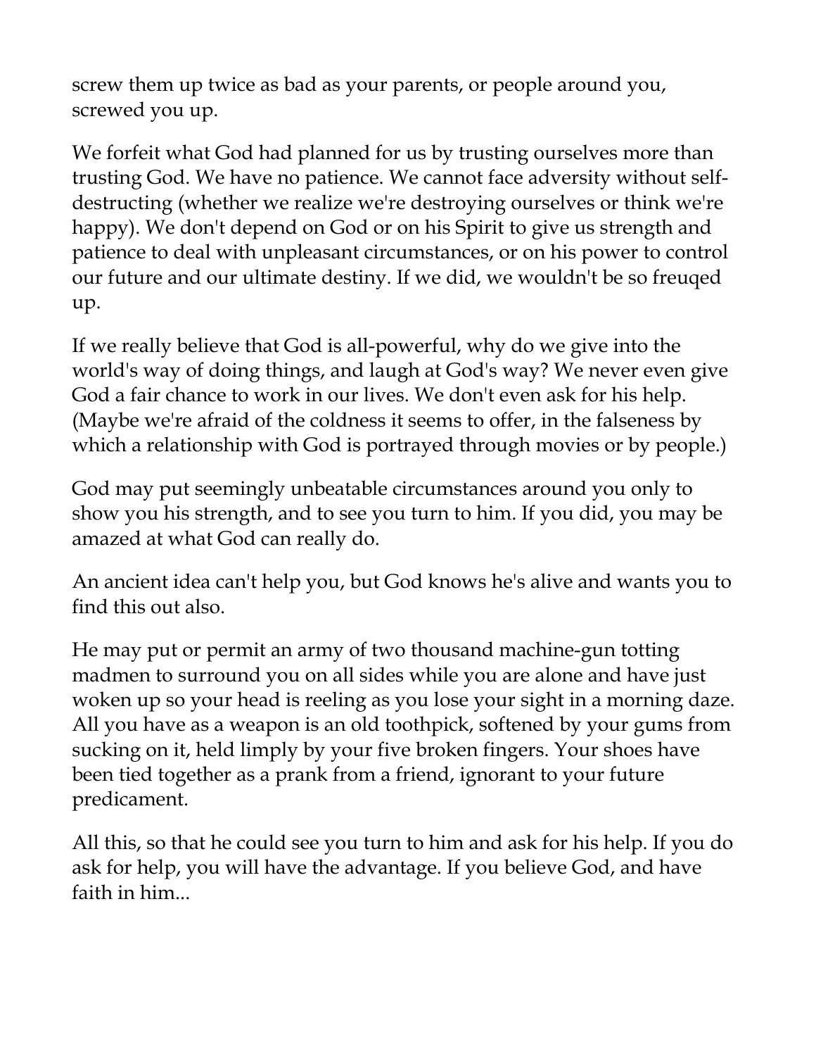screw them up twice as bad as your parents, or people around you, screwed you up.

We forfeit what God had planned for us by trusting ourselves more than trusting God. We have no patience. We cannot face adversity without self-destructing (whether we realize we're destroying ourselves or think we're happy). We don't depend on God or on his Spirit to give us strength and patience to deal with unpleasant circumstances, or on his power to control our future and our ultimate destiny. If we did, we wouldn't be so freuqed up.

If we really believe that God is all-powerful, why do we give into the world's way of doing things, and laugh at God's way? We never even give God a fair chance to work in our lives. We don't even ask for his help. (Maybe we're afraid of the coldness it seems to offer, in the falseness by which a relationship with God is portrayed through movies or by people.)

God may put seemingly unbeatable circumstances around you only to show you his strength, and to see you turn to him. If you did, you may be amazed at what God can really do.

An ancient idea can't help you, but God knows he's alive and wants you to find this out also.

He may put or permit an army of two thousand machine-gun totting madmen to surround you on all sides while you are alone and have just woken up so your head is reeling as you lose your sight in a morning daze. All you have as a weapon is an old toothpick, softened by your gums from sucking on it, held limply by your five broken fingers. Your shoes have been tied together as a prank from a friend, ignorant to your future predicament.

All this, so that he could see you turn to him and ask for his help. If you do ask for help, you will have the advantage. If you believe God, and have faith in him...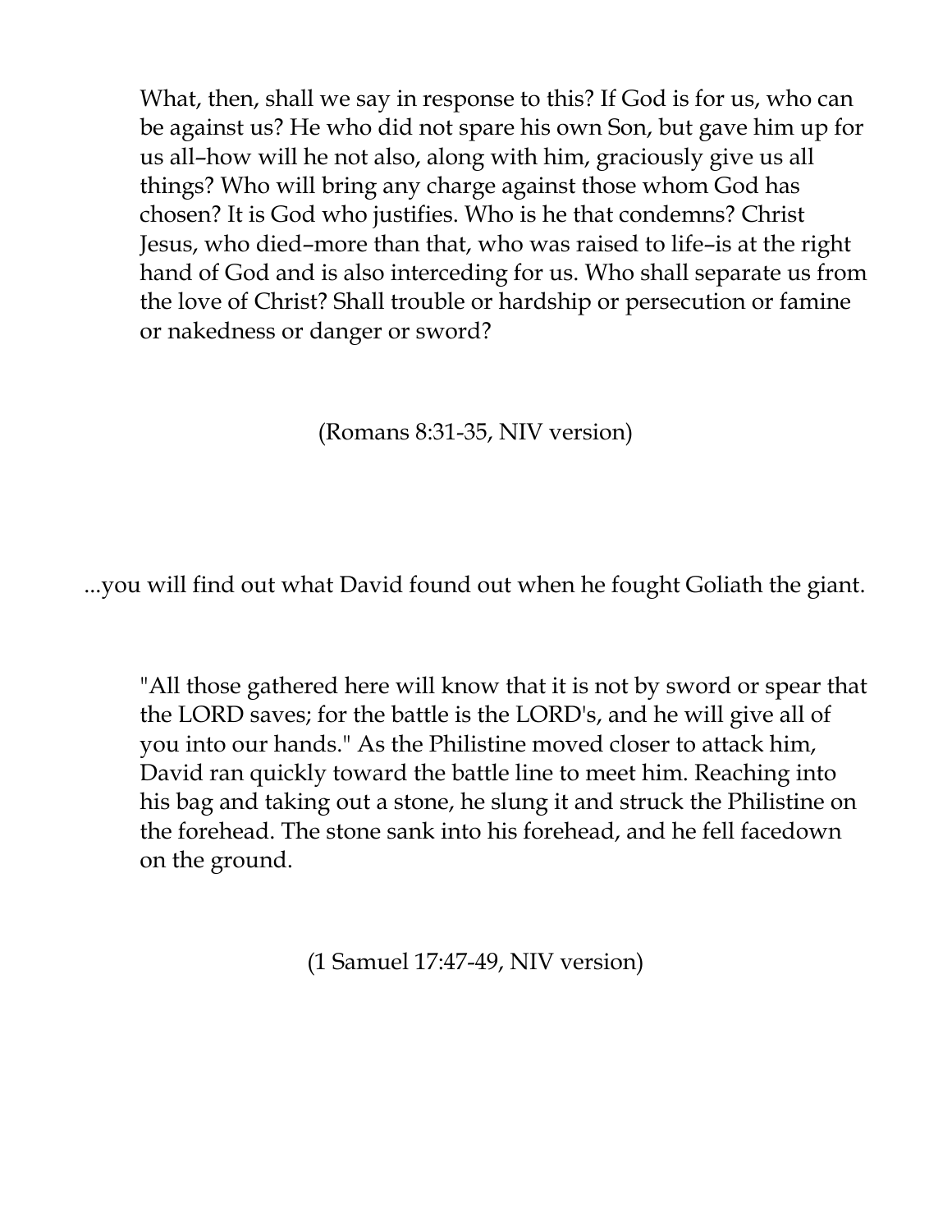> What, then, shall we say in response to this? If God is for us, who can be against us? He who did not spare his own Son, but gave him up for us all–how will he not also, along with him, graciously give us all things? Who will bring any charge against those whom God has chosen? It is God who justifies. Who is he that condemns? Christ Jesus, who died–more than that, who was raised to life–is at the right hand of God and is also interceding for us. Who shall separate us from the love of Christ? Shall trouble or hardship or persecution or famine or nakedness or danger or sword?
>
> (Romans 8:31-35, NIV version)

...you will find out what David found out when he fought Goliath the giant.

> "All those gathered here will know that it is not by sword or spear that the LORD saves; for the battle is the LORD's, and he will give all of you into our hands." As the Philistine moved closer to attack him, David ran quickly toward the battle line to meet him. Reaching into his bag and taking out a stone, he slung it and struck the Philistine on the forehead. The stone sank into his forehead, and he fell facedown on the ground.
>
> (1 Samuel 17:47-49, NIV version)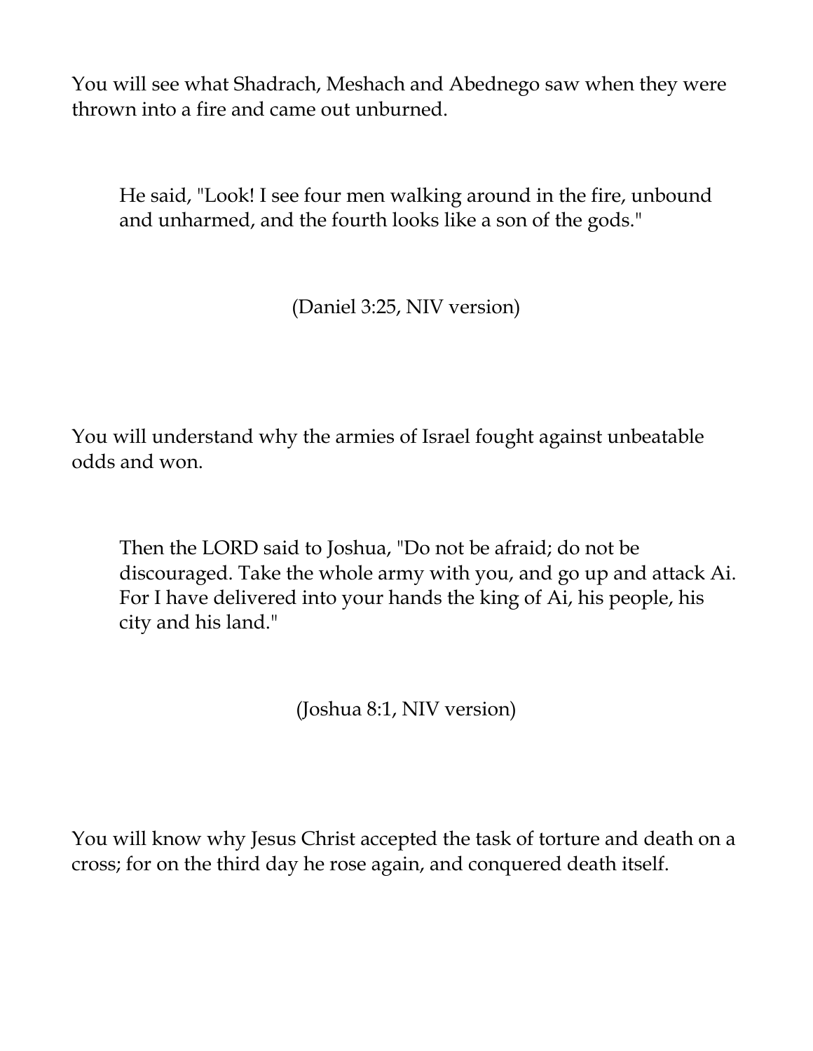You will see what Shadrach, Meshach and Abednego saw when they were thrown into a fire and came out unburned.

> He said, "Look! I see four men walking around in the fire, unbound and unharmed, and the fourth looks like a son of the gods."
>
> (Daniel 3:25, NIV version)

You will understand why the armies of Israel fought against unbeatable odds and won.

> Then the LORD said to Joshua, "Do not be afraid; do not be discouraged. Take the whole army with you, and go up and attack Ai. For I have delivered into your hands the king of Ai, his people, his city and his land."
>
> (Joshua 8:1, NIV version)

You will know why Jesus Christ accepted the task of torture and death on a cross; for on the third day he rose again, and conquered death itself.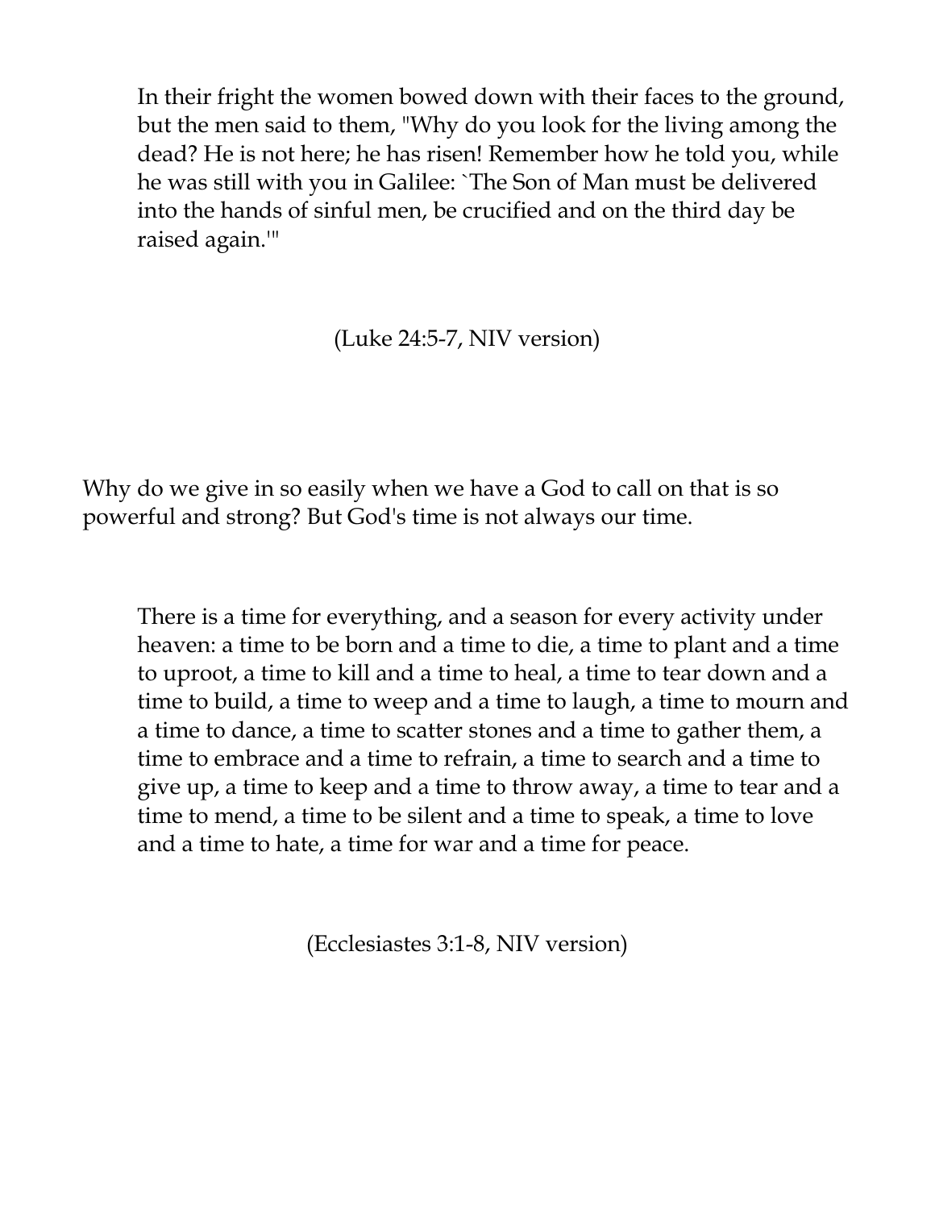> In their fright the women bowed down with their faces to the ground, but the men said to them, "Why do you look for the living among the dead? He is not here; he has risen! Remember how he told you, while he was still with you in Galilee: `The Son of Man must be delivered into the hands of sinful men, be crucified and on the third day be raised again.'"

(Luke 24:5-7, NIV version)

Why do we give in so easily when we have a God to call on that is so powerful and strong? But God's time is not always our time.

> There is a time for everything, and a season for every activity under heaven: a time to be born and a time to die, a time to plant and a time to uproot, a time to kill and a time to heal, a time to tear down and a time to build, a time to weep and a time to laugh, a time to mourn and a time to dance, a time to scatter stones and a time to gather them, a time to embrace and a time to refrain, a time to search and a time to give up, a time to keep and a time to throw away, a time to tear and a time to mend, a time to be silent and a time to speak, a time to love and a time to hate, a time for war and a time for peace.

(Ecclesiastes 3:1-8, NIV version)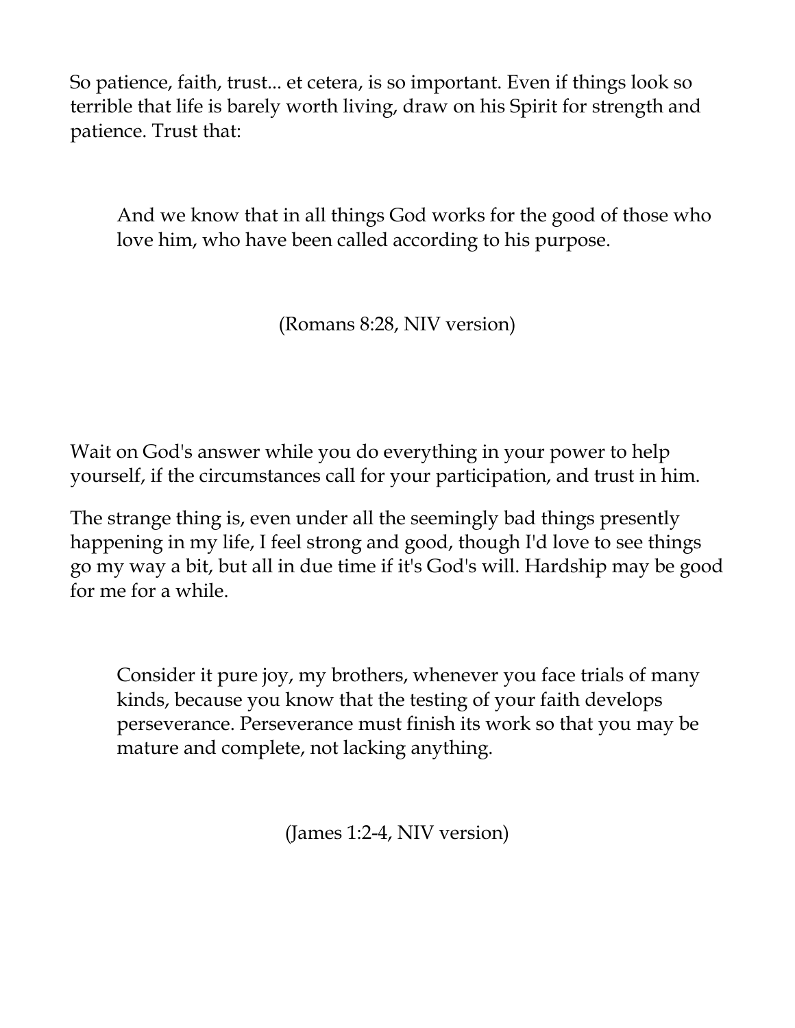So patience, faith, trust... et cetera, is so important. Even if things look so terrible that life is barely worth living, draw on his Spirit for strength and patience. Trust that:

> And we know that in all things God works for the good of those who love him, who have been called according to his purpose.
>
> (Romans 8:28, NIV version)

Wait on God's answer while you do everything in your power to help yourself, if the circumstances call for your participation, and trust in him.

The strange thing is, even under all the seemingly bad things presently happening in my life, I feel strong and good, though I'd love to see things go my way a bit, but all in due time if it's God's will. Hardship may be good for me for a while.

> Consider it pure joy, my brothers, whenever you face trials of many kinds, because you know that the testing of your faith develops perseverance. Perseverance must finish its work so that you may be mature and complete, not lacking anything.
>
> (James 1:2-4, NIV version)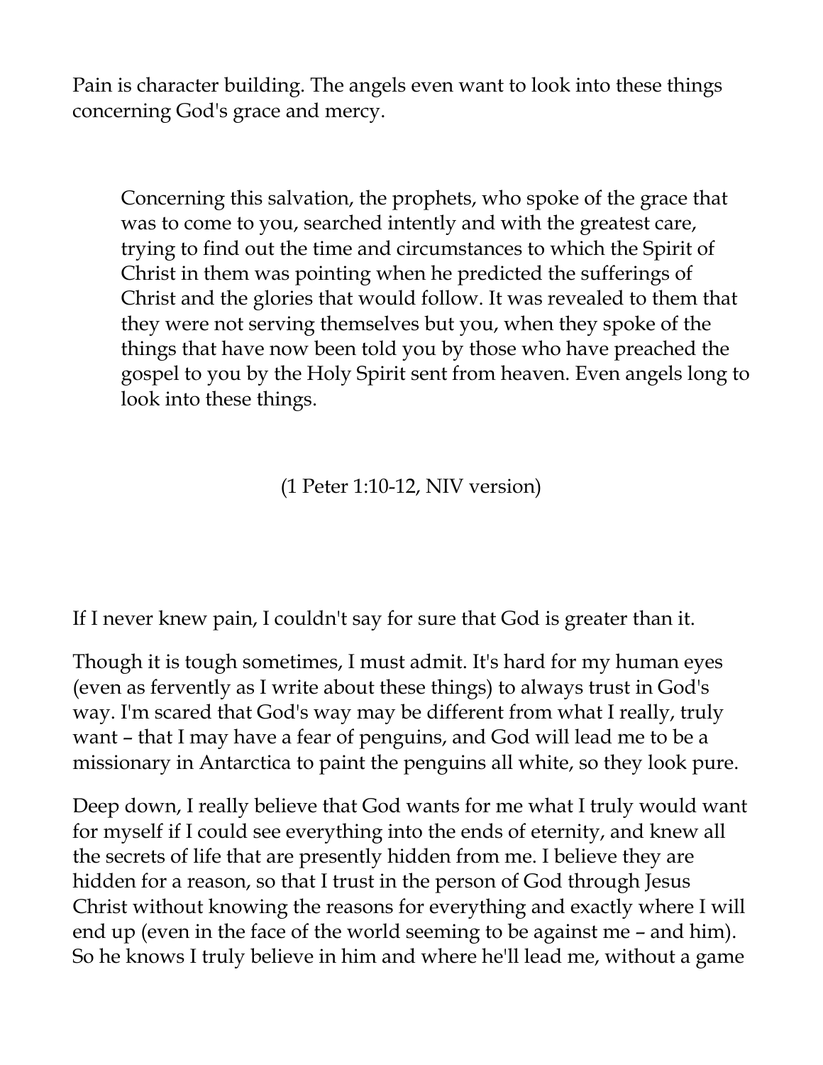Pain is character building. The angels even want to look into these things concerning God's grace and mercy.

> Concerning this salvation, the prophets, who spoke of the grace that was to come to you, searched intently and with the greatest care, trying to find out the time and circumstances to which the Spirit of Christ in them was pointing when he predicted the sufferings of Christ and the glories that would follow. It was revealed to them that they were not serving themselves but you, when they spoke of the things that have now been told you by those who have preached the gospel to you by the Holy Spirit sent from heaven. Even angels long to look into these things.
>
> (1 Peter 1:10-12, NIV version)

If I never knew pain, I couldn't say for sure that God is greater than it.

Though it is tough sometimes, I must admit. It's hard for my human eyes (even as fervently as I write about these things) to always trust in God's way. I'm scared that God's way may be different from what I really, truly want – that I may have a fear of penguins, and God will lead me to be a missionary in Antarctica to paint the penguins all white, so they look pure.

Deep down, I really believe that God wants for me what I truly would want for myself if I could see everything into the ends of eternity, and knew all the secrets of life that are presently hidden from me. I believe they are hidden for a reason, so that I trust in the person of God through Jesus Christ without knowing the reasons for everything and exactly where I will end up (even in the face of the world seeming to be against me – and him). So he knows I truly believe in him and where he'll lead me, without a game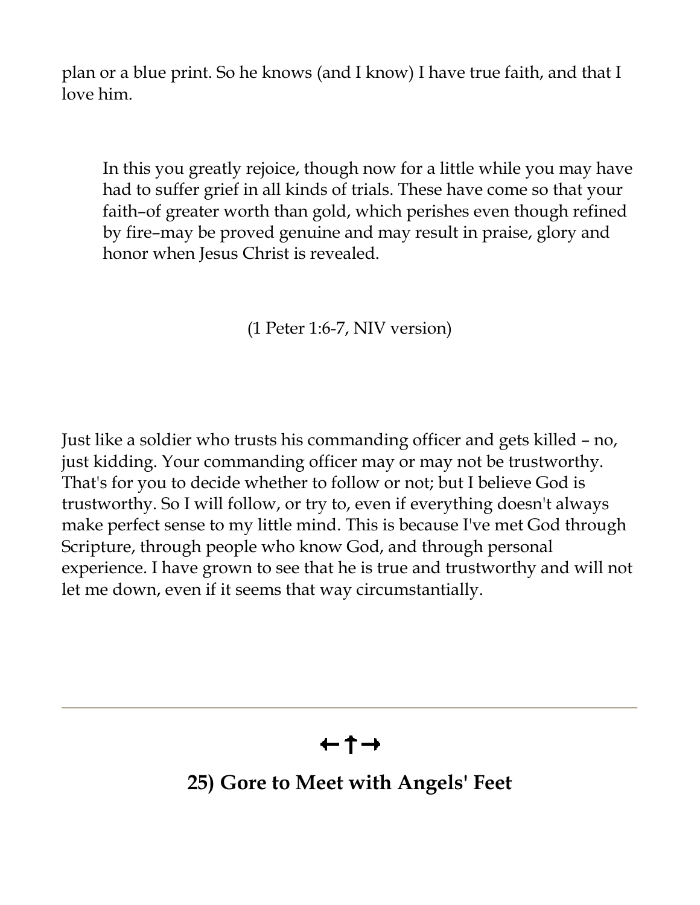plan or a blue print. So he knows (and I know) I have true faith, and that I love him.

> In this you greatly rejoice, though now for a little while you may have had to suffer grief in all kinds of trials. These have come so that your faith–of greater worth than gold, which perishes even though refined by fire–may be proved genuine and may result in praise, glory and honor when Jesus Christ is revealed.
>
> (1 Peter 1:6-7, NIV version)

Just like a soldier who trusts his commanding officer and gets killed – no, just kidding. Your commanding officer may or may not be trustworthy. That's for you to decide whether to follow or not; but I believe God is trustworthy. So I will follow, or try to, even if everything doesn't always make perfect sense to my little mind. This is because I've met God through Scripture, through people who know God, and through personal experience. I have grown to see that he is true and trustworthy and will not let me down, even if it seems that way circumstantially.

---

←✝→

## 25) Gore to Meet with Angels' Feet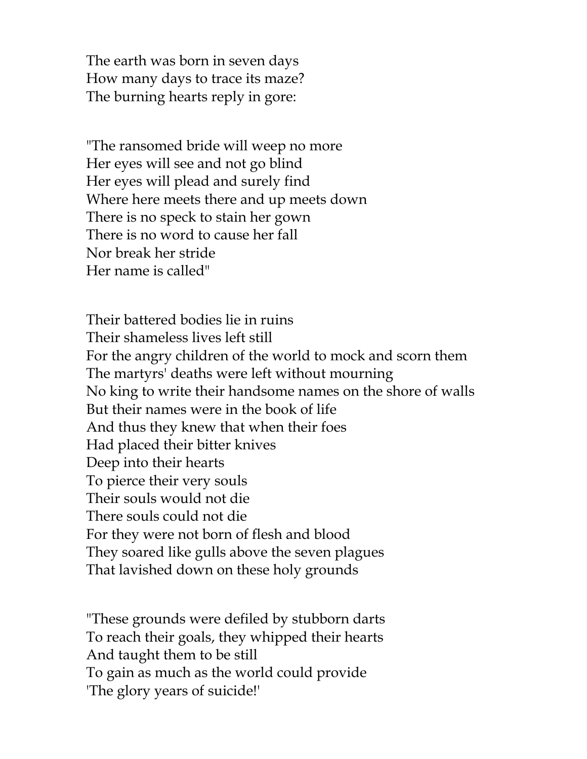The earth was born in seven days  
How many days to trace its maze?  
The burning hearts reply in gore:

"The ransomed bride will weep no more  
Her eyes will see and not go blind  
Her eyes will plead and surely find  
Where here meets there and up meets down  
There is no speck to stain her gown  
There is no word to cause her fall  
Nor break her stride  
Her name is called"

Their battered bodies lie in ruins  
Their shameless lives left still  
For the angry children of the world to mock and scorn them  
The martyrs' deaths were left without mourning  
No king to write their handsome names on the shore of walls  
But their names were in the book of life  
And thus they knew that when their foes  
Had placed their bitter knives  
Deep into their hearts  
To pierce their very souls  
Their souls would not die  
There souls could not die  
For they were not born of flesh and blood  
They soared like gulls above the seven plagues  
That lavished down on these holy grounds

"These grounds were defiled by stubborn darts  
To reach their goals, they whipped their hearts  
And taught them to be still  
To gain as much as the world could provide  
'The glory years of suicide!'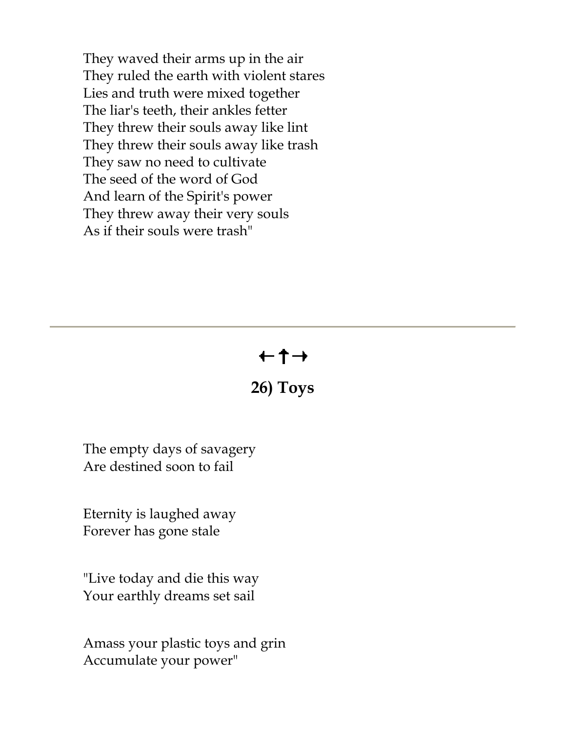They waved their arms up in the air
They ruled the earth with violent stares
Lies and truth were mixed together
The liar's teeth, their ankles fetter
They threw their souls away like lint
They threw their souls away like trash
They saw no need to cultivate
The seed of the word of God
And learn of the Spirit's power
They threw away their very souls
As if their souls were trash"

---

←✝→

## 26) Toys

The empty days of savagery
Are destined soon to fail

Eternity is laughed away
Forever has gone stale

"Live today and die this way
Your earthly dreams set sail

Amass your plastic toys and grin
Accumulate your power"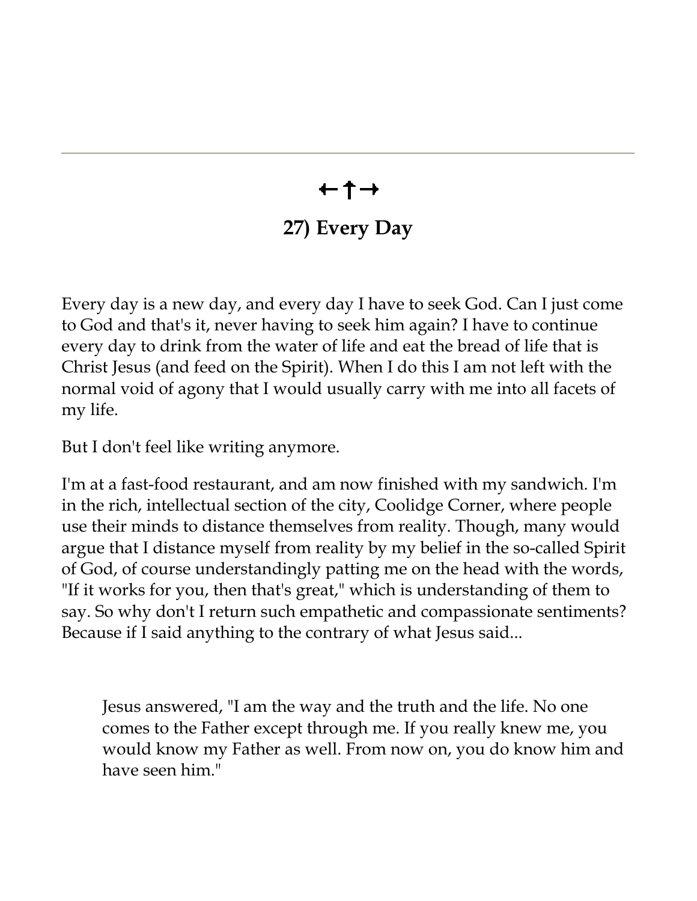←†→

## 27) Every Day

Every day is a new day, and every day I have to seek God. Can I just come to God and that's it, never having to seek him again? I have to continue every day to drink from the water of life and eat the bread of life that is Christ Jesus (and feed on the Spirit). When I do this I am not left with the normal void of agony that I would usually carry with me into all facets of my life.

But I don't feel like writing anymore.

I'm at a fast-food restaurant, and am now finished with my sandwich. I'm in the rich, intellectual section of the city, Coolidge Corner, where people use their minds to distance themselves from reality. Though, many would argue that I distance myself from reality by my belief in the so-called Spirit of God, of course understandingly patting me on the head with the words, "If it works for you, then that's great," which is understanding of them to say. So why don't I return such empathetic and compassionate sentiments? Because if I said anything to the contrary of what Jesus said...

> Jesus answered, "I am the way and the truth and the life. No one comes to the Father except through me. If you really knew me, you would know my Father as well. From now on, you do know him and have seen him."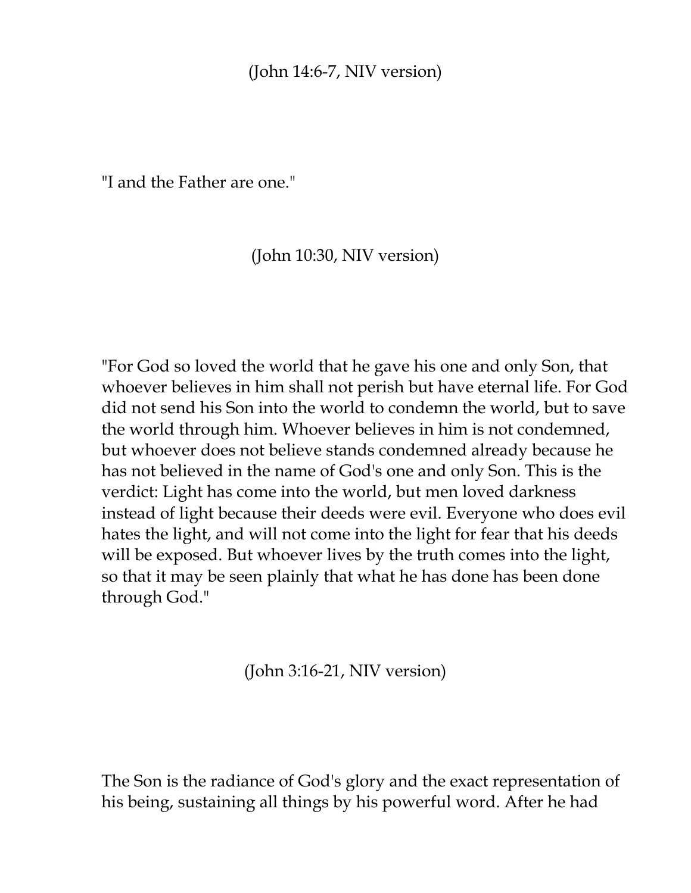(John 14:6-7, NIV version)

"I and the Father are one."

(John 10:30, NIV version)

"For God so loved the world that he gave his one and only Son, that whoever believes in him shall not perish but have eternal life. For God did not send his Son into the world to condemn the world, but to save the world through him. Whoever believes in him is not condemned, but whoever does not believe stands condemned already because he has not believed in the name of God's one and only Son. This is the verdict: Light has come into the world, but men loved darkness instead of light because their deeds were evil. Everyone who does evil hates the light, and will not come into the light for fear that his deeds will be exposed. But whoever lives by the truth comes into the light, so that it may be seen plainly that what he has done has been done through God."

(John 3:16-21, NIV version)

The Son is the radiance of God's glory and the exact representation of his being, sustaining all things by his powerful word. After he had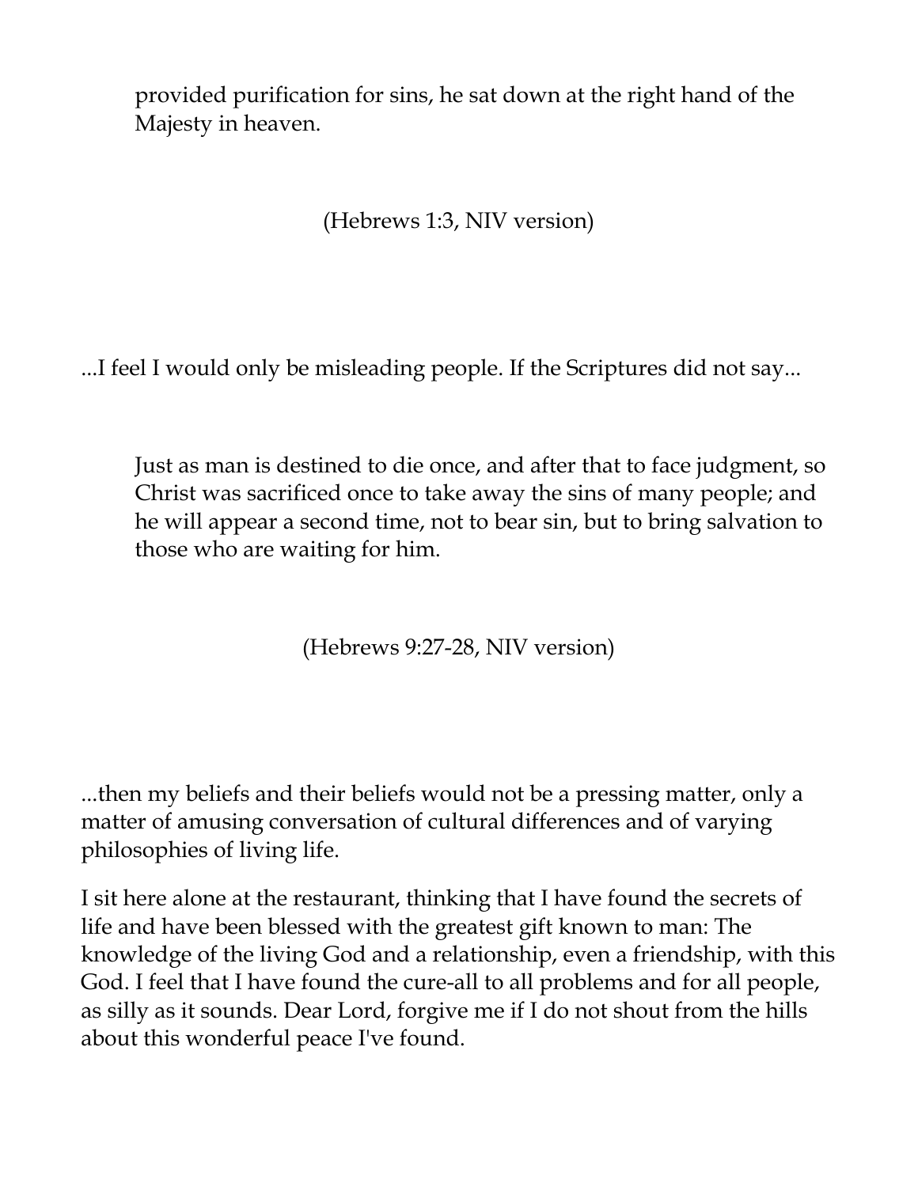> provided purification for sins, he sat down at the right hand of the Majesty in heaven.

(Hebrews 1:3, NIV version)

...I feel I would only be misleading people. If the Scriptures did not say...

> Just as man is destined to die once, and after that to face judgment, so Christ was sacrificed once to take away the sins of many people; and he will appear a second time, not to bear sin, but to bring salvation to those who are waiting for him.

(Hebrews 9:27-28, NIV version)

...then my beliefs and their beliefs would not be a pressing matter, only a matter of amusing conversation of cultural differences and of varying philosophies of living life.

I sit here alone at the restaurant, thinking that I have found the secrets of life and have been blessed with the greatest gift known to man: The knowledge of the living God and a relationship, even a friendship, with this God. I feel that I have found the cure-all to all problems and for all people, as silly as it sounds. Dear Lord, forgive me if I do not shout from the hills about this wonderful peace I've found.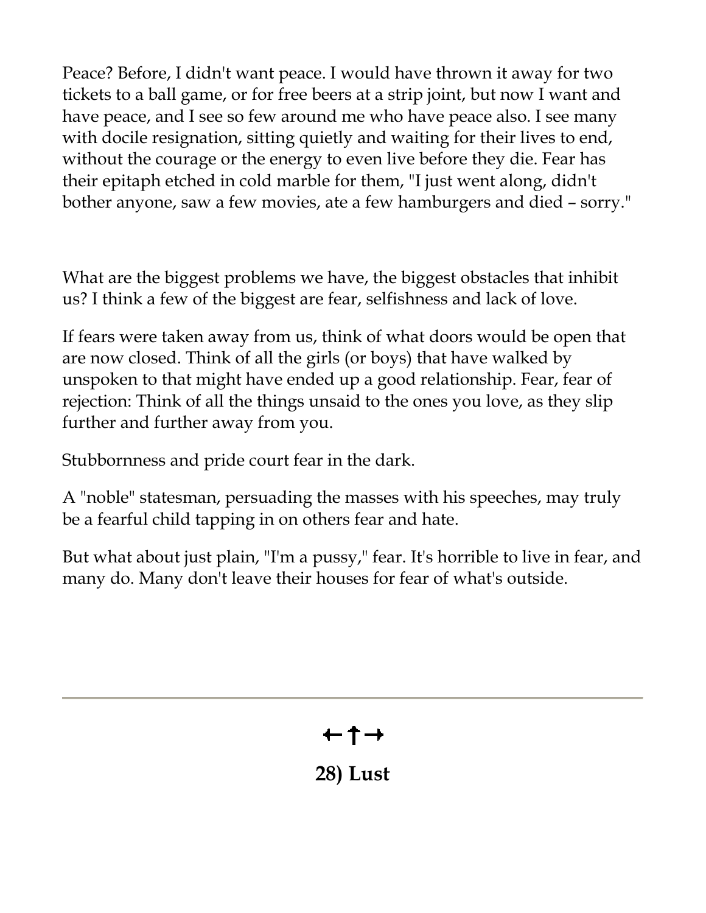Peace? Before, I didn't want peace. I would have thrown it away for two tickets to a ball game, or for free beers at a strip joint, but now I want and have peace, and I see so few around me who have peace also. I see many with docile resignation, sitting quietly and waiting for their lives to end, without the courage or the energy to even live before they die. Fear has their epitaph etched in cold marble for them, "I just went along, didn't bother anyone, saw a few movies, ate a few hamburgers and died – sorry."

What are the biggest problems we have, the biggest obstacles that inhibit us? I think a few of the biggest are fear, selfishness and lack of love.

If fears were taken away from us, think of what doors would be open that are now closed. Think of all the girls (or boys) that have walked by unspoken to that might have ended up a good relationship. Fear, fear of rejection: Think of all the things unsaid to the ones you love, as they slip further and further away from you.

Stubbornness and pride court fear in the dark.

A "noble" statesman, persuading the masses with his speeches, may truly be a fearful child tapping in on others fear and hate.

But what about just plain, "I'm a pussy," fear. It's horrible to live in fear, and many do. Many don't leave their houses for fear of what's outside.

---

←↑→

## 28) Lust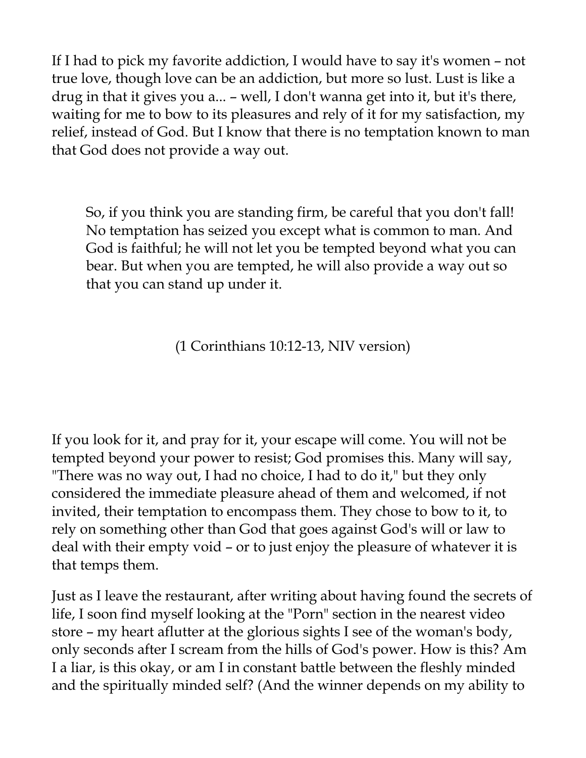If I had to pick my favorite addiction, I would have to say it's women – not true love, though love can be an addiction, but more so lust. Lust is like a drug in that it gives you a... – well, I don't wanna get into it, but it's there, waiting for me to bow to its pleasures and rely of it for my satisfaction, my relief, instead of God. But I know that there is no temptation known to man that God does not provide a way out.

> So, if you think you are standing firm, be careful that you don't fall! No temptation has seized you except what is common to man. And God is faithful; he will not let you be tempted beyond what you can bear. But when you are tempted, he will also provide a way out so that you can stand up under it.
>
> (1 Corinthians 10:12-13, NIV version)

If you look for it, and pray for it, your escape will come. You will not be tempted beyond your power to resist; God promises this. Many will say, "There was no way out, I had no choice, I had to do it," but they only considered the immediate pleasure ahead of them and welcomed, if not invited, their temptation to encompass them. They chose to bow to it, to rely on something other than God that goes against God's will or law to deal with their empty void – or to just enjoy the pleasure of whatever it is that temps them.

Just as I leave the restaurant, after writing about having found the secrets of life, I soon find myself looking at the "Porn" section in the nearest video store – my heart aflutter at the glorious sights I see of the woman's body, only seconds after I scream from the hills of God's power. How is this? Am I a liar, is this okay, or am I in constant battle between the fleshly minded and the spiritually minded self? (And the winner depends on my ability to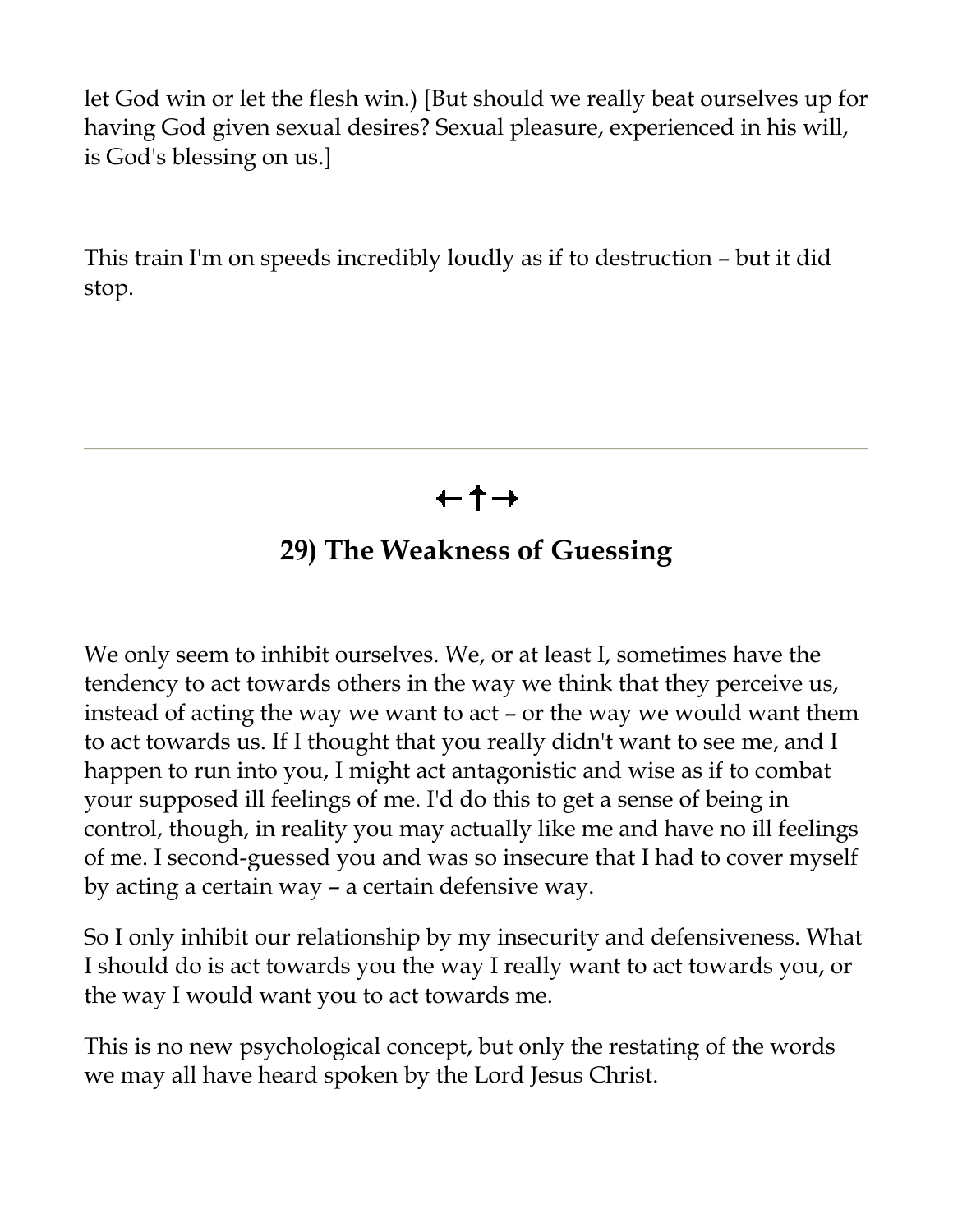let God win or let the flesh win.) [But should we really beat ourselves up for having God given sexual desires? Sexual pleasure, experienced in his will, is God's blessing on us.]

This train I'm on speeds incredibly loudly as if to destruction – but it did stop.

---

←✝→

## 29) The Weakness of Guessing

We only seem to inhibit ourselves. We, or at least I, sometimes have the tendency to act towards others in the way we think that they perceive us, instead of acting the way we want to act – or the way we would want them to act towards us. If I thought that you really didn't want to see me, and I happen to run into you, I might act antagonistic and wise as if to combat your supposed ill feelings of me. I'd do this to get a sense of being in control, though, in reality you may actually like me and have no ill feelings of me. I second-guessed you and was so insecure that I had to cover myself by acting a certain way – a certain defensive way.

So I only inhibit our relationship by my insecurity and defensiveness. What I should do is act towards you the way I really want to act towards you, or the way I would want you to act towards me.

This is no new psychological concept, but only the restating of the words we may all have heard spoken by the Lord Jesus Christ.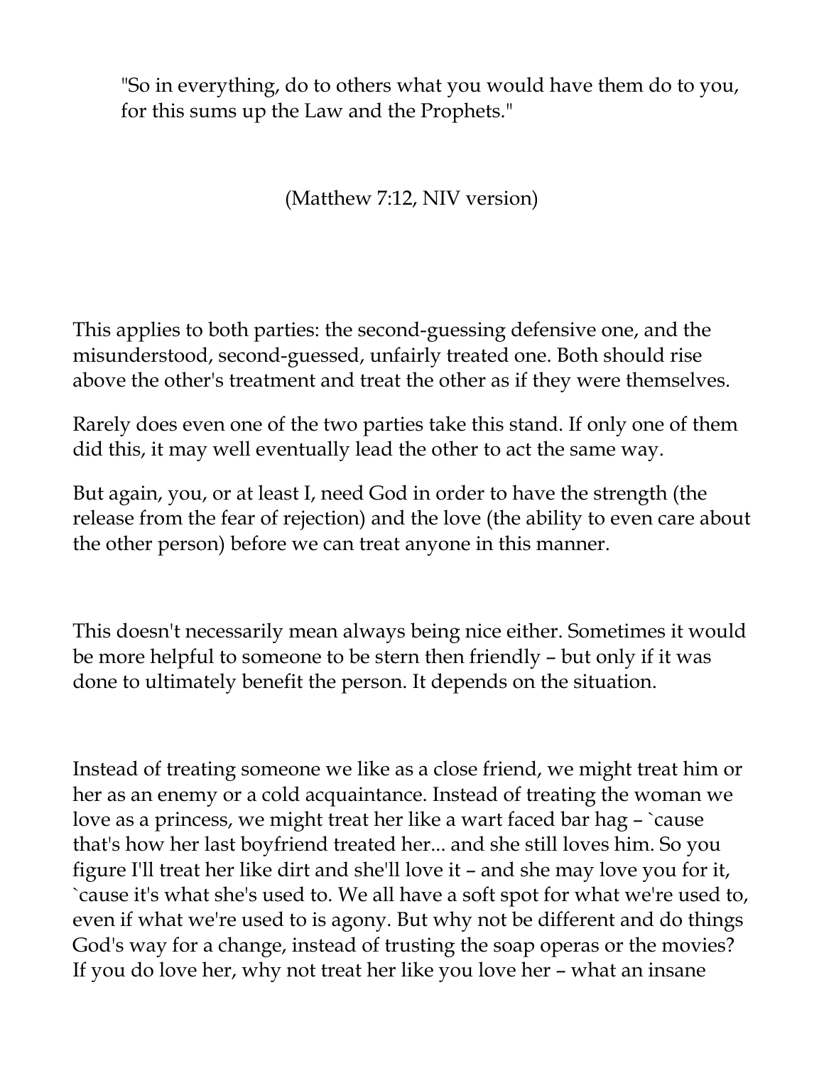> "So in everything, do to others what you would have them do to you, for this sums up the Law and the Prophets."
>
> (Matthew 7:12, NIV version)

This applies to both parties: the second-guessing defensive one, and the misunderstood, second-guessed, unfairly treated one. Both should rise above the other's treatment and treat the other as if they were themselves.

Rarely does even one of the two parties take this stand. If only one of them did this, it may well eventually lead the other to act the same way.

But again, you, or at least I, need God in order to have the strength (the release from the fear of rejection) and the love (the ability to even care about the other person) before we can treat anyone in this manner.

This doesn't necessarily mean always being nice either. Sometimes it would be more helpful to someone to be stern then friendly – but only if it was done to ultimately benefit the person. It depends on the situation.

Instead of treating someone we like as a close friend, we might treat him or her as an enemy or a cold acquaintance. Instead of treating the woman we love as a princess, we might treat her like a wart faced bar hag – `cause that's how her last boyfriend treated her... and she still loves him. So you figure I'll treat her like dirt and she'll love it – and she may love you for it, `cause it's what she's used to. We all have a soft spot for what we're used to, even if what we're used to is agony. But why not be different and do things God's way for a change, instead of trusting the soap operas or the movies? If you do love her, why not treat her like you love her – what an insane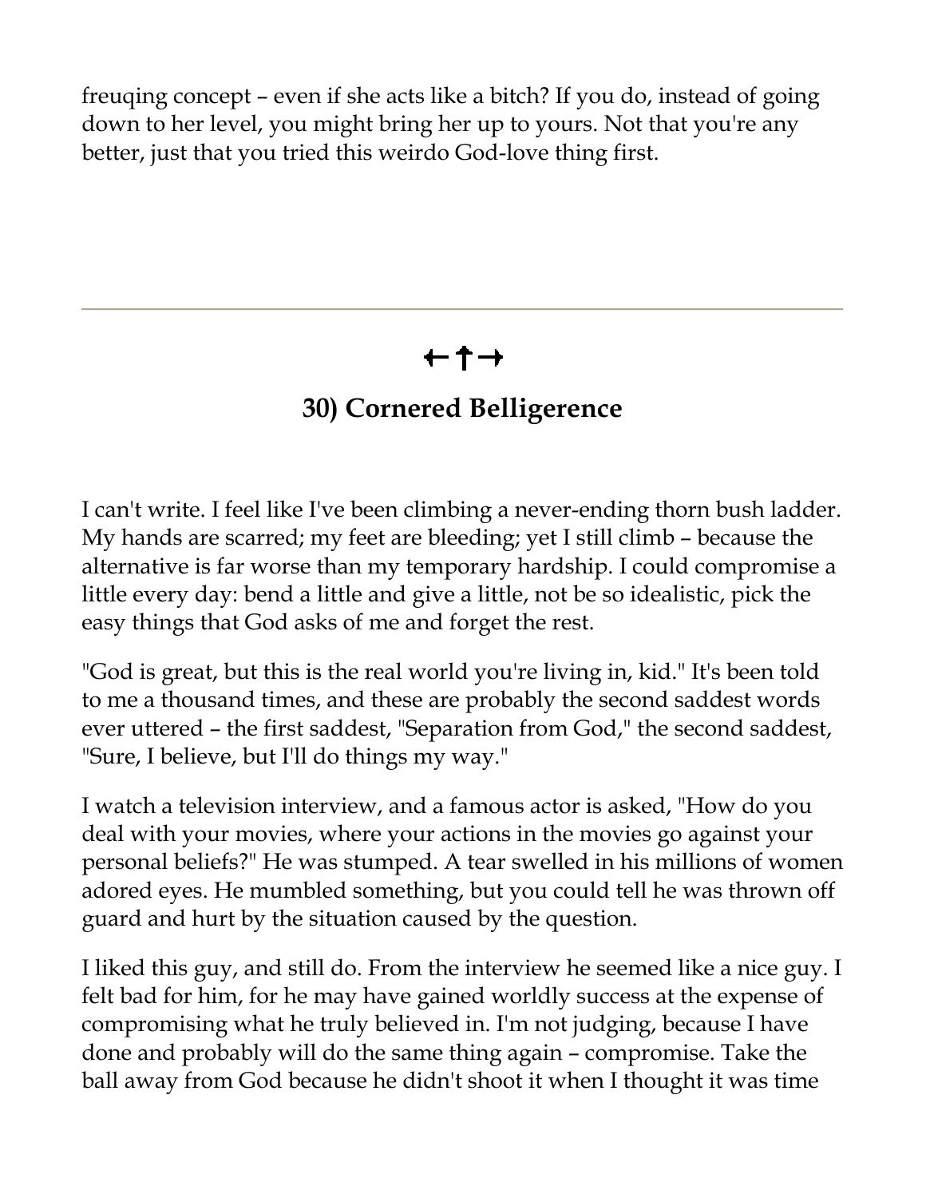freuqing concept – even if she acts like a bitch? If you do, instead of going down to her level, you might bring her up to yours. Not that you're any better, just that you tried this weirdo God-love thing first.

---

←†→

## 30) Cornered Belligerence

I can't write. I feel like I've been climbing a never-ending thorn bush ladder. My hands are scarred; my feet are bleeding; yet I still climb – because the alternative is far worse than my temporary hardship. I could compromise a little every day: bend a little and give a little, not be so idealistic, pick the easy things that God asks of me and forget the rest.

"God is great, but this is the real world you're living in, kid." It's been told to me a thousand times, and these are probably the second saddest words ever uttered – the first saddest, "Separation from God," the second saddest, "Sure, I believe, but I'll do things my way."

I watch a television interview, and a famous actor is asked, "How do you deal with your movies, where your actions in the movies go against your personal beliefs?" He was stumped. A tear swelled in his millions of women adored eyes. He mumbled something, but you could tell he was thrown off guard and hurt by the situation caused by the question.

I liked this guy, and still do. From the interview he seemed like a nice guy. I felt bad for him, for he may have gained worldly success at the expense of compromising what he truly believed in. I'm not judging, because I have done and probably will do the same thing again – compromise. Take the ball away from God because he didn't shoot it when I thought it was time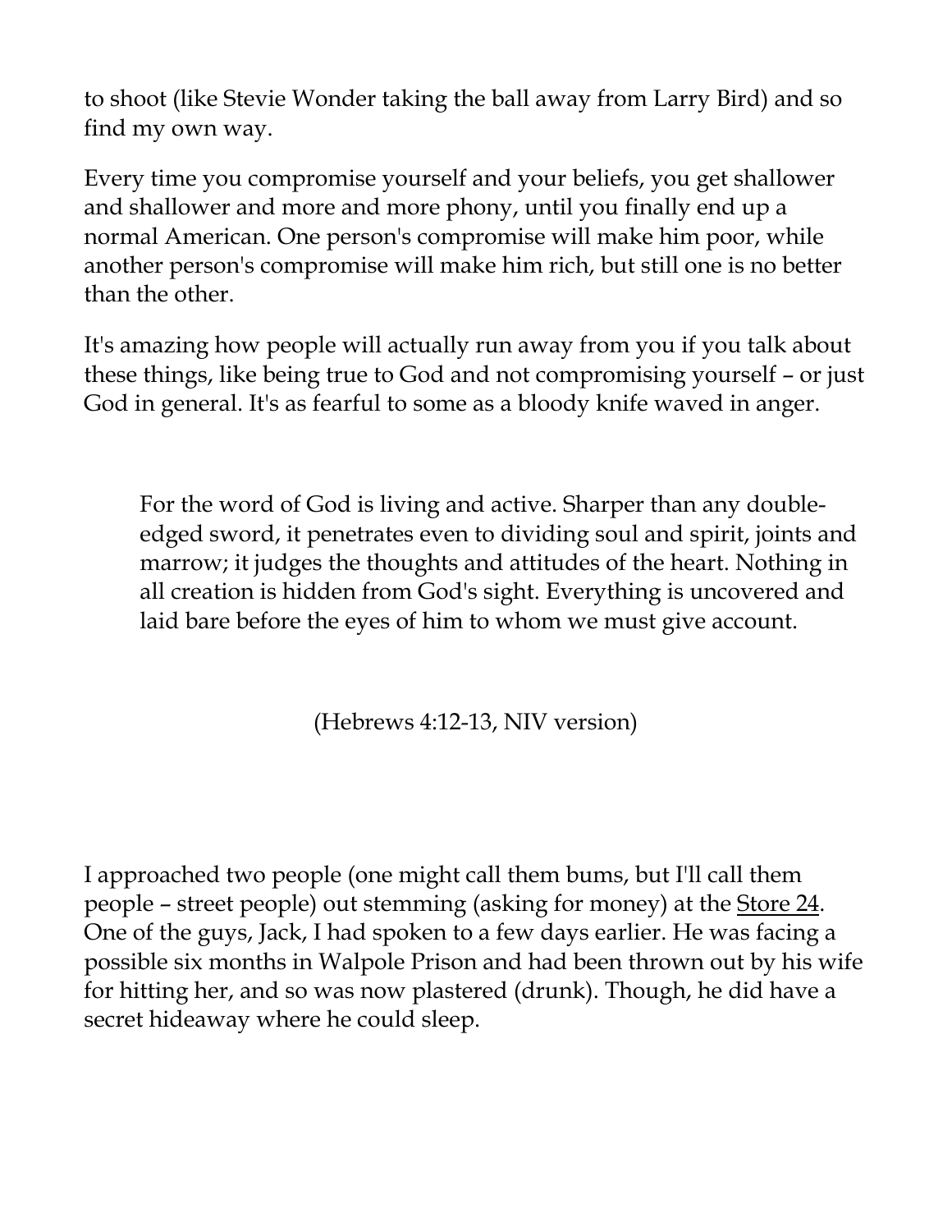to shoot (like Stevie Wonder taking the ball away from Larry Bird) and so find my own way.

Every time you compromise yourself and your beliefs, you get shallower and shallower and more and more phony, until you finally end up a normal American. One person's compromise will make him poor, while another person's compromise will make him rich, but still one is no better than the other.

It's amazing how people will actually run away from you if you talk about these things, like being true to God and not compromising yourself – or just God in general. It's as fearful to some as a bloody knife waved in anger.

> For the word of God is living and active. Sharper than any double-edged sword, it penetrates even to dividing soul and spirit, joints and marrow; it judges the thoughts and attitudes of the heart. Nothing in all creation is hidden from God's sight. Everything is uncovered and laid bare before the eyes of him to whom we must give account.
>
> (Hebrews 4:12-13, NIV version)

I approached two people (one might call them bums, but I'll call them people – street people) out stemming (asking for money) at the Store 24. One of the guys, Jack, I had spoken to a few days earlier. He was facing a possible six months in Walpole Prison and had been thrown out by his wife for hitting her, and so was now plastered (drunk). Though, he did have a secret hideaway where he could sleep.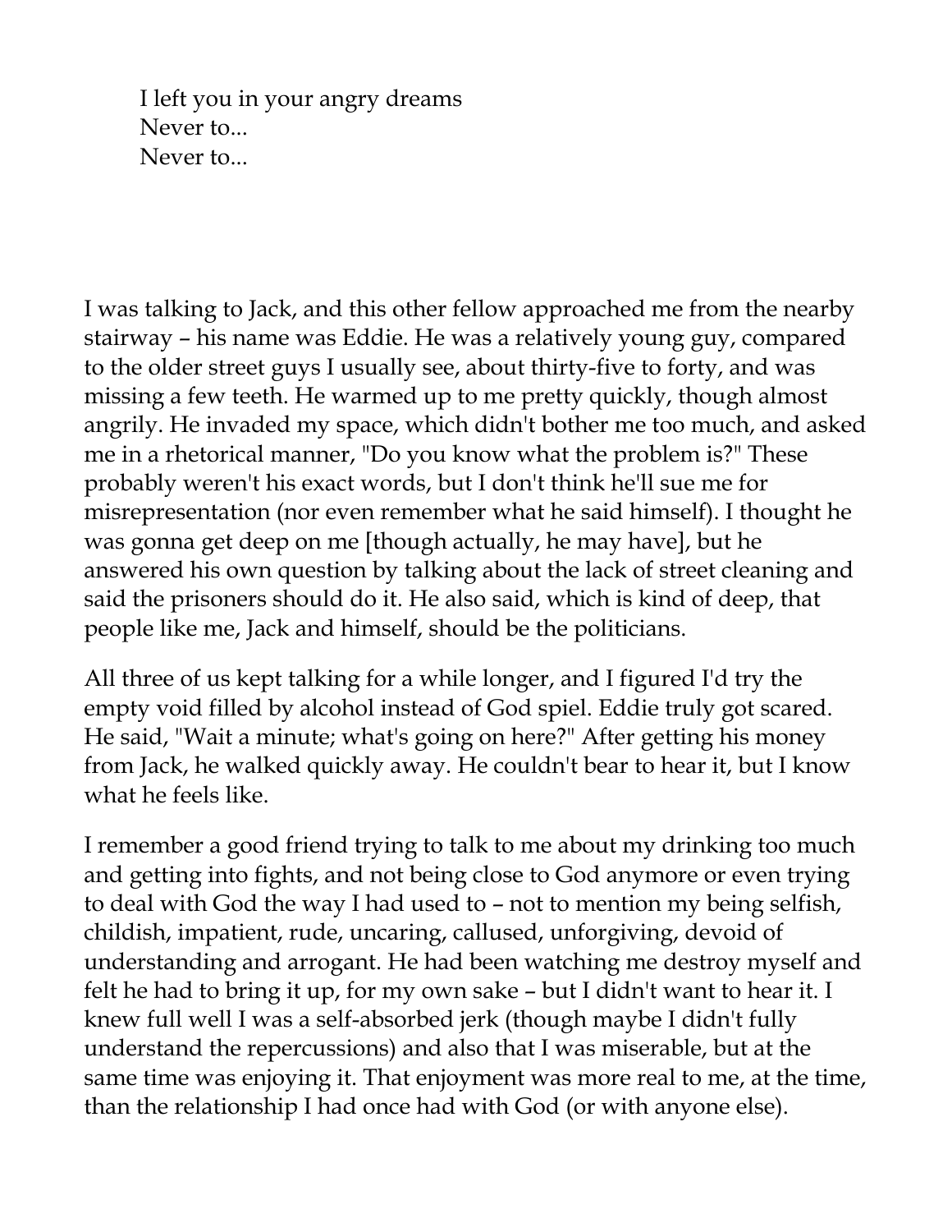I left you in your angry dreams  
Never to...  
Never to...

I was talking to Jack, and this other fellow approached me from the nearby stairway – his name was Eddie. He was a relatively young guy, compared to the older street guys I usually see, about thirty-five to forty, and was missing a few teeth. He warmed up to me pretty quickly, though almost angrily. He invaded my space, which didn't bother me too much, and asked me in a rhetorical manner, "Do you know what the problem is?" These probably weren't his exact words, but I don't think he'll sue me for misrepresentation (nor even remember what he said himself). I thought he was gonna get deep on me [though actually, he may have], but he answered his own question by talking about the lack of street cleaning and said the prisoners should do it. He also said, which is kind of deep, that people like me, Jack and himself, should be the politicians.

All three of us kept talking for a while longer, and I figured I'd try the empty void filled by alcohol instead of God spiel. Eddie truly got scared. He said, "Wait a minute; what's going on here?" After getting his money from Jack, he walked quickly away. He couldn't bear to hear it, but I know what he feels like.

I remember a good friend trying to talk to me about my drinking too much and getting into fights, and not being close to God anymore or even trying to deal with God the way I had used to – not to mention my being selfish, childish, impatient, rude, uncaring, callused, unforgiving, devoid of understanding and arrogant. He had been watching me destroy myself and felt he had to bring it up, for my own sake – but I didn't want to hear it. I knew full well I was a self-absorbed jerk (though maybe I didn't fully understand the repercussions) and also that I was miserable, but at the same time was enjoying it. That enjoyment was more real to me, at the time, than the relationship I had once had with God (or with anyone else).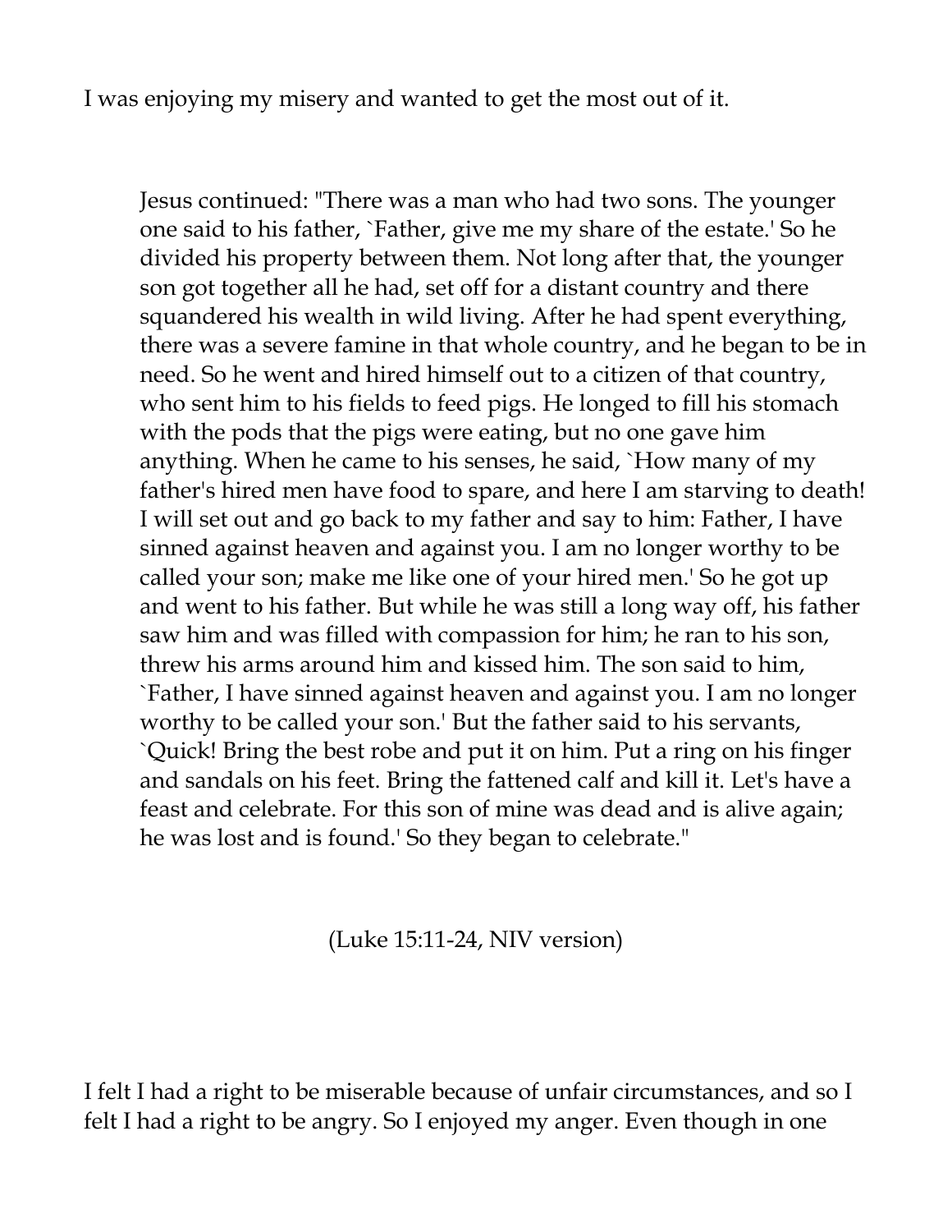I was enjoying my misery and wanted to get the most out of it.

> Jesus continued: "There was a man who had two sons. The younger one said to his father, `Father, give me my share of the estate.' So he divided his property between them. Not long after that, the younger son got together all he had, set off for a distant country and there squandered his wealth in wild living. After he had spent everything, there was a severe famine in that whole country, and he began to be in need. So he went and hired himself out to a citizen of that country, who sent him to his fields to feed pigs. He longed to fill his stomach with the pods that the pigs were eating, but no one gave him anything. When he came to his senses, he said, `How many of my father's hired men have food to spare, and here I am starving to death! I will set out and go back to my father and say to him: Father, I have sinned against heaven and against you. I am no longer worthy to be called your son; make me like one of your hired men.' So he got up and went to his father. But while he was still a long way off, his father saw him and was filled with compassion for him; he ran to his son, threw his arms around him and kissed him. The son said to him, `Father, I have sinned against heaven and against you. I am no longer worthy to be called your son.' But the father said to his servants, `Quick! Bring the best robe and put it on him. Put a ring on his finger and sandals on his feet. Bring the fattened calf and kill it. Let's have a feast and celebrate. For this son of mine was dead and is alive again; he was lost and is found.' So they began to celebrate."
>
> (Luke 15:11-24, NIV version)

I felt I had a right to be miserable because of unfair circumstances, and so I felt I had a right to be angry. So I enjoyed my anger. Even though in one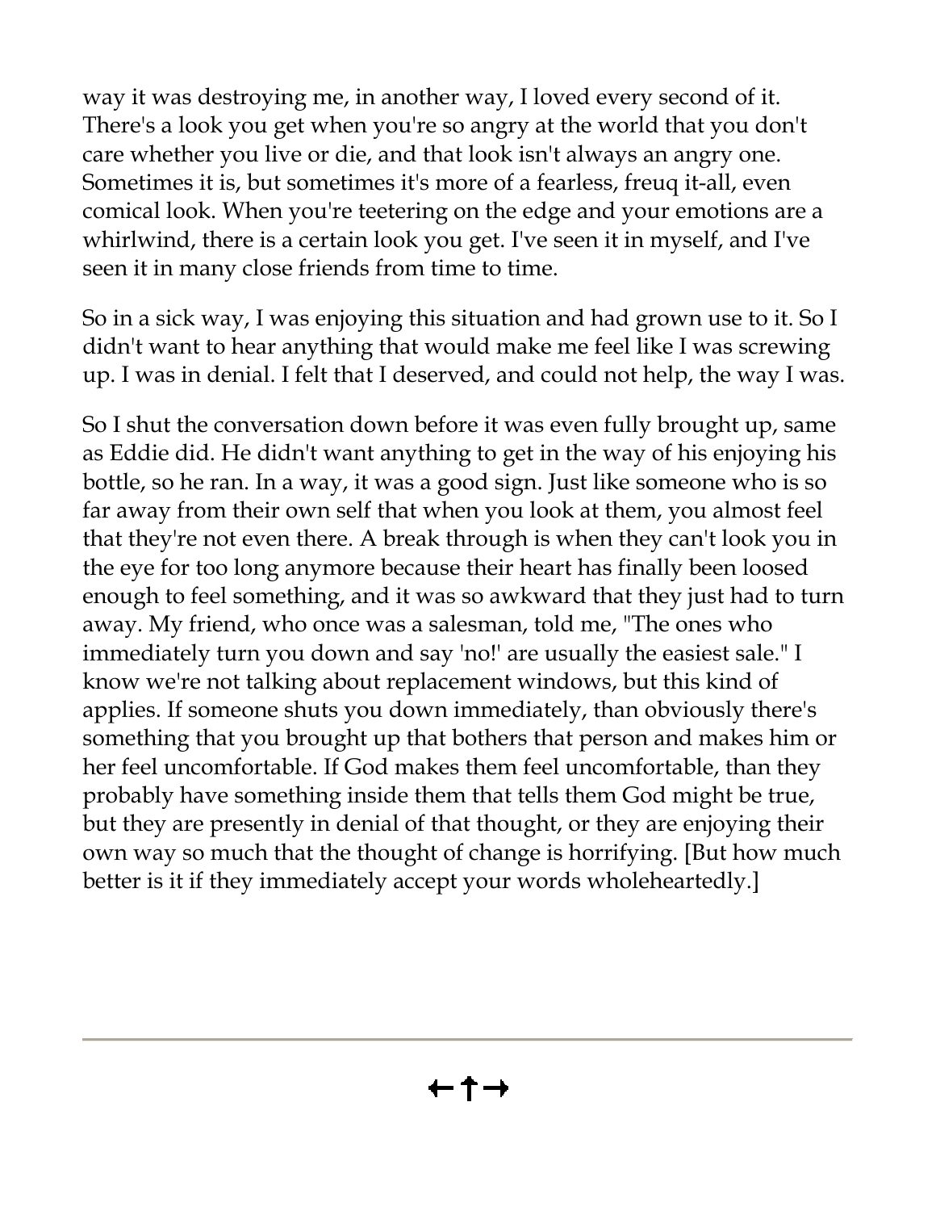way it was destroying me, in another way, I loved every second of it. There's a look you get when you're so angry at the world that you don't care whether you live or die, and that look isn't always an angry one. Sometimes it is, but sometimes it's more of a fearless, freuq it-all, even comical look. When you're teetering on the edge and your emotions are a whirlwind, there is a certain look you get. I've seen it in myself, and I've seen it in many close friends from time to time.

So in a sick way, I was enjoying this situation and had grown use to it. So I didn't want to hear anything that would make me feel like I was screwing up. I was in denial. I felt that I deserved, and could not help, the way I was.

So I shut the conversation down before it was even fully brought up, same as Eddie did. He didn't want anything to get in the way of his enjoying his bottle, so he ran. In a way, it was a good sign. Just like someone who is so far away from their own self that when you look at them, you almost feel that they're not even there. A break through is when they can't look you in the eye for too long anymore because their heart has finally been loosed enough to feel something, and it was so awkward that they just had to turn away. My friend, who once was a salesman, told me, "The ones who immediately turn you down and say 'no!' are usually the easiest sale." I know we're not talking about replacement windows, but this kind of applies. If someone shuts you down immediately, than obviously there's something that you brought up that bothers that person and makes him or her feel uncomfortable. If God makes them feel uncomfortable, than they probably have something inside them that tells them God might be true, but they are presently in denial of that thought, or they are enjoying their own way so much that the thought of change is horrifying. [But how much better is it if they immediately accept your words wholeheartedly.]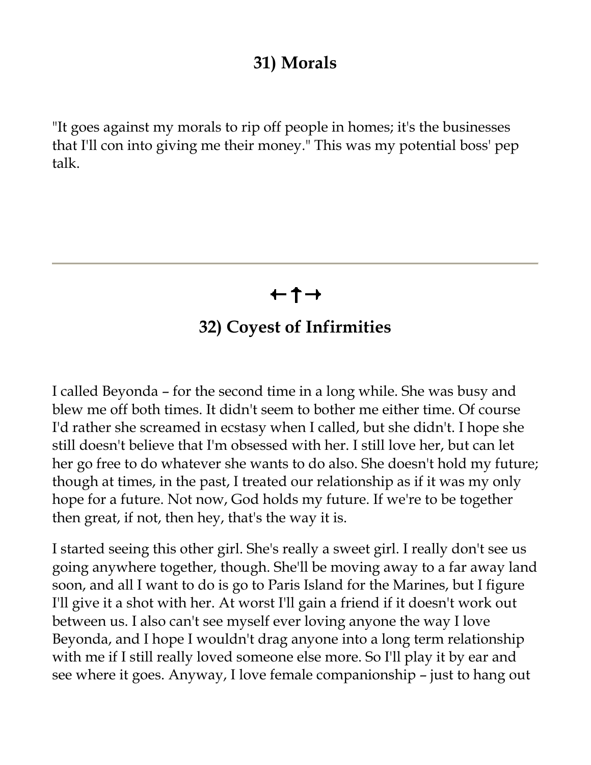## 31) Morals

"It goes against my morals to rip off people in homes; it's the businesses that I'll con into giving me their money." This was my potential boss' pep talk.

---

←↑→

## 32) Coyest of Infirmities

I called Beyonda – for the second time in a long while. She was busy and blew me off both times. It didn't seem to bother me either time. Of course I'd rather she screamed in ecstasy when I called, but she didn't. I hope she still doesn't believe that I'm obsessed with her. I still love her, but can let her go free to do whatever she wants to do also. She doesn't hold my future; though at times, in the past, I treated our relationship as if it was my only hope for a future. Not now, God holds my future. If we're to be together then great, if not, then hey, that's the way it is.

I started seeing this other girl. She's really a sweet girl. I really don't see us going anywhere together, though. She'll be moving away to a far away land soon, and all I want to do is go to Paris Island for the Marines, but I figure I'll give it a shot with her. At worst I'll gain a friend if it doesn't work out between us. I also can't see myself ever loving anyone the way I love Beyonda, and I hope I wouldn't drag anyone into a long term relationship with me if I still really loved someone else more. So I'll play it by ear and see where it goes. Anyway, I love female companionship – just to hang out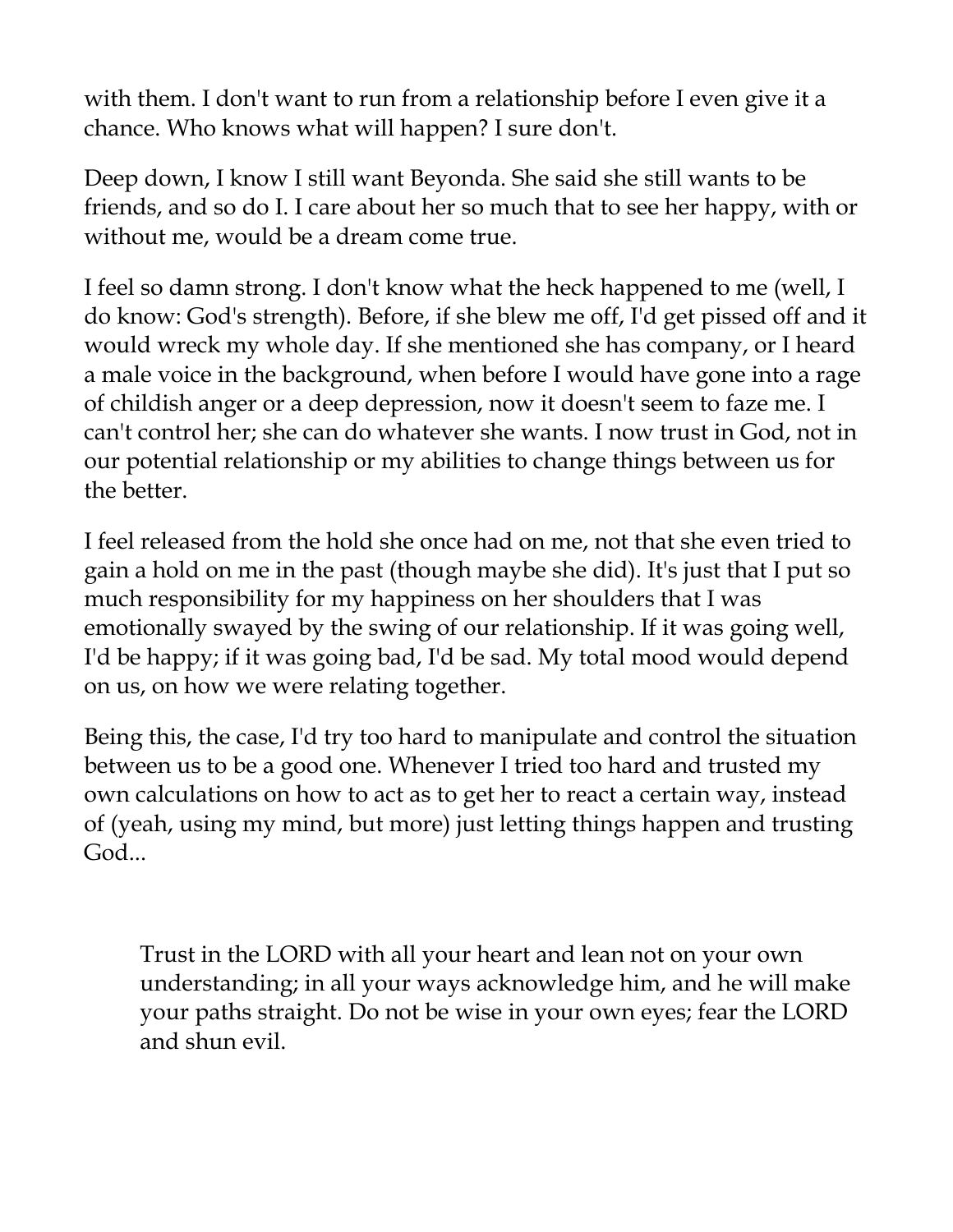with them. I don't want to run from a relationship before I even give it a chance. Who knows what will happen? I sure don't.

Deep down, I know I still want Beyonda. She said she still wants to be friends, and so do I. I care about her so much that to see her happy, with or without me, would be a dream come true.

I feel so damn strong. I don't know what the heck happened to me (well, I do know: God's strength). Before, if she blew me off, I'd get pissed off and it would wreck my whole day. If she mentioned she has company, or I heard a male voice in the background, when before I would have gone into a rage of childish anger or a deep depression, now it doesn't seem to faze me. I can't control her; she can do whatever she wants. I now trust in God, not in our potential relationship or my abilities to change things between us for the better.

I feel released from the hold she once had on me, not that she even tried to gain a hold on me in the past (though maybe she did). It's just that I put so much responsibility for my happiness on her shoulders that I was emotionally swayed by the swing of our relationship. If it was going well, I'd be happy; if it was going bad, I'd be sad. My total mood would depend on us, on how we were relating together.

Being this, the case, I'd try too hard to manipulate and control the situation between us to be a good one. Whenever I tried too hard and trusted my own calculations on how to act as to get her to react a certain way, instead of (yeah, using my mind, but more) just letting things happen and trusting God...

> Trust in the LORD with all your heart and lean not on your own understanding; in all your ways acknowledge him, and he will make your paths straight. Do not be wise in your own eyes; fear the LORD and shun evil.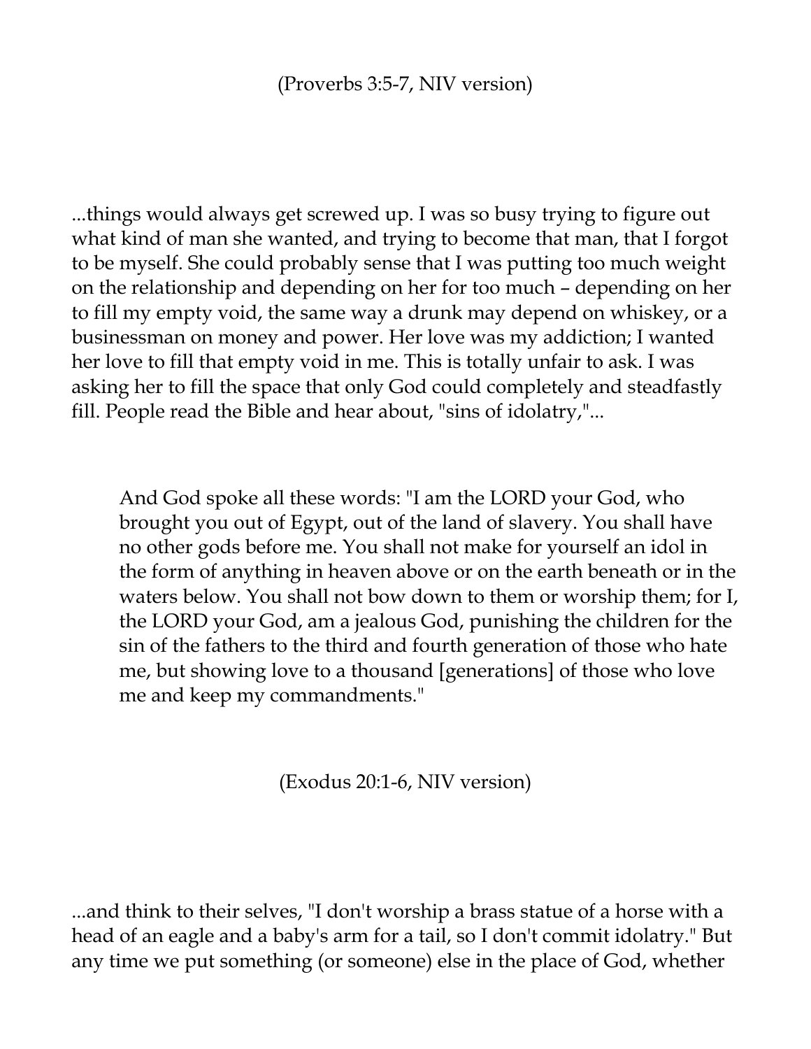(Proverbs 3:5-7, NIV version)

...things would always get screwed up. I was so busy trying to figure out what kind of man she wanted, and trying to become that man, that I forgot to be myself. She could probably sense that I was putting too much weight on the relationship and depending on her for too much – depending on her to fill my empty void, the same way a drunk may depend on whiskey, or a businessman on money and power. Her love was my addiction; I wanted her love to fill that empty void in me. This is totally unfair to ask. I was asking her to fill the space that only God could completely and steadfastly fill. People read the Bible and hear about, "sins of idolatry,"...

> And God spoke all these words: "I am the LORD your God, who brought you out of Egypt, out of the land of slavery. You shall have no other gods before me. You shall not make for yourself an idol in the form of anything in heaven above or on the earth beneath or in the waters below. You shall not bow down to them or worship them; for I, the LORD your God, am a jealous God, punishing the children for the sin of the fathers to the third and fourth generation of those who hate me, but showing love to a thousand [generations] of those who love me and keep my commandments."

(Exodus 20:1-6, NIV version)

...and think to their selves, "I don't worship a brass statue of a horse with a head of an eagle and a baby's arm for a tail, so I don't commit idolatry." But any time we put something (or someone) else in the place of God, whether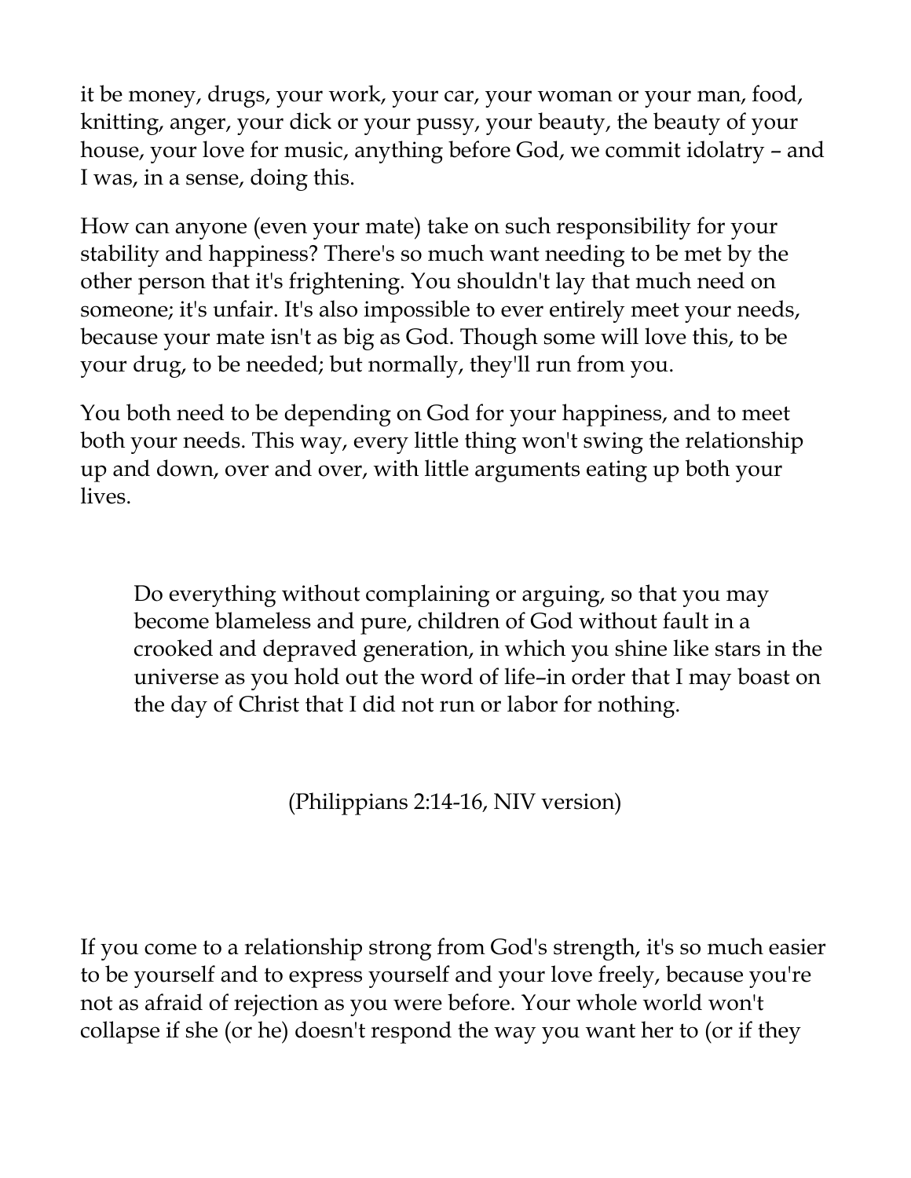it be money, drugs, your work, your car, your woman or your man, food, knitting, anger, your dick or your pussy, your beauty, the beauty of your house, your love for music, anything before God, we commit idolatry – and I was, in a sense, doing this.

How can anyone (even your mate) take on such responsibility for your stability and happiness? There's so much want needing to be met by the other person that it's frightening. You shouldn't lay that much need on someone; it's unfair. It's also impossible to ever entirely meet your needs, because your mate isn't as big as God. Though some will love this, to be your drug, to be needed; but normally, they'll run from you.

You both need to be depending on God for your happiness, and to meet both your needs. This way, every little thing won't swing the relationship up and down, over and over, with little arguments eating up both your lives.

> Do everything without complaining or arguing, so that you may become blameless and pure, children of God without fault in a crooked and depraved generation, in which you shine like stars in the universe as you hold out the word of life–in order that I may boast on the day of Christ that I did not run or labor for nothing.
>
> (Philippians 2:14-16, NIV version)

If you come to a relationship strong from God's strength, it's so much easier to be yourself and to express yourself and your love freely, because you're not as afraid of rejection as you were before. Your whole world won't collapse if she (or he) doesn't respond the way you want her to (or if they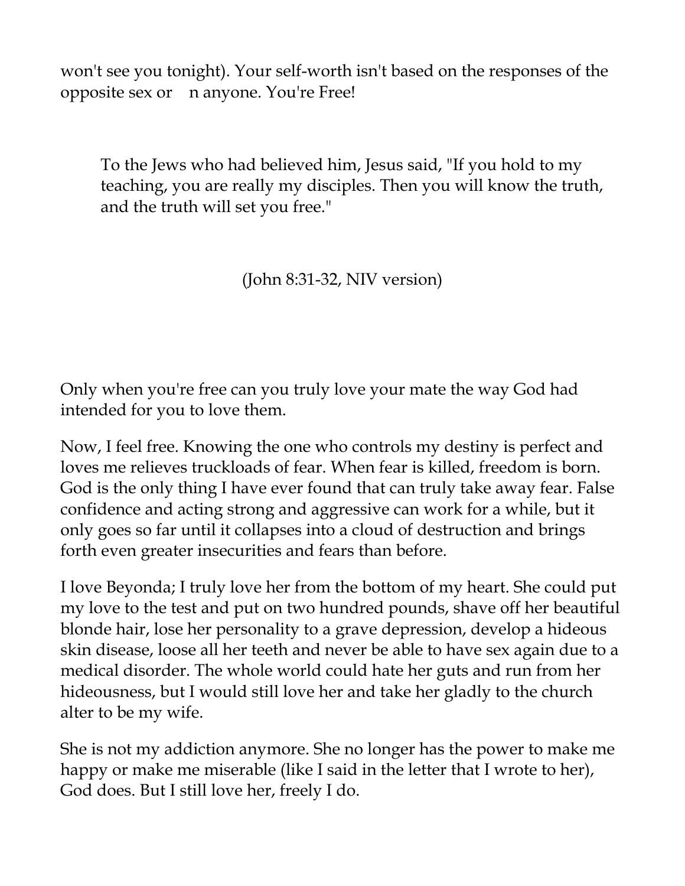won't see you tonight). Your self-worth isn't based on the responses of the opposite sex or n anyone. You're Free!

> To the Jews who had believed him, Jesus said, "If you hold to my teaching, you are really my disciples. Then you will know the truth, and the truth will set you free."

(John 8:31-32, NIV version)

Only when you're free can you truly love your mate the way God had intended for you to love them.

Now, I feel free. Knowing the one who controls my destiny is perfect and loves me relieves truckloads of fear. When fear is killed, freedom is born. God is the only thing I have ever found that can truly take away fear. False confidence and acting strong and aggressive can work for a while, but it only goes so far until it collapses into a cloud of destruction and brings forth even greater insecurities and fears than before.

I love Beyonda; I truly love her from the bottom of my heart. She could put my love to the test and put on two hundred pounds, shave off her beautiful blonde hair, lose her personality to a grave depression, develop a hideous skin disease, loose all her teeth and never be able to have sex again due to a medical disorder. The whole world could hate her guts and run from her hideousness, but I would still love her and take her gladly to the church alter to be my wife.

She is not my addiction anymore. She no longer has the power to make me happy or make me miserable (like I said in the letter that I wrote to her), God does. But I still love her, freely I do.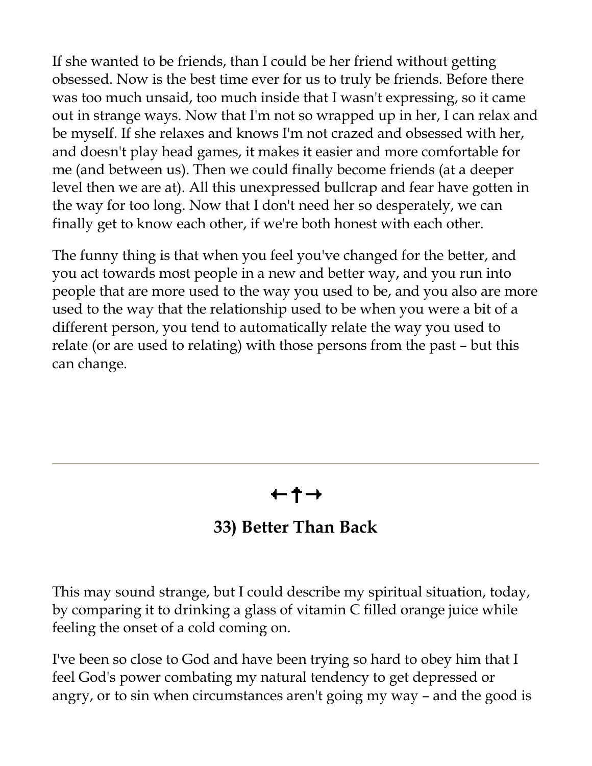If she wanted to be friends, than I could be her friend without getting obsessed. Now is the best time ever for us to truly be friends. Before there was too much unsaid, too much inside that I wasn't expressing, so it came out in strange ways. Now that I'm not so wrapped up in her, I can relax and be myself. If she relaxes and knows I'm not crazed and obsessed with her, and doesn't play head games, it makes it easier and more comfortable for me (and between us). Then we could finally become friends (at a deeper level then we are at). All this unexpressed bullcrap and fear have gotten in the way for too long. Now that I don't need her so desperately, we can finally get to know each other, if we're both honest with each other.

The funny thing is that when you feel you've changed for the better, and you act towards most people in a new and better way, and you run into people that are more used to the way you used to be, and you also are more used to the way that the relationship used to be when you were a bit of a different person, you tend to automatically relate the way you used to relate (or are used to relating) with those persons from the past – but this can change.

---

←†→

## 33) Better Than Back

This may sound strange, but I could describe my spiritual situation, today, by comparing it to drinking a glass of vitamin C filled orange juice while feeling the onset of a cold coming on.

I've been so close to God and have been trying so hard to obey him that I feel God's power combating my natural tendency to get depressed or angry, or to sin when circumstances aren't going my way – and the good is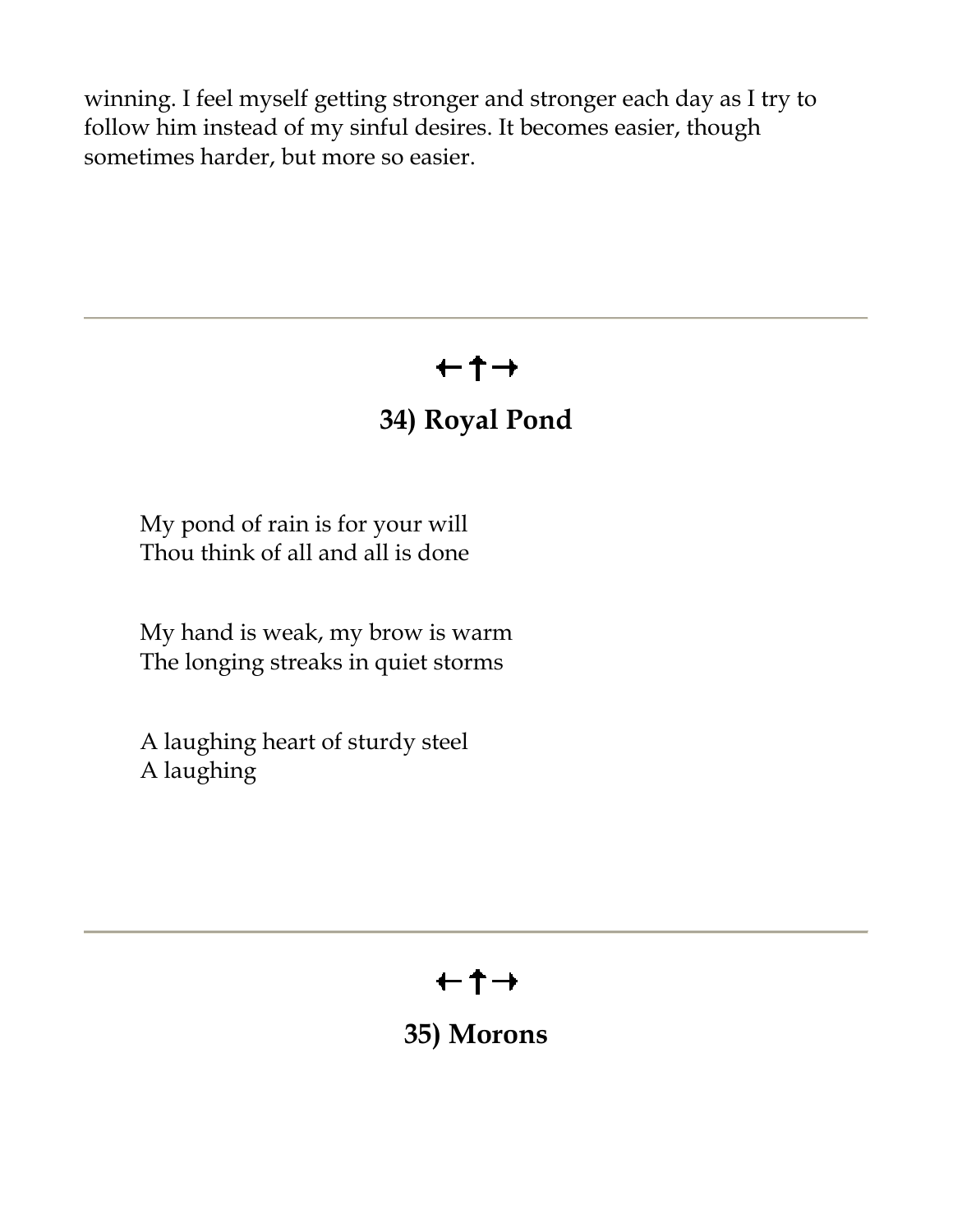winning. I feel myself getting stronger and stronger each day as I try to follow him instead of my sinful desires. It becomes easier, though sometimes harder, but more so easier.

---

←✝→

## 34) Royal Pond

My pond of rain is for your will
Thou think of all and all is done

My hand is weak, my brow is warm
The longing streaks in quiet storms

A laughing heart of sturdy steel
A laughing

---

←✝→

## 35) Morons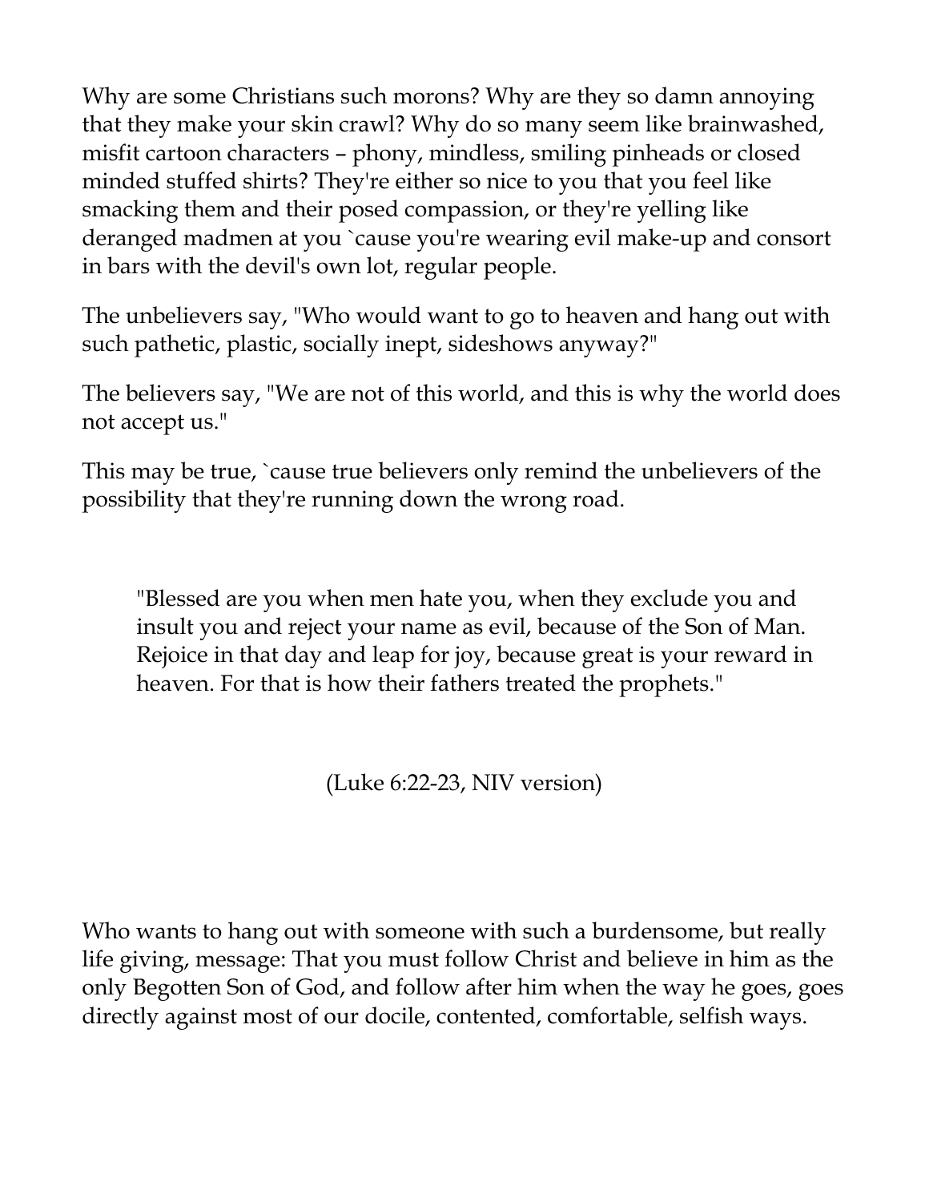Why are some Christians such morons? Why are they so damn annoying that they make your skin crawl? Why do so many seem like brainwashed, misfit cartoon characters – phony, mindless, smiling pinheads or closed minded stuffed shirts? They're either so nice to you that you feel like smacking them and their posed compassion, or they're yelling like deranged madmen at you `cause you're wearing evil make-up and consort in bars with the devil's own lot, regular people.

The unbelievers say, "Who would want to go to heaven and hang out with such pathetic, plastic, socially inept, sideshows anyway?"

The believers say, "We are not of this world, and this is why the world does not accept us."

This may be true, `cause true believers only remind the unbelievers of the possibility that they're running down the wrong road.

> "Blessed are you when men hate you, when they exclude you and insult you and reject your name as evil, because of the Son of Man. Rejoice in that day and leap for joy, because great is your reward in heaven. For that is how their fathers treated the prophets."
>
> (Luke 6:22-23, NIV version)

Who wants to hang out with someone with such a burdensome, but really life giving, message: That you must follow Christ and believe in him as the only Begotten Son of God, and follow after him when the way he goes, goes directly against most of our docile, contented, comfortable, selfish ways.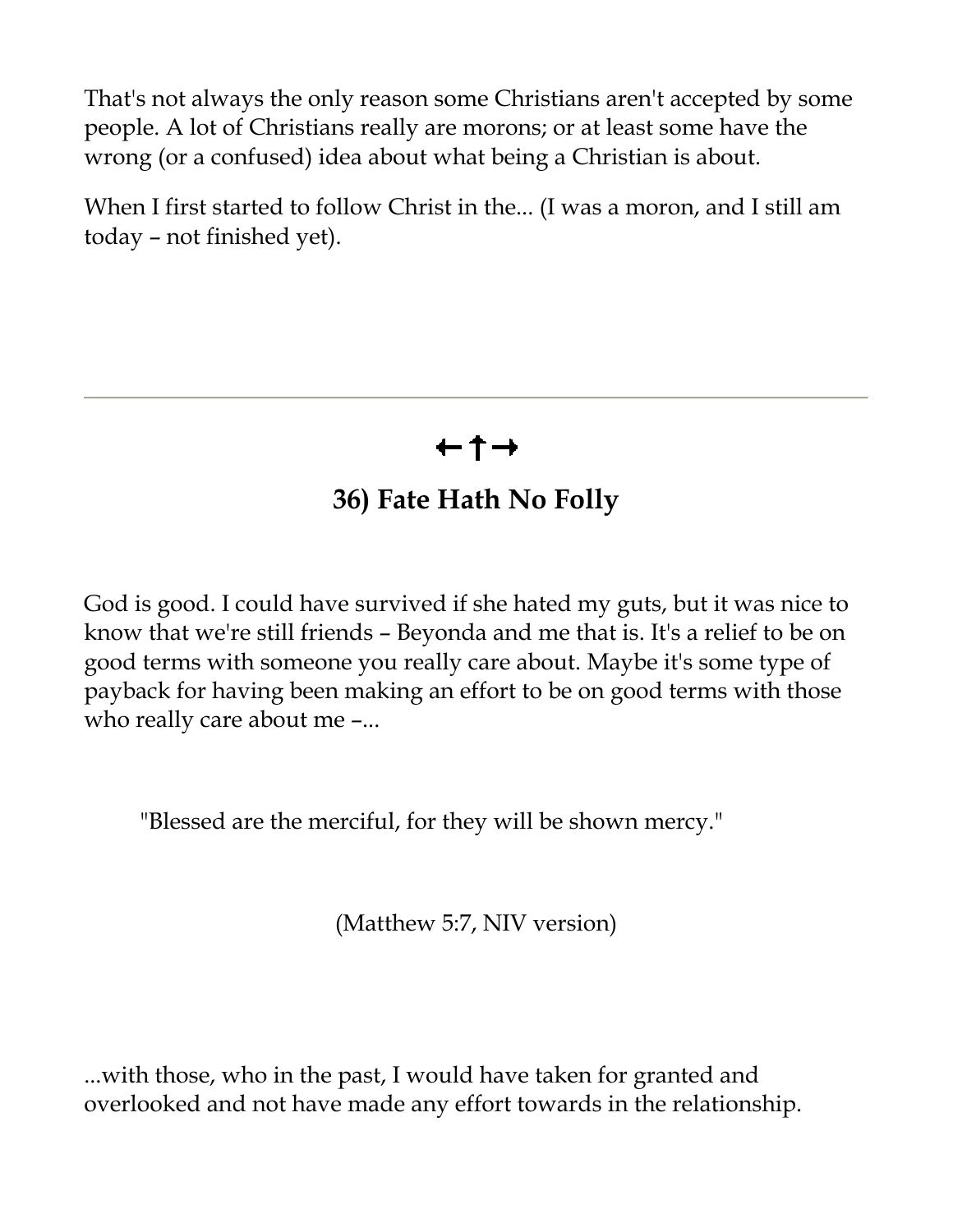That's not always the only reason some Christians aren't accepted by some people. A lot of Christians really are morons; or at least some have the wrong (or a confused) idea about what being a Christian is about.

When I first started to follow Christ in the... (I was a moron, and I still am today – not finished yet).

---

←↑→

## 36) Fate Hath No Folly

God is good. I could have survived if she hated my guts, but it was nice to know that we're still friends – Beyonda and me that is. It's a relief to be on good terms with someone you really care about. Maybe it's some type of payback for having been making an effort to be on good terms with those who really care about me –...

> "Blessed are the merciful, for they will be shown mercy."
>
> (Matthew 5:7, NIV version)

...with those, who in the past, I would have taken for granted and overlooked and not have made any effort towards in the relationship.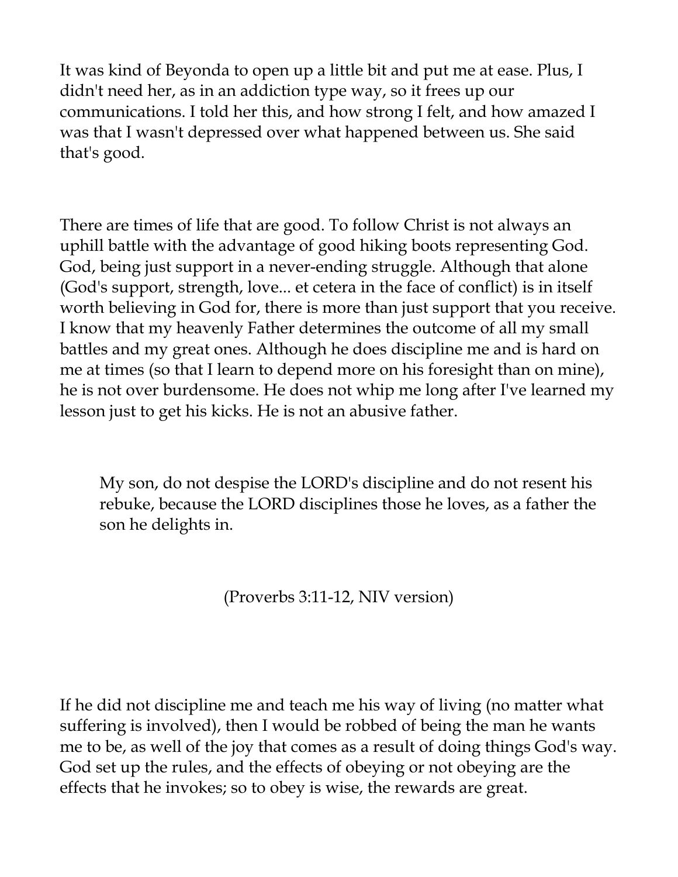It was kind of Beyonda to open up a little bit and put me at ease. Plus, I didn't need her, as in an addiction type way, so it frees up our communications. I told her this, and how strong I felt, and how amazed I was that I wasn't depressed over what happened between us. She said that's good.

There are times of life that are good. To follow Christ is not always an uphill battle with the advantage of good hiking boots representing God. God, being just support in a never-ending struggle. Although that alone (God's support, strength, love... et cetera in the face of conflict) is in itself worth believing in God for, there is more than just support that you receive. I know that my heavenly Father determines the outcome of all my small battles and my great ones. Although he does discipline me and is hard on me at times (so that I learn to depend more on his foresight than on mine), he is not over burdensome. He does not whip me long after I've learned my lesson just to get his kicks. He is not an abusive father.

> My son, do not despise the LORD's discipline and do not resent his rebuke, because the LORD disciplines those he loves, as a father the son he delights in.
>
> (Proverbs 3:11-12, NIV version)

If he did not discipline me and teach me his way of living (no matter what suffering is involved), then I would be robbed of being the man he wants me to be, as well of the joy that comes as a result of doing things God's way. God set up the rules, and the effects of obeying or not obeying are the effects that he invokes; so to obey is wise, the rewards are great.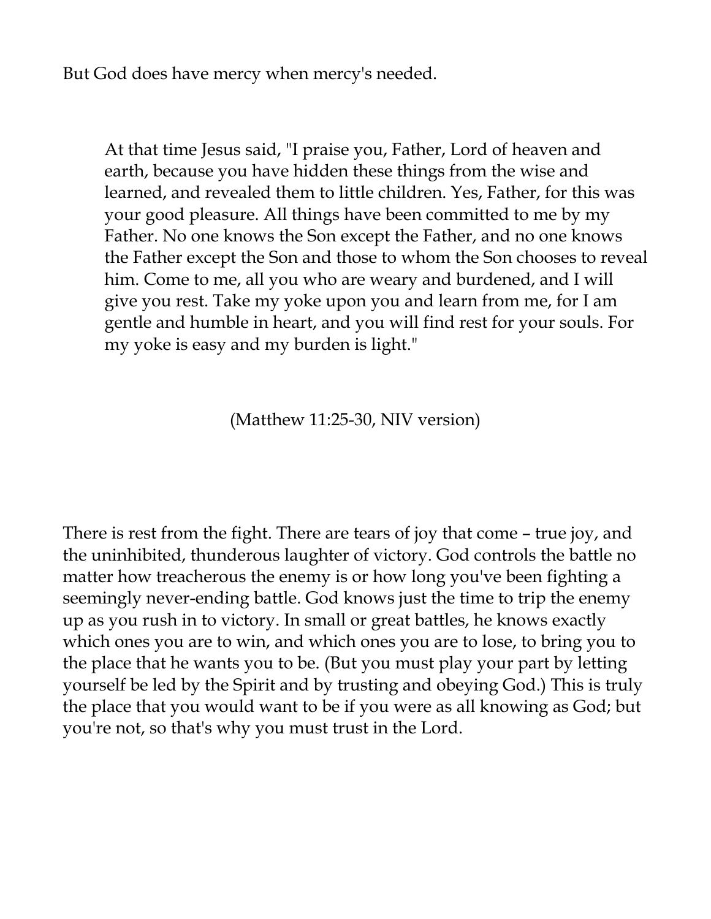But God does have mercy when mercy's needed.

> At that time Jesus said, "I praise you, Father, Lord of heaven and earth, because you have hidden these things from the wise and learned, and revealed them to little children. Yes, Father, for this was your good pleasure. All things have been committed to me by my Father. No one knows the Son except the Father, and no one knows the Father except the Son and those to whom the Son chooses to reveal him. Come to me, all you who are weary and burdened, and I will give you rest. Take my yoke upon you and learn from me, for I am gentle and humble in heart, and you will find rest for your souls. For my yoke is easy and my burden is light."

(Matthew 11:25-30, NIV version)

There is rest from the fight. There are tears of joy that come – true joy, and the uninhibited, thunderous laughter of victory. God controls the battle no matter how treacherous the enemy is or how long you've been fighting a seemingly never-ending battle. God knows just the time to trip the enemy up as you rush in to victory. In small or great battles, he knows exactly which ones you are to win, and which ones you are to lose, to bring you to the place that he wants you to be. (But you must play your part by letting yourself be led by the Spirit and by trusting and obeying God.) This is truly the place that you would want to be if you were as all knowing as God; but you're not, so that's why you must trust in the Lord.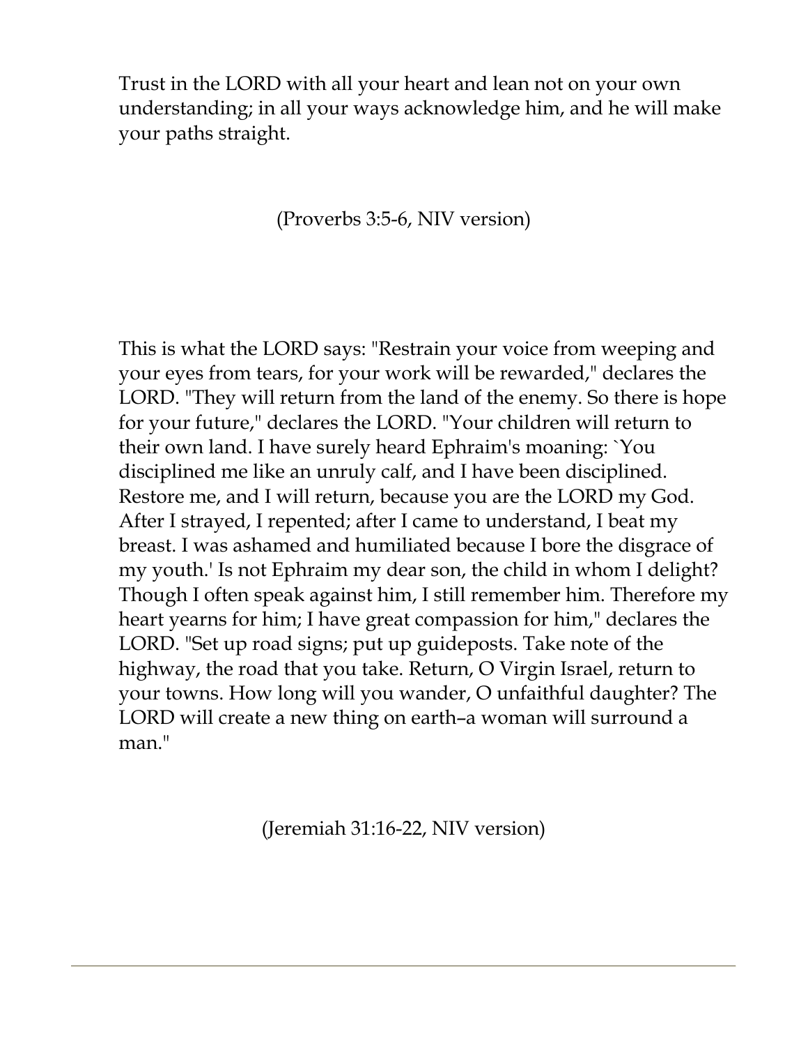Trust in the LORD with all your heart and lean not on your own understanding; in all your ways acknowledge him, and he will make your paths straight.

(Proverbs 3:5-6, NIV version)

This is what the LORD says: "Restrain your voice from weeping and your eyes from tears, for your work will be rewarded," declares the LORD. "They will return from the land of the enemy. So there is hope for your future," declares the LORD. "Your children will return to their own land. I have surely heard Ephraim's moaning: `You disciplined me like an unruly calf, and I have been disciplined. Restore me, and I will return, because you are the LORD my God. After I strayed, I repented; after I came to understand, I beat my breast. I was ashamed and humiliated because I bore the disgrace of my youth.' Is not Ephraim my dear son, the child in whom I delight? Though I often speak against him, I still remember him. Therefore my heart yearns for him; I have great compassion for him," declares the LORD. "Set up road signs; put up guideposts. Take note of the highway, the road that you take. Return, O Virgin Israel, return to your towns. How long will you wander, O unfaithful daughter? The LORD will create a new thing on earth–a woman will surround a man."

(Jeremiah 31:16-22, NIV version)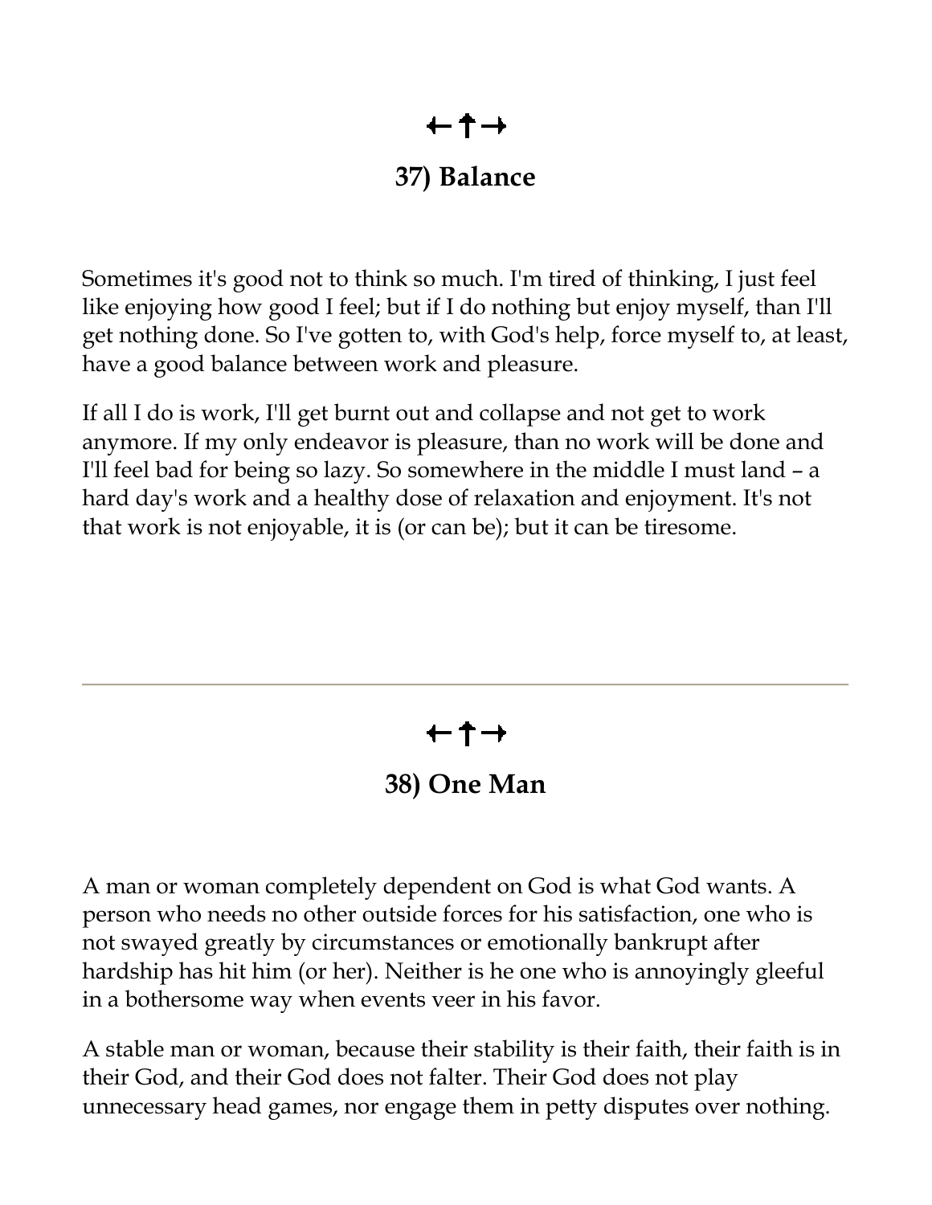←†→

## 37) Balance

Sometimes it's good not to think so much. I'm tired of thinking, I just feel like enjoying how good I feel; but if I do nothing but enjoy myself, than I'll get nothing done. So I've gotten to, with God's help, force myself to, at least, have a good balance between work and pleasure.

If all I do is work, I'll get burnt out and collapse and not get to work anymore. If my only endeavor is pleasure, than no work will be done and I'll feel bad for being so lazy. So somewhere in the middle I must land – a hard day's work and a healthy dose of relaxation and enjoyment. It's not that work is not enjoyable, it is (or can be); but it can be tiresome.

---

←†→

## 38) One Man

A man or woman completely dependent on God is what God wants. A person who needs no other outside forces for his satisfaction, one who is not swayed greatly by circumstances or emotionally bankrupt after hardship has hit him (or her). Neither is he one who is annoyingly gleeful in a bothersome way when events veer in his favor.

A stable man or woman, because their stability is their faith, their faith is in their God, and their God does not falter. Their God does not play unnecessary head games, nor engage them in petty disputes over nothing.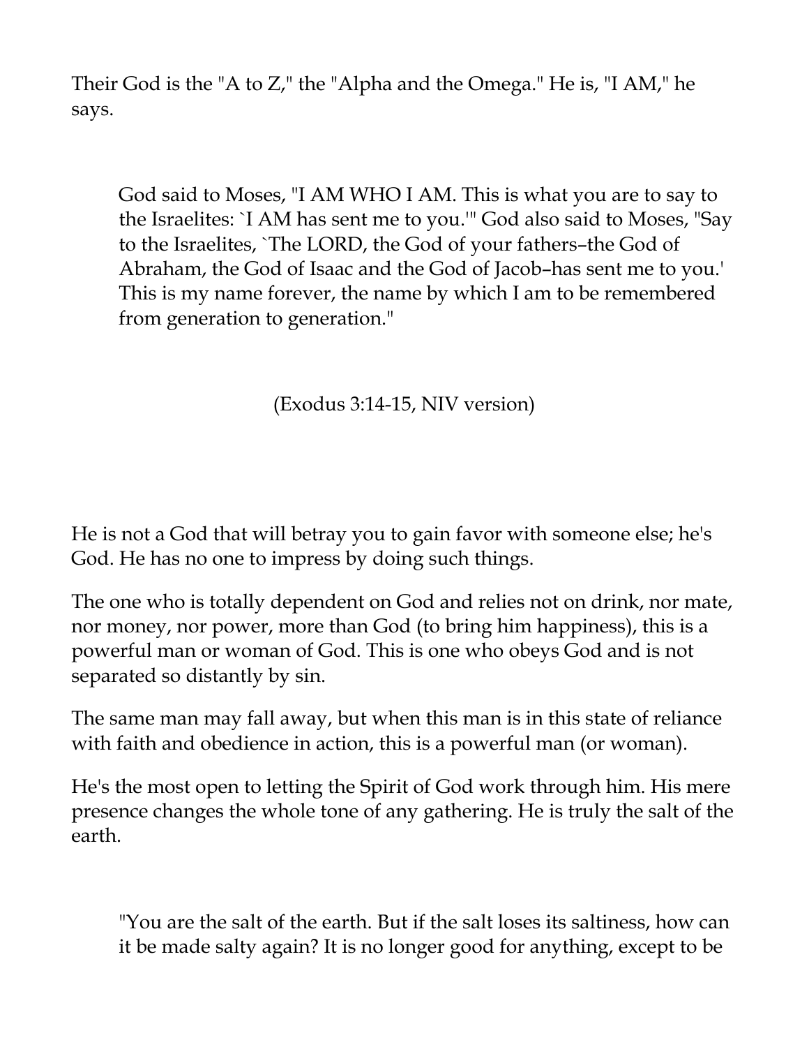Their God is the "A to Z," the "Alpha and the Omega." He is, "I AM," he says.

> God said to Moses, "I AM WHO I AM. This is what you are to say to the Israelites: `I AM has sent me to you.'" God also said to Moses, "Say to the Israelites, `The LORD, the God of your fathers–the God of Abraham, the God of Isaac and the God of Jacob–has sent me to you.' This is my name forever, the name by which I am to be remembered from generation to generation."
>
> (Exodus 3:14-15, NIV version)

He is not a God that will betray you to gain favor with someone else; he's God. He has no one to impress by doing such things.

The one who is totally dependent on God and relies not on drink, nor mate, nor money, nor power, more than God (to bring him happiness), this is a powerful man or woman of God. This is one who obeys God and is not separated so distantly by sin.

The same man may fall away, but when this man is in this state of reliance with faith and obedience in action, this is a powerful man (or woman).

He's the most open to letting the Spirit of God work through him. His mere presence changes the whole tone of any gathering. He is truly the salt of the earth.

> "You are the salt of the earth. But if the salt loses its saltiness, how can it be made salty again? It is no longer good for anything, except to be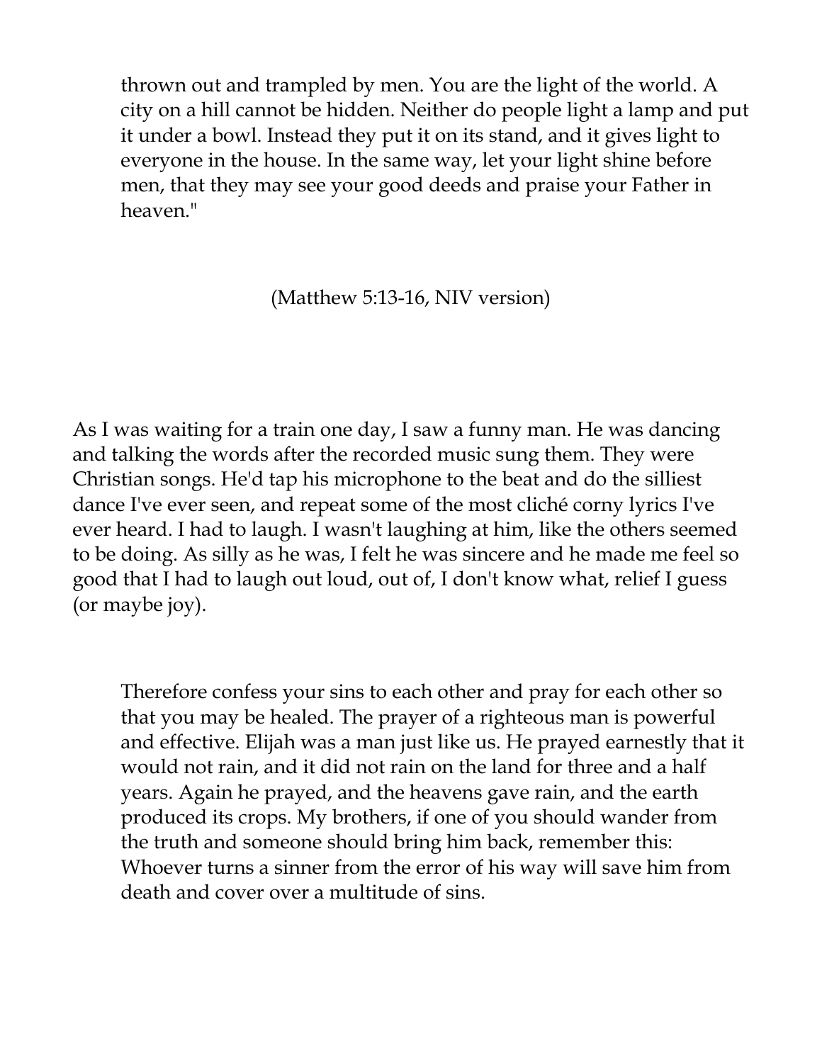> thrown out and trampled by men. You are the light of the world. A city on a hill cannot be hidden. Neither do people light a lamp and put it under a bowl. Instead they put it on its stand, and it gives light to everyone in the house. In the same way, let your light shine before men, that they may see your good deeds and praise your Father in heaven."

(Matthew 5:13-16, NIV version)

As I was waiting for a train one day, I saw a funny man. He was dancing and talking the words after the recorded music sung them. They were Christian songs. He'd tap his microphone to the beat and do the silliest dance I've ever seen, and repeat some of the most cliché corny lyrics I've ever heard. I had to laugh. I wasn't laughing at him, like the others seemed to be doing. As silly as he was, I felt he was sincere and he made me feel so good that I had to laugh out loud, out of, I don't know what, relief I guess (or maybe joy).

> Therefore confess your sins to each other and pray for each other so that you may be healed. The prayer of a righteous man is powerful and effective. Elijah was a man just like us. He prayed earnestly that it would not rain, and it did not rain on the land for three and a half years. Again he prayed, and the heavens gave rain, and the earth produced its crops. My brothers, if one of you should wander from the truth and someone should bring him back, remember this: Whoever turns a sinner from the error of his way will save him from death and cover over a multitude of sins.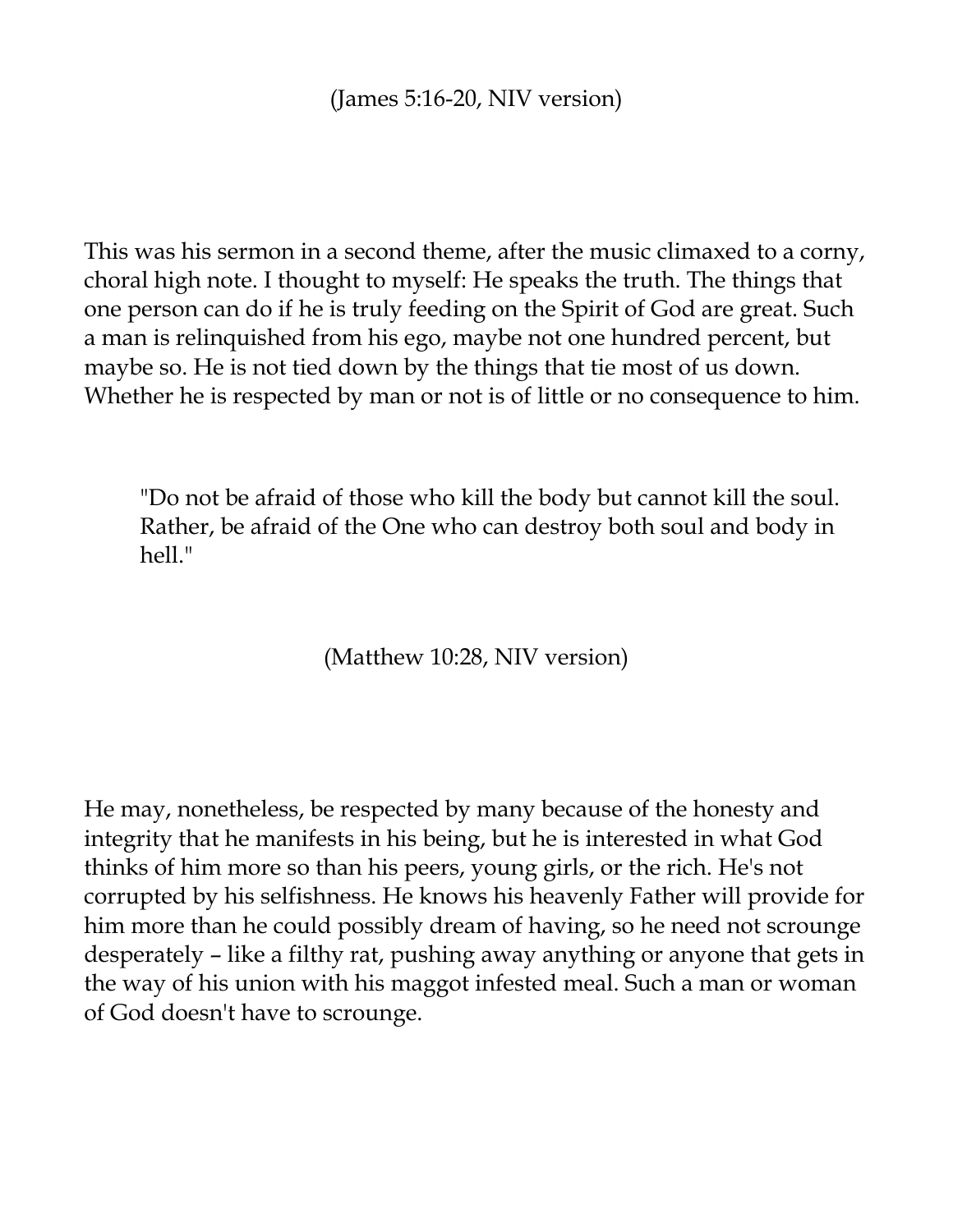(James 5:16-20, NIV version)

This was his sermon in a second theme, after the music climaxed to a corny, choral high note. I thought to myself: He speaks the truth. The things that one person can do if he is truly feeding on the Spirit of God are great. Such a man is relinquished from his ego, maybe not one hundred percent, but maybe so. He is not tied down by the things that tie most of us down. Whether he is respected by man or not is of little or no consequence to him.

> "Do not be afraid of those who kill the body but cannot kill the soul. Rather, be afraid of the One who can destroy both soul and body in hell."

(Matthew 10:28, NIV version)

He may, nonetheless, be respected by many because of the honesty and integrity that he manifests in his being, but he is interested in what God thinks of him more so than his peers, young girls, or the rich. He's not corrupted by his selfishness. He knows his heavenly Father will provide for him more than he could possibly dream of having, so he need not scrounge desperately – like a filthy rat, pushing away anything or anyone that gets in the way of his union with his maggot infested meal. Such a man or woman of God doesn't have to scrounge.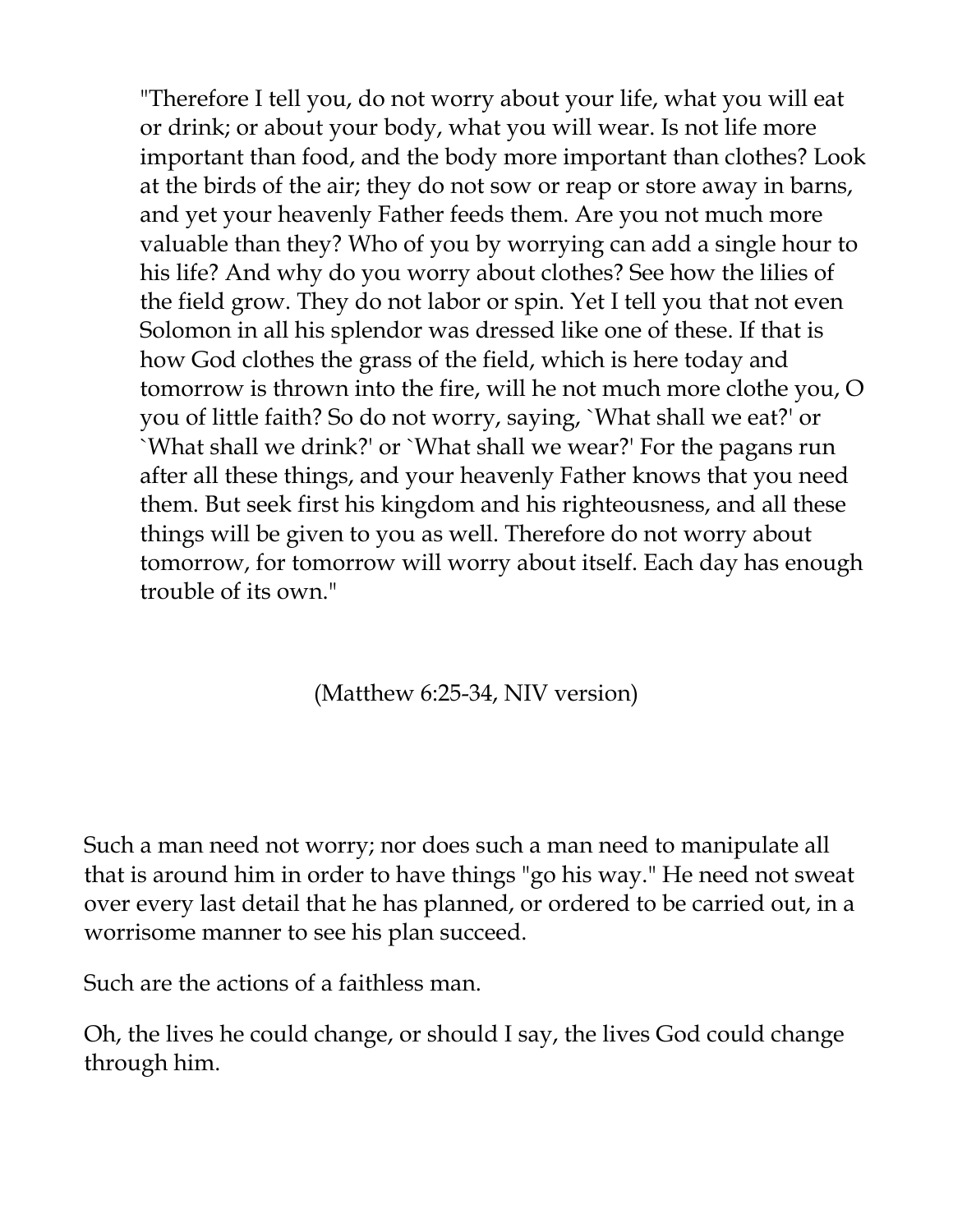> "Therefore I tell you, do not worry about your life, what you will eat or drink; or about your body, what you will wear. Is not life more important than food, and the body more important than clothes? Look at the birds of the air; they do not sow or reap or store away in barns, and yet your heavenly Father feeds them. Are you not much more valuable than they? Who of you by worrying can add a single hour to his life? And why do you worry about clothes? See how the lilies of the field grow. They do not labor or spin. Yet I tell you that not even Solomon in all his splendor was dressed like one of these. If that is how God clothes the grass of the field, which is here today and tomorrow is thrown into the fire, will he not much more clothe you, O you of little faith? So do not worry, saying, `What shall we eat?' or `What shall we drink?' or `What shall we wear?' For the pagans run after all these things, and your heavenly Father knows that you need them. But seek first his kingdom and his righteousness, and all these things will be given to you as well. Therefore do not worry about tomorrow, for tomorrow will worry about itself. Each day has enough trouble of its own."
>
> (Matthew 6:25-34, NIV version)

Such a man need not worry; nor does such a man need to manipulate all that is around him in order to have things "go his way." He need not sweat over every last detail that he has planned, or ordered to be carried out, in a worrisome manner to see his plan succeed.

Such are the actions of a faithless man.

Oh, the lives he could change, or should I say, the lives God could change through him.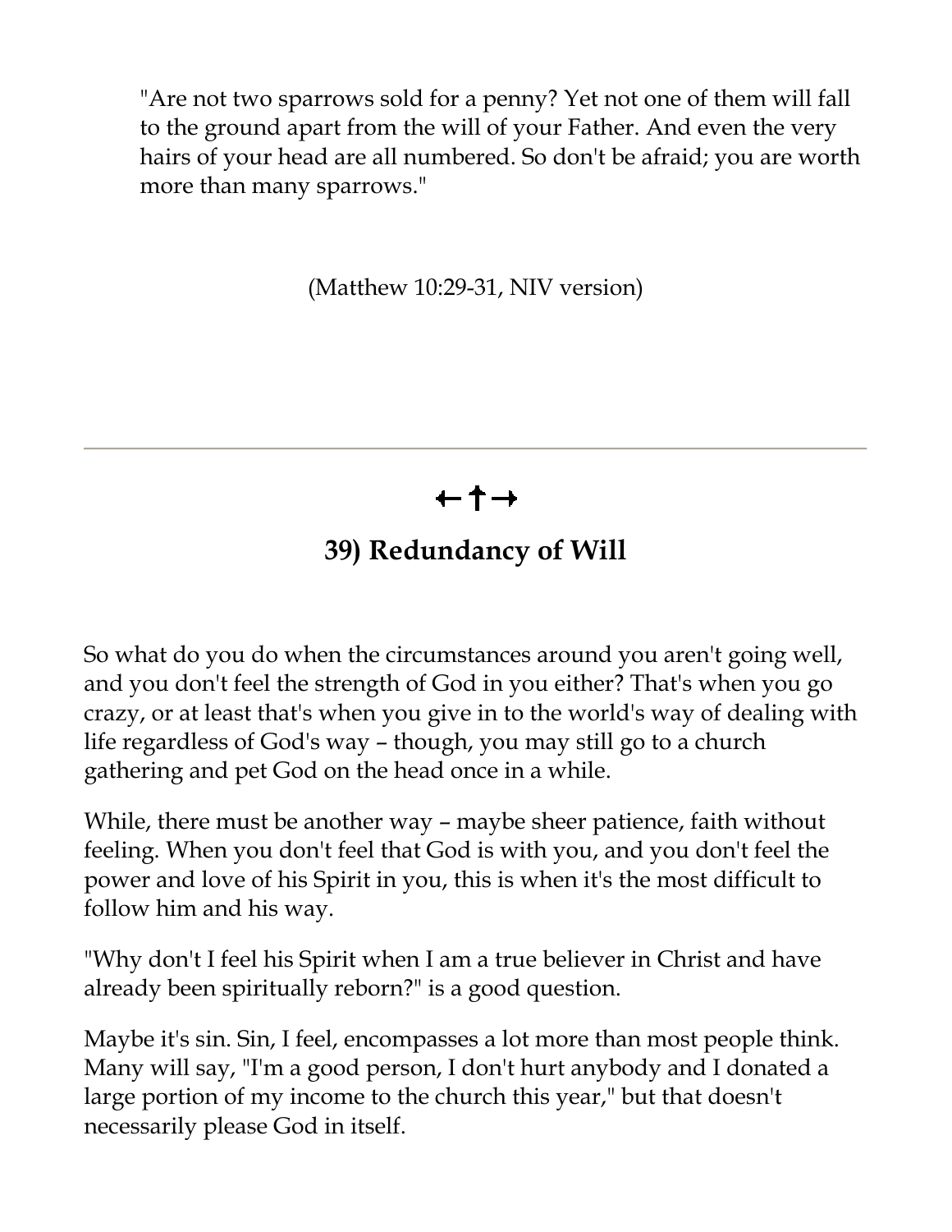"Are not two sparrows sold for a penny? Yet not one of them will fall to the ground apart from the will of your Father. And even the very hairs of your head are all numbered. So don't be afraid; you are worth more than many sparrows."

(Matthew 10:29-31, NIV version)

---

←†→

## 39) Redundancy of Will

So what do you do when the circumstances around you aren't going well, and you don't feel the strength of God in you either? That's when you go crazy, or at least that's when you give in to the world's way of dealing with life regardless of God's way – though, you may still go to a church gathering and pet God on the head once in a while.

While, there must be another way – maybe sheer patience, faith without feeling. When you don't feel that God is with you, and you don't feel the power and love of his Spirit in you, this is when it's the most difficult to follow him and his way.

"Why don't I feel his Spirit when I am a true believer in Christ and have already been spiritually reborn?" is a good question.

Maybe it's sin. Sin, I feel, encompasses a lot more than most people think. Many will say, "I'm a good person, I don't hurt anybody and I donated a large portion of my income to the church this year," but that doesn't necessarily please God in itself.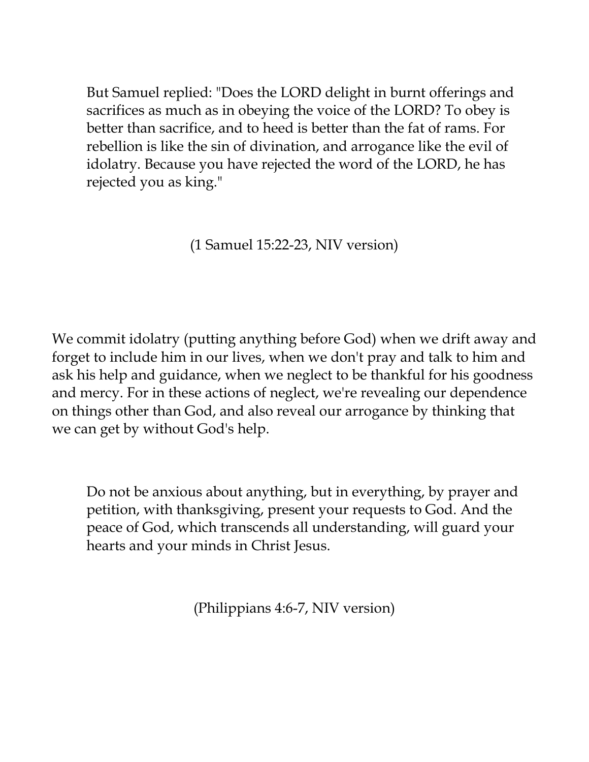> But Samuel replied: "Does the LORD delight in burnt offerings and sacrifices as much as in obeying the voice of the LORD? To obey is better than sacrifice, and to heed is better than the fat of rams. For rebellion is like the sin of divination, and arrogance like the evil of idolatry. Because you have rejected the word of the LORD, he has rejected you as king."
>
> (1 Samuel 15:22-23, NIV version)

We commit idolatry (putting anything before God) when we drift away and forget to include him in our lives, when we don't pray and talk to him and ask his help and guidance, when we neglect to be thankful for his goodness and mercy. For in these actions of neglect, we're revealing our dependence on things other than God, and also reveal our arrogance by thinking that we can get by without God's help.

> Do not be anxious about anything, but in everything, by prayer and petition, with thanksgiving, present your requests to God. And the peace of God, which transcends all understanding, will guard your hearts and your minds in Christ Jesus.
>
> (Philippians 4:6-7, NIV version)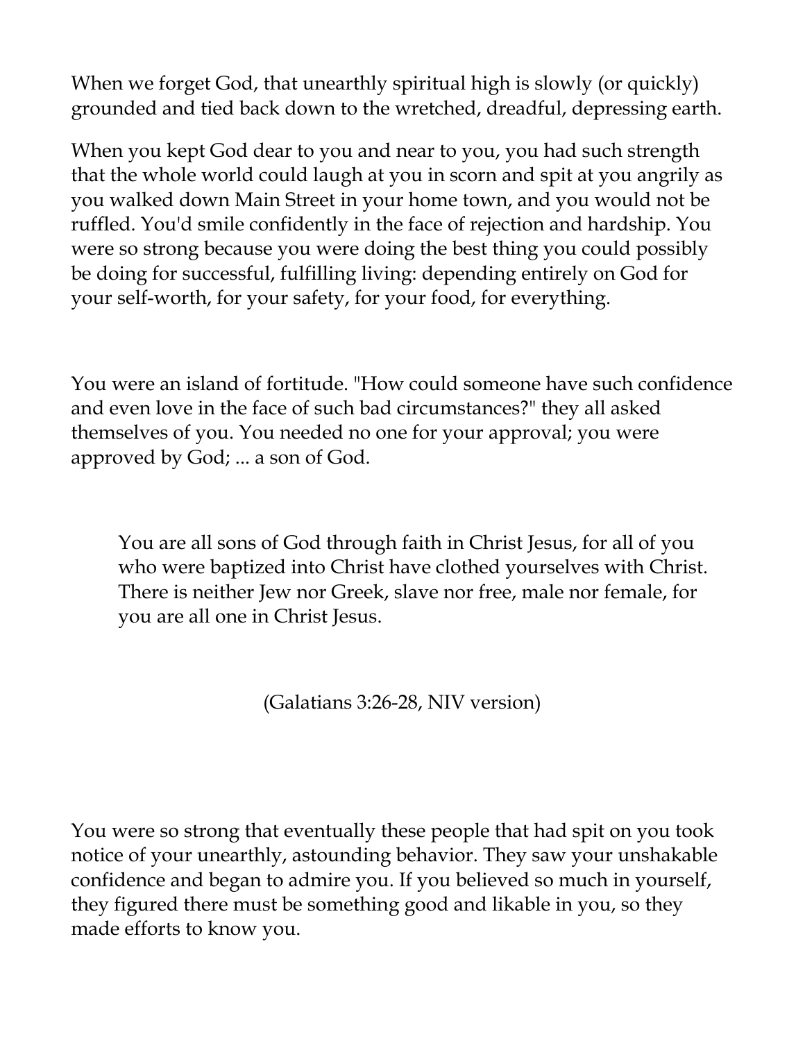When we forget God, that unearthly spiritual high is slowly (or quickly) grounded and tied back down to the wretched, dreadful, depressing earth.

When you kept God dear to you and near to you, you had such strength that the whole world could laugh at you in scorn and spit at you angrily as you walked down Main Street in your home town, and you would not be ruffled. You'd smile confidently in the face of rejection and hardship. You were so strong because you were doing the best thing you could possibly be doing for successful, fulfilling living: depending entirely on God for your self-worth, for your safety, for your food, for everything.

You were an island of fortitude. "How could someone have such confidence and even love in the face of such bad circumstances?" they all asked themselves of you. You needed no one for your approval; you were approved by God; ... a son of God.

> You are all sons of God through faith in Christ Jesus, for all of you who were baptized into Christ have clothed yourselves with Christ. There is neither Jew nor Greek, slave nor free, male nor female, for you are all one in Christ Jesus.
>
> (Galatians 3:26-28, NIV version)

You were so strong that eventually these people that had spit on you took notice of your unearthly, astounding behavior. They saw your unshakable confidence and began to admire you. If you believed so much in yourself, they figured there must be something good and likable in you, so they made efforts to know you.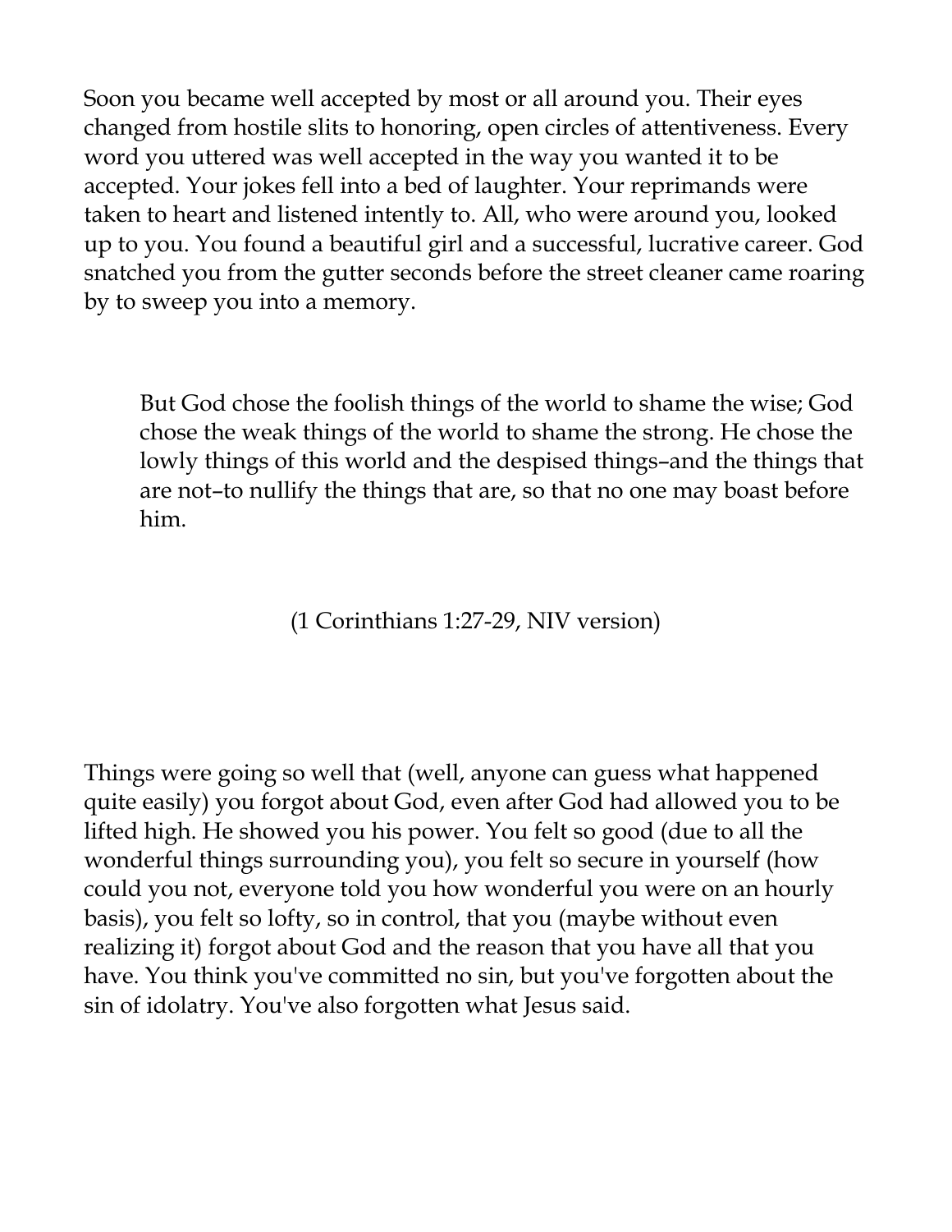Soon you became well accepted by most or all around you. Their eyes changed from hostile slits to honoring, open circles of attentiveness. Every word you uttered was well accepted in the way you wanted it to be accepted. Your jokes fell into a bed of laughter. Your reprimands were taken to heart and listened intently to. All, who were around you, looked up to you. You found a beautiful girl and a successful, lucrative career. God snatched you from the gutter seconds before the street cleaner came roaring by to sweep you into a memory.

> But God chose the foolish things of the world to shame the wise; God chose the weak things of the world to shame the strong. He chose the lowly things of this world and the despised things–and the things that are not–to nullify the things that are, so that no one may boast before him.
>
> (1 Corinthians 1:27-29, NIV version)

Things were going so well that (well, anyone can guess what happened quite easily) you forgot about God, even after God had allowed you to be lifted high. He showed you his power. You felt so good (due to all the wonderful things surrounding you), you felt so secure in yourself (how could you not, everyone told you how wonderful you were on an hourly basis), you felt so lofty, so in control, that you (maybe without even realizing it) forgot about God and the reason that you have all that you have. You think you've committed no sin, but you've forgotten about the sin of idolatry. You've also forgotten what Jesus said.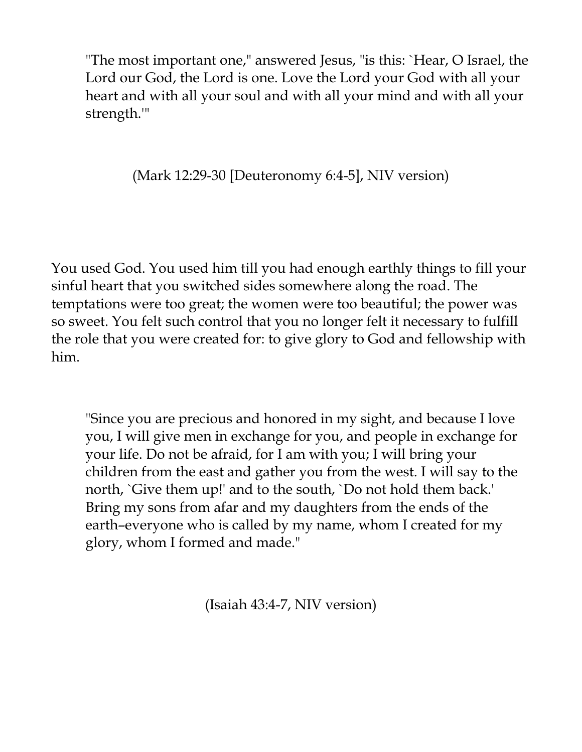> "The most important one," answered Jesus, "is this: `Hear, O Israel, the Lord our God, the Lord is one. Love the Lord your God with all your heart and with all your soul and with all your mind and with all your strength.'"

(Mark 12:29-30 [Deuteronomy 6:4-5], NIV version)

You used God. You used him till you had enough earthly things to fill your sinful heart that you switched sides somewhere along the road. The temptations were too great; the women were too beautiful; the power was so sweet. You felt such control that you no longer felt it necessary to fulfill the role that you were created for: to give glory to God and fellowship with him.

> "Since you are precious and honored in my sight, and because I love you, I will give men in exchange for you, and people in exchange for your life. Do not be afraid, for I am with you; I will bring your children from the east and gather you from the west. I will say to the north, `Give them up!' and to the south, `Do not hold them back.' Bring my sons from afar and my daughters from the ends of the earth–everyone who is called by my name, whom I created for my glory, whom I formed and made."

(Isaiah 43:4-7, NIV version)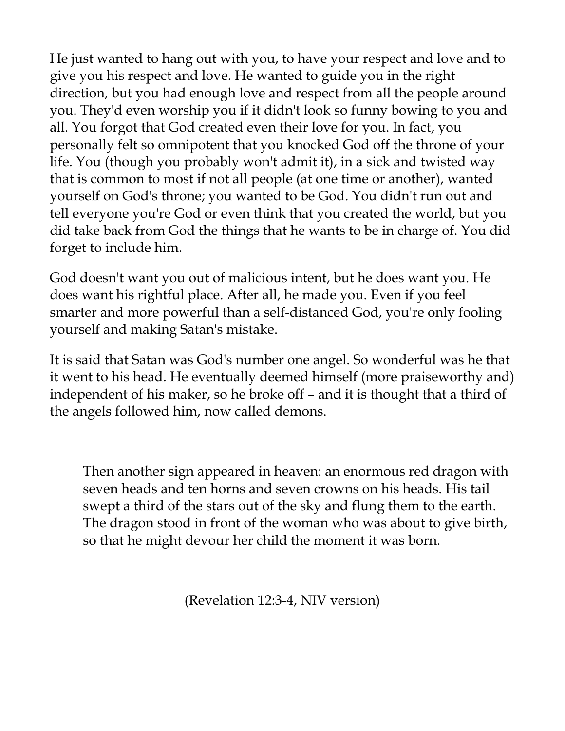He just wanted to hang out with you, to have your respect and love and to give you his respect and love. He wanted to guide you in the right direction, but you had enough love and respect from all the people around you. They'd even worship you if it didn't look so funny bowing to you and all. You forgot that God created even their love for you. In fact, you personally felt so omnipotent that you knocked God off the throne of your life. You (though you probably won't admit it), in a sick and twisted way that is common to most if not all people (at one time or another), wanted yourself on God's throne; you wanted to be God. You didn't run out and tell everyone you're God or even think that you created the world, but you did take back from God the things that he wants to be in charge of. You did forget to include him.

God doesn't want you out of malicious intent, but he does want you. He does want his rightful place. After all, he made you. Even if you feel smarter and more powerful than a self-distanced God, you're only fooling yourself and making Satan's mistake.

It is said that Satan was God's number one angel. So wonderful was he that it went to his head. He eventually deemed himself (more praiseworthy and) independent of his maker, so he broke off – and it is thought that a third of the angels followed him, now called demons.

> Then another sign appeared in heaven: an enormous red dragon with seven heads and ten horns and seven crowns on his heads. His tail swept a third of the stars out of the sky and flung them to the earth. The dragon stood in front of the woman who was about to give birth, so that he might devour her child the moment it was born.
>
> (Revelation 12:3-4, NIV version)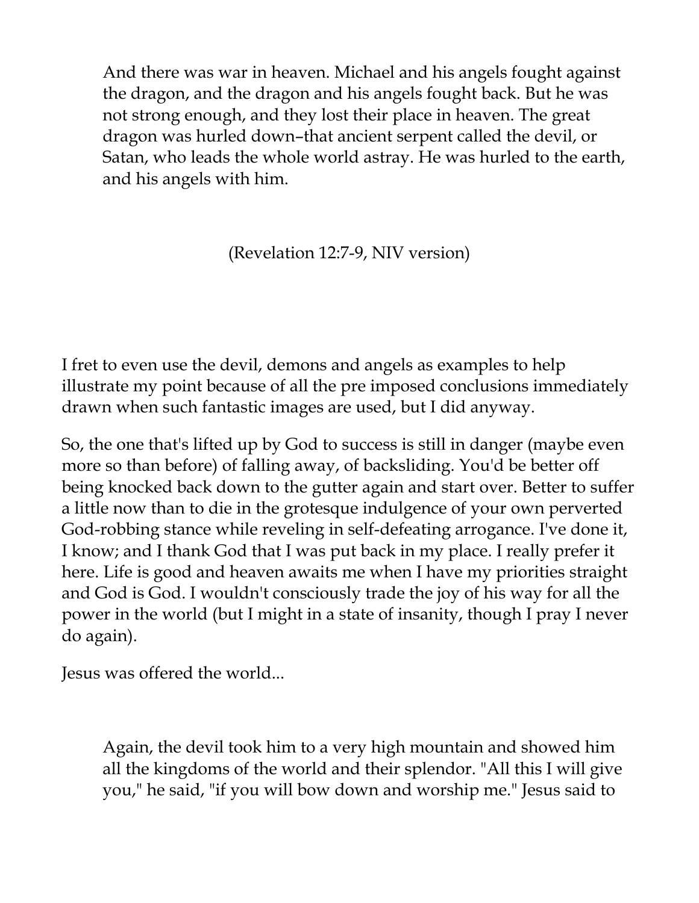> And there was war in heaven. Michael and his angels fought against the dragon, and the dragon and his angels fought back. But he was not strong enough, and they lost their place in heaven. The great dragon was hurled down–that ancient serpent called the devil, or Satan, who leads the whole world astray. He was hurled to the earth, and his angels with him.
>
> (Revelation 12:7-9, NIV version)

I fret to even use the devil, demons and angels as examples to help illustrate my point because of all the pre imposed conclusions immediately drawn when such fantastic images are used, but I did anyway.

So, the one that's lifted up by God to success is still in danger (maybe even more so than before) of falling away, of backsliding. You'd be better off being knocked back down to the gutter again and start over. Better to suffer a little now than to die in the grotesque indulgence of your own perverted God-robbing stance while reveling in self-defeating arrogance. I've done it, I know; and I thank God that I was put back in my place. I really prefer it here. Life is good and heaven awaits me when I have my priorities straight and God is God. I wouldn't consciously trade the joy of his way for all the power in the world (but I might in a state of insanity, though I pray I never do again).

Jesus was offered the world...

> Again, the devil took him to a very high mountain and showed him all the kingdoms of the world and their splendor. "All this I will give you," he said, "if you will bow down and worship me." Jesus said to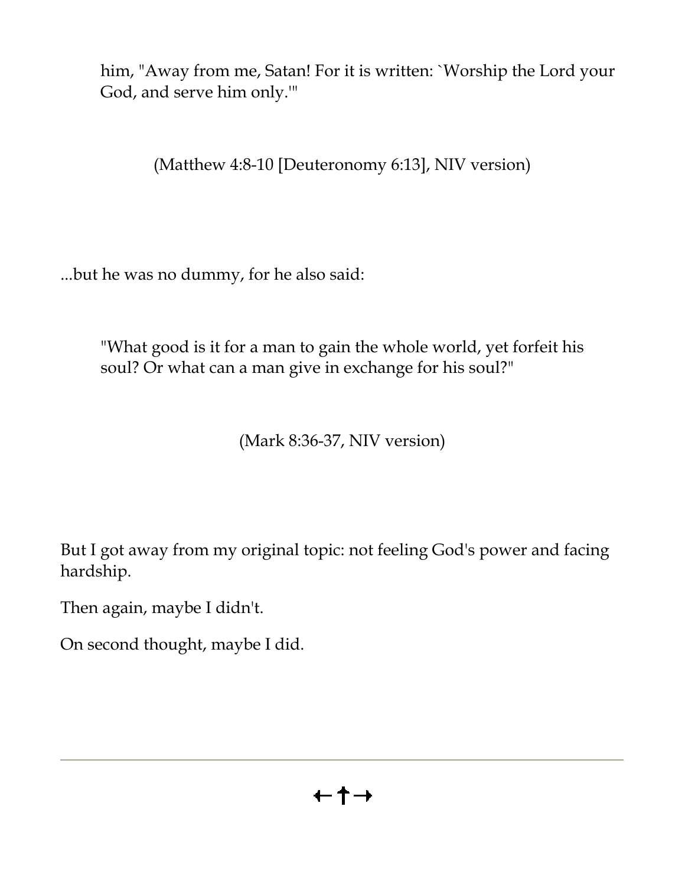> him, "Away from me, Satan! For it is written: `Worship the Lord your God, and serve him only.'"
>
> (Matthew 4:8-10 [Deuteronomy 6:13], NIV version)

...but he was no dummy, for he also said:

> "What good is it for a man to gain the whole world, yet forfeit his soul? Or what can a man give in exchange for his soul?"
>
> (Mark 8:36-37, NIV version)

But I got away from my original topic: not feeling God's power and facing hardship.

Then again, maybe I didn't.

On second thought, maybe I did.

---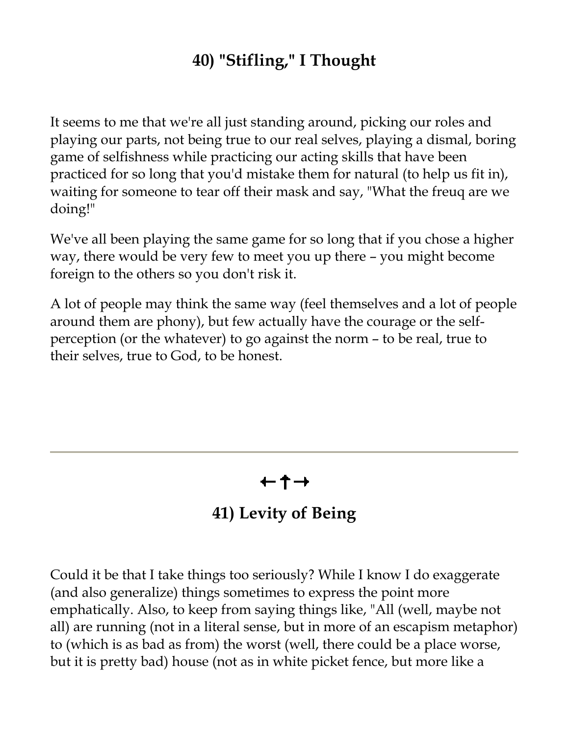## 40) "Stifling," I Thought

It seems to me that we're all just standing around, picking our roles and playing our parts, not being true to our real selves, playing a dismal, boring game of selfishness while practicing our acting skills that have been practiced for so long that you'd mistake them for natural (to help us fit in), waiting for someone to tear off their mask and say, "What the freuq are we doing!"

We've all been playing the same game for so long that if you chose a higher way, there would be very few to meet you up there – you might become foreign to the others so you don't risk it.

A lot of people may think the same way (feel themselves and a lot of people around them are phony), but few actually have the courage or the self-perception (or the whatever) to go against the norm – to be real, true to their selves, true to God, to be honest.

---

←↑→

## 41) Levity of Being

Could it be that I take things too seriously? While I know I do exaggerate (and also generalize) things sometimes to express the point more emphatically. Also, to keep from saying things like, "All (well, maybe not all) are running (not in a literal sense, but in more of an escapism metaphor) to (which is as bad as from) the worst (well, there could be a place worse, but it is pretty bad) house (not as in white picket fence, but more like a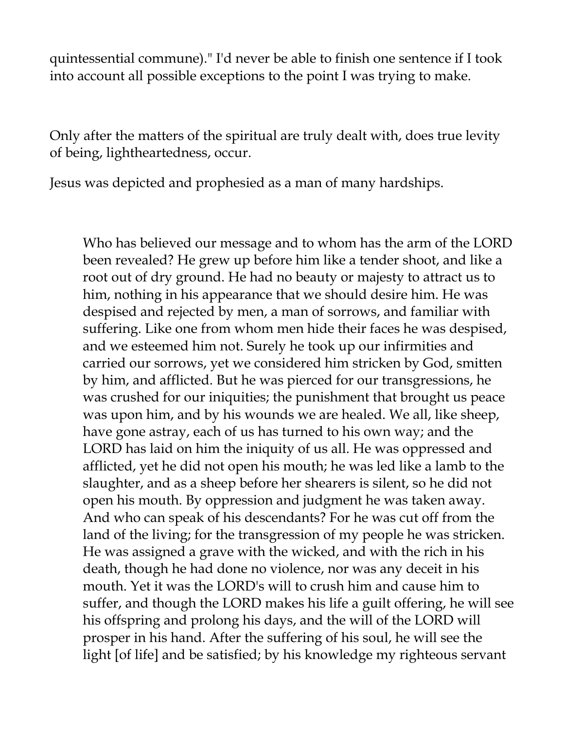quintessential commune)." I'd never be able to finish one sentence if I took into account all possible exceptions to the point I was trying to make.

Only after the matters of the spiritual are truly dealt with, does true levity of being, lightheartedness, occur.

Jesus was depicted and prophesied as a man of many hardships.

> Who has believed our message and to whom has the arm of the LORD been revealed? He grew up before him like a tender shoot, and like a root out of dry ground. He had no beauty or majesty to attract us to him, nothing in his appearance that we should desire him. He was despised and rejected by men, a man of sorrows, and familiar with suffering. Like one from whom men hide their faces he was despised, and we esteemed him not. Surely he took up our infirmities and carried our sorrows, yet we considered him stricken by God, smitten by him, and afflicted. But he was pierced for our transgressions, he was crushed for our iniquities; the punishment that brought us peace was upon him, and by his wounds we are healed. We all, like sheep, have gone astray, each of us has turned to his own way; and the LORD has laid on him the iniquity of us all. He was oppressed and afflicted, yet he did not open his mouth; he was led like a lamb to the slaughter, and as a sheep before her shearers is silent, so he did not open his mouth. By oppression and judgment he was taken away. And who can speak of his descendants? For he was cut off from the land of the living; for the transgression of my people he was stricken. He was assigned a grave with the wicked, and with the rich in his death, though he had done no violence, nor was any deceit in his mouth. Yet it was the LORD's will to crush him and cause him to suffer, and though the LORD makes his life a guilt offering, he will see his offspring and prolong his days, and the will of the LORD will prosper in his hand. After the suffering of his soul, he will see the light [of life] and be satisfied; by his knowledge my righteous servant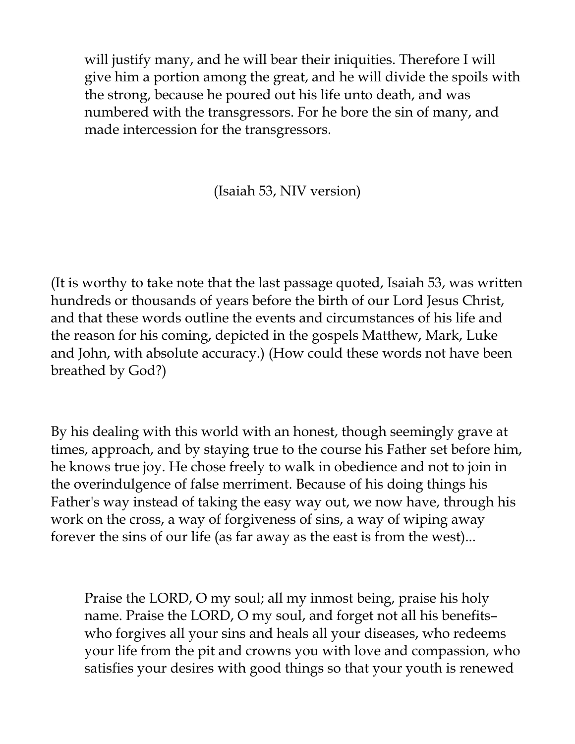> will justify many, and he will bear their iniquities. Therefore I will give him a portion among the great, and he will divide the spoils with the strong, because he poured out his life unto death, and was numbered with the transgressors. For he bore the sin of many, and made intercession for the transgressors.

(Isaiah 53, NIV version)

(It is worthy to take note that the last passage quoted, Isaiah 53, was written hundreds or thousands of years before the birth of our Lord Jesus Christ, and that these words outline the events and circumstances of his life and the reason for his coming, depicted in the gospels Matthew, Mark, Luke and John, with absolute accuracy.) (How could these words not have been breathed by God?)

By his dealing with this world with an honest, though seemingly grave at times, approach, and by staying true to the course his Father set before him, he knows true joy. He chose freely to walk in obedience and not to join in the overindulgence of false merriment. Because of his doing things his Father's way instead of taking the easy way out, we now have, through his work on the cross, a way of forgiveness of sins, a way of wiping away forever the sins of our life (as far away as the east is from the west)...

> Praise the LORD, O my soul; all my inmost being, praise his holy name. Praise the LORD, O my soul, and forget not all his benefits– who forgives all your sins and heals all your diseases, who redeems your life from the pit and crowns you with love and compassion, who satisfies your desires with good things so that your youth is renewed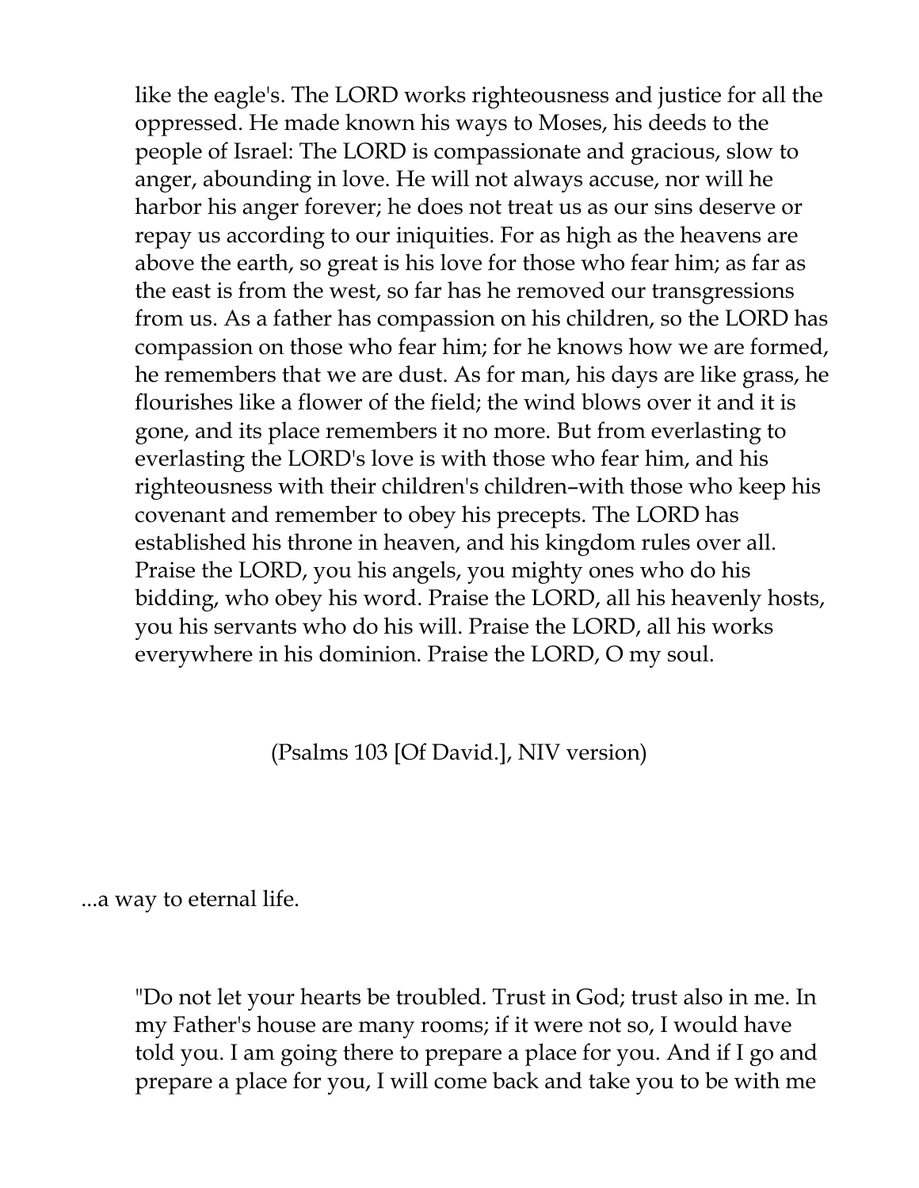like the eagle's. The LORD works righteousness and justice for all the oppressed. He made known his ways to Moses, his deeds to the people of Israel: The LORD is compassionate and gracious, slow to anger, abounding in love. He will not always accuse, nor will he harbor his anger forever; he does not treat us as our sins deserve or repay us according to our iniquities. For as high as the heavens are above the earth, so great is his love for those who fear him; as far as the east is from the west, so far has he removed our transgressions from us. As a father has compassion on his children, so the LORD has compassion on those who fear him; for he knows how we are formed, he remembers that we are dust. As for man, his days are like grass, he flourishes like a flower of the field; the wind blows over it and it is gone, and its place remembers it no more. But from everlasting to everlasting the LORD's love is with those who fear him, and his righteousness with their children's children–with those who keep his covenant and remember to obey his precepts. The LORD has established his throne in heaven, and his kingdom rules over all. Praise the LORD, you his angels, you mighty ones who do his bidding, who obey his word. Praise the LORD, all his heavenly hosts, you his servants who do his will. Praise the LORD, all his works everywhere in his dominion. Praise the LORD, O my soul.

(Psalms 103 [Of David.], NIV version)

...a way to eternal life.

"Do not let your hearts be troubled. Trust in God; trust also in me. In my Father's house are many rooms; if it were not so, I would have told you. I am going there to prepare a place for you. And if I go and prepare a place for you, I will come back and take you to be with me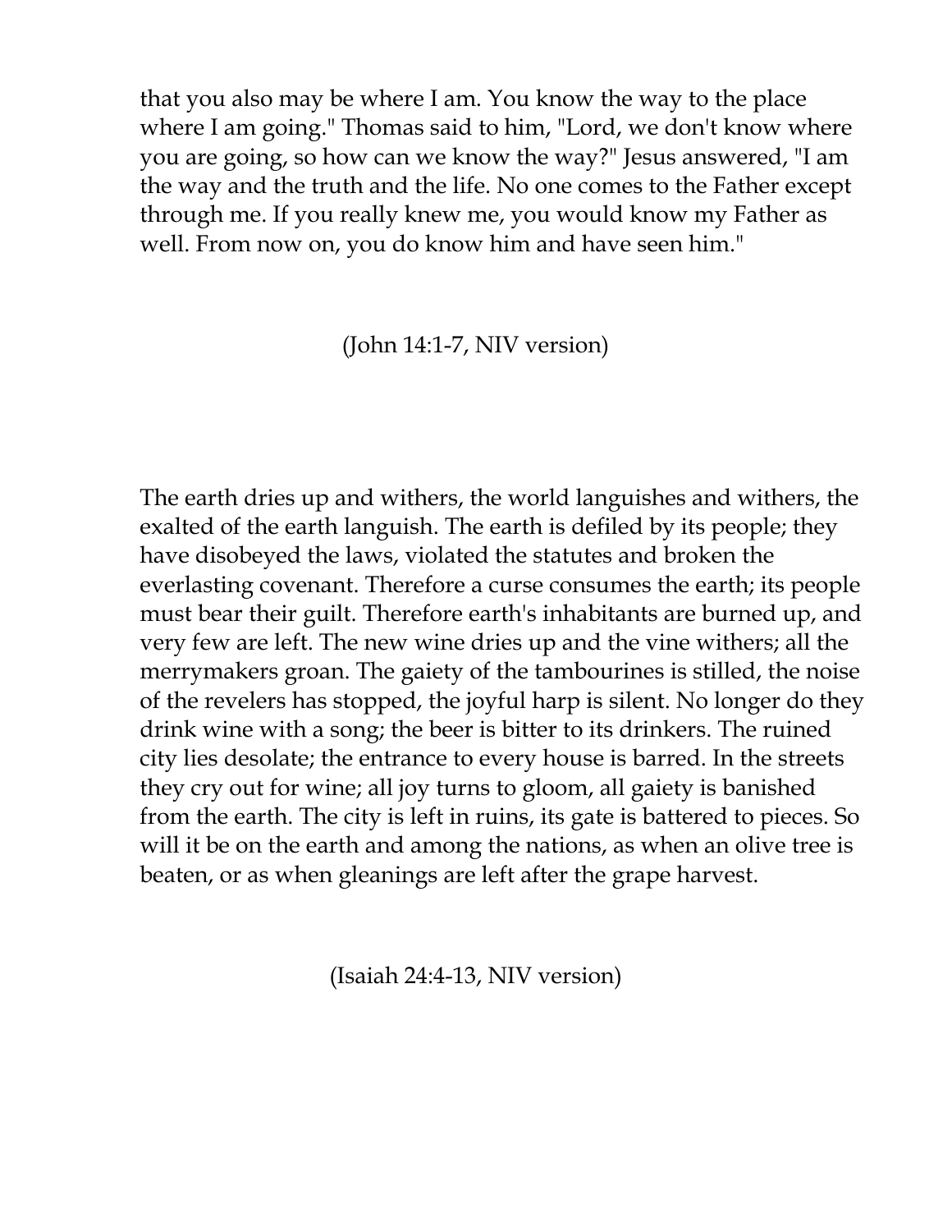that you also may be where I am. You know the way to the place where I am going." Thomas said to him, "Lord, we don't know where you are going, so how can we know the way?" Jesus answered, "I am the way and the truth and the life. No one comes to the Father except through me. If you really knew me, you would know my Father as well. From now on, you do know him and have seen him."

(John 14:1-7, NIV version)

The earth dries up and withers, the world languishes and withers, the exalted of the earth languish. The earth is defiled by its people; they have disobeyed the laws, violated the statutes and broken the everlasting covenant. Therefore a curse consumes the earth; its people must bear their guilt. Therefore earth's inhabitants are burned up, and very few are left. The new wine dries up and the vine withers; all the merrymakers groan. The gaiety of the tambourines is stilled, the noise of the revelers has stopped, the joyful harp is silent. No longer do they drink wine with a song; the beer is bitter to its drinkers. The ruined city lies desolate; the entrance to every house is barred. In the streets they cry out for wine; all joy turns to gloom, all gaiety is banished from the earth. The city is left in ruins, its gate is battered to pieces. So will it be on the earth and among the nations, as when an olive tree is beaten, or as when gleanings are left after the grape harvest.

(Isaiah 24:4-13, NIV version)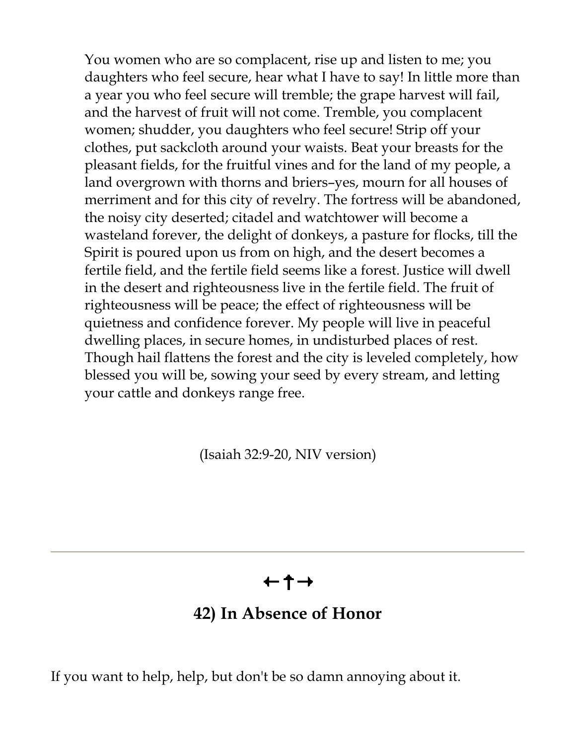You women who are so complacent, rise up and listen to me; you daughters who feel secure, hear what I have to say! In little more than a year you who feel secure will tremble; the grape harvest will fail, and the harvest of fruit will not come. Tremble, you complacent women; shudder, you daughters who feel secure! Strip off your clothes, put sackcloth around your waists. Beat your breasts for the pleasant fields, for the fruitful vines and for the land of my people, a land overgrown with thorns and briers–yes, mourn for all houses of merriment and for this city of revelry. The fortress will be abandoned, the noisy city deserted; citadel and watchtower will become a wasteland forever, the delight of donkeys, a pasture for flocks, till the Spirit is poured upon us from on high, and the desert becomes a fertile field, and the fertile field seems like a forest. Justice will dwell in the desert and righteousness live in the fertile field. The fruit of righteousness will be peace; the effect of righteousness will be quietness and confidence forever. My people will live in peaceful dwelling places, in secure homes, in undisturbed places of rest. Though hail flattens the forest and the city is leveled completely, how blessed you will be, sowing your seed by every stream, and letting your cattle and donkeys range free.

(Isaiah 32:9-20, NIV version)

---

←†→

## 42) In Absence of Honor

If you want to help, help, but don't be so damn annoying about it.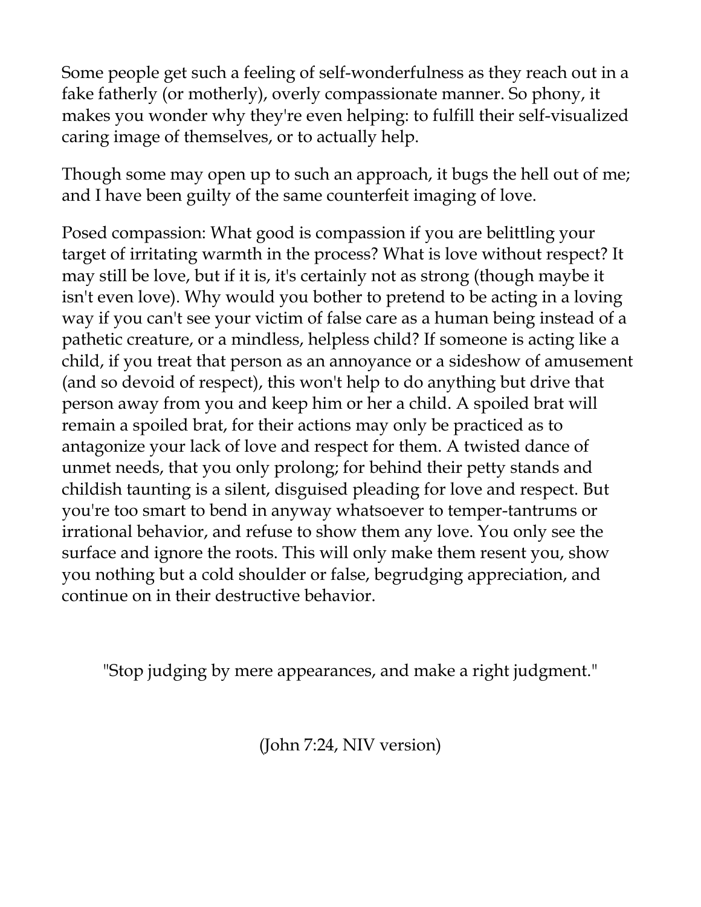Some people get such a feeling of self-wonderfulness as they reach out in a fake fatherly (or motherly), overly compassionate manner. So phony, it makes you wonder why they're even helping: to fulfill their self-visualized caring image of themselves, or to actually help.

Though some may open up to such an approach, it bugs the hell out of me; and I have been guilty of the same counterfeit imaging of love.

Posed compassion: What good is compassion if you are belittling your target of irritating warmth in the process? What is love without respect? It may still be love, but if it is, it's certainly not as strong (though maybe it isn't even love). Why would you bother to pretend to be acting in a loving way if you can't see your victim of false care as a human being instead of a pathetic creature, or a mindless, helpless child? If someone is acting like a child, if you treat that person as an annoyance or a sideshow of amusement (and so devoid of respect), this won't help to do anything but drive that person away from you and keep him or her a child. A spoiled brat will remain a spoiled brat, for their actions may only be practiced as to antagonize your lack of love and respect for them. A twisted dance of unmet needs, that you only prolong; for behind their petty stands and childish taunting is a silent, disguised pleading for love and respect. But you're too smart to bend in anyway whatsoever to temper-tantrums or irrational behavior, and refuse to show them any love. You only see the surface and ignore the roots. This will only make them resent you, show you nothing but a cold shoulder or false, begrudging appreciation, and continue on in their destructive behavior.

"Stop judging by mere appearances, and make a right judgment."

(John 7:24, NIV version)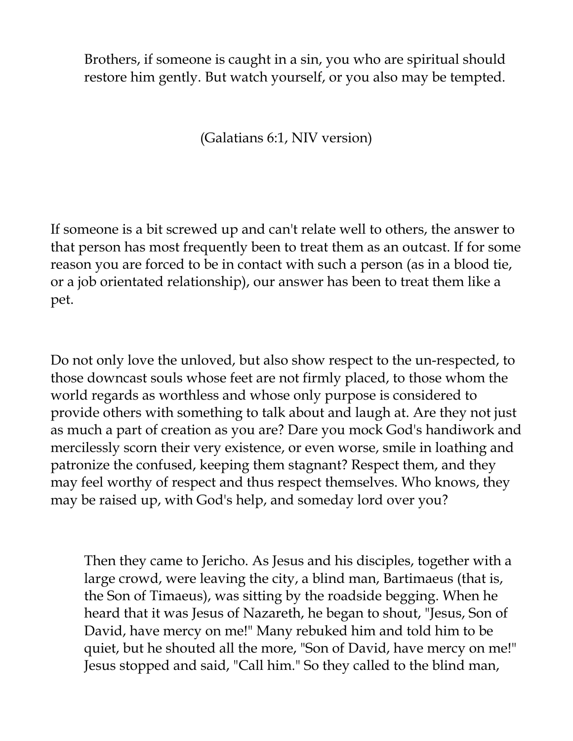> Brothers, if someone is caught in a sin, you who are spiritual should restore him gently. But watch yourself, or you also may be tempted.
>
> (Galatians 6:1, NIV version)

If someone is a bit screwed up and can't relate well to others, the answer to that person has most frequently been to treat them as an outcast. If for some reason you are forced to be in contact with such a person (as in a blood tie, or a job orientated relationship), our answer has been to treat them like a pet.

Do not only love the unloved, but also show respect to the un-respected, to those downcast souls whose feet are not firmly placed, to those whom the world regards as worthless and whose only purpose is considered to provide others with something to talk about and laugh at. Are they not just as much a part of creation as you are? Dare you mock God's handiwork and mercilessly scorn their very existence, or even worse, smile in loathing and patronize the confused, keeping them stagnant? Respect them, and they may feel worthy of respect and thus respect themselves. Who knows, they may be raised up, with God's help, and someday lord over you?

> Then they came to Jericho. As Jesus and his disciples, together with a large crowd, were leaving the city, a blind man, Bartimaeus (that is, the Son of Timaeus), was sitting by the roadside begging. When he heard that it was Jesus of Nazareth, he began to shout, "Jesus, Son of David, have mercy on me!" Many rebuked him and told him to be quiet, but he shouted all the more, "Son of David, have mercy on me!" Jesus stopped and said, "Call him." So they called to the blind man,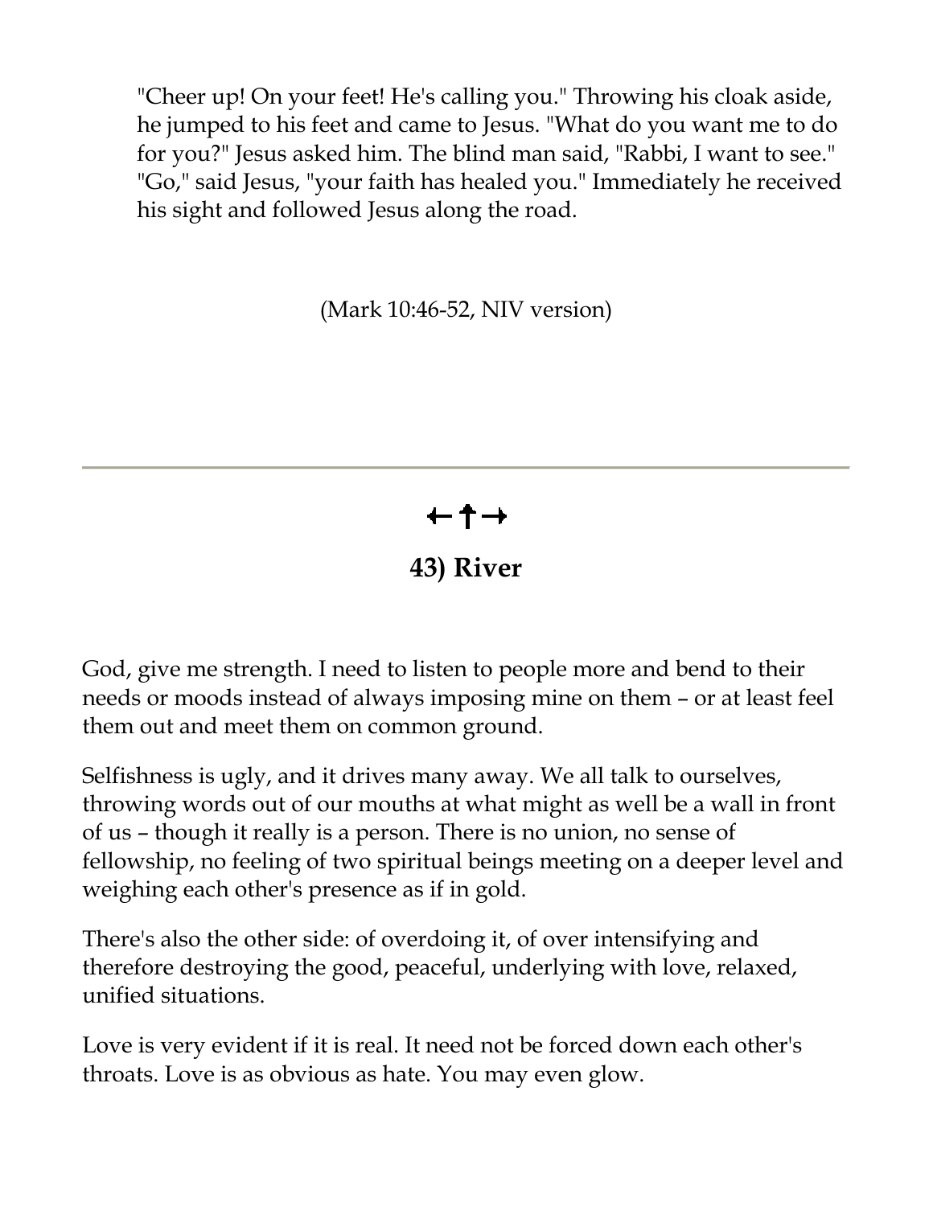> "Cheer up! On your feet! He's calling you." Throwing his cloak aside, he jumped to his feet and came to Jesus. "What do you want me to do for you?" Jesus asked him. The blind man said, "Rabbi, I want to see." "Go," said Jesus, "your faith has healed you." Immediately he received his sight and followed Jesus along the road.
>
> (Mark 10:46-52, NIV version)

---

←†→

## 43) River

God, give me strength. I need to listen to people more and bend to their needs or moods instead of always imposing mine on them – or at least feel them out and meet them on common ground.

Selfishness is ugly, and it drives many away. We all talk to ourselves, throwing words out of our mouths at what might as well be a wall in front of us – though it really is a person. There is no union, no sense of fellowship, no feeling of two spiritual beings meeting on a deeper level and weighing each other's presence as if in gold.

There's also the other side: of overdoing it, of over intensifying and therefore destroying the good, peaceful, underlying with love, relaxed, unified situations.

Love is very evident if it is real. It need not be forced down each other's throats. Love is as obvious as hate. You may even glow.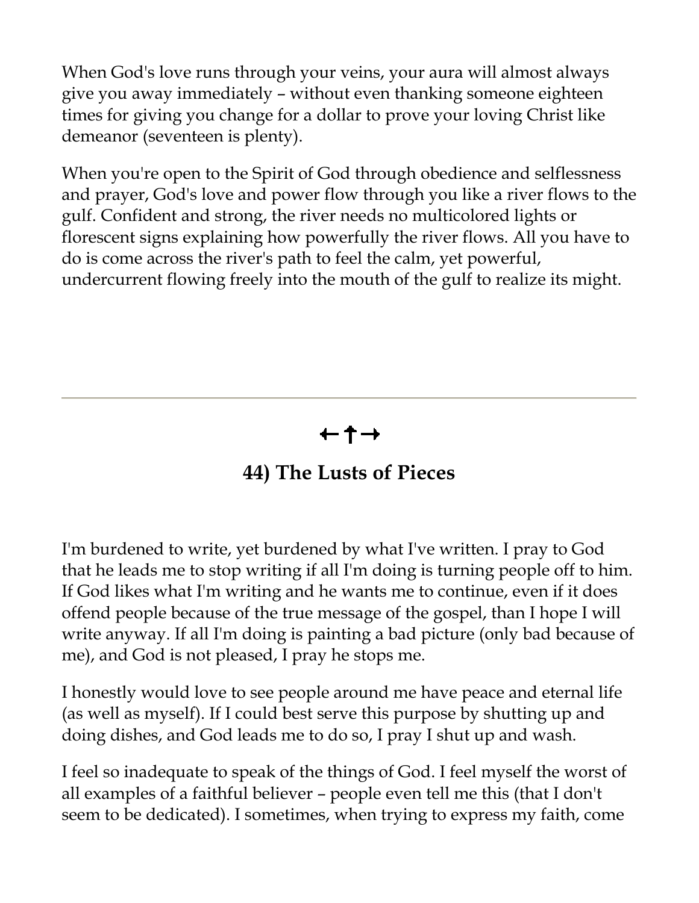When God's love runs through your veins, your aura will almost always give you away immediately – without even thanking someone eighteen times for giving you change for a dollar to prove your loving Christ like demeanor (seventeen is plenty).

When you're open to the Spirit of God through obedience and selflessness and prayer, God's love and power flow through you like a river flows to the gulf. Confident and strong, the river needs no multicolored lights or florescent signs explaining how powerfully the river flows. All you have to do is come across the river's path to feel the calm, yet powerful, undercurrent flowing freely into the mouth of the gulf to realize its might.

---

←✝→

## 44) The Lusts of Pieces

I'm burdened to write, yet burdened by what I've written. I pray to God that he leads me to stop writing if all I'm doing is turning people off to him. If God likes what I'm writing and he wants me to continue, even if it does offend people because of the true message of the gospel, than I hope I will write anyway. If all I'm doing is painting a bad picture (only bad because of me), and God is not pleased, I pray he stops me.

I honestly would love to see people around me have peace and eternal life (as well as myself). If I could best serve this purpose by shutting up and doing dishes, and God leads me to do so, I pray I shut up and wash.

I feel so inadequate to speak of the things of God. I feel myself the worst of all examples of a faithful believer – people even tell me this (that I don't seem to be dedicated). I sometimes, when trying to express my faith, come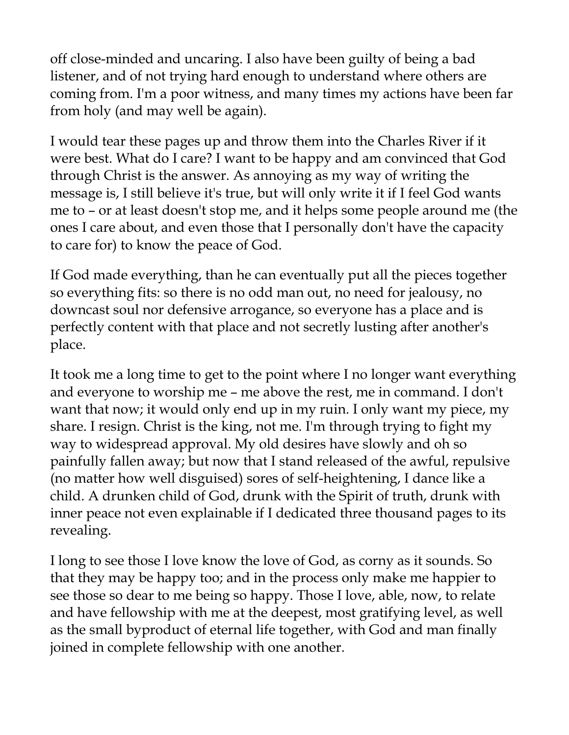off close-minded and uncaring. I also have been guilty of being a bad listener, and of not trying hard enough to understand where others are coming from. I'm a poor witness, and many times my actions have been far from holy (and may well be again).

I would tear these pages up and throw them into the Charles River if it were best. What do I care? I want to be happy and am convinced that God through Christ is the answer. As annoying as my way of writing the message is, I still believe it's true, but will only write it if I feel God wants me to – or at least doesn't stop me, and it helps some people around me (the ones I care about, and even those that I personally don't have the capacity to care for) to know the peace of God.

If God made everything, than he can eventually put all the pieces together so everything fits: so there is no odd man out, no need for jealousy, no downcast soul nor defensive arrogance, so everyone has a place and is perfectly content with that place and not secretly lusting after another's place.

It took me a long time to get to the point where I no longer want everything and everyone to worship me – me above the rest, me in command. I don't want that now; it would only end up in my ruin. I only want my piece, my share. I resign. Christ is the king, not me. I'm through trying to fight my way to widespread approval. My old desires have slowly and oh so painfully fallen away; but now that I stand released of the awful, repulsive (no matter how well disguised) sores of self-heightening, I dance like a child. A drunken child of God, drunk with the Spirit of truth, drunk with inner peace not even explainable if I dedicated three thousand pages to its revealing.

I long to see those I love know the love of God, as corny as it sounds. So that they may be happy too; and in the process only make me happier to see those so dear to me being so happy. Those I love, able, now, to relate and have fellowship with me at the deepest, most gratifying level, as well as the small byproduct of eternal life together, with God and man finally joined in complete fellowship with one another.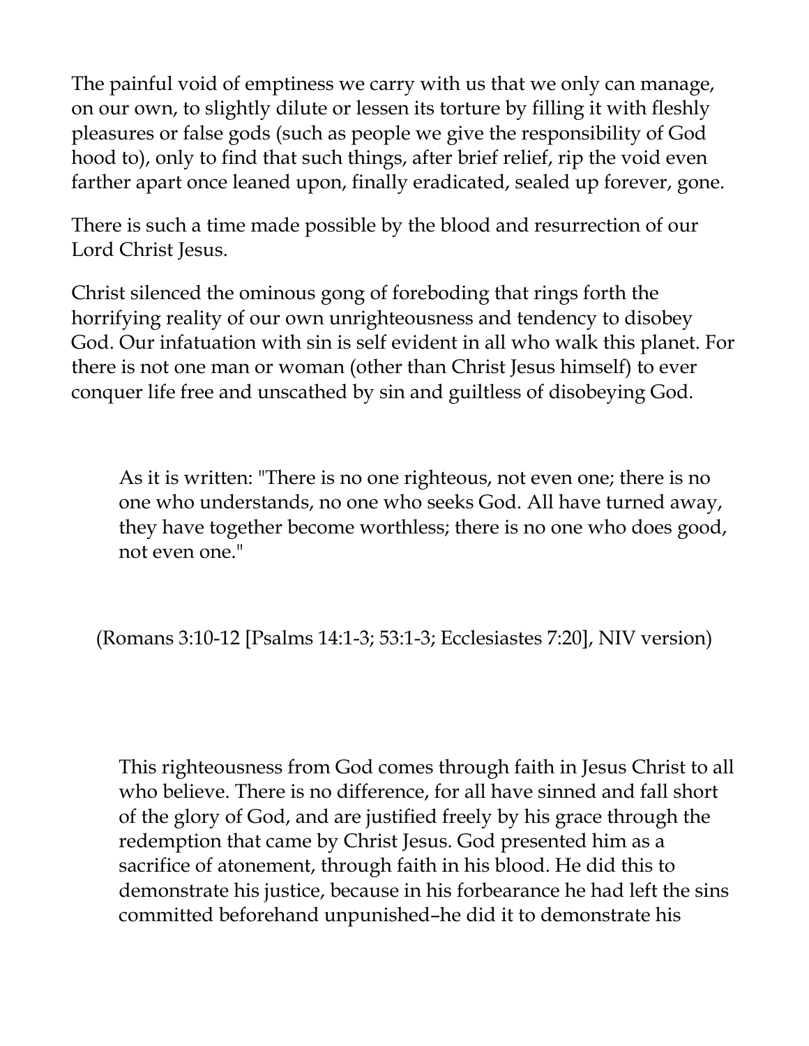The painful void of emptiness we carry with us that we only can manage, on our own, to slightly dilute or lessen its torture by filling it with fleshly pleasures or false gods (such as people we give the responsibility of God hood to), only to find that such things, after brief relief, rip the void even farther apart once leaned upon, finally eradicated, sealed up forever, gone.

There is such a time made possible by the blood and resurrection of our Lord Christ Jesus.

Christ silenced the ominous gong of foreboding that rings forth the horrifying reality of our own unrighteousness and tendency to disobey God. Our infatuation with sin is self evident in all who walk this planet. For there is not one man or woman (other than Christ Jesus himself) to ever conquer life free and unscathed by sin and guiltless of disobeying God.

> As it is written: "There is no one righteous, not even one; there is no one who understands, no one who seeks God. All have turned away, they have together become worthless; there is no one who does good, not even one."

(Romans 3:10-12 [Psalms 14:1-3; 53:1-3; Ecclesiastes 7:20], NIV version)

> This righteousness from God comes through faith in Jesus Christ to all who believe. There is no difference, for all have sinned and fall short of the glory of God, and are justified freely by his grace through the redemption that came by Christ Jesus. God presented him as a sacrifice of atonement, through faith in his blood. He did this to demonstrate his justice, because in his forbearance he had left the sins committed beforehand unpunished–he did it to demonstrate his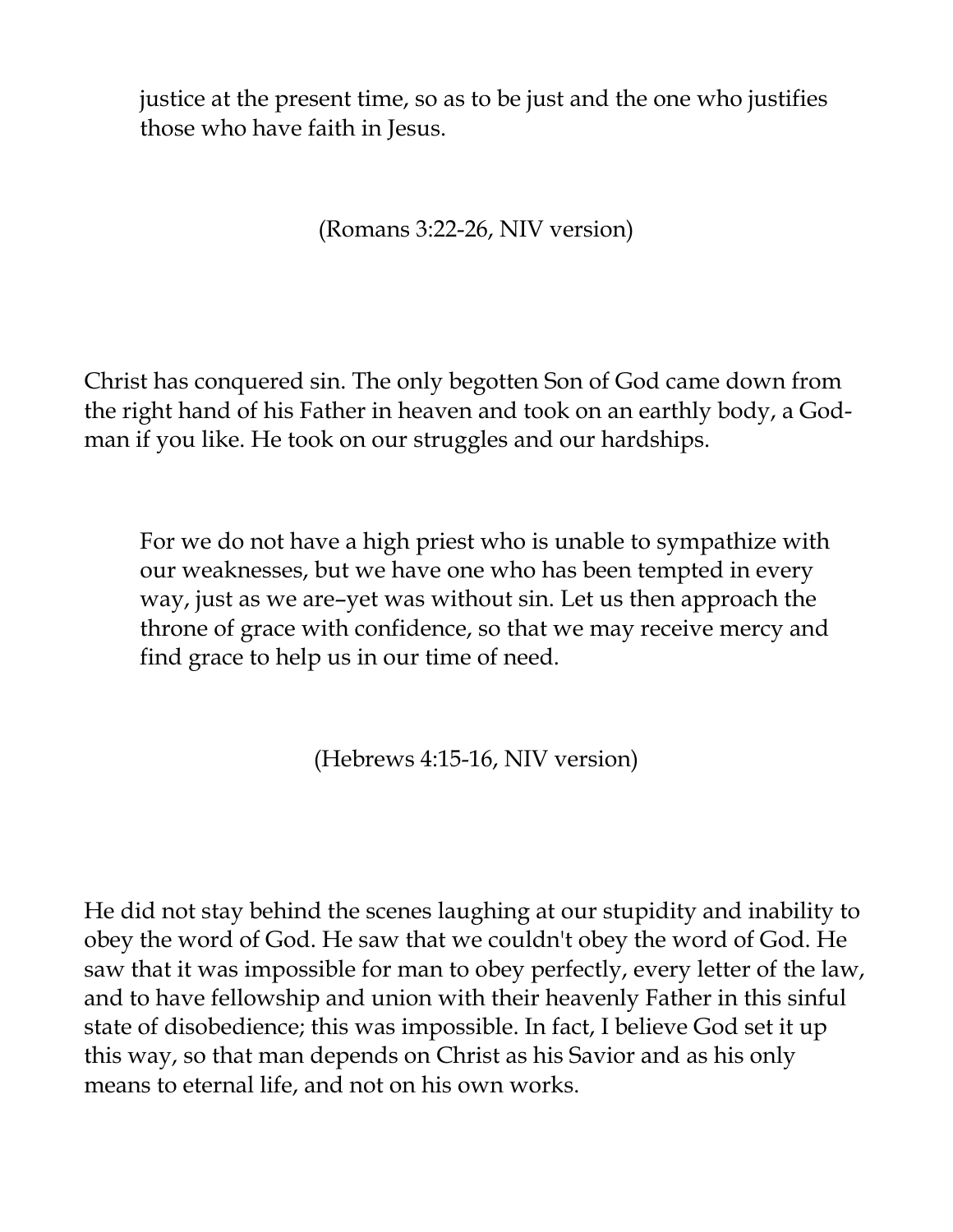> justice at the present time, so as to be just and the one who justifies those who have faith in Jesus.
>
> (Romans 3:22-26, NIV version)

Christ has conquered sin. The only begotten Son of God came down from the right hand of his Father in heaven and took on an earthly body, a God-man if you like. He took on our struggles and our hardships.

> For we do not have a high priest who is unable to sympathize with our weaknesses, but we have one who has been tempted in every way, just as we are–yet was without sin. Let us then approach the throne of grace with confidence, so that we may receive mercy and find grace to help us in our time of need.
>
> (Hebrews 4:15-16, NIV version)

He did not stay behind the scenes laughing at our stupidity and inability to obey the word of God. He saw that we couldn't obey the word of God. He saw that it was impossible for man to obey perfectly, every letter of the law, and to have fellowship and union with their heavenly Father in this sinful state of disobedience; this was impossible. In fact, I believe God set it up this way, so that man depends on Christ as his Savior and as his only means to eternal life, and not on his own works.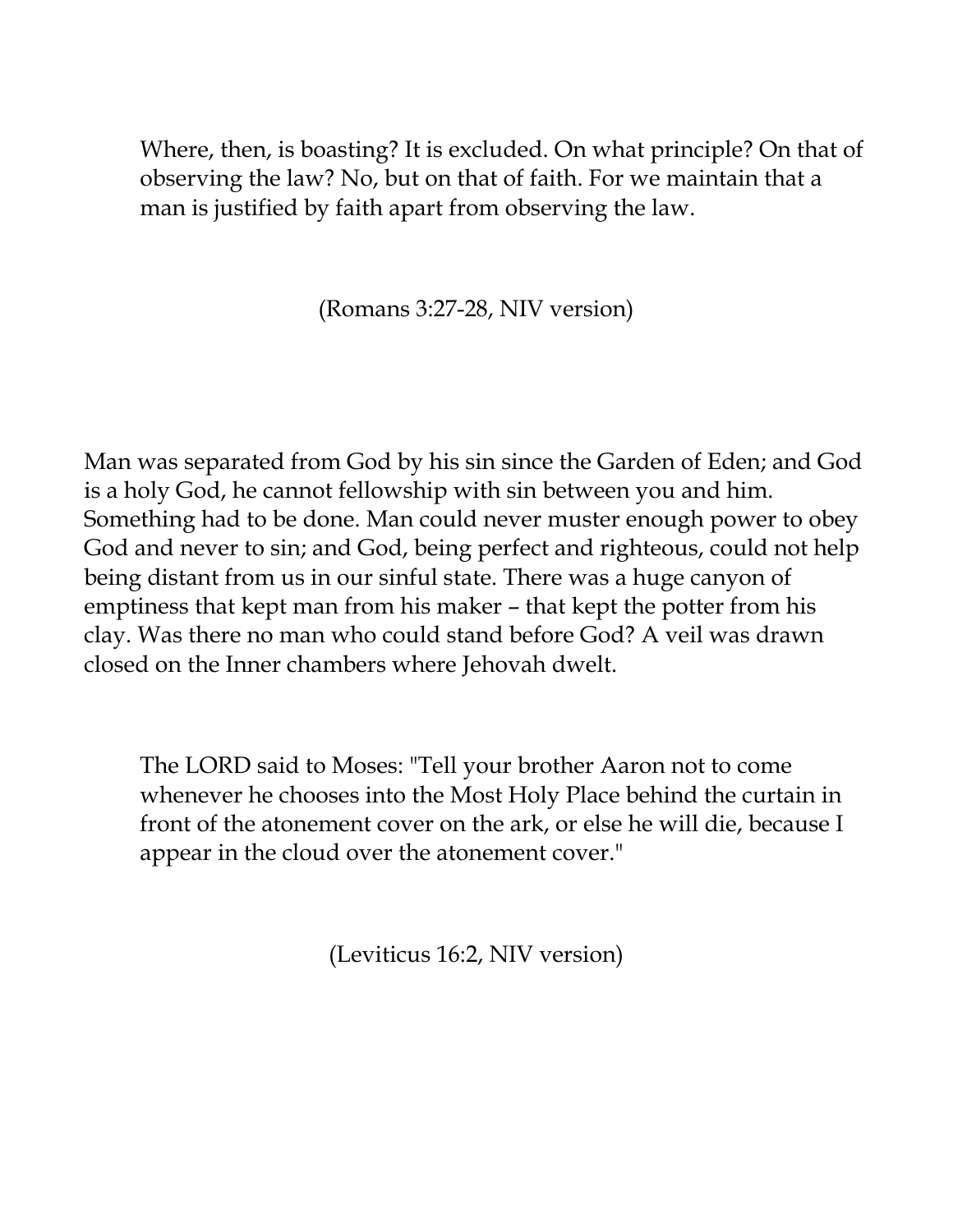> Where, then, is boasting? It is excluded. On what principle? On that of observing the law? No, but on that of faith. For we maintain that a man is justified by faith apart from observing the law.
>
> (Romans 3:27-28, NIV version)

Man was separated from God by his sin since the Garden of Eden; and God is a holy God, he cannot fellowship with sin between you and him. Something had to be done. Man could never muster enough power to obey God and never to sin; and God, being perfect and righteous, could not help being distant from us in our sinful state. There was a huge canyon of emptiness that kept man from his maker – that kept the potter from his clay. Was there no man who could stand before God? A veil was drawn closed on the Inner chambers where Jehovah dwelt.

> The LORD said to Moses: "Tell your brother Aaron not to come whenever he chooses into the Most Holy Place behind the curtain in front of the atonement cover on the ark, or else he will die, because I appear in the cloud over the atonement cover."
>
> (Leviticus 16:2, NIV version)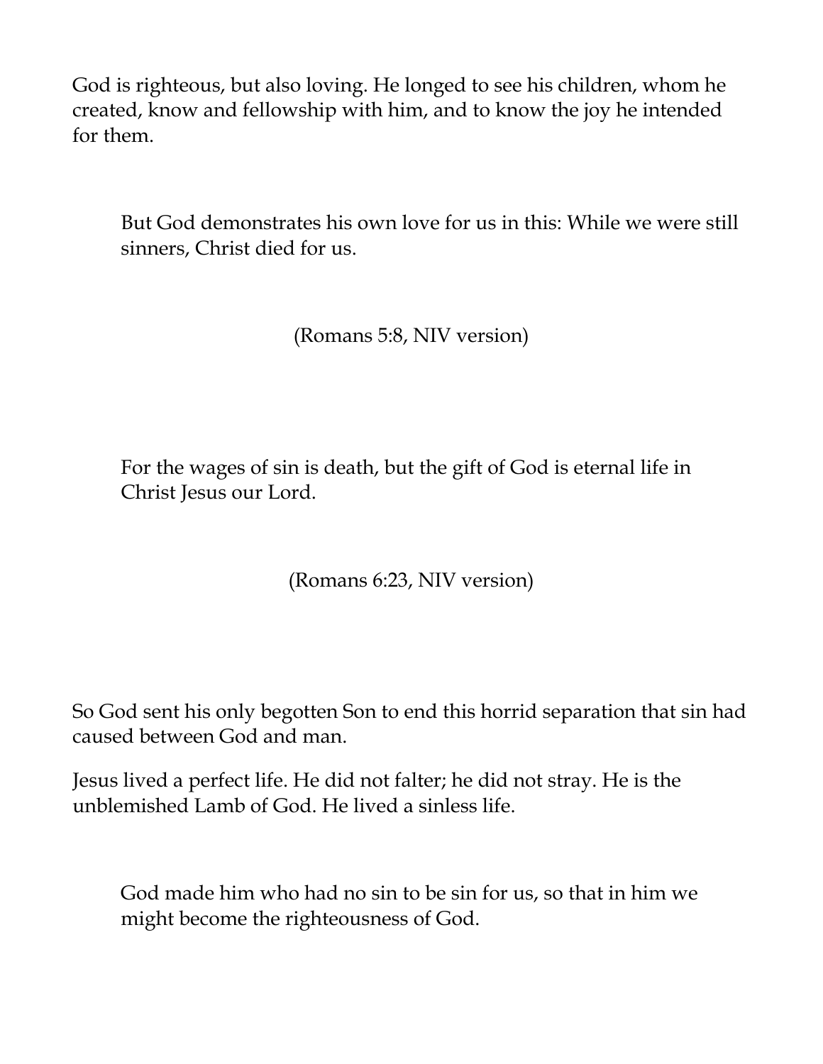God is righteous, but also loving. He longed to see his children, whom he created, know and fellowship with him, and to know the joy he intended for them.

> But God demonstrates his own love for us in this: While we were still sinners, Christ died for us.
>
> (Romans 5:8, NIV version)

> For the wages of sin is death, but the gift of God is eternal life in Christ Jesus our Lord.
>
> (Romans 6:23, NIV version)

So God sent his only begotten Son to end this horrid separation that sin had caused between God and man.

Jesus lived a perfect life. He did not falter; he did not stray. He is the unblemished Lamb of God. He lived a sinless life.

> God made him who had no sin to be sin for us, so that in him we might become the righteousness of God.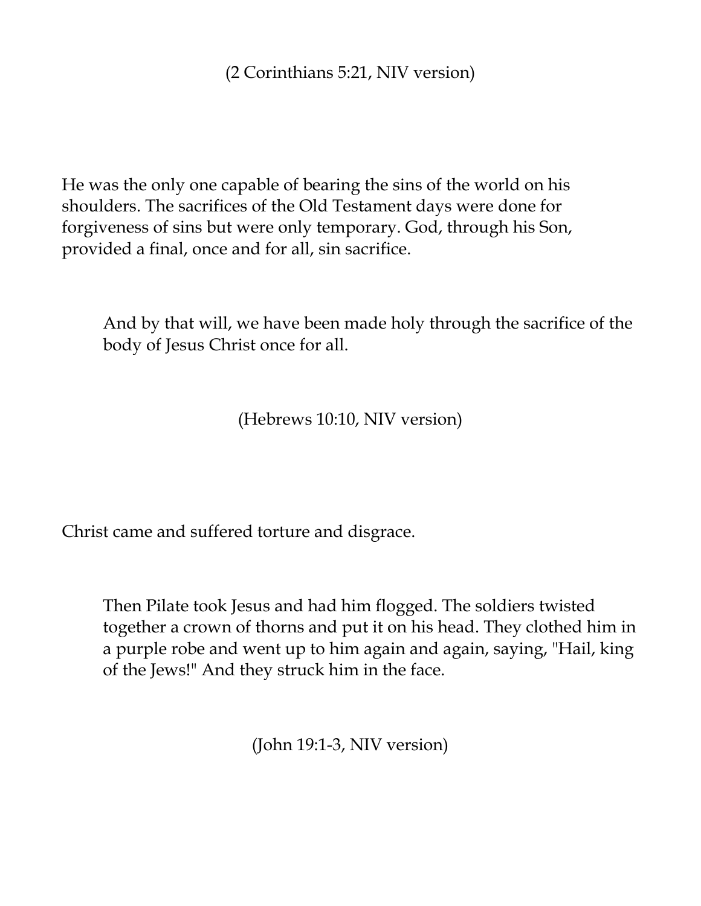(2 Corinthians 5:21, NIV version)

He was the only one capable of bearing the sins of the world on his shoulders. The sacrifices of the Old Testament days were done for forgiveness of sins but were only temporary. God, through his Son, provided a final, once and for all, sin sacrifice.

> And by that will, we have been made holy through the sacrifice of the body of Jesus Christ once for all.

(Hebrews 10:10, NIV version)

Christ came and suffered torture and disgrace.

> Then Pilate took Jesus and had him flogged. The soldiers twisted together a crown of thorns and put it on his head. They clothed him in a purple robe and went up to him again and again, saying, "Hail, king of the Jews!" And they struck him in the face.

(John 19:1-3, NIV version)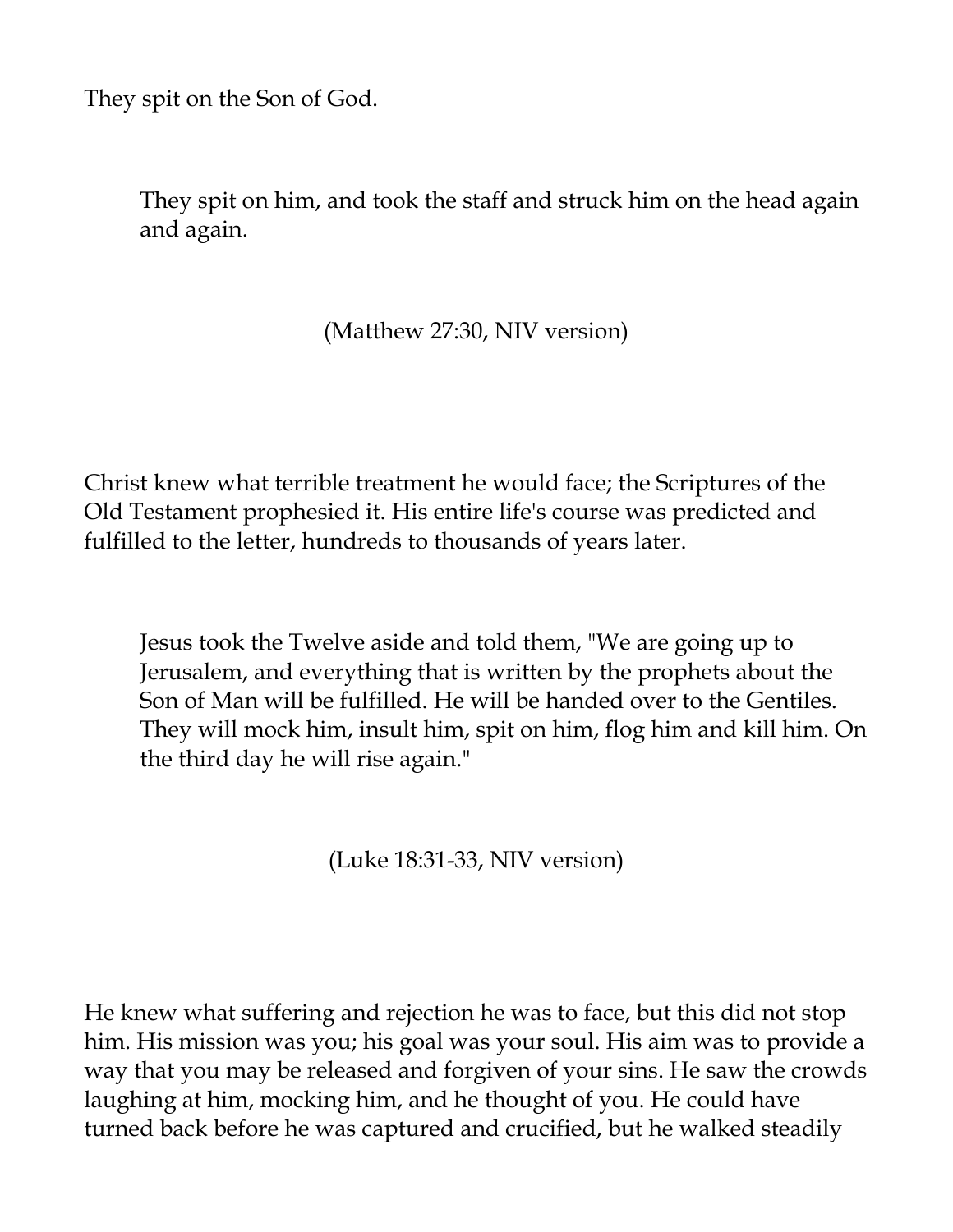They spit on the Son of God.

> They spit on him, and took the staff and struck him on the head again and again.

(Matthew 27:30, NIV version)

Christ knew what terrible treatment he would face; the Scriptures of the Old Testament prophesied it. His entire life's course was predicted and fulfilled to the letter, hundreds to thousands of years later.

> Jesus took the Twelve aside and told them, "We are going up to Jerusalem, and everything that is written by the prophets about the Son of Man will be fulfilled. He will be handed over to the Gentiles. They will mock him, insult him, spit on him, flog him and kill him. On the third day he will rise again."

(Luke 18:31-33, NIV version)

He knew what suffering and rejection he was to face, but this did not stop him. His mission was you; his goal was your soul. His aim was to provide a way that you may be released and forgiven of your sins. He saw the crowds laughing at him, mocking him, and he thought of you. He could have turned back before he was captured and crucified, but he walked steadily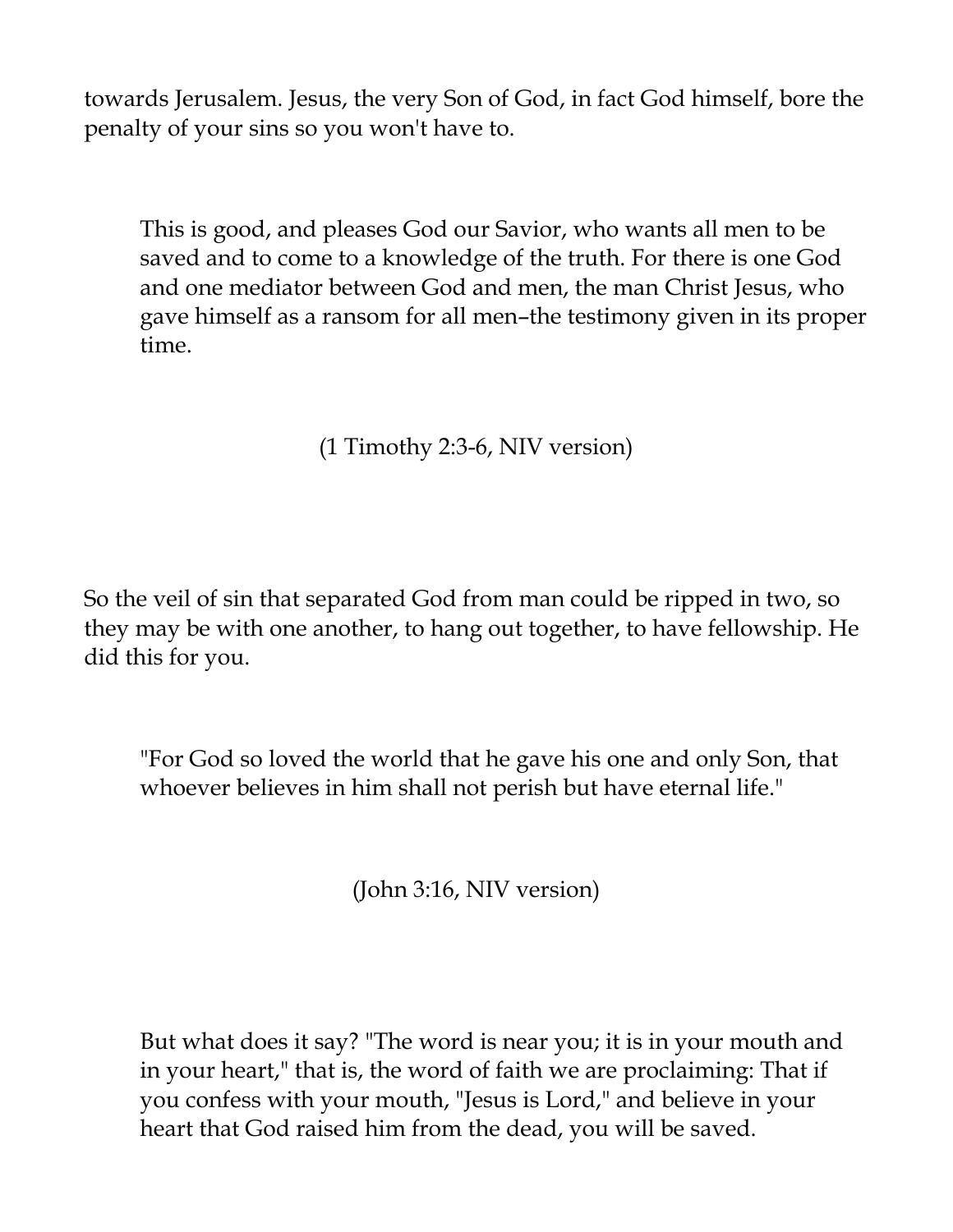towards Jerusalem. Jesus, the very Son of God, in fact God himself, bore the penalty of your sins so you won't have to.

> This is good, and pleases God our Savior, who wants all men to be saved and to come to a knowledge of the truth. For there is one God and one mediator between God and men, the man Christ Jesus, who gave himself as a ransom for all men–the testimony given in its proper time.

(1 Timothy 2:3-6, NIV version)

So the veil of sin that separated God from man could be ripped in two, so they may be with one another, to hang out together, to have fellowship. He did this for you.

> "For God so loved the world that he gave his one and only Son, that whoever believes in him shall not perish but have eternal life."

(John 3:16, NIV version)

> But what does it say? "The word is near you; it is in your mouth and in your heart," that is, the word of faith we are proclaiming: That if you confess with your mouth, "Jesus is Lord," and believe in your heart that God raised him from the dead, you will be saved.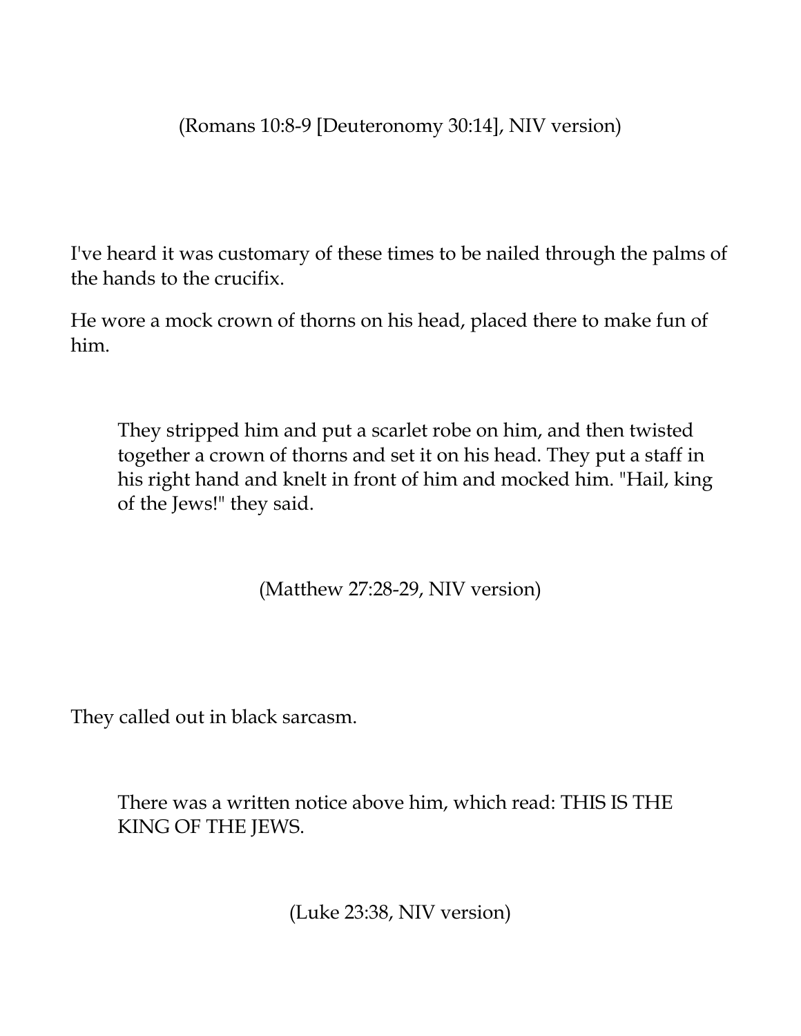(Romans 10:8-9 [Deuteronomy 30:14], NIV version)

I've heard it was customary of these times to be nailed through the palms of the hands to the crucifix.

He wore a mock crown of thorns on his head, placed there to make fun of him.

> They stripped him and put a scarlet robe on him, and then twisted together a crown of thorns and set it on his head. They put a staff in his right hand and knelt in front of him and mocked him. "Hail, king of the Jews!" they said.

(Matthew 27:28-29, NIV version)

They called out in black sarcasm.

> There was a written notice above him, which read: THIS IS THE KING OF THE JEWS.

(Luke 23:38, NIV version)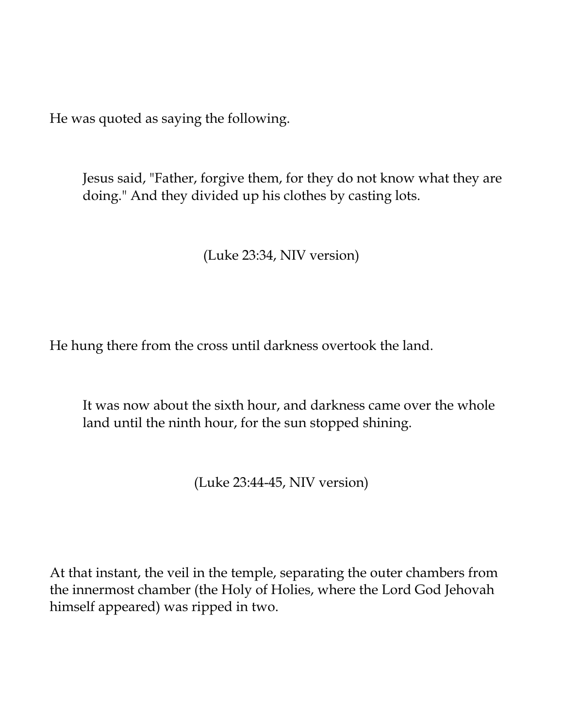He was quoted as saying the following.

> Jesus said, "Father, forgive them, for they do not know what they are doing." And they divided up his clothes by casting lots.
>
> (Luke 23:34, NIV version)

He hung there from the cross until darkness overtook the land.

> It was now about the sixth hour, and darkness came over the whole land until the ninth hour, for the sun stopped shining.
>
> (Luke 23:44-45, NIV version)

At that instant, the veil in the temple, separating the outer chambers from the innermost chamber (the Holy of Holies, where the Lord God Jehovah himself appeared) was ripped in two.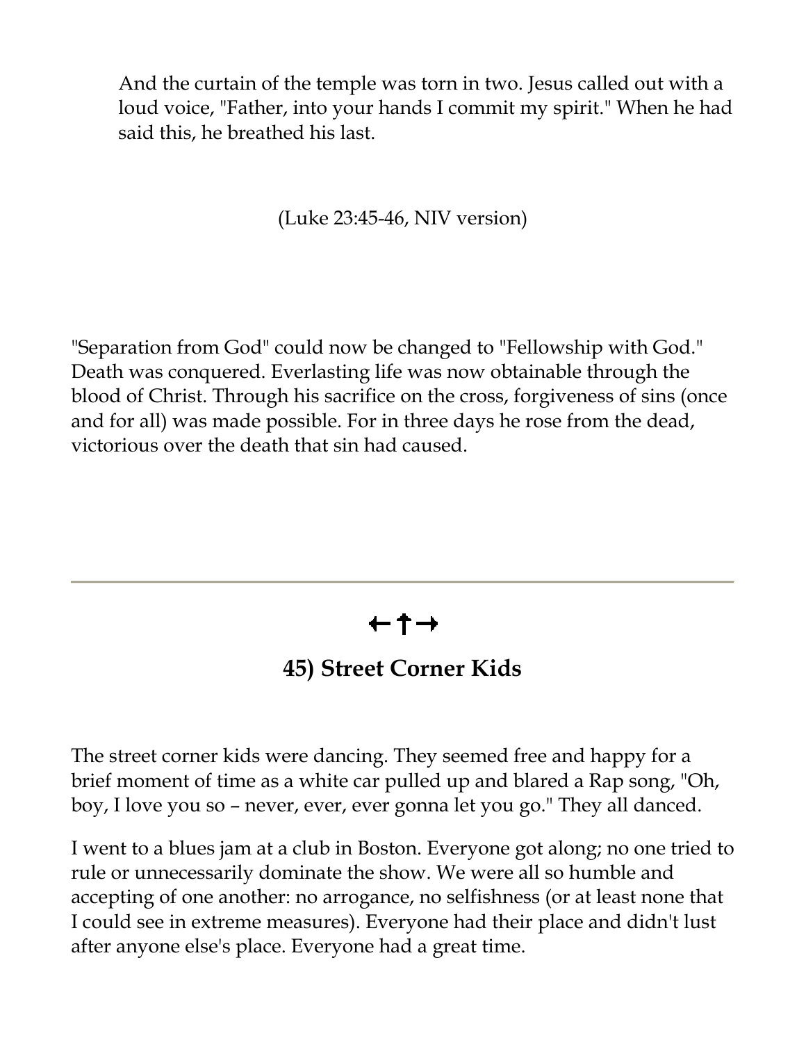> And the curtain of the temple was torn in two. Jesus called out with a loud voice, "Father, into your hands I commit my spirit." When he had said this, he breathed his last.

(Luke 23:45-46, NIV version)

"Separation from God" could now be changed to "Fellowship with God." Death was conquered. Everlasting life was now obtainable through the blood of Christ. Through his sacrifice on the cross, forgiveness of sins (once and for all) was made possible. For in three days he rose from the dead, victorious over the death that sin had caused.

---

←✝→

## 45) Street Corner Kids

The street corner kids were dancing. They seemed free and happy for a brief moment of time as a white car pulled up and blared a Rap song, "Oh, boy, I love you so – never, ever, ever gonna let you go." They all danced.

I went to a blues jam at a club in Boston. Everyone got along; no one tried to rule or unnecessarily dominate the show. We were all so humble and accepting of one another: no arrogance, no selfishness (or at least none that I could see in extreme measures). Everyone had their place and didn't lust after anyone else's place. Everyone had a great time.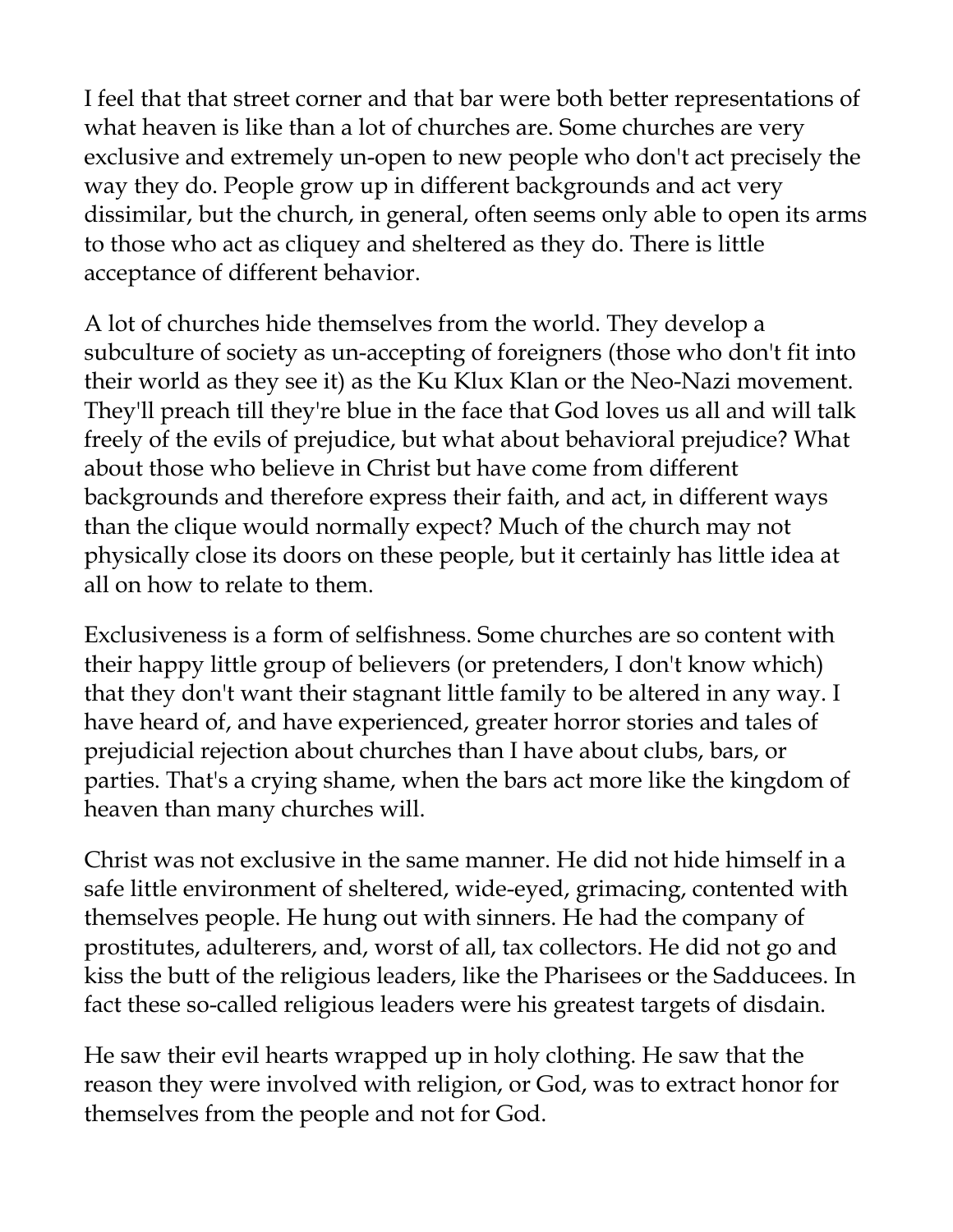I feel that that street corner and that bar were both better representations of what heaven is like than a lot of churches are. Some churches are very exclusive and extremely un-open to new people who don't act precisely the way they do. People grow up in different backgrounds and act very dissimilar, but the church, in general, often seems only able to open its arms to those who act as cliquey and sheltered as they do. There is little acceptance of different behavior.

A lot of churches hide themselves from the world. They develop a subculture of society as un-accepting of foreigners (those who don't fit into their world as they see it) as the Ku Klux Klan or the Neo-Nazi movement. They'll preach till they're blue in the face that God loves us all and will talk freely of the evils of prejudice, but what about behavioral prejudice? What about those who believe in Christ but have come from different backgrounds and therefore express their faith, and act, in different ways than the clique would normally expect? Much of the church may not physically close its doors on these people, but it certainly has little idea at all on how to relate to them.

Exclusiveness is a form of selfishness. Some churches are so content with their happy little group of believers (or pretenders, I don't know which) that they don't want their stagnant little family to be altered in any way. I have heard of, and have experienced, greater horror stories and tales of prejudicial rejection about churches than I have about clubs, bars, or parties. That's a crying shame, when the bars act more like the kingdom of heaven than many churches will.

Christ was not exclusive in the same manner. He did not hide himself in a safe little environment of sheltered, wide-eyed, grimacing, contented with themselves people. He hung out with sinners. He had the company of prostitutes, adulterers, and, worst of all, tax collectors. He did not go and kiss the butt of the religious leaders, like the Pharisees or the Sadducees. In fact these so-called religious leaders were his greatest targets of disdain.

He saw their evil hearts wrapped up in holy clothing. He saw that the reason they were involved with religion, or God, was to extract honor for themselves from the people and not for God.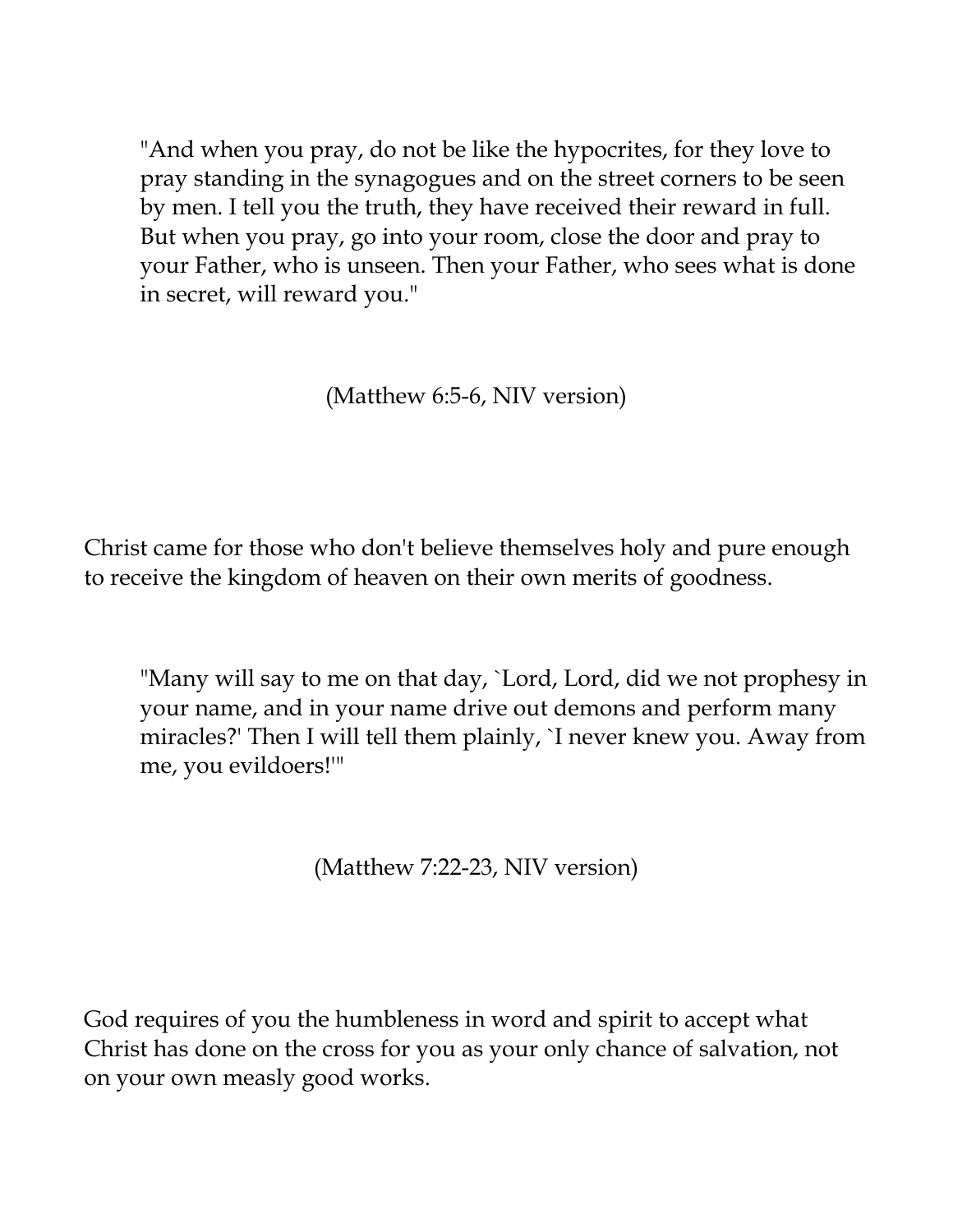> "And when you pray, do not be like the hypocrites, for they love to pray standing in the synagogues and on the street corners to be seen by men. I tell you the truth, they have received their reward in full. But when you pray, go into your room, close the door and pray to your Father, who is unseen. Then your Father, who sees what is done in secret, will reward you."

(Matthew 6:5-6, NIV version)

Christ came for those who don't believe themselves holy and pure enough to receive the kingdom of heaven on their own merits of goodness.

> "Many will say to me on that day, `Lord, Lord, did we not prophesy in your name, and in your name drive out demons and perform many miracles?' Then I will tell them plainly, `I never knew you. Away from me, you evildoers!'"

(Matthew 7:22-23, NIV version)

God requires of you the humbleness in word and spirit to accept what Christ has done on the cross for you as your only chance of salvation, not on your own measly good works.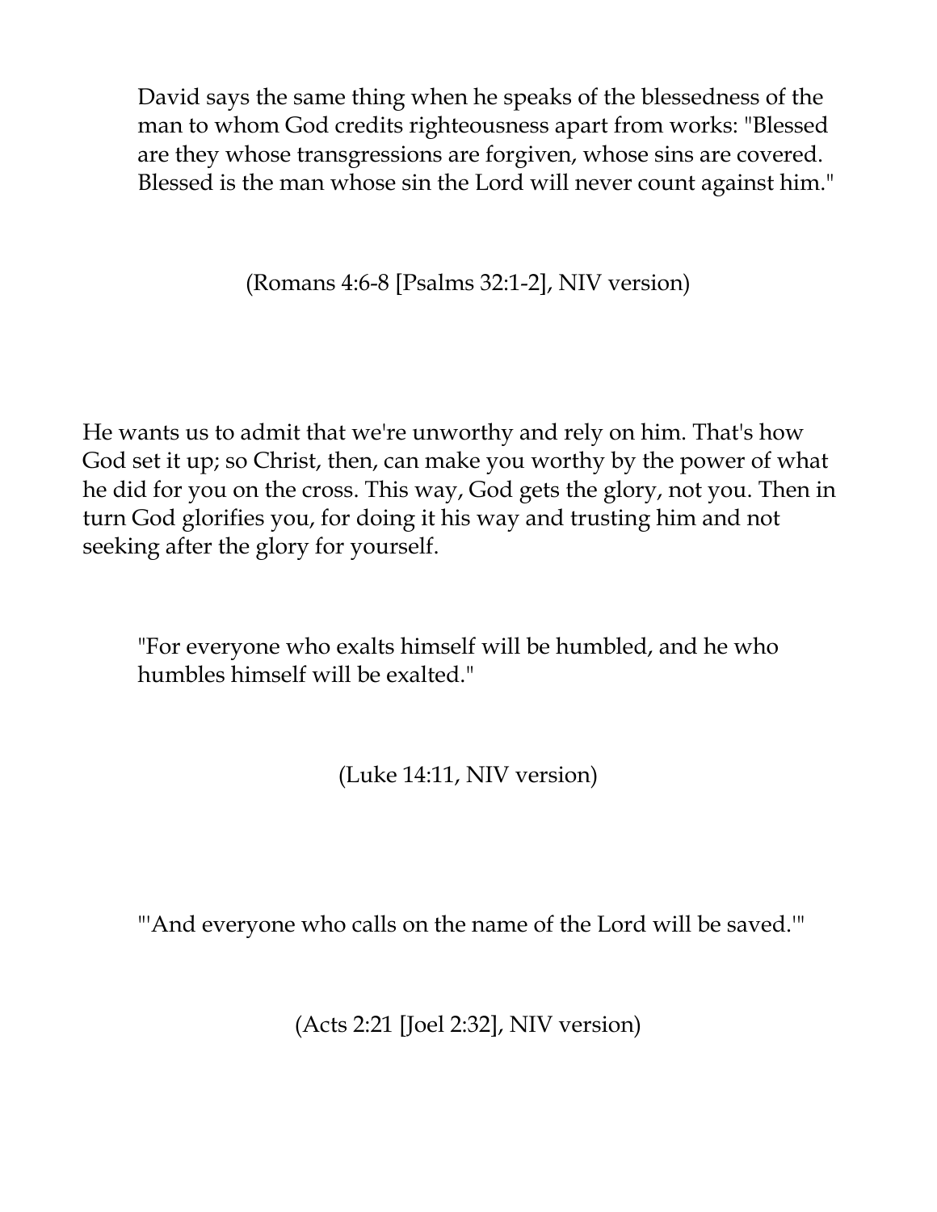> David says the same thing when he speaks of the blessedness of the man to whom God credits righteousness apart from works: "Blessed are they whose transgressions are forgiven, whose sins are covered. Blessed is the man whose sin the Lord will never count against him."
>
> (Romans 4:6-8 [Psalms 32:1-2], NIV version)

He wants us to admit that we're unworthy and rely on him. That's how God set it up; so Christ, then, can make you worthy by the power of what he did for you on the cross. This way, God gets the glory, not you. Then in turn God glorifies you, for doing it his way and trusting him and not seeking after the glory for yourself.

> "For everyone who exalts himself will be humbled, and he who humbles himself will be exalted."
>
> (Luke 14:11, NIV version)

"'And everyone who calls on the name of the Lord will be saved.'"

(Acts 2:21 [Joel 2:32], NIV version)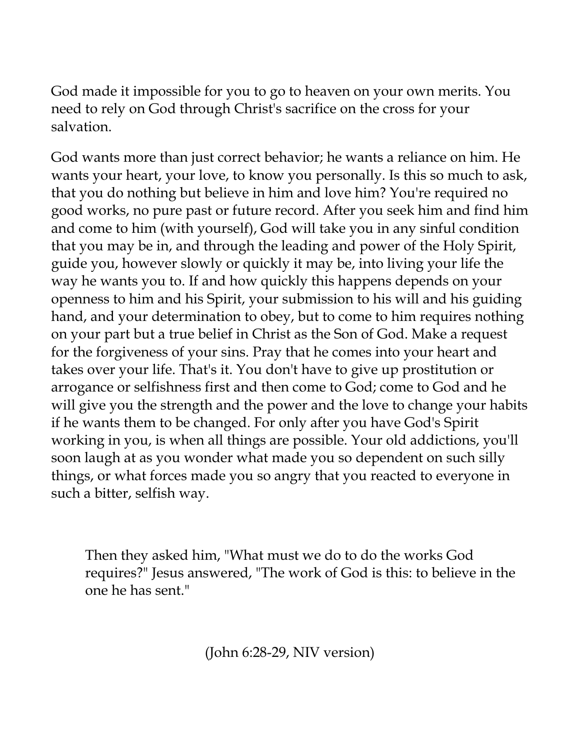God made it impossible for you to go to heaven on your own merits. You need to rely on God through Christ's sacrifice on the cross for your salvation.

God wants more than just correct behavior; he wants a reliance on him. He wants your heart, your love, to know you personally. Is this so much to ask, that you do nothing but believe in him and love him? You're required no good works, no pure past or future record. After you seek him and find him and come to him (with yourself), God will take you in any sinful condition that you may be in, and through the leading and power of the Holy Spirit, guide you, however slowly or quickly it may be, into living your life the way he wants you to. If and how quickly this happens depends on your openness to him and his Spirit, your submission to his will and his guiding hand, and your determination to obey, but to come to him requires nothing on your part but a true belief in Christ as the Son of God. Make a request for the forgiveness of your sins. Pray that he comes into your heart and takes over your life. That's it. You don't have to give up prostitution or arrogance or selfishness first and then come to God; come to God and he will give you the strength and the power and the love to change your habits if he wants them to be changed. For only after you have God's Spirit working in you, is when all things are possible. Your old addictions, you'll soon laugh at as you wonder what made you so dependent on such silly things, or what forces made you so angry that you reacted to everyone in such a bitter, selfish way.

> Then they asked him, "What must we do to do the works God requires?" Jesus answered, "The work of God is this: to believe in the one he has sent."
>
> (John 6:28-29, NIV version)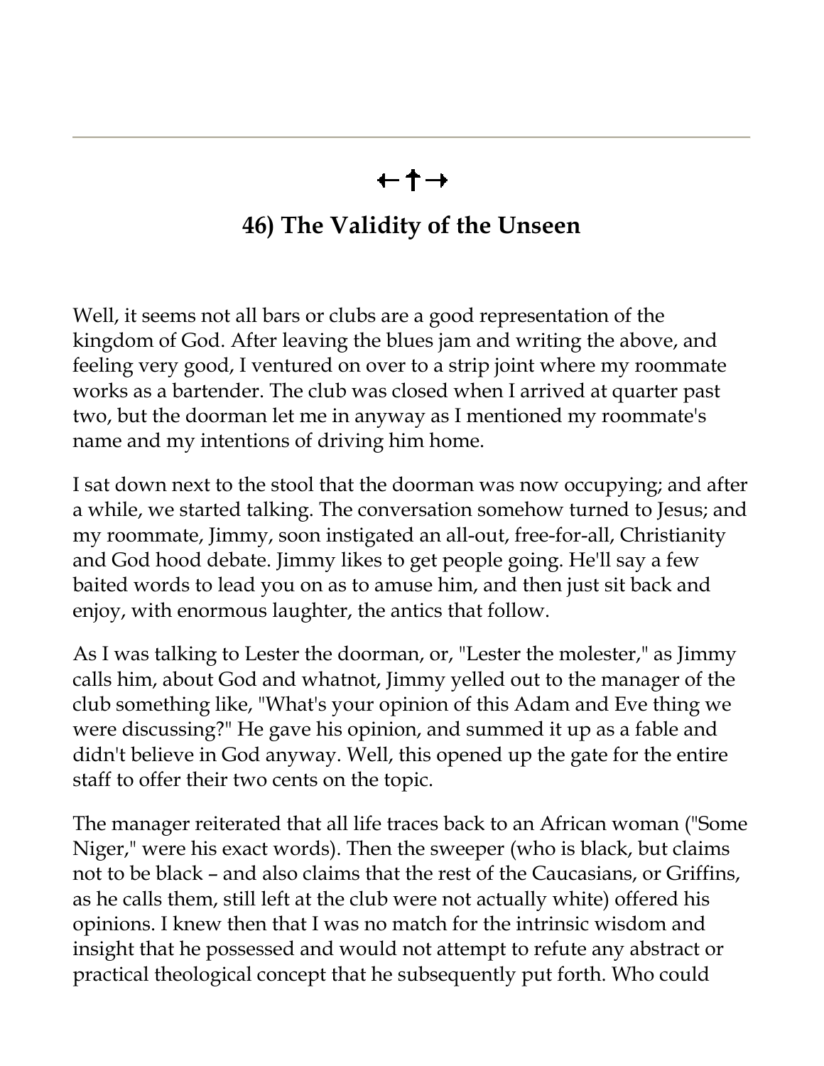←†→

## 46) The Validity of the Unseen

Well, it seems not all bars or clubs are a good representation of the kingdom of God. After leaving the blues jam and writing the above, and feeling very good, I ventured on over to a strip joint where my roommate works as a bartender. The club was closed when I arrived at quarter past two, but the doorman let me in anyway as I mentioned my roommate's name and my intentions of driving him home.

I sat down next to the stool that the doorman was now occupying; and after a while, we started talking. The conversation somehow turned to Jesus; and my roommate, Jimmy, soon instigated an all-out, free-for-all, Christianity and God hood debate. Jimmy likes to get people going. He'll say a few baited words to lead you on as to amuse him, and then just sit back and enjoy, with enormous laughter, the antics that follow.

As I was talking to Lester the doorman, or, "Lester the molester," as Jimmy calls him, about God and whatnot, Jimmy yelled out to the manager of the club something like, "What's your opinion of this Adam and Eve thing we were discussing?" He gave his opinion, and summed it up as a fable and didn't believe in God anyway. Well, this opened up the gate for the entire staff to offer their two cents on the topic.

The manager reiterated that all life traces back to an African woman ("Some Niger," were his exact words). Then the sweeper (who is black, but claims not to be black – and also claims that the rest of the Caucasians, or Griffins, as he calls them, still left at the club were not actually white) offered his opinions. I knew then that I was no match for the intrinsic wisdom and insight that he possessed and would not attempt to refute any abstract or practical theological concept that he subsequently put forth. Who could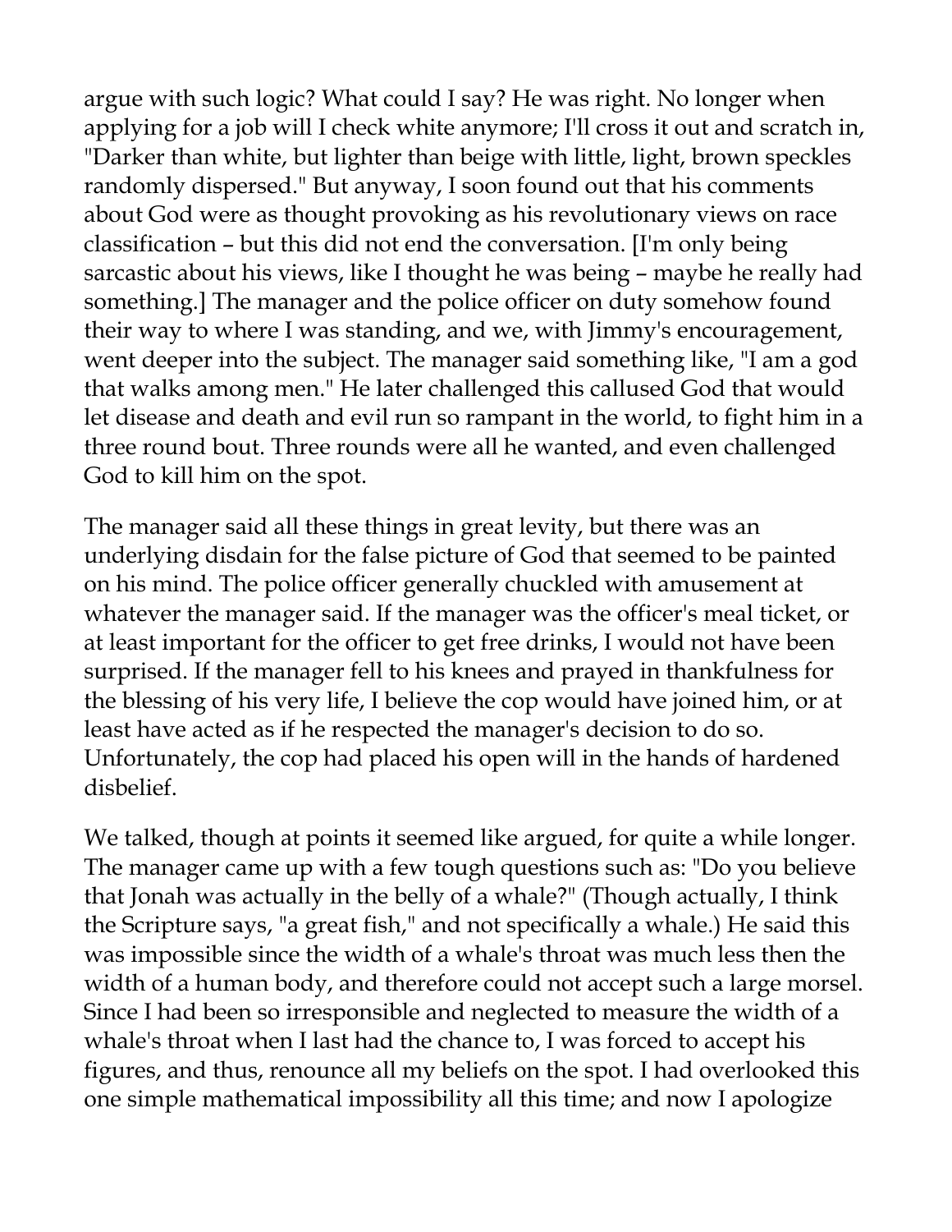argue with such logic? What could I say? He was right. No longer when applying for a job will I check white anymore; I'll cross it out and scratch in, "Darker than white, but lighter than beige with little, light, brown speckles randomly dispersed." But anyway, I soon found out that his comments about God were as thought provoking as his revolutionary views on race classification – but this did not end the conversation. [I'm only being sarcastic about his views, like I thought he was being – maybe he really had something.] The manager and the police officer on duty somehow found their way to where I was standing, and we, with Jimmy's encouragement, went deeper into the subject. The manager said something like, "I am a god that walks among men." He later challenged this callused God that would let disease and death and evil run so rampant in the world, to fight him in a three round bout. Three rounds were all he wanted, and even challenged God to kill him on the spot.

The manager said all these things in great levity, but there was an underlying disdain for the false picture of God that seemed to be painted on his mind. The police officer generally chuckled with amusement at whatever the manager said. If the manager was the officer's meal ticket, or at least important for the officer to get free drinks, I would not have been surprised. If the manager fell to his knees and prayed in thankfulness for the blessing of his very life, I believe the cop would have joined him, or at least have acted as if he respected the manager's decision to do so. Unfortunately, the cop had placed his open will in the hands of hardened disbelief.

We talked, though at points it seemed like argued, for quite a while longer. The manager came up with a few tough questions such as: "Do you believe that Jonah was actually in the belly of a whale?" (Though actually, I think the Scripture says, "a great fish," and not specifically a whale.) He said this was impossible since the width of a whale's throat was much less then the width of a human body, and therefore could not accept such a large morsel. Since I had been so irresponsible and neglected to measure the width of a whale's throat when I last had the chance to, I was forced to accept his figures, and thus, renounce all my beliefs on the spot. I had overlooked this one simple mathematical impossibility all this time; and now I apologize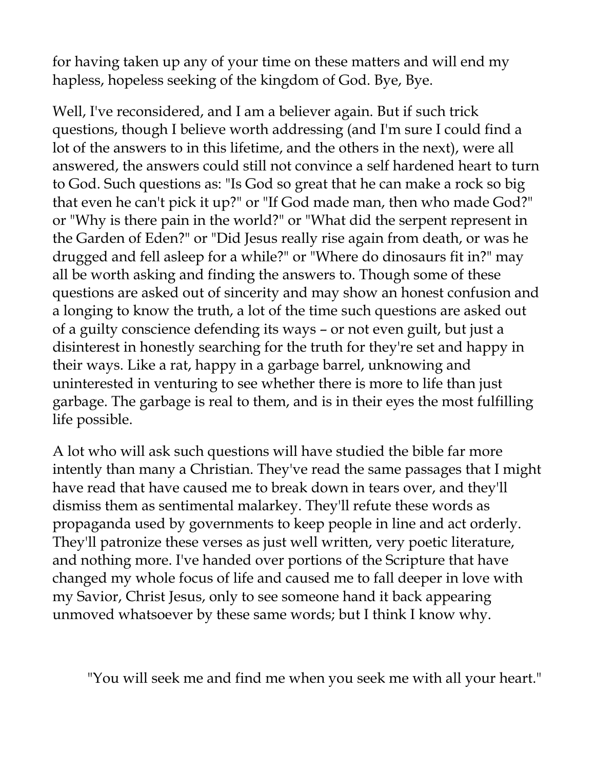for having taken up any of your time on these matters and will end my hapless, hopeless seeking of the kingdom of God. Bye, Bye.

Well, I've reconsidered, and I am a believer again. But if such trick questions, though I believe worth addressing (and I'm sure I could find a lot of the answers to in this lifetime, and the others in the next), were all answered, the answers could still not convince a self hardened heart to turn to God. Such questions as: "Is God so great that he can make a rock so big that even he can't pick it up?" or "If God made man, then who made God?" or "Why is there pain in the world?" or "What did the serpent represent in the Garden of Eden?" or "Did Jesus really rise again from death, or was he drugged and fell asleep for a while?" or "Where do dinosaurs fit in?" may all be worth asking and finding the answers to. Though some of these questions are asked out of sincerity and may show an honest confusion and a longing to know the truth, a lot of the time such questions are asked out of a guilty conscience defending its ways – or not even guilt, but just a disinterest in honestly searching for the truth for they're set and happy in their ways. Like a rat, happy in a garbage barrel, unknowing and uninterested in venturing to see whether there is more to life than just garbage. The garbage is real to them, and is in their eyes the most fulfilling life possible.

A lot who will ask such questions will have studied the bible far more intently than many a Christian. They've read the same passages that I might have read that have caused me to break down in tears over, and they'll dismiss them as sentimental malarkey. They'll refute these words as propaganda used by governments to keep people in line and act orderly. They'll patronize these verses as just well written, very poetic literature, and nothing more. I've handed over portions of the Scripture that have changed my whole focus of life and caused me to fall deeper in love with my Savior, Christ Jesus, only to see someone hand it back appearing unmoved whatsoever by these same words; but I think I know why.

> "You will seek me and find me when you seek me with all your heart."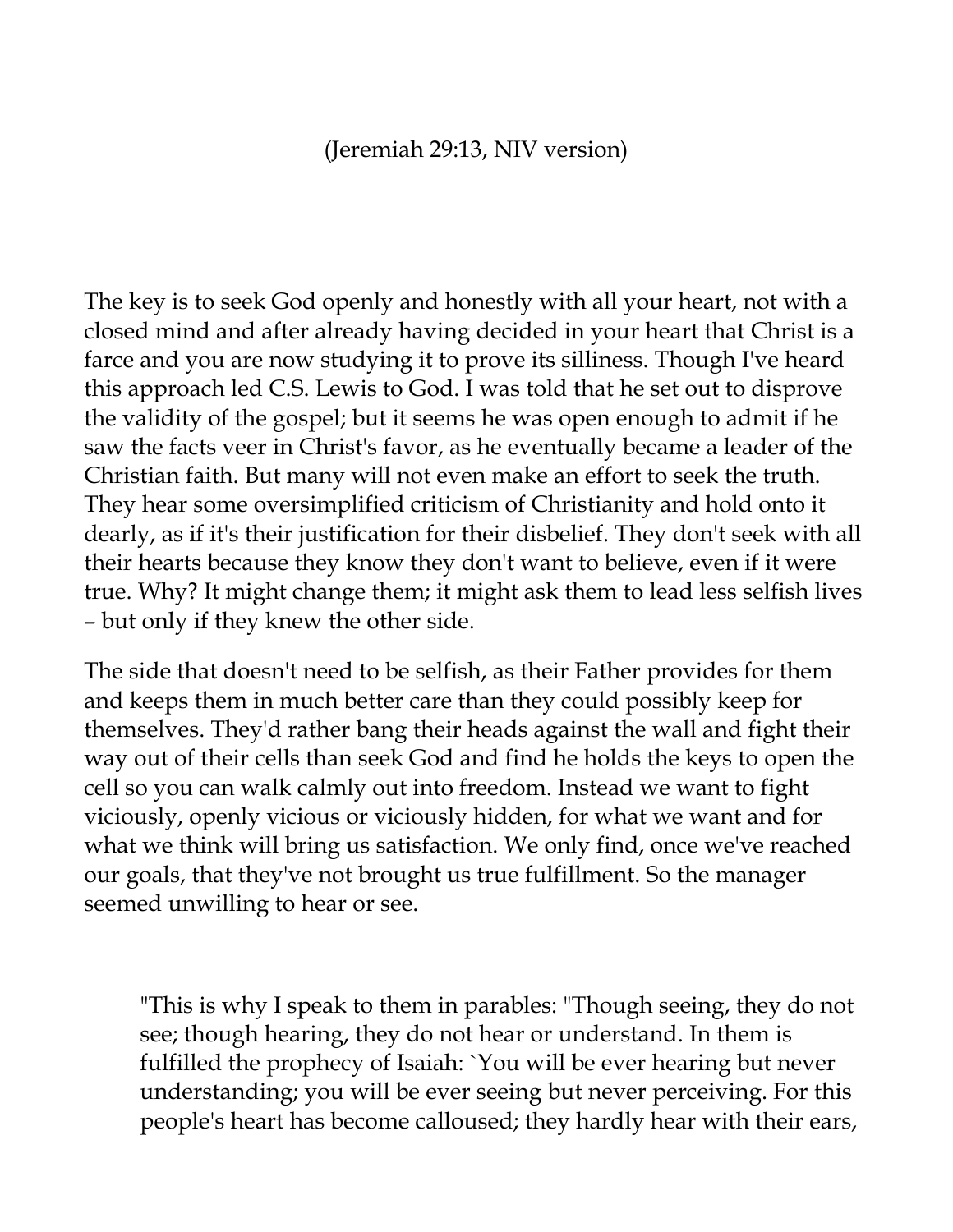(Jeremiah 29:13, NIV version)

The key is to seek God openly and honestly with all your heart, not with a closed mind and after already having decided in your heart that Christ is a farce and you are now studying it to prove its silliness. Though I've heard this approach led C.S. Lewis to God. I was told that he set out to disprove the validity of the gospel; but it seems he was open enough to admit if he saw the facts veer in Christ's favor, as he eventually became a leader of the Christian faith. But many will not even make an effort to seek the truth. They hear some oversimplified criticism of Christianity and hold onto it dearly, as if it's their justification for their disbelief. They don't seek with all their hearts because they know they don't want to believe, even if it were true. Why? It might change them; it might ask them to lead less selfish lives – but only if they knew the other side.

The side that doesn't need to be selfish, as their Father provides for them and keeps them in much better care than they could possibly keep for themselves. They'd rather bang their heads against the wall and fight their way out of their cells than seek God and find he holds the keys to open the cell so you can walk calmly out into freedom. Instead we want to fight viciously, openly vicious or viciously hidden, for what we want and for what we think will bring us satisfaction. We only find, once we've reached our goals, that they've not brought us true fulfillment. So the manager seemed unwilling to hear or see.

> "This is why I speak to them in parables: "Though seeing, they do not see; though hearing, they do not hear or understand. In them is fulfilled the prophecy of Isaiah: `You will be ever hearing but never understanding; you will be ever seeing but never perceiving. For this people's heart has become calloused; they hardly hear with their ears,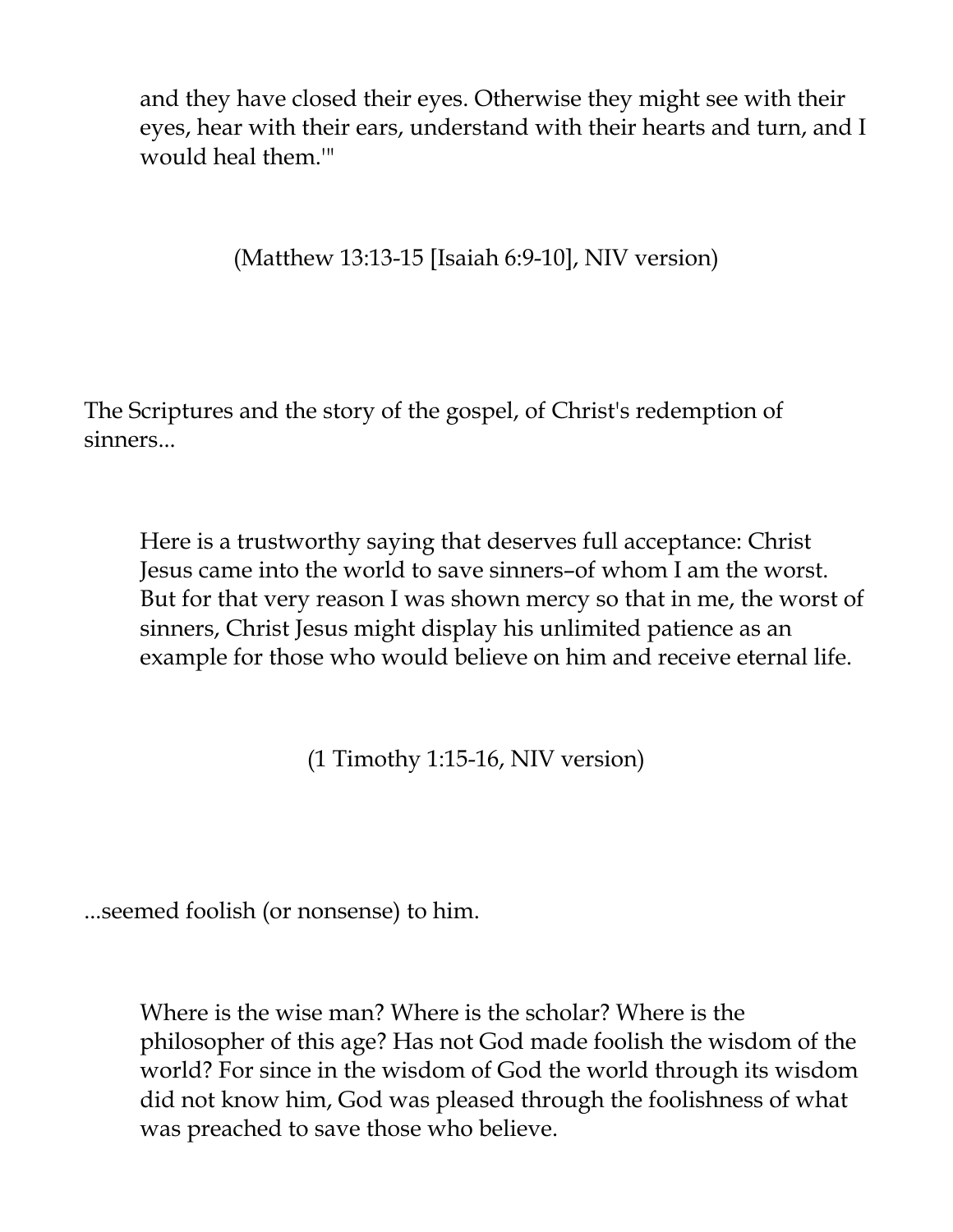> and they have closed their eyes. Otherwise they might see with their eyes, hear with their ears, understand with their hearts and turn, and I would heal them.'"
>
> (Matthew 13:13-15 [Isaiah 6:9-10], NIV version)

The Scriptures and the story of the gospel, of Christ's redemption of sinners...

> Here is a trustworthy saying that deserves full acceptance: Christ Jesus came into the world to save sinners–of whom I am the worst. But for that very reason I was shown mercy so that in me, the worst of sinners, Christ Jesus might display his unlimited patience as an example for those who would believe on him and receive eternal life.
>
> (1 Timothy 1:15-16, NIV version)

...seemed foolish (or nonsense) to him.

> Where is the wise man? Where is the scholar? Where is the philosopher of this age? Has not God made foolish the wisdom of the world? For since in the wisdom of God the world through its wisdom did not know him, God was pleased through the foolishness of what was preached to save those who believe.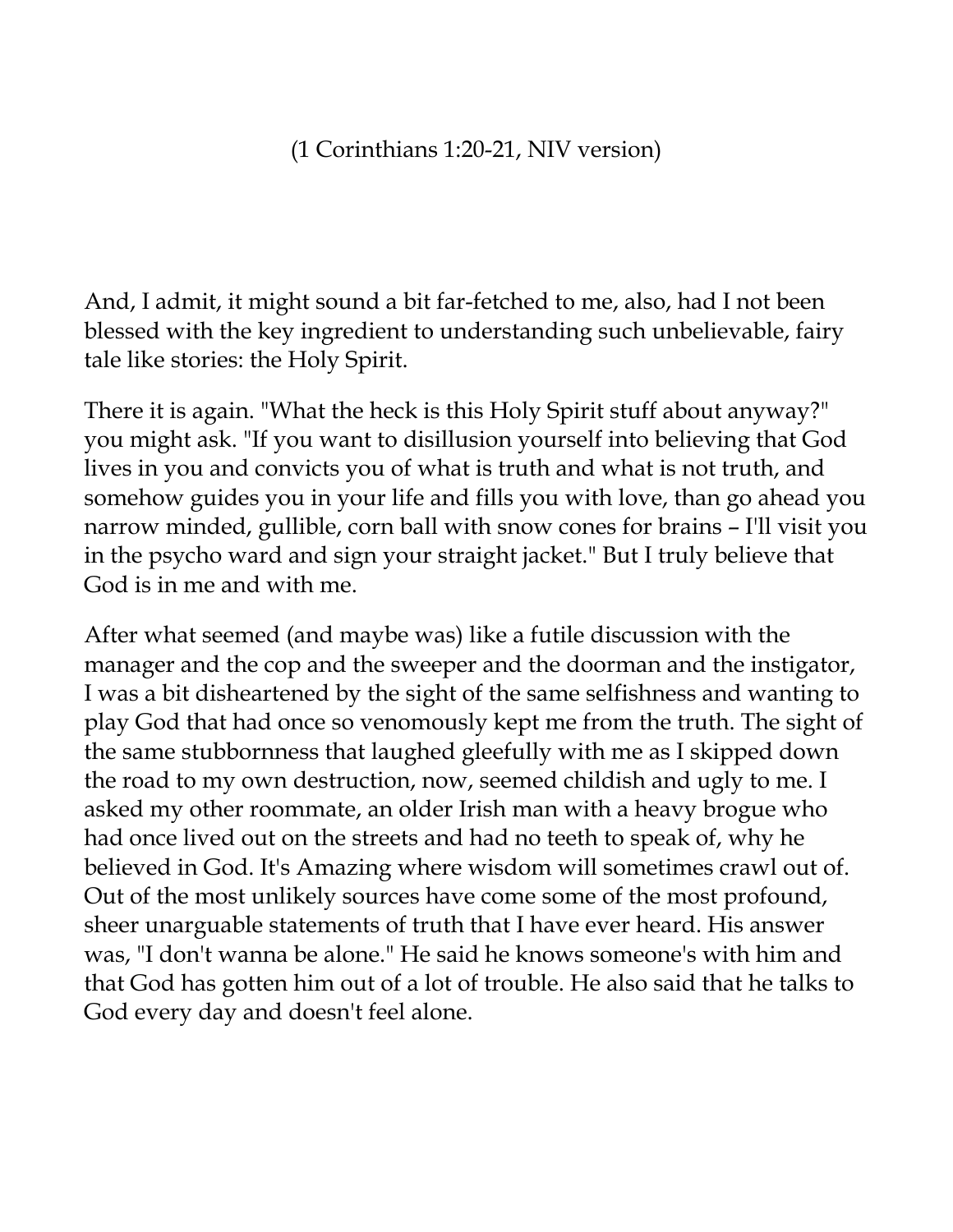(1 Corinthians 1:20-21, NIV version)

And, I admit, it might sound a bit far-fetched to me, also, had I not been blessed with the key ingredient to understanding such unbelievable, fairy tale like stories: the Holy Spirit.

There it is again. "What the heck is this Holy Spirit stuff about anyway?" you might ask. "If you want to disillusion yourself into believing that God lives in you and convicts you of what is truth and what is not truth, and somehow guides you in your life and fills you with love, than go ahead you narrow minded, gullible, corn ball with snow cones for brains – I'll visit you in the psycho ward and sign your straight jacket." But I truly believe that God is in me and with me.

After what seemed (and maybe was) like a futile discussion with the manager and the cop and the sweeper and the doorman and the instigator, I was a bit disheartened by the sight of the same selfishness and wanting to play God that had once so venomously kept me from the truth. The sight of the same stubbornness that laughed gleefully with me as I skipped down the road to my own destruction, now, seemed childish and ugly to me. I asked my other roommate, an older Irish man with a heavy brogue who had once lived out on the streets and had no teeth to speak of, why he believed in God. It's Amazing where wisdom will sometimes crawl out of. Out of the most unlikely sources have come some of the most profound, sheer unarguable statements of truth that I have ever heard. His answer was, "I don't wanna be alone." He said he knows someone's with him and that God has gotten him out of a lot of trouble. He also said that he talks to God every day and doesn't feel alone.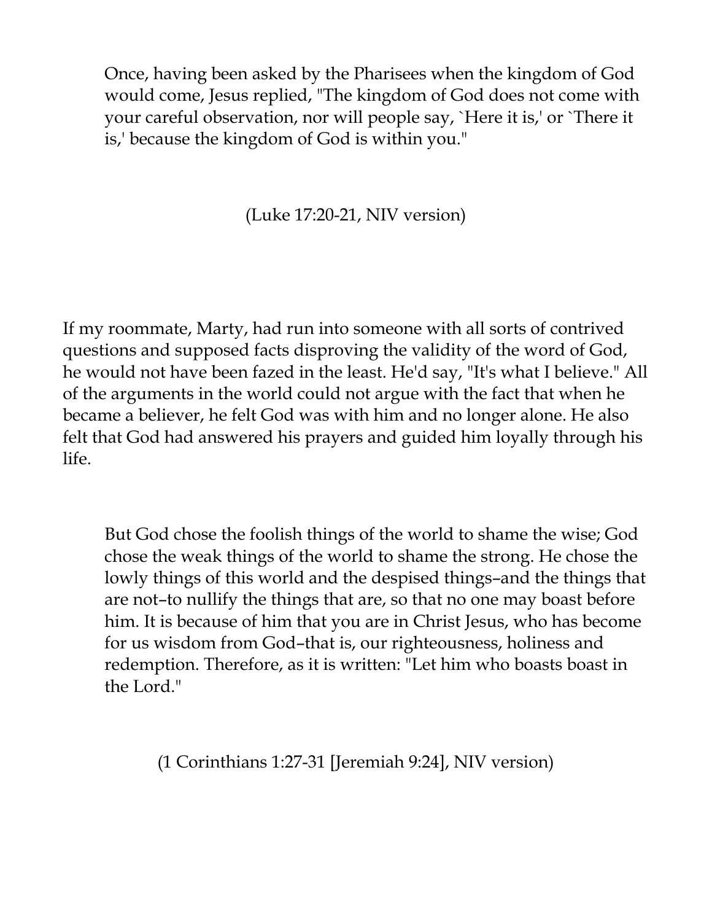> Once, having been asked by the Pharisees when the kingdom of God would come, Jesus replied, "The kingdom of God does not come with your careful observation, nor will people say, `Here it is,' or `There it is,' because the kingdom of God is within you."
>
> (Luke 17:20-21, NIV version)

If my roommate, Marty, had run into someone with all sorts of contrived questions and supposed facts disproving the validity of the word of God, he would not have been fazed in the least. He'd say, "It's what I believe." All of the arguments in the world could not argue with the fact that when he became a believer, he felt God was with him and no longer alone. He also felt that God had answered his prayers and guided him loyally through his life.

> But God chose the foolish things of the world to shame the wise; God chose the weak things of the world to shame the strong. He chose the lowly things of this world and the despised things–and the things that are not–to nullify the things that are, so that no one may boast before him. It is because of him that you are in Christ Jesus, who has become for us wisdom from God–that is, our righteousness, holiness and redemption. Therefore, as it is written: "Let him who boasts boast in the Lord."
>
> (1 Corinthians 1:27-31 [Jeremiah 9:24], NIV version)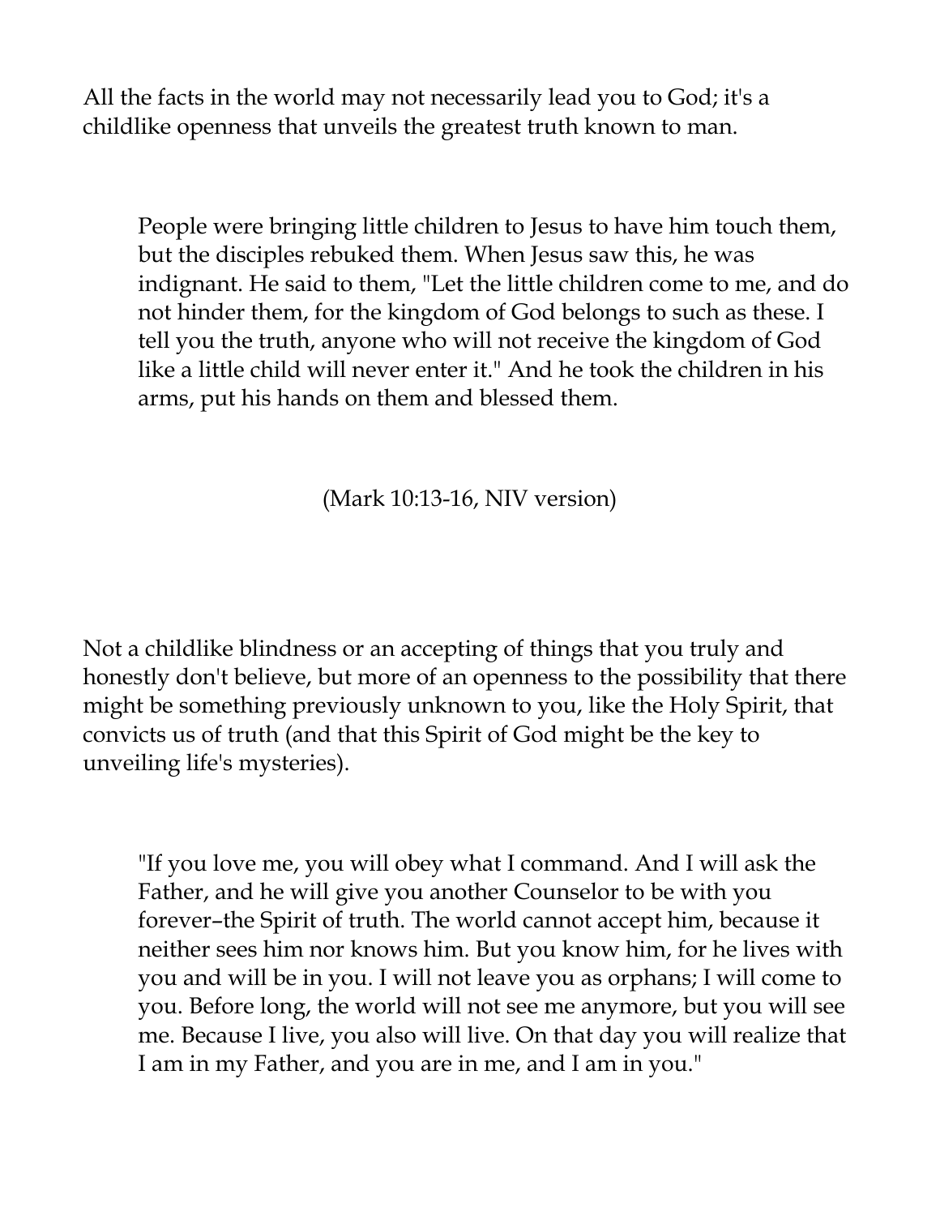All the facts in the world may not necessarily lead you to God; it's a childlike openness that unveils the greatest truth known to man.

> People were bringing little children to Jesus to have him touch them, but the disciples rebuked them. When Jesus saw this, he was indignant. He said to them, "Let the little children come to me, and do not hinder them, for the kingdom of God belongs to such as these. I tell you the truth, anyone who will not receive the kingdom of God like a little child will never enter it." And he took the children in his arms, put his hands on them and blessed them.
>
> (Mark 10:13-16, NIV version)

Not a childlike blindness or an accepting of things that you truly and honestly don't believe, but more of an openness to the possibility that there might be something previously unknown to you, like the Holy Spirit, that convicts us of truth (and that this Spirit of God might be the key to unveiling life's mysteries).

> "If you love me, you will obey what I command. And I will ask the Father, and he will give you another Counselor to be with you forever–the Spirit of truth. The world cannot accept him, because it neither sees him nor knows him. But you know him, for he lives with you and will be in you. I will not leave you as orphans; I will come to you. Before long, the world will not see me anymore, but you will see me. Because I live, you also will live. On that day you will realize that I am in my Father, and you are in me, and I am in you."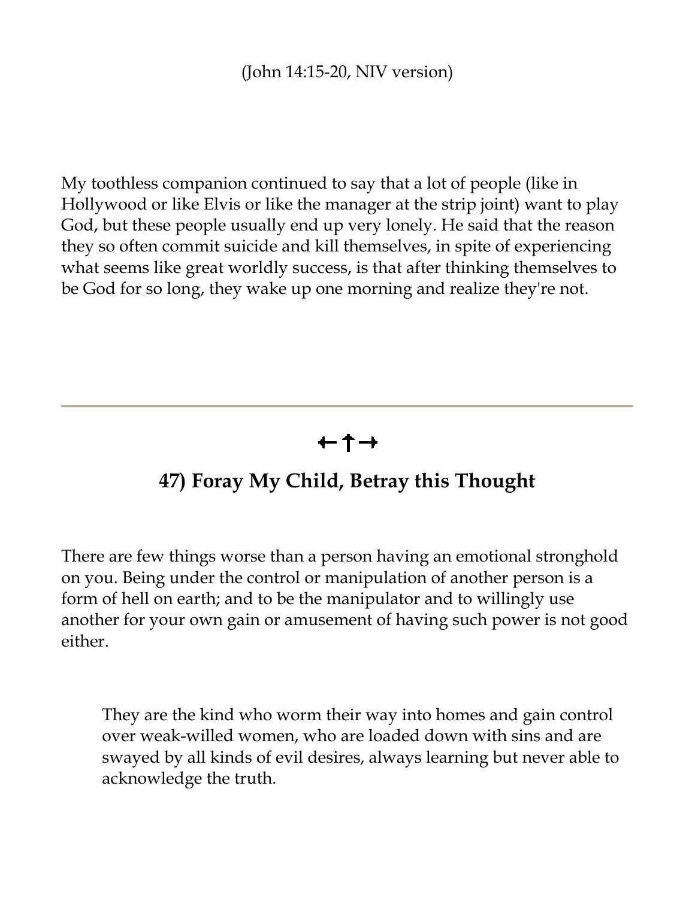(John 14:15-20, NIV version)

My toothless companion continued to say that a lot of people (like in Hollywood or like Elvis or like the manager at the strip joint) want to play God, but these people usually end up very lonely. He said that the reason they so often commit suicide and kill themselves, in spite of experiencing what seems like great worldly success, is that after thinking themselves to be God for so long, they wake up one morning and realize they're not.

---

←†→

## 47) Foray My Child, Betray this Thought

There are few things worse than a person having an emotional stronghold on you. Being under the control or manipulation of another person is a form of hell on earth; and to be the manipulator and to willingly use another for your own gain or amusement of having such power is not good either.

> They are the kind who worm their way into homes and gain control over weak-willed women, who are loaded down with sins and are swayed by all kinds of evil desires, always learning but never able to acknowledge the truth.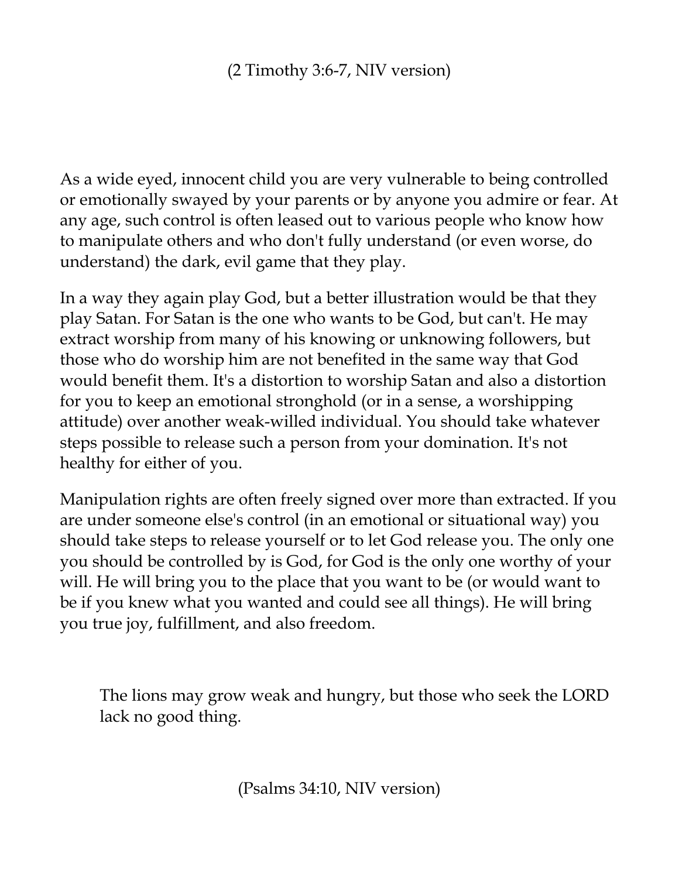(2 Timothy 3:6-7, NIV version)

As a wide eyed, innocent child you are very vulnerable to being controlled or emotionally swayed by your parents or by anyone you admire or fear. At any age, such control is often leased out to various people who know how to manipulate others and who don't fully understand (or even worse, do understand) the dark, evil game that they play.

In a way they again play God, but a better illustration would be that they play Satan. For Satan is the one who wants to be God, but can't. He may extract worship from many of his knowing or unknowing followers, but those who do worship him are not benefited in the same way that God would benefit them. It's a distortion to worship Satan and also a distortion for you to keep an emotional stronghold (or in a sense, a worshipping attitude) over another weak-willed individual. You should take whatever steps possible to release such a person from your domination. It's not healthy for either of you.

Manipulation rights are often freely signed over more than extracted. If you are under someone else's control (in an emotional or situational way) you should take steps to release yourself or to let God release you. The only one you should be controlled by is God, for God is the only one worthy of your will. He will bring you to the place that you want to be (or would want to be if you knew what you wanted and could see all things). He will bring you true joy, fulfillment, and also freedom.

> The lions may grow weak and hungry, but those who seek the LORD lack no good thing.

(Psalms 34:10, NIV version)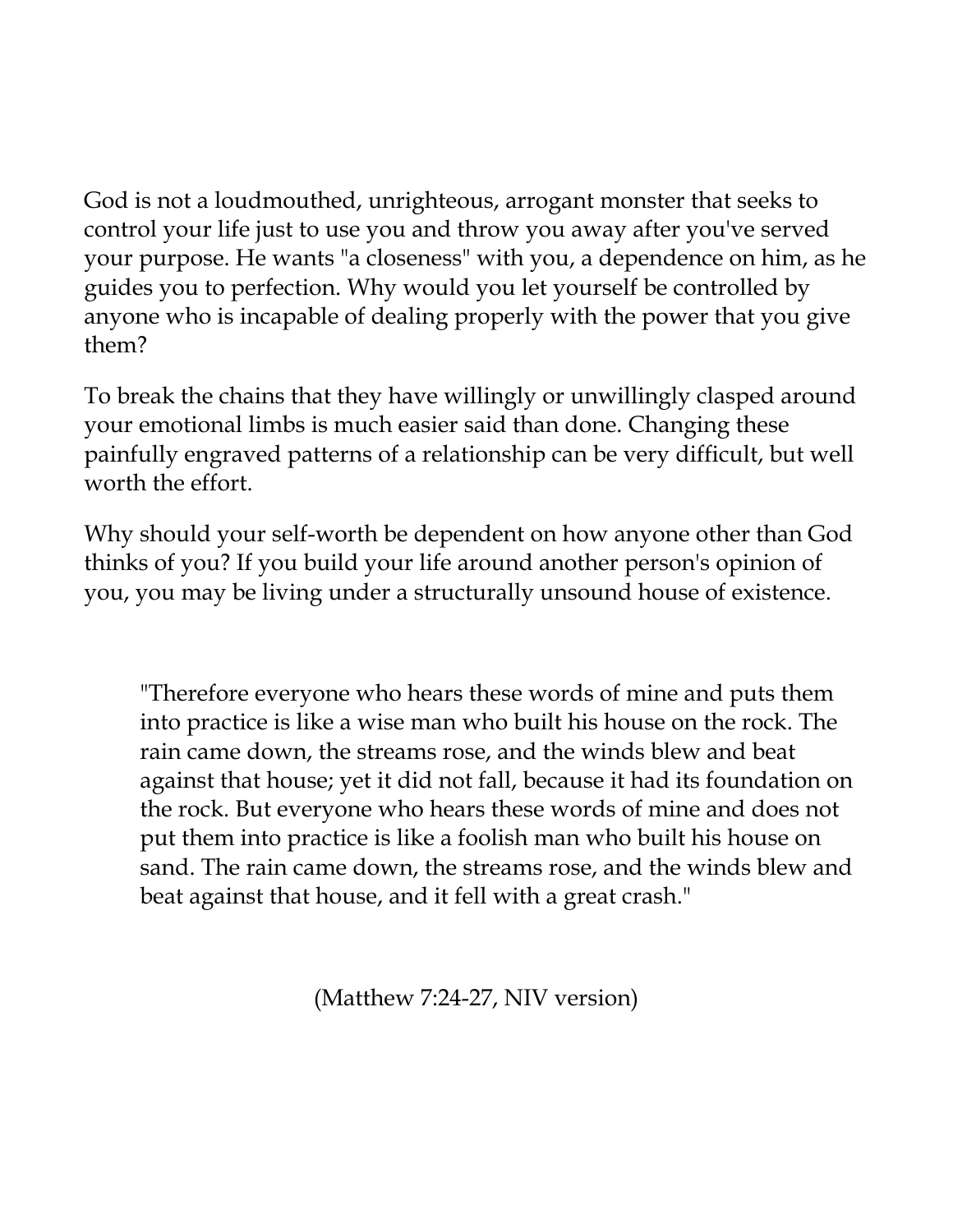God is not a loudmouthed, unrighteous, arrogant monster that seeks to control your life just to use you and throw you away after you've served your purpose. He wants "a closeness" with you, a dependence on him, as he guides you to perfection. Why would you let yourself be controlled by anyone who is incapable of dealing properly with the power that you give them?

To break the chains that they have willingly or unwillingly clasped around your emotional limbs is much easier said than done. Changing these painfully engraved patterns of a relationship can be very difficult, but well worth the effort.

Why should your self-worth be dependent on how anyone other than God thinks of you? If you build your life around another person's opinion of you, you may be living under a structurally unsound house of existence.

> "Therefore everyone who hears these words of mine and puts them into practice is like a wise man who built his house on the rock. The rain came down, the streams rose, and the winds blew and beat against that house; yet it did not fall, because it had its foundation on the rock. But everyone who hears these words of mine and does not put them into practice is like a foolish man who built his house on sand. The rain came down, the streams rose, and the winds blew and beat against that house, and it fell with a great crash."
>
> (Matthew 7:24-27, NIV version)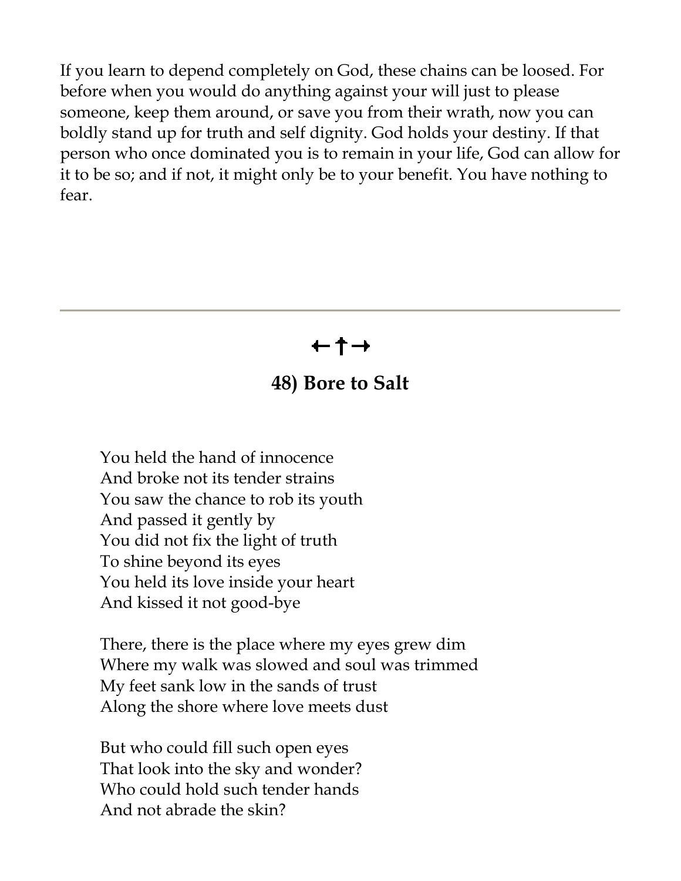If you learn to depend completely on God, these chains can be loosed. For before when you would do anything against your will just to please someone, keep them around, or save you from their wrath, now you can boldly stand up for truth and self dignity. God holds your destiny. If that person who once dominated you is to remain in your life, God can allow for it to be so; and if not, it might only be to your benefit. You have nothing to fear.

---

←†→

## 48) Bore to Salt

You held the hand of innocence  
And broke not its tender strains  
You saw the chance to rob its youth  
And passed it gently by  
You did not fix the light of truth  
To shine beyond its eyes  
You held its love inside your heart  
And kissed it not good-bye

There, there is the place where my eyes grew dim  
Where my walk was slowed and soul was trimmed  
My feet sank low in the sands of trust  
Along the shore where love meets dust

But who could fill such open eyes  
That look into the sky and wonder?  
Who could hold such tender hands  
And not abrade the skin?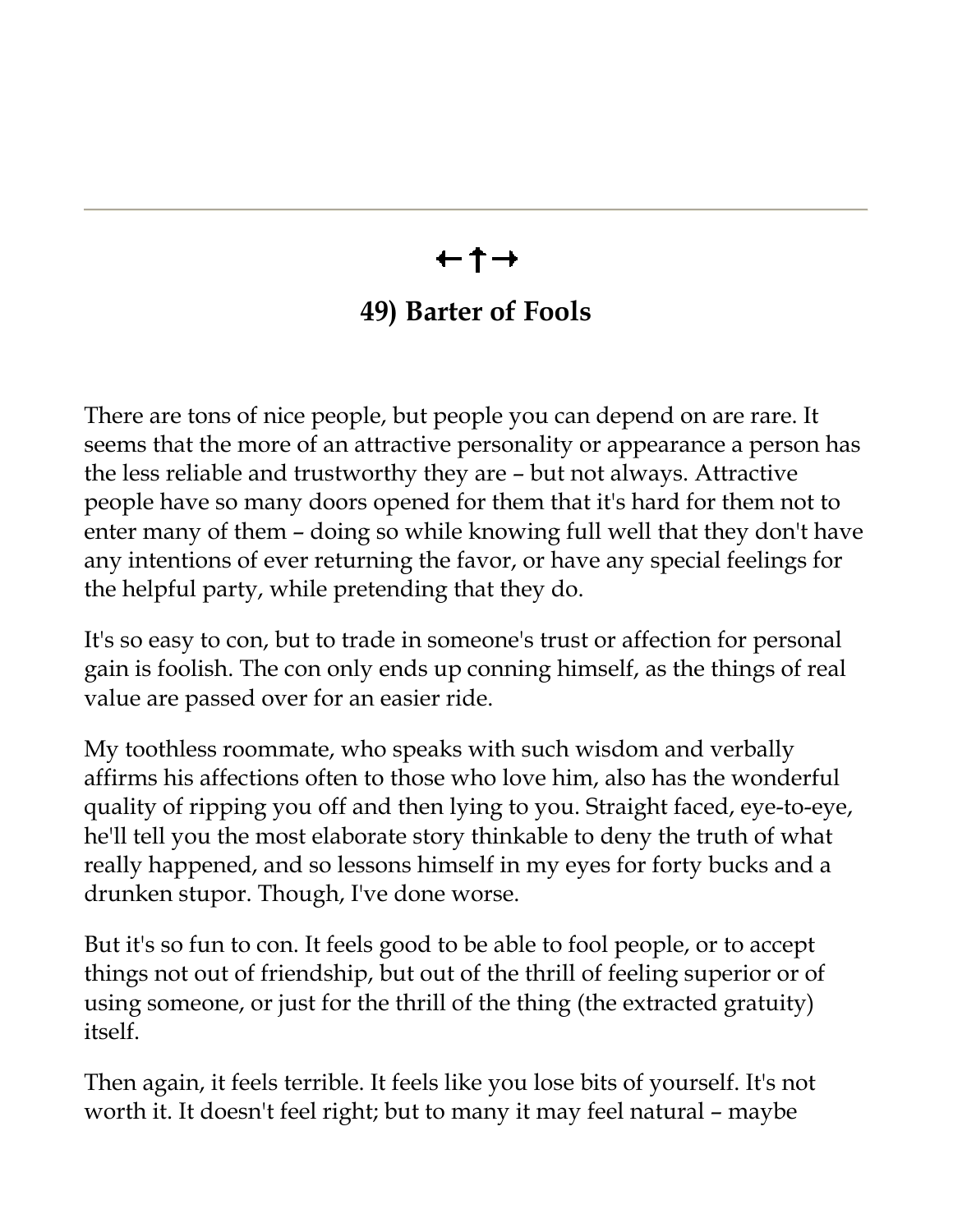←↑→

## 49) Barter of Fools

There are tons of nice people, but people you can depend on are rare. It seems that the more of an attractive personality or appearance a person has the less reliable and trustworthy they are – but not always. Attractive people have so many doors opened for them that it's hard for them not to enter many of them – doing so while knowing full well that they don't have any intentions of ever returning the favor, or have any special feelings for the helpful party, while pretending that they do.

It's so easy to con, but to trade in someone's trust or affection for personal gain is foolish. The con only ends up conning himself, as the things of real value are passed over for an easier ride.

My toothless roommate, who speaks with such wisdom and verbally affirms his affections often to those who love him, also has the wonderful quality of ripping you off and then lying to you. Straight faced, eye-to-eye, he'll tell you the most elaborate story thinkable to deny the truth of what really happened, and so lessons himself in my eyes for forty bucks and a drunken stupor. Though, I've done worse.

But it's so fun to con. It feels good to be able to fool people, or to accept things not out of friendship, but out of the thrill of feeling superior or of using someone, or just for the thrill of the thing (the extracted gratuity) itself.

Then again, it feels terrible. It feels like you lose bits of yourself. It's not worth it. It doesn't feel right; but to many it may feel natural – maybe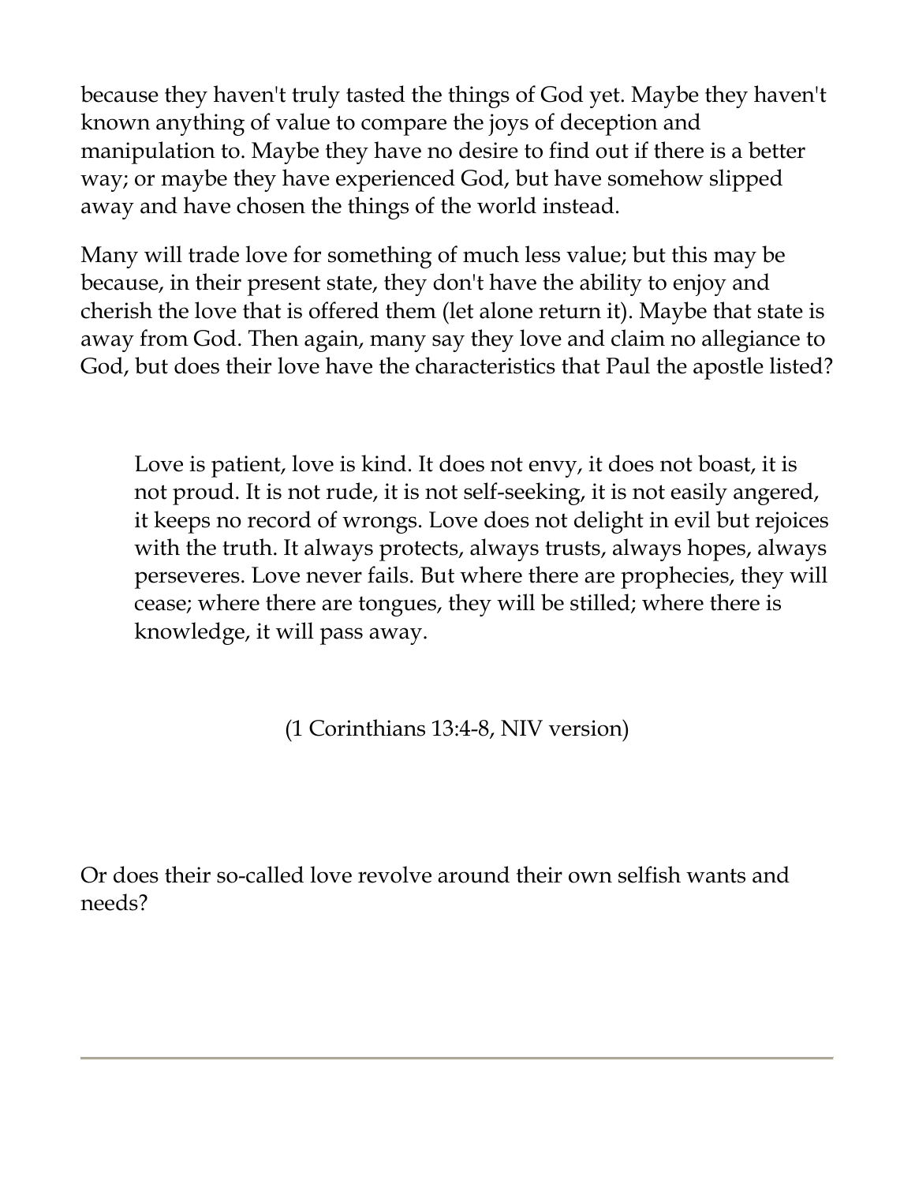because they haven't truly tasted the things of God yet. Maybe they haven't known anything of value to compare the joys of deception and manipulation to. Maybe they have no desire to find out if there is a better way; or maybe they have experienced God, but have somehow slipped away and have chosen the things of the world instead.

Many will trade love for something of much less value; but this may be because, in their present state, they don't have the ability to enjoy and cherish the love that is offered them (let alone return it). Maybe that state is away from God. Then again, many say they love and claim no allegiance to God, but does their love have the characteristics that Paul the apostle listed?

> Love is patient, love is kind. It does not envy, it does not boast, it is not proud. It is not rude, it is not self-seeking, it is not easily angered, it keeps no record of wrongs. Love does not delight in evil but rejoices with the truth. It always protects, always trusts, always hopes, always perseveres. Love never fails. But where there are prophecies, they will cease; where there are tongues, they will be stilled; where there is knowledge, it will pass away.
>
> (1 Corinthians 13:4-8, NIV version)

Or does their so-called love revolve around their own selfish wants and needs?

---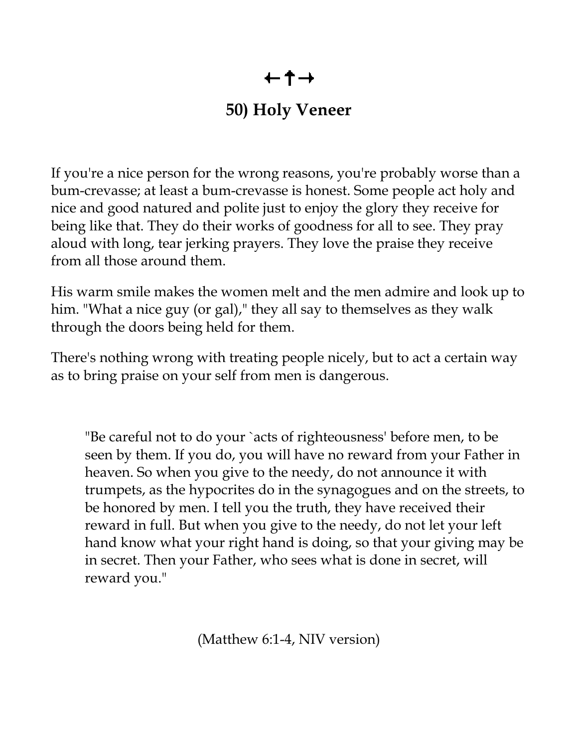←✝→

## 50) Holy Veneer

If you're a nice person for the wrong reasons, you're probably worse than a bum-crevasse; at least a bum-crevasse is honest. Some people act holy and nice and good natured and polite just to enjoy the glory they receive for being like that. They do their works of goodness for all to see. They pray aloud with long, tear jerking prayers. They love the praise they receive from all those around them.

His warm smile makes the women melt and the men admire and look up to him. "What a nice guy (or gal)," they all say to themselves as they walk through the doors being held for them.

There's nothing wrong with treating people nicely, but to act a certain way as to bring praise on your self from men is dangerous.

> "Be careful not to do your `acts of righteousness' before men, to be seen by them. If you do, you will have no reward from your Father in heaven. So when you give to the needy, do not announce it with trumpets, as the hypocrites do in the synagogues and on the streets, to be honored by men. I tell you the truth, they have received their reward in full. But when you give to the needy, do not let your left hand know what your right hand is doing, so that your giving may be in secret. Then your Father, who sees what is done in secret, will reward you."

(Matthew 6:1-4, NIV version)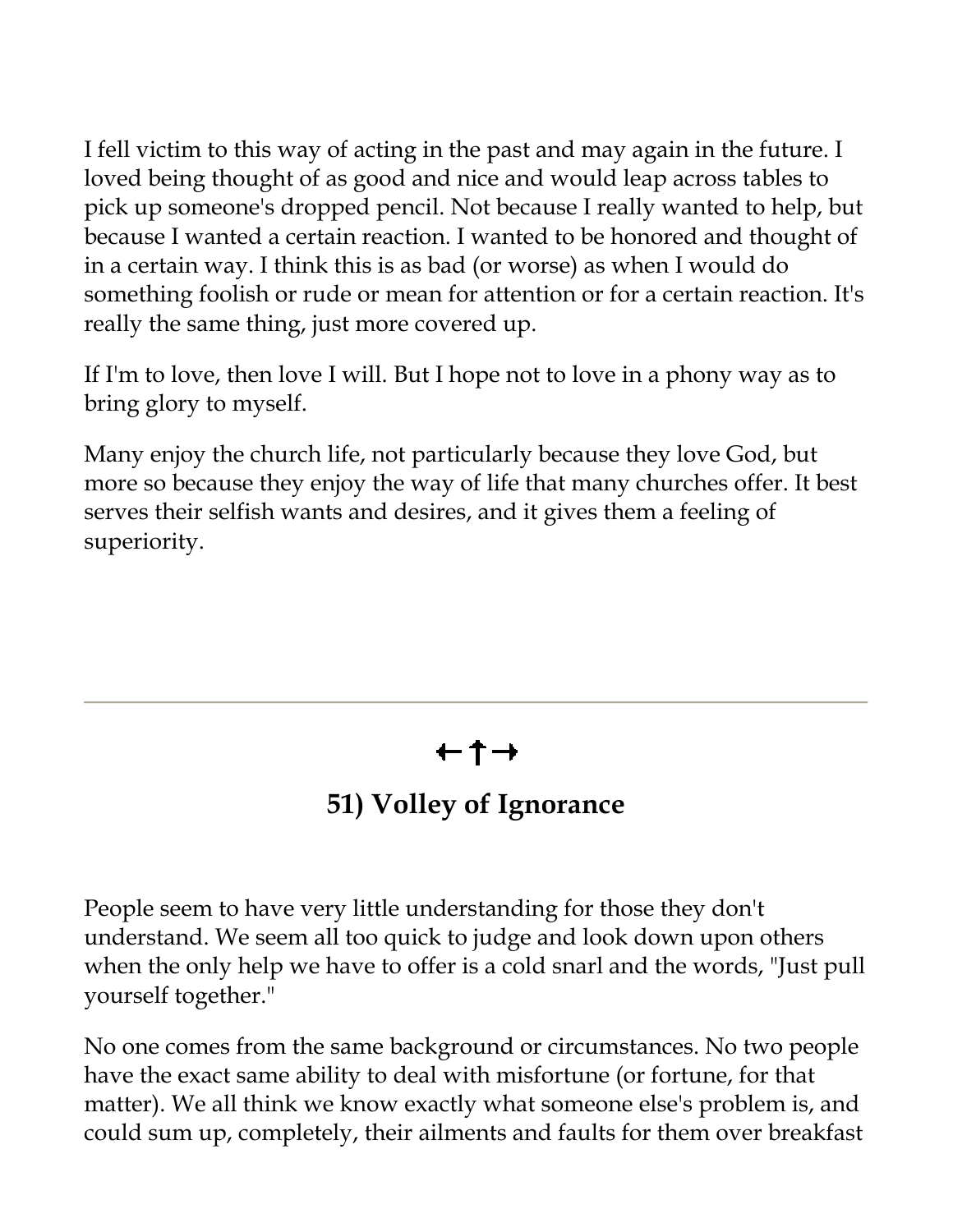I fell victim to this way of acting in the past and may again in the future. I loved being thought of as good and nice and would leap across tables to pick up someone's dropped pencil. Not because I really wanted to help, but because I wanted a certain reaction. I wanted to be honored and thought of in a certain way. I think this is as bad (or worse) as when I would do something foolish or rude or mean for attention or for a certain reaction. It's really the same thing, just more covered up.

If I'm to love, then love I will. But I hope not to love in a phony way as to bring glory to myself.

Many enjoy the church life, not particularly because they love God, but more so because they enjoy the way of life that many churches offer. It best serves their selfish wants and desires, and it gives them a feeling of superiority.

---

←↑→

## 51) Volley of Ignorance

People seem to have very little understanding for those they don't understand. We seem all too quick to judge and look down upon others when the only help we have to offer is a cold snarl and the words, "Just pull yourself together."

No one comes from the same background or circumstances. No two people have the exact same ability to deal with misfortune (or fortune, for that matter). We all think we know exactly what someone else's problem is, and could sum up, completely, their ailments and faults for them over breakfast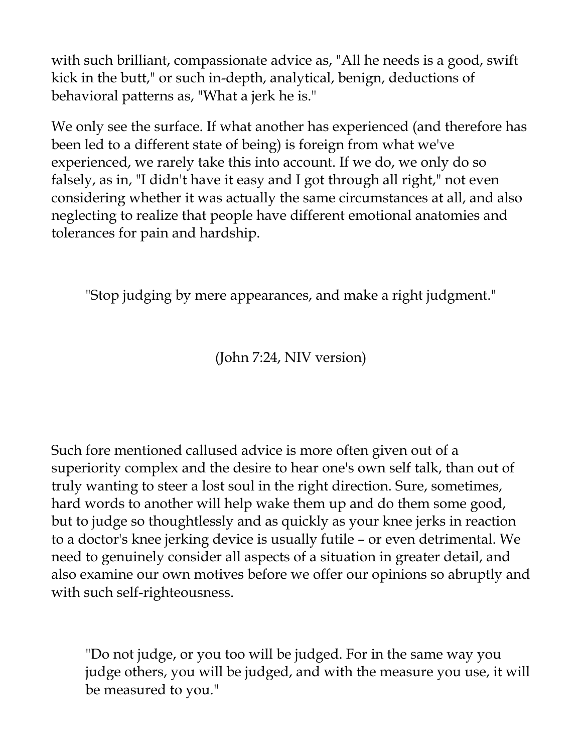with such brilliant, compassionate advice as, "All he needs is a good, swift kick in the butt," or such in-depth, analytical, benign, deductions of behavioral patterns as, "What a jerk he is."

We only see the surface. If what another has experienced (and therefore has been led to a different state of being) is foreign from what we've experienced, we rarely take this into account. If we do, we only do so falsely, as in, "I didn't have it easy and I got through all right," not even considering whether it was actually the same circumstances at all, and also neglecting to realize that people have different emotional anatomies and tolerances for pain and hardship.

"Stop judging by mere appearances, and make a right judgment."

(John 7:24, NIV version)

Such fore mentioned callused advice is more often given out of a superiority complex and the desire to hear one's own self talk, than out of truly wanting to steer a lost soul in the right direction. Sure, sometimes, hard words to another will help wake them up and do them some good, but to judge so thoughtlessly and as quickly as your knee jerks in reaction to a doctor's knee jerking device is usually futile – or even detrimental. We need to genuinely consider all aspects of a situation in greater detail, and also examine our own motives before we offer our opinions so abruptly and with such self-righteousness.

> "Do not judge, or you too will be judged. For in the same way you judge others, you will be judged, and with the measure you use, it will be measured to you."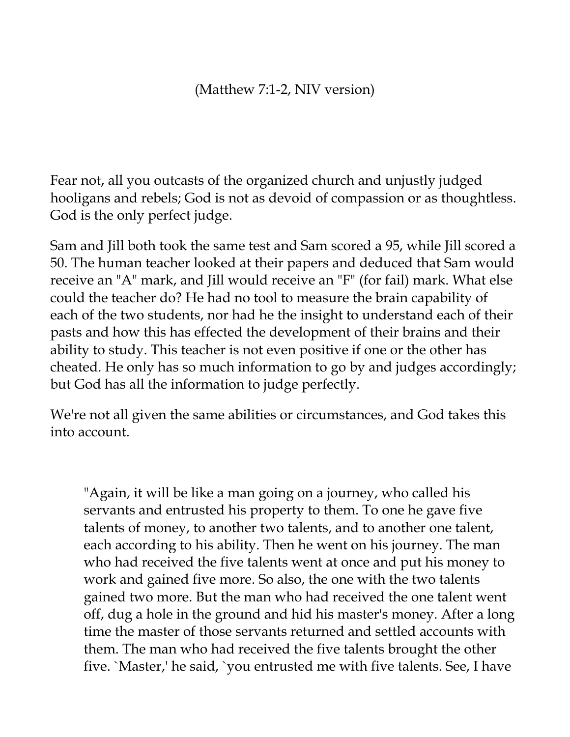(Matthew 7:1-2, NIV version)

Fear not, all you outcasts of the organized church and unjustly judged hooligans and rebels; God is not as devoid of compassion or as thoughtless. God is the only perfect judge.

Sam and Jill both took the same test and Sam scored a 95, while Jill scored a 50. The human teacher looked at their papers and deduced that Sam would receive an "A" mark, and Jill would receive an "F" (for fail) mark. What else could the teacher do? He had no tool to measure the brain capability of each of the two students, nor had he the insight to understand each of their pasts and how this has effected the development of their brains and their ability to study. This teacher is not even positive if one or the other has cheated. He only has so much information to go by and judges accordingly; but God has all the information to judge perfectly.

We're not all given the same abilities or circumstances, and God takes this into account.

> "Again, it will be like a man going on a journey, who called his servants and entrusted his property to them. To one he gave five talents of money, to another two talents, and to another one talent, each according to his ability. Then he went on his journey. The man who had received the five talents went at once and put his money to work and gained five more. So also, the one with the two talents gained two more. But the man who had received the one talent went off, dug a hole in the ground and hid his master's money. After a long time the master of those servants returned and settled accounts with them. The man who had received the five talents brought the other five. `Master,' he said, `you entrusted me with five talents. See, I have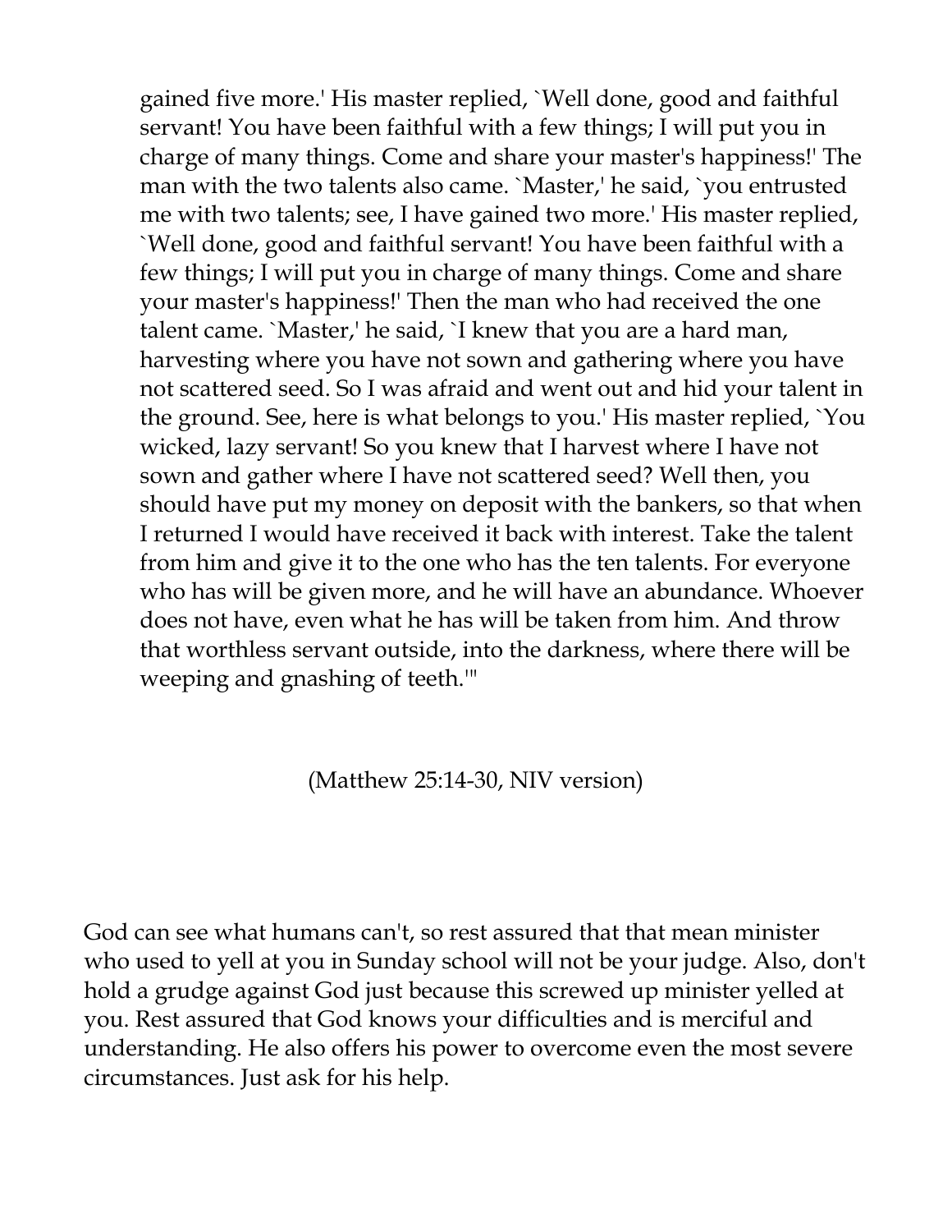> gained five more.' His master replied, `Well done, good and faithful servant! You have been faithful with a few things; I will put you in charge of many things. Come and share your master's happiness!' The man with the two talents also came. `Master,' he said, `you entrusted me with two talents; see, I have gained two more.' His master replied, `Well done, good and faithful servant! You have been faithful with a few things; I will put you in charge of many things. Come and share your master's happiness!' Then the man who had received the one talent came. `Master,' he said, `I knew that you are a hard man, harvesting where you have not sown and gathering where you have not scattered seed. So I was afraid and went out and hid your talent in the ground. See, here is what belongs to you.' His master replied, `You wicked, lazy servant! So you knew that I harvest where I have not sown and gather where I have not scattered seed? Well then, you should have put my money on deposit with the bankers, so that when I returned I would have received it back with interest. Take the talent from him and give it to the one who has the ten talents. For everyone who has will be given more, and he will have an abundance. Whoever does not have, even what he has will be taken from him. And throw that worthless servant outside, into the darkness, where there will be weeping and gnashing of teeth.'"

(Matthew 25:14-30, NIV version)

God can see what humans can't, so rest assured that that mean minister who used to yell at you in Sunday school will not be your judge. Also, don't hold a grudge against God just because this screwed up minister yelled at you. Rest assured that God knows your difficulties and is merciful and understanding. He also offers his power to overcome even the most severe circumstances. Just ask for his help.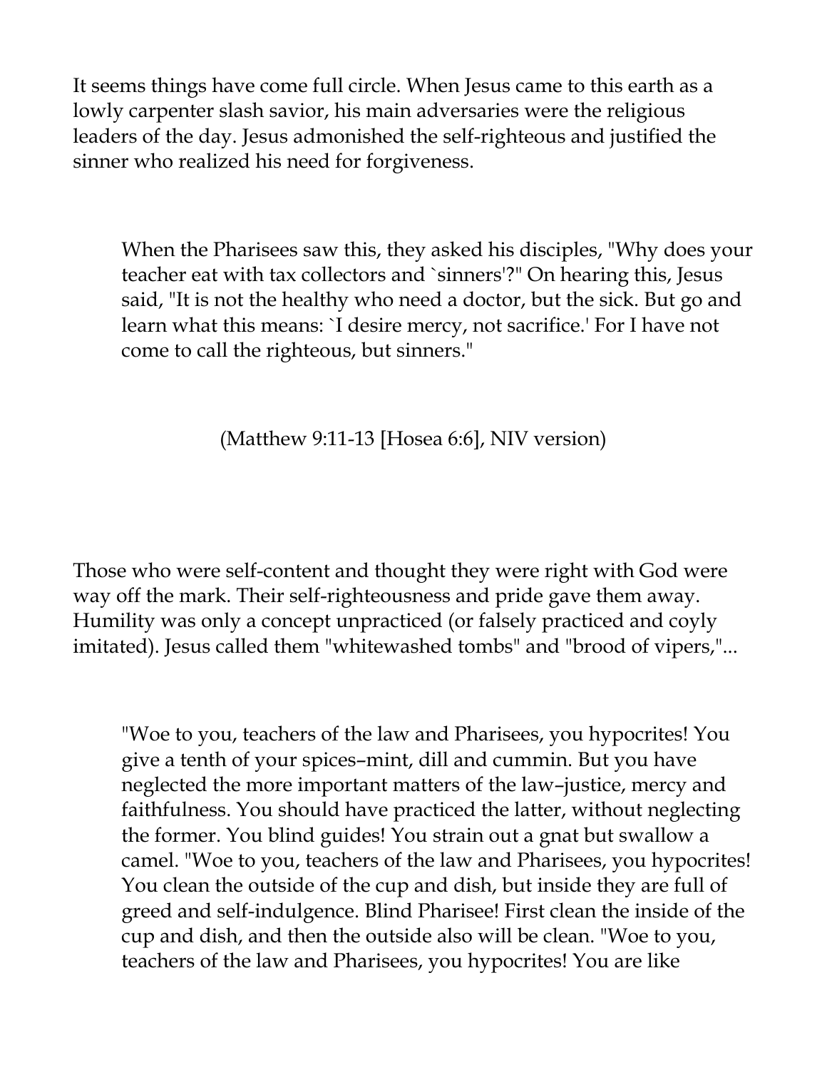It seems things have come full circle. When Jesus came to this earth as a lowly carpenter slash savior, his main adversaries were the religious leaders of the day. Jesus admonished the self-righteous and justified the sinner who realized his need for forgiveness.

> When the Pharisees saw this, they asked his disciples, "Why does your teacher eat with tax collectors and `sinners'?" On hearing this, Jesus said, "It is not the healthy who need a doctor, but the sick. But go and learn what this means: `I desire mercy, not sacrifice.' For I have not come to call the righteous, but sinners."
>
> (Matthew 9:11-13 [Hosea 6:6], NIV version)

Those who were self-content and thought they were right with God were way off the mark. Their self-righteousness and pride gave them away. Humility was only a concept unpracticed (or falsely practiced and coyly imitated). Jesus called them "whitewashed tombs" and "brood of vipers,"...

> "Woe to you, teachers of the law and Pharisees, you hypocrites! You give a tenth of your spices–mint, dill and cummin. But you have neglected the more important matters of the law–justice, mercy and faithfulness. You should have practiced the latter, without neglecting the former. You blind guides! You strain out a gnat but swallow a camel. "Woe to you, teachers of the law and Pharisees, you hypocrites! You clean the outside of the cup and dish, but inside they are full of greed and self-indulgence. Blind Pharisee! First clean the inside of the cup and dish, and then the outside also will be clean. "Woe to you, teachers of the law and Pharisees, you hypocrites! You are like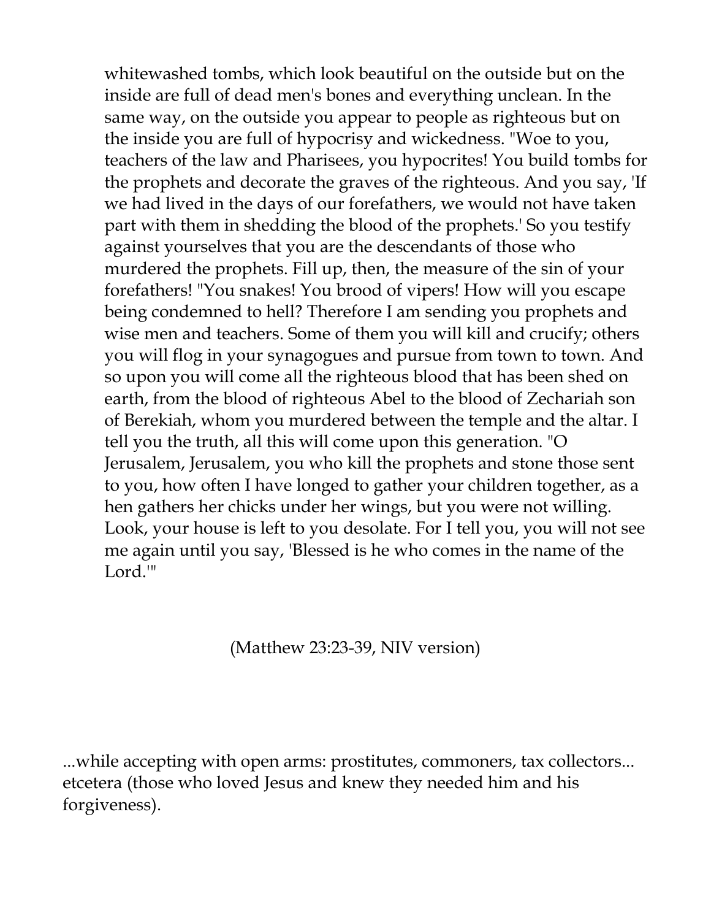> whitewashed tombs, which look beautiful on the outside but on the inside are full of dead men's bones and everything unclean. In the same way, on the outside you appear to people as righteous but on the inside you are full of hypocrisy and wickedness. "Woe to you, teachers of the law and Pharisees, you hypocrites! You build tombs for the prophets and decorate the graves of the righteous. And you say, 'If we had lived in the days of our forefathers, we would not have taken part with them in shedding the blood of the prophets.' So you testify against yourselves that you are the descendants of those who murdered the prophets. Fill up, then, the measure of the sin of your forefathers! "You snakes! You brood of vipers! How will you escape being condemned to hell? Therefore I am sending you prophets and wise men and teachers. Some of them you will kill and crucify; others you will flog in your synagogues and pursue from town to town. And so upon you will come all the righteous blood that has been shed on earth, from the blood of righteous Abel to the blood of Zechariah son of Berekiah, whom you murdered between the temple and the altar. I tell you the truth, all this will come upon this generation. "O Jerusalem, Jerusalem, you who kill the prophets and stone those sent to you, how often I have longed to gather your children together, as a hen gathers her chicks under her wings, but you were not willing. Look, your house is left to you desolate. For I tell you, you will not see me again until you say, 'Blessed is he who comes in the name of the Lord.'"
>
> (Matthew 23:23-39, NIV version)

...while accepting with open arms: prostitutes, commoners, tax collectors... etcetera (those who loved Jesus and knew they needed him and his forgiveness).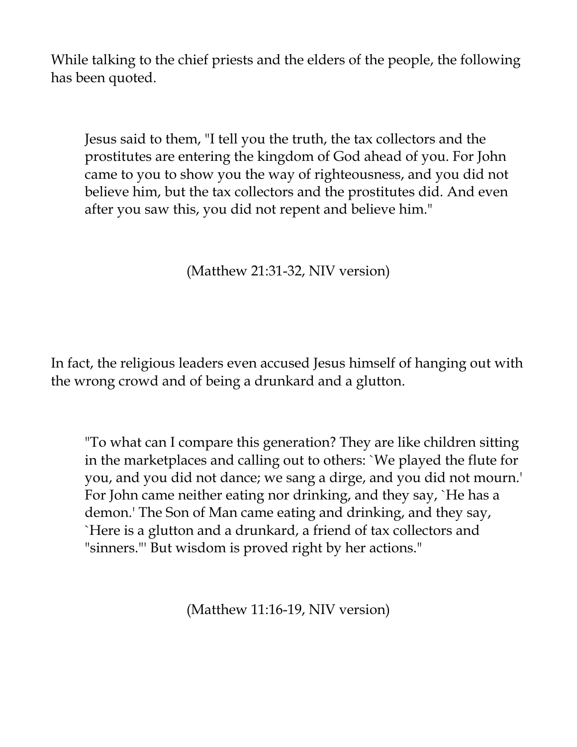While talking to the chief priests and the elders of the people, the following has been quoted.

> Jesus said to them, "I tell you the truth, the tax collectors and the prostitutes are entering the kingdom of God ahead of you. For John came to you to show you the way of righteousness, and you did not believe him, but the tax collectors and the prostitutes did. And even after you saw this, you did not repent and believe him."
>
> (Matthew 21:31-32, NIV version)

In fact, the religious leaders even accused Jesus himself of hanging out with the wrong crowd and of being a drunkard and a glutton.

> "To what can I compare this generation? They are like children sitting in the marketplaces and calling out to others: `We played the flute for you, and you did not dance; we sang a dirge, and you did not mourn.' For John came neither eating nor drinking, and they say, `He has a demon.' The Son of Man came eating and drinking, and they say, `Here is a glutton and a drunkard, a friend of tax collectors and "sinners."' But wisdom is proved right by her actions."
>
> (Matthew 11:16-19, NIV version)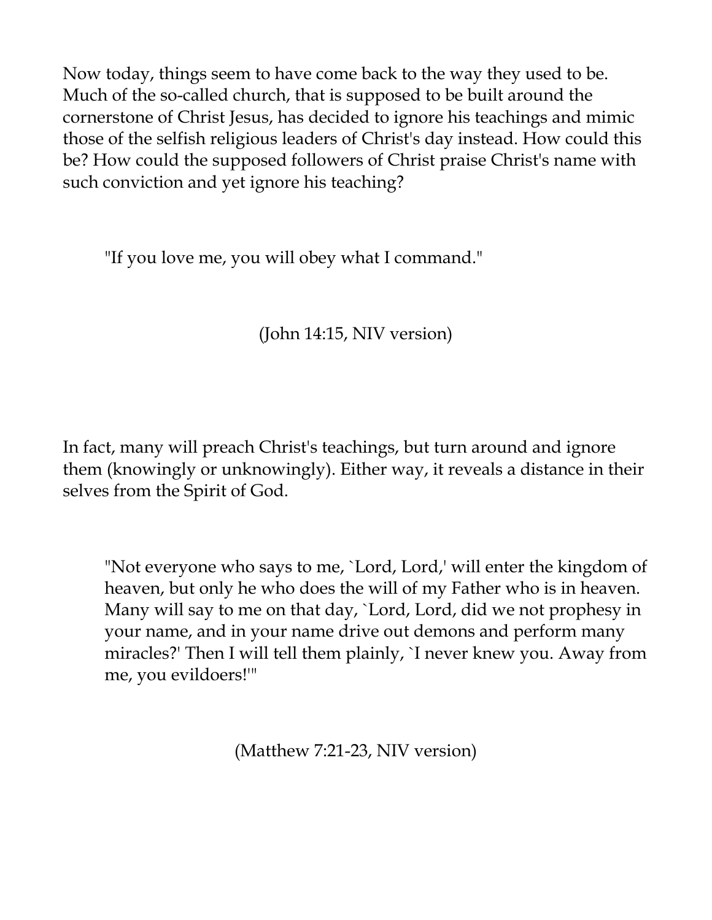Now today, things seem to have come back to the way they used to be. Much of the so-called church, that is supposed to be built around the cornerstone of Christ Jesus, has decided to ignore his teachings and mimic those of the selfish religious leaders of Christ's day instead. How could this be? How could the supposed followers of Christ praise Christ's name with such conviction and yet ignore his teaching?

> "If you love me, you will obey what I command."

(John 14:15, NIV version)

In fact, many will preach Christ's teachings, but turn around and ignore them (knowingly or unknowingly). Either way, it reveals a distance in their selves from the Spirit of God.

> "Not everyone who says to me, `Lord, Lord,' will enter the kingdom of heaven, but only he who does the will of my Father who is in heaven. Many will say to me on that day, `Lord, Lord, did we not prophesy in your name, and in your name drive out demons and perform many miracles?' Then I will tell them plainly, `I never knew you. Away from me, you evildoers!'"

(Matthew 7:21-23, NIV version)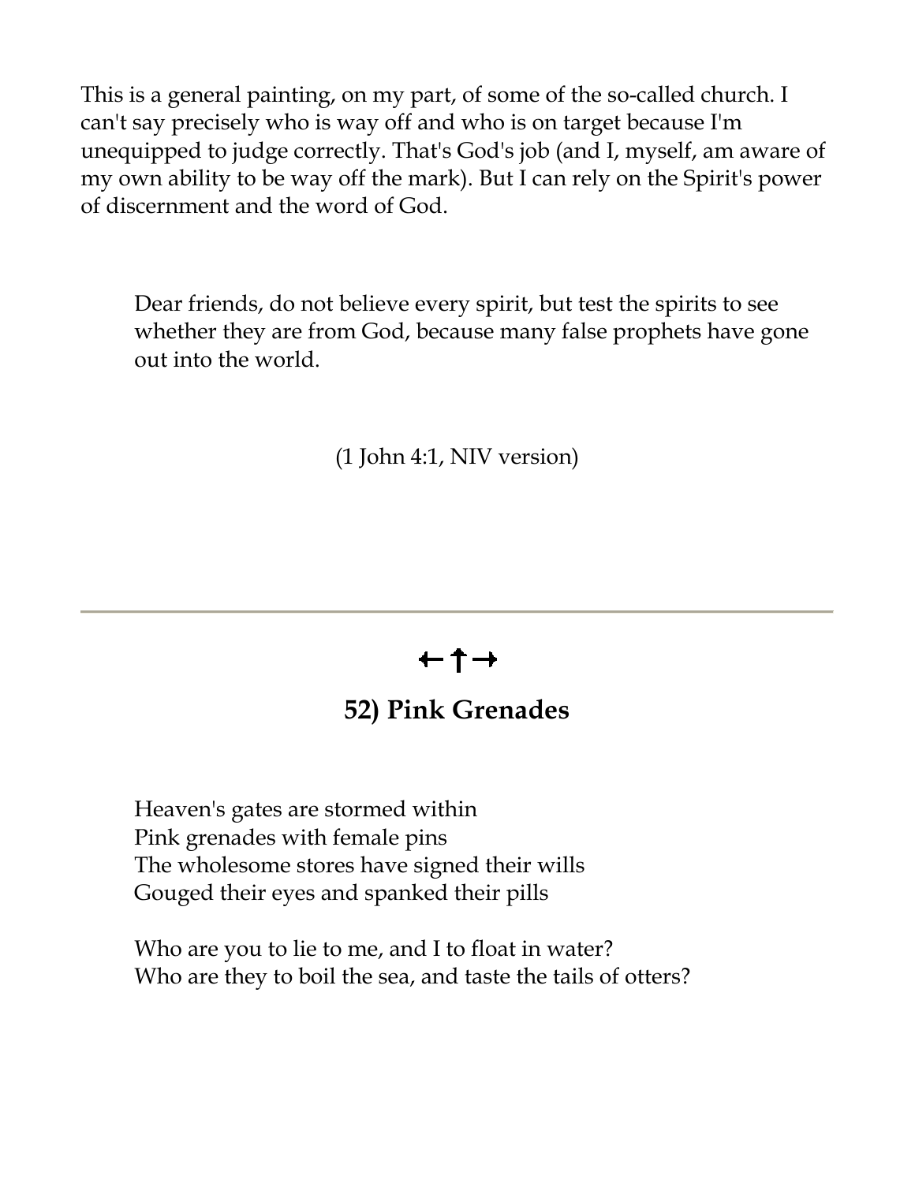This is a general painting, on my part, of some of the so-called church. I can't say precisely who is way off and who is on target because I'm unequipped to judge correctly. That's God's job (and I, myself, am aware of my own ability to be way off the mark). But I can rely on the Spirit's power of discernment and the word of God.

> Dear friends, do not believe every spirit, but test the spirits to see whether they are from God, because many false prophets have gone out into the world.
>
> (1 John 4:1, NIV version)

---

←†→

## 52) Pink Grenades

Heaven's gates are stormed within  
Pink grenades with female pins  
The wholesome stores have signed their wills  
Gouged their eyes and spanked their pills

Who are you to lie to me, and I to float in water?  
Who are they to boil the sea, and taste the tails of otters?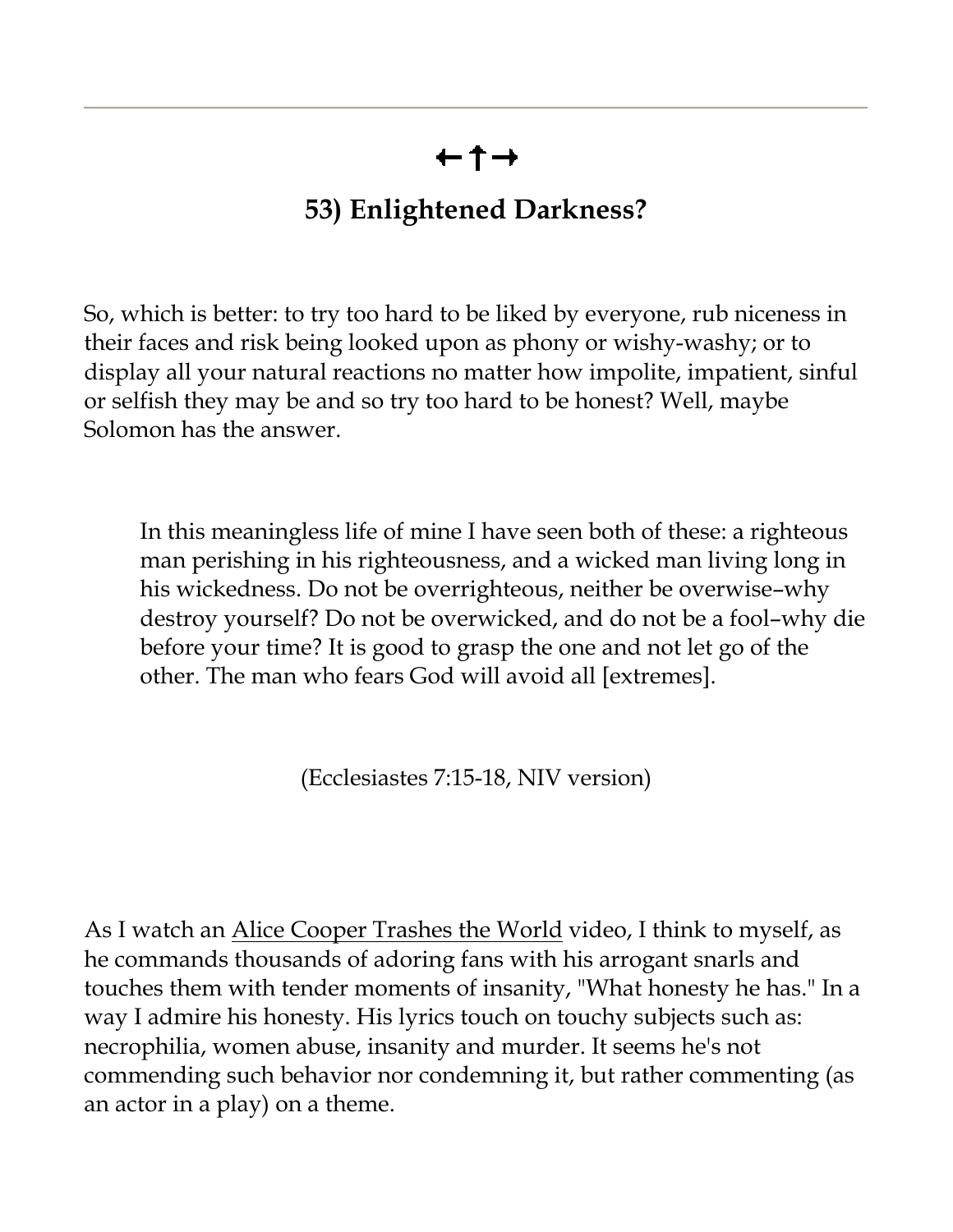---

←†→

## 53) Enlightened Darkness?

So, which is better: to try too hard to be liked by everyone, rub niceness in their faces and risk being looked upon as phony or wishy-washy; or to display all your natural reactions no matter how impolite, impatient, sinful or selfish they may be and so try too hard to be honest? Well, maybe Solomon has the answer.

> In this meaningless life of mine I have seen both of these: a righteous man perishing in his righteousness, and a wicked man living long in his wickedness. Do not be overrighteous, neither be overwise–why destroy yourself? Do not be overwicked, and do not be a fool–why die before your time? It is good to grasp the one and not let go of the other. The man who fears God will avoid all [extremes].

(Ecclesiastes 7:15-18, NIV version)

As I watch an Alice Cooper Trashes the World video, I think to myself, as he commands thousands of adoring fans with his arrogant snarls and touches them with tender moments of insanity, "What honesty he has." In a way I admire his honesty. His lyrics touch on touchy subjects such as: necrophilia, women abuse, insanity and murder. It seems he's not commending such behavior nor condemning it, but rather commenting (as an actor in a play) on a theme.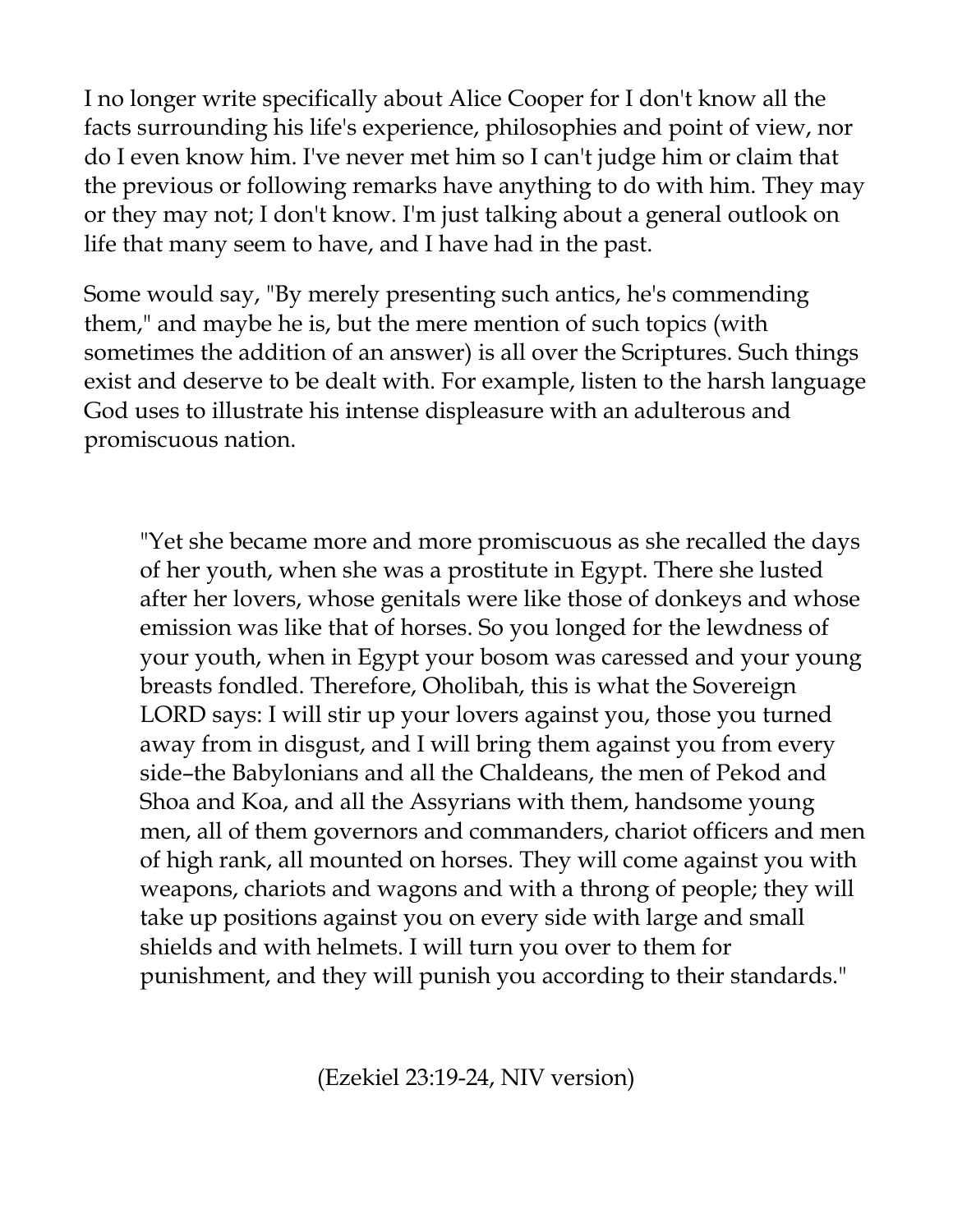I no longer write specifically about Alice Cooper for I don't know all the facts surrounding his life's experience, philosophies and point of view, nor do I even know him. I've never met him so I can't judge him or claim that the previous or following remarks have anything to do with him. They may or they may not; I don't know. I'm just talking about a general outlook on life that many seem to have, and I have had in the past.

Some would say, "By merely presenting such antics, he's commending them," and maybe he is, but the mere mention of such topics (with sometimes the addition of an answer) is all over the Scriptures. Such things exist and deserve to be dealt with. For example, listen to the harsh language God uses to illustrate his intense displeasure with an adulterous and promiscuous nation.

> "Yet she became more and more promiscuous as she recalled the days of her youth, when she was a prostitute in Egypt. There she lusted after her lovers, whose genitals were like those of donkeys and whose emission was like that of horses. So you longed for the lewdness of your youth, when in Egypt your bosom was caressed and your young breasts fondled. Therefore, Oholibah, this is what the Sovereign LORD says: I will stir up your lovers against you, those you turned away from in disgust, and I will bring them against you from every side–the Babylonians and all the Chaldeans, the men of Pekod and Shoa and Koa, and all the Assyrians with them, handsome young men, all of them governors and commanders, chariot officers and men of high rank, all mounted on horses. They will come against you with weapons, chariots and wagons and with a throng of people; they will take up positions against you on every side with large and small shields and with helmets. I will turn you over to them for punishment, and they will punish you according to their standards."

(Ezekiel 23:19-24, NIV version)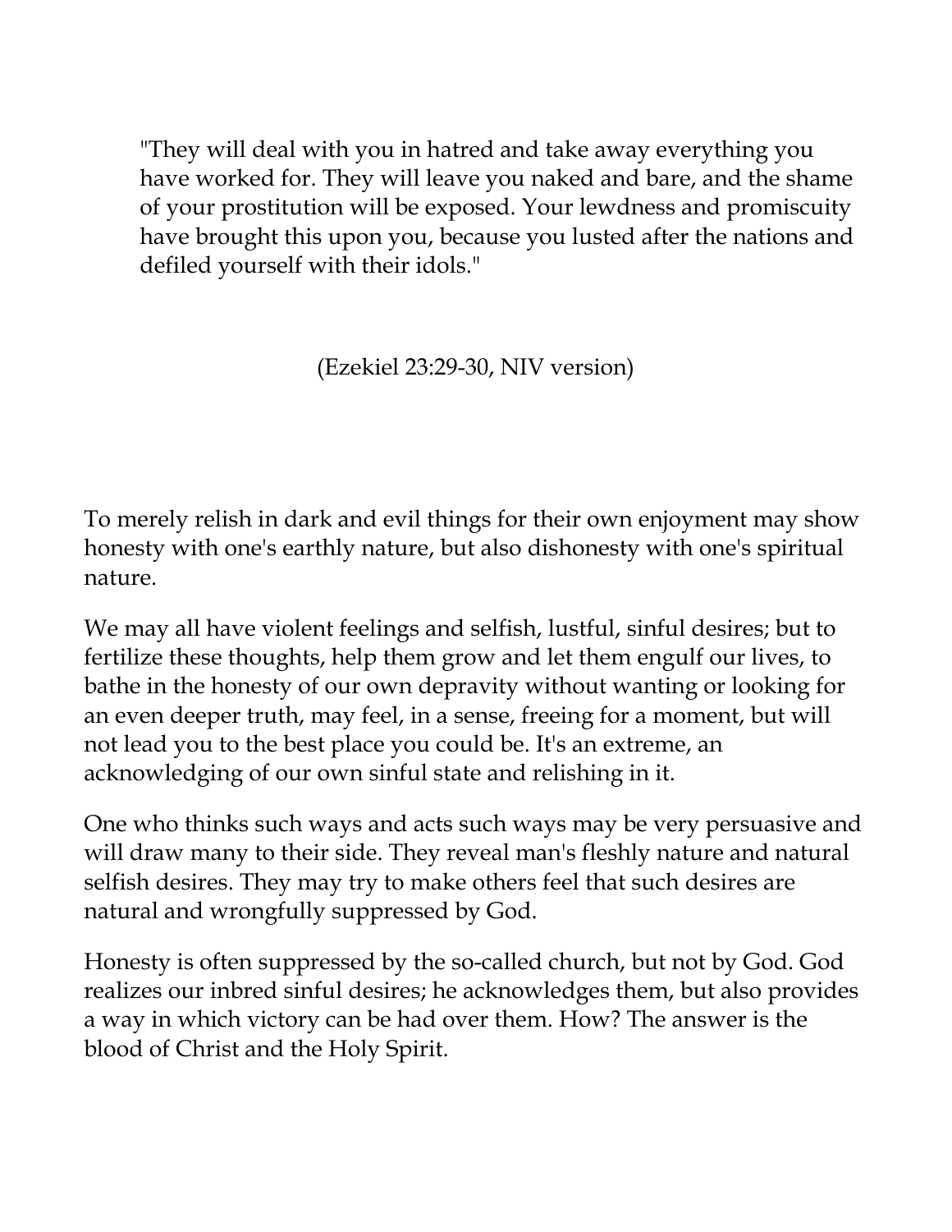> "They will deal with you in hatred and take away everything you have worked for. They will leave you naked and bare, and the shame of your prostitution will be exposed. Your lewdness and promiscuity have brought this upon you, because you lusted after the nations and defiled yourself with their idols."
>
> (Ezekiel 23:29-30, NIV version)

To merely relish in dark and evil things for their own enjoyment may show honesty with one's earthly nature, but also dishonesty with one's spiritual nature.

We may all have violent feelings and selfish, lustful, sinful desires; but to fertilize these thoughts, help them grow and let them engulf our lives, to bathe in the honesty of our own depravity without wanting or looking for an even deeper truth, may feel, in a sense, freeing for a moment, but will not lead you to the best place you could be. It's an extreme, an acknowledging of our own sinful state and relishing in it.

One who thinks such ways and acts such ways may be very persuasive and will draw many to their side. They reveal man's fleshly nature and natural selfish desires. They may try to make others feel that such desires are natural and wrongfully suppressed by God.

Honesty is often suppressed by the so-called church, but not by God. God realizes our inbred sinful desires; he acknowledges them, but also provides a way in which victory can be had over them. How? The answer is the blood of Christ and the Holy Spirit.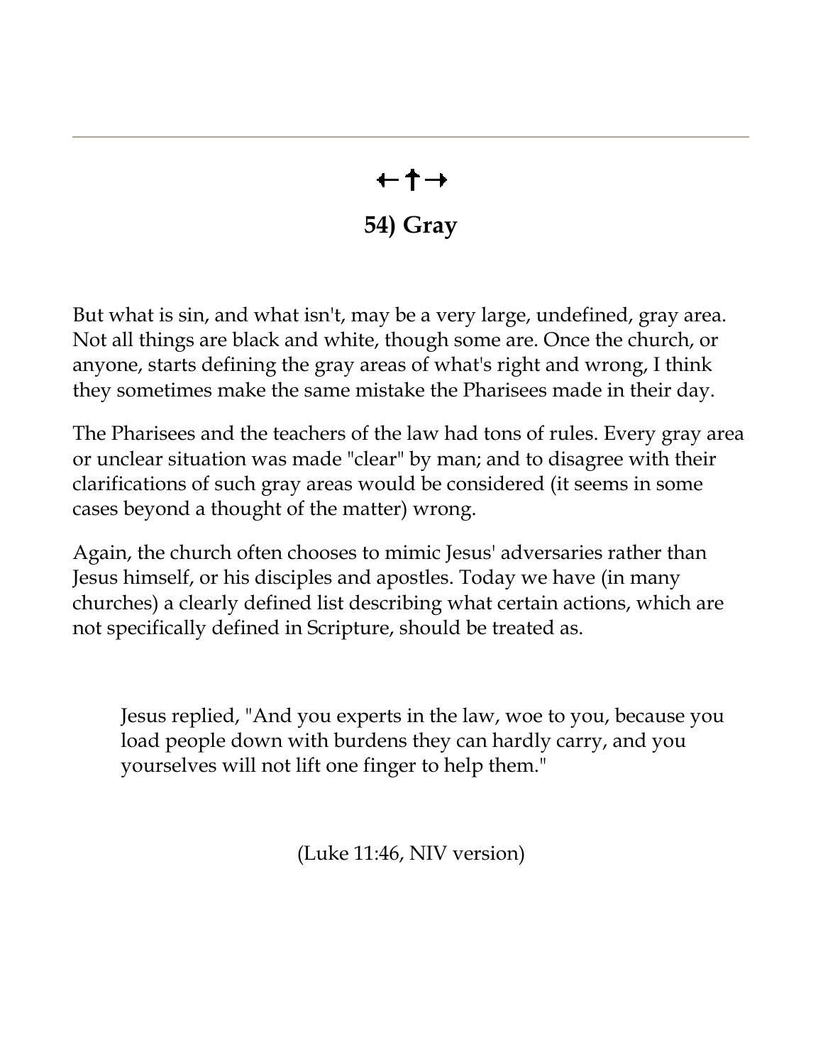←†→

## 54) Gray

But what is sin, and what isn't, may be a very large, undefined, gray area. Not all things are black and white, though some are. Once the church, or anyone, starts defining the gray areas of what's right and wrong, I think they sometimes make the same mistake the Pharisees made in their day.

The Pharisees and the teachers of the law had tons of rules. Every gray area or unclear situation was made "clear" by man; and to disagree with their clarifications of such gray areas would be considered (it seems in some cases beyond a thought of the matter) wrong.

Again, the church often chooses to mimic Jesus' adversaries rather than Jesus himself, or his disciples and apostles. Today we have (in many churches) a clearly defined list describing what certain actions, which are not specifically defined in Scripture, should be treated as.

> Jesus replied, "And you experts in the law, woe to you, because you load people down with burdens they can hardly carry, and you yourselves will not lift one finger to help them."

(Luke 11:46, NIV version)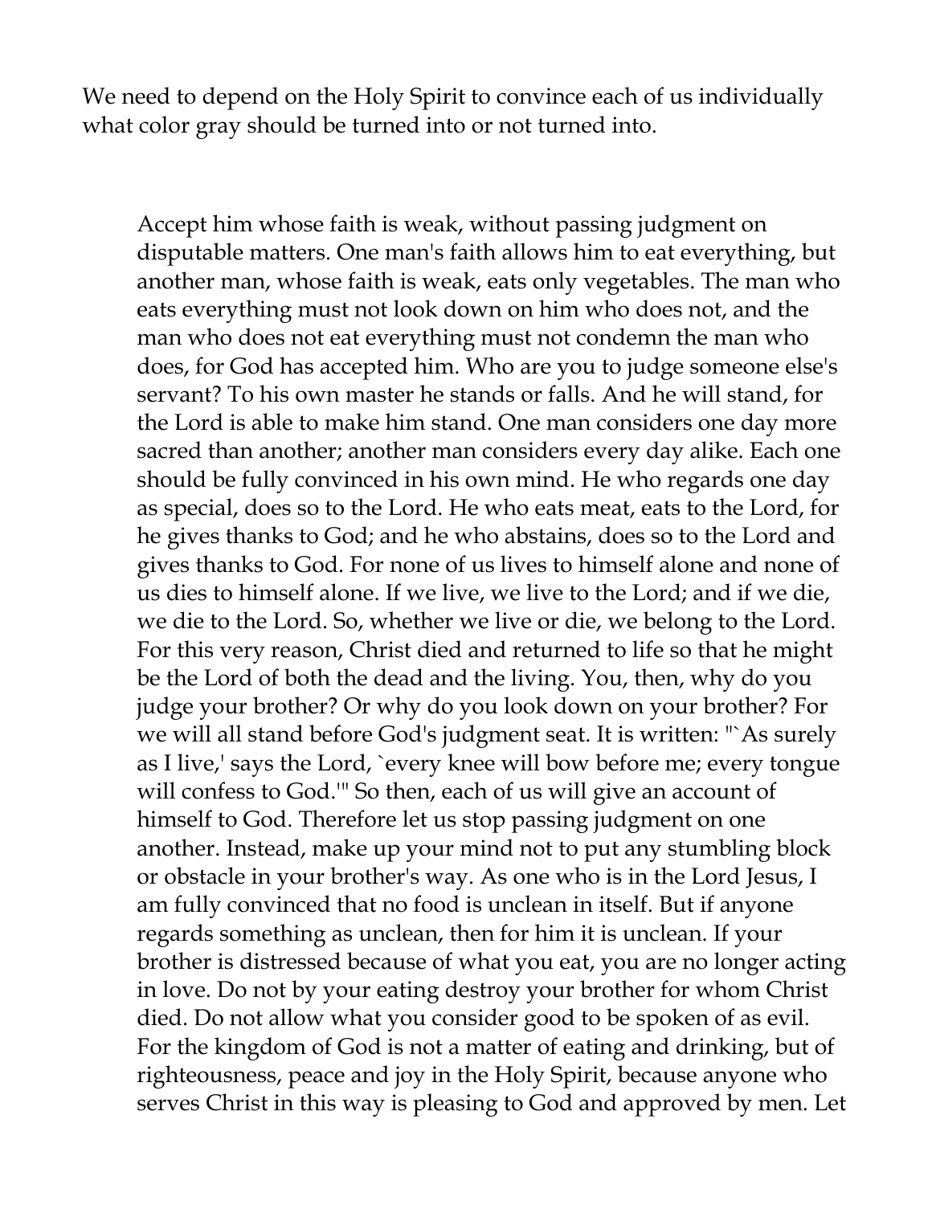We need to depend on the Holy Spirit to convince each of us individually what color gray should be turned into or not turned into.

> Accept him whose faith is weak, without passing judgment on disputable matters. One man's faith allows him to eat everything, but another man, whose faith is weak, eats only vegetables. The man who eats everything must not look down on him who does not, and the man who does not eat everything must not condemn the man who does, for God has accepted him. Who are you to judge someone else's servant? To his own master he stands or falls. And he will stand, for the Lord is able to make him stand. One man considers one day more sacred than another; another man considers every day alike. Each one should be fully convinced in his own mind. He who regards one day as special, does so to the Lord. He who eats meat, eats to the Lord, for he gives thanks to God; and he who abstains, does so to the Lord and gives thanks to God. For none of us lives to himself alone and none of us dies to himself alone. If we live, we live to the Lord; and if we die, we die to the Lord. So, whether we live or die, we belong to the Lord. For this very reason, Christ died and returned to life so that he might be the Lord of both the dead and the living. You, then, why do you judge your brother? Or why do you look down on your brother? For we will all stand before God's judgment seat. It is written: "`As surely as I live,' says the Lord, `every knee will bow before me; every tongue will confess to God.'" So then, each of us will give an account of himself to God. Therefore let us stop passing judgment on one another. Instead, make up your mind not to put any stumbling block or obstacle in your brother's way. As one who is in the Lord Jesus, I am fully convinced that no food is unclean in itself. But if anyone regards something as unclean, then for him it is unclean. If your brother is distressed because of what you eat, you are no longer acting in love. Do not by your eating destroy your brother for whom Christ died. Do not allow what you consider good to be spoken of as evil. For the kingdom of God is not a matter of eating and drinking, but of righteousness, peace and joy in the Holy Spirit, because anyone who serves Christ in this way is pleasing to God and approved by men. Let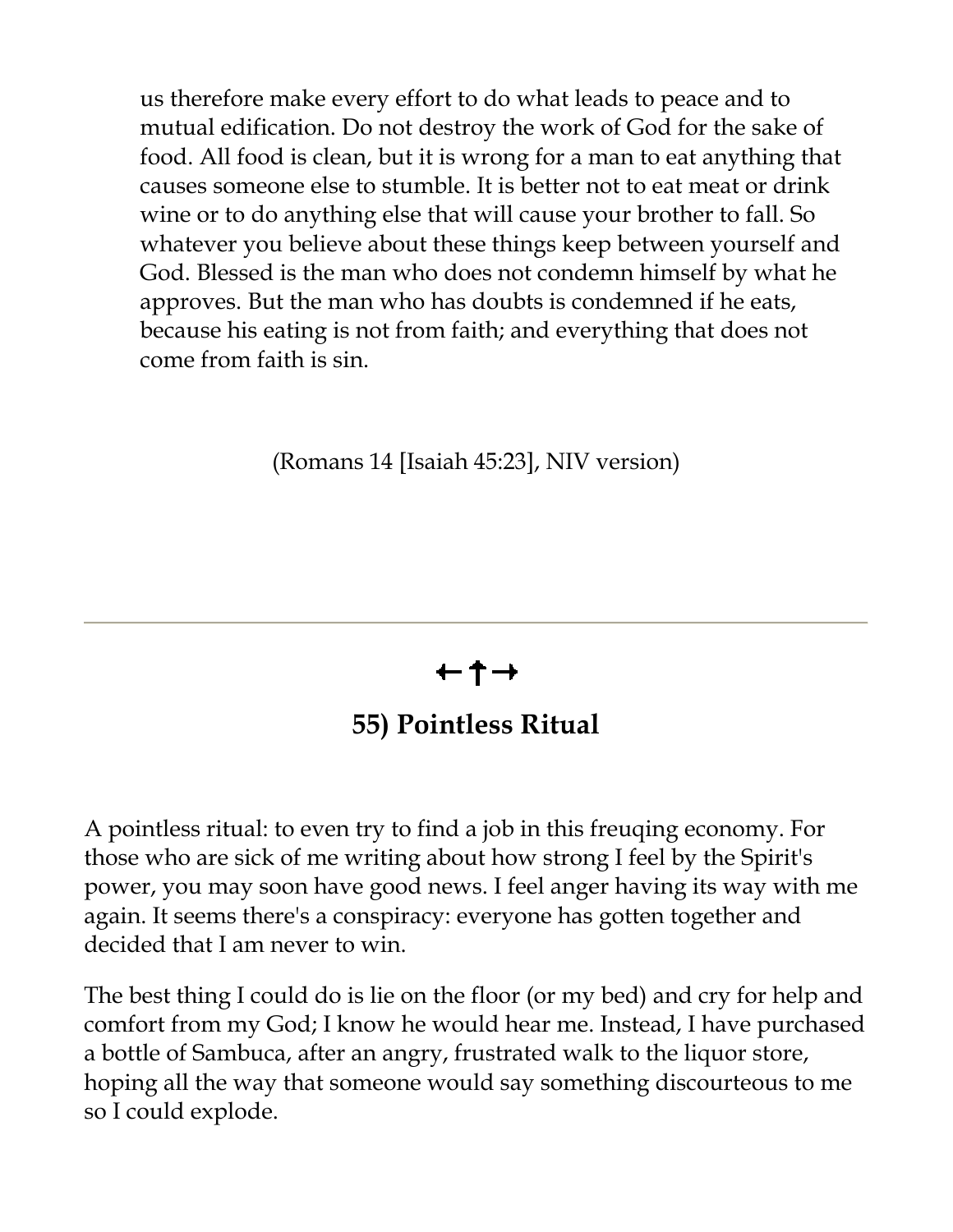> us therefore make every effort to do what leads to peace and to mutual edification. Do not destroy the work of God for the sake of food. All food is clean, but it is wrong for a man to eat anything that causes someone else to stumble. It is better not to eat meat or drink wine or to do anything else that will cause your brother to fall. So whatever you believe about these things keep between yourself and God. Blessed is the man who does not condemn himself by what he approves. But the man who has doubts is condemned if he eats, because his eating is not from faith; and everything that does not come from faith is sin.

(Romans 14 [Isaiah 45:23], NIV version)

---

←†→

## 55) Pointless Ritual

A pointless ritual: to even try to find a job in this freuqing economy. For those who are sick of me writing about how strong I feel by the Spirit's power, you may soon have good news. I feel anger having its way with me again. It seems there's a conspiracy: everyone has gotten together and decided that I am never to win.

The best thing I could do is lie on the floor (or my bed) and cry for help and comfort from my God; I know he would hear me. Instead, I have purchased a bottle of Sambuca, after an angry, frustrated walk to the liquor store, hoping all the way that someone would say something discourteous to me so I could explode.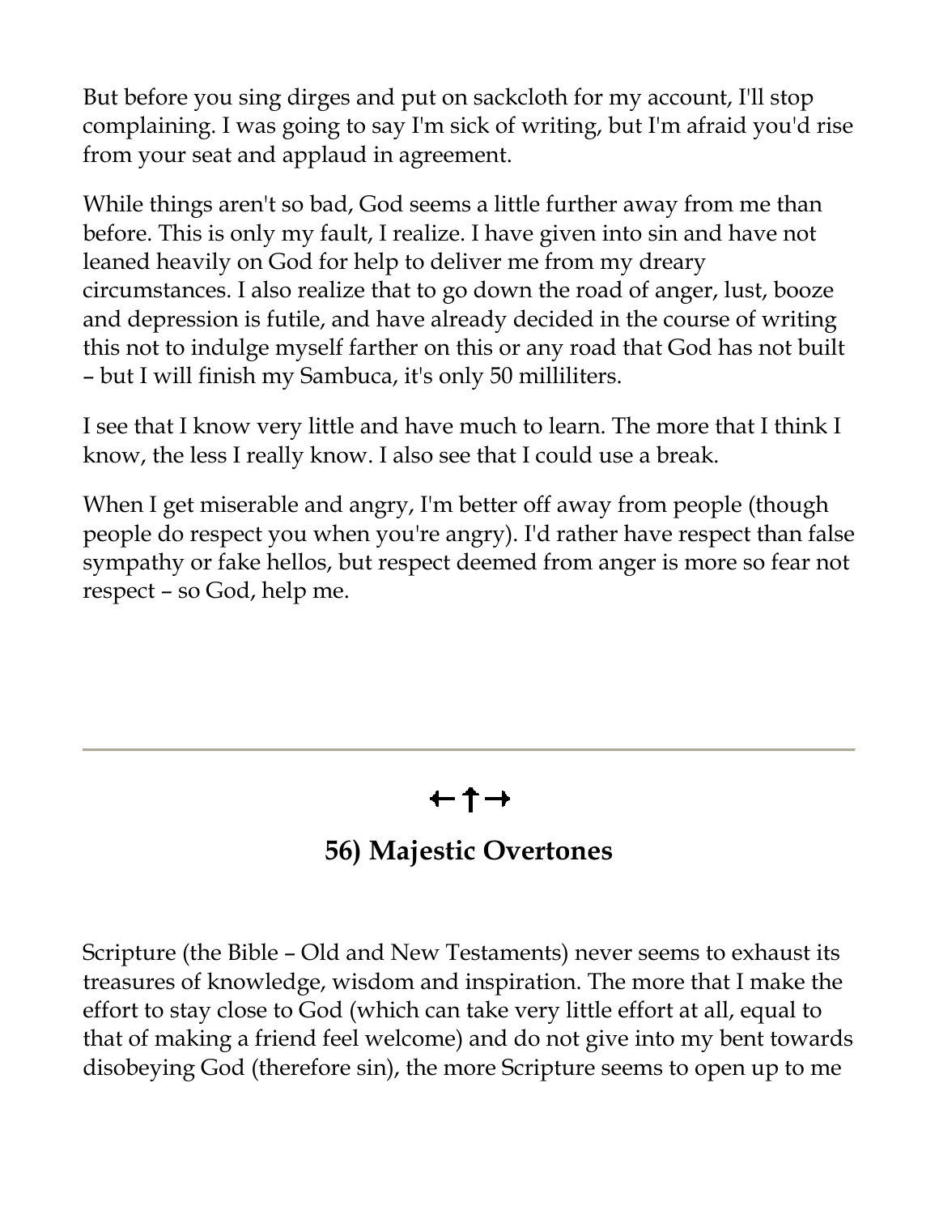But before you sing dirges and put on sackcloth for my account, I'll stop complaining. I was going to say I'm sick of writing, but I'm afraid you'd rise from your seat and applaud in agreement.

While things aren't so bad, God seems a little further away from me than before. This is only my fault, I realize. I have given into sin and have not leaned heavily on God for help to deliver me from my dreary circumstances. I also realize that to go down the road of anger, lust, booze and depression is futile, and have already decided in the course of writing this not to indulge myself farther on this or any road that God has not built – but I will finish my Sambuca, it's only 50 milliliters.

I see that I know very little and have much to learn. The more that I think I know, the less I really know. I also see that I could use a break.

When I get miserable and angry, I'm better off away from people (though people do respect you when you're angry). I'd rather have respect than false sympathy or fake hellos, but respect deemed from anger is more so fear not respect – so God, help me.

---

←†→

## 56) Majestic Overtones

Scripture (the Bible – Old and New Testaments) never seems to exhaust its treasures of knowledge, wisdom and inspiration. The more that I make the effort to stay close to God (which can take very little effort at all, equal to that of making a friend feel welcome) and do not give into my bent towards disobeying God (therefore sin), the more Scripture seems to open up to me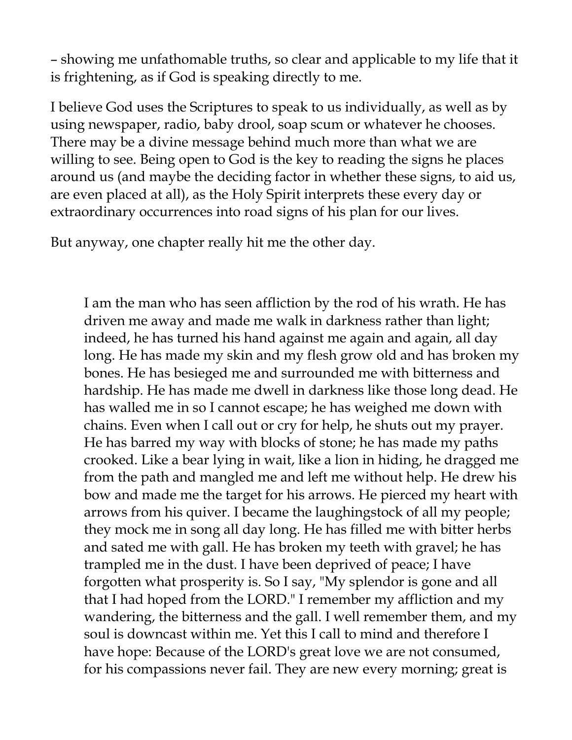– showing me unfathomable truths, so clear and applicable to my life that it is frightening, as if God is speaking directly to me.

I believe God uses the Scriptures to speak to us individually, as well as by using newspaper, radio, baby drool, soap scum or whatever he chooses. There may be a divine message behind much more than what we are willing to see. Being open to God is the key to reading the signs he places around us (and maybe the deciding factor in whether these signs, to aid us, are even placed at all), as the Holy Spirit interprets these every day or extraordinary occurrences into road signs of his plan for our lives.

But anyway, one chapter really hit me the other day.

> I am the man who has seen affliction by the rod of his wrath. He has driven me away and made me walk in darkness rather than light; indeed, he has turned his hand against me again and again, all day long. He has made my skin and my flesh grow old and has broken my bones. He has besieged me and surrounded me with bitterness and hardship. He has made me dwell in darkness like those long dead. He has walled me in so I cannot escape; he has weighed me down with chains. Even when I call out or cry for help, he shuts out my prayer. He has barred my way with blocks of stone; he has made my paths crooked. Like a bear lying in wait, like a lion in hiding, he dragged me from the path and mangled me and left me without help. He drew his bow and made me the target for his arrows. He pierced my heart with arrows from his quiver. I became the laughingstock of all my people; they mock me in song all day long. He has filled me with bitter herbs and sated me with gall. He has broken my teeth with gravel; he has trampled me in the dust. I have been deprived of peace; I have forgotten what prosperity is. So I say, "My splendor is gone and all that I had hoped from the LORD." I remember my affliction and my wandering, the bitterness and the gall. I well remember them, and my soul is downcast within me. Yet this I call to mind and therefore I have hope: Because of the LORD's great love we are not consumed, for his compassions never fail. They are new every morning; great is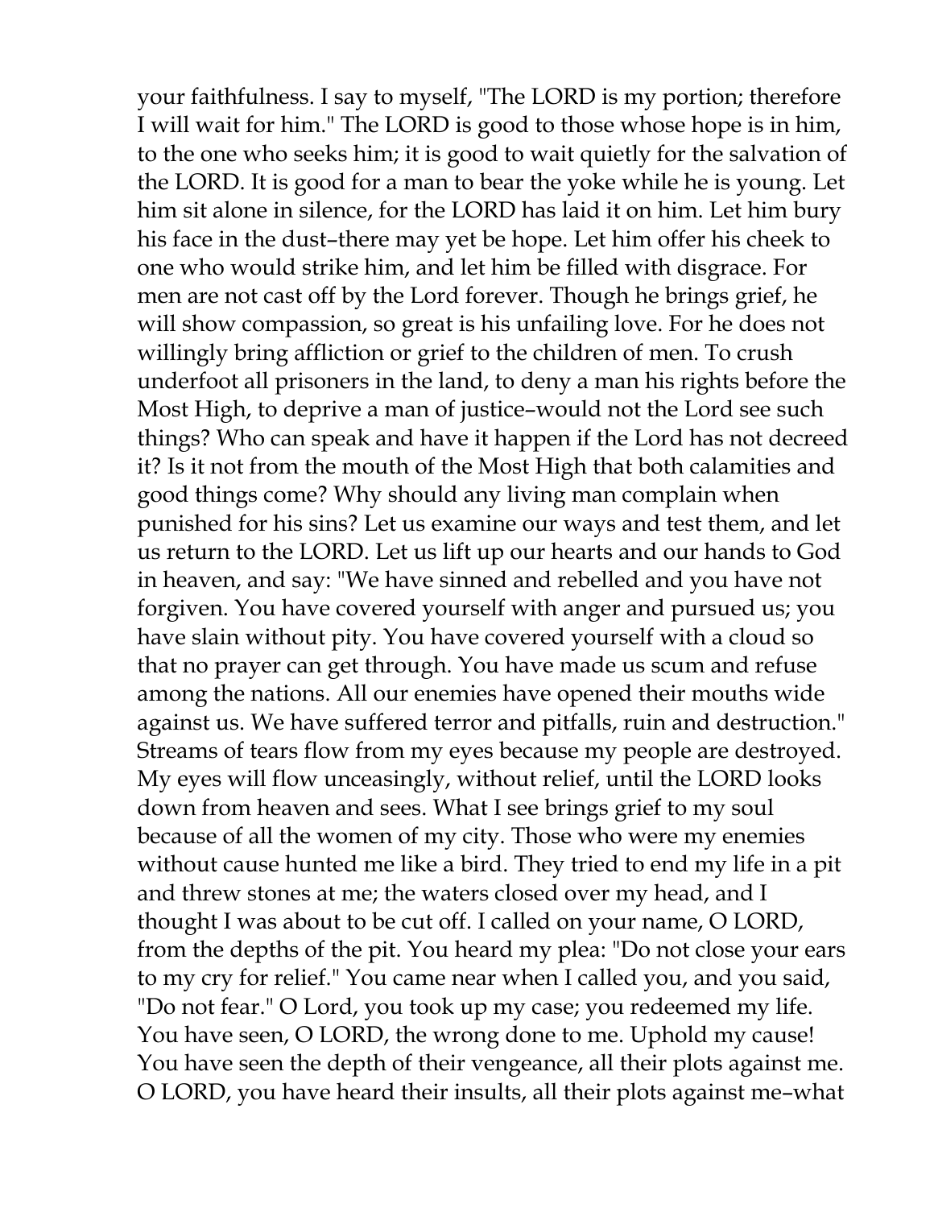your faithfulness. I say to myself, "The LORD is my portion; therefore I will wait for him." The LORD is good to those whose hope is in him, to the one who seeks him; it is good to wait quietly for the salvation of the LORD. It is good for a man to bear the yoke while he is young. Let him sit alone in silence, for the LORD has laid it on him. Let him bury his face in the dust–there may yet be hope. Let him offer his cheek to one who would strike him, and let him be filled with disgrace. For men are not cast off by the Lord forever. Though he brings grief, he will show compassion, so great is his unfailing love. For he does not willingly bring affliction or grief to the children of men. To crush underfoot all prisoners in the land, to deny a man his rights before the Most High, to deprive a man of justice–would not the Lord see such things? Who can speak and have it happen if the Lord has not decreed it? Is it not from the mouth of the Most High that both calamities and good things come? Why should any living man complain when punished for his sins? Let us examine our ways and test them, and let us return to the LORD. Let us lift up our hearts and our hands to God in heaven, and say: "We have sinned and rebelled and you have not forgiven. You have covered yourself with anger and pursued us; you have slain without pity. You have covered yourself with a cloud so that no prayer can get through. You have made us scum and refuse among the nations. All our enemies have opened their mouths wide against us. We have suffered terror and pitfalls, ruin and destruction." Streams of tears flow from my eyes because my people are destroyed. My eyes will flow unceasingly, without relief, until the LORD looks down from heaven and sees. What I see brings grief to my soul because of all the women of my city. Those who were my enemies without cause hunted me like a bird. They tried to end my life in a pit and threw stones at me; the waters closed over my head, and I thought I was about to be cut off. I called on your name, O LORD, from the depths of the pit. You heard my plea: "Do not close your ears to my cry for relief." You came near when I called you, and you said, "Do not fear." O Lord, you took up my case; you redeemed my life. You have seen, O LORD, the wrong done to me. Uphold my cause! You have seen the depth of their vengeance, all their plots against me. O LORD, you have heard their insults, all their plots against me–what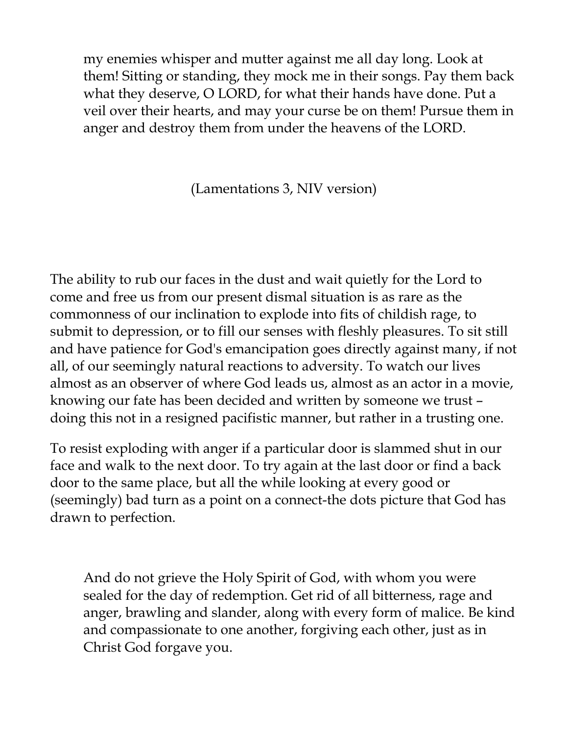> my enemies whisper and mutter against me all day long. Look at them! Sitting or standing, they mock me in their songs. Pay them back what they deserve, O LORD, for what their hands have done. Put a veil over their hearts, and may your curse be on them! Pursue them in anger and destroy them from under the heavens of the LORD.
>
> (Lamentations 3, NIV version)

The ability to rub our faces in the dust and wait quietly for the Lord to come and free us from our present dismal situation is as rare as the commonness of our inclination to explode into fits of childish rage, to submit to depression, or to fill our senses with fleshly pleasures. To sit still and have patience for God's emancipation goes directly against many, if not all, of our seemingly natural reactions to adversity. To watch our lives almost as an observer of where God leads us, almost as an actor in a movie, knowing our fate has been decided and written by someone we trust – doing this not in a resigned pacifistic manner, but rather in a trusting one.

To resist exploding with anger if a particular door is slammed shut in our face and walk to the next door. To try again at the last door or find a back door to the same place, but all the while looking at every good or (seemingly) bad turn as a point on a connect-the dots picture that God has drawn to perfection.

> And do not grieve the Holy Spirit of God, with whom you were sealed for the day of redemption. Get rid of all bitterness, rage and anger, brawling and slander, along with every form of malice. Be kind and compassionate to one another, forgiving each other, just as in Christ God forgave you.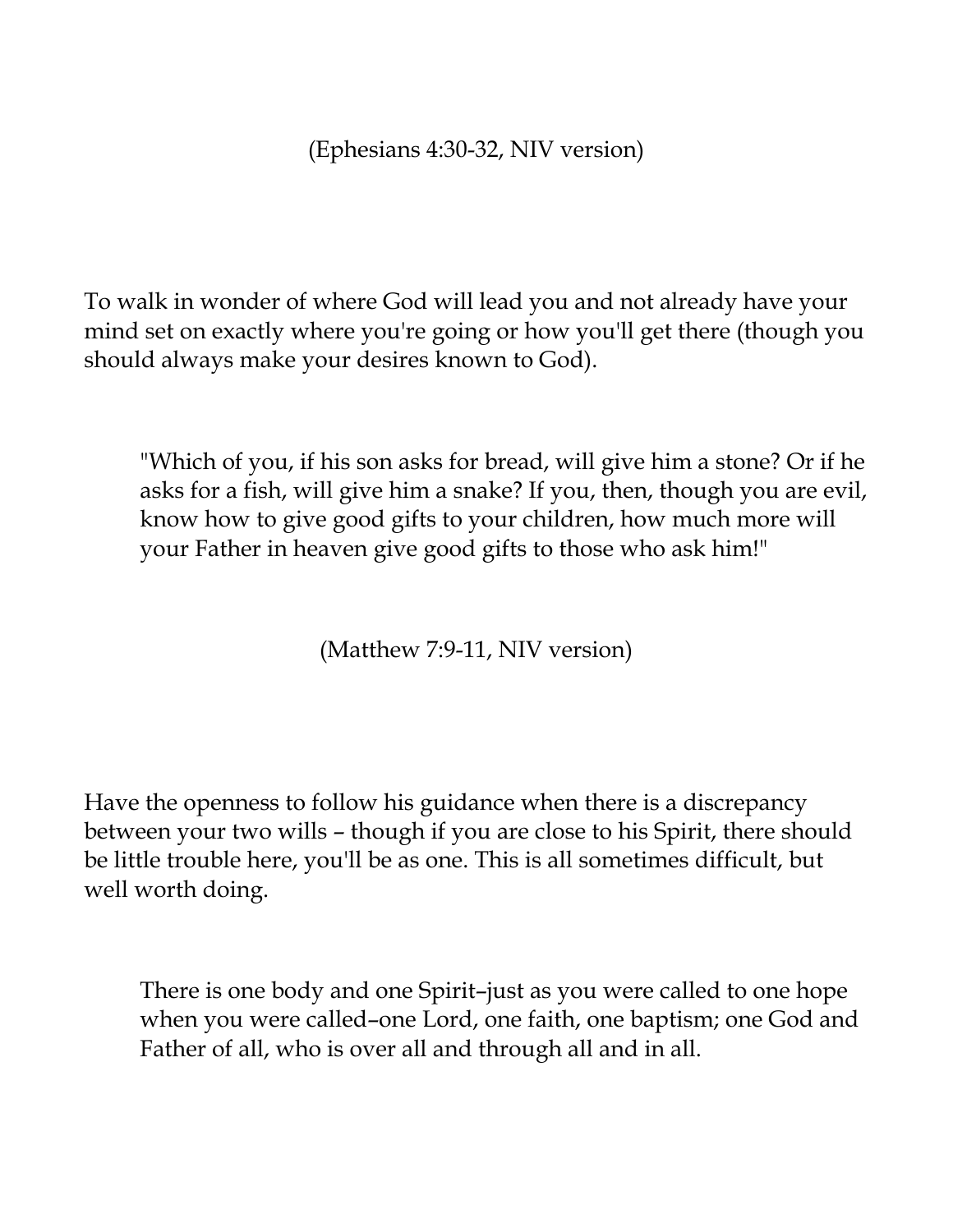(Ephesians 4:30-32, NIV version)

To walk in wonder of where God will lead you and not already have your mind set on exactly where you're going or how you'll get there (though you should always make your desires known to God).

> "Which of you, if his son asks for bread, will give him a stone? Or if he asks for a fish, will give him a snake? If you, then, though you are evil, know how to give good gifts to your children, how much more will your Father in heaven give good gifts to those who ask him!"

(Matthew 7:9-11, NIV version)

Have the openness to follow his guidance when there is a discrepancy between your two wills – though if you are close to his Spirit, there should be little trouble here, you'll be as one. This is all sometimes difficult, but well worth doing.

> There is one body and one Spirit–just as you were called to one hope when you were called–one Lord, one faith, one baptism; one God and Father of all, who is over all and through all and in all.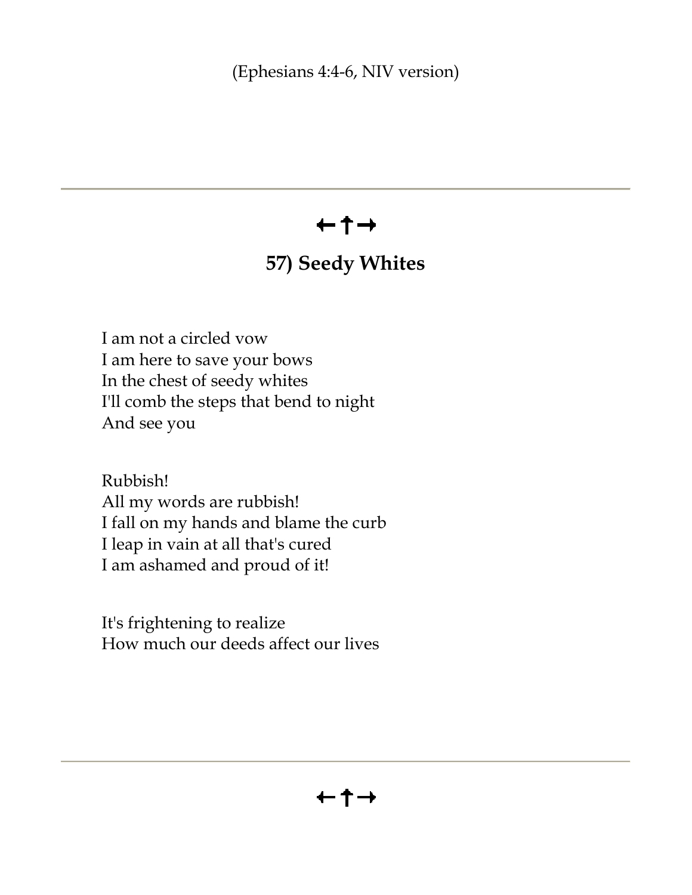(Ephesians 4:4-6, NIV version)

---

←↑→

## 57) Seedy Whites

I am not a circled vow  
I am here to save your bows  
In the chest of seedy whites  
I'll comb the steps that bend to night  
And see you

Rubbish!  
All my words are rubbish!  
I fall on my hands and blame the curb  
I leap in vain at all that's cured  
I am ashamed and proud of it!

It's frightening to realize  
How much our deeds affect our lives

---

←↑→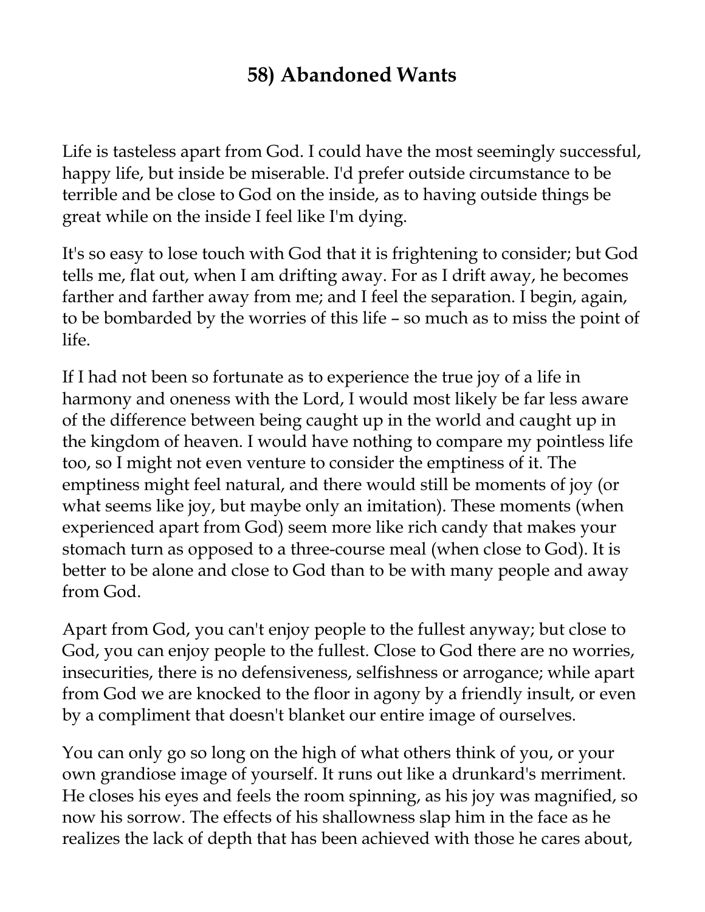## 58) Abandoned Wants

Life is tasteless apart from God. I could have the most seemingly successful, happy life, but inside be miserable. I'd prefer outside circumstance to be terrible and be close to God on the inside, as to having outside things be great while on the inside I feel like I'm dying.

It's so easy to lose touch with God that it is frightening to consider; but God tells me, flat out, when I am drifting away. For as I drift away, he becomes farther and farther away from me; and I feel the separation. I begin, again, to be bombarded by the worries of this life – so much as to miss the point of life.

If I had not been so fortunate as to experience the true joy of a life in harmony and oneness with the Lord, I would most likely be far less aware of the difference between being caught up in the world and caught up in the kingdom of heaven. I would have nothing to compare my pointless life too, so I might not even venture to consider the emptiness of it. The emptiness might feel natural, and there would still be moments of joy (or what seems like joy, but maybe only an imitation). These moments (when experienced apart from God) seem more like rich candy that makes your stomach turn as opposed to a three-course meal (when close to God). It is better to be alone and close to God than to be with many people and away from God.

Apart from God, you can't enjoy people to the fullest anyway; but close to God, you can enjoy people to the fullest. Close to God there are no worries, insecurities, there is no defensiveness, selfishness or arrogance; while apart from God we are knocked to the floor in agony by a friendly insult, or even by a compliment that doesn't blanket our entire image of ourselves.

You can only go so long on the high of what others think of you, or your own grandiose image of yourself. It runs out like a drunkard's merriment. He closes his eyes and feels the room spinning, as his joy was magnified, so now his sorrow. The effects of his shallowness slap him in the face as he realizes the lack of depth that has been achieved with those he cares about,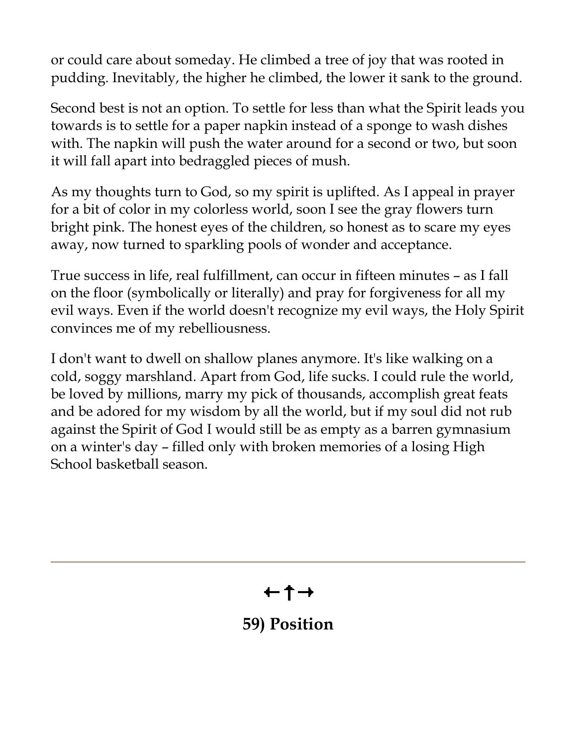or could care about someday. He climbed a tree of joy that was rooted in pudding. Inevitably, the higher he climbed, the lower it sank to the ground.

Second best is not an option. To settle for less than what the Spirit leads you towards is to settle for a paper napkin instead of a sponge to wash dishes with. The napkin will push the water around for a second or two, but soon it will fall apart into bedraggled pieces of mush.

As my thoughts turn to God, so my spirit is uplifted. As I appeal in prayer for a bit of color in my colorless world, soon I see the gray flowers turn bright pink. The honest eyes of the children, so honest as to scare my eyes away, now turned to sparkling pools of wonder and acceptance.

True success in life, real fulfillment, can occur in fifteen minutes – as I fall on the floor (symbolically or literally) and pray for forgiveness for all my evil ways. Even if the world doesn't recognize my evil ways, the Holy Spirit convinces me of my rebelliousness.

I don't want to dwell on shallow planes anymore. It's like walking on a cold, soggy marshland. Apart from God, life sucks. I could rule the world, be loved by millions, marry my pick of thousands, accomplish great feats and be adored for my wisdom by all the world, but if my soul did not rub against the Spirit of God I would still be as empty as a barren gymnasium on a winter's day – filled only with broken memories of a losing High School basketball season.

---

←✝→

## 59) Position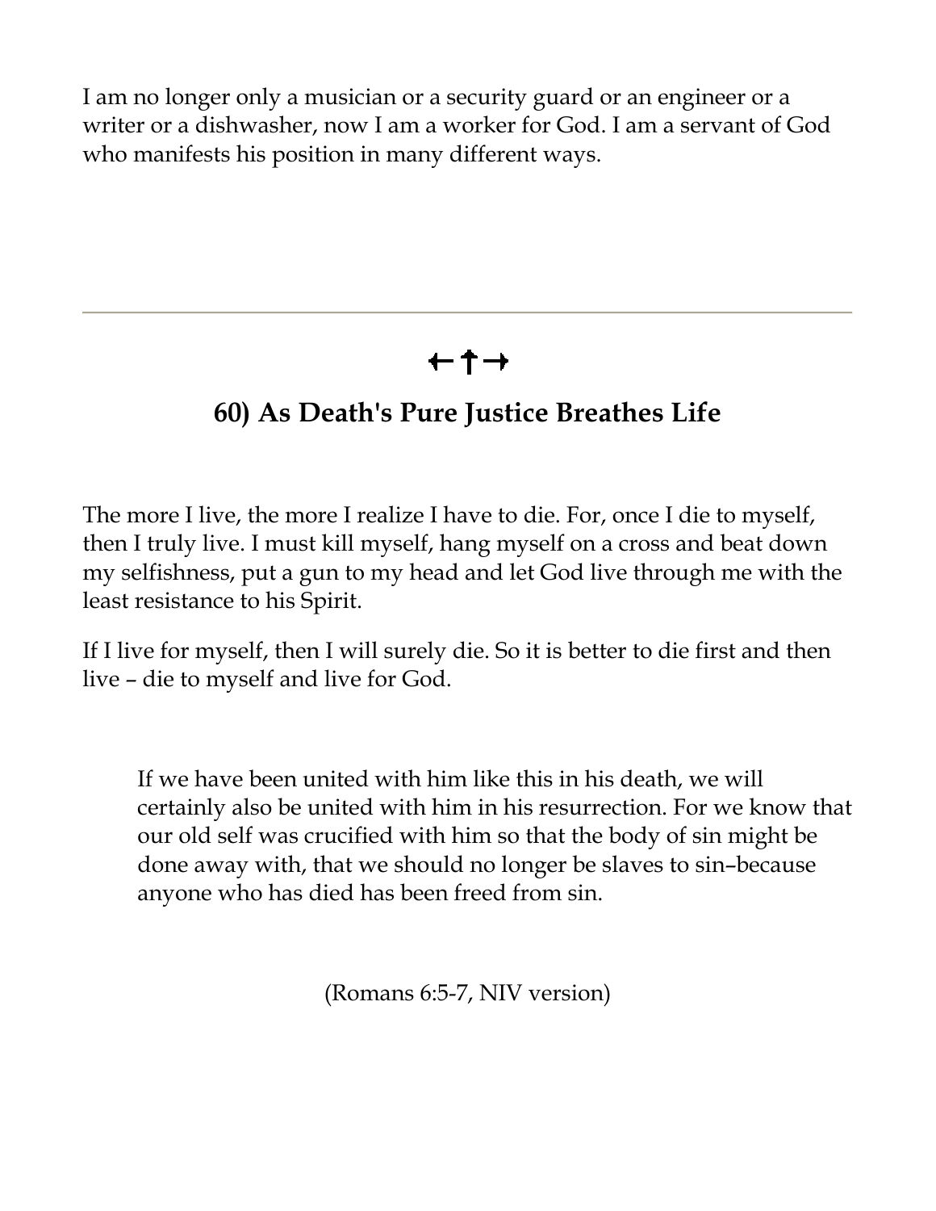I am no longer only a musician or a security guard or an engineer or a writer or a dishwasher, now I am a worker for God. I am a servant of God who manifests his position in many different ways.

---

←†→

## 60) As Death's Pure Justice Breathes Life

The more I live, the more I realize I have to die. For, once I die to myself, then I truly live. I must kill myself, hang myself on a cross and beat down my selfishness, put a gun to my head and let God live through me with the least resistance to his Spirit.

If I live for myself, then I will surely die. So it is better to die first and then live – die to myself and live for God.

> If we have been united with him like this in his death, we will certainly also be united with him in his resurrection. For we know that our old self was crucified with him so that the body of sin might be done away with, that we should no longer be slaves to sin–because anyone who has died has been freed from sin.

(Romans 6:5-7, NIV version)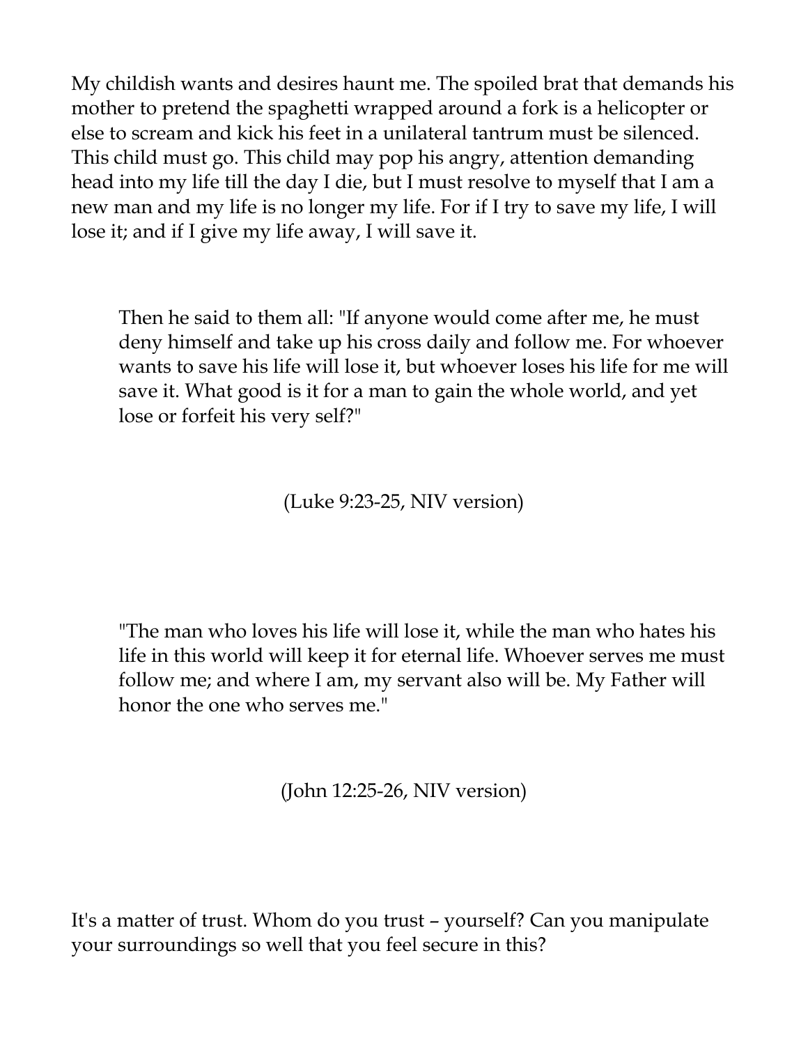My childish wants and desires haunt me. The spoiled brat that demands his mother to pretend the spaghetti wrapped around a fork is a helicopter or else to scream and kick his feet in a unilateral tantrum must be silenced. This child must go. This child may pop his angry, attention demanding head into my life till the day I die, but I must resolve to myself that I am a new man and my life is no longer my life. For if I try to save my life, I will lose it; and if I give my life away, I will save it.

> Then he said to them all: "If anyone would come after me, he must deny himself and take up his cross daily and follow me. For whoever wants to save his life will lose it, but whoever loses his life for me will save it. What good is it for a man to gain the whole world, and yet lose or forfeit his very self?"
>
> (Luke 9:23-25, NIV version)

> "The man who loves his life will lose it, while the man who hates his life in this world will keep it for eternal life. Whoever serves me must follow me; and where I am, my servant also will be. My Father will honor the one who serves me."
>
> (John 12:25-26, NIV version)

It's a matter of trust. Whom do you trust – yourself? Can you manipulate your surroundings so well that you feel secure in this?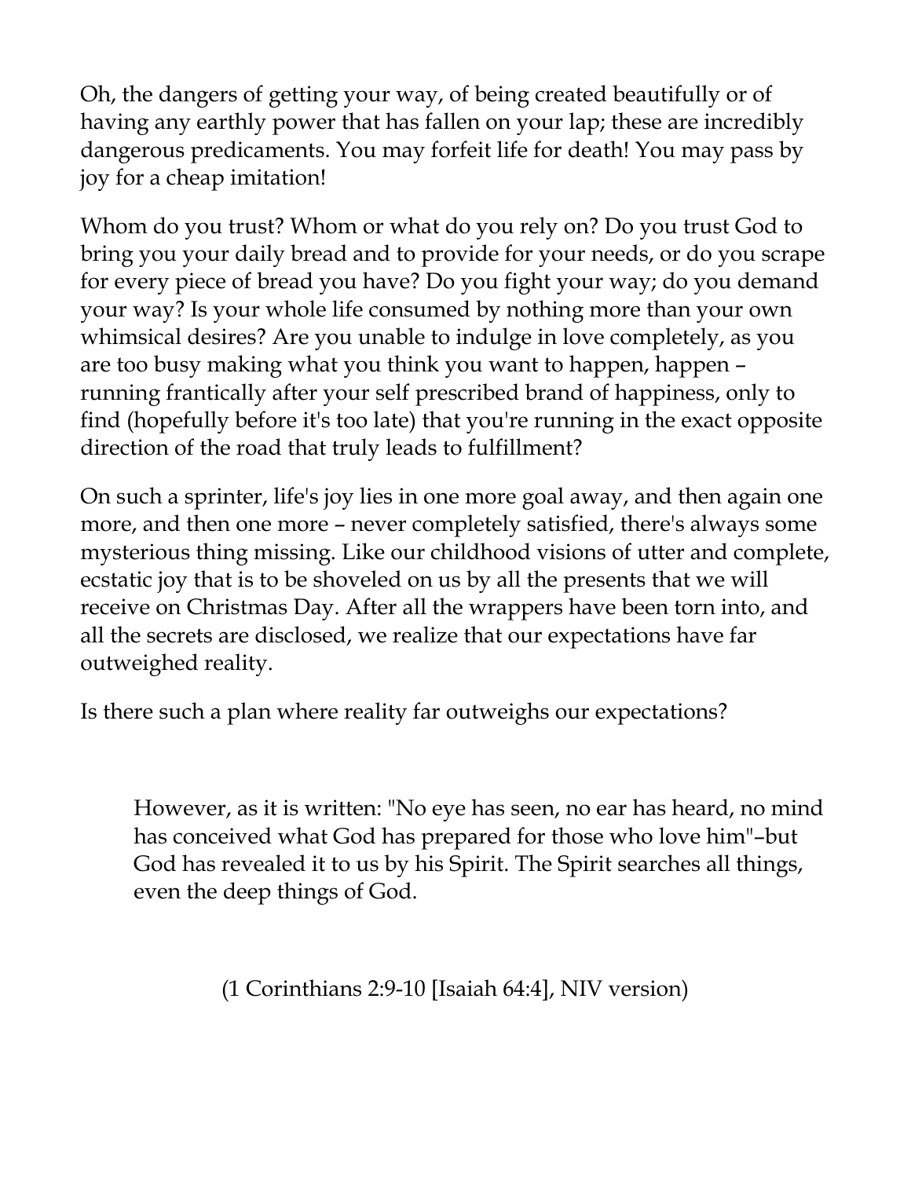Oh, the dangers of getting your way, of being created beautifully or of having any earthly power that has fallen on your lap; these are incredibly dangerous predicaments. You may forfeit life for death! You may pass by joy for a cheap imitation!

Whom do you trust? Whom or what do you rely on? Do you trust God to bring you your daily bread and to provide for your needs, or do you scrape for every piece of bread you have? Do you fight your way; do you demand your way? Is your whole life consumed by nothing more than your own whimsical desires? Are you unable to indulge in love completely, as you are too busy making what you think you want to happen, happen – running frantically after your self prescribed brand of happiness, only to find (hopefully before it's too late) that you're running in the exact opposite direction of the road that truly leads to fulfillment?

On such a sprinter, life's joy lies in one more goal away, and then again one more, and then one more – never completely satisfied, there's always some mysterious thing missing. Like our childhood visions of utter and complete, ecstatic joy that is to be shoveled on us by all the presents that we will receive on Christmas Day. After all the wrappers have been torn into, and all the secrets are disclosed, we realize that our expectations have far outweighed reality.

Is there such a plan where reality far outweighs our expectations?

> However, as it is written: "No eye has seen, no ear has heard, no mind has conceived what God has prepared for those who love him"–but God has revealed it to us by his Spirit. The Spirit searches all things, even the deep things of God.

(1 Corinthians 2:9-10 [Isaiah 64:4], NIV version)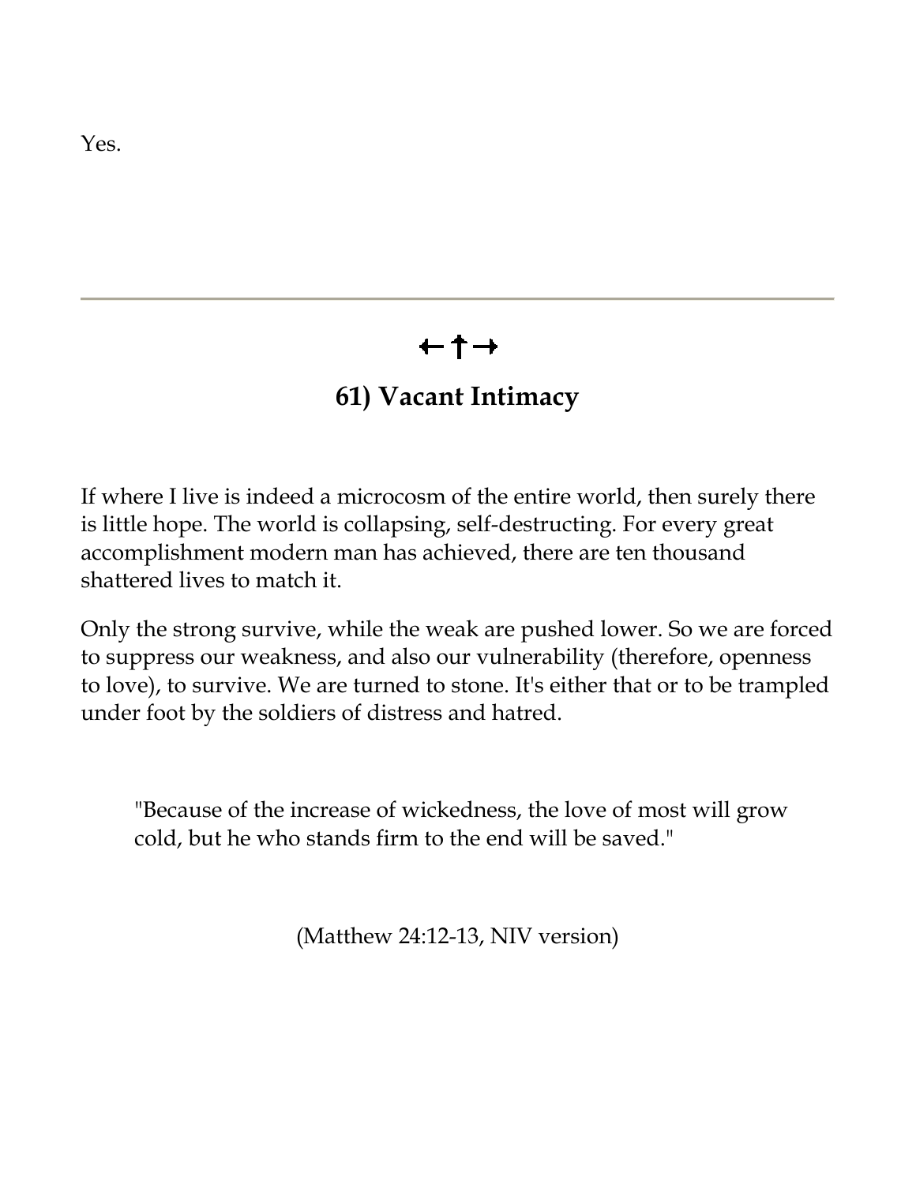Yes.

---

←✝→

## 61) Vacant Intimacy

If where I live is indeed a microcosm of the entire world, then surely there is little hope. The world is collapsing, self-destructing. For every great accomplishment modern man has achieved, there are ten thousand shattered lives to match it.

Only the strong survive, while the weak are pushed lower. So we are forced to suppress our weakness, and also our vulnerability (therefore, openness to love), to survive. We are turned to stone. It's either that or to be trampled under foot by the soldiers of distress and hatred.

> "Because of the increase of wickedness, the love of most will grow cold, but he who stands firm to the end will be saved."
>
> (Matthew 24:12-13, NIV version)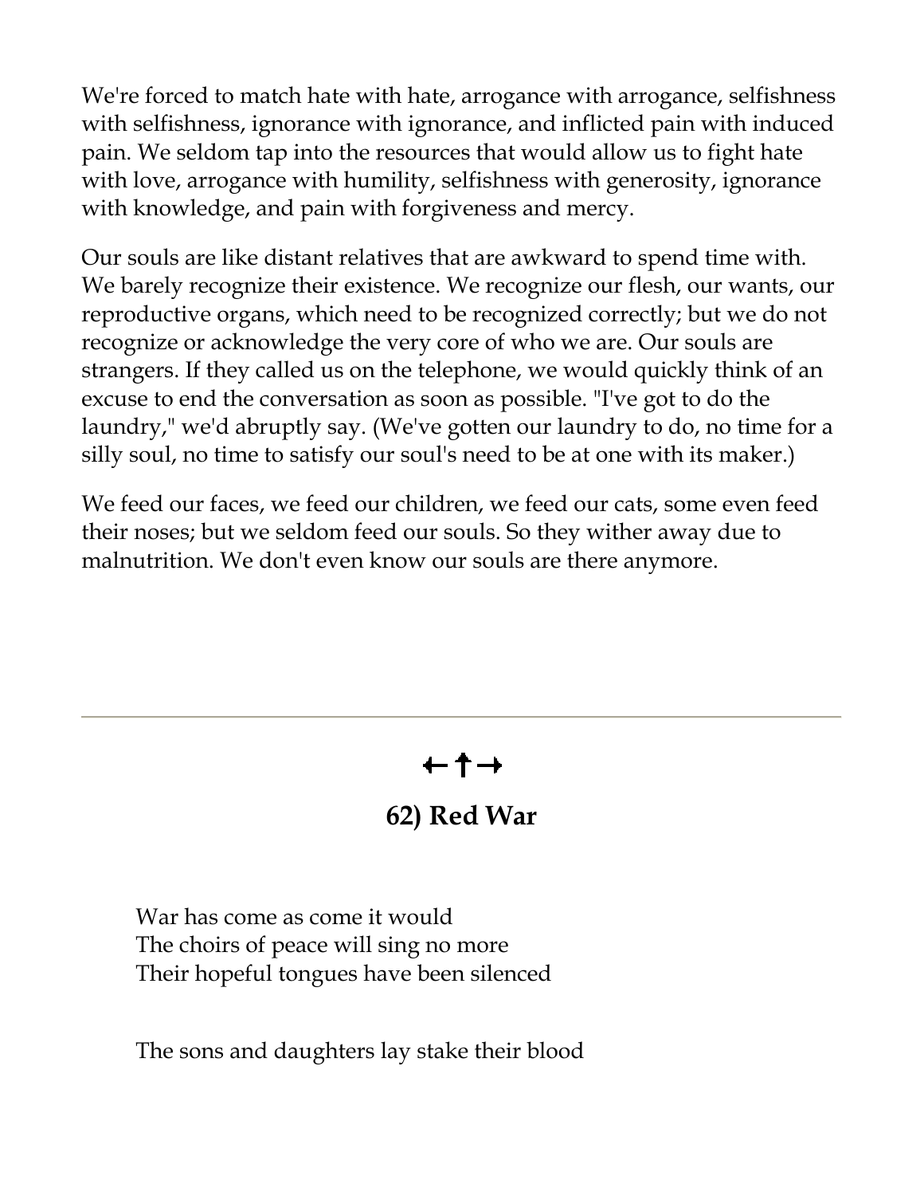We're forced to match hate with hate, arrogance with arrogance, selfishness with selfishness, ignorance with ignorance, and inflicted pain with induced pain. We seldom tap into the resources that would allow us to fight hate with love, arrogance with humility, selfishness with generosity, ignorance with knowledge, and pain with forgiveness and mercy.

Our souls are like distant relatives that are awkward to spend time with. We barely recognize their existence. We recognize our flesh, our wants, our reproductive organs, which need to be recognized correctly; but we do not recognize or acknowledge the very core of who we are. Our souls are strangers. If they called us on the telephone, we would quickly think of an excuse to end the conversation as soon as possible. "I've got to do the laundry," we'd abruptly say. (We've gotten our laundry to do, no time for a silly soul, no time to satisfy our soul's need to be at one with its maker.)

We feed our faces, we feed our children, we feed our cats, some even feed their noses; but we seldom feed our souls. So they wither away due to malnutrition. We don't even know our souls are there anymore.

---

←†→

## 62) Red War

War has come as come it would
The choirs of peace will sing no more
Their hopeful tongues have been silenced

The sons and daughters lay stake their blood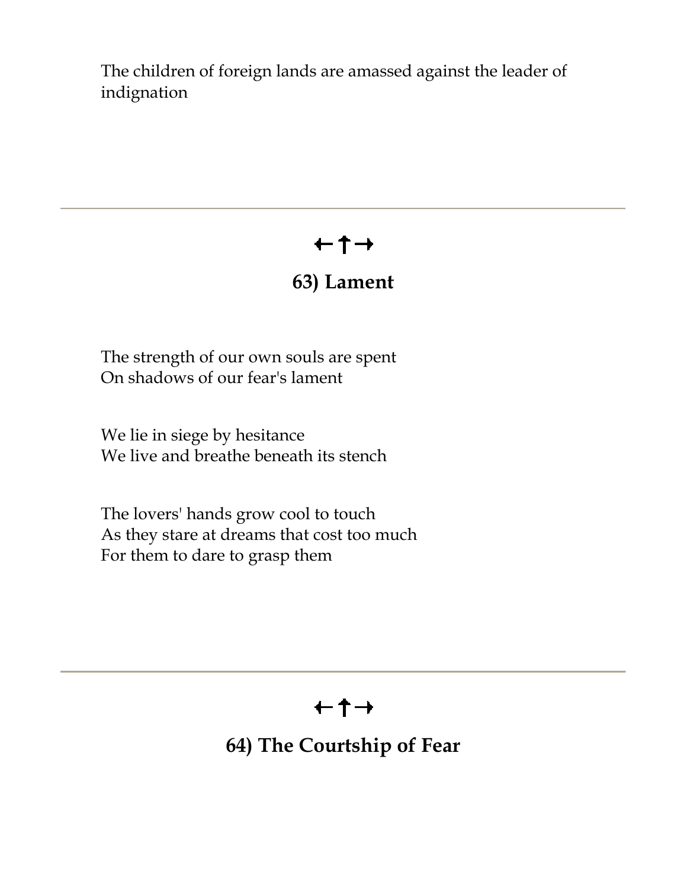The children of foreign lands are amassed against the leader of indignation

---

←↑→

## 63) Lament

The strength of our own souls are spent
On shadows of our fear's lament

We lie in siege by hesitance
We live and breathe beneath its stench

The lovers' hands grow cool to touch
As they stare at dreams that cost too much
For them to dare to grasp them

---

←↑→

## 64) The Courtship of Fear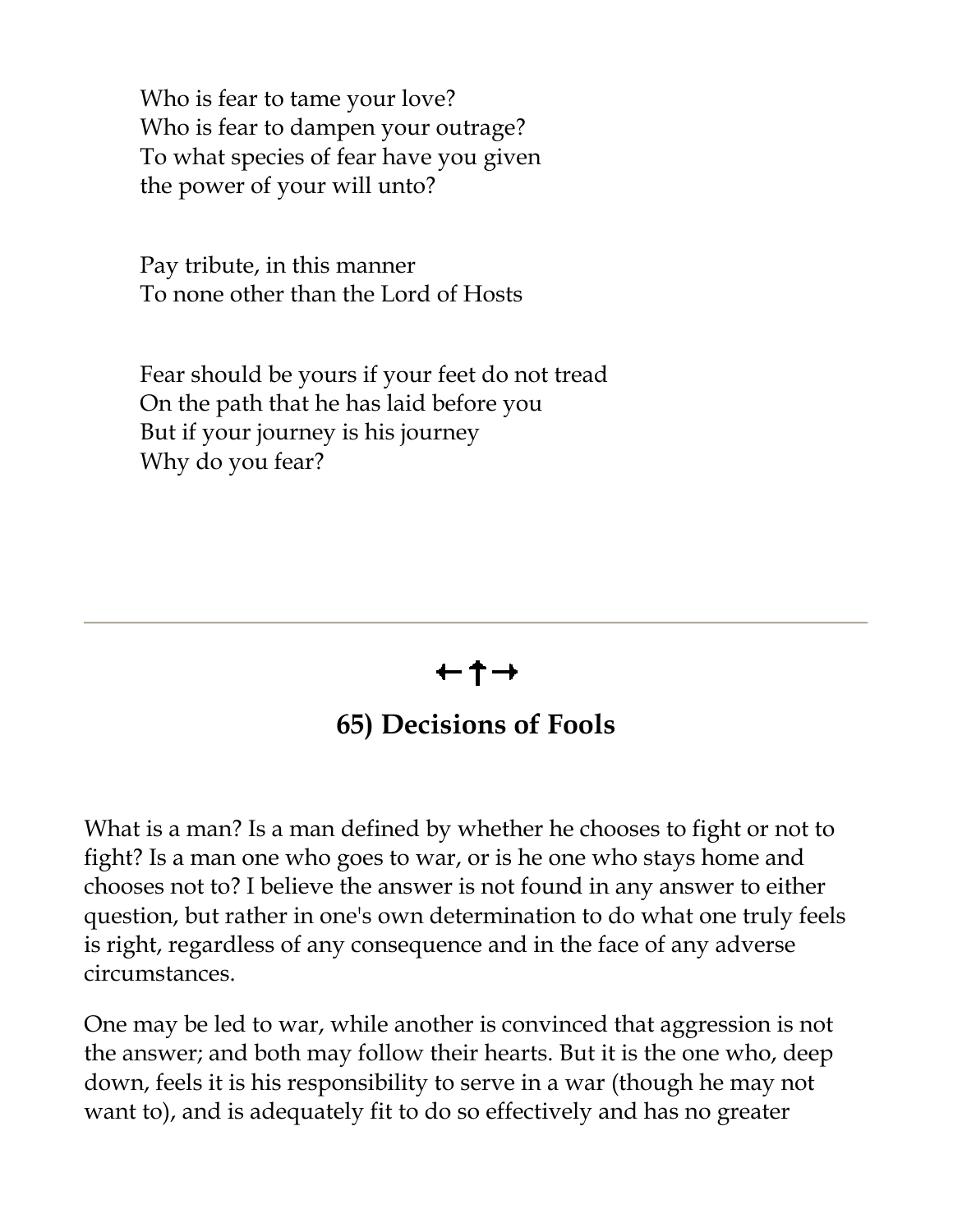Who is fear to tame your love?  
Who is fear to dampen your outrage?  
To what species of fear have you given  
the power of your will unto?

Pay tribute, in this manner  
To none other than the Lord of Hosts

Fear should be yours if your feet do not tread  
On the path that he has laid before you  
But if your journey is his journey  
Why do you fear?

---

←↑→

## 65) Decisions of Fools

What is a man? Is a man defined by whether he chooses to fight or not to fight? Is a man one who goes to war, or is he one who stays home and chooses not to? I believe the answer is not found in any answer to either question, but rather in one's own determination to do what one truly feels is right, regardless of any consequence and in the face of any adverse circumstances.

One may be led to war, while another is convinced that aggression is not the answer; and both may follow their hearts. But it is the one who, deep down, feels it is his responsibility to serve in a war (though he may not want to), and is adequately fit to do so effectively and has no greater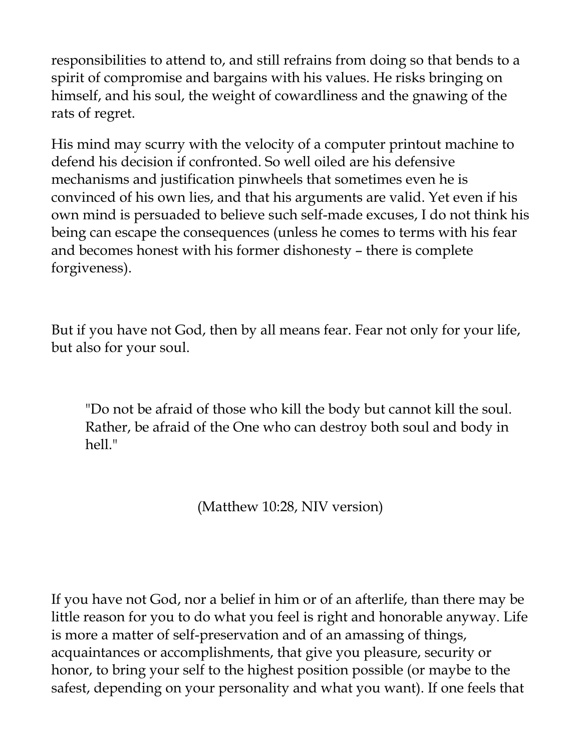responsibilities to attend to, and still refrains from doing so that bends to a spirit of compromise and bargains with his values. He risks bringing on himself, and his soul, the weight of cowardliness and the gnawing of the rats of regret.

His mind may scurry with the velocity of a computer printout machine to defend his decision if confronted. So well oiled are his defensive mechanisms and justification pinwheels that sometimes even he is convinced of his own lies, and that his arguments are valid. Yet even if his own mind is persuaded to believe such self-made excuses, I do not think his being can escape the consequences (unless he comes to terms with his fear and becomes honest with his former dishonesty – there is complete forgiveness).

But if you have not God, then by all means fear. Fear not only for your life, but also for your soul.

> "Do not be afraid of those who kill the body but cannot kill the soul. Rather, be afraid of the One who can destroy both soul and body in hell."
>
> (Matthew 10:28, NIV version)

If you have not God, nor a belief in him or of an afterlife, than there may be little reason for you to do what you feel is right and honorable anyway. Life is more a matter of self-preservation and of an amassing of things, acquaintances or accomplishments, that give you pleasure, security or honor, to bring your self to the highest position possible (or maybe to the safest, depending on your personality and what you want). If one feels that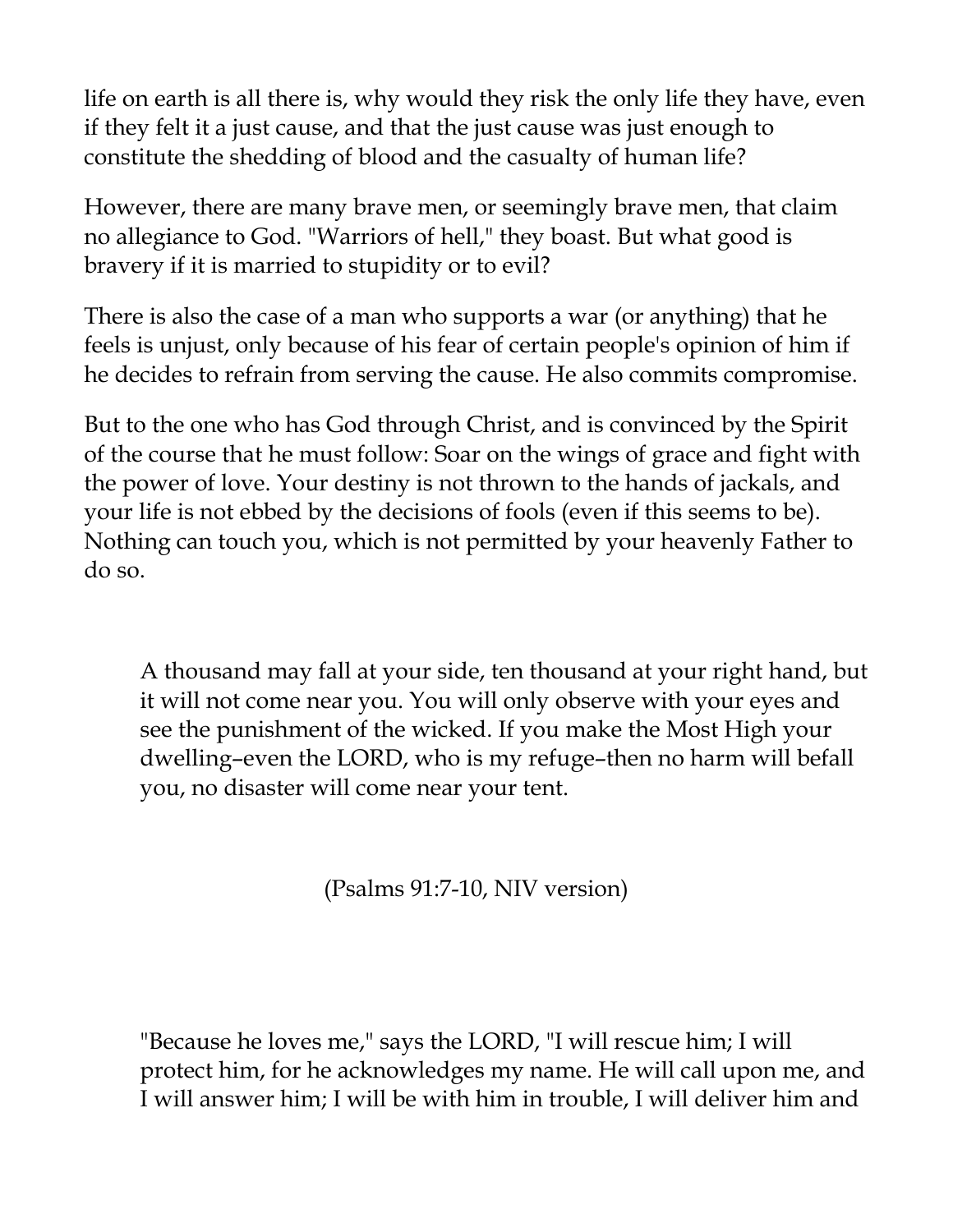life on earth is all there is, why would they risk the only life they have, even if they felt it a just cause, and that the just cause was just enough to constitute the shedding of blood and the casualty of human life?

However, there are many brave men, or seemingly brave men, that claim no allegiance to God. "Warriors of hell," they boast. But what good is bravery if it is married to stupidity or to evil?

There is also the case of a man who supports a war (or anything) that he feels is unjust, only because of his fear of certain people's opinion of him if he decides to refrain from serving the cause. He also commits compromise.

But to the one who has God through Christ, and is convinced by the Spirit of the course that he must follow: Soar on the wings of grace and fight with the power of love. Your destiny is not thrown to the hands of jackals, and your life is not ebbed by the decisions of fools (even if this seems to be). Nothing can touch you, which is not permitted by your heavenly Father to do so.

> A thousand may fall at your side, ten thousand at your right hand, but it will not come near you. You will only observe with your eyes and see the punishment of the wicked. If you make the Most High your dwelling–even the LORD, who is my refuge–then no harm will befall you, no disaster will come near your tent.
>
> (Psalms 91:7-10, NIV version)

> "Because he loves me," says the LORD, "I will rescue him; I will protect him, for he acknowledges my name. He will call upon me, and I will answer him; I will be with him in trouble, I will deliver him and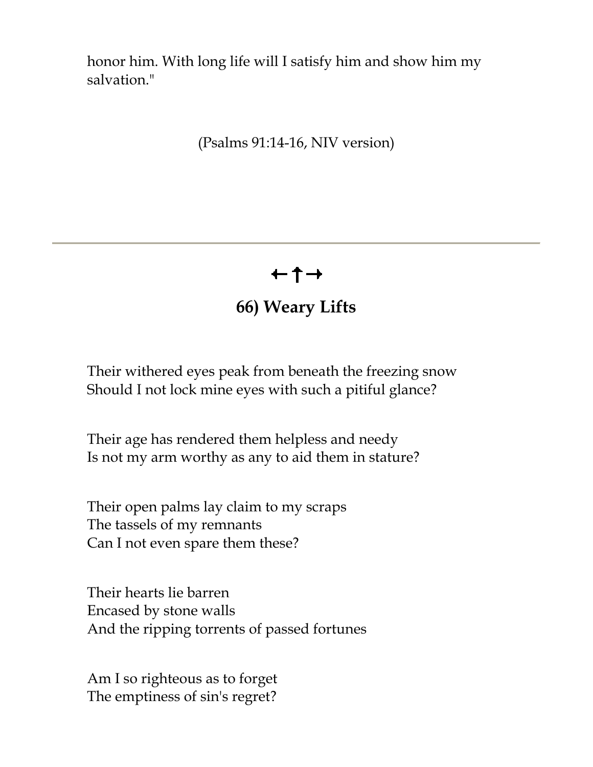honor him. With long life will I satisfy him and show him my salvation."

(Psalms 91:14-16, NIV version)

---

←†→

## 66) Weary Lifts

Their withered eyes peak from beneath the freezing snow
Should I not lock mine eyes with such a pitiful glance?

Their age has rendered them helpless and needy
Is not my arm worthy as any to aid them in stature?

Their open palms lay claim to my scraps
The tassels of my remnants
Can I not even spare them these?

Their hearts lie barren
Encased by stone walls
And the ripping torrents of passed fortunes

Am I so righteous as to forget
The emptiness of sin's regret?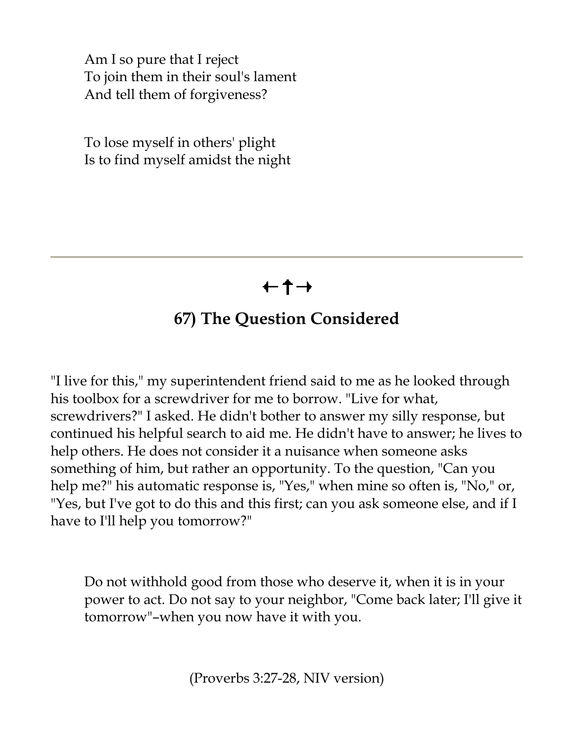Am I so pure that I reject  
To join them in their soul's lament  
And tell them of forgiveness?

To lose myself in others' plight  
Is to find myself amidst the night

---

←†→

## 67) The Question Considered

"I live for this," my superintendent friend said to me as he looked through his toolbox for a screwdriver for me to borrow. "Live for what, screwdrivers?" I asked. He didn't bother to answer my silly response, but continued his helpful search to aid me. He didn't have to answer; he lives to help others. He does not consider it a nuisance when someone asks something of him, but rather an opportunity. To the question, "Can you help me?" his automatic response is, "Yes," when mine so often is, "No," or, "Yes, but I've got to do this and this first; can you ask someone else, and if I have to I'll help you tomorrow?"

> Do not withhold good from those who deserve it, when it is in your power to act. Do not say to your neighbor, "Come back later; I'll give it tomorrow"–when you now have it with you.

(Proverbs 3:27-28, NIV version)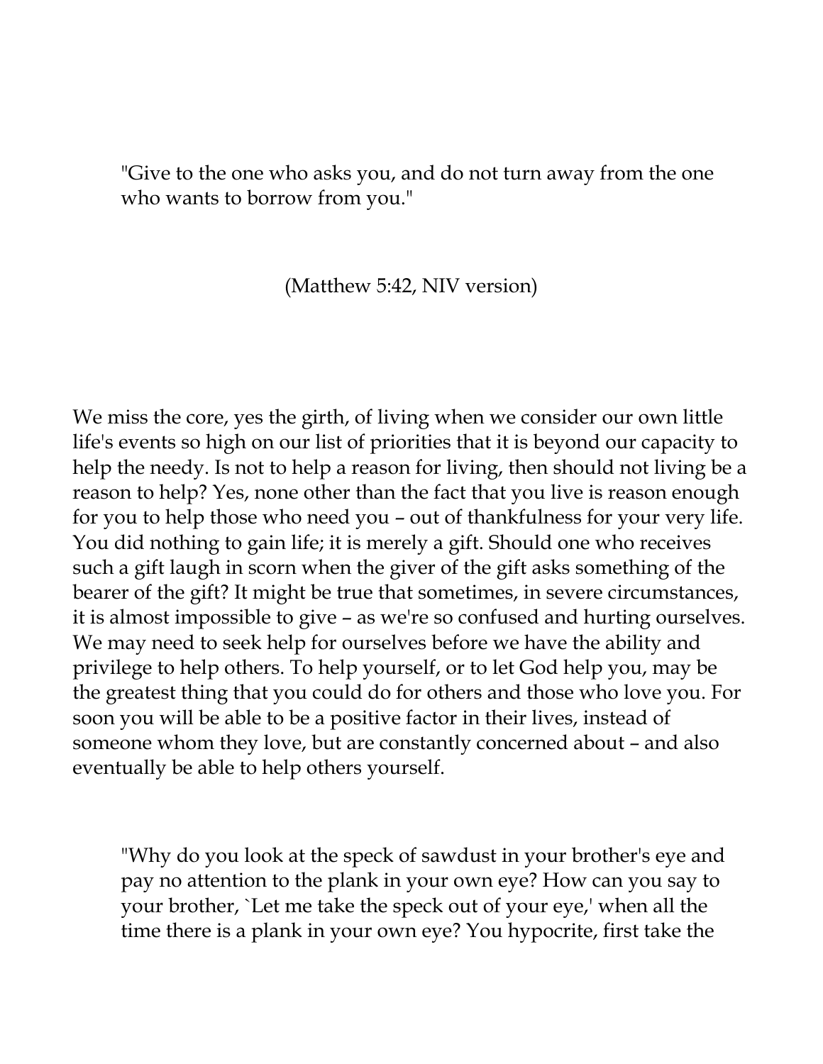> "Give to the one who asks you, and do not turn away from the one who wants to borrow from you."

(Matthew 5:42, NIV version)

We miss the core, yes the girth, of living when we consider our own little life's events so high on our list of priorities that it is beyond our capacity to help the needy. Is not to help a reason for living, then should not living be a reason to help? Yes, none other than the fact that you live is reason enough for you to help those who need you – out of thankfulness for your very life. You did nothing to gain life; it is merely a gift. Should one who receives such a gift laugh in scorn when the giver of the gift asks something of the bearer of the gift? It might be true that sometimes, in severe circumstances, it is almost impossible to give – as we're so confused and hurting ourselves. We may need to seek help for ourselves before we have the ability and privilege to help others. To help yourself, or to let God help you, may be the greatest thing that you could do for others and those who love you. For soon you will be able to be a positive factor in their lives, instead of someone whom they love, but are constantly concerned about – and also eventually be able to help others yourself.

> "Why do you look at the speck of sawdust in your brother's eye and pay no attention to the plank in your own eye? How can you say to your brother, `Let me take the speck out of your eye,' when all the time there is a plank in your own eye? You hypocrite, first take the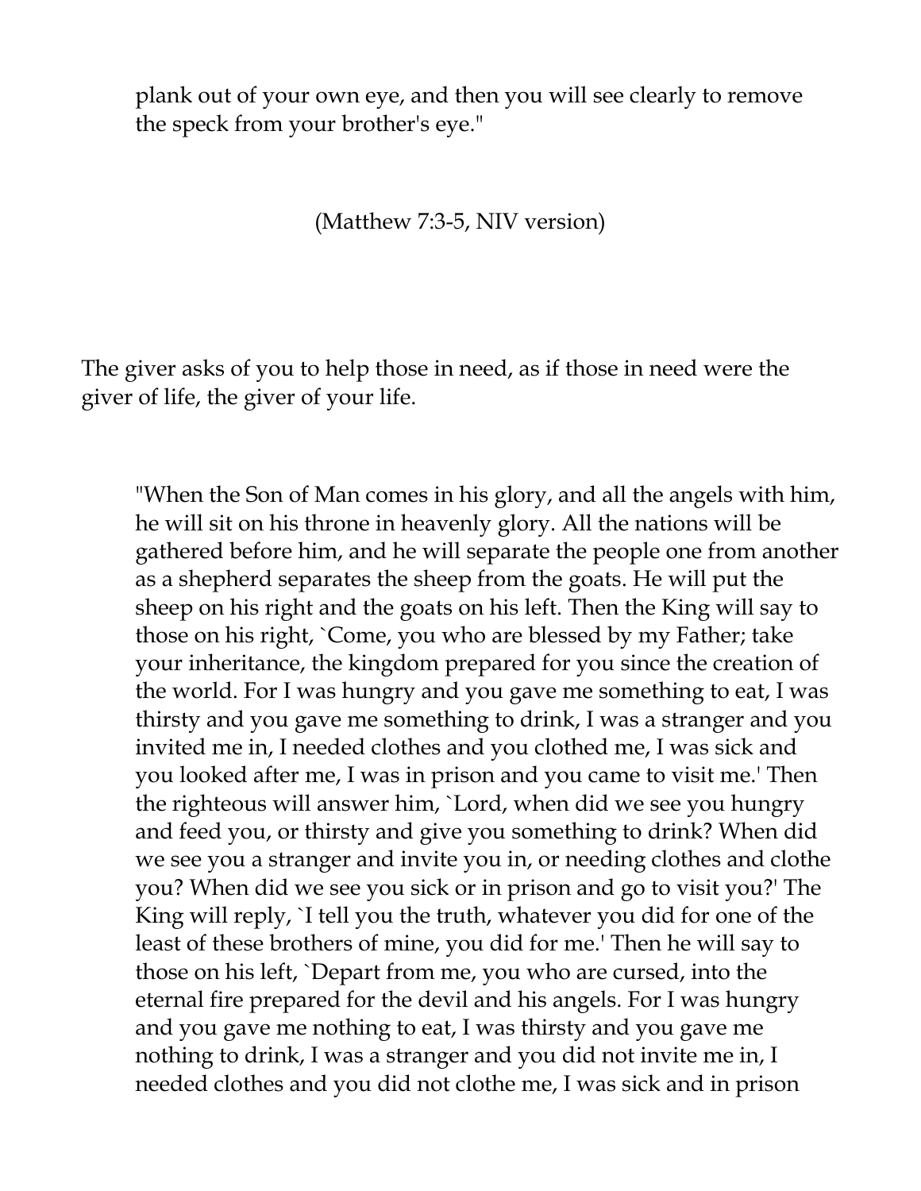> plank out of your own eye, and then you will see clearly to remove the speck from your brother's eye."

(Matthew 7:3-5, NIV version)

The giver asks of you to help those in need, as if those in need were the giver of life, the giver of your life.

> "When the Son of Man comes in his glory, and all the angels with him, he will sit on his throne in heavenly glory. All the nations will be gathered before him, and he will separate the people one from another as a shepherd separates the sheep from the goats. He will put the sheep on his right and the goats on his left. Then the King will say to those on his right, `Come, you who are blessed by my Father; take your inheritance, the kingdom prepared for you since the creation of the world. For I was hungry and you gave me something to eat, I was thirsty and you gave me something to drink, I was a stranger and you invited me in, I needed clothes and you clothed me, I was sick and you looked after me, I was in prison and you came to visit me.' Then the righteous will answer him, `Lord, when did we see you hungry and feed you, or thirsty and give you something to drink? When did we see you a stranger and invite you in, or needing clothes and clothe you? When did we see you sick or in prison and go to visit you?' The King will reply, `I tell you the truth, whatever you did for one of the least of these brothers of mine, you did for me.' Then he will say to those on his left, `Depart from me, you who are cursed, into the eternal fire prepared for the devil and his angels. For I was hungry and you gave me nothing to eat, I was thirsty and you gave me nothing to drink, I was a stranger and you did not invite me in, I needed clothes and you did not clothe me, I was sick and in prison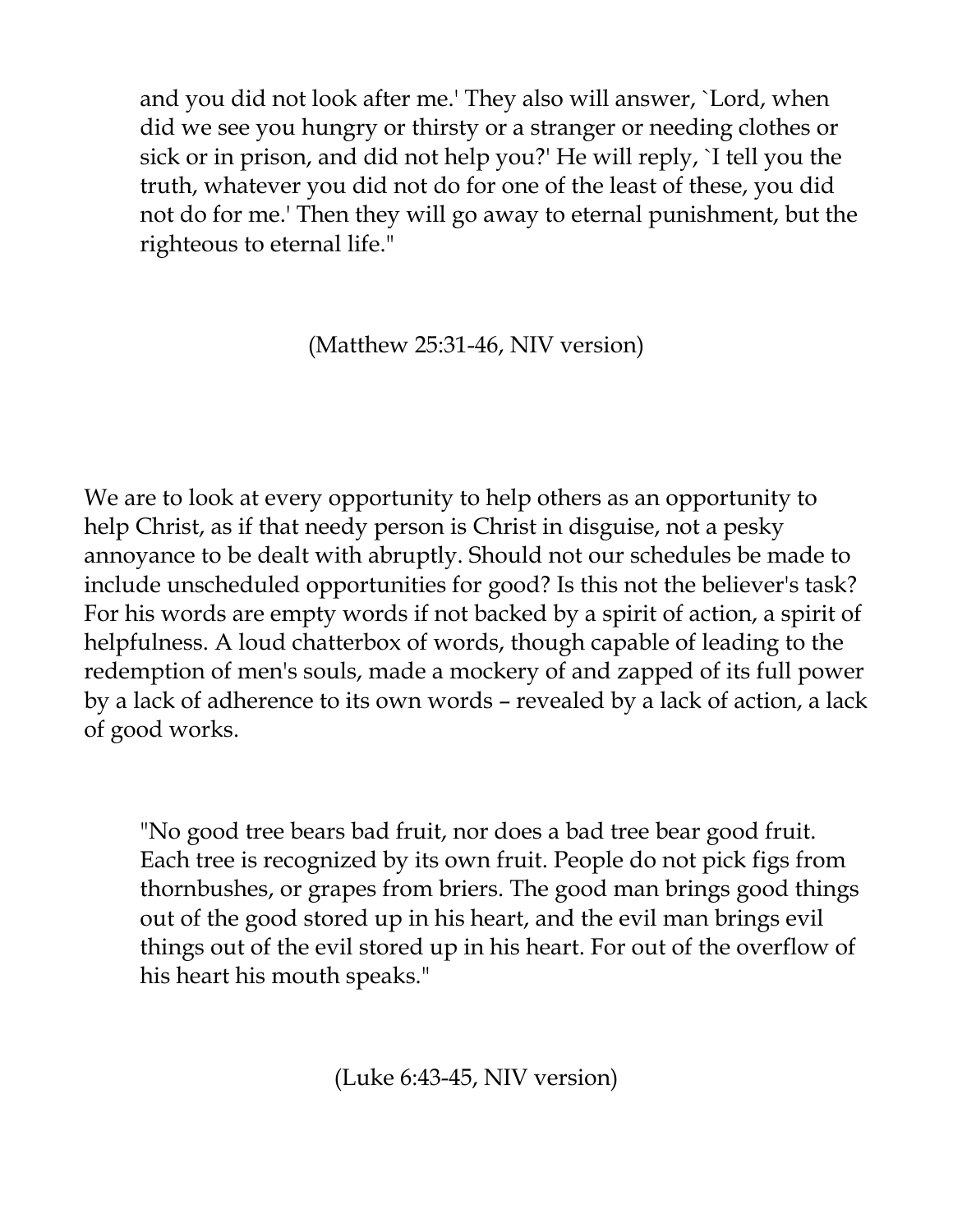> and you did not look after me.' They also will answer, `Lord, when did we see you hungry or thirsty or a stranger or needing clothes or sick or in prison, and did not help you?' He will reply, `I tell you the truth, whatever you did not do for one of the least of these, you did not do for me.' Then they will go away to eternal punishment, but the righteous to eternal life."

(Matthew 25:31-46, NIV version)

We are to look at every opportunity to help others as an opportunity to help Christ, as if that needy person is Christ in disguise, not a pesky annoyance to be dealt with abruptly. Should not our schedules be made to include unscheduled opportunities for good? Is this not the believer's task? For his words are empty words if not backed by a spirit of action, a spirit of helpfulness. A loud chatterbox of words, though capable of leading to the redemption of men's souls, made a mockery of and zapped of its full power by a lack of adherence to its own words – revealed by a lack of action, a lack of good works.

> "No good tree bears bad fruit, nor does a bad tree bear good fruit. Each tree is recognized by its own fruit. People do not pick figs from thornbushes, or grapes from briers. The good man brings good things out of the good stored up in his heart, and the evil man brings evil things out of the evil stored up in his heart. For out of the overflow of his heart his mouth speaks."

(Luke 6:43-45, NIV version)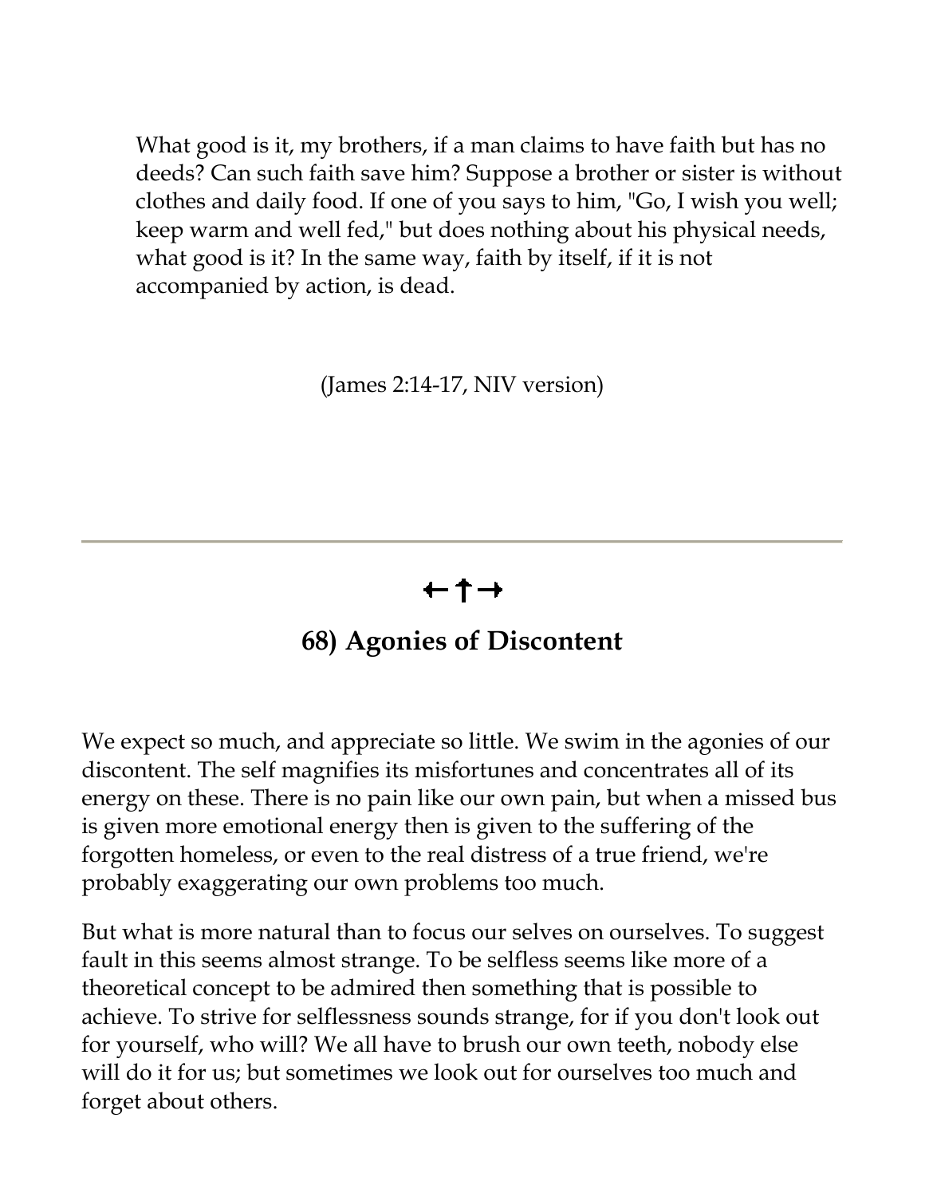> What good is it, my brothers, if a man claims to have faith but has no deeds? Can such faith save him? Suppose a brother or sister is without clothes and daily food. If one of you says to him, "Go, I wish you well; keep warm and well fed," but does nothing about his physical needs, what good is it? In the same way, faith by itself, if it is not accompanied by action, is dead.

(James 2:14-17, NIV version)

---

←†→

## 68) Agonies of Discontent

We expect so much, and appreciate so little. We swim in the agonies of our discontent. The self magnifies its misfortunes and concentrates all of its energy on these. There is no pain like our own pain, but when a missed bus is given more emotional energy then is given to the suffering of the forgotten homeless, or even to the real distress of a true friend, we're probably exaggerating our own problems too much.

But what is more natural than to focus our selves on ourselves. To suggest fault in this seems almost strange. To be selfless seems like more of a theoretical concept to be admired then something that is possible to achieve. To strive for selflessness sounds strange, for if you don't look out for yourself, who will? We all have to brush our own teeth, nobody else will do it for us; but sometimes we look out for ourselves too much and forget about others.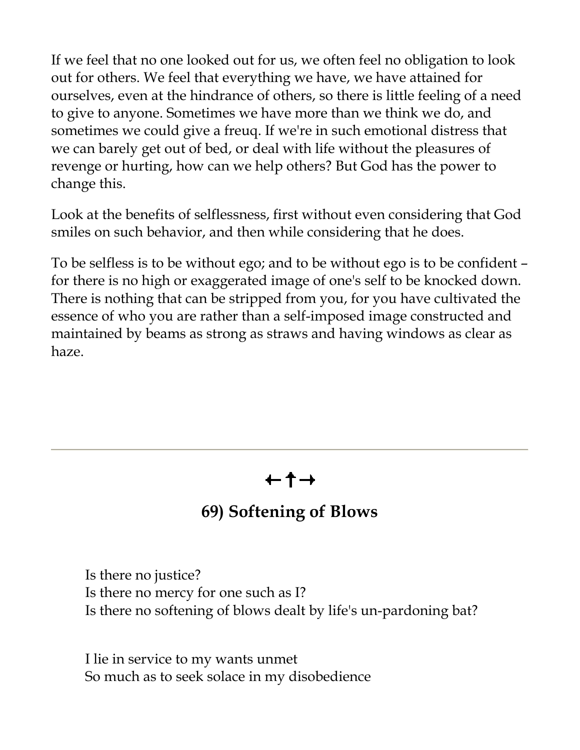If we feel that no one looked out for us, we often feel no obligation to look out for others. We feel that everything we have, we have attained for ourselves, even at the hindrance of others, so there is little feeling of a need to give to anyone. Sometimes we have more than we think we do, and sometimes we could give a freuq. If we're in such emotional distress that we can barely get out of bed, or deal with life without the pleasures of revenge or hurting, how can we help others? But God has the power to change this.

Look at the benefits of selflessness, first without even considering that God smiles on such behavior, and then while considering that he does.

To be selfless is to be without ego; and to be without ego is to be confident – for there is no high or exaggerated image of one's self to be knocked down. There is nothing that can be stripped from you, for you have cultivated the essence of who you are rather than a self-imposed image constructed and maintained by beams as strong as straws and having windows as clear as haze.

---

←†→

## 69) Softening of Blows

Is there no justice?
Is there no mercy for one such as I?
Is there no softening of blows dealt by life's un-pardoning bat?

I lie in service to my wants unmet
So much as to seek solace in my disobedience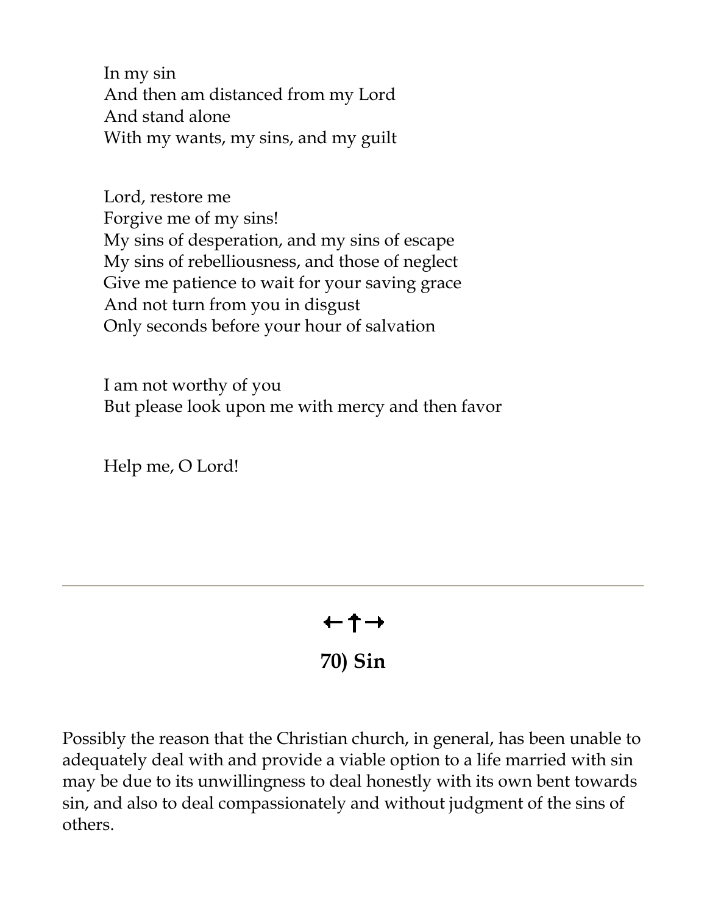In my sin  
And then am distanced from my Lord  
And stand alone  
With my wants, my sins, and my guilt

Lord, restore me  
Forgive me of my sins!  
My sins of desperation, and my sins of escape  
My sins of rebelliousness, and those of neglect  
Give me patience to wait for your saving grace  
And not turn from you in disgust  
Only seconds before your hour of salvation

I am not worthy of you  
But please look upon me with mercy and then favor

Help me, O Lord!

---

←†→

## 70) Sin

Possibly the reason that the Christian church, in general, has been unable to adequately deal with and provide a viable option to a life married with sin may be due to its unwillingness to deal honestly with its own bent towards sin, and also to deal compassionately and without judgment of the sins of others.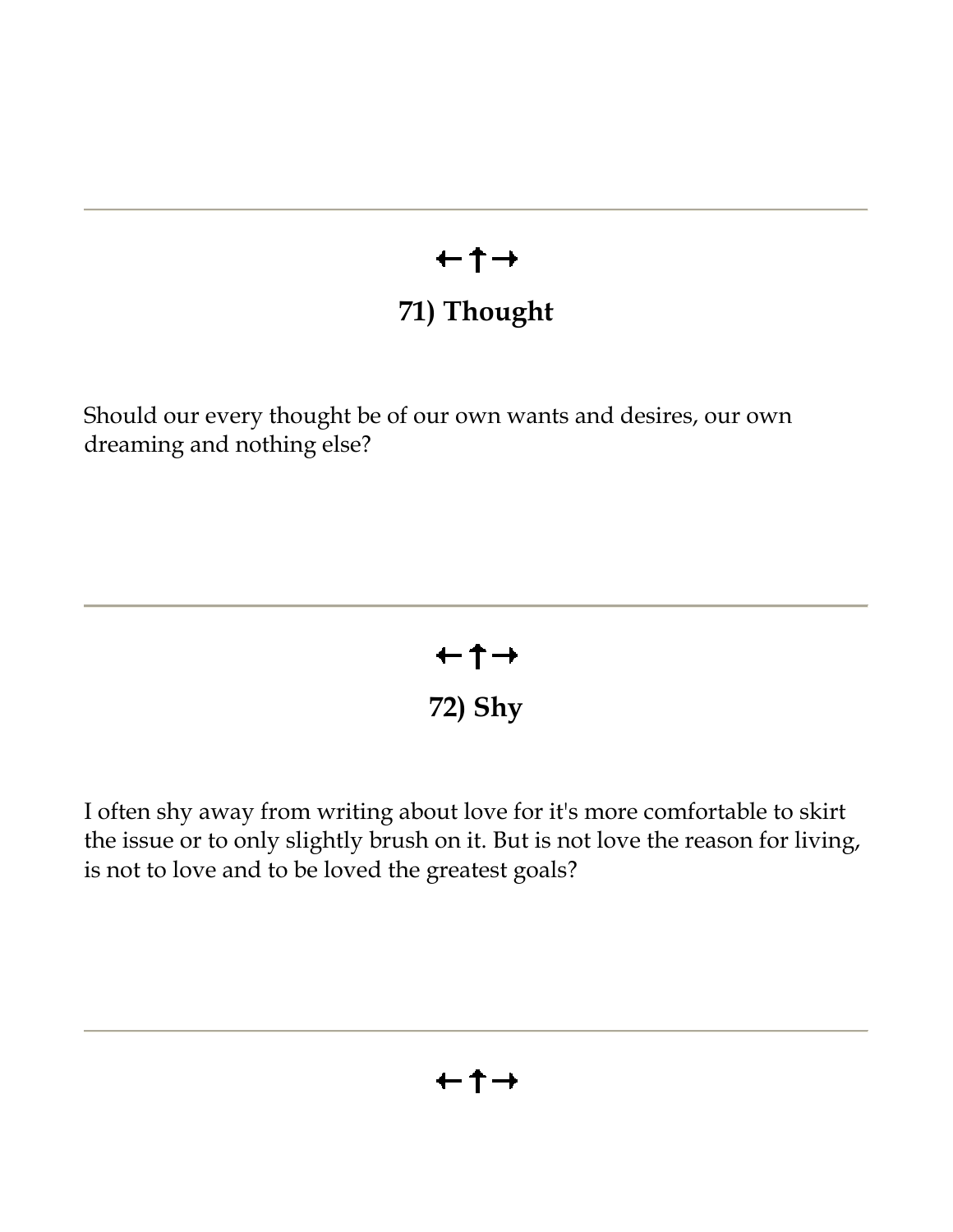---

←↑→

## 71) Thought

Should our every thought be of our own wants and desires, our own dreaming and nothing else?

---

←↑→

## 72) Shy

I often shy away from writing about love for it's more comfortable to skirt the issue or to only slightly brush on it. But is not love the reason for living, is not to love and to be loved the greatest goals?

---

←↑→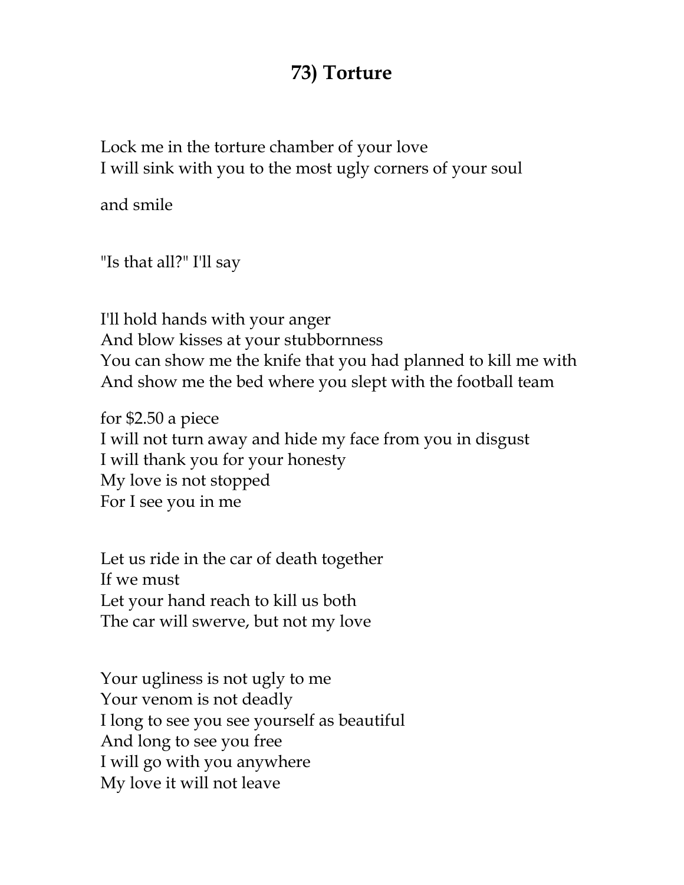## 73) Torture

Lock me in the torture chamber of your love  
I will sink with you to the most ugly corners of your soul

and smile

"Is that all?" I'll say

I'll hold hands with your anger  
And blow kisses at your stubbornness  
You can show me the knife that you had planned to kill me with  
And show me the bed where you slept with the football team

for $2.50 a piece  
I will not turn away and hide my face from you in disgust  
I will thank you for your honesty  
My love is not stopped  
For I see you in me

Let us ride in the car of death together  
If we must  
Let your hand reach to kill us both  
The car will swerve, but not my love

Your ugliness is not ugly to me  
Your venom is not deadly  
I long to see you see yourself as beautiful  
And long to see you free  
I will go with you anywhere  
My love it will not leave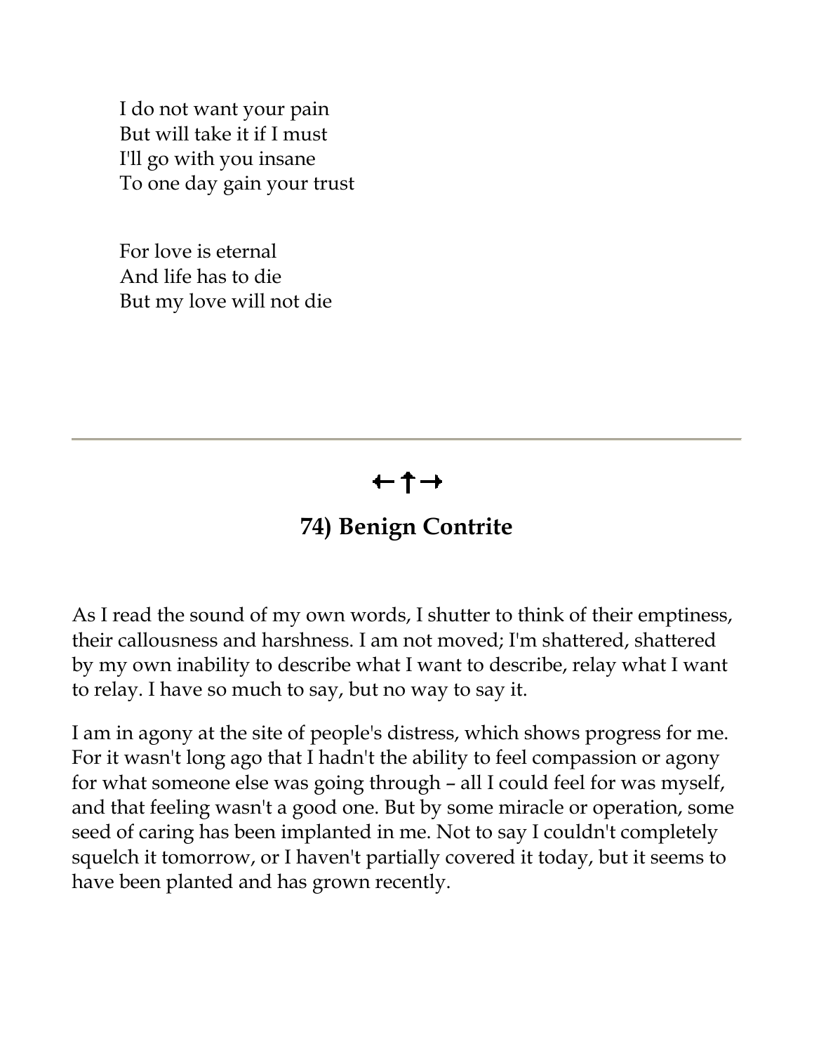I do not want your pain  
But will take it if I must  
I'll go with you insane  
To one day gain your trust

For love is eternal  
And life has to die  
But my love will not die

---

←↑→

## 74) Benign Contrite

As I read the sound of my own words, I shutter to think of their emptiness, their callousness and harshness. I am not moved; I'm shattered, shattered by my own inability to describe what I want to describe, relay what I want to relay. I have so much to say, but no way to say it.

I am in agony at the site of people's distress, which shows progress for me. For it wasn't long ago that I hadn't the ability to feel compassion or agony for what someone else was going through – all I could feel for was myself, and that feeling wasn't a good one. But by some miracle or operation, some seed of caring has been implanted in me. Not to say I couldn't completely squelch it tomorrow, or I haven't partially covered it today, but it seems to have been planted and has grown recently.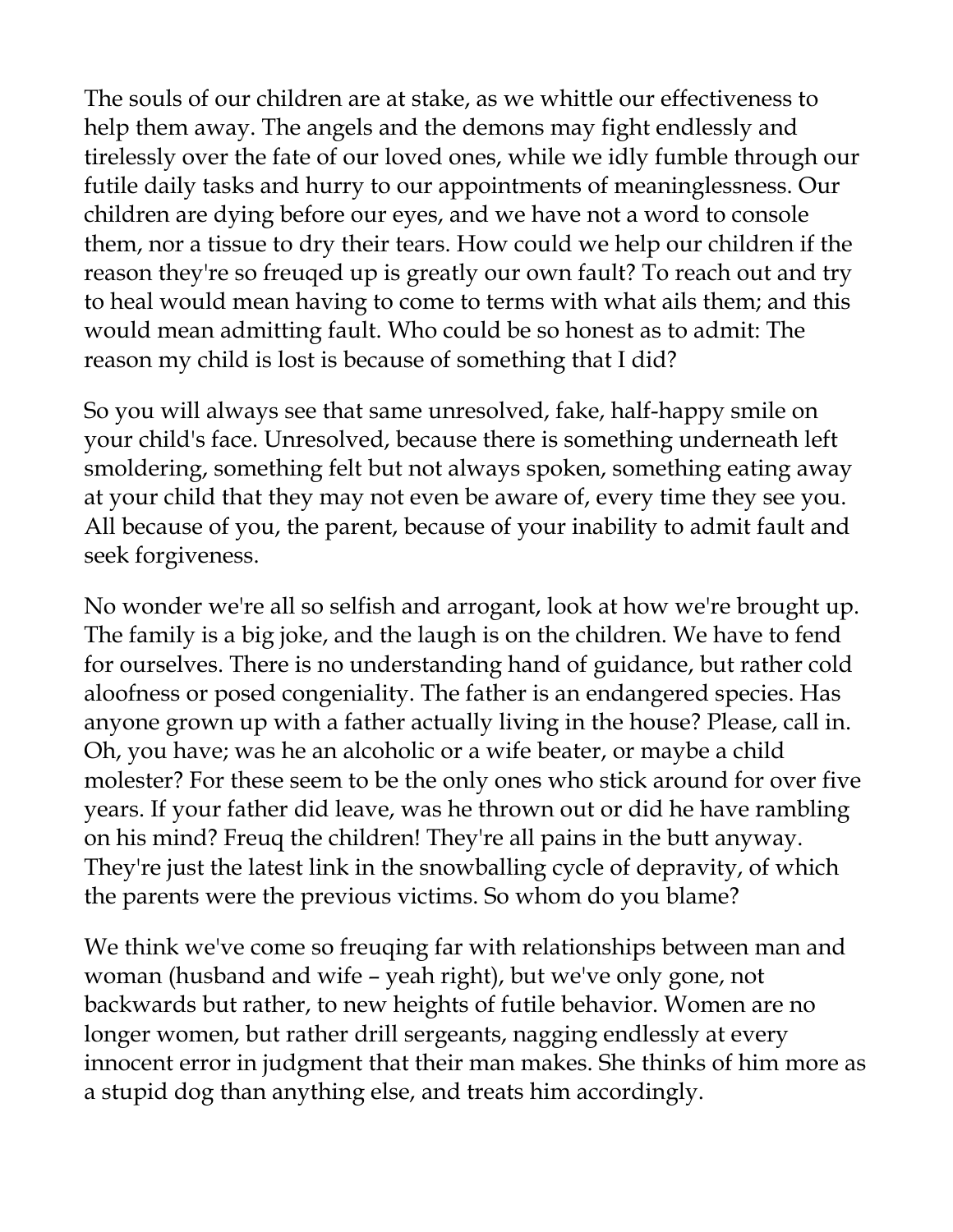The souls of our children are at stake, as we whittle our effectiveness to help them away. The angels and the demons may fight endlessly and tirelessly over the fate of our loved ones, while we idly fumble through our futile daily tasks and hurry to our appointments of meaninglessness. Our children are dying before our eyes, and we have not a word to console them, nor a tissue to dry their tears. How could we help our children if the reason they're so freuqed up is greatly our own fault? To reach out and try to heal would mean having to come to terms with what ails them; and this would mean admitting fault. Who could be so honest as to admit: The reason my child is lost is because of something that I did?

So you will always see that same unresolved, fake, half-happy smile on your child's face. Unresolved, because there is something underneath left smoldering, something felt but not always spoken, something eating away at your child that they may not even be aware of, every time they see you. All because of you, the parent, because of your inability to admit fault and seek forgiveness.

No wonder we're all so selfish and arrogant, look at how we're brought up. The family is a big joke, and the laugh is on the children. We have to fend for ourselves. There is no understanding hand of guidance, but rather cold aloofness or posed congeniality. The father is an endangered species. Has anyone grown up with a father actually living in the house? Please, call in. Oh, you have; was he an alcoholic or a wife beater, or maybe a child molester? For these seem to be the only ones who stick around for over five years. If your father did leave, was he thrown out or did he have rambling on his mind? Freuq the children! They're all pains in the butt anyway. They're just the latest link in the snowballing cycle of depravity, of which the parents were the previous victims. So whom do you blame?

We think we've come so freuqing far with relationships between man and woman (husband and wife – yeah right), but we've only gone, not backwards but rather, to new heights of futile behavior. Women are no longer women, but rather drill sergeants, nagging endlessly at every innocent error in judgment that their man makes. She thinks of him more as a stupid dog than anything else, and treats him accordingly.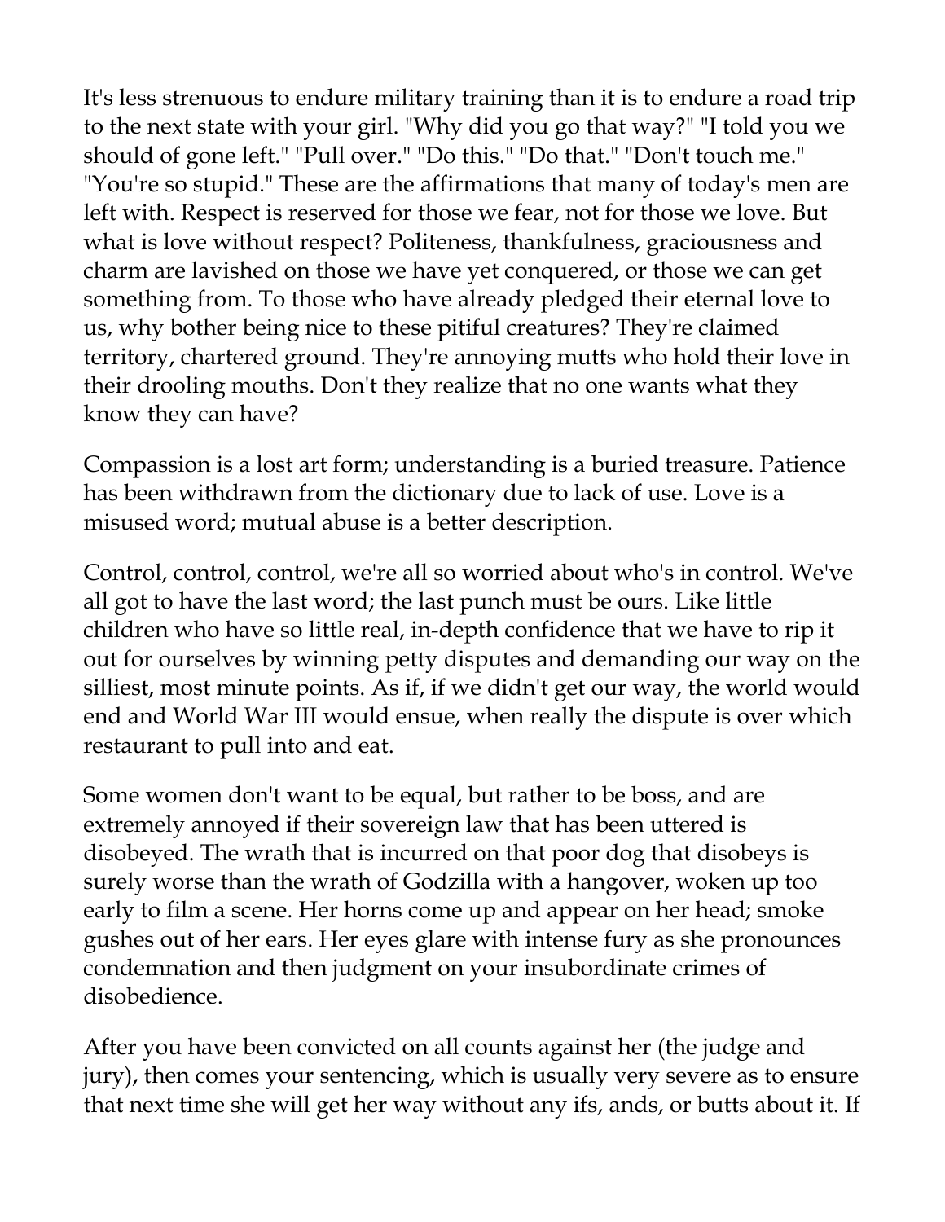It's less strenuous to endure military training than it is to endure a road trip to the next state with your girl. "Why did you go that way?" "I told you we should of gone left." "Pull over." "Do this." "Do that." "Don't touch me." "You're so stupid." These are the affirmations that many of today's men are left with. Respect is reserved for those we fear, not for those we love. But what is love without respect? Politeness, thankfulness, graciousness and charm are lavished on those we have yet conquered, or those we can get something from. To those who have already pledged their eternal love to us, why bother being nice to these pitiful creatures? They're claimed territory, chartered ground. They're annoying mutts who hold their love in their drooling mouths. Don't they realize that no one wants what they know they can have?

Compassion is a lost art form; understanding is a buried treasure. Patience has been withdrawn from the dictionary due to lack of use. Love is a misused word; mutual abuse is a better description.

Control, control, control, we're all so worried about who's in control. We've all got to have the last word; the last punch must be ours. Like little children who have so little real, in-depth confidence that we have to rip it out for ourselves by winning petty disputes and demanding our way on the silliest, most minute points. As if, if we didn't get our way, the world would end and World War III would ensue, when really the dispute is over which restaurant to pull into and eat.

Some women don't want to be equal, but rather to be boss, and are extremely annoyed if their sovereign law that has been uttered is disobeyed. The wrath that is incurred on that poor dog that disobeys is surely worse than the wrath of Godzilla with a hangover, woken up too early to film a scene. Her horns come up and appear on her head; smoke gushes out of her ears. Her eyes glare with intense fury as she pronounces condemnation and then judgment on your insubordinate crimes of disobedience.

After you have been convicted on all counts against her (the judge and jury), then comes your sentencing, which is usually very severe as to ensure that next time she will get her way without any ifs, ands, or butts about it. If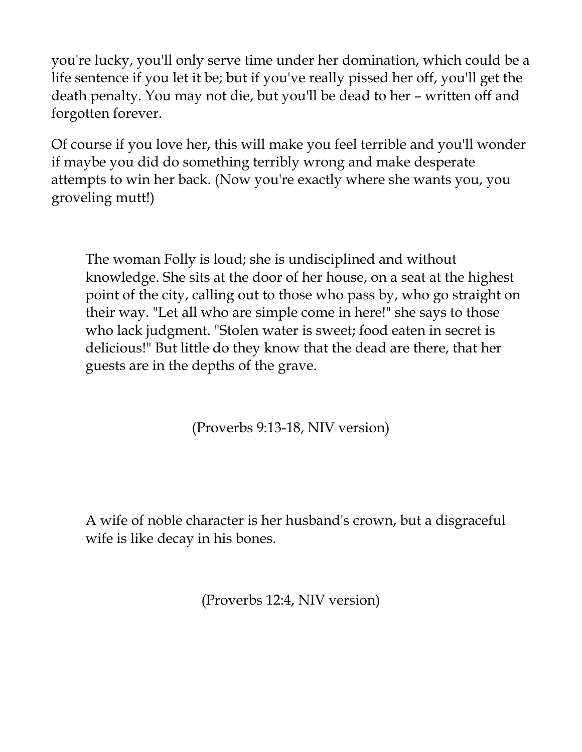you're lucky, you'll only serve time under her domination, which could be a life sentence if you let it be; but if you've really pissed her off, you'll get the death penalty. You may not die, but you'll be dead to her – written off and forgotten forever.

Of course if you love her, this will make you feel terrible and you'll wonder if maybe you did do something terribly wrong and make desperate attempts to win her back. (Now you're exactly where she wants you, you groveling mutt!)

> The woman Folly is loud; she is undisciplined and without knowledge. She sits at the door of her house, on a seat at the highest point of the city, calling out to those who pass by, who go straight on their way. "Let all who are simple come in here!" she says to those who lack judgment. "Stolen water is sweet; food eaten in secret is delicious!" But little do they know that the dead are there, that her guests are in the depths of the grave.
>
> (Proverbs 9:13-18, NIV version)

> A wife of noble character is her husband's crown, but a disgraceful wife is like decay in his bones.
>
> (Proverbs 12:4, NIV version)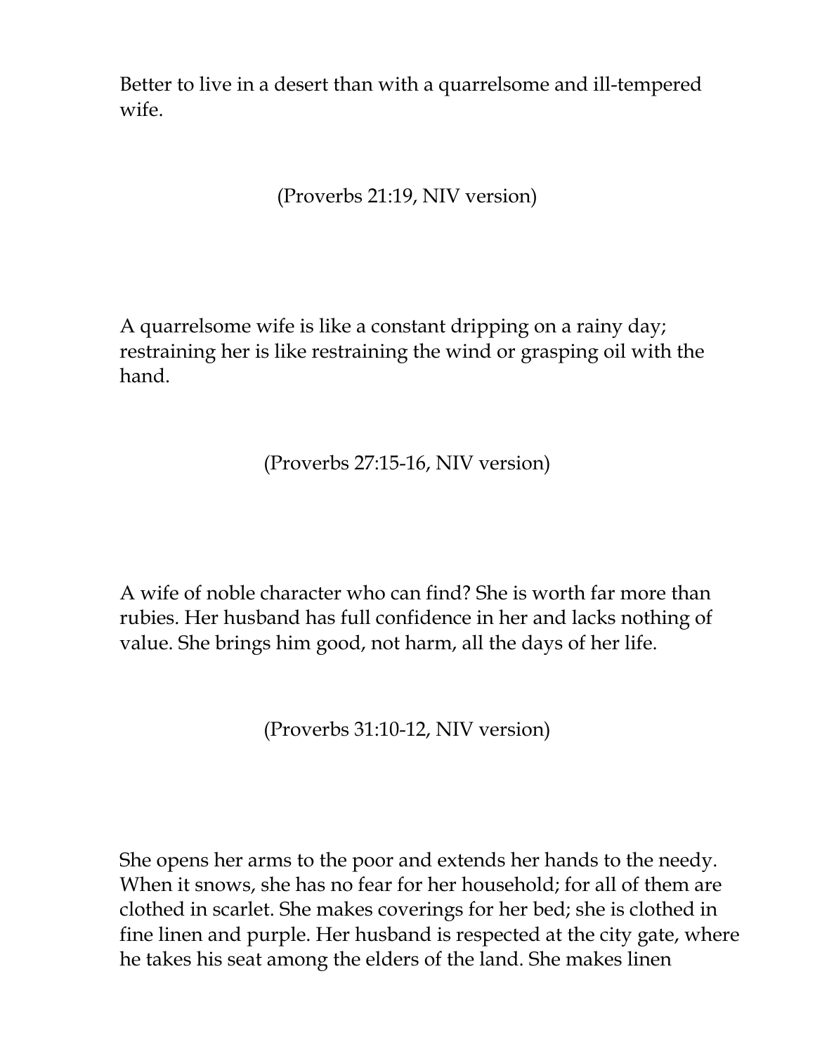Better to live in a desert than with a quarrelsome and ill-tempered wife.

(Proverbs 21:19, NIV version)

A quarrelsome wife is like a constant dripping on a rainy day; restraining her is like restraining the wind or grasping oil with the hand.

(Proverbs 27:15-16, NIV version)

A wife of noble character who can find? She is worth far more than rubies. Her husband has full confidence in her and lacks nothing of value. She brings him good, not harm, all the days of her life.

(Proverbs 31:10-12, NIV version)

She opens her arms to the poor and extends her hands to the needy. When it snows, she has no fear for her household; for all of them are clothed in scarlet. She makes coverings for her bed; she is clothed in fine linen and purple. Her husband is respected at the city gate, where he takes his seat among the elders of the land. She makes linen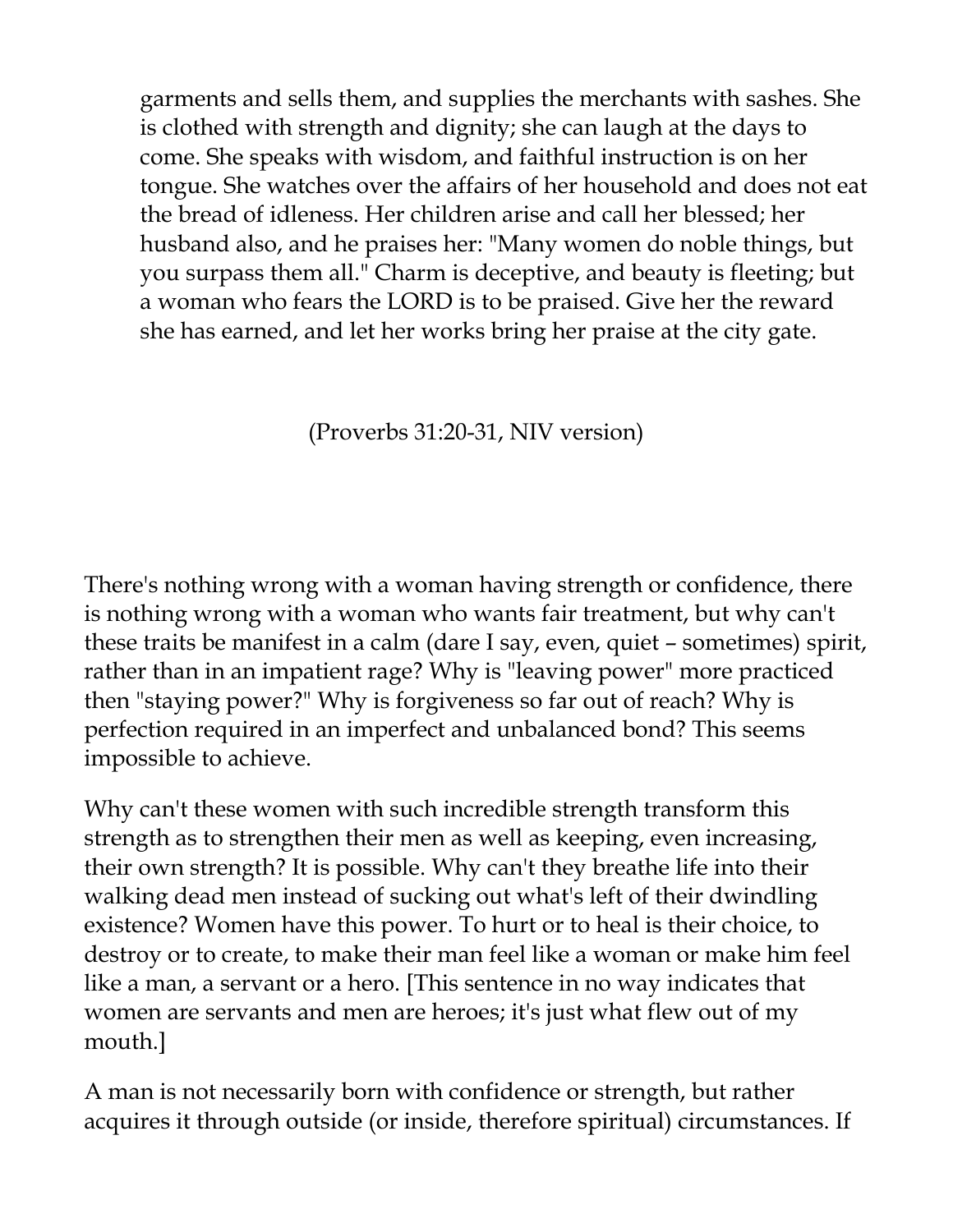> garments and sells them, and supplies the merchants with sashes. She is clothed with strength and dignity; she can laugh at the days to come. She speaks with wisdom, and faithful instruction is on her tongue. She watches over the affairs of her household and does not eat the bread of idleness. Her children arise and call her blessed; her husband also, and he praises her: "Many women do noble things, but you surpass them all." Charm is deceptive, and beauty is fleeting; but a woman who fears the LORD is to be praised. Give her the reward she has earned, and let her works bring her praise at the city gate.
>
> (Proverbs 31:20-31, NIV version)

There's nothing wrong with a woman having strength or confidence, there is nothing wrong with a woman who wants fair treatment, but why can't these traits be manifest in a calm (dare I say, even, quiet – sometimes) spirit, rather than in an impatient rage? Why is "leaving power" more practiced then "staying power?" Why is forgiveness so far out of reach? Why is perfection required in an imperfect and unbalanced bond? This seems impossible to achieve.

Why can't these women with such incredible strength transform this strength as to strengthen their men as well as keeping, even increasing, their own strength? It is possible. Why can't they breathe life into their walking dead men instead of sucking out what's left of their dwindling existence? Women have this power. To hurt or to heal is their choice, to destroy or to create, to make their man feel like a woman or make him feel like a man, a servant or a hero. [This sentence in no way indicates that women are servants and men are heroes; it's just what flew out of my mouth.]

A man is not necessarily born with confidence or strength, but rather acquires it through outside (or inside, therefore spiritual) circumstances. If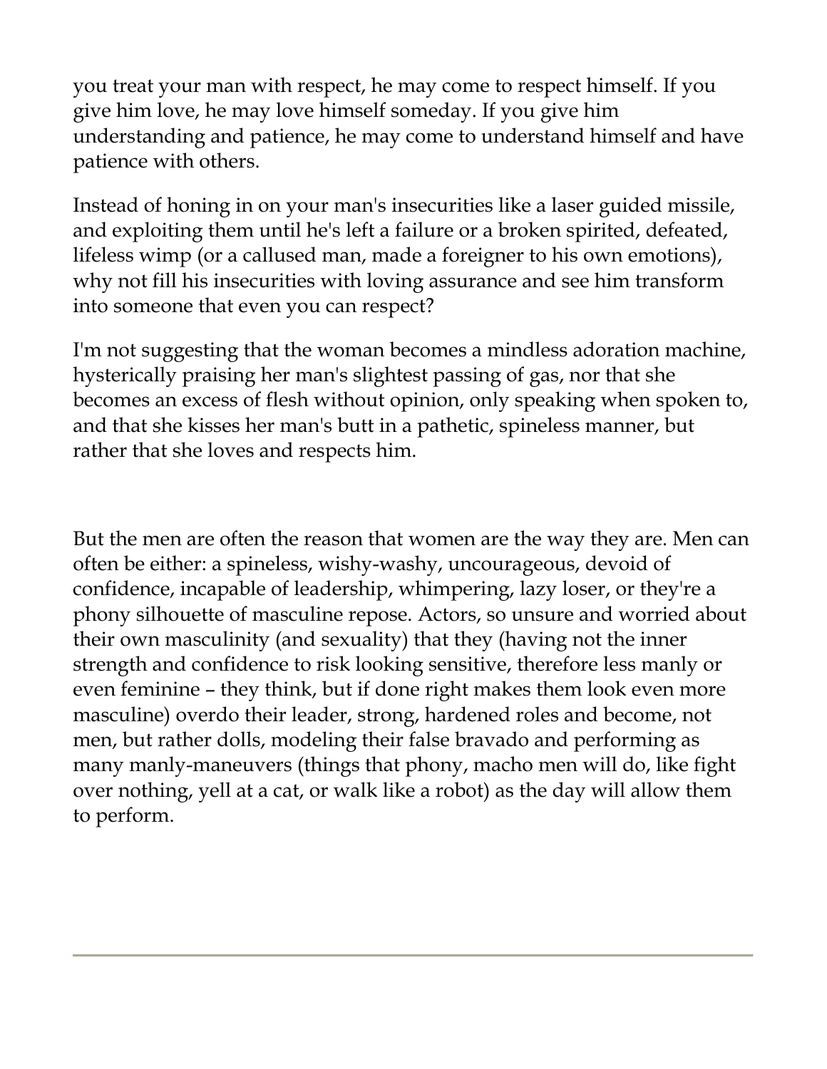you treat your man with respect, he may come to respect himself. If you give him love, he may love himself someday. If you give him understanding and patience, he may come to understand himself and have patience with others.

Instead of honing in on your man's insecurities like a laser guided missile, and exploiting them until he's left a failure or a broken spirited, defeated, lifeless wimp (or a callused man, made a foreigner to his own emotions), why not fill his insecurities with loving assurance and see him transform into someone that even you can respect?

I'm not suggesting that the woman becomes a mindless adoration machine, hysterically praising her man's slightest passing of gas, nor that she becomes an excess of flesh without opinion, only speaking when spoken to, and that she kisses her man's butt in a pathetic, spineless manner, but rather that she loves and respects him.

But the men are often the reason that women are the way they are. Men can often be either: a spineless, wishy-washy, uncourageous, devoid of confidence, incapable of leadership, whimpering, lazy loser, or they're a phony silhouette of masculine repose. Actors, so unsure and worried about their own masculinity (and sexuality) that they (having not the inner strength and confidence to risk looking sensitive, therefore less manly or even feminine – they think, but if done right makes them look even more masculine) overdo their leader, strong, hardened roles and become, not men, but rather dolls, modeling their false bravado and performing as many manly-maneuvers (things that phony, macho men will do, like fight over nothing, yell at a cat, or walk like a robot) as the day will allow them to perform.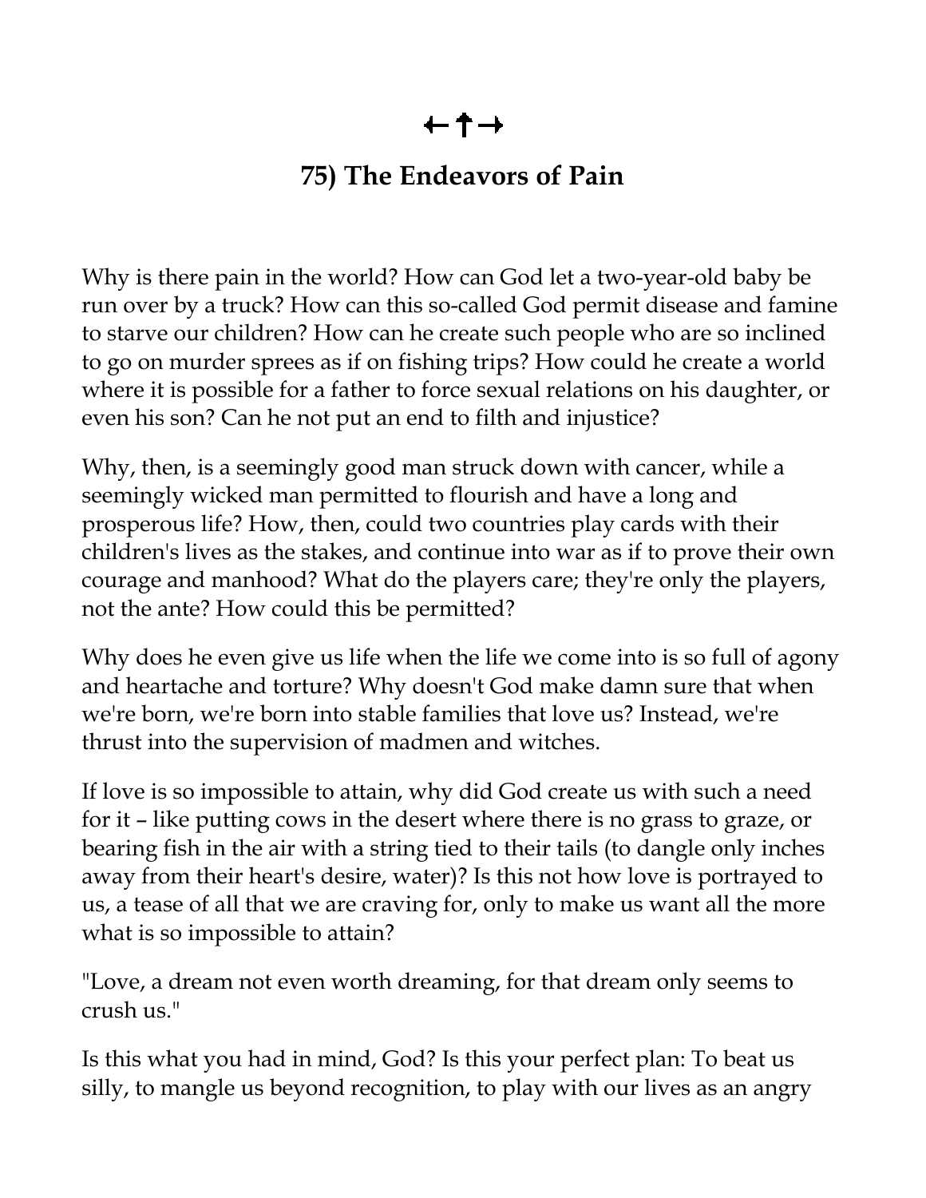←✝→

## 75) The Endeavors of Pain

Why is there pain in the world? How can God let a two-year-old baby be run over by a truck? How can this so-called God permit disease and famine to starve our children? How can he create such people who are so inclined to go on murder sprees as if on fishing trips? How could he create a world where it is possible for a father to force sexual relations on his daughter, or even his son? Can he not put an end to filth and injustice?

Why, then, is a seemingly good man struck down with cancer, while a seemingly wicked man permitted to flourish and have a long and prosperous life? How, then, could two countries play cards with their children's lives as the stakes, and continue into war as if to prove their own courage and manhood? What do the players care; they're only the players, not the ante? How could this be permitted?

Why does he even give us life when the life we come into is so full of agony and heartache and torture? Why doesn't God make damn sure that when we're born, we're born into stable families that love us? Instead, we're thrust into the supervision of madmen and witches.

If love is so impossible to attain, why did God create us with such a need for it – like putting cows in the desert where there is no grass to graze, or bearing fish in the air with a string tied to their tails (to dangle only inches away from their heart's desire, water)? Is this not how love is portrayed to us, a tease of all that we are craving for, only to make us want all the more what is so impossible to attain?

"Love, a dream not even worth dreaming, for that dream only seems to crush us."

Is this what you had in mind, God? Is this your perfect plan: To beat us silly, to mangle us beyond recognition, to play with our lives as an angry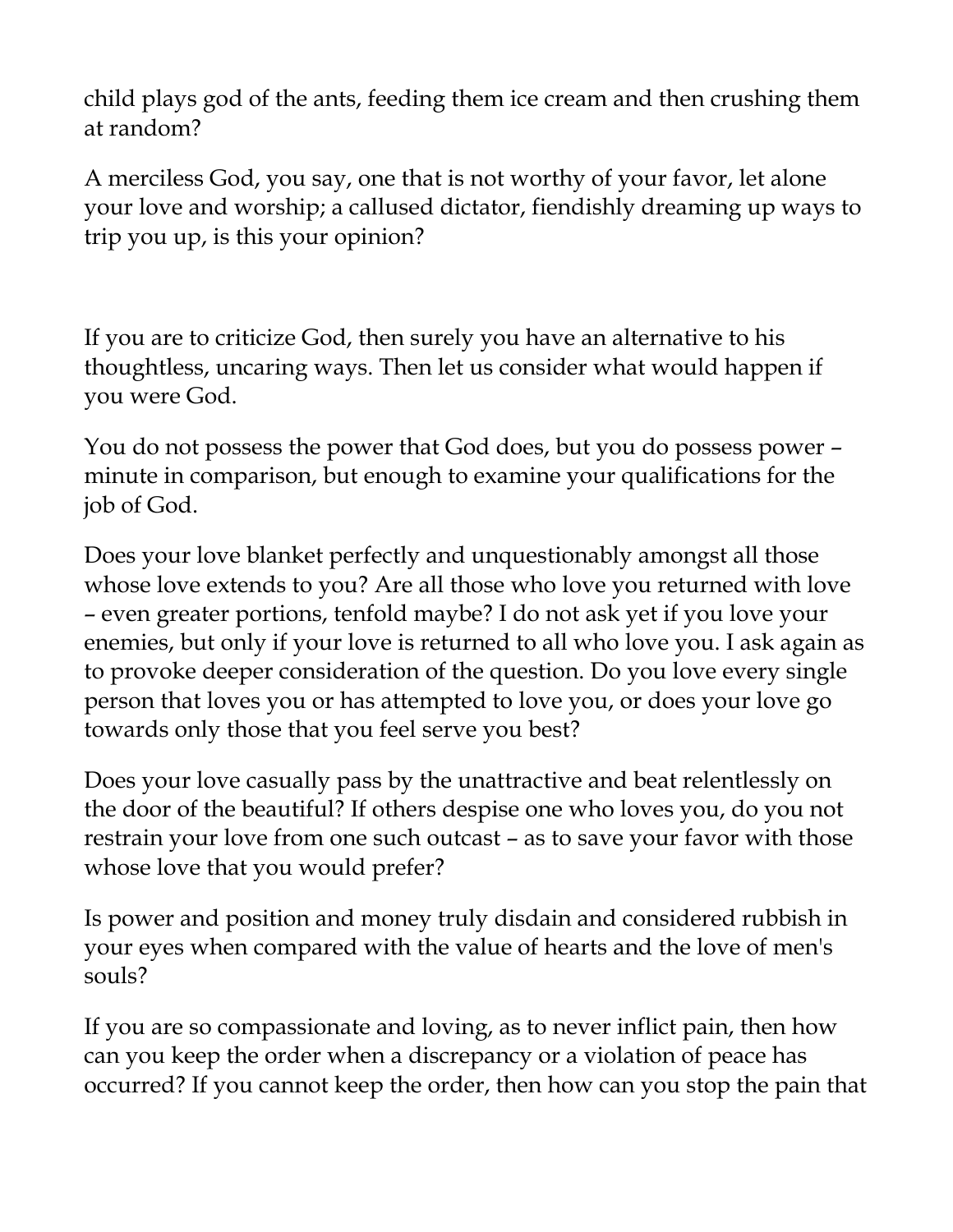child plays god of the ants, feeding them ice cream and then crushing them at random?

A merciless God, you say, one that is not worthy of your favor, let alone your love and worship; a callused dictator, fiendishly dreaming up ways to trip you up, is this your opinion?

If you are to criticize God, then surely you have an alternative to his thoughtless, uncaring ways. Then let us consider what would happen if you were God.

You do not possess the power that God does, but you do possess power – minute in comparison, but enough to examine your qualifications for the job of God.

Does your love blanket perfectly and unquestionably amongst all those whose love extends to you? Are all those who love you returned with love – even greater portions, tenfold maybe? I do not ask yet if you love your enemies, but only if your love is returned to all who love you. I ask again as to provoke deeper consideration of the question. Do you love every single person that loves you or has attempted to love you, or does your love go towards only those that you feel serve you best?

Does your love casually pass by the unattractive and beat relentlessly on the door of the beautiful? If others despise one who loves you, do you not restrain your love from one such outcast – as to save your favor with those whose love that you would prefer?

Is power and position and money truly disdain and considered rubbish in your eyes when compared with the value of hearts and the love of men's souls?

If you are so compassionate and loving, as to never inflict pain, then how can you keep the order when a discrepancy or a violation of peace has occurred? If you cannot keep the order, then how can you stop the pain that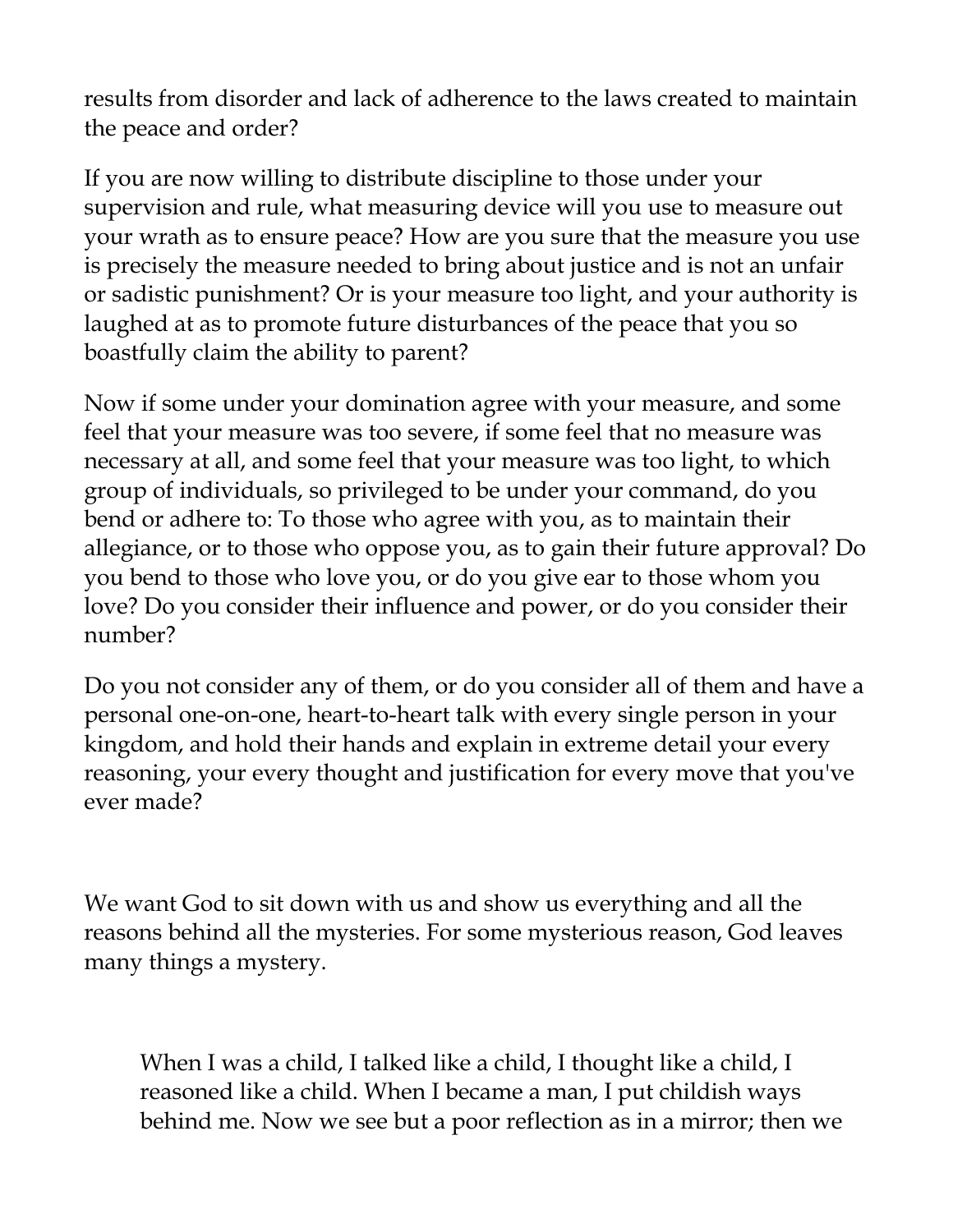results from disorder and lack of adherence to the laws created to maintain the peace and order?

If you are now willing to distribute discipline to those under your supervision and rule, what measuring device will you use to measure out your wrath as to ensure peace? How are you sure that the measure you use is precisely the measure needed to bring about justice and is not an unfair or sadistic punishment? Or is your measure too light, and your authority is laughed at as to promote future disturbances of the peace that you so boastfully claim the ability to parent?

Now if some under your domination agree with your measure, and some feel that your measure was too severe, if some feel that no measure was necessary at all, and some feel that your measure was too light, to which group of individuals, so privileged to be under your command, do you bend or adhere to: To those who agree with you, as to maintain their allegiance, or to those who oppose you, as to gain their future approval? Do you bend to those who love you, or do you give ear to those whom you love? Do you consider their influence and power, or do you consider their number?

Do you not consider any of them, or do you consider all of them and have a personal one-on-one, heart-to-heart talk with every single person in your kingdom, and hold their hands and explain in extreme detail your every reasoning, your every thought and justification for every move that you've ever made?

We want God to sit down with us and show us everything and all the reasons behind all the mysteries. For some mysterious reason, God leaves many things a mystery.

> When I was a child, I talked like a child, I thought like a child, I reasoned like a child. When I became a man, I put childish ways behind me. Now we see but a poor reflection as in a mirror; then we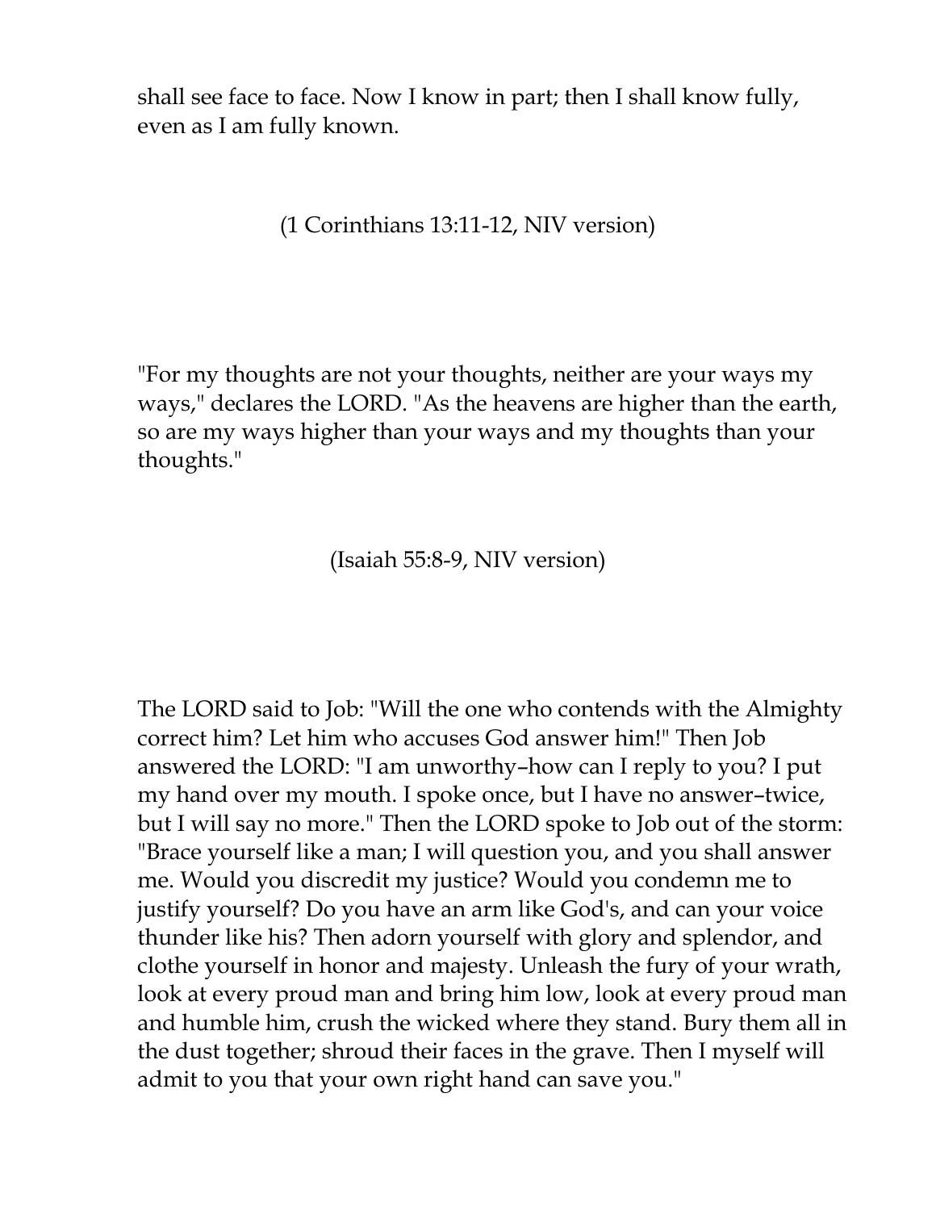shall see face to face. Now I know in part; then I shall know fully, even as I am fully known.

(1 Corinthians 13:11-12, NIV version)

"For my thoughts are not your thoughts, neither are your ways my ways," declares the LORD. "As the heavens are higher than the earth, so are my ways higher than your ways and my thoughts than your thoughts."

(Isaiah 55:8-9, NIV version)

The LORD said to Job: "Will the one who contends with the Almighty correct him? Let him who accuses God answer him!" Then Job answered the LORD: "I am unworthy–how can I reply to you? I put my hand over my mouth. I spoke once, but I have no answer–twice, but I will say no more." Then the LORD spoke to Job out of the storm: "Brace yourself like a man; I will question you, and you shall answer me. Would you discredit my justice? Would you condemn me to justify yourself? Do you have an arm like God's, and can your voice thunder like his? Then adorn yourself with glory and splendor, and clothe yourself in honor and majesty. Unleash the fury of your wrath, look at every proud man and bring him low, look at every proud man and humble him, crush the wicked where they stand. Bury them all in the dust together; shroud their faces in the grave. Then I myself will admit to you that your own right hand can save you."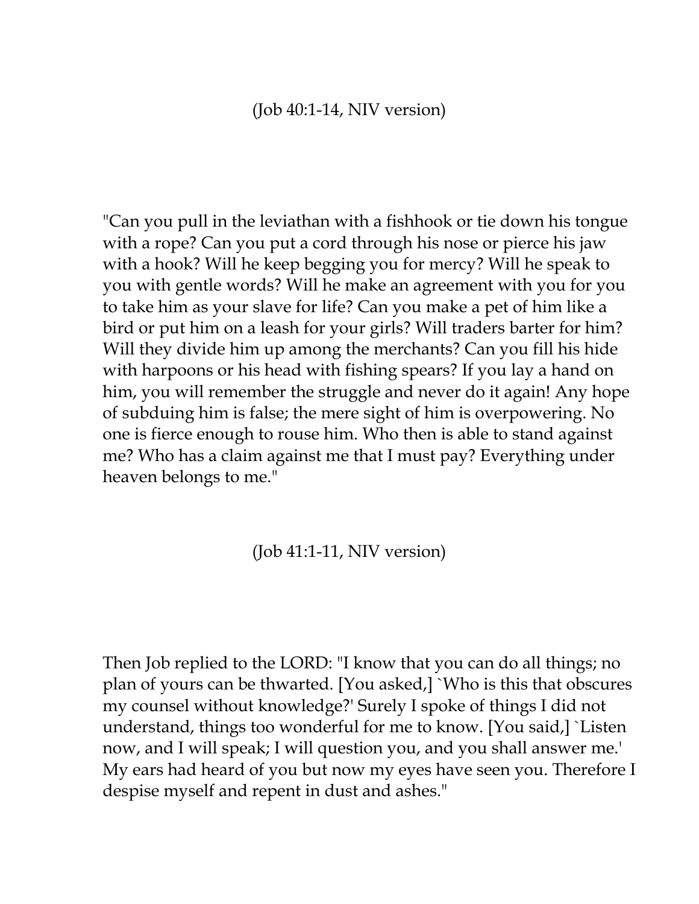(Job 40:1-14, NIV version)

"Can you pull in the leviathan with a fishhook or tie down his tongue with a rope? Can you put a cord through his nose or pierce his jaw with a hook? Will he keep begging you for mercy? Will he speak to you with gentle words? Will he make an agreement with you for you to take him as your slave for life? Can you make a pet of him like a bird or put him on a leash for your girls? Will traders barter for him? Will they divide him up among the merchants? Can you fill his hide with harpoons or his head with fishing spears? If you lay a hand on him, you will remember the struggle and never do it again! Any hope of subduing him is false; the mere sight of him is overpowering. No one is fierce enough to rouse him. Who then is able to stand against me? Who has a claim against me that I must pay? Everything under heaven belongs to me."

(Job 41:1-11, NIV version)

Then Job replied to the LORD: "I know that you can do all things; no plan of yours can be thwarted. [You asked,] `Who is this that obscures my counsel without knowledge?' Surely I spoke of things I did not understand, things too wonderful for me to know. [You said,] `Listen now, and I will speak; I will question you, and you shall answer me.' My ears had heard of you but now my eyes have seen you. Therefore I despise myself and repent in dust and ashes."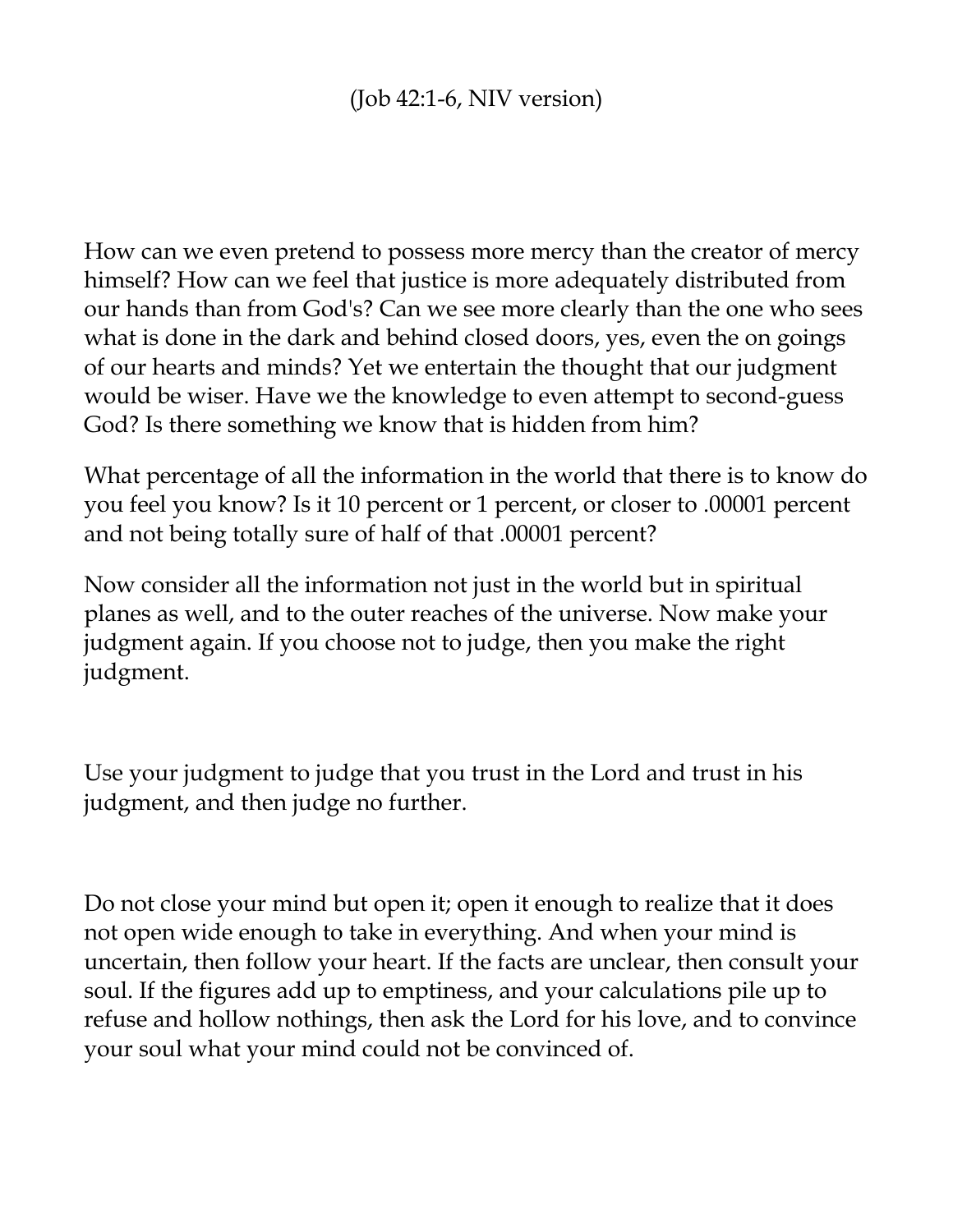(Job 42:1-6, NIV version)

How can we even pretend to possess more mercy than the creator of mercy himself? How can we feel that justice is more adequately distributed from our hands than from God's? Can we see more clearly than the one who sees what is done in the dark and behind closed doors, yes, even the on goings of our hearts and minds? Yet we entertain the thought that our judgment would be wiser. Have we the knowledge to even attempt to second-guess God? Is there something we know that is hidden from him?

What percentage of all the information in the world that there is to know do you feel you know? Is it 10 percent or 1 percent, or closer to .00001 percent and not being totally sure of half of that .00001 percent?

Now consider all the information not just in the world but in spiritual planes as well, and to the outer reaches of the universe. Now make your judgment again. If you choose not to judge, then you make the right judgment.

Use your judgment to judge that you trust in the Lord and trust in his judgment, and then judge no further.

Do not close your mind but open it; open it enough to realize that it does not open wide enough to take in everything. And when your mind is uncertain, then follow your heart. If the facts are unclear, then consult your soul. If the figures add up to emptiness, and your calculations pile up to refuse and hollow nothings, then ask the Lord for his love, and to convince your soul what your mind could not be convinced of.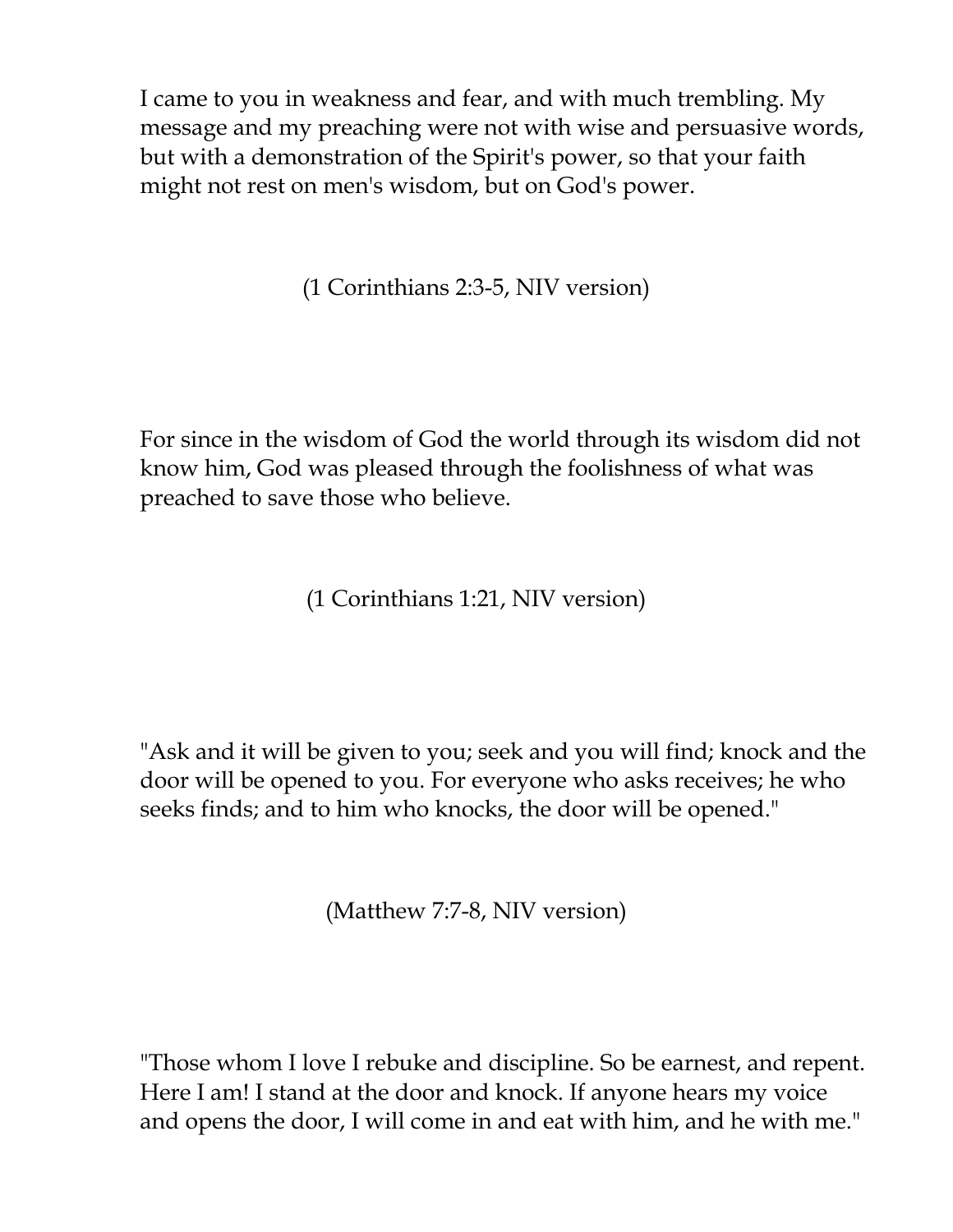I came to you in weakness and fear, and with much trembling. My message and my preaching were not with wise and persuasive words, but with a demonstration of the Spirit's power, so that your faith might not rest on men's wisdom, but on God's power.

(1 Corinthians 2:3-5, NIV version)

For since in the wisdom of God the world through its wisdom did not know him, God was pleased through the foolishness of what was preached to save those who believe.

(1 Corinthians 1:21, NIV version)

"Ask and it will be given to you; seek and you will find; knock and the door will be opened to you. For everyone who asks receives; he who seeks finds; and to him who knocks, the door will be opened."

(Matthew 7:7-8, NIV version)

"Those whom I love I rebuke and discipline. So be earnest, and repent. Here I am! I stand at the door and knock. If anyone hears my voice and opens the door, I will come in and eat with him, and he with me."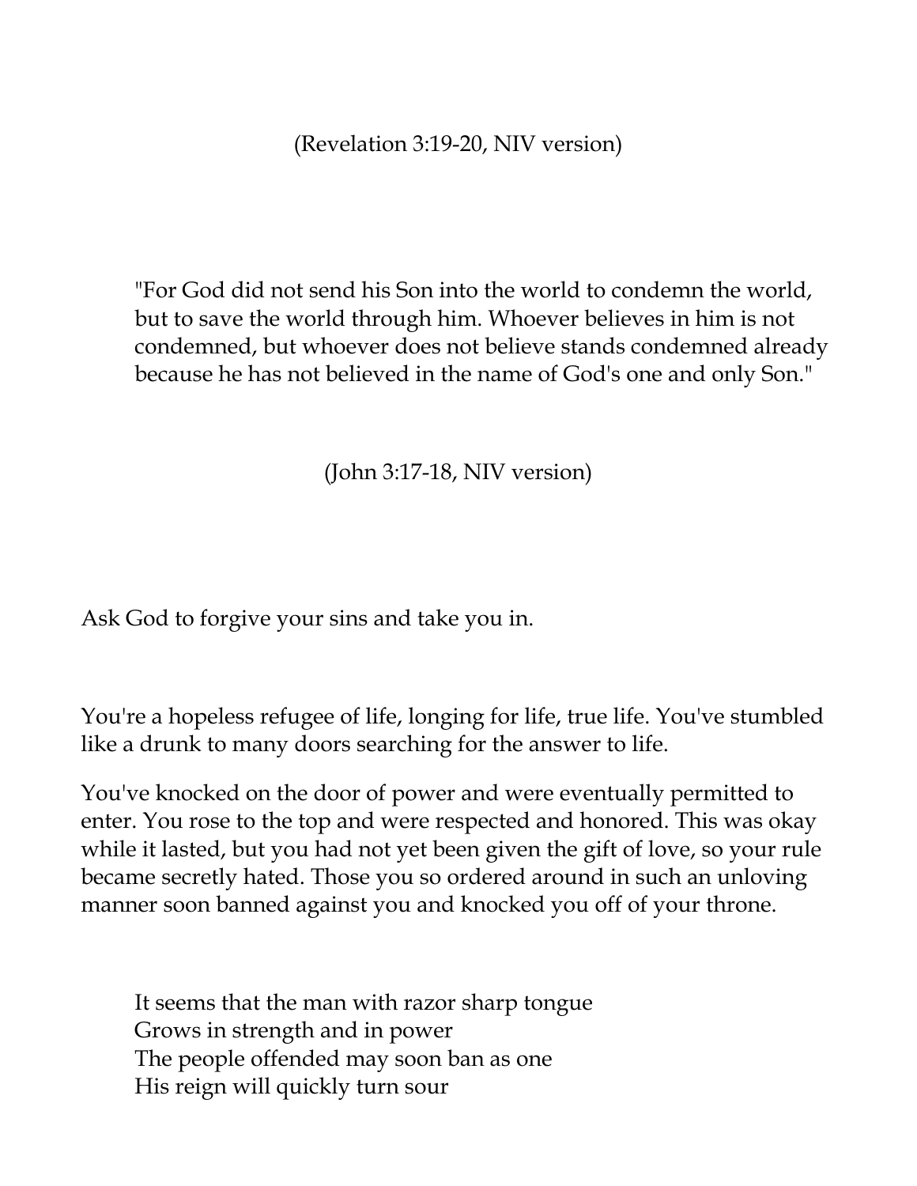(Revelation 3:19-20, NIV version)

> "For God did not send his Son into the world to condemn the world, but to save the world through him. Whoever believes in him is not condemned, but whoever does not believe stands condemned already because he has not believed in the name of God's one and only Son."

(John 3:17-18, NIV version)

Ask God to forgive your sins and take you in.

You're a hopeless refugee of life, longing for life, true life. You've stumbled like a drunk to many doors searching for the answer to life.

You've knocked on the door of power and were eventually permitted to enter. You rose to the top and were respected and honored. This was okay while it lasted, but you had not yet been given the gift of love, so your rule became secretly hated. Those you so ordered around in such an unloving manner soon banned against you and knocked you off of your throne.

> It seems that the man with razor sharp tongue  
> Grows in strength and in power  
> The people offended may soon ban as one  
> His reign will quickly turn sour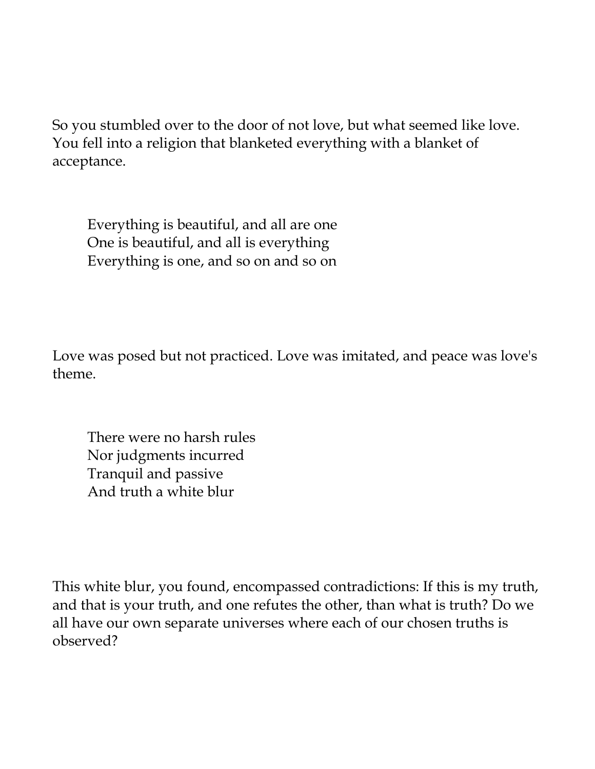So you stumbled over to the door of not love, but what seemed like love. You fell into a religion that blanketed everything with a blanket of acceptance.

> Everything is beautiful, and all are one
> One is beautiful, and all is everything
> Everything is one, and so on and so on

Love was posed but not practiced. Love was imitated, and peace was love's theme.

> There were no harsh rules
> Nor judgments incurred
> Tranquil and passive
> And truth a white blur

This white blur, you found, encompassed contradictions: If this is my truth, and that is your truth, and one refutes the other, than what is truth? Do we all have our own separate universes where each of our chosen truths is observed?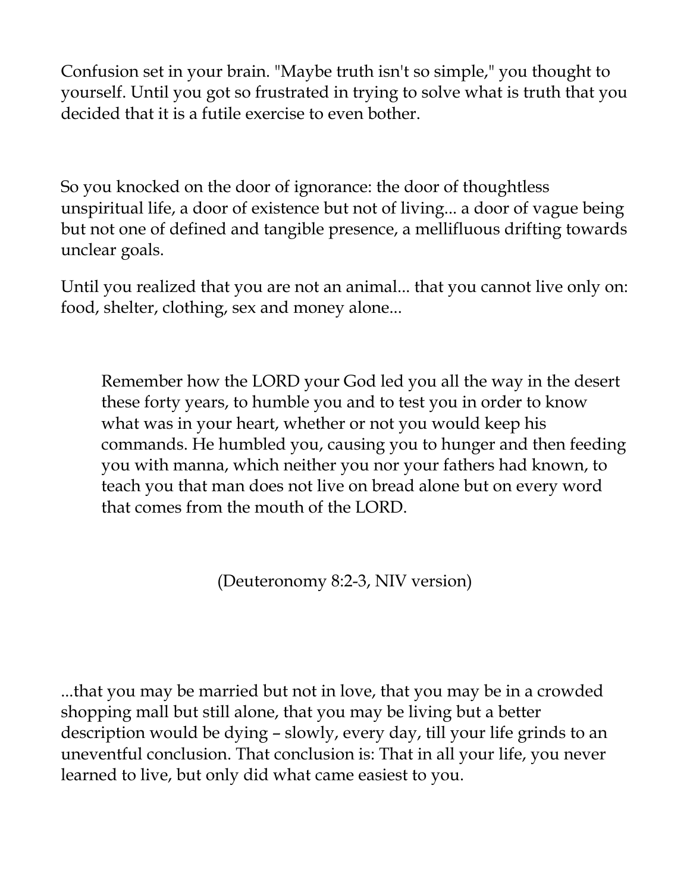Confusion set in your brain. "Maybe truth isn't so simple," you thought to yourself. Until you got so frustrated in trying to solve what is truth that you decided that it is a futile exercise to even bother.

So you knocked on the door of ignorance: the door of thoughtless unspiritual life, a door of existence but not of living... a door of vague being but not one of defined and tangible presence, a mellifluous drifting towards unclear goals.

Until you realized that you are not an animal... that you cannot live only on: food, shelter, clothing, sex and money alone...

> Remember how the LORD your God led you all the way in the desert these forty years, to humble you and to test you in order to know what was in your heart, whether or not you would keep his commands. He humbled you, causing you to hunger and then feeding you with manna, which neither you nor your fathers had known, to teach you that man does not live on bread alone but on every word that comes from the mouth of the LORD.
>
> (Deuteronomy 8:2-3, NIV version)

...that you may be married but not in love, that you may be in a crowded shopping mall but still alone, that you may be living but a better description would be dying – slowly, every day, till your life grinds to an uneventful conclusion. That conclusion is: That in all your life, you never learned to live, but only did what came easiest to you.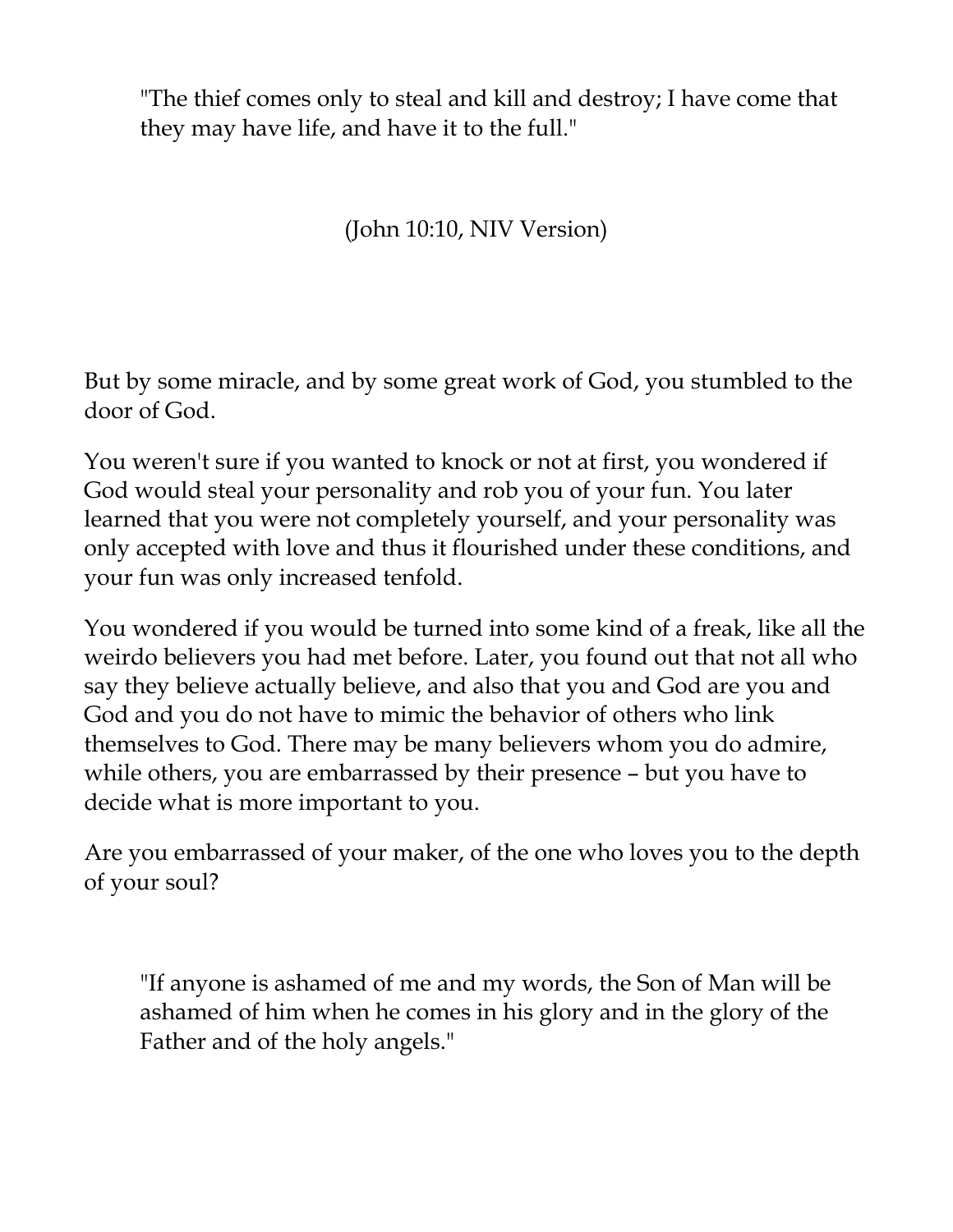> "The thief comes only to steal and kill and destroy; I have come that they may have life, and have it to the full."

(John 10:10, NIV Version)

But by some miracle, and by some great work of God, you stumbled to the door of God.

You weren't sure if you wanted to knock or not at first, you wondered if God would steal your personality and rob you of your fun. You later learned that you were not completely yourself, and your personality was only accepted with love and thus it flourished under these conditions, and your fun was only increased tenfold.

You wondered if you would be turned into some kind of a freak, like all the weirdo believers you had met before. Later, you found out that not all who say they believe actually believe, and also that you and God are you and God and you do not have to mimic the behavior of others who link themselves to God. There may be many believers whom you do admire, while others, you are embarrassed by their presence – but you have to decide what is more important to you.

Are you embarrassed of your maker, of the one who loves you to the depth of your soul?

> "If anyone is ashamed of me and my words, the Son of Man will be ashamed of him when he comes in his glory and in the glory of the Father and of the holy angels."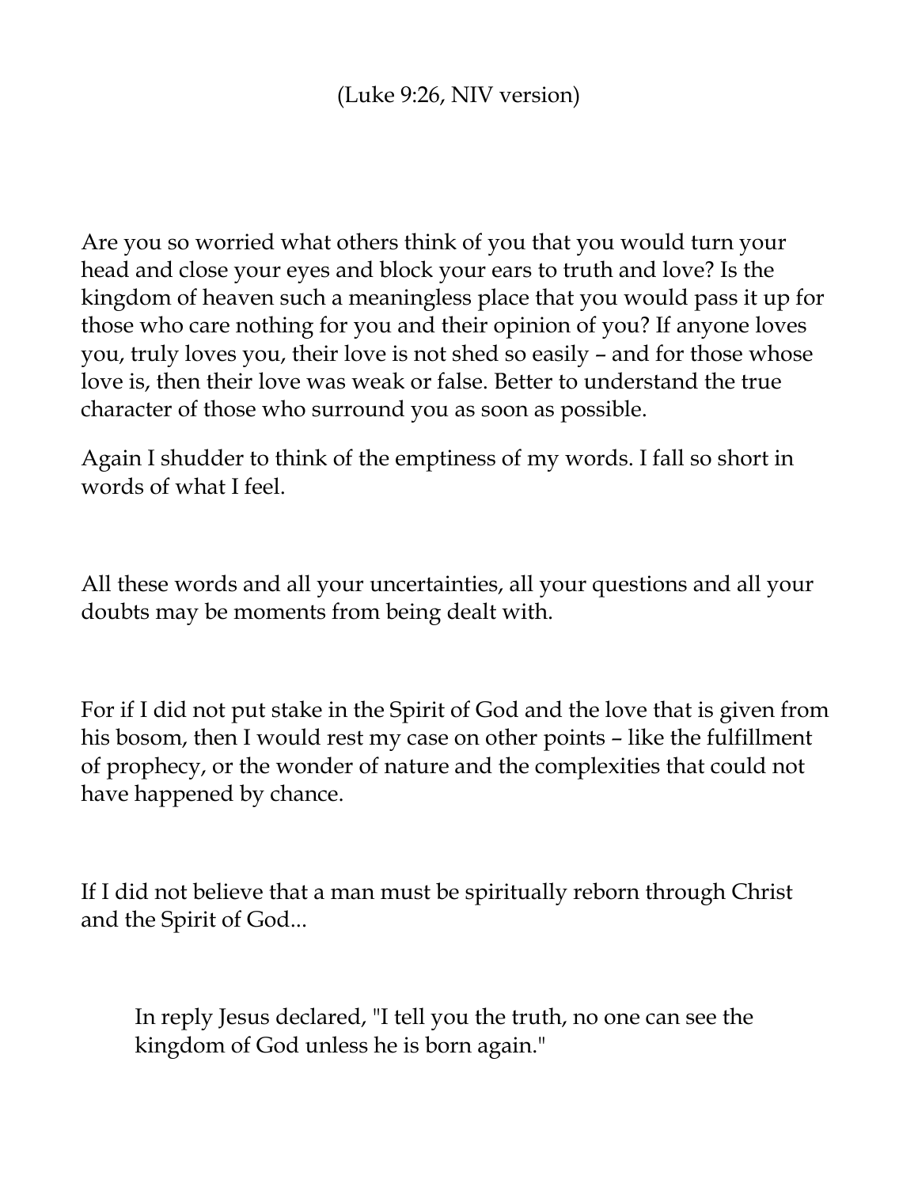(Luke 9:26, NIV version)

Are you so worried what others think of you that you would turn your head and close your eyes and block your ears to truth and love? Is the kingdom of heaven such a meaningless place that you would pass it up for those who care nothing for you and their opinion of you? If anyone loves you, truly loves you, their love is not shed so easily – and for those whose love is, then their love was weak or false. Better to understand the true character of those who surround you as soon as possible.

Again I shudder to think of the emptiness of my words. I fall so short in words of what I feel.

All these words and all your uncertainties, all your questions and all your doubts may be moments from being dealt with.

For if I did not put stake in the Spirit of God and the love that is given from his bosom, then I would rest my case on other points – like the fulfillment of prophecy, or the wonder of nature and the complexities that could not have happened by chance.

If I did not believe that a man must be spiritually reborn through Christ and the Spirit of God...

> In reply Jesus declared, "I tell you the truth, no one can see the kingdom of God unless he is born again."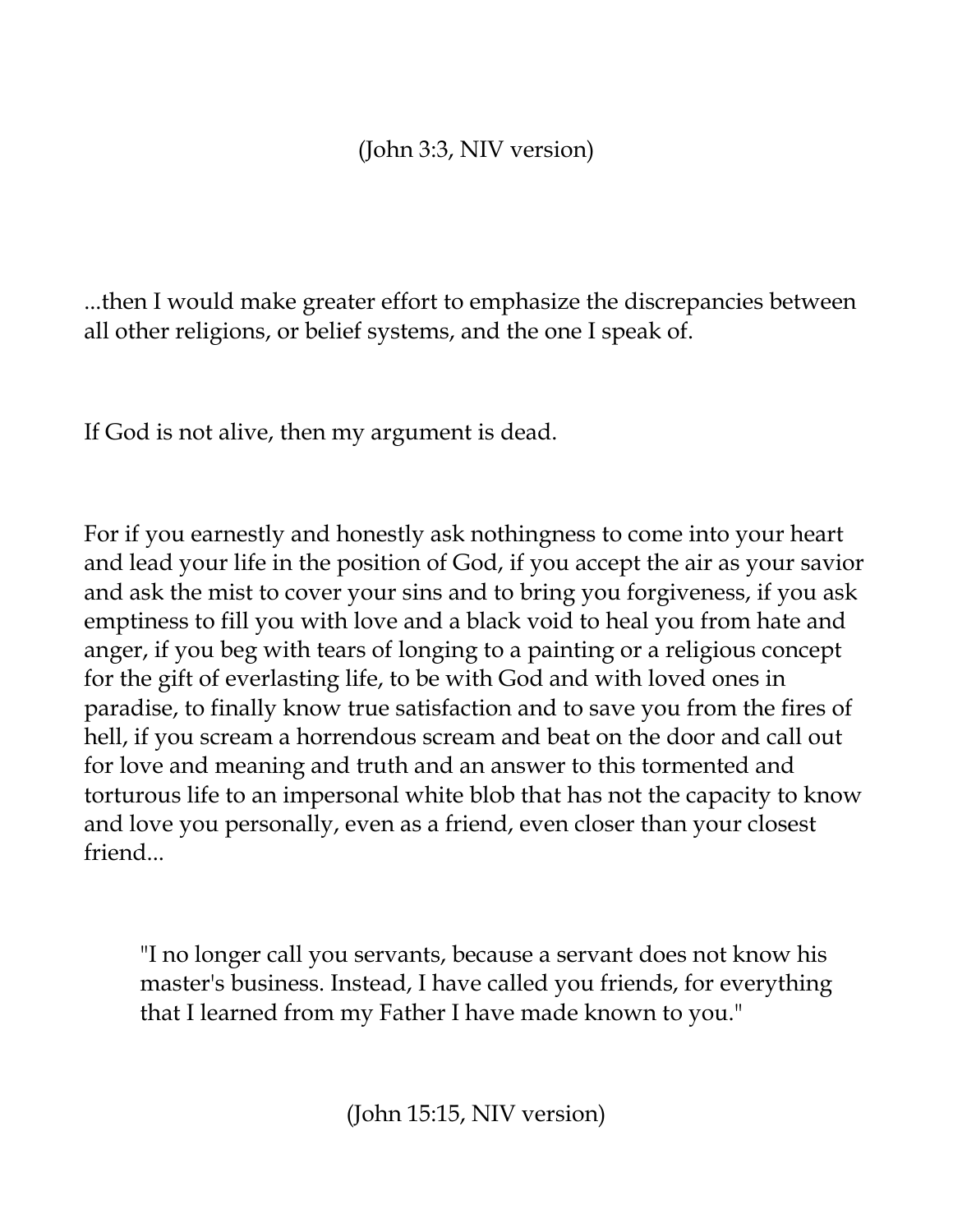(John 3:3, NIV version)

...then I would make greater effort to emphasize the discrepancies between all other religions, or belief systems, and the one I speak of.

If God is not alive, then my argument is dead.

For if you earnestly and honestly ask nothingness to come into your heart and lead your life in the position of God, if you accept the air as your savior and ask the mist to cover your sins and to bring you forgiveness, if you ask emptiness to fill you with love and a black void to heal you from hate and anger, if you beg with tears of longing to a painting or a religious concept for the gift of everlasting life, to be with God and with loved ones in paradise, to finally know true satisfaction and to save you from the fires of hell, if you scream a horrendous scream and beat on the door and call out for love and meaning and truth and an answer to this tormented and torturous life to an impersonal white blob that has not the capacity to know and love you personally, even as a friend, even closer than your closest friend...

> "I no longer call you servants, because a servant does not know his master's business. Instead, I have called you friends, for everything that I learned from my Father I have made known to you."

(John 15:15, NIV version)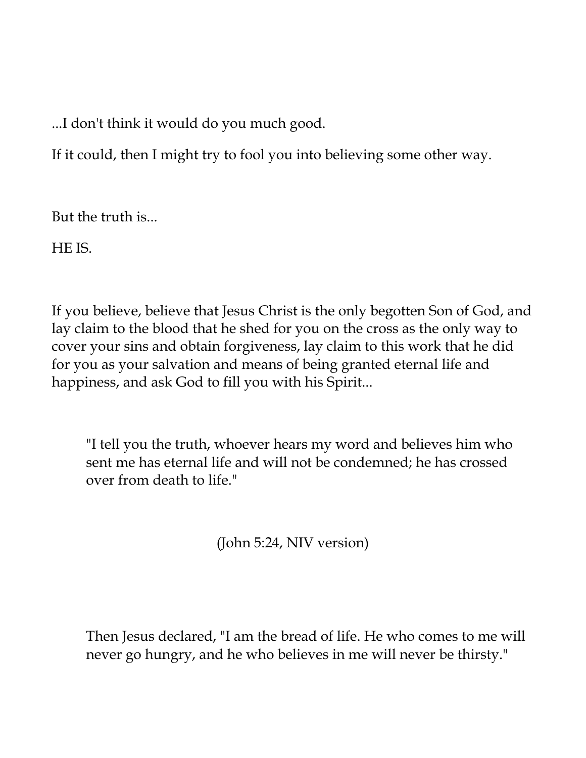...I don't think it would do you much good.

If it could, then I might try to fool you into believing some other way.

But the truth is...

HE IS.

If you believe, believe that Jesus Christ is the only begotten Son of God, and lay claim to the blood that he shed for you on the cross as the only way to cover your sins and obtain forgiveness, lay claim to this work that he did for you as your salvation and means of being granted eternal life and happiness, and ask God to fill you with his Spirit...

> "I tell you the truth, whoever hears my word and believes him who sent me has eternal life and will not be condemned; he has crossed over from death to life."
>
> (John 5:24, NIV version)

> Then Jesus declared, "I am the bread of life. He who comes to me will never go hungry, and he who believes in me will never be thirsty."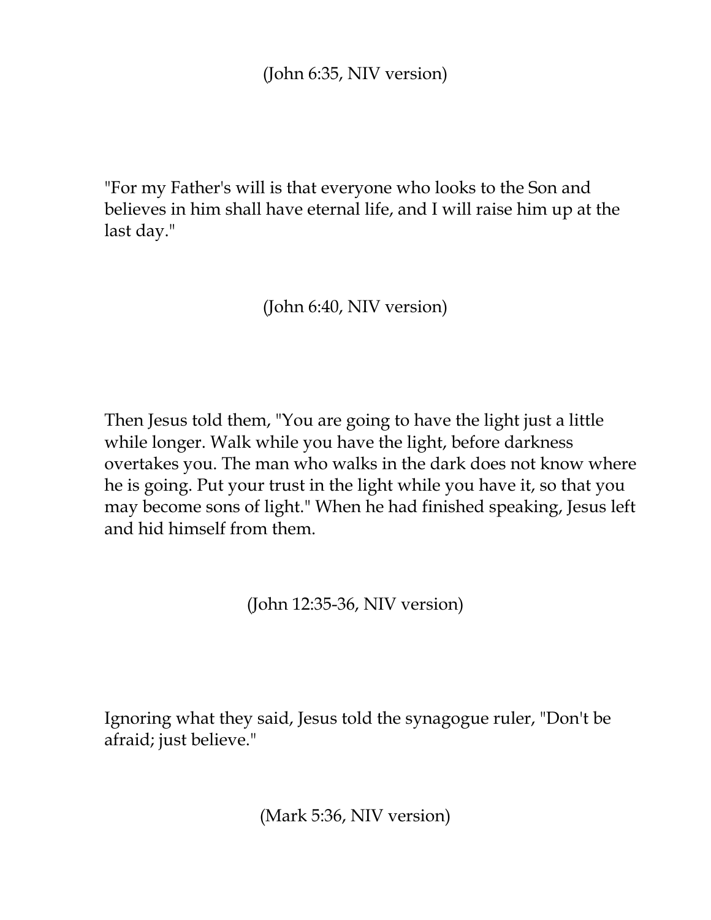(John 6:35, NIV version)

"For my Father's will is that everyone who looks to the Son and believes in him shall have eternal life, and I will raise him up at the last day."

(John 6:40, NIV version)

Then Jesus told them, "You are going to have the light just a little while longer. Walk while you have the light, before darkness overtakes you. The man who walks in the dark does not know where he is going. Put your trust in the light while you have it, so that you may become sons of light." When he had finished speaking, Jesus left and hid himself from them.

(John 12:35-36, NIV version)

Ignoring what they said, Jesus told the synagogue ruler, "Don't be afraid; just believe."

(Mark 5:36, NIV version)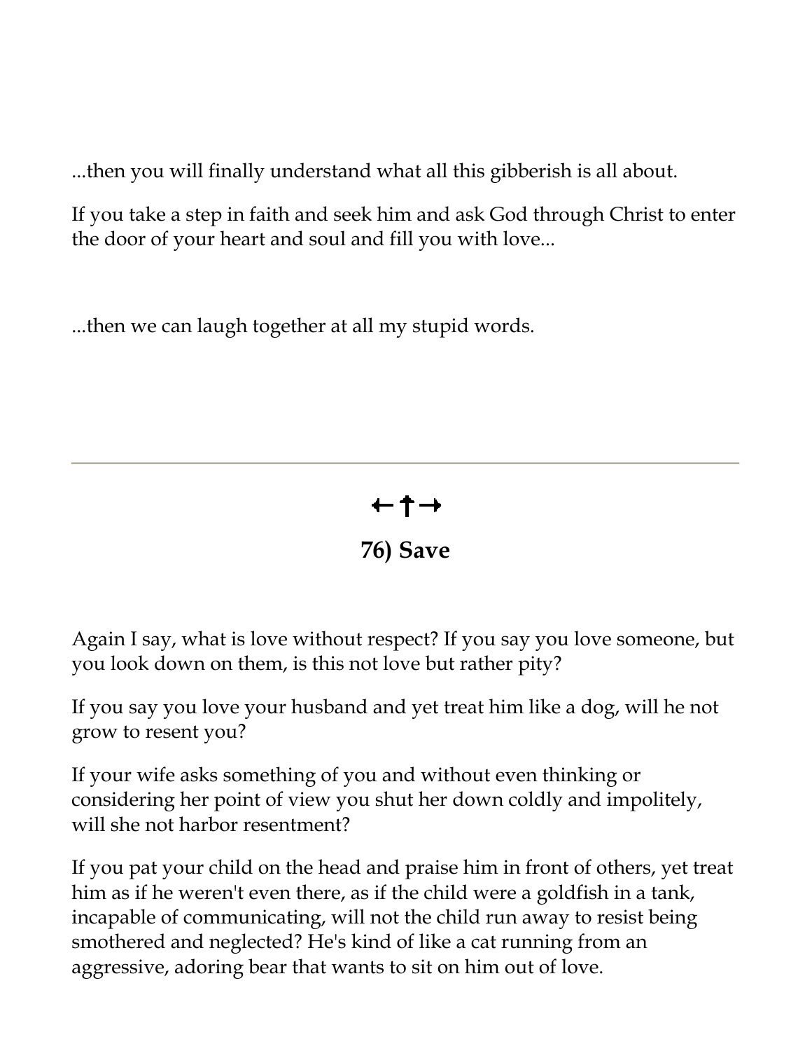...then you will finally understand what all this gibberish is all about.

If you take a step in faith and seek him and ask God through Christ to enter the door of your heart and soul and fill you with love...

...then we can laugh together at all my stupid words.

---

←†→

## 76) Save

Again I say, what is love without respect? If you say you love someone, but you look down on them, is this not love but rather pity?

If you say you love your husband and yet treat him like a dog, will he not grow to resent you?

If your wife asks something of you and without even thinking or considering her point of view you shut her down coldly and impolitely, will she not harbor resentment?

If you pat your child on the head and praise him in front of others, yet treat him as if he weren't even there, as if the child were a goldfish in a tank, incapable of communicating, will not the child run away to resist being smothered and neglected? He's kind of like a cat running from an aggressive, adoring bear that wants to sit on him out of love.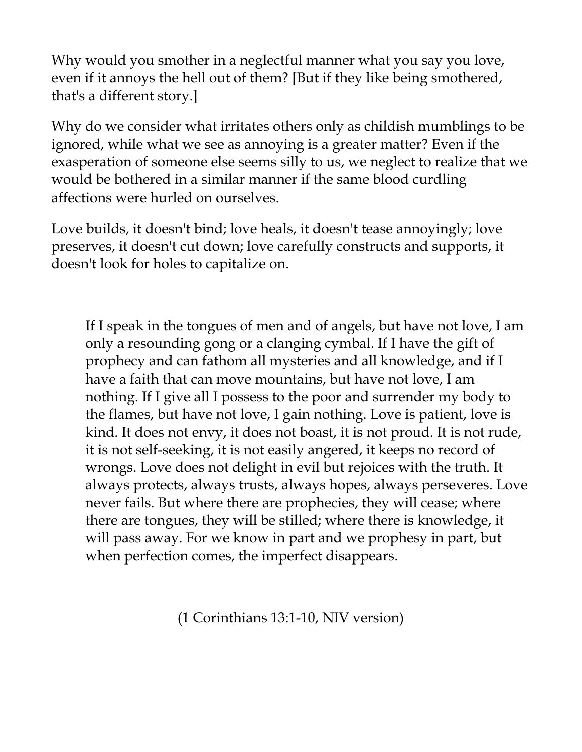Why would you smother in a neglectful manner what you say you love, even if it annoys the hell out of them? [But if they like being smothered, that's a different story.]

Why do we consider what irritates others only as childish mumblings to be ignored, while what we see as annoying is a greater matter? Even if the exasperation of someone else seems silly to us, we neglect to realize that we would be bothered in a similar manner if the same blood curdling affections were hurled on ourselves.

Love builds, it doesn't bind; love heals, it doesn't tease annoyingly; love preserves, it doesn't cut down; love carefully constructs and supports, it doesn't look for holes to capitalize on.

> If I speak in the tongues of men and of angels, but have not love, I am only a resounding gong or a clanging cymbal. If I have the gift of prophecy and can fathom all mysteries and all knowledge, and if I have a faith that can move mountains, but have not love, I am nothing. If I give all I possess to the poor and surrender my body to the flames, but have not love, I gain nothing. Love is patient, love is kind. It does not envy, it does not boast, it is not proud. It is not rude, it is not self-seeking, it is not easily angered, it keeps no record of wrongs. Love does not delight in evil but rejoices with the truth. It always protects, always trusts, always hopes, always perseveres. Love never fails. But where there are prophecies, they will cease; where there are tongues, they will be stilled; where there is knowledge, it will pass away. For we know in part and we prophesy in part, but when perfection comes, the imperfect disappears.

(1 Corinthians 13:1-10, NIV version)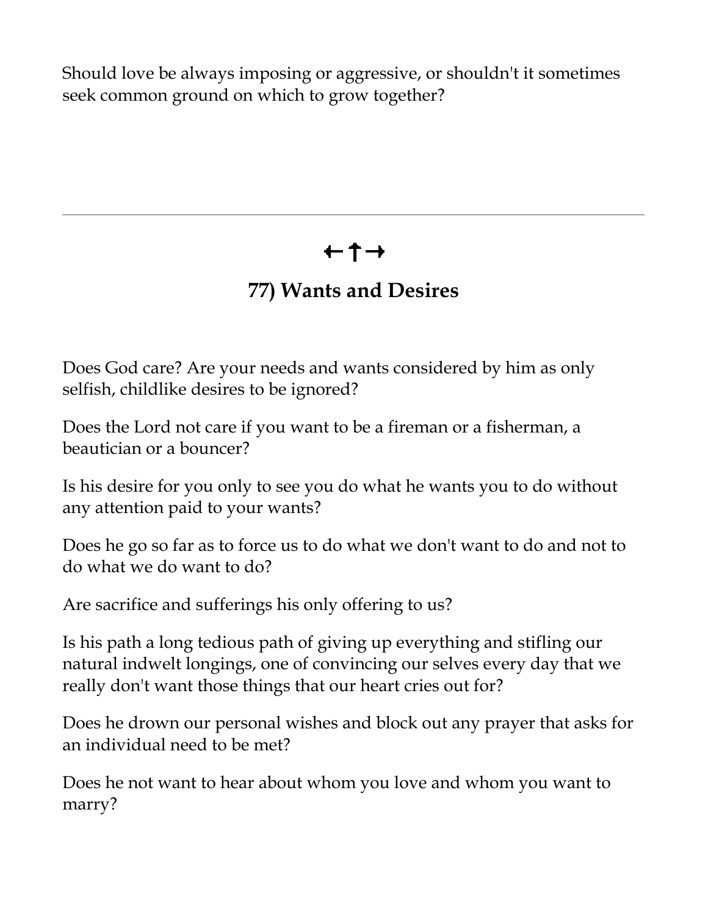Should love be always imposing or aggressive, or shouldn't it sometimes seek common ground on which to grow together?

---

←↑→

## 77) Wants and Desires

Does God care? Are your needs and wants considered by him as only selfish, childlike desires to be ignored?

Does the Lord not care if you want to be a fireman or a fisherman, a beautician or a bouncer?

Is his desire for you only to see you do what he wants you to do without any attention paid to your wants?

Does he go so far as to force us to do what we don't want to do and not to do what we do want to do?

Are sacrifice and sufferings his only offering to us?

Is his path a long tedious path of giving up everything and stifling our natural indwelt longings, one of convincing our selves every day that we really don't want those things that our heart cries out for?

Does he drown our personal wishes and block out any prayer that asks for an individual need to be met?

Does he not want to hear about whom you love and whom you want to marry?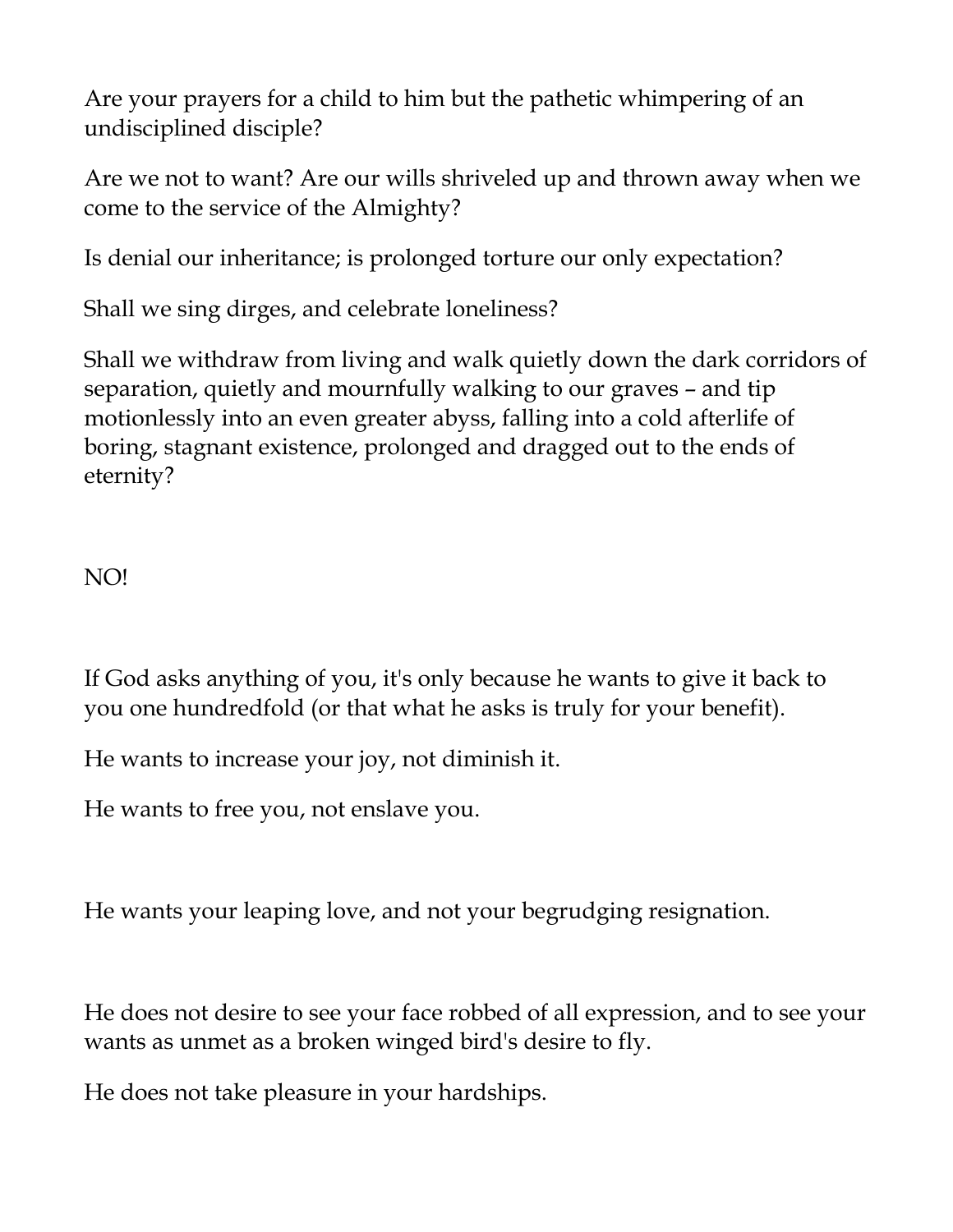Are your prayers for a child to him but the pathetic whimpering of an undisciplined disciple?

Are we not to want? Are our wills shriveled up and thrown away when we come to the service of the Almighty?

Is denial our inheritance; is prolonged torture our only expectation?

Shall we sing dirges, and celebrate loneliness?

Shall we withdraw from living and walk quietly down the dark corridors of separation, quietly and mournfully walking to our graves – and tip motionlessly into an even greater abyss, falling into a cold afterlife of boring, stagnant existence, prolonged and dragged out to the ends of eternity?

NO!

If God asks anything of you, it's only because he wants to give it back to you one hundredfold (or that what he asks is truly for your benefit).

He wants to increase your joy, not diminish it.

He wants to free you, not enslave you.

He wants your leaping love, and not your begrudging resignation.

He does not desire to see your face robbed of all expression, and to see your wants as unmet as a broken winged bird's desire to fly.

He does not take pleasure in your hardships.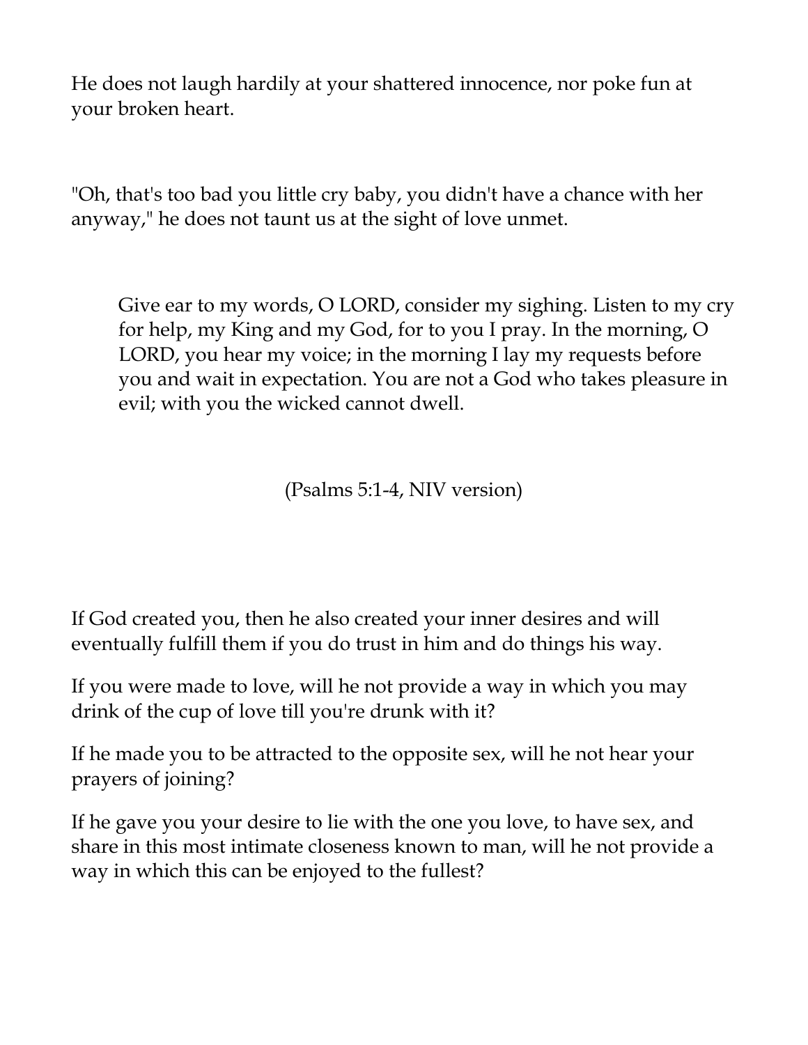He does not laugh hardily at your shattered innocence, nor poke fun at your broken heart.

"Oh, that's too bad you little cry baby, you didn't have a chance with her anyway," he does not taunt us at the sight of love unmet.

> Give ear to my words, O LORD, consider my sighing. Listen to my cry for help, my King and my God, for to you I pray. In the morning, O LORD, you hear my voice; in the morning I lay my requests before you and wait in expectation. You are not a God who takes pleasure in evil; with you the wicked cannot dwell.
>
> (Psalms 5:1-4, NIV version)

If God created you, then he also created your inner desires and will eventually fulfill them if you do trust in him and do things his way.

If you were made to love, will he not provide a way in which you may drink of the cup of love till you're drunk with it?

If he made you to be attracted to the opposite sex, will he not hear your prayers of joining?

If he gave you your desire to lie with the one you love, to have sex, and share in this most intimate closeness known to man, will he not provide a way in which this can be enjoyed to the fullest?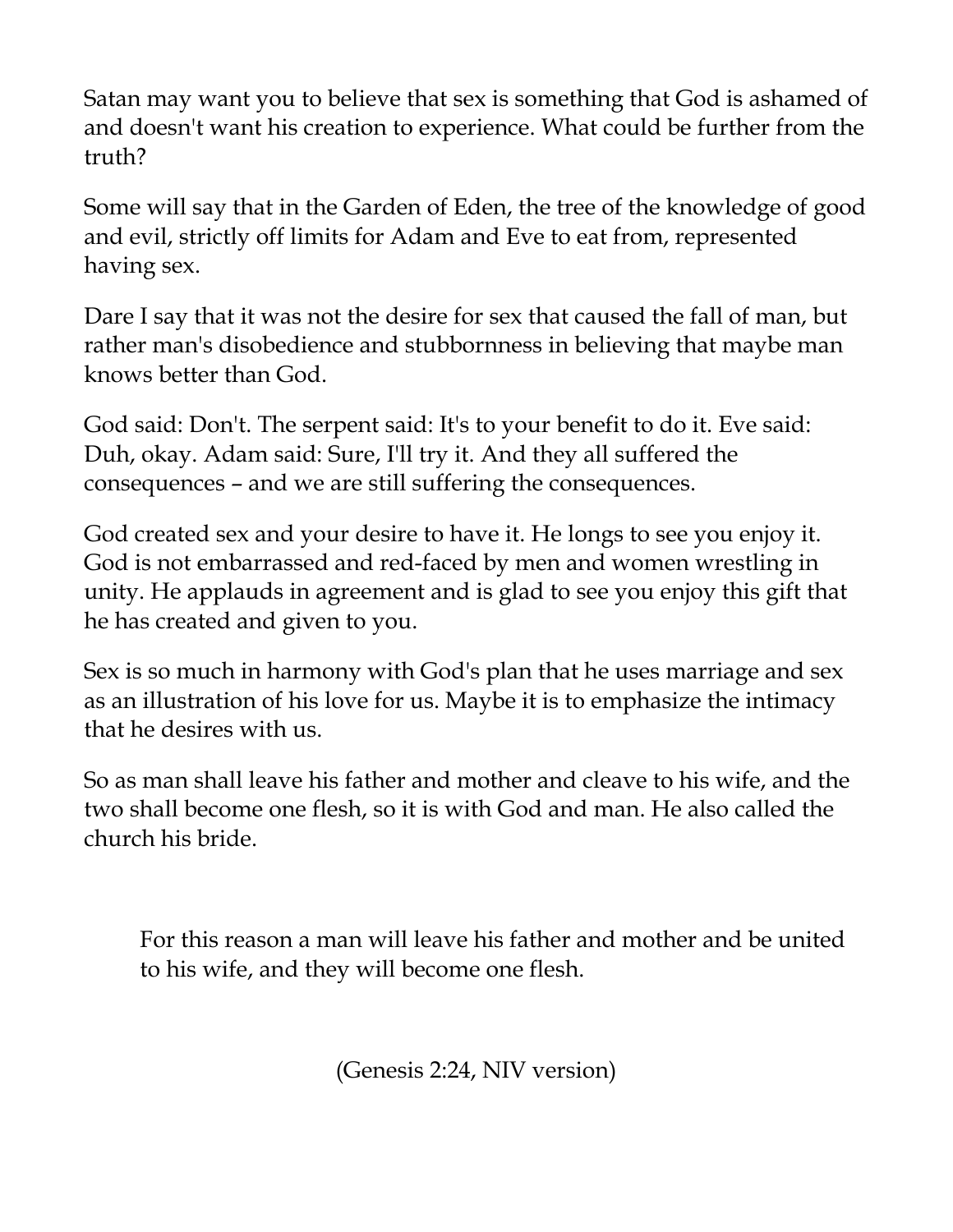Satan may want you to believe that sex is something that God is ashamed of and doesn't want his creation to experience. What could be further from the truth?

Some will say that in the Garden of Eden, the tree of the knowledge of good and evil, strictly off limits for Adam and Eve to eat from, represented having sex.

Dare I say that it was not the desire for sex that caused the fall of man, but rather man's disobedience and stubbornness in believing that maybe man knows better than God.

God said: Don't. The serpent said: It's to your benefit to do it. Eve said: Duh, okay. Adam said: Sure, I'll try it. And they all suffered the consequences – and we are still suffering the consequences.

God created sex and your desire to have it. He longs to see you enjoy it. God is not embarrassed and red-faced by men and women wrestling in unity. He applauds in agreement and is glad to see you enjoy this gift that he has created and given to you.

Sex is so much in harmony with God's plan that he uses marriage and sex as an illustration of his love for us. Maybe it is to emphasize the intimacy that he desires with us.

So as man shall leave his father and mother and cleave to his wife, and the two shall become one flesh, so it is with God and man. He also called the church his bride.

> For this reason a man will leave his father and mother and be united to his wife, and they will become one flesh.
>
> (Genesis 2:24, NIV version)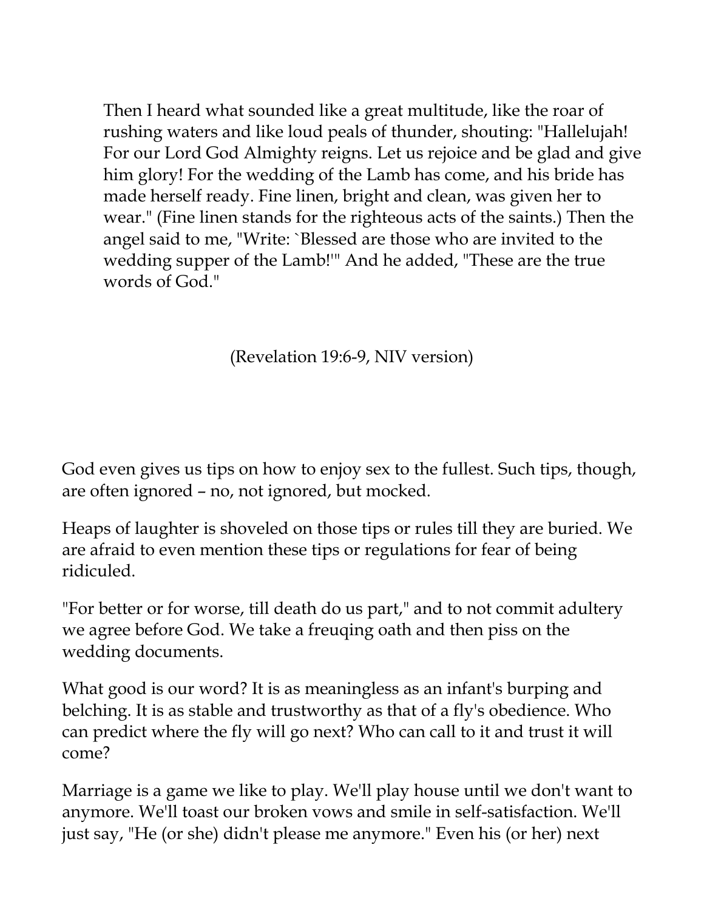> Then I heard what sounded like a great multitude, like the roar of rushing waters and like loud peals of thunder, shouting: "Hallelujah! For our Lord God Almighty reigns. Let us rejoice and be glad and give him glory! For the wedding of the Lamb has come, and his bride has made herself ready. Fine linen, bright and clean, was given her to wear." (Fine linen stands for the righteous acts of the saints.) Then the angel said to me, "Write: `Blessed are those who are invited to the wedding supper of the Lamb!'" And he added, "These are the true words of God."
>
> (Revelation 19:6-9, NIV version)

God even gives us tips on how to enjoy sex to the fullest. Such tips, though, are often ignored – no, not ignored, but mocked.

Heaps of laughter is shoveled on those tips or rules till they are buried. We are afraid to even mention these tips or regulations for fear of being ridiculed.

"For better or for worse, till death do us part," and to not commit adultery we agree before God. We take a freuqing oath and then piss on the wedding documents.

What good is our word? It is as meaningless as an infant's burping and belching. It is as stable and trustworthy as that of a fly's obedience. Who can predict where the fly will go next? Who can call to it and trust it will come?

Marriage is a game we like to play. We'll play house until we don't want to anymore. We'll toast our broken vows and smile in self-satisfaction. We'll just say, "He (or she) didn't please me anymore." Even his (or her) next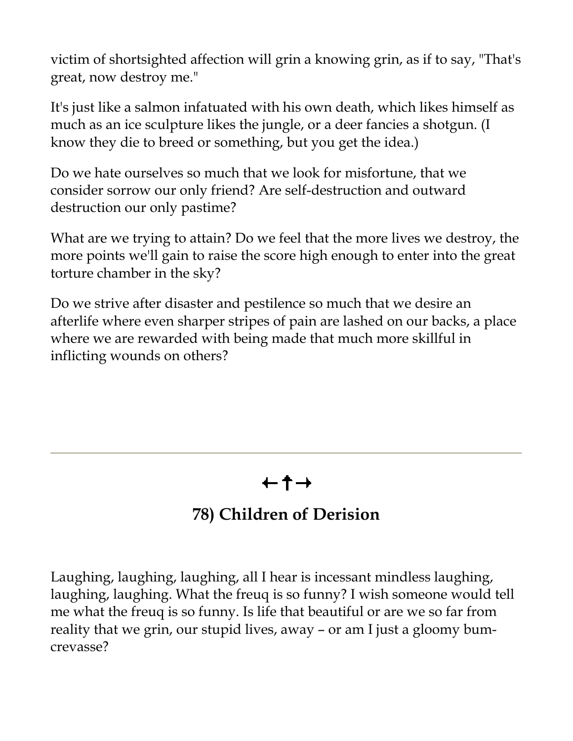victim of shortsighted affection will grin a knowing grin, as if to say, "That's great, now destroy me."

It's just like a salmon infatuated with his own death, which likes himself as much as an ice sculpture likes the jungle, or a deer fancies a shotgun. (I know they die to breed or something, but you get the idea.)

Do we hate ourselves so much that we look for misfortune, that we consider sorrow our only friend? Are self-destruction and outward destruction our only pastime?

What are we trying to attain? Do we feel that the more lives we destroy, the more points we'll gain to raise the score high enough to enter into the great torture chamber in the sky?

Do we strive after disaster and pestilence so much that we desire an afterlife where even sharper stripes of pain are lashed on our backs, a place where we are rewarded with being made that much more skillful in inflicting wounds on others?

---

←↑→

## 78) Children of Derision

Laughing, laughing, laughing, all I hear is incessant mindless laughing, laughing, laughing. What the freuq is so funny? I wish someone would tell me what the freuq is so funny. Is life that beautiful or are we so far from reality that we grin, our stupid lives, away – or am I just a gloomy bum-crevasse?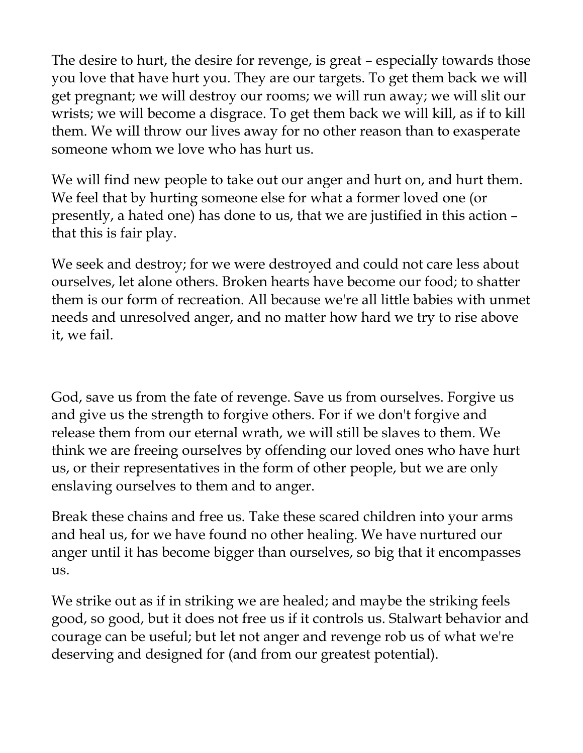The desire to hurt, the desire for revenge, is great – especially towards those you love that have hurt you. They are our targets. To get them back we will get pregnant; we will destroy our rooms; we will run away; we will slit our wrists; we will become a disgrace. To get them back we will kill, as if to kill them. We will throw our lives away for no other reason than to exasperate someone whom we love who has hurt us.

We will find new people to take out our anger and hurt on, and hurt them. We feel that by hurting someone else for what a former loved one (or presently, a hated one) has done to us, that we are justified in this action – that this is fair play.

We seek and destroy; for we were destroyed and could not care less about ourselves, let alone others. Broken hearts have become our food; to shatter them is our form of recreation. All because we're all little babies with unmet needs and unresolved anger, and no matter how hard we try to rise above it, we fail.

God, save us from the fate of revenge. Save us from ourselves. Forgive us and give us the strength to forgive others. For if we don't forgive and release them from our eternal wrath, we will still be slaves to them. We think we are freeing ourselves by offending our loved ones who have hurt us, or their representatives in the form of other people, but we are only enslaving ourselves to them and to anger.

Break these chains and free us. Take these scared children into your arms and heal us, for we have found no other healing. We have nurtured our anger until it has become bigger than ourselves, so big that it encompasses us.

We strike out as if in striking we are healed; and maybe the striking feels good, so good, but it does not free us if it controls us. Stalwart behavior and courage can be useful; but let not anger and revenge rob us of what we're deserving and designed for (and from our greatest potential).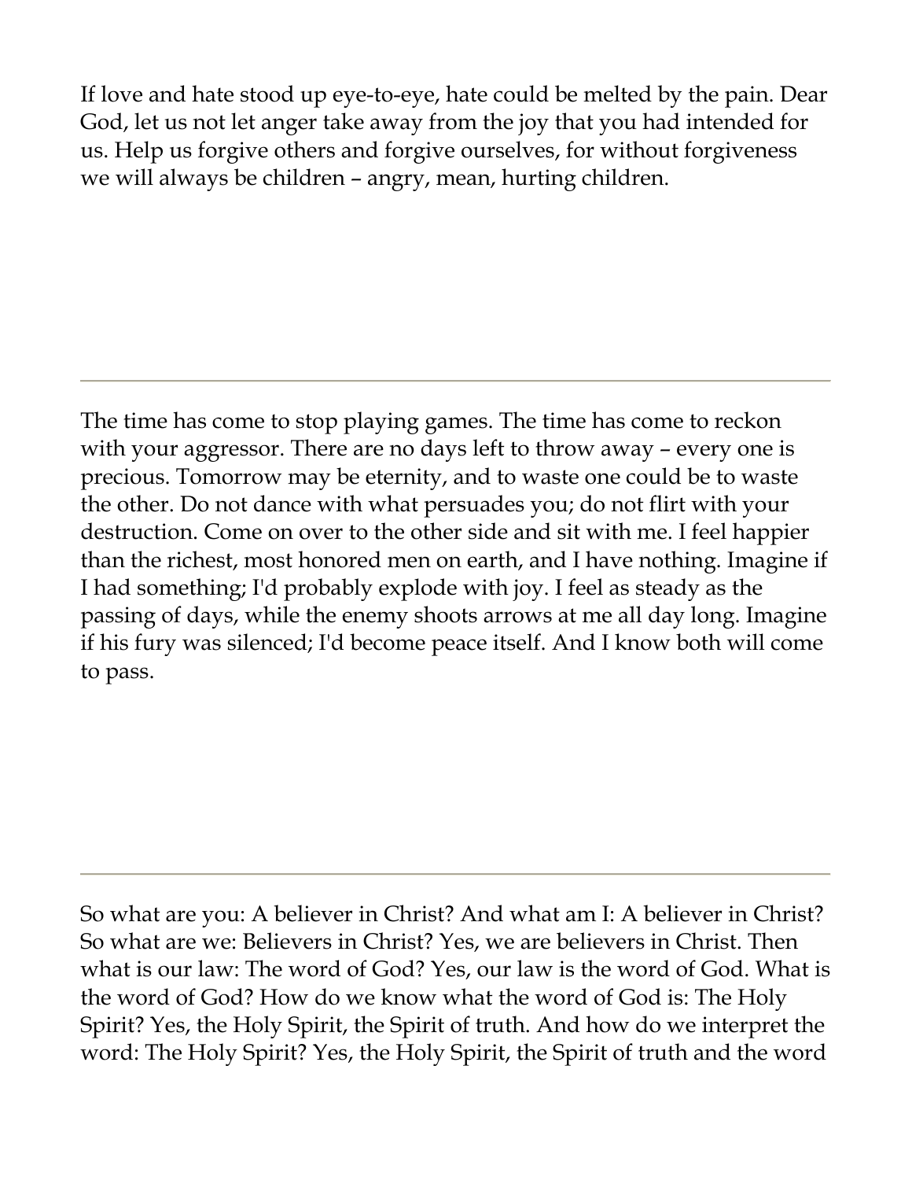If love and hate stood up eye-to-eye, hate could be melted by the pain. Dear God, let us not let anger take away from the joy that you had intended for us. Help us forgive others and forgive ourselves, for without forgiveness we will always be children – angry, mean, hurting children.

---

The time has come to stop playing games. The time has come to reckon with your aggressor. There are no days left to throw away – every one is precious. Tomorrow may be eternity, and to waste one could be to waste the other. Do not dance with what persuades you; do not flirt with your destruction. Come on over to the other side and sit with me. I feel happier than the richest, most honored men on earth, and I have nothing. Imagine if I had something; I'd probably explode with joy. I feel as steady as the passing of days, while the enemy shoots arrows at me all day long. Imagine if his fury was silenced; I'd become peace itself. And I know both will come to pass.

---

So what are you: A believer in Christ? And what am I: A believer in Christ? So what are we: Believers in Christ? Yes, we are believers in Christ. Then what is our law: The word of God? Yes, our law is the word of God. What is the word of God? How do we know what the word of God is: The Holy Spirit? Yes, the Holy Spirit, the Spirit of truth. And how do we interpret the word: The Holy Spirit? Yes, the Holy Spirit, the Spirit of truth and the word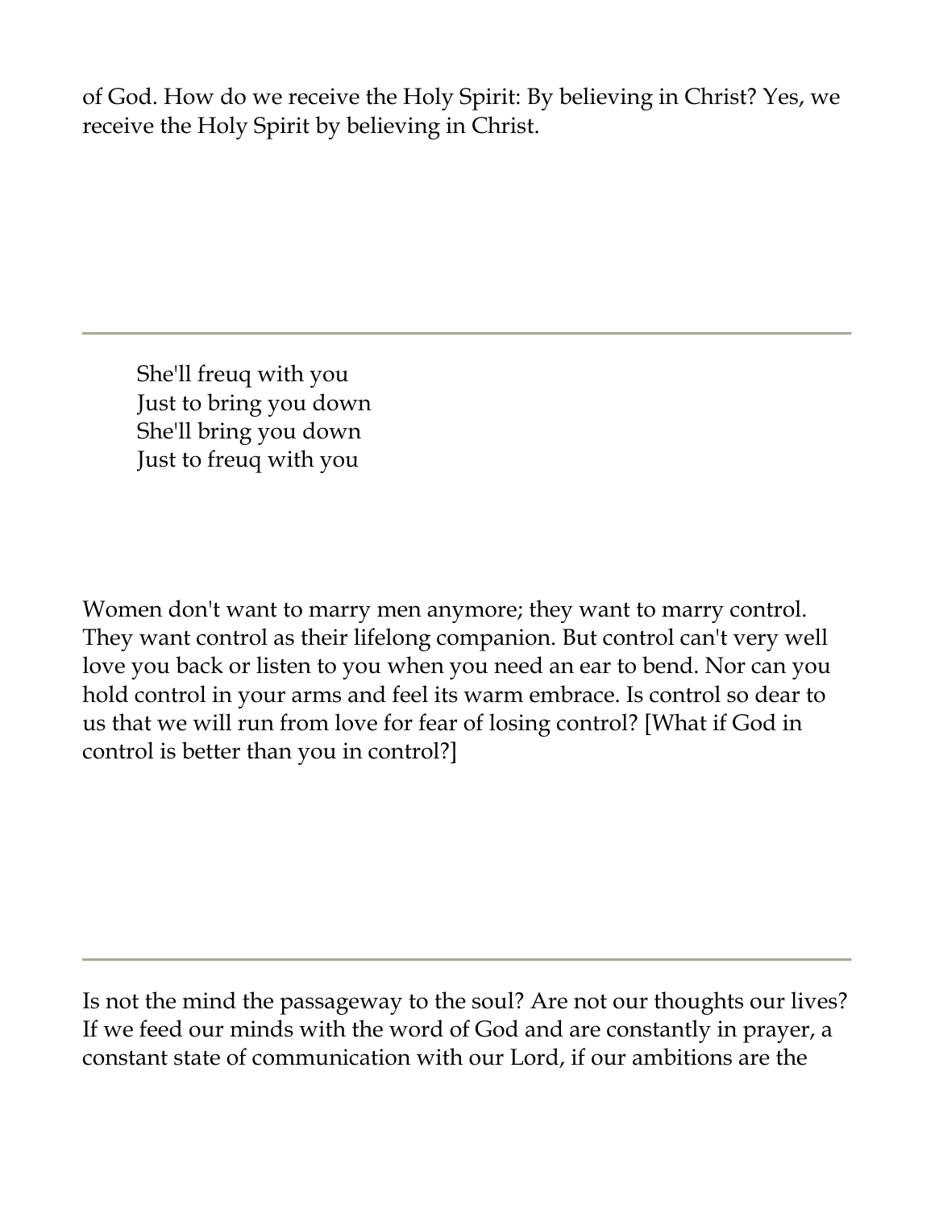of God. How do we receive the Holy Spirit: By believing in Christ? Yes, we receive the Holy Spirit by believing in Christ.

---

> She'll freuq with you
> Just to bring you down
> She'll bring you down
> Just to freuq with you

Women don't want to marry men anymore; they want to marry control. They want control as their lifelong companion. But control can't very well love you back or listen to you when you need an ear to bend. Nor can you hold control in your arms and feel its warm embrace. Is control so dear to us that we will run from love for fear of losing control? [What if God in control is better than you in control?]

---

Is not the mind the passageway to the soul? Are not our thoughts our lives? If we feed our minds with the word of God and are constantly in prayer, a constant state of communication with our Lord, if our ambitions are the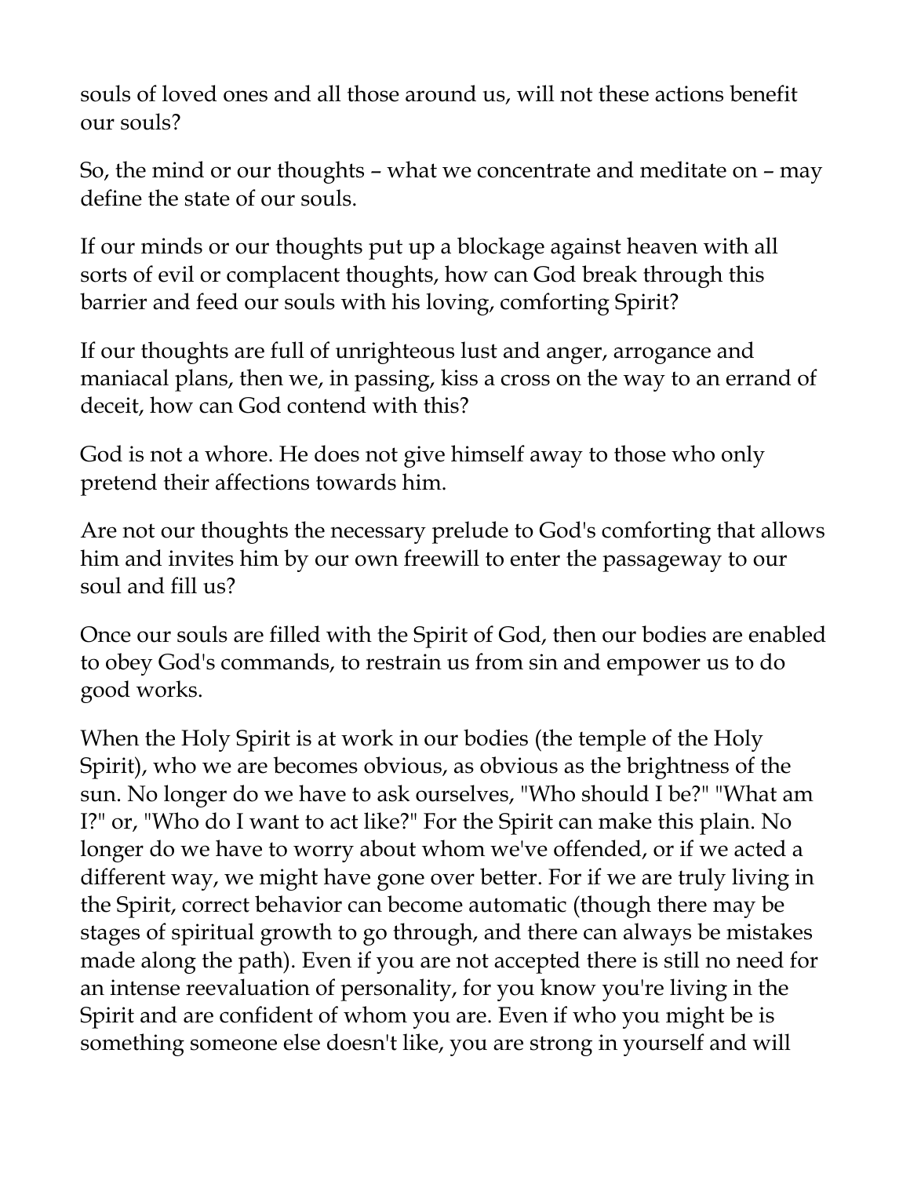souls of loved ones and all those around us, will not these actions benefit our souls?

So, the mind or our thoughts – what we concentrate and meditate on – may define the state of our souls.

If our minds or our thoughts put up a blockage against heaven with all sorts of evil or complacent thoughts, how can God break through this barrier and feed our souls with his loving, comforting Spirit?

If our thoughts are full of unrighteous lust and anger, arrogance and maniacal plans, then we, in passing, kiss a cross on the way to an errand of deceit, how can God contend with this?

God is not a whore. He does not give himself away to those who only pretend their affections towards him.

Are not our thoughts the necessary prelude to God's comforting that allows him and invites him by our own freewill to enter the passageway to our soul and fill us?

Once our souls are filled with the Spirit of God, then our bodies are enabled to obey God's commands, to restrain us from sin and empower us to do good works.

When the Holy Spirit is at work in our bodies (the temple of the Holy Spirit), who we are becomes obvious, as obvious as the brightness of the sun. No longer do we have to ask ourselves, "Who should I be?" "What am I?" or, "Who do I want to act like?" For the Spirit can make this plain. No longer do we have to worry about whom we've offended, or if we acted a different way, we might have gone over better. For if we are truly living in the Spirit, correct behavior can become automatic (though there may be stages of spiritual growth to go through, and there can always be mistakes made along the path). Even if you are not accepted there is still no need for an intense reevaluation of personality, for you know you're living in the Spirit and are confident of whom you are. Even if who you might be is something someone else doesn't like, you are strong in yourself and will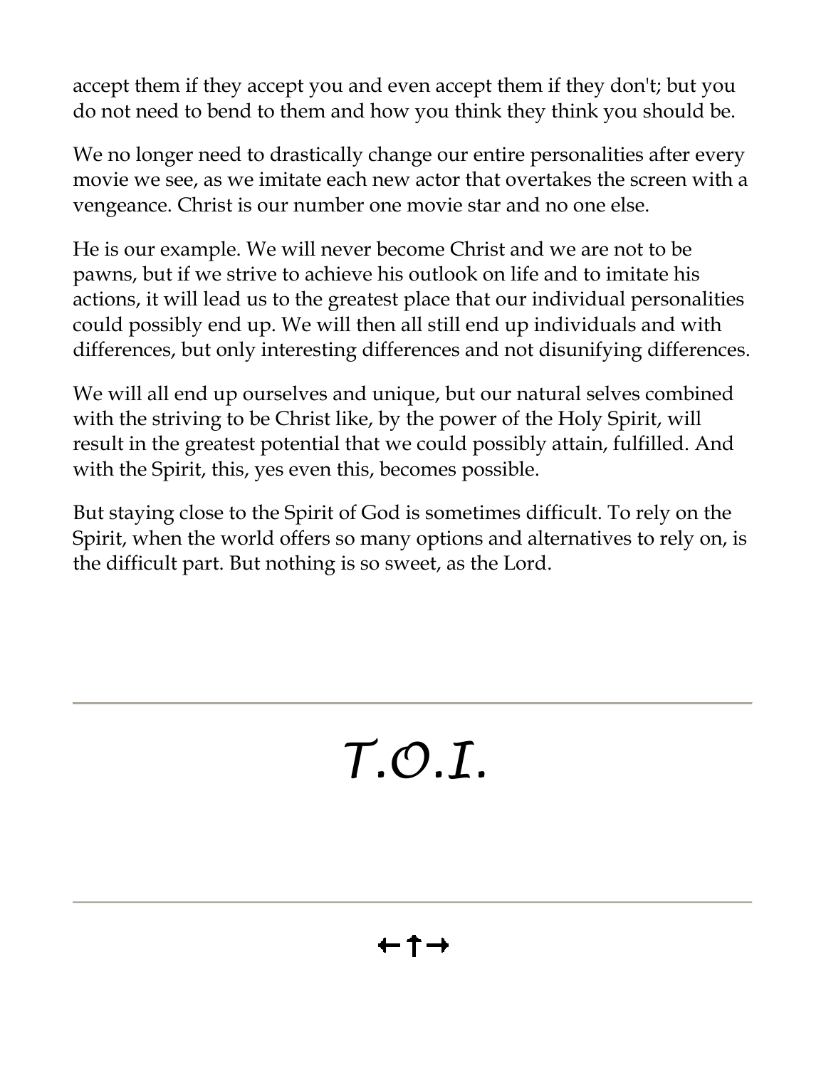accept them if they accept you and even accept them if they don't; but you do not need to bend to them and how you think they think you should be.

We no longer need to drastically change our entire personalities after every movie we see, as we imitate each new actor that overtakes the screen with a vengeance. Christ is our number one movie star and no one else.

He is our example. We will never become Christ and we are not to be pawns, but if we strive to achieve his outlook on life and to imitate his actions, it will lead us to the greatest place that our individual personalities could possibly end up. We will then all still end up individuals and with differences, but only interesting differences and not disunifying differences.

We will all end up ourselves and unique, but our natural selves combined with the striving to be Christ like, by the power of the Holy Spirit, will result in the greatest potential that we could possibly attain, fulfilled. And with the Spirit, this, yes even this, becomes possible.

But staying close to the Spirit of God is sometimes difficult. To rely on the Spirit, when the world offers so many options and alternatives to rely on, is the difficult part. But nothing is so sweet, as the Lord.

---

# *T.O.I.*

---

←↑→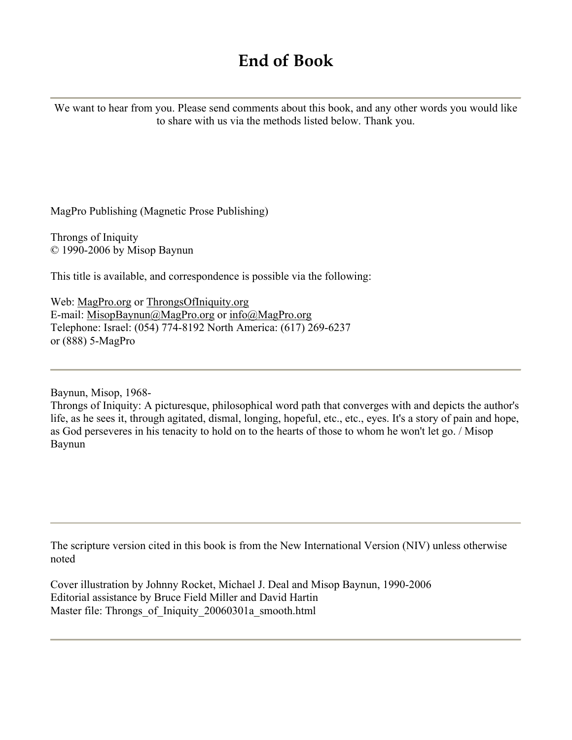# End of Book

---

We want to hear from you. Please send comments about this book, and any other words you would like to share with us via the methods listed below. Thank you.

MagPro Publishing (Magnetic Prose Publishing)

Throngs of Iniquity
© 1990-2006 by Misop Baynun

This title is available, and correspondence is possible via the following:

Web: MagPro.org or ThrongsOfIniquity.org
E-mail: MisopBaynun@MagPro.org or info@MagPro.org
Telephone: Israel: (054) 774-8192 North America: (617) 269-6237
or (888) 5-MagPro

---

Baynun, Misop, 1968-
Throngs of Iniquity: A picturesque, philosophical word path that converges with and depicts the author's life, as he sees it, through agitated, dismal, longing, hopeful, etc., etc., eyes. It's a story of pain and hope, as God perseveres in his tenacity to hold on to the hearts of those to whom he won't let go. / Misop Baynun

---

The scripture version cited in this book is from the New International Version (NIV) unless otherwise noted

Cover illustration by Johnny Rocket, Michael J. Deal and Misop Baynun, 1990-2006
Editorial assistance by Bruce Field Miller and David Hartin
Master file: Throngs_of_Iniquity_20060301a_smooth.html

---